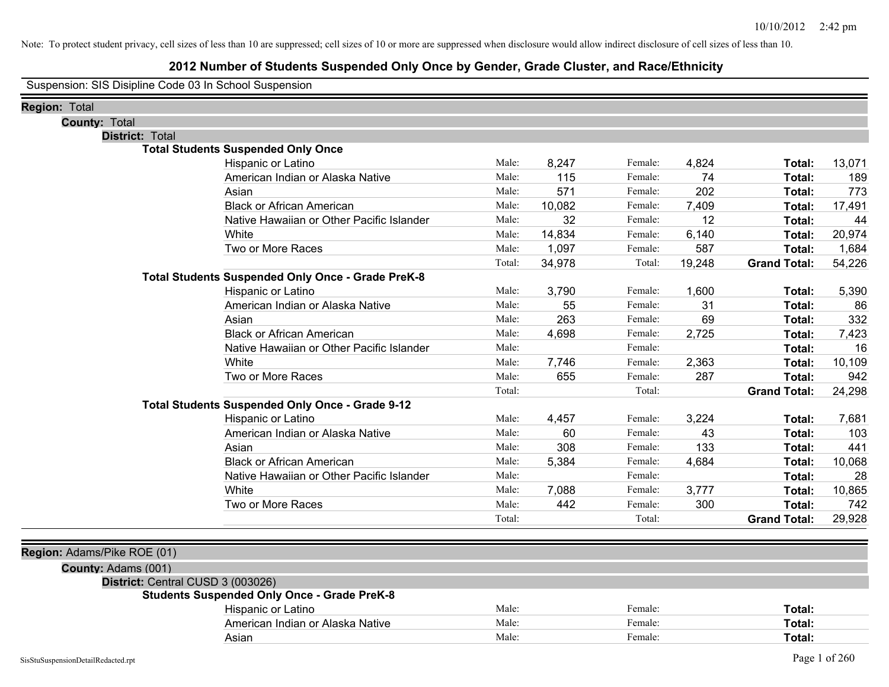Note: To protect student privacy, cell sizes of less than 10 are suppressed; cell sizes of 10 or more are suppressed when disclosure would allow indirect disclosure of cell sizes of less than 10.

# 2012 Number of Students Suspended Only Once by Gender, Grade Cluster, and Race/Ethnicity

Suspension: SIS Disipline Code 03 In School Suspension

**Region:** Total

**County:** Total

**District:** Total

### Total Students Suspended Only Once

| Race/Ethnicity | | Male | | Female | | Total |
|---|---|---|---|---|---|---|
| Hispanic or Latino | Male: | 8,247 | Female: | 4,824 | **Total:** | 13,071 |
| American Indian or Alaska Native | Male: | 115 | Female: | 74 | **Total:** | 189 |
| Asian | Male: | 571 | Female: | 202 | **Total:** | 773 |
| Black or African American | Male: | 10,082 | Female: | 7,409 | **Total:** | 17,491 |
| Native Hawaiian or Other Pacific Islander | Male: | 32 | Female: | 12 | **Total:** | 44 |
| White | Male: | 14,834 | Female: | 6,140 | **Total:** | 20,974 |
| Two or More Races | Male: | 1,097 | Female: | 587 | **Total:** | 1,684 |
| | Total: | 34,978 | Total: | 19,248 | **Grand Total:** | 54,226 |

### Total Students Suspended Only Once - Grade PreK-8

| Race/Ethnicity | | Male | | Female | | Total |
|---|---|---|---|---|---|---|
| Hispanic or Latino | Male: | 3,790 | Female: | 1,600 | **Total:** | 5,390 |
| American Indian or Alaska Native | Male: | 55 | Female: | 31 | **Total:** | 86 |
| Asian | Male: | 263 | Female: | 69 | **Total:** | 332 |
| Black or African American | Male: | 4,698 | Female: | 2,725 | **Total:** | 7,423 |
| Native Hawaiian or Other Pacific Islander | Male: | | Female: | | **Total:** | 16 |
| White | Male: | 7,746 | Female: | 2,363 | **Total:** | 10,109 |
| Two or More Races | Male: | 655 | Female: | 287 | **Total:** | 942 |
| | Total: | | Total: | | **Grand Total:** | 24,298 |

### Total Students Suspended Only Once - Grade 9-12

| Race/Ethnicity | | Male | | Female | | Total |
|---|---|---|---|---|---|---|
| Hispanic or Latino | Male: | 4,457 | Female: | 3,224 | **Total:** | 7,681 |
| American Indian or Alaska Native | Male: | 60 | Female: | 43 | **Total:** | 103 |
| Asian | Male: | 308 | Female: | 133 | **Total:** | 441 |
| Black or African American | Male: | 5,384 | Female: | 4,684 | **Total:** | 10,068 |
| Native Hawaiian or Other Pacific Islander | Male: | | Female: | | **Total:** | 28 |
| White | Male: | 7,088 | Female: | 3,777 | **Total:** | 10,865 |
| Two or More Races | Male: | 442 | Female: | 300 | **Total:** | 742 |
| | Total: | | Total: | | **Grand Total:** | 29,928 |

**Region:** Adams/Pike ROE (01)

**County:** Adams (001)

**District:** Central CUSD 3 (003026)

### Students Suspended Only Once - Grade PreK-8

| Race/Ethnicity | | Male | | Female | | Total |
|---|---|---|---|---|---|---|
| Hispanic or Latino | Male: | | Female: | | **Total:** | |
| American Indian or Alaska Native | Male: | | Female: | | **Total:** | |
| Asian | Male: | | Female: | | **Total:** | |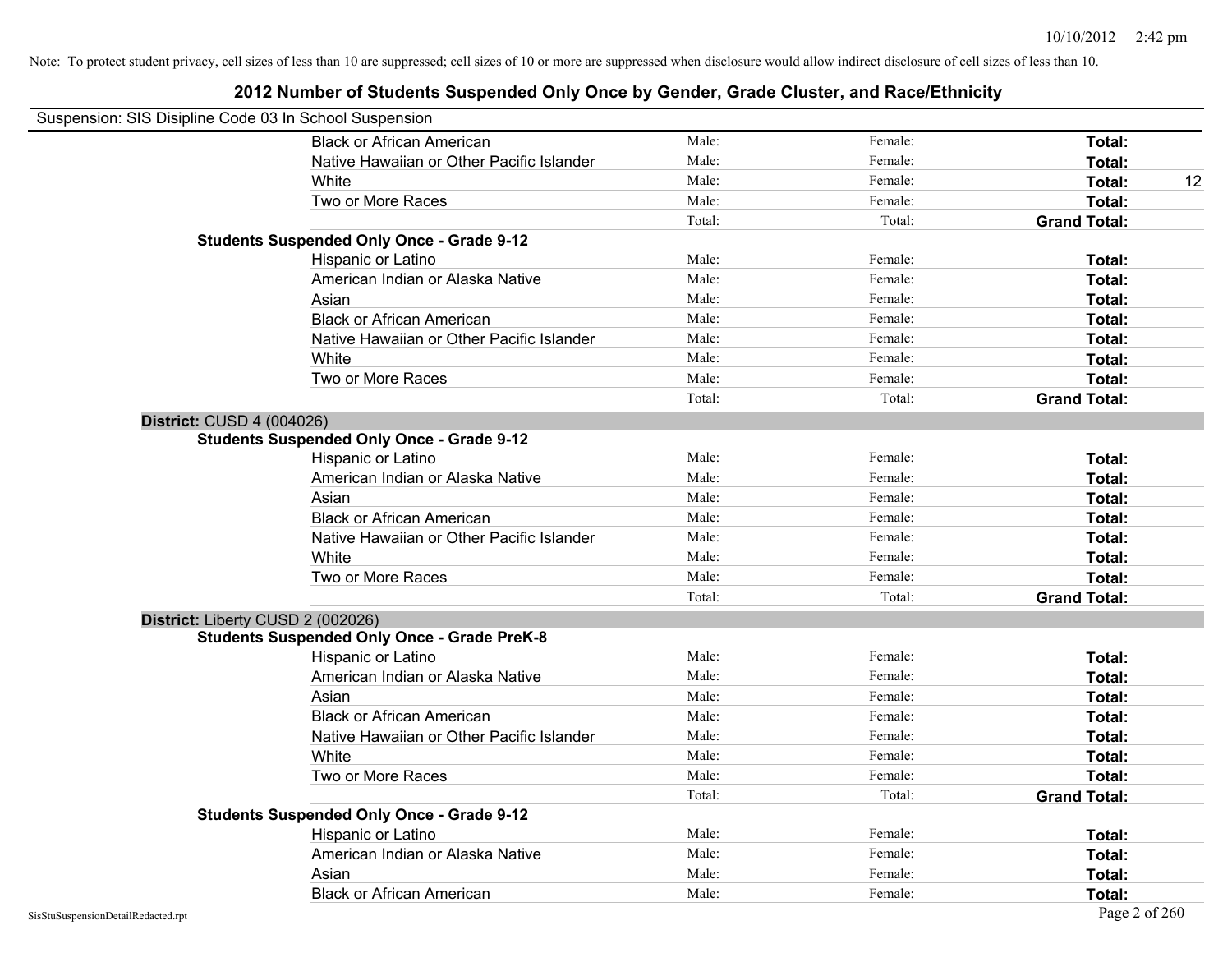Note: To protect student privacy, cell sizes of less than 10 are suppressed; cell sizes of 10 or more are suppressed when disclosure would allow indirect disclosure of cell sizes of less than 10.

# 2012 Number of Students Suspended Only Once by Gender, Grade Cluster, and Race/Ethnicity

Suspension: SIS Disipline Code 03 In School Suspension

| | | | | |
|---|---|---|---|---|
| Black or African American | Male: | Female: | **Total:** | |
| Native Hawaiian or Other Pacific Islander | Male: | Female: | **Total:** | |
| White | Male: | Female: | **Total:** | 12 |
| Two or More Races | Male: | Female: | **Total:** | |
| | Total: | Total: | **Grand Total:** | |

**Students Suspended Only Once - Grade 9-12**

| | | | | |
|---|---|---|---|---|
| Hispanic or Latino | Male: | Female: | **Total:** | |
| American Indian or Alaska Native | Male: | Female: | **Total:** | |
| Asian | Male: | Female: | **Total:** | |
| Black or African American | Male: | Female: | **Total:** | |
| Native Hawaiian or Other Pacific Islander | Male: | Female: | **Total:** | |
| White | Male: | Female: | **Total:** | |
| Two or More Races | Male: | Female: | **Total:** | |
| | Total: | Total: | **Grand Total:** | |

**District:** CUSD 4 (004026)

**Students Suspended Only Once - Grade 9-12**

| | | | | |
|---|---|---|---|---|
| Hispanic or Latino | Male: | Female: | **Total:** | |
| American Indian or Alaska Native | Male: | Female: | **Total:** | |
| Asian | Male: | Female: | **Total:** | |
| Black or African American | Male: | Female: | **Total:** | |
| Native Hawaiian or Other Pacific Islander | Male: | Female: | **Total:** | |
| White | Male: | Female: | **Total:** | |
| Two or More Races | Male: | Female: | **Total:** | |
| | Total: | Total: | **Grand Total:** | |

**District:** Liberty CUSD 2 (002026)

**Students Suspended Only Once - Grade PreK-8**

| | | | | |
|---|---|---|---|---|
| Hispanic or Latino | Male: | Female: | **Total:** | |
| American Indian or Alaska Native | Male: | Female: | **Total:** | |
| Asian | Male: | Female: | **Total:** | |
| Black or African American | Male: | Female: | **Total:** | |
| Native Hawaiian or Other Pacific Islander | Male: | Female: | **Total:** | |
| White | Male: | Female: | **Total:** | |
| Two or More Races | Male: | Female: | **Total:** | |
| | Total: | Total: | **Grand Total:** | |

**Students Suspended Only Once - Grade 9-12**

| | | | | |
|---|---|---|---|---|
| Hispanic or Latino | Male: | Female: | **Total:** | |
| American Indian or Alaska Native | Male: | Female: | **Total:** | |
| Asian | Male: | Female: | **Total:** | |
| Black or African American | Male: | Female: | **Total:** | |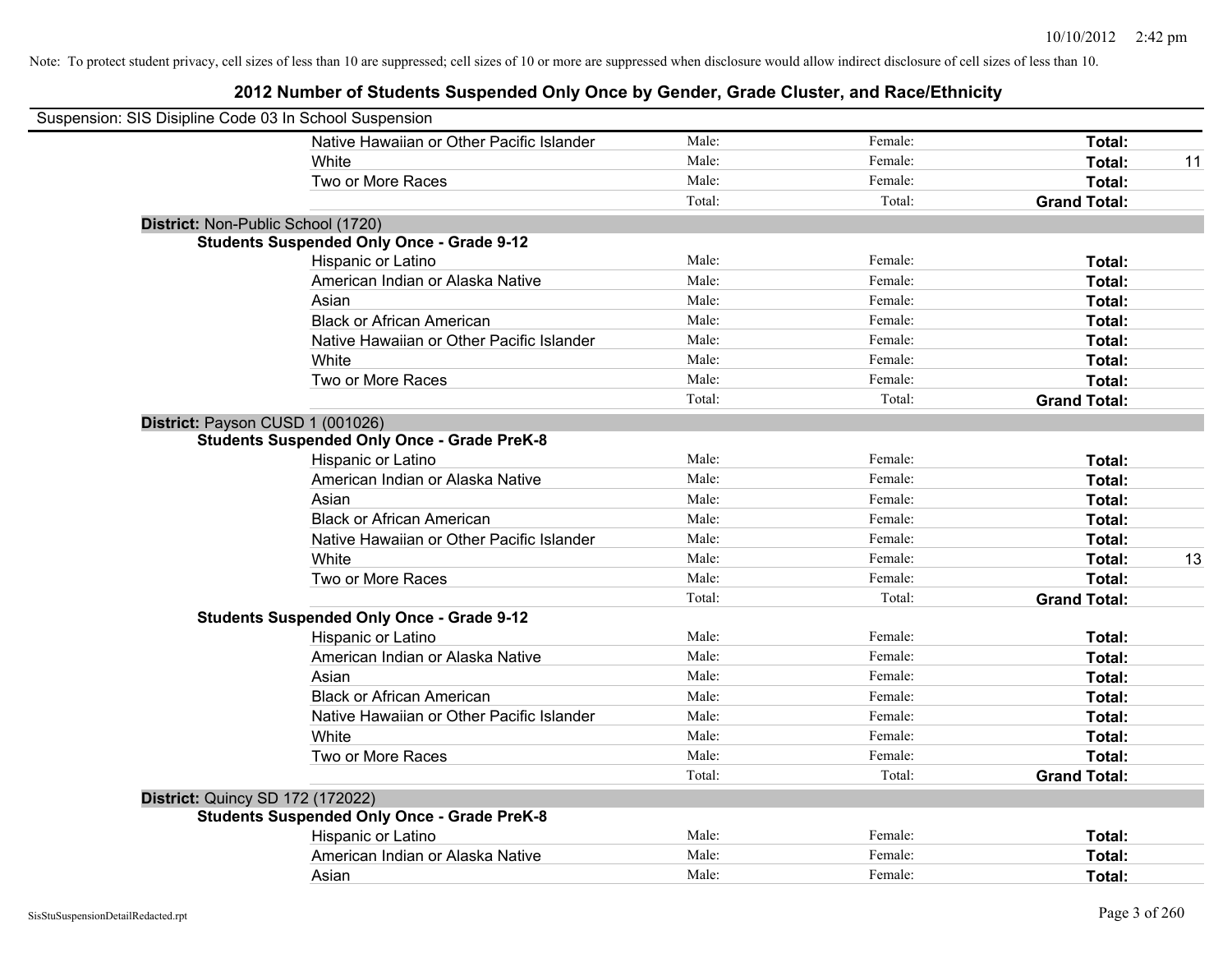Note: To protect student privacy, cell sizes of less than 10 are suppressed; cell sizes of 10 or more are suppressed when disclosure would allow indirect disclosure of cell sizes of less than 10.

# 2012 Number of Students Suspended Only Once by Gender, Grade Cluster, and Race/Ethnicity

Suspension: SIS Disipline Code 03 In School Suspension

| | | | | |
|---|---|---|---|---|
| Native Hawaiian or Other Pacific Islander | Male: | Female: | **Total:** | |
| White | Male: | Female: | **Total:** | 11 |
| Two or More Races | Male: | Female: | **Total:** | |
| | Total: | Total: | **Grand Total:** | |

**District:** Non-Public School (1720)

**Students Suspended Only Once - Grade 9-12**

| | | | | |
|---|---|---|---|---|
| Hispanic or Latino | Male: | Female: | **Total:** | |
| American Indian or Alaska Native | Male: | Female: | **Total:** | |
| Asian | Male: | Female: | **Total:** | |
| Black or African American | Male: | Female: | **Total:** | |
| Native Hawaiian or Other Pacific Islander | Male: | Female: | **Total:** | |
| White | Male: | Female: | **Total:** | |
| Two or More Races | Male: | Female: | **Total:** | |
| | Total: | Total: | **Grand Total:** | |

**District:** Payson CUSD 1 (001026)

**Students Suspended Only Once - Grade PreK-8**

| | | | | |
|---|---|---|---|---|
| Hispanic or Latino | Male: | Female: | **Total:** | |
| American Indian or Alaska Native | Male: | Female: | **Total:** | |
| Asian | Male: | Female: | **Total:** | |
| Black or African American | Male: | Female: | **Total:** | |
| Native Hawaiian or Other Pacific Islander | Male: | Female: | **Total:** | |
| White | Male: | Female: | **Total:** | 13 |
| Two or More Races | Male: | Female: | **Total:** | |
| | Total: | Total: | **Grand Total:** | |

**Students Suspended Only Once - Grade 9-12**

| | | | | |
|---|---|---|---|---|
| Hispanic or Latino | Male: | Female: | **Total:** | |
| American Indian or Alaska Native | Male: | Female: | **Total:** | |
| Asian | Male: | Female: | **Total:** | |
| Black or African American | Male: | Female: | **Total:** | |
| Native Hawaiian or Other Pacific Islander | Male: | Female: | **Total:** | |
| White | Male: | Female: | **Total:** | |
| Two or More Races | Male: | Female: | **Total:** | |
| | Total: | Total: | **Grand Total:** | |

**District:** Quincy SD 172 (172022)

**Students Suspended Only Once - Grade PreK-8**

| | | | | |
|---|---|---|---|---|
| Hispanic or Latino | Male: | Female: | **Total:** | |
| American Indian or Alaska Native | Male: | Female: | **Total:** | |
| Asian | Male: | Female: | **Total:** | |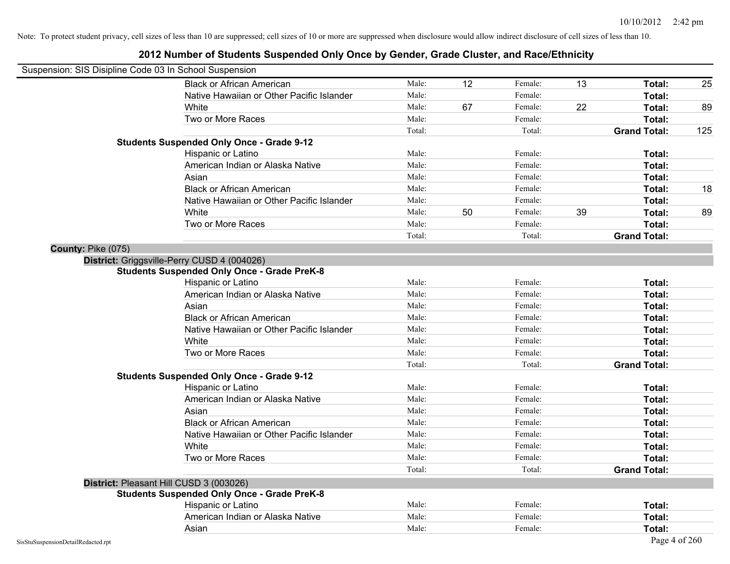Note: To protect student privacy, cell sizes of less than 10 are suppressed; cell sizes of 10 or more are suppressed when disclosure would allow indirect disclosure of cell sizes of less than 10.

# 2012 Number of Students Suspended Only Once by Gender, Grade Cluster, and Race/Ethnicity

Suspension: SIS Disipline Code 03 In School Suspension

| | | | | | |
|---|---|---|---|---|---|
| Black or African American | Male: | 12 | Female: | 13 | **Total:** 25 |
| Native Hawaiian or Other Pacific Islander | Male: | | Female: | | **Total:** |
| White | Male: | 67 | Female: | 22 | **Total:** 89 |
| Two or More Races | Male: | | Female: | | **Total:** |
| | Total: | | Total: | | **Grand Total:** 125 |

**Students Suspended Only Once - Grade 9-12**

| | | | | | |
|---|---|---|---|---|---|
| Hispanic or Latino | Male: | | Female: | | **Total:** |
| American Indian or Alaska Native | Male: | | Female: | | **Total:** |
| Asian | Male: | | Female: | | **Total:** |
| Black or African American | Male: | | Female: | | **Total:** 18 |
| Native Hawaiian or Other Pacific Islander | Male: | | Female: | | **Total:** |
| White | Male: | 50 | Female: | 39 | **Total:** 89 |
| Two or More Races | Male: | | Female: | | **Total:** |
| | Total: | | Total: | | **Grand Total:** |

**County:** Pike (075)

**District:** Griggsville-Perry CUSD 4 (004026)

**Students Suspended Only Once - Grade PreK-8**

| | | | | | |
|---|---|---|---|---|---|
| Hispanic or Latino | Male: | | Female: | | **Total:** |
| American Indian or Alaska Native | Male: | | Female: | | **Total:** |
| Asian | Male: | | Female: | | **Total:** |
| Black or African American | Male: | | Female: | | **Total:** |
| Native Hawaiian or Other Pacific Islander | Male: | | Female: | | **Total:** |
| White | Male: | | Female: | | **Total:** |
| Two or More Races | Male: | | Female: | | **Total:** |
| | Total: | | Total: | | **Grand Total:** |

**Students Suspended Only Once - Grade 9-12**

| | | | | | |
|---|---|---|---|---|---|
| Hispanic or Latino | Male: | | Female: | | **Total:** |
| American Indian or Alaska Native | Male: | | Female: | | **Total:** |
| Asian | Male: | | Female: | | **Total:** |
| Black or African American | Male: | | Female: | | **Total:** |
| Native Hawaiian or Other Pacific Islander | Male: | | Female: | | **Total:** |
| White | Male: | | Female: | | **Total:** |
| Two or More Races | Male: | | Female: | | **Total:** |
| | Total: | | Total: | | **Grand Total:** |

**District:** Pleasant Hill CUSD 3 (003026)

**Students Suspended Only Once - Grade PreK-8**

| | | | | | |
|---|---|---|---|---|---|
| Hispanic or Latino | Male: | | Female: | | **Total:** |
| American Indian or Alaska Native | Male: | | Female: | | **Total:** |
| Asian | Male: | | Female: | | **Total:** |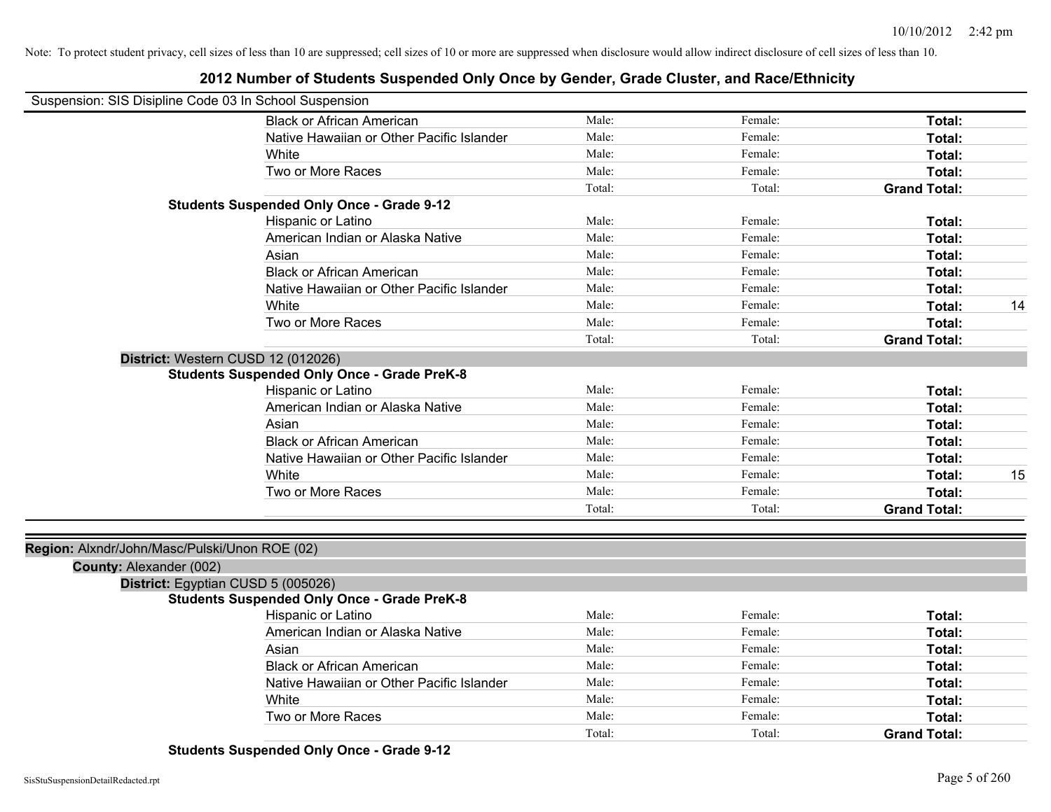Note: To protect student privacy, cell sizes of less than 10 are suppressed; cell sizes of 10 or more are suppressed when disclosure would allow indirect disclosure of cell sizes of less than 10.

## 2012 Number of Students Suspended Only Once by Gender, Grade Cluster, and Race/Ethnicity

Suspension: SIS Disipline Code 03 In School Suspension

| | | | | |
|---|---|---|---|---|
| Black or African American | Male: | Female: | **Total:** | |
| Native Hawaiian or Other Pacific Islander | Male: | Female: | **Total:** | |
| White | Male: | Female: | **Total:** | |
| Two or More Races | Male: | Female: | **Total:** | |
| | Total: | Total: | **Grand Total:** | |

**Students Suspended Only Once - Grade 9-12**

| | | | | |
|---|---|---|---|---|
| Hispanic or Latino | Male: | Female: | **Total:** | |
| American Indian or Alaska Native | Male: | Female: | **Total:** | |
| Asian | Male: | Female: | **Total:** | |
| Black or African American | Male: | Female: | **Total:** | |
| Native Hawaiian or Other Pacific Islander | Male: | Female: | **Total:** | |
| White | Male: | Female: | **Total:** | 14 |
| Two or More Races | Male: | Female: | **Total:** | |
| | Total: | Total: | **Grand Total:** | |

**District:** Western CUSD 12 (012026)

**Students Suspended Only Once - Grade PreK-8**

| | | | | |
|---|---|---|---|---|
| Hispanic or Latino | Male: | Female: | **Total:** | |
| American Indian or Alaska Native | Male: | Female: | **Total:** | |
| Asian | Male: | Female: | **Total:** | |
| Black or African American | Male: | Female: | **Total:** | |
| Native Hawaiian or Other Pacific Islander | Male: | Female: | **Total:** | |
| White | Male: | Female: | **Total:** | 15 |
| Two or More Races | Male: | Female: | **Total:** | |
| | Total: | Total: | **Grand Total:** | |

**Region:** Alxndr/John/Masc/Pulski/Unon ROE (02)

**County:** Alexander (002)

**District:** Egyptian CUSD 5 (005026)

**Students Suspended Only Once - Grade PreK-8**

| | | | | |
|---|---|---|---|---|
| Hispanic or Latino | Male: | Female: | **Total:** | |
| American Indian or Alaska Native | Male: | Female: | **Total:** | |
| Asian | Male: | Female: | **Total:** | |
| Black or African American | Male: | Female: | **Total:** | |
| Native Hawaiian or Other Pacific Islander | Male: | Female: | **Total:** | |
| White | Male: | Female: | **Total:** | |
| Two or More Races | Male: | Female: | **Total:** | |
| | Total: | Total: | **Grand Total:** | |

**Students Suspended Only Once - Grade 9-12**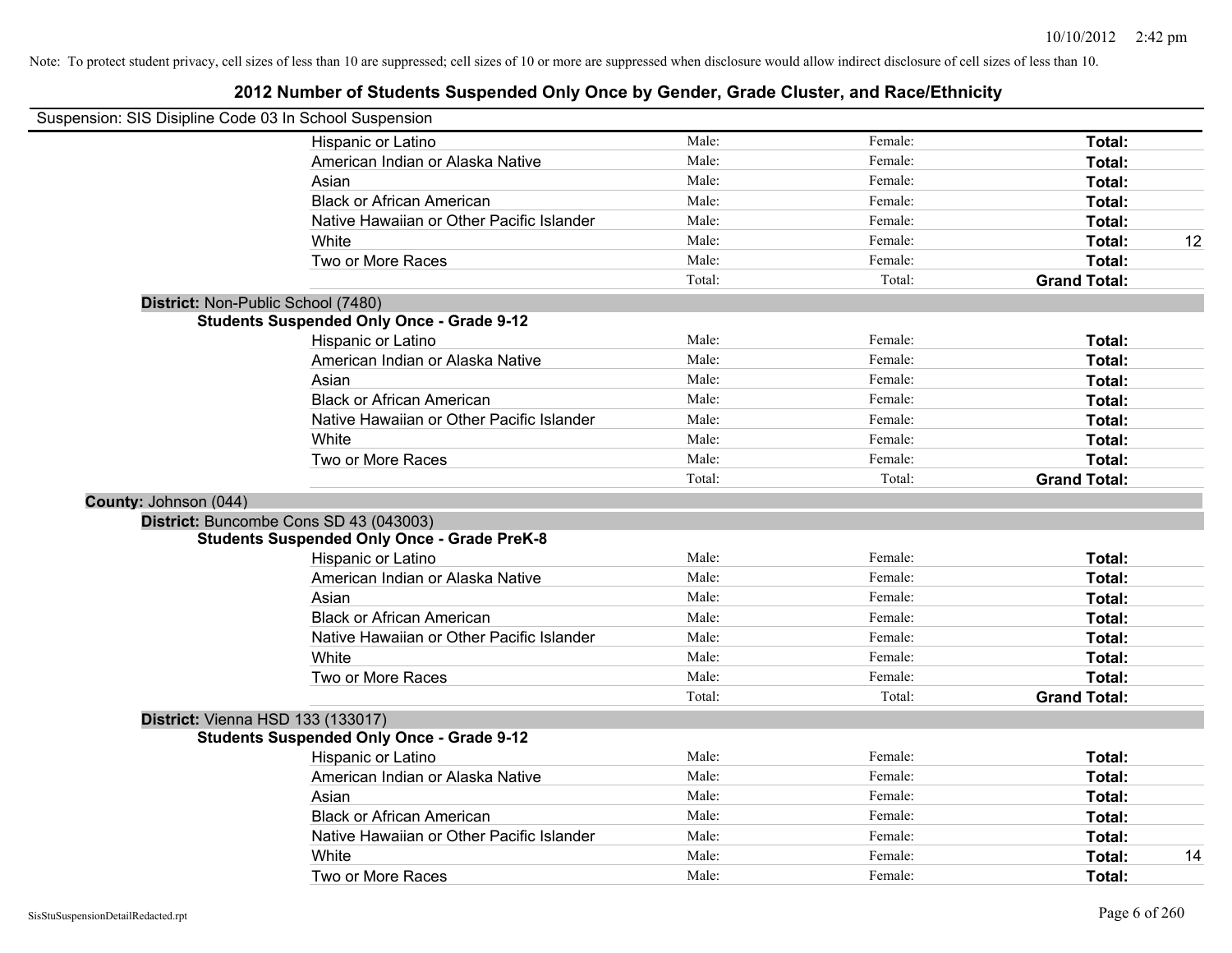Note: To protect student privacy, cell sizes of less than 10 are suppressed; cell sizes of 10 or more are suppressed when disclosure would allow indirect disclosure of cell sizes of less than 10.

# 2012 Number of Students Suspended Only Once by Gender, Grade Cluster, and Race/Ethnicity

Suspension: SIS Disipline Code 03 In School Suspension

| | Male | Female | Total | |
|---|---|---|---|---|
| Hispanic or Latino | Male: | Female: | **Total:** | |
| American Indian or Alaska Native | Male: | Female: | **Total:** | |
| Asian | Male: | Female: | **Total:** | |
| Black or African American | Male: | Female: | **Total:** | |
| Native Hawaiian or Other Pacific Islander | Male: | Female: | **Total:** | |
| White | Male: | Female: | **Total:** | 12 |
| Two or More Races | Male: | Female: | **Total:** | |
| | Total: | Total: | **Grand Total:** | |

**District:** Non-Public School (7480)

**Students Suspended Only Once - Grade 9-12**

| | Male | Female | Total | |
|---|---|---|---|---|
| Hispanic or Latino | Male: | Female: | **Total:** | |
| American Indian or Alaska Native | Male: | Female: | **Total:** | |
| Asian | Male: | Female: | **Total:** | |
| Black or African American | Male: | Female: | **Total:** | |
| Native Hawaiian or Other Pacific Islander | Male: | Female: | **Total:** | |
| White | Male: | Female: | **Total:** | |
| Two or More Races | Male: | Female: | **Total:** | |
| | Total: | Total: | **Grand Total:** | |

**County:** Johnson (044)

**District:** Buncombe Cons SD 43 (043003)

**Students Suspended Only Once - Grade PreK-8**

| | Male | Female | Total | |
|---|---|---|---|---|
| Hispanic or Latino | Male: | Female: | **Total:** | |
| American Indian or Alaska Native | Male: | Female: | **Total:** | |
| Asian | Male: | Female: | **Total:** | |
| Black or African American | Male: | Female: | **Total:** | |
| Native Hawaiian or Other Pacific Islander | Male: | Female: | **Total:** | |
| White | Male: | Female: | **Total:** | |
| Two or More Races | Male: | Female: | **Total:** | |
| | Total: | Total: | **Grand Total:** | |

**District:** Vienna HSD 133 (133017)

**Students Suspended Only Once - Grade 9-12**

| | Male | Female | Total | |
|---|---|---|---|---|
| Hispanic or Latino | Male: | Female: | **Total:** | |
| American Indian or Alaska Native | Male: | Female: | **Total:** | |
| Asian | Male: | Female: | **Total:** | |
| Black or African American | Male: | Female: | **Total:** | |
| Native Hawaiian or Other Pacific Islander | Male: | Female: | **Total:** | |
| White | Male: | Female: | **Total:** | 14 |
| Two or More Races | Male: | Female: | **Total:** | |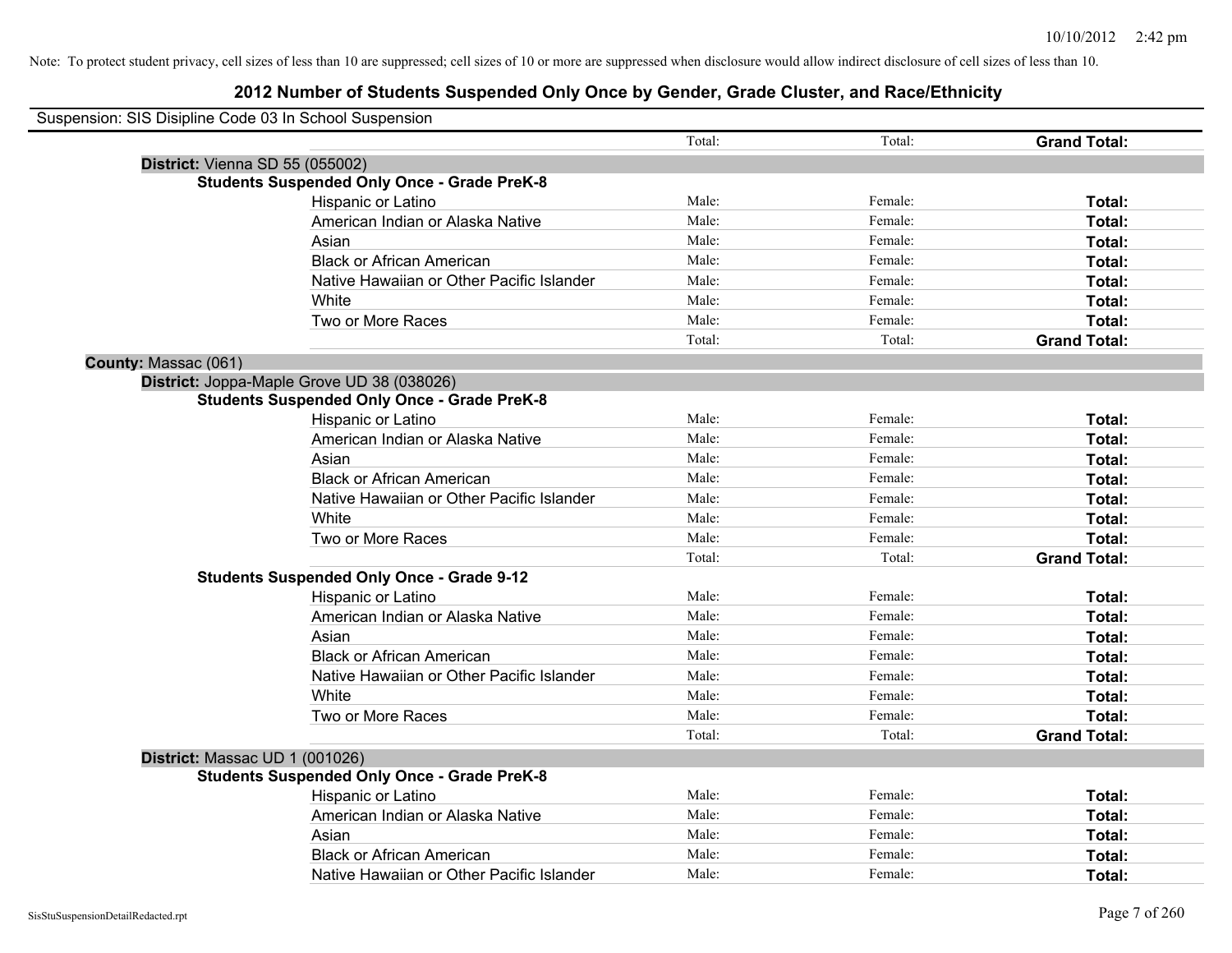10/10/2012 2:42 pm

Note: To protect student privacy, cell sizes of less than 10 are suppressed; cell sizes of 10 or more are suppressed when disclosure would allow indirect disclosure of cell sizes of less than 10.

# 2012 Number of Students Suspended Only Once by Gender, Grade Cluster, and Race/Ethnicity

Suspension: SIS Disipline Code 03 In School Suspension

| | Total: | Total: | **Grand Total:** |
|---|---|---|---|

**District:** Vienna SD 55 (055002)

**Students Suspended Only Once - Grade PreK-8**

| | | | |
|---|---|---|---|
| Hispanic or Latino | Male: | Female: | **Total:** |
| American Indian or Alaska Native | Male: | Female: | **Total:** |
| Asian | Male: | Female: | **Total:** |
| Black or African American | Male: | Female: | **Total:** |
| Native Hawaiian or Other Pacific Islander | Male: | Female: | **Total:** |
| White | Male: | Female: | **Total:** |
| Two or More Races | Male: | Female: | **Total:** |
| | Total: | Total: | **Grand Total:** |

**County:** Massac (061)

**District:** Joppa-Maple Grove UD 38 (038026)

**Students Suspended Only Once - Grade PreK-8**

| | | | |
|---|---|---|---|
| Hispanic or Latino | Male: | Female: | **Total:** |
| American Indian or Alaska Native | Male: | Female: | **Total:** |
| Asian | Male: | Female: | **Total:** |
| Black or African American | Male: | Female: | **Total:** |
| Native Hawaiian or Other Pacific Islander | Male: | Female: | **Total:** |
| White | Male: | Female: | **Total:** |
| Two or More Races | Male: | Female: | **Total:** |
| | Total: | Total: | **Grand Total:** |

**Students Suspended Only Once - Grade 9-12**

| | | | |
|---|---|---|---|
| Hispanic or Latino | Male: | Female: | **Total:** |
| American Indian or Alaska Native | Male: | Female: | **Total:** |
| Asian | Male: | Female: | **Total:** |
| Black or African American | Male: | Female: | **Total:** |
| Native Hawaiian or Other Pacific Islander | Male: | Female: | **Total:** |
| White | Male: | Female: | **Total:** |
| Two or More Races | Male: | Female: | **Total:** |
| | Total: | Total: | **Grand Total:** |

**District:** Massac UD 1 (001026)

**Students Suspended Only Once - Grade PreK-8**

| | | | |
|---|---|---|---|
| Hispanic or Latino | Male: | Female: | **Total:** |
| American Indian or Alaska Native | Male: | Female: | **Total:** |
| Asian | Male: | Female: | **Total:** |
| Black or African American | Male: | Female: | **Total:** |
| Native Hawaiian or Other Pacific Islander | Male: | Female: | **Total:** |

SisStuSuspensionDetailRedacted.rpt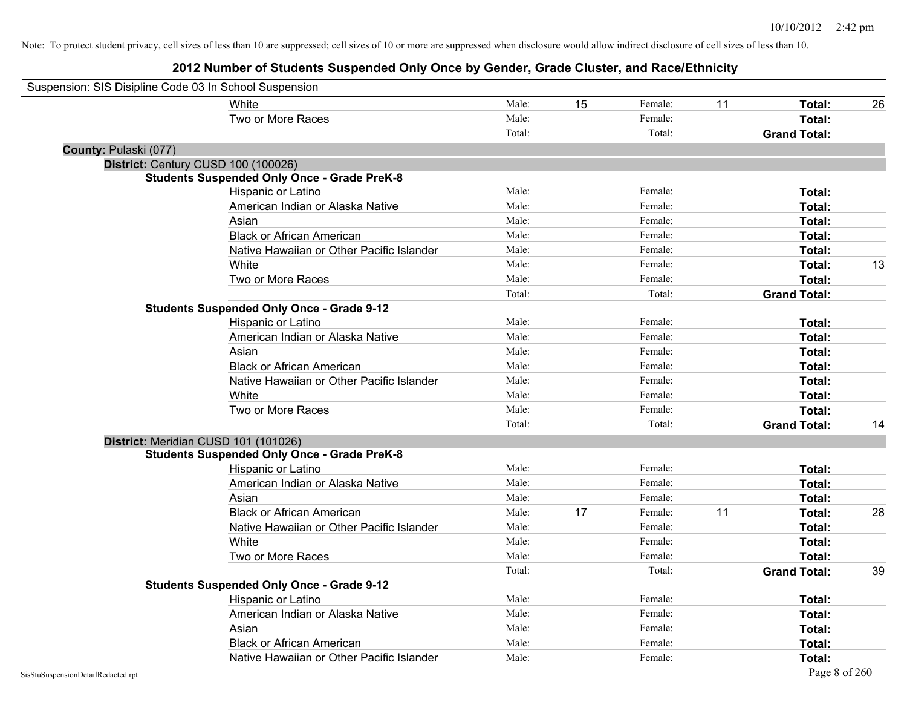Note: To protect student privacy, cell sizes of less than 10 are suppressed; cell sizes of 10 or more are suppressed when disclosure would allow indirect disclosure of cell sizes of less than 10.

## 2012 Number of Students Suspended Only Once by Gender, Grade Cluster, and Race/Ethnicity

Suspension: SIS Disipline Code 03 In School Suspension

| | | | | | | |
|---|---|---|---|---|---|---|
| White | Male: | 15 | Female: | 11 | **Total:** | 26 |
| Two or More Races | Male: | | Female: | | **Total:** | |
| | Total: | | Total: | | **Grand Total:** | |

**County:** Pulaski (077)

**District:** Century CUSD 100 (100026)

**Students Suspended Only Once - Grade PreK-8**

| | | | | | | |
|---|---|---|---|---|---|---|
| Hispanic or Latino | Male: | | Female: | | **Total:** | |
| American Indian or Alaska Native | Male: | | Female: | | **Total:** | |
| Asian | Male: | | Female: | | **Total:** | |
| Black or African American | Male: | | Female: | | **Total:** | |
| Native Hawaiian or Other Pacific Islander | Male: | | Female: | | **Total:** | |
| White | Male: | | Female: | | **Total:** | 13 |
| Two or More Races | Male: | | Female: | | **Total:** | |
| | Total: | | Total: | | **Grand Total:** | |

**Students Suspended Only Once - Grade 9-12**

| | | | | | | |
|---|---|---|---|---|---|---|
| Hispanic or Latino | Male: | | Female: | | **Total:** | |
| American Indian or Alaska Native | Male: | | Female: | | **Total:** | |
| Asian | Male: | | Female: | | **Total:** | |
| Black or African American | Male: | | Female: | | **Total:** | |
| Native Hawaiian or Other Pacific Islander | Male: | | Female: | | **Total:** | |
| White | Male: | | Female: | | **Total:** | |
| Two or More Races | Male: | | Female: | | **Total:** | |
| | Total: | | Total: | | **Grand Total:** | 14 |

**District:** Meridian CUSD 101 (101026)

**Students Suspended Only Once - Grade PreK-8**

| | | | | | | |
|---|---|---|---|---|---|---|
| Hispanic or Latino | Male: | | Female: | | **Total:** | |
| American Indian or Alaska Native | Male: | | Female: | | **Total:** | |
| Asian | Male: | | Female: | | **Total:** | |
| Black or African American | Male: | 17 | Female: | 11 | **Total:** | 28 |
| Native Hawaiian or Other Pacific Islander | Male: | | Female: | | **Total:** | |
| White | Male: | | Female: | | **Total:** | |
| Two or More Races | Male: | | Female: | | **Total:** | |
| | Total: | | Total: | | **Grand Total:** | 39 |

**Students Suspended Only Once - Grade 9-12**

| | | | | | | |
|---|---|---|---|---|---|---|
| Hispanic or Latino | Male: | | Female: | | **Total:** | |
| American Indian or Alaska Native | Male: | | Female: | | **Total:** | |
| Asian | Male: | | Female: | | **Total:** | |
| Black or African American | Male: | | Female: | | **Total:** | |
| Native Hawaiian or Other Pacific Islander | Male: | | Female: | | **Total:** | |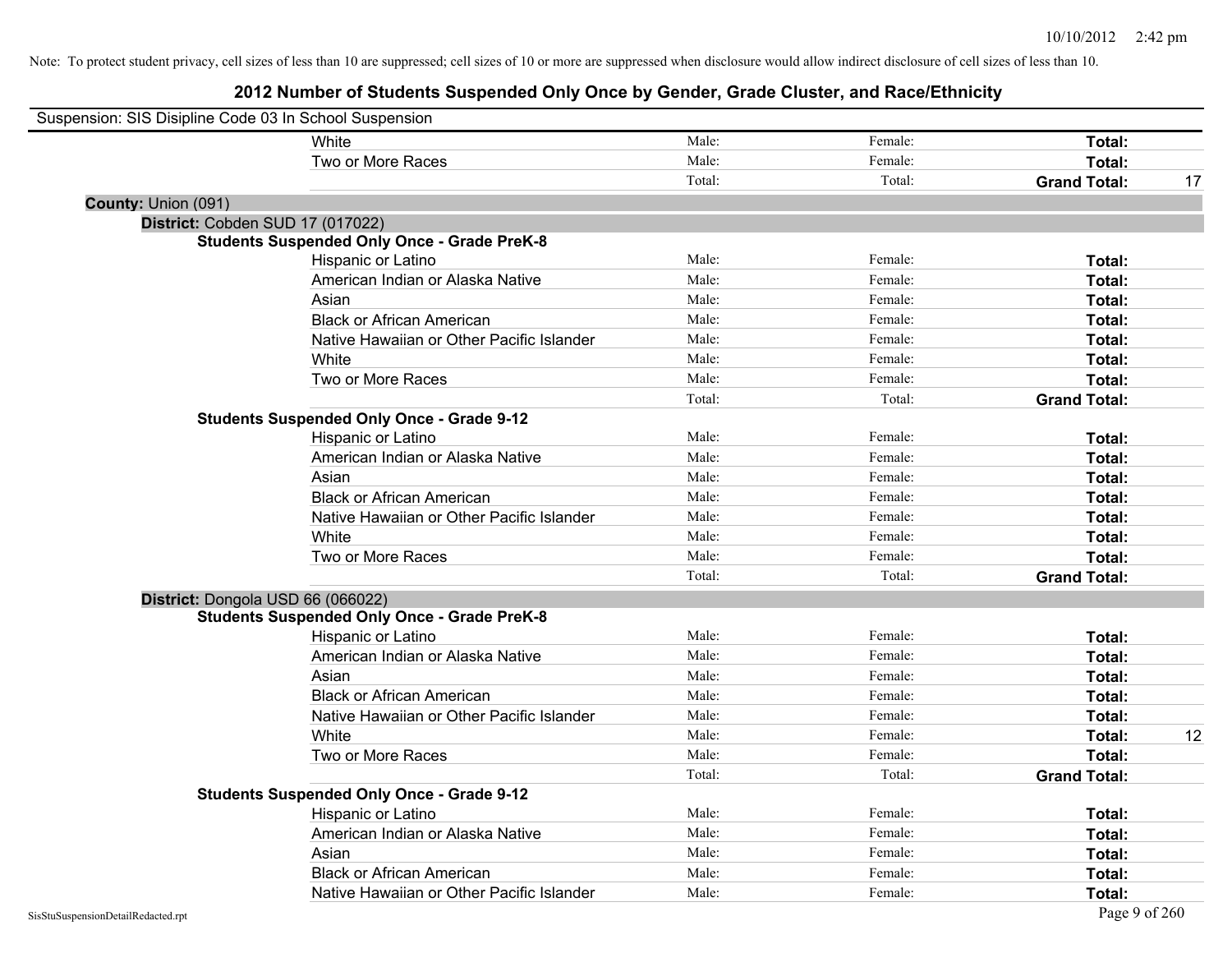Note: To protect student privacy, cell sizes of less than 10 are suppressed; cell sizes of 10 or more are suppressed when disclosure would allow indirect disclosure of cell sizes of less than 10.

# 2012 Number of Students Suspended Only Once by Gender, Grade Cluster, and Race/Ethnicity

Suspension: SIS Disipline Code 03 In School Suspension

| | | | | | |
|---|---|---|---|---|---|
| | White | Male: | Female: | **Total:** | |
| | Two or More Races | Male: | Female: | **Total:** | |
| | | Total: | Total: | **Grand Total:** | 17 |

**County:** Union (091)

**District:** Cobden SUD 17 (017022)

**Students Suspended Only Once - Grade PreK-8**

| | | | | |
|---|---|---|---|---|
| Hispanic or Latino | Male: | Female: | **Total:** | |
| American Indian or Alaska Native | Male: | Female: | **Total:** | |
| Asian | Male: | Female: | **Total:** | |
| Black or African American | Male: | Female: | **Total:** | |
| Native Hawaiian or Other Pacific Islander | Male: | Female: | **Total:** | |
| White | Male: | Female: | **Total:** | |
| Two or More Races | Male: | Female: | **Total:** | |
| | Total: | Total: | **Grand Total:** | |

**Students Suspended Only Once - Grade 9-12**

| | | | | |
|---|---|---|---|---|
| Hispanic or Latino | Male: | Female: | **Total:** | |
| American Indian or Alaska Native | Male: | Female: | **Total:** | |
| Asian | Male: | Female: | **Total:** | |
| Black or African American | Male: | Female: | **Total:** | |
| Native Hawaiian or Other Pacific Islander | Male: | Female: | **Total:** | |
| White | Male: | Female: | **Total:** | |
| Two or More Races | Male: | Female: | **Total:** | |
| | Total: | Total: | **Grand Total:** | |

**District:** Dongola USD 66 (066022)

**Students Suspended Only Once - Grade PreK-8**

| | | | | |
|---|---|---|---|---|
| Hispanic or Latino | Male: | Female: | **Total:** | |
| American Indian or Alaska Native | Male: | Female: | **Total:** | |
| Asian | Male: | Female: | **Total:** | |
| Black or African American | Male: | Female: | **Total:** | |
| Native Hawaiian or Other Pacific Islander | Male: | Female: | **Total:** | |
| White | Male: | Female: | **Total:** | 12 |
| Two or More Races | Male: | Female: | **Total:** | |
| | Total: | Total: | **Grand Total:** | |

**Students Suspended Only Once - Grade 9-12**

| | | | | |
|---|---|---|---|---|
| Hispanic or Latino | Male: | Female: | **Total:** | |
| American Indian or Alaska Native | Male: | Female: | **Total:** | |
| Asian | Male: | Female: | **Total:** | |
| Black or African American | Male: | Female: | **Total:** | |
| Native Hawaiian or Other Pacific Islander | Male: | Female: | **Total:** | |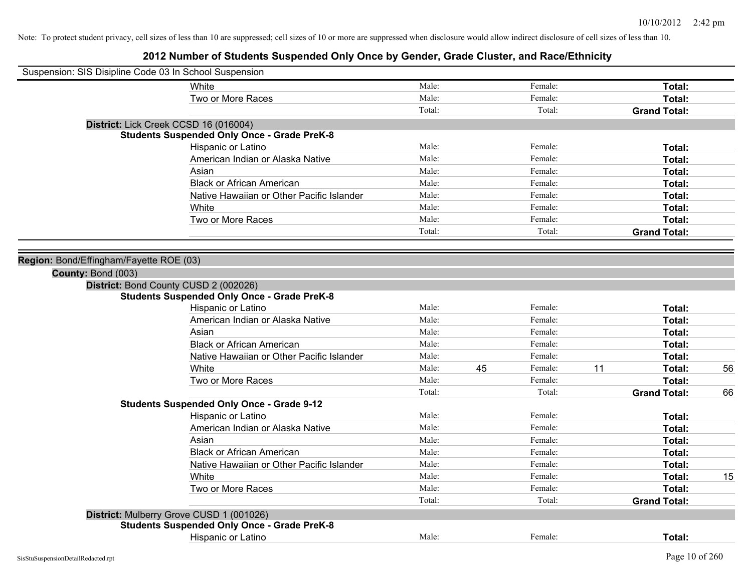Note: To protect student privacy, cell sizes of less than 10 are suppressed; cell sizes of 10 or more are suppressed when disclosure would allow indirect disclosure of cell sizes of less than 10.

# 2012 Number of Students Suspended Only Once by Gender, Grade Cluster, and Race/Ethnicity

Suspension: SIS Disipline Code 03 In School Suspension

| | | | | | |
|---|---|---|---|---|---|
| White | Male: | Female: | | Total: | |
| Two or More Races | Male: | Female: | | Total: | |
| | Total: | Total: | | Grand Total: | |

**District:** Lick Creek CCSD 16 (016004)

**Students Suspended Only Once - Grade PreK-8**

| | | | | | | |
|---|---|---|---|---|---|---|
| Hispanic or Latino | Male: | | Female: | | Total: | |
| American Indian or Alaska Native | Male: | | Female: | | Total: | |
| Asian | Male: | | Female: | | Total: | |
| Black or African American | Male: | | Female: | | Total: | |
| Native Hawaiian or Other Pacific Islander | Male: | | Female: | | Total: | |
| White | Male: | | Female: | | Total: | |
| Two or More Races | Male: | | Female: | | Total: | |
| | Total: | | Total: | | Grand Total: | |

**Region:** Bond/Effingham/Fayette ROE (03)

**County:** Bond (003)

**District:** Bond County CUSD 2 (002026)

**Students Suspended Only Once - Grade PreK-8**

| | | | | | | |
|---|---|---|---|---|---|---|
| Hispanic or Latino | Male: | | Female: | | Total: | |
| American Indian or Alaska Native | Male: | | Female: | | Total: | |
| Asian | Male: | | Female: | | Total: | |
| Black or African American | Male: | | Female: | | Total: | |
| Native Hawaiian or Other Pacific Islander | Male: | | Female: | | Total: | |
| White | Male: | 45 | Female: | 11 | Total: | 56 |
| Two or More Races | Male: | | Female: | | Total: | |
| | Total: | | Total: | | Grand Total: | 66 |

**Students Suspended Only Once - Grade 9-12**

| | | | | | | |
|---|---|---|---|---|---|---|
| Hispanic or Latino | Male: | | Female: | | Total: | |
| American Indian or Alaska Native | Male: | | Female: | | Total: | |
| Asian | Male: | | Female: | | Total: | |
| Black or African American | Male: | | Female: | | Total: | |
| Native Hawaiian or Other Pacific Islander | Male: | | Female: | | Total: | |
| White | Male: | | Female: | | Total: | 15 |
| Two or More Races | Male: | | Female: | | Total: | |
| | Total: | | Total: | | Grand Total: | |

**District:** Mulberry Grove CUSD 1 (001026)

**Students Suspended Only Once - Grade PreK-8**

| | | | | | | |
|---|---|---|---|---|---|---|
| Hispanic or Latino | Male: | | Female: | | Total: | |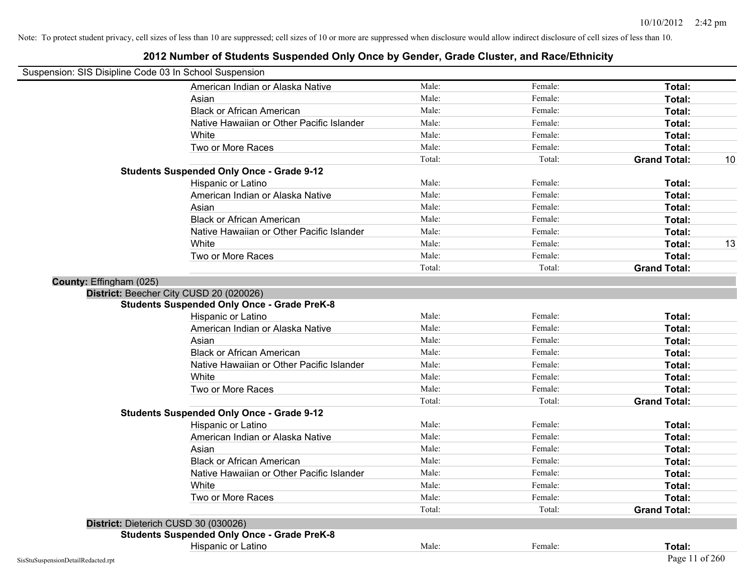Note: To protect student privacy, cell sizes of less than 10 are suppressed; cell sizes of 10 or more are suppressed when disclosure would allow indirect disclosure of cell sizes of less than 10.

# 2012 Number of Students Suspended Only Once by Gender, Grade Cluster, and Race/Ethnicity

Suspension: SIS Disipline Code 03 In School Suspension

| | | | | |
|---|---|---|---|---|
| American Indian or Alaska Native | Male: | Female: | **Total:** | |
| Asian | Male: | Female: | **Total:** | |
| Black or African American | Male: | Female: | **Total:** | |
| Native Hawaiian or Other Pacific Islander | Male: | Female: | **Total:** | |
| White | Male: | Female: | **Total:** | |
| Two or More Races | Male: | Female: | **Total:** | |
| | Total: | Total: | **Grand Total:** | 10 |

**Students Suspended Only Once - Grade 9-12**

| | | | | |
|---|---|---|---|---|
| Hispanic or Latino | Male: | Female: | **Total:** | |
| American Indian or Alaska Native | Male: | Female: | **Total:** | |
| Asian | Male: | Female: | **Total:** | |
| Black or African American | Male: | Female: | **Total:** | |
| Native Hawaiian or Other Pacific Islander | Male: | Female: | **Total:** | |
| White | Male: | Female: | **Total:** | 13 |
| Two or More Races | Male: | Female: | **Total:** | |
| | Total: | Total: | **Grand Total:** | |

**County:** Effingham (025)

**District:** Beecher City CUSD 20 (020026)

**Students Suspended Only Once - Grade PreK-8**

| | | | | |
|---|---|---|---|---|
| Hispanic or Latino | Male: | Female: | **Total:** | |
| American Indian or Alaska Native | Male: | Female: | **Total:** | |
| Asian | Male: | Female: | **Total:** | |
| Black or African American | Male: | Female: | **Total:** | |
| Native Hawaiian or Other Pacific Islander | Male: | Female: | **Total:** | |
| White | Male: | Female: | **Total:** | |
| Two or More Races | Male: | Female: | **Total:** | |
| | Total: | Total: | **Grand Total:** | |

**Students Suspended Only Once - Grade 9-12**

| | | | | |
|---|---|---|---|---|
| Hispanic or Latino | Male: | Female: | **Total:** | |
| American Indian or Alaska Native | Male: | Female: | **Total:** | |
| Asian | Male: | Female: | **Total:** | |
| Black or African American | Male: | Female: | **Total:** | |
| Native Hawaiian or Other Pacific Islander | Male: | Female: | **Total:** | |
| White | Male: | Female: | **Total:** | |
| Two or More Races | Male: | Female: | **Total:** | |
| | Total: | Total: | **Grand Total:** | |

**District:** Dieterich CUSD 30 (030026)

**Students Suspended Only Once - Grade PreK-8**

| | | | | |
|---|---|---|---|---|
| Hispanic or Latino | Male: | Female: | **Total:** | |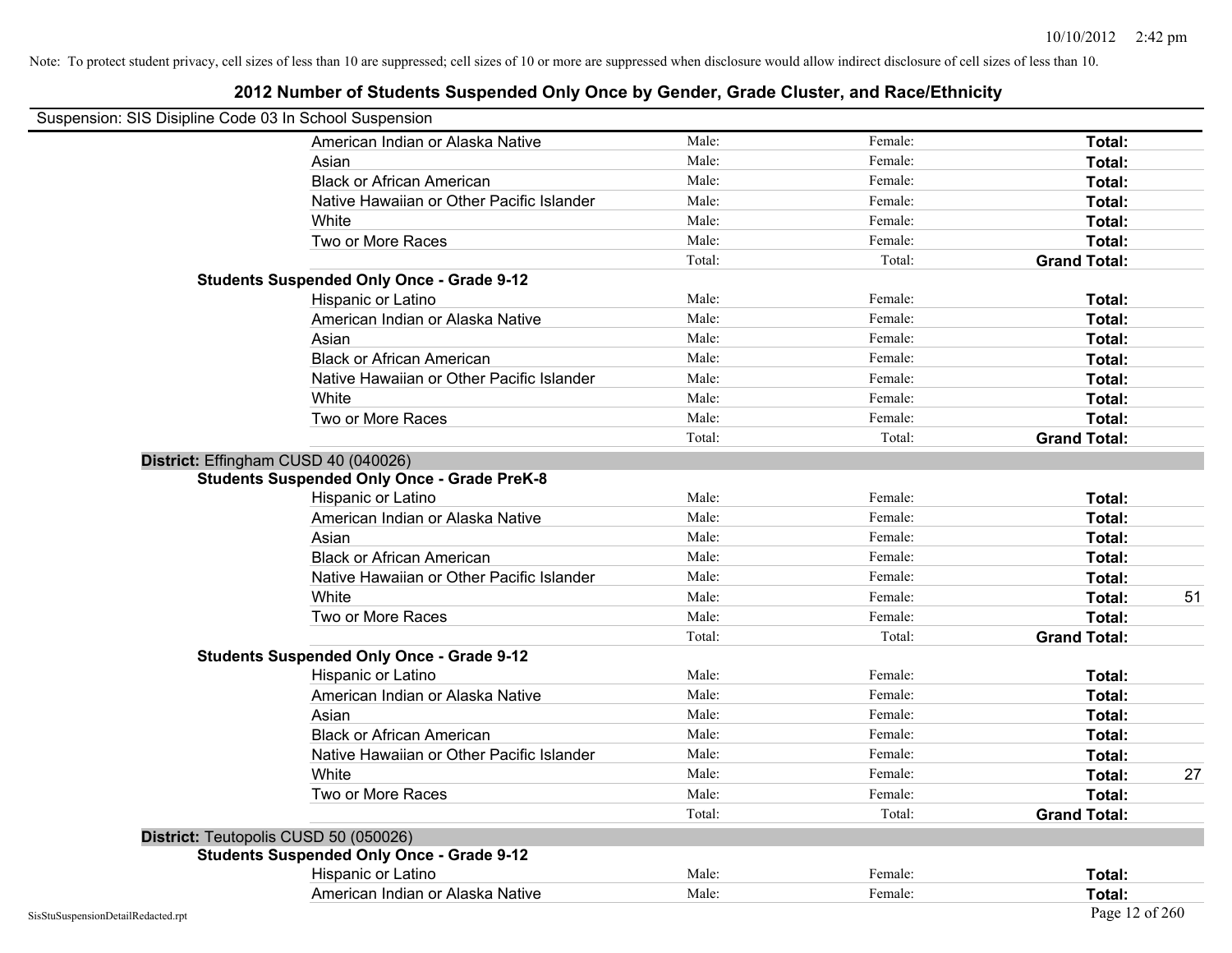Note: To protect student privacy, cell sizes of less than 10 are suppressed; cell sizes of 10 or more are suppressed when disclosure would allow indirect disclosure of cell sizes of less than 10.

# 2012 Number of Students Suspended Only Once by Gender, Grade Cluster, and Race/Ethnicity

Suspension: SIS Disipline Code 03 In School Suspension

| | | | | |
|---|---|---|---|---|
| American Indian or Alaska Native | Male: | Female: | **Total:** | |
| Asian | Male: | Female: | **Total:** | |
| Black or African American | Male: | Female: | **Total:** | |
| Native Hawaiian or Other Pacific Islander | Male: | Female: | **Total:** | |
| White | Male: | Female: | **Total:** | |
| Two or More Races | Male: | Female: | **Total:** | |
| | Total: | Total: | **Grand Total:** | |

**Students Suspended Only Once - Grade 9-12**

| | | | | |
|---|---|---|---|---|
| Hispanic or Latino | Male: | Female: | **Total:** | |
| American Indian or Alaska Native | Male: | Female: | **Total:** | |
| Asian | Male: | Female: | **Total:** | |
| Black or African American | Male: | Female: | **Total:** | |
| Native Hawaiian or Other Pacific Islander | Male: | Female: | **Total:** | |
| White | Male: | Female: | **Total:** | |
| Two or More Races | Male: | Female: | **Total:** | |
| | Total: | Total: | **Grand Total:** | |

**District:** Effingham CUSD 40 (040026)

**Students Suspended Only Once - Grade PreK-8**

| | | | | |
|---|---|---|---|---|
| Hispanic or Latino | Male: | Female: | **Total:** | |
| American Indian or Alaska Native | Male: | Female: | **Total:** | |
| Asian | Male: | Female: | **Total:** | |
| Black or African American | Male: | Female: | **Total:** | |
| Native Hawaiian or Other Pacific Islander | Male: | Female: | **Total:** | |
| White | Male: | Female: | **Total:** | 51 |
| Two or More Races | Male: | Female: | **Total:** | |
| | Total: | Total: | **Grand Total:** | |

**Students Suspended Only Once - Grade 9-12**

| | | | | |
|---|---|---|---|---|
| Hispanic or Latino | Male: | Female: | **Total:** | |
| American Indian or Alaska Native | Male: | Female: | **Total:** | |
| Asian | Male: | Female: | **Total:** | |
| Black or African American | Male: | Female: | **Total:** | |
| Native Hawaiian or Other Pacific Islander | Male: | Female: | **Total:** | |
| White | Male: | Female: | **Total:** | 27 |
| Two or More Races | Male: | Female: | **Total:** | |
| | Total: | Total: | **Grand Total:** | |

**District:** Teutopolis CUSD 50 (050026)

**Students Suspended Only Once - Grade 9-12**

| | | | | |
|---|---|---|---|---|
| Hispanic or Latino | Male: | Female: | **Total:** | |
| American Indian or Alaska Native | Male: | Female: | **Total:** | |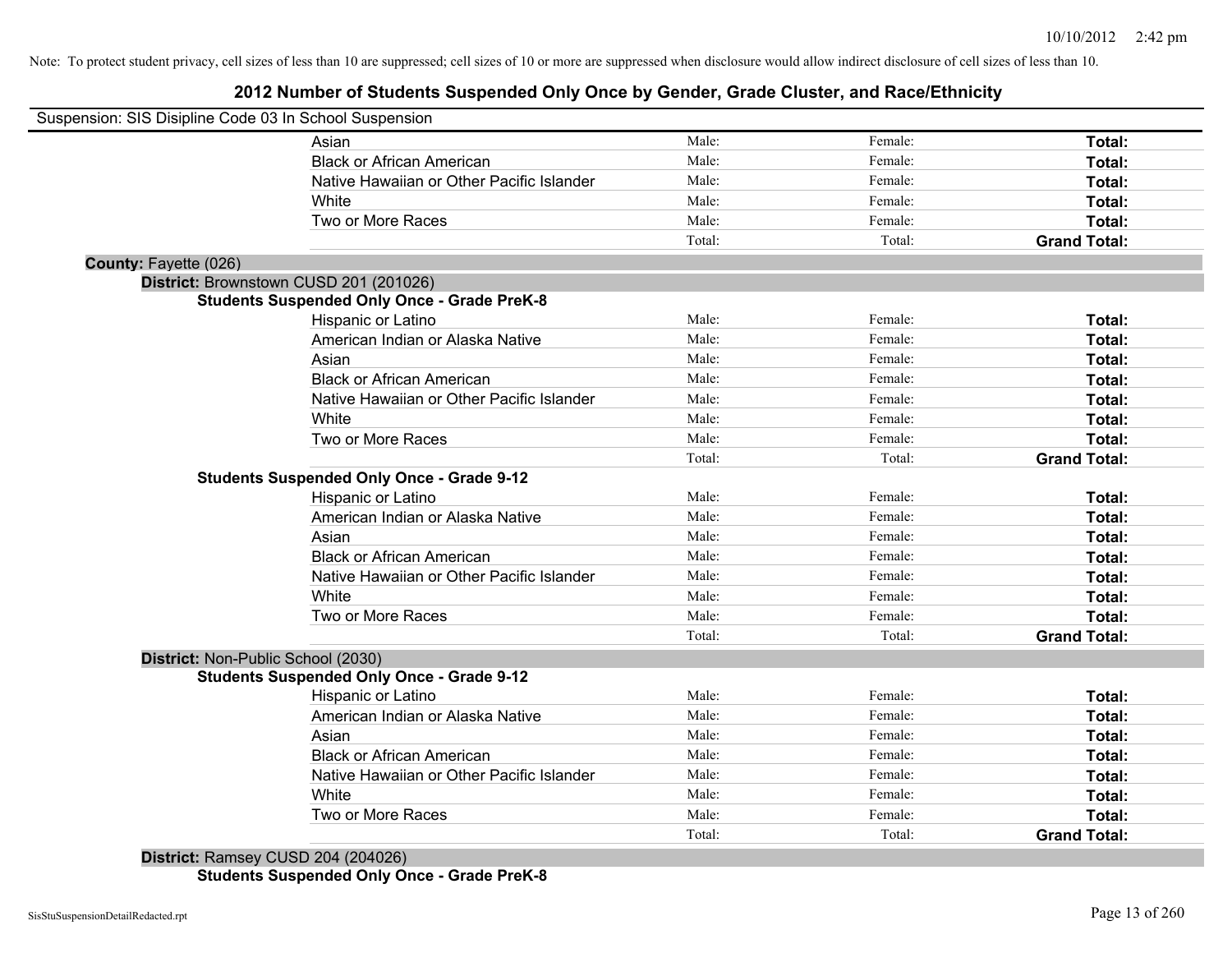Note: To protect student privacy, cell sizes of less than 10 are suppressed; cell sizes of 10 or more are suppressed when disclosure would allow indirect disclosure of cell sizes of less than 10.

## 2012 Number of Students Suspended Only Once by Gender, Grade Cluster, and Race/Ethnicity

Suspension: SIS Disipline Code 03 In School Suspension

| | | | |
|---|---|---|---|
| Asian | Male: | Female: | **Total:** |
| Black or African American | Male: | Female: | **Total:** |
| Native Hawaiian or Other Pacific Islander | Male: | Female: | **Total:** |
| White | Male: | Female: | **Total:** |
| Two or More Races | Male: | Female: | **Total:** |
| | Total: | Total: | **Grand Total:** |

**County:** Fayette (026)

**District:** Brownstown CUSD 201 (201026)

**Students Suspended Only Once - Grade PreK-8**

| | | | |
|---|---|---|---|
| Hispanic or Latino | Male: | Female: | **Total:** |
| American Indian or Alaska Native | Male: | Female: | **Total:** |
| Asian | Male: | Female: | **Total:** |
| Black or African American | Male: | Female: | **Total:** |
| Native Hawaiian or Other Pacific Islander | Male: | Female: | **Total:** |
| White | Male: | Female: | **Total:** |
| Two or More Races | Male: | Female: | **Total:** |
| | Total: | Total: | **Grand Total:** |

**Students Suspended Only Once - Grade 9-12**

| | | | |
|---|---|---|---|
| Hispanic or Latino | Male: | Female: | **Total:** |
| American Indian or Alaska Native | Male: | Female: | **Total:** |
| Asian | Male: | Female: | **Total:** |
| Black or African American | Male: | Female: | **Total:** |
| Native Hawaiian or Other Pacific Islander | Male: | Female: | **Total:** |
| White | Male: | Female: | **Total:** |
| Two or More Races | Male: | Female: | **Total:** |
| | Total: | Total: | **Grand Total:** |

**District:** Non-Public School (2030)

**Students Suspended Only Once - Grade 9-12**

| | | | |
|---|---|---|---|
| Hispanic or Latino | Male: | Female: | **Total:** |
| American Indian or Alaska Native | Male: | Female: | **Total:** |
| Asian | Male: | Female: | **Total:** |
| Black or African American | Male: | Female: | **Total:** |
| Native Hawaiian or Other Pacific Islander | Male: | Female: | **Total:** |
| White | Male: | Female: | **Total:** |
| Two or More Races | Male: | Female: | **Total:** |
| | Total: | Total: | **Grand Total:** |

**District:** Ramsey CUSD 204 (204026)

**Students Suspended Only Once - Grade PreK-8**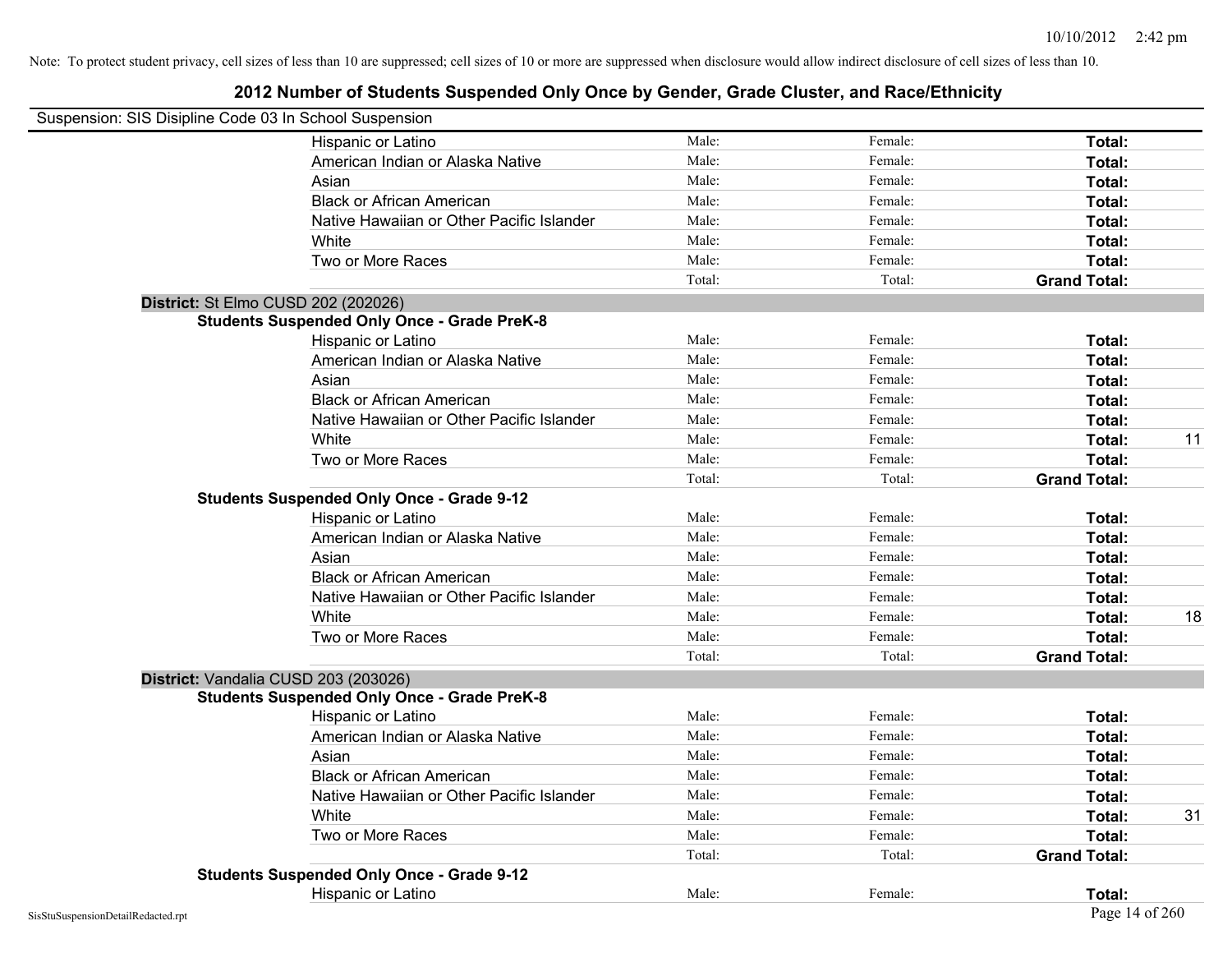Note: To protect student privacy, cell sizes of less than 10 are suppressed; cell sizes of 10 or more are suppressed when disclosure would allow indirect disclosure of cell sizes of less than 10.

# 2012 Number of Students Suspended Only Once by Gender, Grade Cluster, and Race/Ethnicity

Suspension: SIS Disipline Code 03 In School Suspension

| | Male | Female | Total | |
|---|---|---|---|---|
| Hispanic or Latino | Male: | Female: | **Total:** | |
| American Indian or Alaska Native | Male: | Female: | **Total:** | |
| Asian | Male: | Female: | **Total:** | |
| Black or African American | Male: | Female: | **Total:** | |
| Native Hawaiian or Other Pacific Islander | Male: | Female: | **Total:** | |
| White | Male: | Female: | **Total:** | |
| Two or More Races | Male: | Female: | **Total:** | |
| | Total: | Total: | **Grand Total:** | |

**District:** St Elmo CUSD 202 (202026)

**Students Suspended Only Once - Grade PreK-8**

| | Male | Female | Total | |
|---|---|---|---|---|
| Hispanic or Latino | Male: | Female: | **Total:** | |
| American Indian or Alaska Native | Male: | Female: | **Total:** | |
| Asian | Male: | Female: | **Total:** | |
| Black or African American | Male: | Female: | **Total:** | |
| Native Hawaiian or Other Pacific Islander | Male: | Female: | **Total:** | |
| White | Male: | Female: | **Total:** | 11 |
| Two or More Races | Male: | Female: | **Total:** | |
| | Total: | Total: | **Grand Total:** | |

**Students Suspended Only Once - Grade 9-12**

| | Male | Female | Total | |
|---|---|---|---|---|
| Hispanic or Latino | Male: | Female: | **Total:** | |
| American Indian or Alaska Native | Male: | Female: | **Total:** | |
| Asian | Male: | Female: | **Total:** | |
| Black or African American | Male: | Female: | **Total:** | |
| Native Hawaiian or Other Pacific Islander | Male: | Female: | **Total:** | |
| White | Male: | Female: | **Total:** | 18 |
| Two or More Races | Male: | Female: | **Total:** | |
| | Total: | Total: | **Grand Total:** | |

**District:** Vandalia CUSD 203 (203026)

**Students Suspended Only Once - Grade PreK-8**

| | Male | Female | Total | |
|---|---|---|---|---|
| Hispanic or Latino | Male: | Female: | **Total:** | |
| American Indian or Alaska Native | Male: | Female: | **Total:** | |
| Asian | Male: | Female: | **Total:** | |
| Black or African American | Male: | Female: | **Total:** | |
| Native Hawaiian or Other Pacific Islander | Male: | Female: | **Total:** | |
| White | Male: | Female: | **Total:** | 31 |
| Two or More Races | Male: | Female: | **Total:** | |
| | Total: | Total: | **Grand Total:** | |

**Students Suspended Only Once - Grade 9-12**

| | Male | Female | Total | |
|---|---|---|---|---|
| Hispanic or Latino | Male: | Female: | **Total:** | |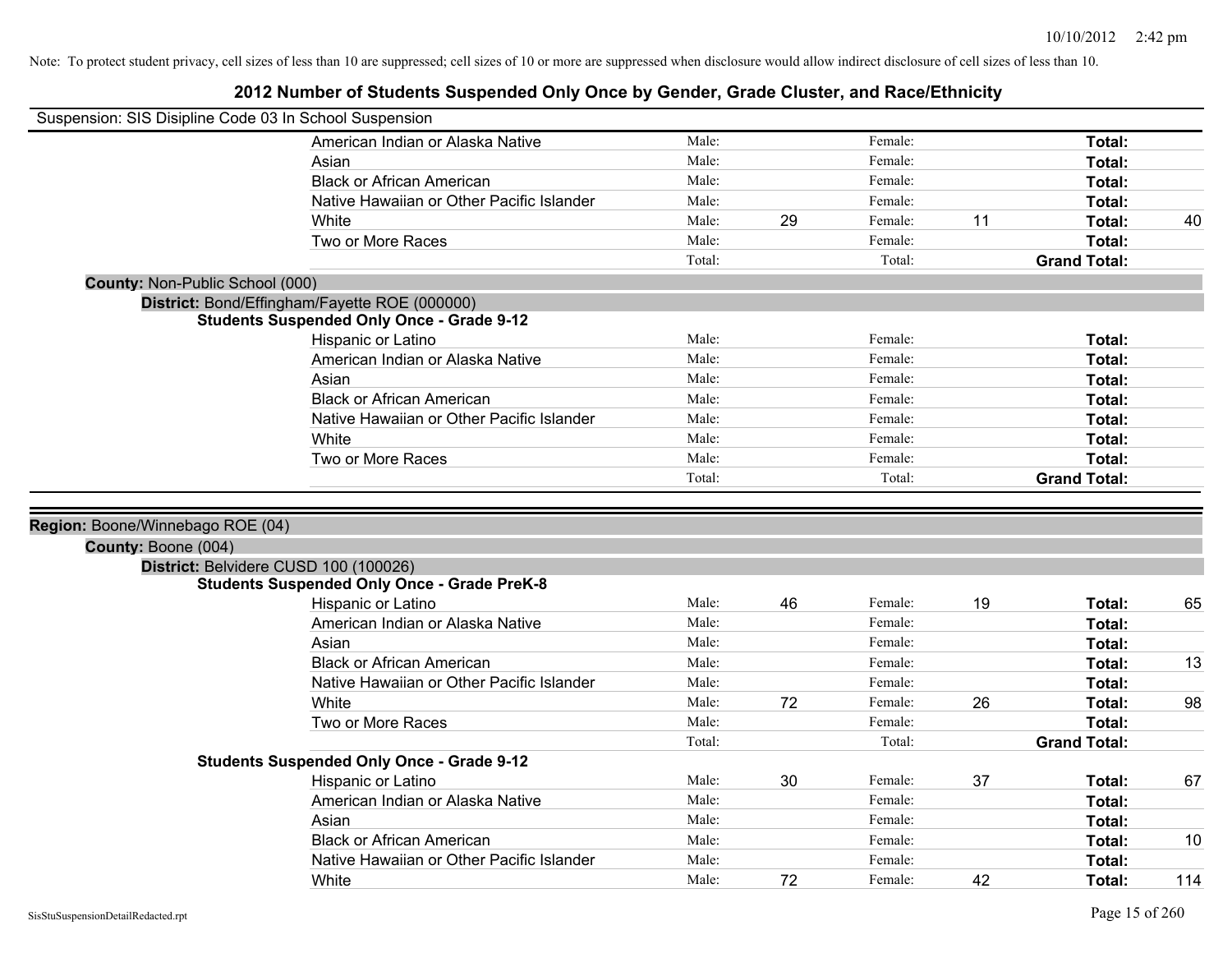Note: To protect student privacy, cell sizes of less than 10 are suppressed; cell sizes of 10 or more are suppressed when disclosure would allow indirect disclosure of cell sizes of less than 10.

# 2012 Number of Students Suspended Only Once by Gender, Grade Cluster, and Race/Ethnicity

Suspension: SIS Disipline Code 03 In School Suspension

| Race/Ethnicity | Male: | | Female: | | Total: | |
|---|---|---|---|---|---|---|
| American Indian or Alaska Native | Male: | | Female: | | **Total:** | |
| Asian | Male: | | Female: | | **Total:** | |
| Black or African American | Male: | | Female: | | **Total:** | |
| Native Hawaiian or Other Pacific Islander | Male: | | Female: | | **Total:** | |
| White | Male: | 29 | Female: | 11 | **Total:** | 40 |
| Two or More Races | Male: | | Female: | | **Total:** | |
| | Total: | | Total: | | **Grand Total:** | |

**County:** Non-Public School (000)

**District:** Bond/Effingham/Fayette ROE (000000)

**Students Suspended Only Once - Grade 9-12**

| Race/Ethnicity | Male: | | Female: | | Total: | |
|---|---|---|---|---|---|---|
| Hispanic or Latino | Male: | | Female: | | **Total:** | |
| American Indian or Alaska Native | Male: | | Female: | | **Total:** | |
| Asian | Male: | | Female: | | **Total:** | |
| Black or African American | Male: | | Female: | | **Total:** | |
| Native Hawaiian or Other Pacific Islander | Male: | | Female: | | **Total:** | |
| White | Male: | | Female: | | **Total:** | |
| Two or More Races | Male: | | Female: | | **Total:** | |
| | Total: | | Total: | | **Grand Total:** | |

**Region:** Boone/Winnebago ROE (04)

**County:** Boone (004)

**District:** Belvidere CUSD 100 (100026)

**Students Suspended Only Once - Grade PreK-8**

| Race/Ethnicity | Male: | | Female: | | Total: | |
|---|---|---|---|---|---|---|
| Hispanic or Latino | Male: | 46 | Female: | 19 | **Total:** | 65 |
| American Indian or Alaska Native | Male: | | Female: | | **Total:** | |
| Asian | Male: | | Female: | | **Total:** | |
| Black or African American | Male: | | Female: | | **Total:** | 13 |
| Native Hawaiian or Other Pacific Islander | Male: | | Female: | | **Total:** | |
| White | Male: | 72 | Female: | 26 | **Total:** | 98 |
| Two or More Races | Male: | | Female: | | **Total:** | |
| | Total: | | Total: | | **Grand Total:** | |

**Students Suspended Only Once - Grade 9-12**

| Race/Ethnicity | Male: | | Female: | | Total: | |
|---|---|---|---|---|---|---|
| Hispanic or Latino | Male: | 30 | Female: | 37 | **Total:** | 67 |
| American Indian or Alaska Native | Male: | | Female: | | **Total:** | |
| Asian | Male: | | Female: | | **Total:** | |
| Black or African American | Male: | | Female: | | **Total:** | 10 |
| Native Hawaiian or Other Pacific Islander | Male: | | Female: | | **Total:** | |
| White | Male: | 72 | Female: | 42 | **Total:** | 114 |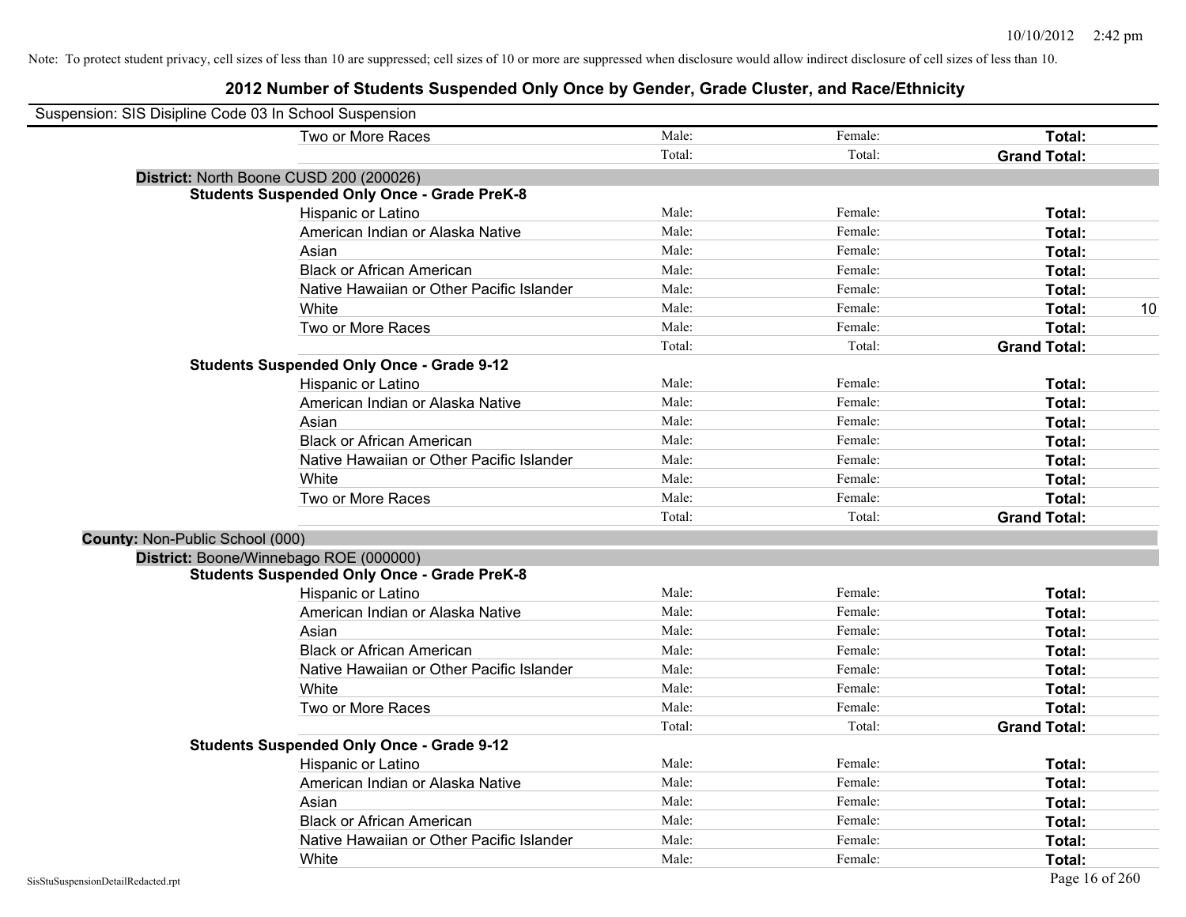Note: To protect student privacy, cell sizes of less than 10 are suppressed; cell sizes of 10 or more are suppressed when disclosure would allow indirect disclosure of cell sizes of less than 10.

## 2012 Number of Students Suspended Only Once by Gender, Grade Cluster, and Race/Ethnicity

Suspension: SIS Disipline Code 03 In School Suspension

| | | | | |
|---|---|---|---|---|
| Two or More Races | Male: | Female: | **Total:** | |
| | Total: | Total: | **Grand Total:** | |

**District:** North Boone CUSD 200 (200026)

**Students Suspended Only Once - Grade PreK-8**

| | | | | |
|---|---|---|---|---|
| Hispanic or Latino | Male: | Female: | **Total:** | |
| American Indian or Alaska Native | Male: | Female: | **Total:** | |
| Asian | Male: | Female: | **Total:** | |
| Black or African American | Male: | Female: | **Total:** | |
| Native Hawaiian or Other Pacific Islander | Male: | Female: | **Total:** | |
| White | Male: | Female: | **Total:** | 10 |
| Two or More Races | Male: | Female: | **Total:** | |
| | Total: | Total: | **Grand Total:** | |

**Students Suspended Only Once - Grade 9-12**

| | | | | |
|---|---|---|---|---|
| Hispanic or Latino | Male: | Female: | **Total:** | |
| American Indian or Alaska Native | Male: | Female: | **Total:** | |
| Asian | Male: | Female: | **Total:** | |
| Black or African American | Male: | Female: | **Total:** | |
| Native Hawaiian or Other Pacific Islander | Male: | Female: | **Total:** | |
| White | Male: | Female: | **Total:** | |
| Two or More Races | Male: | Female: | **Total:** | |
| | Total: | Total: | **Grand Total:** | |

**County:** Non-Public School (000)

**District:** Boone/Winnebago ROE (000000)

**Students Suspended Only Once - Grade PreK-8**

| | | | | |
|---|---|---|---|---|
| Hispanic or Latino | Male: | Female: | **Total:** | |
| American Indian or Alaska Native | Male: | Female: | **Total:** | |
| Asian | Male: | Female: | **Total:** | |
| Black or African American | Male: | Female: | **Total:** | |
| Native Hawaiian or Other Pacific Islander | Male: | Female: | **Total:** | |
| White | Male: | Female: | **Total:** | |
| Two or More Races | Male: | Female: | **Total:** | |
| | Total: | Total: | **Grand Total:** | |

**Students Suspended Only Once - Grade 9-12**

| | | | | |
|---|---|---|---|---|
| Hispanic or Latino | Male: | Female: | **Total:** | |
| American Indian or Alaska Native | Male: | Female: | **Total:** | |
| Asian | Male: | Female: | **Total:** | |
| Black or African American | Male: | Female: | **Total:** | |
| Native Hawaiian or Other Pacific Islander | Male: | Female: | **Total:** | |
| White | Male: | Female: | **Total:** | |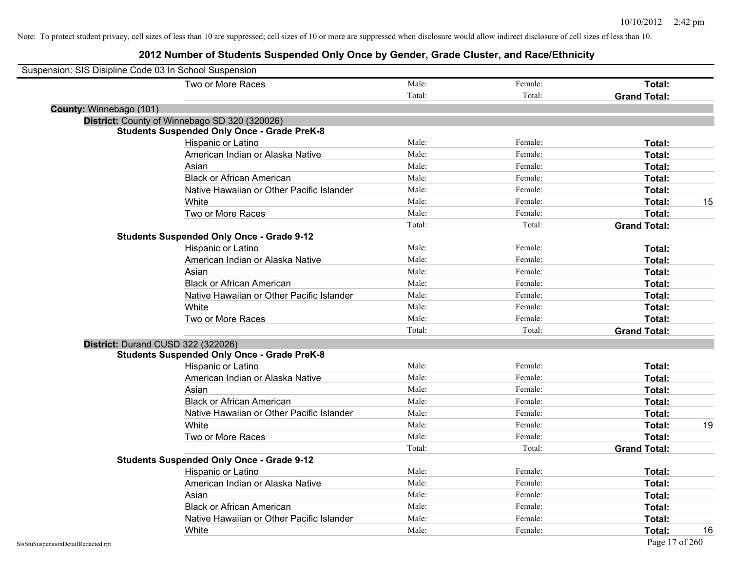Note: To protect student privacy, cell sizes of less than 10 are suppressed; cell sizes of 10 or more are suppressed when disclosure would allow indirect disclosure of cell sizes of less than 10.

## 2012 Number of Students Suspended Only Once by Gender, Grade Cluster, and Race/Ethnicity

Suspension: SIS Disipline Code 03 In School Suspension

| | | | | |
|---|---|---|---|---|
| Two or More Races | Male: | Female: | **Total:** | |
| | Total: | Total: | **Grand Total:** | |

**County:** Winnebago (101)

**District:** County of Winnebago SD 320 (320026)

**Students Suspended Only Once - Grade PreK-8**

| | | | | |
|---|---|---|---|---|
| Hispanic or Latino | Male: | Female: | **Total:** | |
| American Indian or Alaska Native | Male: | Female: | **Total:** | |
| Asian | Male: | Female: | **Total:** | |
| Black or African American | Male: | Female: | **Total:** | |
| Native Hawaiian or Other Pacific Islander | Male: | Female: | **Total:** | |
| White | Male: | Female: | **Total:** | 15 |
| Two or More Races | Male: | Female: | **Total:** | |
| | Total: | Total: | **Grand Total:** | |

**Students Suspended Only Once - Grade 9-12**

| | | | | |
|---|---|---|---|---|
| Hispanic or Latino | Male: | Female: | **Total:** | |
| American Indian or Alaska Native | Male: | Female: | **Total:** | |
| Asian | Male: | Female: | **Total:** | |
| Black or African American | Male: | Female: | **Total:** | |
| Native Hawaiian or Other Pacific Islander | Male: | Female: | **Total:** | |
| White | Male: | Female: | **Total:** | |
| Two or More Races | Male: | Female: | **Total:** | |
| | Total: | Total: | **Grand Total:** | |

**District:** Durand CUSD 322 (322026)

**Students Suspended Only Once - Grade PreK-8**

| | | | | |
|---|---|---|---|---|
| Hispanic or Latino | Male: | Female: | **Total:** | |
| American Indian or Alaska Native | Male: | Female: | **Total:** | |
| Asian | Male: | Female: | **Total:** | |
| Black or African American | Male: | Female: | **Total:** | |
| Native Hawaiian or Other Pacific Islander | Male: | Female: | **Total:** | |
| White | Male: | Female: | **Total:** | 19 |
| Two or More Races | Male: | Female: | **Total:** | |
| | Total: | Total: | **Grand Total:** | |

**Students Suspended Only Once - Grade 9-12**

| | | | | |
|---|---|---|---|---|
| Hispanic or Latino | Male: | Female: | **Total:** | |
| American Indian or Alaska Native | Male: | Female: | **Total:** | |
| Asian | Male: | Female: | **Total:** | |
| Black or African American | Male: | Female: | **Total:** | |
| Native Hawaiian or Other Pacific Islander | Male: | Female: | **Total:** | |
| White | Male: | Female: | **Total:** | 16 |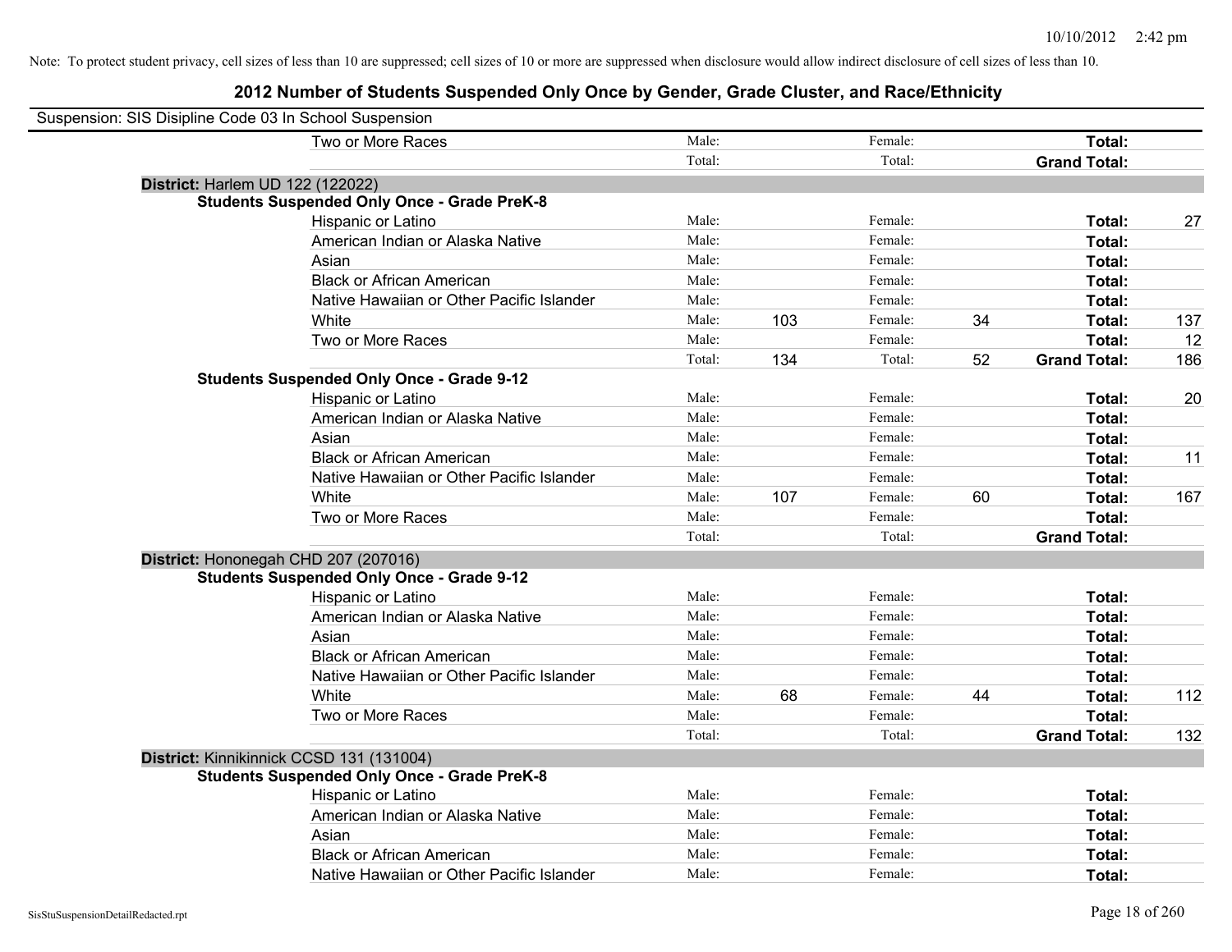Note: To protect student privacy, cell sizes of less than 10 are suppressed; cell sizes of 10 or more are suppressed when disclosure would allow indirect disclosure of cell sizes of less than 10.

# 2012 Number of Students Suspended Only Once by Gender, Grade Cluster, and Race/Ethnicity

Suspension: SIS Disipline Code 03 In School Suspension

| | | | | | | | |
|---|---|---|---|---|---|---|---|
| Two or More Races | Male: | | Female: | | **Total:** | |
| | Total: | | Total: | | **Grand Total:** | |

**District:** Harlem UD 122 (122022)

**Students Suspended Only Once - Grade PreK-8**

| Race/Ethnicity | | Male | | Female | | Total |
|---|---|---|---|---|---|---|
| Hispanic or Latino | Male: | | Female: | | **Total:** | 27 |
| American Indian or Alaska Native | Male: | | Female: | | **Total:** | |
| Asian | Male: | | Female: | | **Total:** | |
| Black or African American | Male: | | Female: | | **Total:** | |
| Native Hawaiian or Other Pacific Islander | Male: | | Female: | | **Total:** | |
| White | Male: | 103 | Female: | 34 | **Total:** | 137 |
| Two or More Races | Male: | | Female: | | **Total:** | 12 |
| | Total: | 134 | Total: | 52 | **Grand Total:** | 186 |

**Students Suspended Only Once - Grade 9-12**

| Race/Ethnicity | | Male | | Female | | Total |
|---|---|---|---|---|---|---|
| Hispanic or Latino | Male: | | Female: | | **Total:** | 20 |
| American Indian or Alaska Native | Male: | | Female: | | **Total:** | |
| Asian | Male: | | Female: | | **Total:** | |
| Black or African American | Male: | | Female: | | **Total:** | 11 |
| Native Hawaiian or Other Pacific Islander | Male: | | Female: | | **Total:** | |
| White | Male: | 107 | Female: | 60 | **Total:** | 167 |
| Two or More Races | Male: | | Female: | | **Total:** | |
| | Total: | | Total: | | **Grand Total:** | |

**District:** Hononegah CHD 207 (207016)

**Students Suspended Only Once - Grade 9-12**

| Race/Ethnicity | | Male | | Female | | Total |
|---|---|---|---|---|---|---|
| Hispanic or Latino | Male: | | Female: | | **Total:** | |
| American Indian or Alaska Native | Male: | | Female: | | **Total:** | |
| Asian | Male: | | Female: | | **Total:** | |
| Black or African American | Male: | | Female: | | **Total:** | |
| Native Hawaiian or Other Pacific Islander | Male: | | Female: | | **Total:** | |
| White | Male: | 68 | Female: | 44 | **Total:** | 112 |
| Two or More Races | Male: | | Female: | | **Total:** | |
| | Total: | | Total: | | **Grand Total:** | 132 |

**District:** Kinnikinnick CCSD 131 (131004)

**Students Suspended Only Once - Grade PreK-8**

| Race/Ethnicity | | Male | | Female | | Total |
|---|---|---|---|---|---|---|
| Hispanic or Latino | Male: | | Female: | | **Total:** | |
| American Indian or Alaska Native | Male: | | Female: | | **Total:** | |
| Asian | Male: | | Female: | | **Total:** | |
| Black or African American | Male: | | Female: | | **Total:** | |
| Native Hawaiian or Other Pacific Islander | Male: | | Female: | | **Total:** | |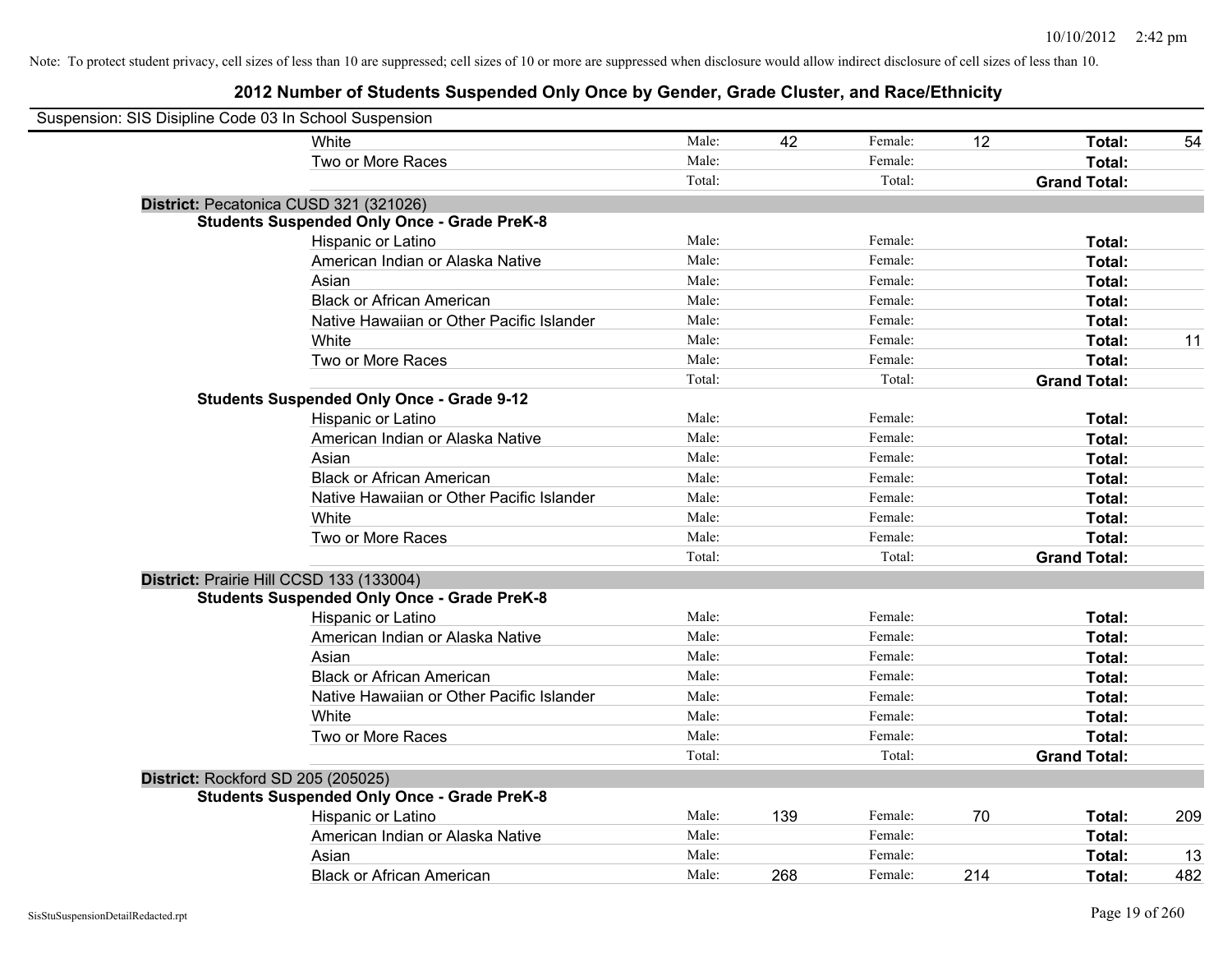10/10/2012 2:42 pm

Note: To protect student privacy, cell sizes of less than 10 are suppressed; cell sizes of 10 or more are suppressed when disclosure would allow indirect disclosure of cell sizes of less than 10.

# 2012 Number of Students Suspended Only Once by Gender, Grade Cluster, and Race/Ethnicity

Suspension: SIS Disipline Code 03 In School Suspension

| | | | | | | |
|---|---|---|---|---|---|---|
| White | Male: | 42 | Female: | 12 | **Total:** | 54 |
| Two or More Races | Male: | | Female: | | **Total:** | |
| | Total: | | Total: | | **Grand Total:** | |

**District:** Pecatonica CUSD 321 (321026)

**Students Suspended Only Once - Grade PreK-8**

| | | | | | | |
|---|---|---|---|---|---|---|
| Hispanic or Latino | Male: | | Female: | | **Total:** | |
| American Indian or Alaska Native | Male: | | Female: | | **Total:** | |
| Asian | Male: | | Female: | | **Total:** | |
| Black or African American | Male: | | Female: | | **Total:** | |
| Native Hawaiian or Other Pacific Islander | Male: | | Female: | | **Total:** | |
| White | Male: | | Female: | | **Total:** | 11 |
| Two or More Races | Male: | | Female: | | **Total:** | |
| | Total: | | Total: | | **Grand Total:** | |

**Students Suspended Only Once - Grade 9-12**

| | | | | | | |
|---|---|---|---|---|---|---|
| Hispanic or Latino | Male: | | Female: | | **Total:** | |
| American Indian or Alaska Native | Male: | | Female: | | **Total:** | |
| Asian | Male: | | Female: | | **Total:** | |
| Black or African American | Male: | | Female: | | **Total:** | |
| Native Hawaiian or Other Pacific Islander | Male: | | Female: | | **Total:** | |
| White | Male: | | Female: | | **Total:** | |
| Two or More Races | Male: | | Female: | | **Total:** | |
| | Total: | | Total: | | **Grand Total:** | |

**District:** Prairie Hill CCSD 133 (133004)

**Students Suspended Only Once - Grade PreK-8**

| | | | | | | |
|---|---|---|---|---|---|---|
| Hispanic or Latino | Male: | | Female: | | **Total:** | |
| American Indian or Alaska Native | Male: | | Female: | | **Total:** | |
| Asian | Male: | | Female: | | **Total:** | |
| Black or African American | Male: | | Female: | | **Total:** | |
| Native Hawaiian or Other Pacific Islander | Male: | | Female: | | **Total:** | |
| White | Male: | | Female: | | **Total:** | |
| Two or More Races | Male: | | Female: | | **Total:** | |
| | Total: | | Total: | | **Grand Total:** | |

**District:** Rockford SD 205 (205025)

**Students Suspended Only Once - Grade PreK-8**

| | | | | | | |
|---|---|---|---|---|---|---|
| Hispanic or Latino | Male: | 139 | Female: | 70 | **Total:** | 209 |
| American Indian or Alaska Native | Male: | | Female: | | **Total:** | |
| Asian | Male: | | Female: | | **Total:** | 13 |
| Black or African American | Male: | 268 | Female: | 214 | **Total:** | 482 |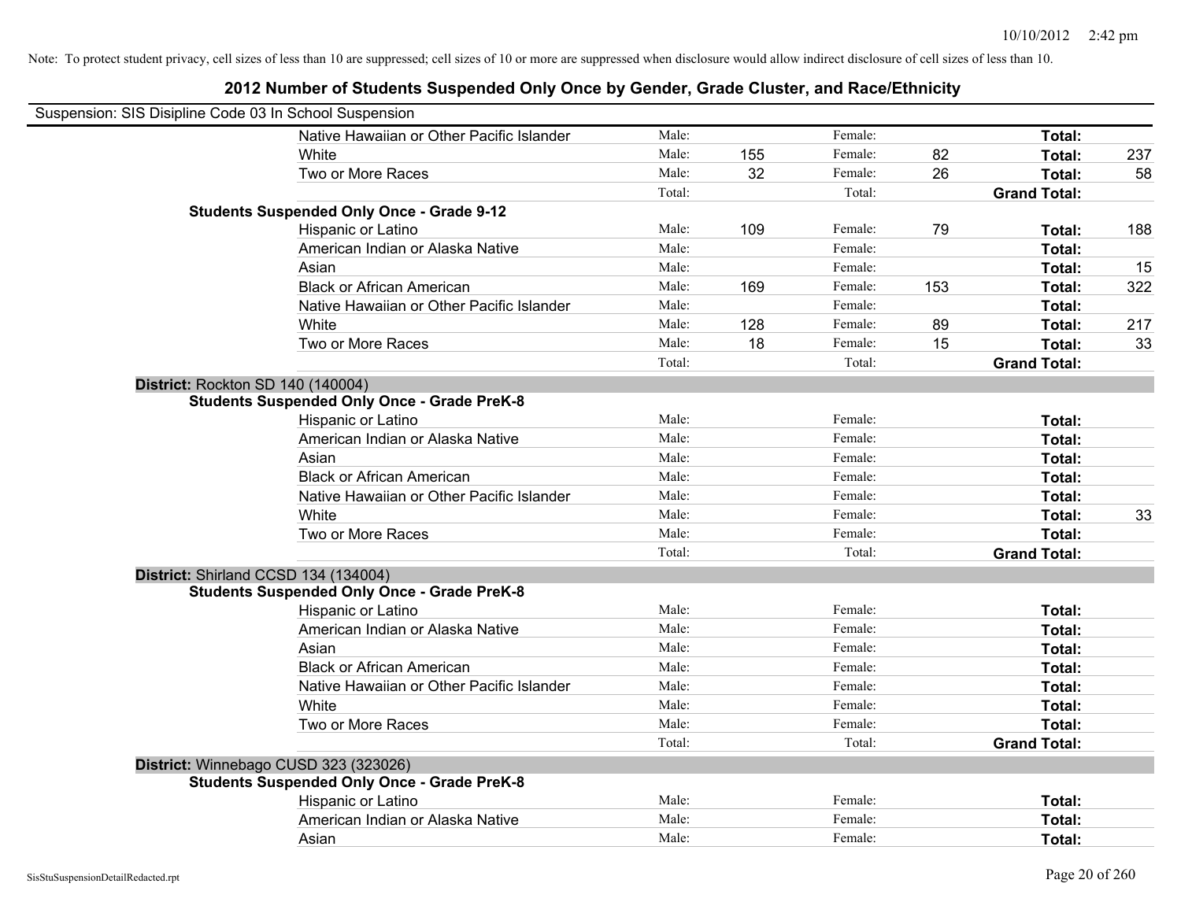Note: To protect student privacy, cell sizes of less than 10 are suppressed; cell sizes of 10 or more are suppressed when disclosure would allow indirect disclosure of cell sizes of less than 10.

# 2012 Number of Students Suspended Only Once by Gender, Grade Cluster, and Race/Ethnicity

Suspension: SIS Disipline Code 03 In School Suspension

| | Race/Ethnicity | | | | | | |
|---|---|---|---|---|---|---|---|
| | Native Hawaiian or Other Pacific Islander | Male: | | Female: | | **Total:** | |
| | White | Male: | 155 | Female: | 82 | **Total:** | 237 |
| | Two or More Races | Male: | 32 | Female: | 26 | **Total:** | 58 |
| | | Total: | | Total: | | **Grand Total:** | |
| **Students Suspended Only Once - Grade 9-12** | | | | | | | |
| | Hispanic or Latino | Male: | 109 | Female: | 79 | **Total:** | 188 |
| | American Indian or Alaska Native | Male: | | Female: | | **Total:** | |
| | Asian | Male: | | Female: | | **Total:** | 15 |
| | Black or African American | Male: | 169 | Female: | 153 | **Total:** | 322 |
| | Native Hawaiian or Other Pacific Islander | Male: | | Female: | | **Total:** | |
| | White | Male: | 128 | Female: | 89 | **Total:** | 217 |
| | Two or More Races | Male: | 18 | Female: | 15 | **Total:** | 33 |
| | | Total: | | Total: | | **Grand Total:** | |
| **District:** Rockton SD 140 (140004) | | | | | | | |
| **Students Suspended Only Once - Grade PreK-8** | | | | | | | |
| | Hispanic or Latino | Male: | | Female: | | **Total:** | |
| | American Indian or Alaska Native | Male: | | Female: | | **Total:** | |
| | Asian | Male: | | Female: | | **Total:** | |
| | Black or African American | Male: | | Female: | | **Total:** | |
| | Native Hawaiian or Other Pacific Islander | Male: | | Female: | | **Total:** | |
| | White | Male: | | Female: | | **Total:** | 33 |
| | Two or More Races | Male: | | Female: | | **Total:** | |
| | | Total: | | Total: | | **Grand Total:** | |
| **District:** Shirland CCSD 134 (134004) | | | | | | | |
| **Students Suspended Only Once - Grade PreK-8** | | | | | | | |
| | Hispanic or Latino | Male: | | Female: | | **Total:** | |
| | American Indian or Alaska Native | Male: | | Female: | | **Total:** | |
| | Asian | Male: | | Female: | | **Total:** | |
| | Black or African American | Male: | | Female: | | **Total:** | |
| | Native Hawaiian or Other Pacific Islander | Male: | | Female: | | **Total:** | |
| | White | Male: | | Female: | | **Total:** | |
| | Two or More Races | Male: | | Female: | | **Total:** | |
| | | Total: | | Total: | | **Grand Total:** | |
| **District:** Winnebago CUSD 323 (323026) | | | | | | | |
| **Students Suspended Only Once - Grade PreK-8** | | | | | | | |
| | Hispanic or Latino | Male: | | Female: | | **Total:** | |
| | American Indian or Alaska Native | Male: | | Female: | | **Total:** | |
| | Asian | Male: | | Female: | | **Total:** | |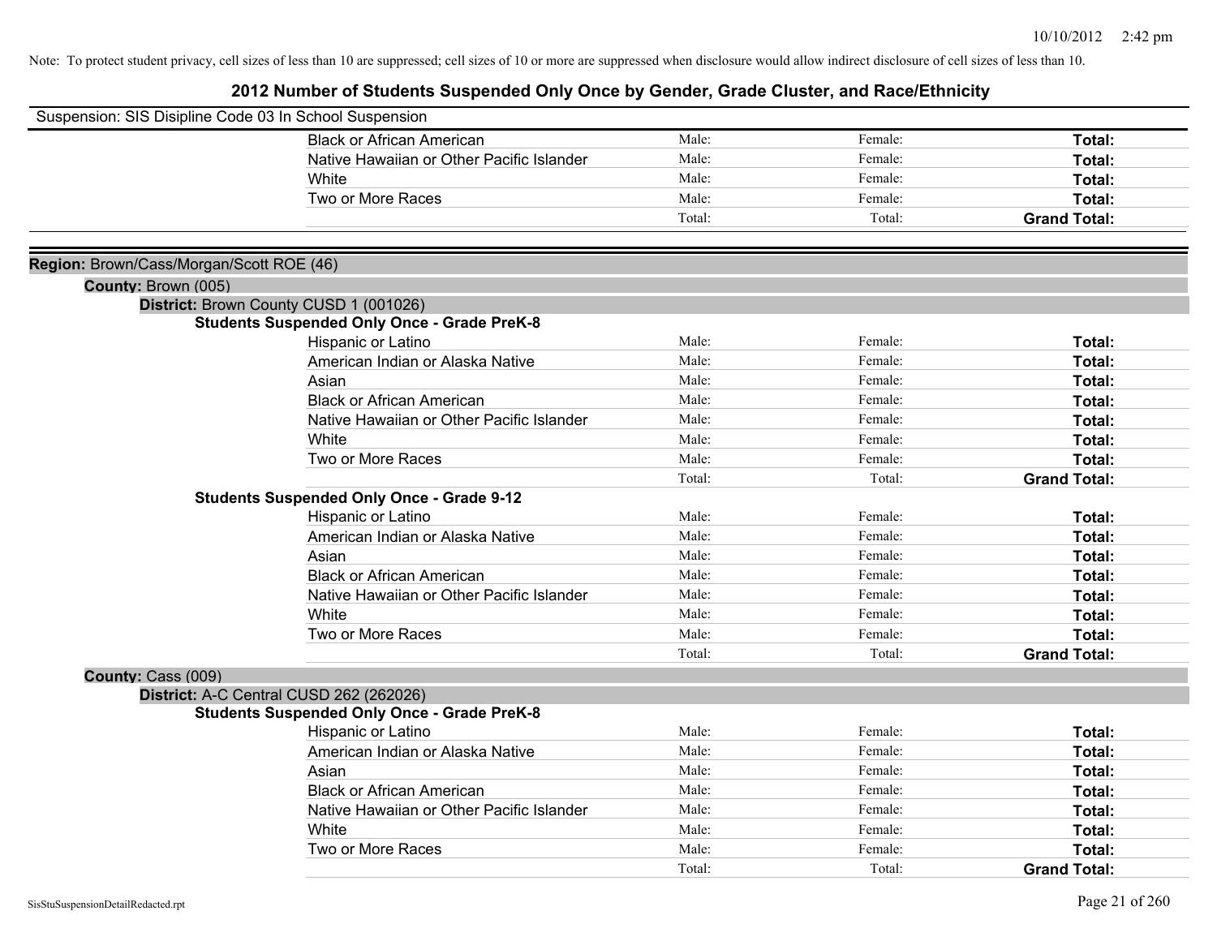Note: To protect student privacy, cell sizes of less than 10 are suppressed; cell sizes of 10 or more are suppressed when disclosure would allow indirect disclosure of cell sizes of less than 10.

# 2012 Number of Students Suspended Only Once by Gender, Grade Cluster, and Race/Ethnicity

Suspension: SIS Disipline Code 03 In School Suspension

| | | | |
|---|---|---|---|
| Black or African American | Male: | Female: | **Total:** |
| Native Hawaiian or Other Pacific Islander | Male: | Female: | **Total:** |
| White | Male: | Female: | **Total:** |
| Two or More Races | Male: | Female: | **Total:** |
| | Total: | Total: | **Grand Total:** |

**Region:** Brown/Cass/Morgan/Scott ROE (46)

**County:** Brown (005)

**District:** Brown County CUSD 1 (001026)

**Students Suspended Only Once - Grade PreK-8**

| | | | |
|---|---|---|---|
| Hispanic or Latino | Male: | Female: | **Total:** |
| American Indian or Alaska Native | Male: | Female: | **Total:** |
| Asian | Male: | Female: | **Total:** |
| Black or African American | Male: | Female: | **Total:** |
| Native Hawaiian or Other Pacific Islander | Male: | Female: | **Total:** |
| White | Male: | Female: | **Total:** |
| Two or More Races | Male: | Female: | **Total:** |
| | Total: | Total: | **Grand Total:** |

**Students Suspended Only Once - Grade 9-12**

| | | | |
|---|---|---|---|
| Hispanic or Latino | Male: | Female: | **Total:** |
| American Indian or Alaska Native | Male: | Female: | **Total:** |
| Asian | Male: | Female: | **Total:** |
| Black or African American | Male: | Female: | **Total:** |
| Native Hawaiian or Other Pacific Islander | Male: | Female: | **Total:** |
| White | Male: | Female: | **Total:** |
| Two or More Races | Male: | Female: | **Total:** |
| | Total: | Total: | **Grand Total:** |

**County:** Cass (009)

**District:** A-C Central CUSD 262 (262026)

**Students Suspended Only Once - Grade PreK-8**

| | | | |
|---|---|---|---|
| Hispanic or Latino | Male: | Female: | **Total:** |
| American Indian or Alaska Native | Male: | Female: | **Total:** |
| Asian | Male: | Female: | **Total:** |
| Black or African American | Male: | Female: | **Total:** |
| Native Hawaiian or Other Pacific Islander | Male: | Female: | **Total:** |
| White | Male: | Female: | **Total:** |
| Two or More Races | Male: | Female: | **Total:** |
| | Total: | Total: | **Grand Total:** |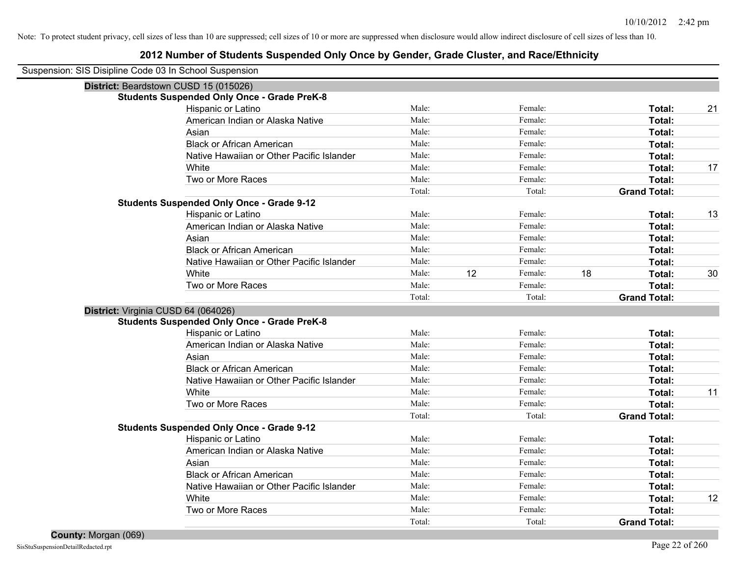Note: To protect student privacy, cell sizes of less than 10 are suppressed; cell sizes of 10 or more are suppressed when disclosure would allow indirect disclosure of cell sizes of less than 10.

# 2012 Number of Students Suspended Only Once by Gender, Grade Cluster, and Race/Ethnicity

Suspension: SIS Disipline Code 03 In School Suspension

**District:** Beardstown CUSD 15 (015026)

**Students Suspended Only Once - Grade PreK-8**

| Race/Ethnicity | Male: | | Female: | | Total: | |
|---|---|---|---|---|---|---|
| Hispanic or Latino | Male: | | Female: | | **Total:** | 21 |
| American Indian or Alaska Native | Male: | | Female: | | **Total:** | |
| Asian | Male: | | Female: | | **Total:** | |
| Black or African American | Male: | | Female: | | **Total:** | |
| Native Hawaiian or Other Pacific Islander | Male: | | Female: | | **Total:** | |
| White | Male: | | Female: | | **Total:** | 17 |
| Two or More Races | Male: | | Female: | | **Total:** | |
| | Total: | | Total: | | **Grand Total:** | |

**Students Suspended Only Once - Grade 9-12**

| Race/Ethnicity | Male: | | Female: | | Total: | |
|---|---|---|---|---|---|---|
| Hispanic or Latino | Male: | | Female: | | **Total:** | 13 |
| American Indian or Alaska Native | Male: | | Female: | | **Total:** | |
| Asian | Male: | | Female: | | **Total:** | |
| Black or African American | Male: | | Female: | | **Total:** | |
| Native Hawaiian or Other Pacific Islander | Male: | | Female: | | **Total:** | |
| White | Male: | 12 | Female: | 18 | **Total:** | 30 |
| Two or More Races | Male: | | Female: | | **Total:** | |
| | Total: | | Total: | | **Grand Total:** | |

**District:** Virginia CUSD 64 (064026)

**Students Suspended Only Once - Grade PreK-8**

| Race/Ethnicity | Male: | | Female: | | Total: | |
|---|---|---|---|---|---|---|
| Hispanic or Latino | Male: | | Female: | | **Total:** | |
| American Indian or Alaska Native | Male: | | Female: | | **Total:** | |
| Asian | Male: | | Female: | | **Total:** | |
| Black or African American | Male: | | Female: | | **Total:** | |
| Native Hawaiian or Other Pacific Islander | Male: | | Female: | | **Total:** | |
| White | Male: | | Female: | | **Total:** | 11 |
| Two or More Races | Male: | | Female: | | **Total:** | |
| | Total: | | Total: | | **Grand Total:** | |

**Students Suspended Only Once - Grade 9-12**

| Race/Ethnicity | Male: | | Female: | | Total: | |
|---|---|---|---|---|---|---|
| Hispanic or Latino | Male: | | Female: | | **Total:** | |
| American Indian or Alaska Native | Male: | | Female: | | **Total:** | |
| Asian | Male: | | Female: | | **Total:** | |
| Black or African American | Male: | | Female: | | **Total:** | |
| Native Hawaiian or Other Pacific Islander | Male: | | Female: | | **Total:** | |
| White | Male: | | Female: | | **Total:** | 12 |
| Two or More Races | Male: | | Female: | | **Total:** | |
| | Total: | | Total: | | **Grand Total:** | |

**County:** Morgan (069)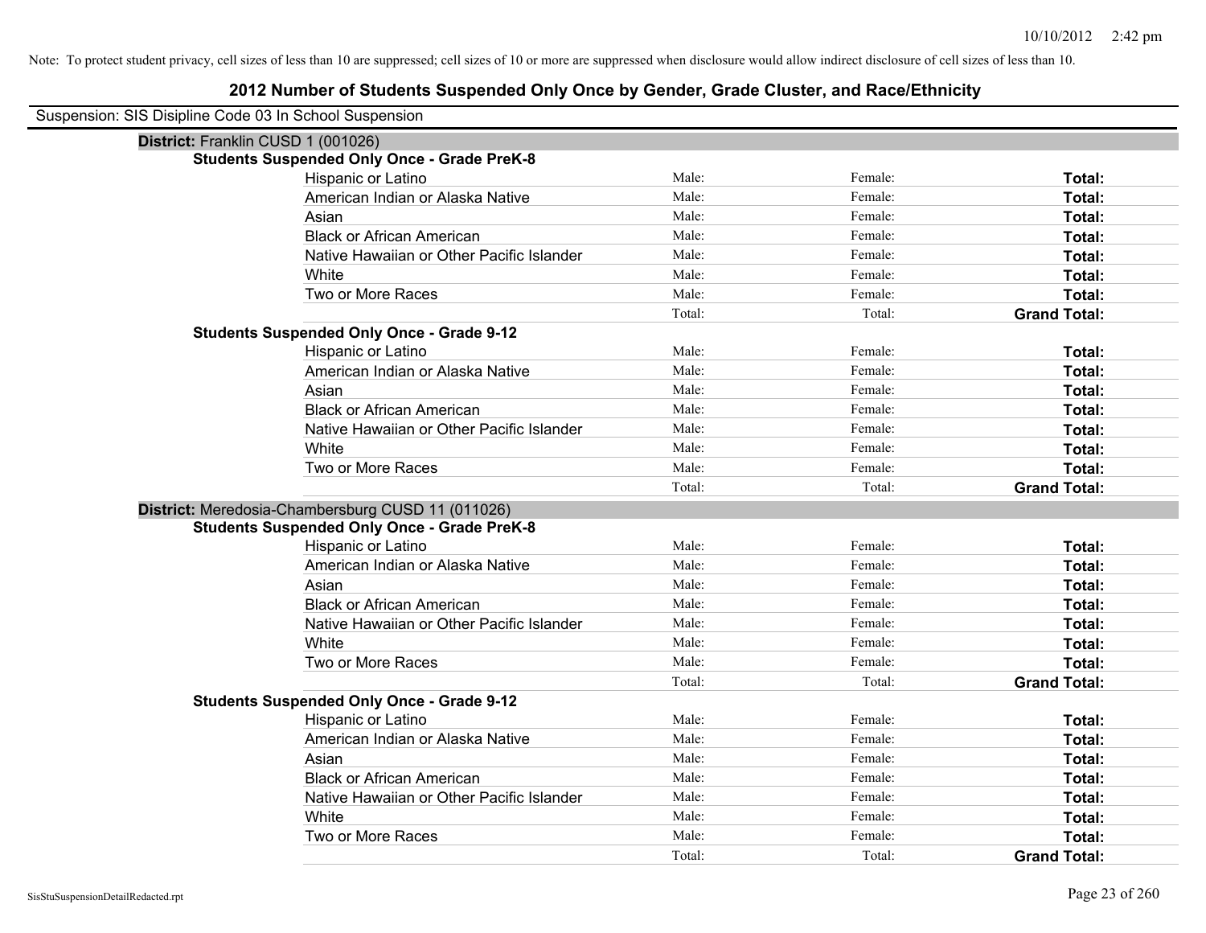Note: To protect student privacy, cell sizes of less than 10 are suppressed; cell sizes of 10 or more are suppressed when disclosure would allow indirect disclosure of cell sizes of less than 10.

# 2012 Number of Students Suspended Only Once by Gender, Grade Cluster, and Race/Ethnicity

Suspension: SIS Disipline Code 03 In School Suspension

## District: Franklin CUSD 1 (001026)

### Students Suspended Only Once - Grade PreK-8

| Race/Ethnicity | Male | Female | Total |
|---|---|---|---|
| Hispanic or Latino | Male: | Female: | **Total:** |
| American Indian or Alaska Native | Male: | Female: | **Total:** |
| Asian | Male: | Female: | **Total:** |
| Black or African American | Male: | Female: | **Total:** |
| Native Hawaiian or Other Pacific Islander | Male: | Female: | **Total:** |
| White | Male: | Female: | **Total:** |
| Two or More Races | Male: | Female: | **Total:** |
| | Total: | Total: | **Grand Total:** |

### Students Suspended Only Once - Grade 9-12

| Race/Ethnicity | Male | Female | Total |
|---|---|---|---|
| Hispanic or Latino | Male: | Female: | **Total:** |
| American Indian or Alaska Native | Male: | Female: | **Total:** |
| Asian | Male: | Female: | **Total:** |
| Black or African American | Male: | Female: | **Total:** |
| Native Hawaiian or Other Pacific Islander | Male: | Female: | **Total:** |
| White | Male: | Female: | **Total:** |
| Two or More Races | Male: | Female: | **Total:** |
| | Total: | Total: | **Grand Total:** |

## District: Meredosia-Chambersburg CUSD 11 (011026)

### Students Suspended Only Once - Grade PreK-8

| Race/Ethnicity | Male | Female | Total |
|---|---|---|---|
| Hispanic or Latino | Male: | Female: | **Total:** |
| American Indian or Alaska Native | Male: | Female: | **Total:** |
| Asian | Male: | Female: | **Total:** |
| Black or African American | Male: | Female: | **Total:** |
| Native Hawaiian or Other Pacific Islander | Male: | Female: | **Total:** |
| White | Male: | Female: | **Total:** |
| Two or More Races | Male: | Female: | **Total:** |
| | Total: | Total: | **Grand Total:** |

### Students Suspended Only Once - Grade 9-12

| Race/Ethnicity | Male | Female | Total |
|---|---|---|---|
| Hispanic or Latino | Male: | Female: | **Total:** |
| American Indian or Alaska Native | Male: | Female: | **Total:** |
| Asian | Male: | Female: | **Total:** |
| Black or African American | Male: | Female: | **Total:** |
| Native Hawaiian or Other Pacific Islander | Male: | Female: | **Total:** |
| White | Male: | Female: | **Total:** |
| Two or More Races | Male: | Female: | **Total:** |
| | Total: | Total: | **Grand Total:** |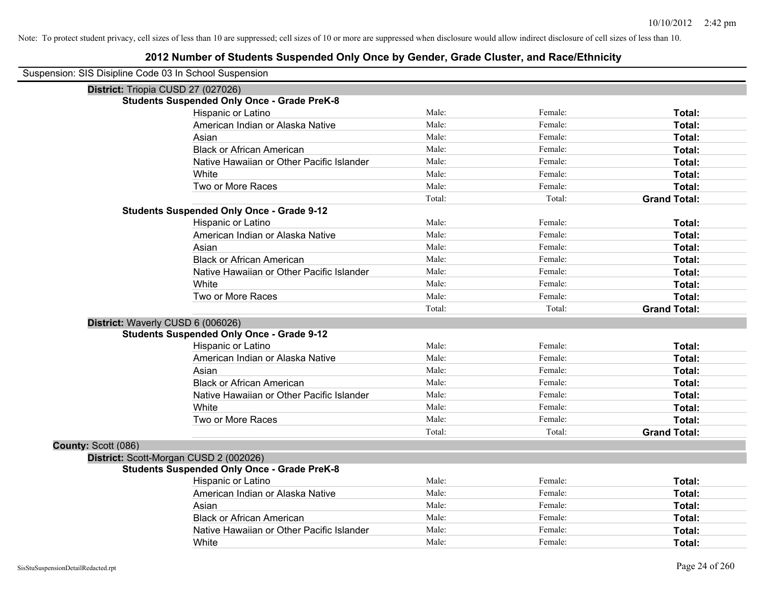Note: To protect student privacy, cell sizes of less than 10 are suppressed; cell sizes of 10 or more are suppressed when disclosure would allow indirect disclosure of cell sizes of less than 10.

# 2012 Number of Students Suspended Only Once by Gender, Grade Cluster, and Race/Ethnicity

Suspension: SIS Disipline Code 03 In School Suspension

**District:** Triopia CUSD 27 (027026)

**Students Suspended Only Once - Grade PreK-8**

| | | | |
|---|---|---|---|
| Hispanic or Latino | Male: | Female: | **Total:** |
| American Indian or Alaska Native | Male: | Female: | **Total:** |
| Asian | Male: | Female: | **Total:** |
| Black or African American | Male: | Female: | **Total:** |
| Native Hawaiian or Other Pacific Islander | Male: | Female: | **Total:** |
| White | Male: | Female: | **Total:** |
| Two or More Races | Male: | Female: | **Total:** |
| | Total: | Total: | **Grand Total:** |

**Students Suspended Only Once - Grade 9-12**

| | | | |
|---|---|---|---|
| Hispanic or Latino | Male: | Female: | **Total:** |
| American Indian or Alaska Native | Male: | Female: | **Total:** |
| Asian | Male: | Female: | **Total:** |
| Black or African American | Male: | Female: | **Total:** |
| Native Hawaiian or Other Pacific Islander | Male: | Female: | **Total:** |
| White | Male: | Female: | **Total:** |
| Two or More Races | Male: | Female: | **Total:** |
| | Total: | Total: | **Grand Total:** |

**District:** Waverly CUSD 6 (006026)

**Students Suspended Only Once - Grade 9-12**

| | | | |
|---|---|---|---|
| Hispanic or Latino | Male: | Female: | **Total:** |
| American Indian or Alaska Native | Male: | Female: | **Total:** |
| Asian | Male: | Female: | **Total:** |
| Black or African American | Male: | Female: | **Total:** |
| Native Hawaiian or Other Pacific Islander | Male: | Female: | **Total:** |
| White | Male: | Female: | **Total:** |
| Two or More Races | Male: | Female: | **Total:** |
| | Total: | Total: | **Grand Total:** |

**County:** Scott (086)

**District:** Scott-Morgan CUSD 2 (002026)

**Students Suspended Only Once - Grade PreK-8**

| | | | |
|---|---|---|---|
| Hispanic or Latino | Male: | Female: | **Total:** |
| American Indian or Alaska Native | Male: | Female: | **Total:** |
| Asian | Male: | Female: | **Total:** |
| Black or African American | Male: | Female: | **Total:** |
| Native Hawaiian or Other Pacific Islander | Male: | Female: | **Total:** |
| White | Male: | Female: | **Total:** |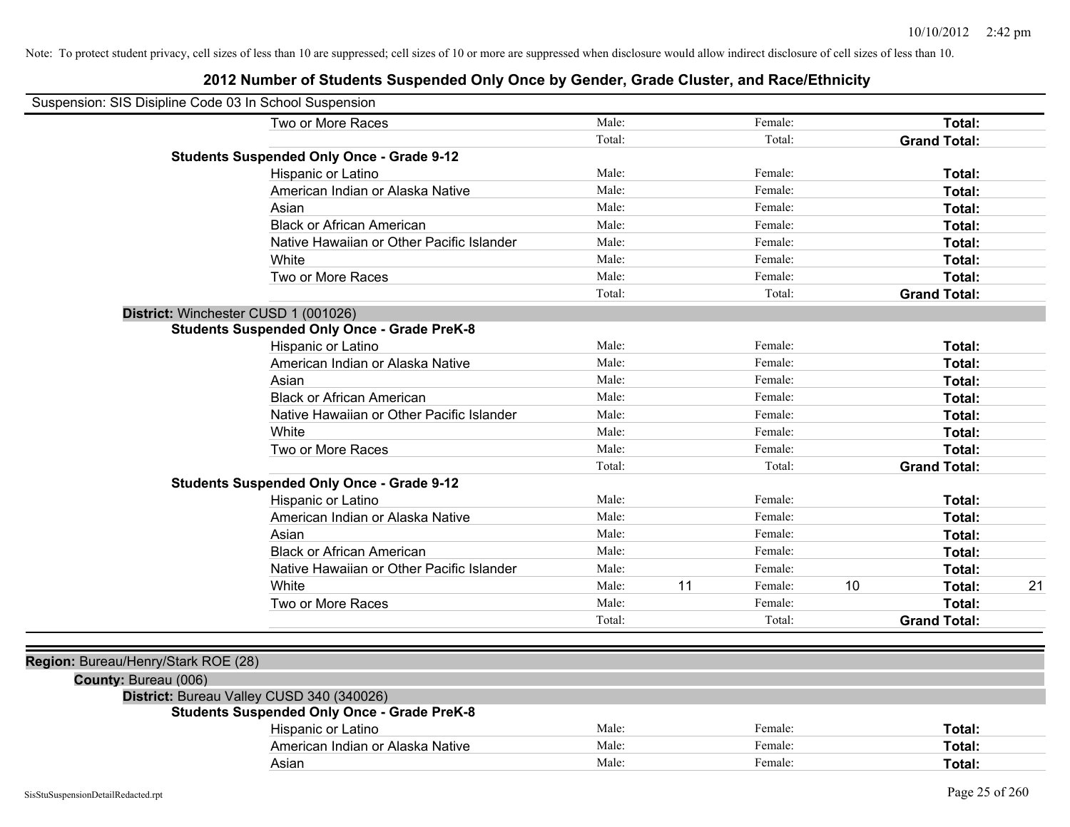Note: To protect student privacy, cell sizes of less than 10 are suppressed; cell sizes of 10 or more are suppressed when disclosure would allow indirect disclosure of cell sizes of less than 10.

# 2012 Number of Students Suspended Only Once by Gender, Grade Cluster, and Race/Ethnicity

Suspension: SIS Disipline Code 03 In School Suspension

| | Male: | | Female: | | | |
|---|---|---|---|---|---|---|
| Two or More Races | Male: | | Female: | | **Total:** | |
| | Total: | | Total: | | **Grand Total:** | |
| **Students Suspended Only Once - Grade 9-12** | | | | | | |
| Hispanic or Latino | Male: | | Female: | | **Total:** | |
| American Indian or Alaska Native | Male: | | Female: | | **Total:** | |
| Asian | Male: | | Female: | | **Total:** | |
| Black or African American | Male: | | Female: | | **Total:** | |
| Native Hawaiian or Other Pacific Islander | Male: | | Female: | | **Total:** | |
| White | Male: | | Female: | | **Total:** | |
| Two or More Races | Male: | | Female: | | **Total:** | |
| | Total: | | Total: | | **Grand Total:** | |

**District:** Winchester CUSD 1 (001026)

| | | | | | | |
|---|---|---|---|---|---|---|
| **Students Suspended Only Once - Grade PreK-8** | | | | | | |
| Hispanic or Latino | Male: | | Female: | | **Total:** | |
| American Indian or Alaska Native | Male: | | Female: | | **Total:** | |
| Asian | Male: | | Female: | | **Total:** | |
| Black or African American | Male: | | Female: | | **Total:** | |
| Native Hawaiian or Other Pacific Islander | Male: | | Female: | | **Total:** | |
| White | Male: | | Female: | | **Total:** | |
| Two or More Races | Male: | | Female: | | **Total:** | |
| | Total: | | Total: | | **Grand Total:** | |
| **Students Suspended Only Once - Grade 9-12** | | | | | | |
| Hispanic or Latino | Male: | | Female: | | **Total:** | |
| American Indian or Alaska Native | Male: | | Female: | | **Total:** | |
| Asian | Male: | | Female: | | **Total:** | |
| Black or African American | Male: | | Female: | | **Total:** | |
| Native Hawaiian or Other Pacific Islander | Male: | | Female: | | **Total:** | |
| White | Male: | 11 | Female: | 10 | **Total:** | 21 |
| Two or More Races | Male: | | Female: | | **Total:** | |
| | Total: | | Total: | | **Grand Total:** | |

**Region:** Bureau/Henry/Stark ROE (28)

**County:** Bureau (006)

**District:** Bureau Valley CUSD 340 (340026)

| | | | | | | |
|---|---|---|---|---|---|---|
| **Students Suspended Only Once - Grade PreK-8** | | | | | | |
| Hispanic or Latino | Male: | | Female: | | **Total:** | |
| American Indian or Alaska Native | Male: | | Female: | | **Total:** | |
| Asian | Male: | | Female: | | **Total:** | |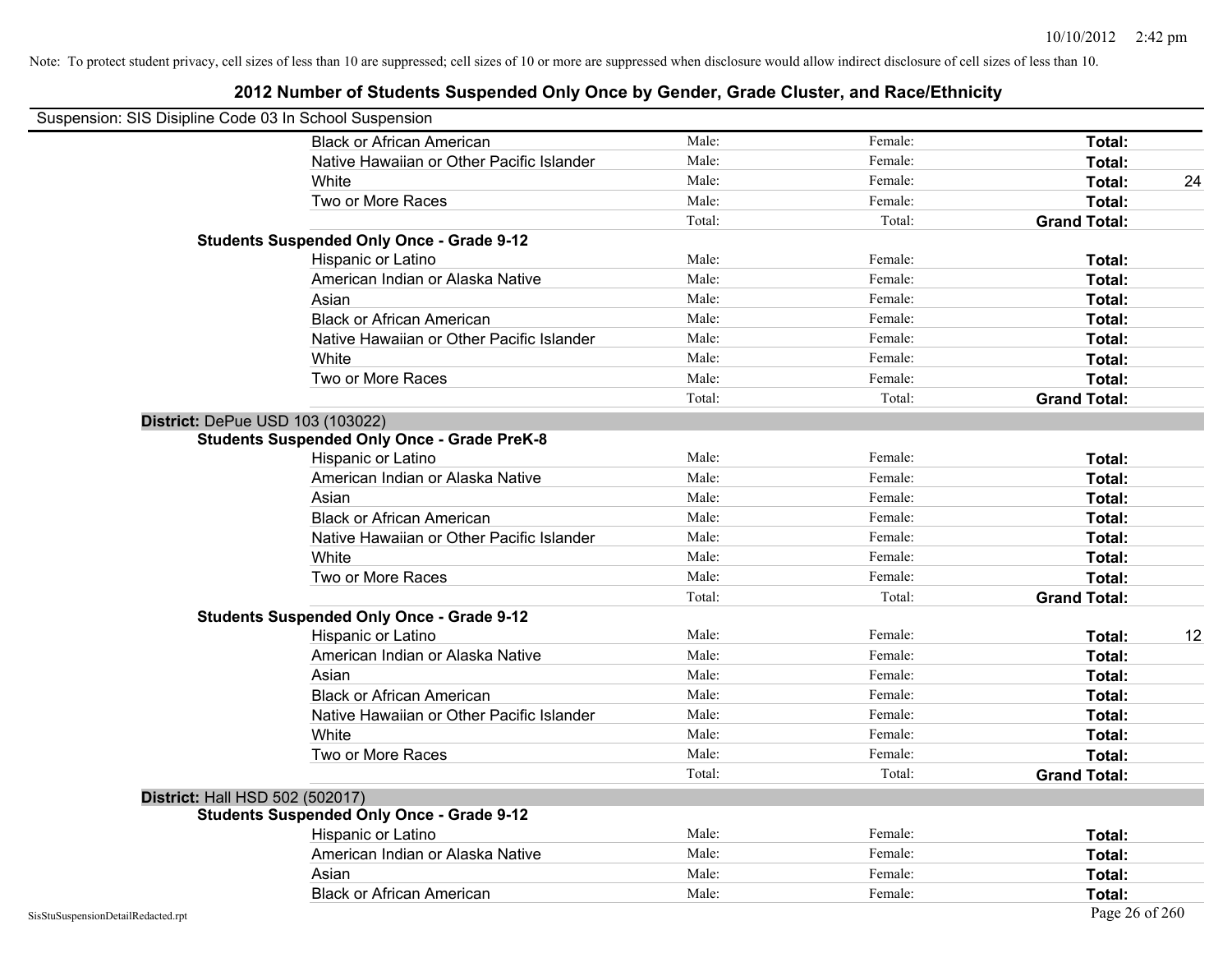Note: To protect student privacy, cell sizes of less than 10 are suppressed; cell sizes of 10 or more are suppressed when disclosure would allow indirect disclosure of cell sizes of less than 10.

# 2012 Number of Students Suspended Only Once by Gender, Grade Cluster, and Race/Ethnicity

Suspension: SIS Disipline Code 03 In School Suspension

| | | | | |
|---|---|---|---|---|
| Black or African American | Male: | Female: | **Total:** | |
| Native Hawaiian or Other Pacific Islander | Male: | Female: | **Total:** | |
| White | Male: | Female: | **Total:** | 24 |
| Two or More Races | Male: | Female: | **Total:** | |
| | Total: | Total: | **Grand Total:** | |

**Students Suspended Only Once - Grade 9-12**

| | | | | |
|---|---|---|---|---|
| Hispanic or Latino | Male: | Female: | **Total:** | |
| American Indian or Alaska Native | Male: | Female: | **Total:** | |
| Asian | Male: | Female: | **Total:** | |
| Black or African American | Male: | Female: | **Total:** | |
| Native Hawaiian or Other Pacific Islander | Male: | Female: | **Total:** | |
| White | Male: | Female: | **Total:** | |
| Two or More Races | Male: | Female: | **Total:** | |
| | Total: | Total: | **Grand Total:** | |

**District:** DePue USD 103 (103022)

**Students Suspended Only Once - Grade PreK-8**

| | | | | |
|---|---|---|---|---|
| Hispanic or Latino | Male: | Female: | **Total:** | |
| American Indian or Alaska Native | Male: | Female: | **Total:** | |
| Asian | Male: | Female: | **Total:** | |
| Black or African American | Male: | Female: | **Total:** | |
| Native Hawaiian or Other Pacific Islander | Male: | Female: | **Total:** | |
| White | Male: | Female: | **Total:** | |
| Two or More Races | Male: | Female: | **Total:** | |
| | Total: | Total: | **Grand Total:** | |

**Students Suspended Only Once - Grade 9-12**

| | | | | |
|---|---|---|---|---|
| Hispanic or Latino | Male: | Female: | **Total:** | 12 |
| American Indian or Alaska Native | Male: | Female: | **Total:** | |
| Asian | Male: | Female: | **Total:** | |
| Black or African American | Male: | Female: | **Total:** | |
| Native Hawaiian or Other Pacific Islander | Male: | Female: | **Total:** | |
| White | Male: | Female: | **Total:** | |
| Two or More Races | Male: | Female: | **Total:** | |
| | Total: | Total: | **Grand Total:** | |

**District:** Hall HSD 502 (502017)

**Students Suspended Only Once - Grade 9-12**

| | | | | |
|---|---|---|---|---|
| Hispanic or Latino | Male: | Female: | **Total:** | |
| American Indian or Alaska Native | Male: | Female: | **Total:** | |
| Asian | Male: | Female: | **Total:** | |
| Black or African American | Male: | Female: | **Total:** | |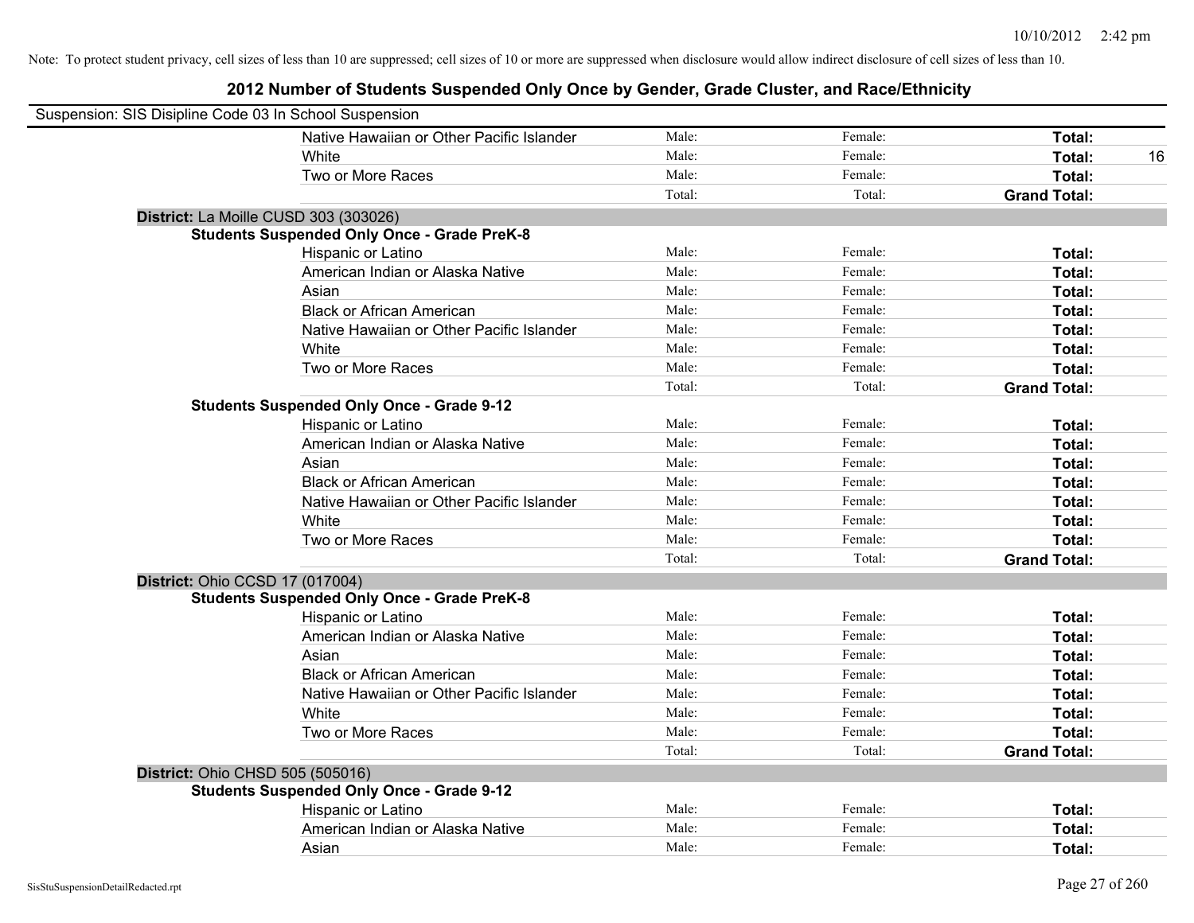Note: To protect student privacy, cell sizes of less than 10 are suppressed; cell sizes of 10 or more are suppressed when disclosure would allow indirect disclosure of cell sizes of less than 10.

# 2012 Number of Students Suspended Only Once by Gender, Grade Cluster, and Race/Ethnicity

Suspension: SIS Disipline Code 03 In School Suspension

| | | | | |
|---|---|---|---|---|
| Native Hawaiian or Other Pacific Islander | Male: | Female: | **Total:** | |
| White | Male: | Female: | **Total:** | 16 |
| Two or More Races | Male: | Female: | **Total:** | |
| | Total: | Total: | **Grand Total:** | |

**District:** La Moille CUSD 303 (303026)

**Students Suspended Only Once - Grade PreK-8**

| | | | | |
|---|---|---|---|---|
| Hispanic or Latino | Male: | Female: | **Total:** | |
| American Indian or Alaska Native | Male: | Female: | **Total:** | |
| Asian | Male: | Female: | **Total:** | |
| Black or African American | Male: | Female: | **Total:** | |
| Native Hawaiian or Other Pacific Islander | Male: | Female: | **Total:** | |
| White | Male: | Female: | **Total:** | |
| Two or More Races | Male: | Female: | **Total:** | |
| | Total: | Total: | **Grand Total:** | |

**Students Suspended Only Once - Grade 9-12**

| | | | | |
|---|---|---|---|---|
| Hispanic or Latino | Male: | Female: | **Total:** | |
| American Indian or Alaska Native | Male: | Female: | **Total:** | |
| Asian | Male: | Female: | **Total:** | |
| Black or African American | Male: | Female: | **Total:** | |
| Native Hawaiian or Other Pacific Islander | Male: | Female: | **Total:** | |
| White | Male: | Female: | **Total:** | |
| Two or More Races | Male: | Female: | **Total:** | |
| | Total: | Total: | **Grand Total:** | |

**District:** Ohio CCSD 17 (017004)

**Students Suspended Only Once - Grade PreK-8**

| | | | | |
|---|---|---|---|---|
| Hispanic or Latino | Male: | Female: | **Total:** | |
| American Indian or Alaska Native | Male: | Female: | **Total:** | |
| Asian | Male: | Female: | **Total:** | |
| Black or African American | Male: | Female: | **Total:** | |
| Native Hawaiian or Other Pacific Islander | Male: | Female: | **Total:** | |
| White | Male: | Female: | **Total:** | |
| Two or More Races | Male: | Female: | **Total:** | |
| | Total: | Total: | **Grand Total:** | |

**District:** Ohio CHSD 505 (505016)

**Students Suspended Only Once - Grade 9-12**

| | | | | |
|---|---|---|---|---|
| Hispanic or Latino | Male: | Female: | **Total:** | |
| American Indian or Alaska Native | Male: | Female: | **Total:** | |
| Asian | Male: | Female: | **Total:** | |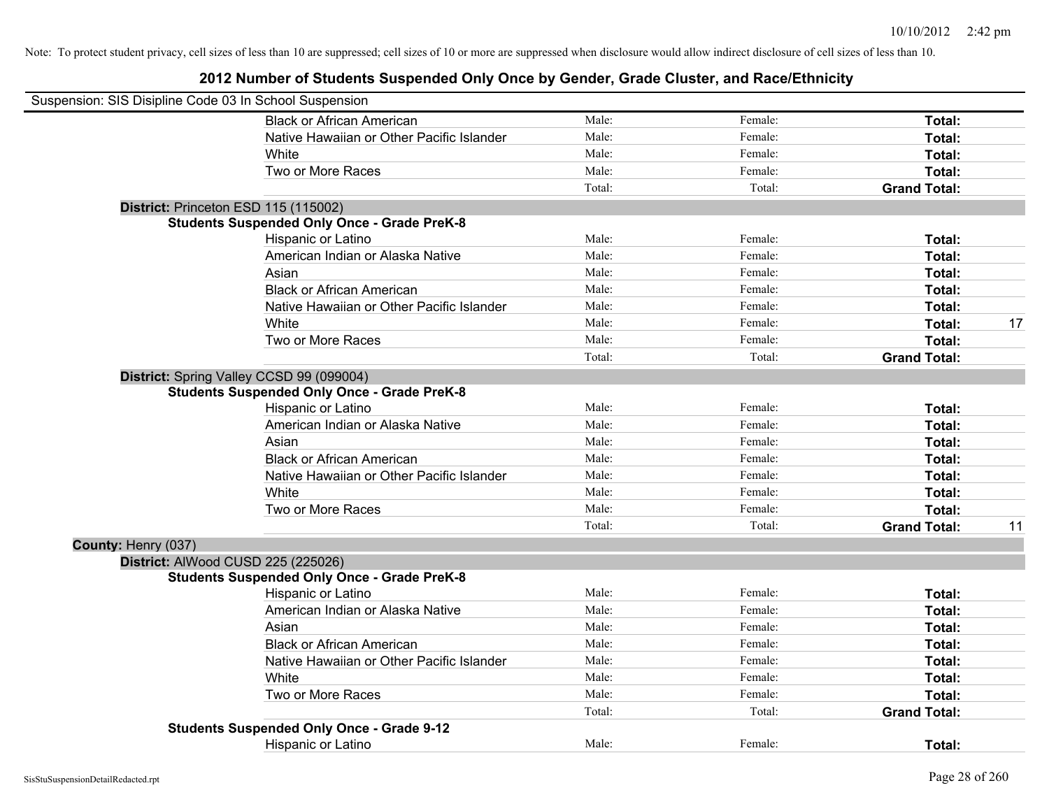Note: To protect student privacy, cell sizes of less than 10 are suppressed; cell sizes of 10 or more are suppressed when disclosure would allow indirect disclosure of cell sizes of less than 10.

## 2012 Number of Students Suspended Only Once by Gender, Grade Cluster, and Race/Ethnicity

Suspension: SIS Disipline Code 03 In School Suspension

| | | | | | |
|---|---|---|---|---|---|
| | Black or African American | Male: | Female: | **Total:** | |
| | Native Hawaiian or Other Pacific Islander | Male: | Female: | **Total:** | |
| | White | Male: | Female: | **Total:** | |
| | Two or More Races | Male: | Female: | **Total:** | |
| | | Total: | Total: | **Grand Total:** | |
| **District:** Princeton ESD 115 (115002) | | | | | |
| **Students Suspended Only Once - Grade PreK-8** | | | | | |
| | Hispanic or Latino | Male: | Female: | **Total:** | |
| | American Indian or Alaska Native | Male: | Female: | **Total:** | |
| | Asian | Male: | Female: | **Total:** | |
| | Black or African American | Male: | Female: | **Total:** | |
| | Native Hawaiian or Other Pacific Islander | Male: | Female: | **Total:** | |
| | White | Male: | Female: | **Total:** | 17 |
| | Two or More Races | Male: | Female: | **Total:** | |
| | | Total: | Total: | **Grand Total:** | |
| **District:** Spring Valley CCSD 99 (099004) | | | | | |
| **Students Suspended Only Once - Grade PreK-8** | | | | | |
| | Hispanic or Latino | Male: | Female: | **Total:** | |
| | American Indian or Alaska Native | Male: | Female: | **Total:** | |
| | Asian | Male: | Female: | **Total:** | |
| | Black or African American | Male: | Female: | **Total:** | |
| | Native Hawaiian or Other Pacific Islander | Male: | Female: | **Total:** | |
| | White | Male: | Female: | **Total:** | |
| | Two or More Races | Male: | Female: | **Total:** | |
| | | Total: | Total: | **Grand Total:** | 11 |
| **County:** Henry (037) | | | | | |
| **District:** AlWood CUSD 225 (225026) | | | | | |
| **Students Suspended Only Once - Grade PreK-8** | | | | | |
| | Hispanic or Latino | Male: | Female: | **Total:** | |
| | American Indian or Alaska Native | Male: | Female: | **Total:** | |
| | Asian | Male: | Female: | **Total:** | |
| | Black or African American | Male: | Female: | **Total:** | |
| | Native Hawaiian or Other Pacific Islander | Male: | Female: | **Total:** | |
| | White | Male: | Female: | **Total:** | |
| | Two or More Races | Male: | Female: | **Total:** | |
| | | Total: | Total: | **Grand Total:** | |
| **Students Suspended Only Once - Grade 9-12** | | | | | |
| | Hispanic or Latino | Male: | Female: | **Total:** | |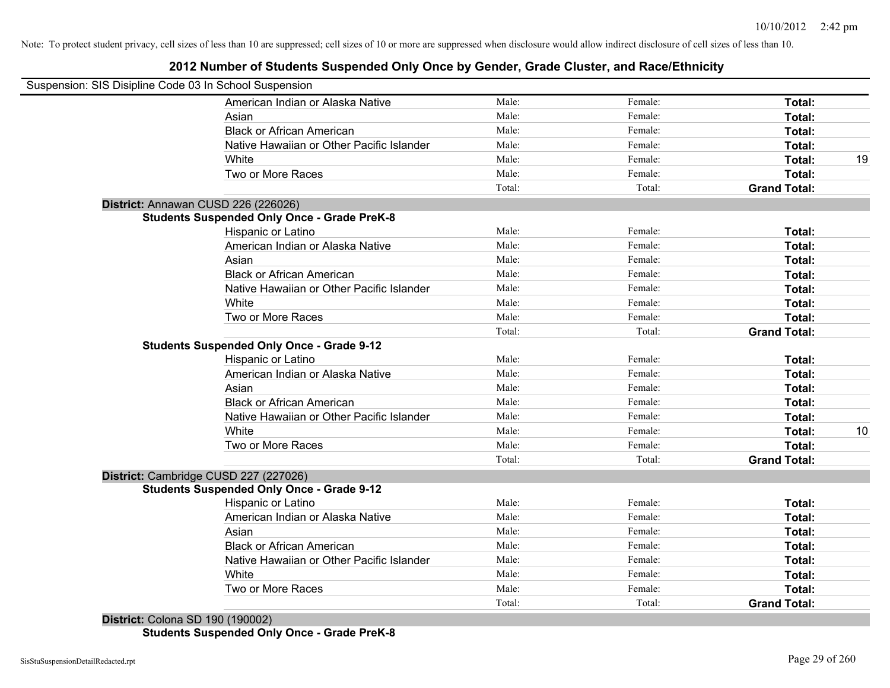Note: To protect student privacy, cell sizes of less than 10 are suppressed; cell sizes of 10 or more are suppressed when disclosure would allow indirect disclosure of cell sizes of less than 10.

# 2012 Number of Students Suspended Only Once by Gender, Grade Cluster, and Race/Ethnicity

Suspension: SIS Disipline Code 03 In School Suspension

| | Male | Female | Total |
|---|---|---|---|
| American Indian or Alaska Native | Male: | Female: | Total: |
| Asian | Male: | Female: | Total: |
| Black or African American | Male: | Female: | Total: |
| Native Hawaiian or Other Pacific Islander | Male: | Female: | Total: |
| White | Male: | Female: | Total: 19 |
| Two or More Races | Male: | Female: | Total: |
| | Total: | Total: | Grand Total: |

**District:** Annawan CUSD 226 (226026)

**Students Suspended Only Once - Grade PreK-8**

| | Male | Female | Total |
|---|---|---|---|
| Hispanic or Latino | Male: | Female: | Total: |
| American Indian or Alaska Native | Male: | Female: | Total: |
| Asian | Male: | Female: | Total: |
| Black or African American | Male: | Female: | Total: |
| Native Hawaiian or Other Pacific Islander | Male: | Female: | Total: |
| White | Male: | Female: | Total: |
| Two or More Races | Male: | Female: | Total: |
| | Total: | Total: | Grand Total: |

**Students Suspended Only Once - Grade 9-12**

| | Male | Female | Total |
|---|---|---|---|
| Hispanic or Latino | Male: | Female: | Total: |
| American Indian or Alaska Native | Male: | Female: | Total: |
| Asian | Male: | Female: | Total: |
| Black or African American | Male: | Female: | Total: |
| Native Hawaiian or Other Pacific Islander | Male: | Female: | Total: |
| White | Male: | Female: | Total: 10 |
| Two or More Races | Male: | Female: | Total: |
| | Total: | Total: | Grand Total: |

**District:** Cambridge CUSD 227 (227026)

**Students Suspended Only Once - Grade 9-12**

| | Male | Female | Total |
|---|---|---|---|
| Hispanic or Latino | Male: | Female: | Total: |
| American Indian or Alaska Native | Male: | Female: | Total: |
| Asian | Male: | Female: | Total: |
| Black or African American | Male: | Female: | Total: |
| Native Hawaiian or Other Pacific Islander | Male: | Female: | Total: |
| White | Male: | Female: | Total: |
| Two or More Races | Male: | Female: | Total: |
| | Total: | Total: | Grand Total: |

**District:** Colona SD 190 (190002)

**Students Suspended Only Once - Grade PreK-8**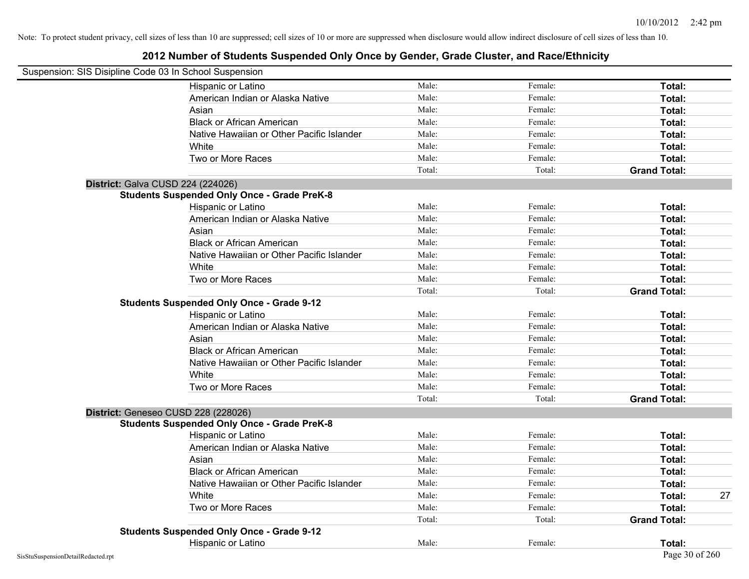Note: To protect student privacy, cell sizes of less than 10 are suppressed; cell sizes of 10 or more are suppressed when disclosure would allow indirect disclosure of cell sizes of less than 10.

# 2012 Number of Students Suspended Only Once by Gender, Grade Cluster, and Race/Ethnicity

Suspension: SIS Disipline Code 03 In School Suspension

| | Male | Female | Total | |
|---|---|---|---|---|
| Hispanic or Latino | Male: | Female: | **Total:** | |
| American Indian or Alaska Native | Male: | Female: | **Total:** | |
| Asian | Male: | Female: | **Total:** | |
| Black or African American | Male: | Female: | **Total:** | |
| Native Hawaiian or Other Pacific Islander | Male: | Female: | **Total:** | |
| White | Male: | Female: | **Total:** | |
| Two or More Races | Male: | Female: | **Total:** | |
| | Total: | Total: | **Grand Total:** | |

**District:** Galva CUSD 224 (224026)

**Students Suspended Only Once - Grade PreK-8**

| | Male | Female | Total | |
|---|---|---|---|---|
| Hispanic or Latino | Male: | Female: | **Total:** | |
| American Indian or Alaska Native | Male: | Female: | **Total:** | |
| Asian | Male: | Female: | **Total:** | |
| Black or African American | Male: | Female: | **Total:** | |
| Native Hawaiian or Other Pacific Islander | Male: | Female: | **Total:** | |
| White | Male: | Female: | **Total:** | |
| Two or More Races | Male: | Female: | **Total:** | |
| | Total: | Total: | **Grand Total:** | |

**Students Suspended Only Once - Grade 9-12**

| | Male | Female | Total | |
|---|---|---|---|---|
| Hispanic or Latino | Male: | Female: | **Total:** | |
| American Indian or Alaska Native | Male: | Female: | **Total:** | |
| Asian | Male: | Female: | **Total:** | |
| Black or African American | Male: | Female: | **Total:** | |
| Native Hawaiian or Other Pacific Islander | Male: | Female: | **Total:** | |
| White | Male: | Female: | **Total:** | |
| Two or More Races | Male: | Female: | **Total:** | |
| | Total: | Total: | **Grand Total:** | |

**District:** Geneseo CUSD 228 (228026)

**Students Suspended Only Once - Grade PreK-8**

| | Male | Female | Total | |
|---|---|---|---|---|
| Hispanic or Latino | Male: | Female: | **Total:** | |
| American Indian or Alaska Native | Male: | Female: | **Total:** | |
| Asian | Male: | Female: | **Total:** | |
| Black or African American | Male: | Female: | **Total:** | |
| Native Hawaiian or Other Pacific Islander | Male: | Female: | **Total:** | |
| White | Male: | Female: | **Total:** | 27 |
| Two or More Races | Male: | Female: | **Total:** | |
| | Total: | Total: | **Grand Total:** | |

**Students Suspended Only Once - Grade 9-12**

| | Male | Female | Total | |
|---|---|---|---|---|
| Hispanic or Latino | Male: | Female: | **Total:** | |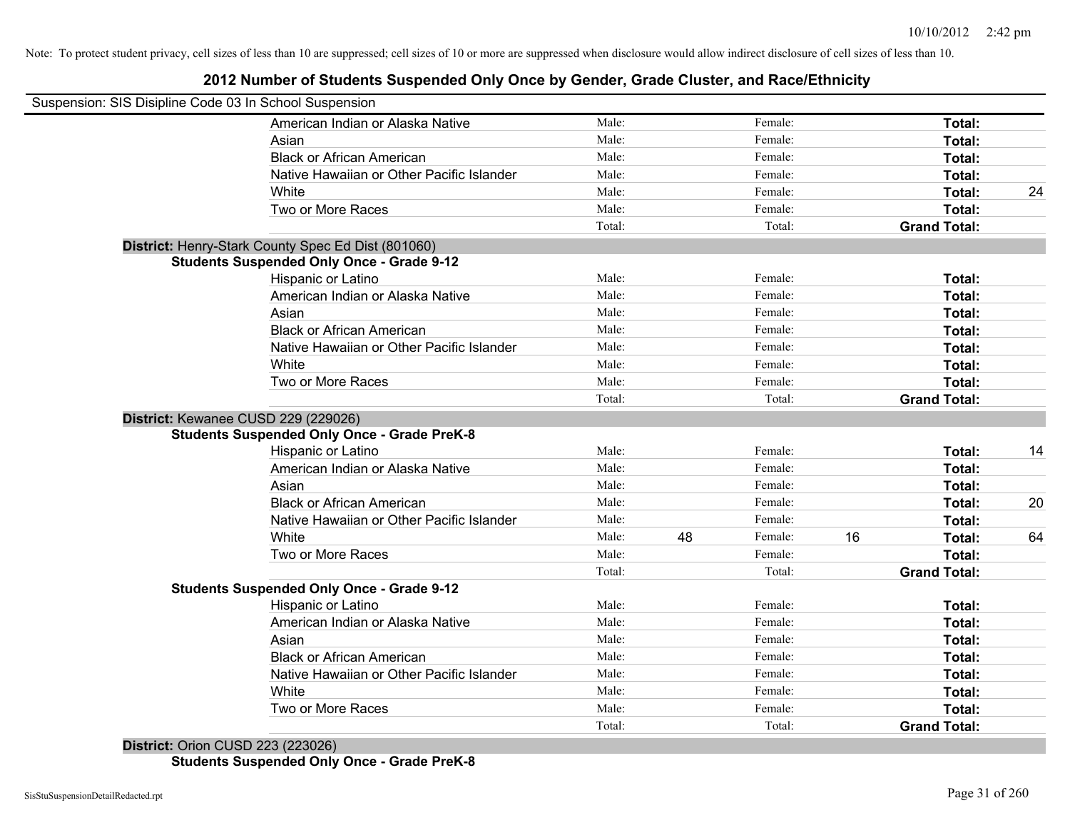Note: To protect student privacy, cell sizes of less than 10 are suppressed; cell sizes of 10 or more are suppressed when disclosure would allow indirect disclosure of cell sizes of less than 10.

# 2012 Number of Students Suspended Only Once by Gender, Grade Cluster, and Race/Ethnicity

Suspension: SIS Disipline Code 03 In School Suspension

| | Race/Ethnicity | Male: | | Female: | | Total: | |
|---|---|---|---|---|---|---|---|
| | American Indian or Alaska Native | Male: | | Female: | | **Total:** | |
| | Asian | Male: | | Female: | | **Total:** | |
| | Black or African American | Male: | | Female: | | **Total:** | |
| | Native Hawaiian or Other Pacific Islander | Male: | | Female: | | **Total:** | |
| | White | Male: | | Female: | | **Total:** | 24 |
| | Two or More Races | Male: | | Female: | | **Total:** | |
| | | Total: | | Total: | | **Grand Total:** | |

**District:** Henry-Stark County Spec Ed Dist (801060)

**Students Suspended Only Once - Grade 9-12**

| Race/Ethnicity | Male: | | Female: | | Total: | |
|---|---|---|---|---|---|---|
| Hispanic or Latino | Male: | | Female: | | **Total:** | |
| American Indian or Alaska Native | Male: | | Female: | | **Total:** | |
| Asian | Male: | | Female: | | **Total:** | |
| Black or African American | Male: | | Female: | | **Total:** | |
| Native Hawaiian or Other Pacific Islander | Male: | | Female: | | **Total:** | |
| White | Male: | | Female: | | **Total:** | |
| Two or More Races | Male: | | Female: | | **Total:** | |
| | Total: | | Total: | | **Grand Total:** | |

**District:** Kewanee CUSD 229 (229026)

**Students Suspended Only Once - Grade PreK-8**

| Race/Ethnicity | Male: | | Female: | | Total: | |
|---|---|---|---|---|---|---|
| Hispanic or Latino | Male: | | Female: | | **Total:** | 14 |
| American Indian or Alaska Native | Male: | | Female: | | **Total:** | |
| Asian | Male: | | Female: | | **Total:** | |
| Black or African American | Male: | | Female: | | **Total:** | 20 |
| Native Hawaiian or Other Pacific Islander | Male: | | Female: | | **Total:** | |
| White | Male: | 48 | Female: | 16 | **Total:** | 64 |
| Two or More Races | Male: | | Female: | | **Total:** | |
| | Total: | | Total: | | **Grand Total:** | |

**Students Suspended Only Once - Grade 9-12**

| Race/Ethnicity | Male: | | Female: | | Total: | |
|---|---|---|---|---|---|---|
| Hispanic or Latino | Male: | | Female: | | **Total:** | |
| American Indian or Alaska Native | Male: | | Female: | | **Total:** | |
| Asian | Male: | | Female: | | **Total:** | |
| Black or African American | Male: | | Female: | | **Total:** | |
| Native Hawaiian or Other Pacific Islander | Male: | | Female: | | **Total:** | |
| White | Male: | | Female: | | **Total:** | |
| Two or More Races | Male: | | Female: | | **Total:** | |
| | Total: | | Total: | | **Grand Total:** | |

**District:** Orion CUSD 223 (223026)

**Students Suspended Only Once - Grade PreK-8**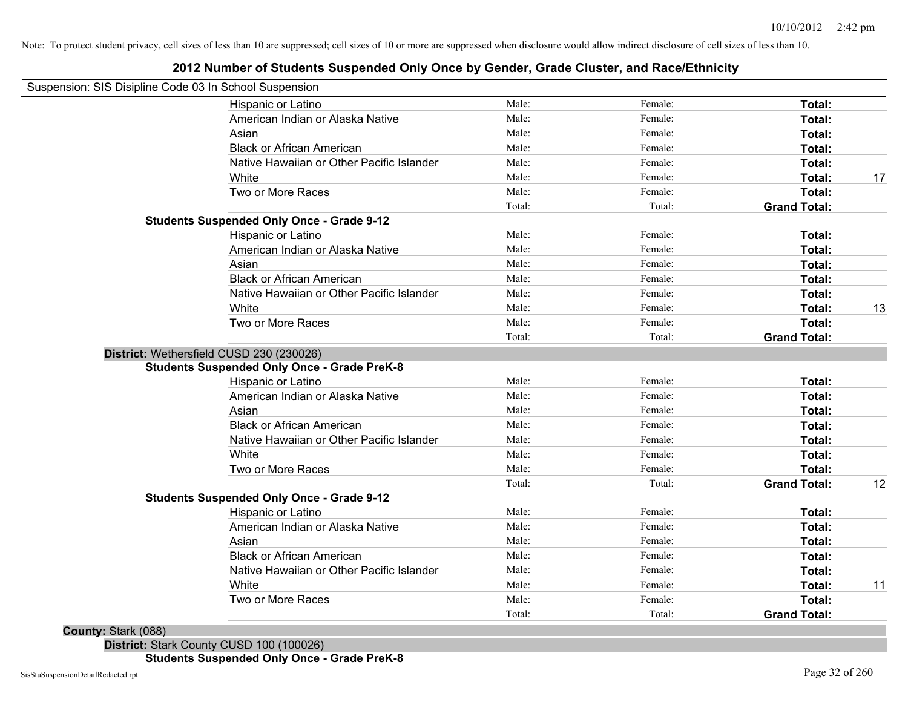Note: To protect student privacy, cell sizes of less than 10 are suppressed; cell sizes of 10 or more are suppressed when disclosure would allow indirect disclosure of cell sizes of less than 10.

## 2012 Number of Students Suspended Only Once by Gender, Grade Cluster, and Race/Ethnicity

Suspension: SIS Disipline Code 03 In School Suspension

| | | | | |
|---|---|---|---|---|
| Hispanic or Latino | Male: | Female: | **Total:** | |
| American Indian or Alaska Native | Male: | Female: | **Total:** | |
| Asian | Male: | Female: | **Total:** | |
| Black or African American | Male: | Female: | **Total:** | |
| Native Hawaiian or Other Pacific Islander | Male: | Female: | **Total:** | |
| White | Male: | Female: | **Total:** | 17 |
| Two or More Races | Male: | Female: | **Total:** | |
| | Total: | Total: | **Grand Total:** | |

**Students Suspended Only Once - Grade 9-12**

| | | | | |
|---|---|---|---|---|
| Hispanic or Latino | Male: | Female: | **Total:** | |
| American Indian or Alaska Native | Male: | Female: | **Total:** | |
| Asian | Male: | Female: | **Total:** | |
| Black or African American | Male: | Female: | **Total:** | |
| Native Hawaiian or Other Pacific Islander | Male: | Female: | **Total:** | |
| White | Male: | Female: | **Total:** | 13 |
| Two or More Races | Male: | Female: | **Total:** | |
| | Total: | Total: | **Grand Total:** | |

**District:** Wethersfield CUSD 230 (230026)

**Students Suspended Only Once - Grade PreK-8**

| | | | | |
|---|---|---|---|---|
| Hispanic or Latino | Male: | Female: | **Total:** | |
| American Indian or Alaska Native | Male: | Female: | **Total:** | |
| Asian | Male: | Female: | **Total:** | |
| Black or African American | Male: | Female: | **Total:** | |
| Native Hawaiian or Other Pacific Islander | Male: | Female: | **Total:** | |
| White | Male: | Female: | **Total:** | |
| Two or More Races | Male: | Female: | **Total:** | |
| | Total: | Total: | **Grand Total:** | 12 |

**Students Suspended Only Once - Grade 9-12**

| | | | | |
|---|---|---|---|---|
| Hispanic or Latino | Male: | Female: | **Total:** | |
| American Indian or Alaska Native | Male: | Female: | **Total:** | |
| Asian | Male: | Female: | **Total:** | |
| Black or African American | Male: | Female: | **Total:** | |
| Native Hawaiian or Other Pacific Islander | Male: | Female: | **Total:** | |
| White | Male: | Female: | **Total:** | 11 |
| Two or More Races | Male: | Female: | **Total:** | |
| | Total: | Total: | **Grand Total:** | |

**County:** Stark (088)

**District:** Stark County CUSD 100 (100026)

**Students Suspended Only Once - Grade PreK-8**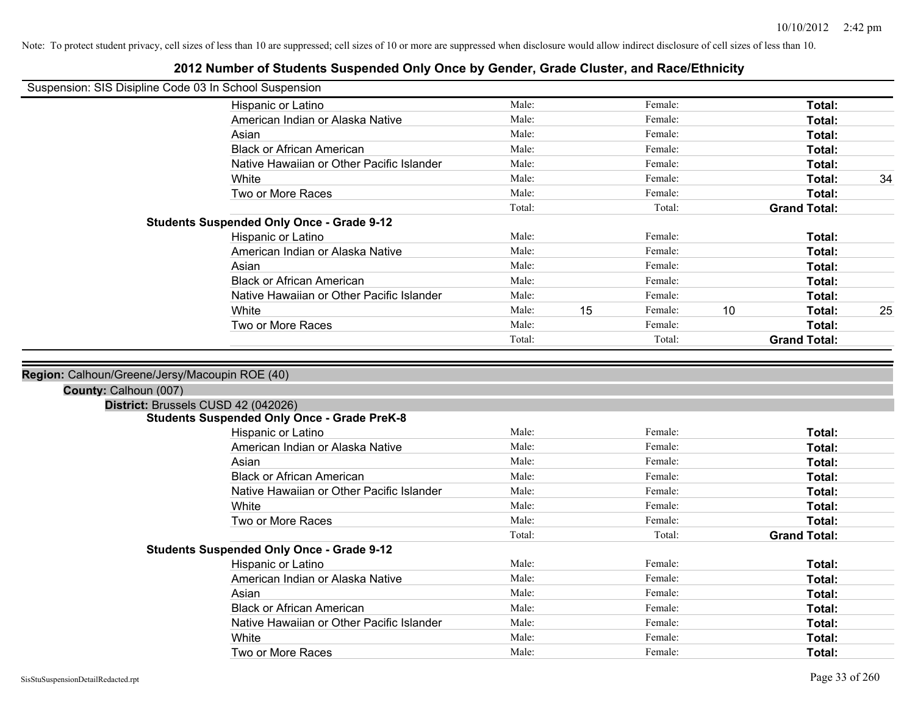Note: To protect student privacy, cell sizes of less than 10 are suppressed; cell sizes of 10 or more are suppressed when disclosure would allow indirect disclosure of cell sizes of less than 10.

## 2012 Number of Students Suspended Only Once by Gender, Grade Cluster, and Race/Ethnicity

Suspension: SIS Disipline Code 03 In School Suspension

| | Male: | | Female: | | | |
|---|---|---|---|---|---|---|
| Hispanic or Latino | Male: | | Female: | | **Total:** | |
| American Indian or Alaska Native | Male: | | Female: | | **Total:** | |
| Asian | Male: | | Female: | | **Total:** | |
| Black or African American | Male: | | Female: | | **Total:** | |
| Native Hawaiian or Other Pacific Islander | Male: | | Female: | | **Total:** | |
| White | Male: | | Female: | | **Total:** | 34 |
| Two or More Races | Male: | | Female: | | **Total:** | |
| | Total: | | Total: | | **Grand Total:** | |

**Students Suspended Only Once - Grade 9-12**

| | | | | | | |
|---|---|---|---|---|---|---|
| Hispanic or Latino | Male: | | Female: | | **Total:** | |
| American Indian or Alaska Native | Male: | | Female: | | **Total:** | |
| Asian | Male: | | Female: | | **Total:** | |
| Black or African American | Male: | | Female: | | **Total:** | |
| Native Hawaiian or Other Pacific Islander | Male: | | Female: | | **Total:** | |
| White | Male: | 15 | Female: | 10 | **Total:** | 25 |
| Two or More Races | Male: | | Female: | | **Total:** | |
| | Total: | | Total: | | **Grand Total:** | |

**Region:** Calhoun/Greene/Jersy/Macoupin ROE (40)

**County:** Calhoun (007)

**District:** Brussels CUSD 42 (042026)

**Students Suspended Only Once - Grade PreK-8**

| | | | | | | |
|---|---|---|---|---|---|---|
| Hispanic or Latino | Male: | | Female: | | **Total:** | |
| American Indian or Alaska Native | Male: | | Female: | | **Total:** | |
| Asian | Male: | | Female: | | **Total:** | |
| Black or African American | Male: | | Female: | | **Total:** | |
| Native Hawaiian or Other Pacific Islander | Male: | | Female: | | **Total:** | |
| White | Male: | | Female: | | **Total:** | |
| Two or More Races | Male: | | Female: | | **Total:** | |
| | Total: | | Total: | | **Grand Total:** | |

**Students Suspended Only Once - Grade 9-12**

| | | | | | | |
|---|---|---|---|---|---|---|
| Hispanic or Latino | Male: | | Female: | | **Total:** | |
| American Indian or Alaska Native | Male: | | Female: | | **Total:** | |
| Asian | Male: | | Female: | | **Total:** | |
| Black or African American | Male: | | Female: | | **Total:** | |
| Native Hawaiian or Other Pacific Islander | Male: | | Female: | | **Total:** | |
| White | Male: | | Female: | | **Total:** | |
| Two or More Races | Male: | | Female: | | **Total:** | |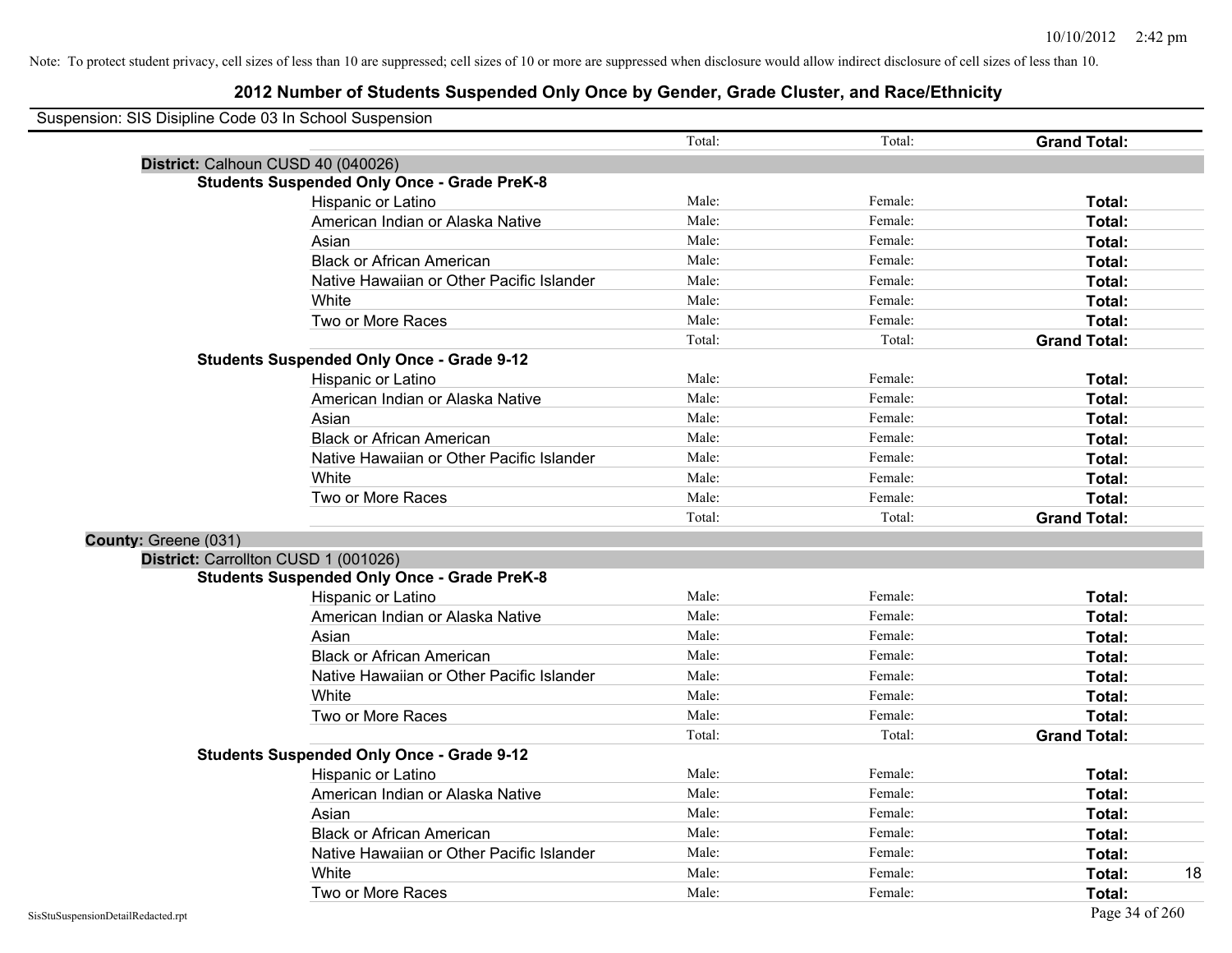Note: To protect student privacy, cell sizes of less than 10 are suppressed; cell sizes of 10 or more are suppressed when disclosure would allow indirect disclosure of cell sizes of less than 10.

# 2012 Number of Students Suspended Only Once by Gender, Grade Cluster, and Race/Ethnicity

Suspension: SIS Disipline Code 03 In School Suspension

| | | Total: | Total: | Grand Total: | |
|---|---|---|---|---|---|
| **District:** Calhoun CUSD 40 (040026) | | | | | |
| **Students Suspended Only Once - Grade PreK-8** | | | | | |
| | Hispanic or Latino | Male: | Female: | **Total:** | |
| | American Indian or Alaska Native | Male: | Female: | **Total:** | |
| | Asian | Male: | Female: | **Total:** | |
| | Black or African American | Male: | Female: | **Total:** | |
| | Native Hawaiian or Other Pacific Islander | Male: | Female: | **Total:** | |
| | White | Male: | Female: | **Total:** | |
| | Two or More Races | Male: | Female: | **Total:** | |
| | | Total: | Total: | **Grand Total:** | |
| **Students Suspended Only Once - Grade 9-12** | | | | | |
| | Hispanic or Latino | Male: | Female: | **Total:** | |
| | American Indian or Alaska Native | Male: | Female: | **Total:** | |
| | Asian | Male: | Female: | **Total:** | |
| | Black or African American | Male: | Female: | **Total:** | |
| | Native Hawaiian or Other Pacific Islander | Male: | Female: | **Total:** | |
| | White | Male: | Female: | **Total:** | |
| | Two or More Races | Male: | Female: | **Total:** | |
| | | Total: | Total: | **Grand Total:** | |
| **County:** Greene (031) | | | | | |
| **District:** Carrollton CUSD 1 (001026) | | | | | |
| **Students Suspended Only Once - Grade PreK-8** | | | | | |
| | Hispanic or Latino | Male: | Female: | **Total:** | |
| | American Indian or Alaska Native | Male: | Female: | **Total:** | |
| | Asian | Male: | Female: | **Total:** | |
| | Black or African American | Male: | Female: | **Total:** | |
| | Native Hawaiian or Other Pacific Islander | Male: | Female: | **Total:** | |
| | White | Male: | Female: | **Total:** | |
| | Two or More Races | Male: | Female: | **Total:** | |
| | | Total: | Total: | **Grand Total:** | |
| **Students Suspended Only Once - Grade 9-12** | | | | | |
| | Hispanic or Latino | Male: | Female: | **Total:** | |
| | American Indian or Alaska Native | Male: | Female: | **Total:** | |
| | Asian | Male: | Female: | **Total:** | |
| | Black or African American | Male: | Female: | **Total:** | |
| | Native Hawaiian or Other Pacific Islander | Male: | Female: | **Total:** | |
| | White | Male: | Female: | **Total:** | 18 |
| | Two or More Races | Male: | Female: | **Total:** | |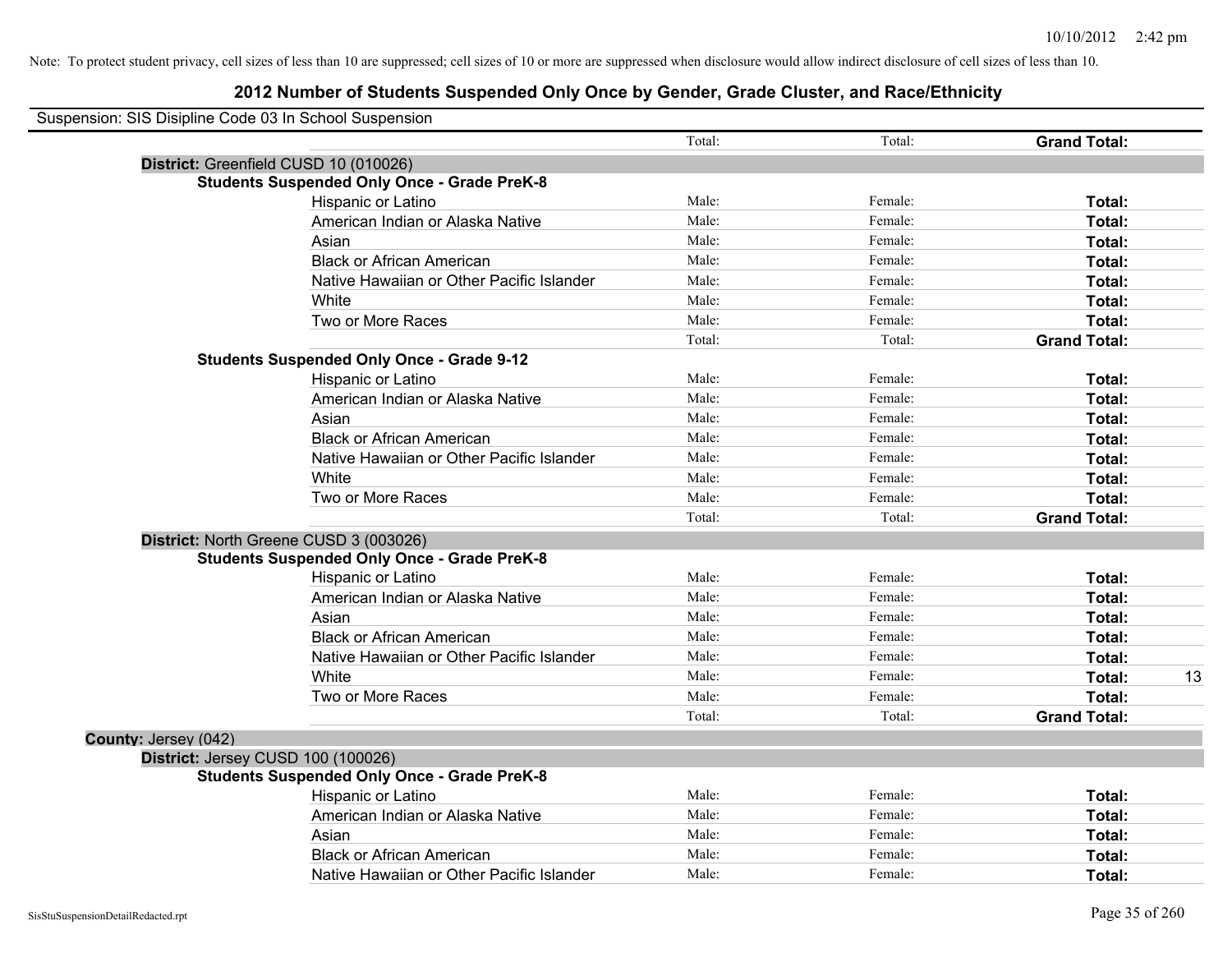Note: To protect student privacy, cell sizes of less than 10 are suppressed; cell sizes of 10 or more are suppressed when disclosure would allow indirect disclosure of cell sizes of less than 10.

## 2012 Number of Students Suspended Only Once by Gender, Grade Cluster, and Race/Ethnicity

Suspension: SIS Disipline Code 03 In School Suspension

| | | | | |
|---|---|---|---|---|
| | Total: | Total: | **Grand Total:** | |
| **District:** Greenfield CUSD 10 (010026) | | | | |
| **Students Suspended Only Once - Grade PreK-8** | | | | |
| Hispanic or Latino | Male: | Female: | **Total:** | |
| American Indian or Alaska Native | Male: | Female: | **Total:** | |
| Asian | Male: | Female: | **Total:** | |
| Black or African American | Male: | Female: | **Total:** | |
| Native Hawaiian or Other Pacific Islander | Male: | Female: | **Total:** | |
| White | Male: | Female: | **Total:** | |
| Two or More Races | Male: | Female: | **Total:** | |
| | Total: | Total: | **Grand Total:** | |
| **Students Suspended Only Once - Grade 9-12** | | | | |
| Hispanic or Latino | Male: | Female: | **Total:** | |
| American Indian or Alaska Native | Male: | Female: | **Total:** | |
| Asian | Male: | Female: | **Total:** | |
| Black or African American | Male: | Female: | **Total:** | |
| Native Hawaiian or Other Pacific Islander | Male: | Female: | **Total:** | |
| White | Male: | Female: | **Total:** | |
| Two or More Races | Male: | Female: | **Total:** | |
| | Total: | Total: | **Grand Total:** | |
| **District:** North Greene CUSD 3 (003026) | | | | |
| **Students Suspended Only Once - Grade PreK-8** | | | | |
| Hispanic or Latino | Male: | Female: | **Total:** | |
| American Indian or Alaska Native | Male: | Female: | **Total:** | |
| Asian | Male: | Female: | **Total:** | |
| Black or African American | Male: | Female: | **Total:** | |
| Native Hawaiian or Other Pacific Islander | Male: | Female: | **Total:** | |
| White | Male: | Female: | **Total:** | 13 |
| Two or More Races | Male: | Female: | **Total:** | |
| | Total: | Total: | **Grand Total:** | |
| **County:** Jersey (042) | | | | |
| **District:** Jersey CUSD 100 (100026) | | | | |
| **Students Suspended Only Once - Grade PreK-8** | | | | |
| Hispanic or Latino | Male: | Female: | **Total:** | |
| American Indian or Alaska Native | Male: | Female: | **Total:** | |
| Asian | Male: | Female: | **Total:** | |
| Black or African American | Male: | Female: | **Total:** | |
| Native Hawaiian or Other Pacific Islander | Male: | Female: | **Total:** | |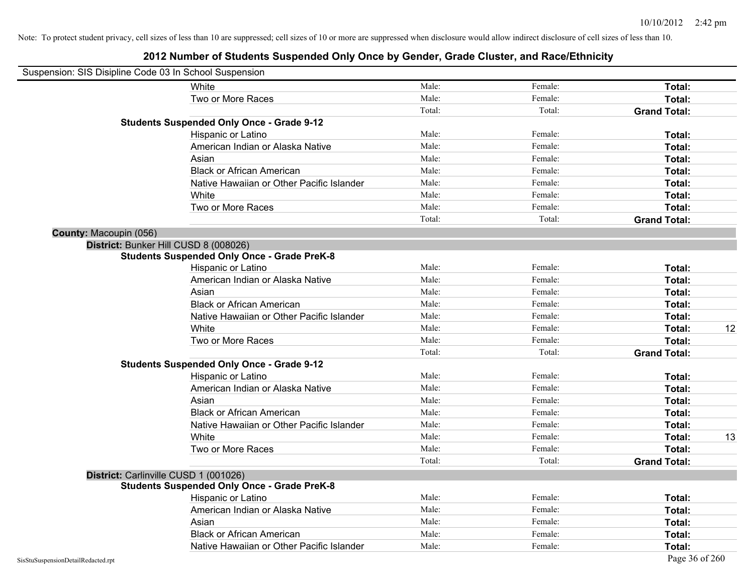Note: To protect student privacy, cell sizes of less than 10 are suppressed; cell sizes of 10 or more are suppressed when disclosure would allow indirect disclosure of cell sizes of less than 10.

## 2012 Number of Students Suspended Only Once by Gender, Grade Cluster, and Race/Ethnicity

Suspension: SIS Disipline Code 03 In School Suspension

| | | | | | |
|---|---|---|---|---|---|
| | White | Male: | Female: | **Total:** | |
| | Two or More Races | Male: | Female: | **Total:** | |
| | | Total: | Total: | **Grand Total:** | |
| **Students Suspended Only Once - Grade 9-12** | | | | | |
| | Hispanic or Latino | Male: | Female: | **Total:** | |
| | American Indian or Alaska Native | Male: | Female: | **Total:** | |
| | Asian | Male: | Female: | **Total:** | |
| | Black or African American | Male: | Female: | **Total:** | |
| | Native Hawaiian or Other Pacific Islander | Male: | Female: | **Total:** | |
| | White | Male: | Female: | **Total:** | |
| | Two or More Races | Male: | Female: | **Total:** | |
| | | Total: | Total: | **Grand Total:** | |

**County:** Macoupin (056)

**District:** Bunker Hill CUSD 8 (008026)

| | | | | | |
|---|---|---|---|---|---|
| **Students Suspended Only Once - Grade PreK-8** | | | | | |
| | Hispanic or Latino | Male: | Female: | **Total:** | |
| | American Indian or Alaska Native | Male: | Female: | **Total:** | |
| | Asian | Male: | Female: | **Total:** | |
| | Black or African American | Male: | Female: | **Total:** | |
| | Native Hawaiian or Other Pacific Islander | Male: | Female: | **Total:** | |
| | White | Male: | Female: | **Total:** | 12 |
| | Two or More Races | Male: | Female: | **Total:** | |
| | | Total: | Total: | **Grand Total:** | |
| **Students Suspended Only Once - Grade 9-12** | | | | | |
| | Hispanic or Latino | Male: | Female: | **Total:** | |
| | American Indian or Alaska Native | Male: | Female: | **Total:** | |
| | Asian | Male: | Female: | **Total:** | |
| | Black or African American | Male: | Female: | **Total:** | |
| | Native Hawaiian or Other Pacific Islander | Male: | Female: | **Total:** | |
| | White | Male: | Female: | **Total:** | 13 |
| | Two or More Races | Male: | Female: | **Total:** | |
| | | Total: | Total: | **Grand Total:** | |

**District:** Carlinville CUSD 1 (001026)

| | | | | | |
|---|---|---|---|---|---|
| **Students Suspended Only Once - Grade PreK-8** | | | | | |
| | Hispanic or Latino | Male: | Female: | **Total:** | |
| | American Indian or Alaska Native | Male: | Female: | **Total:** | |
| | Asian | Male: | Female: | **Total:** | |
| | Black or African American | Male: | Female: | **Total:** | |
| | Native Hawaiian or Other Pacific Islander | Male: | Female: | **Total:** | |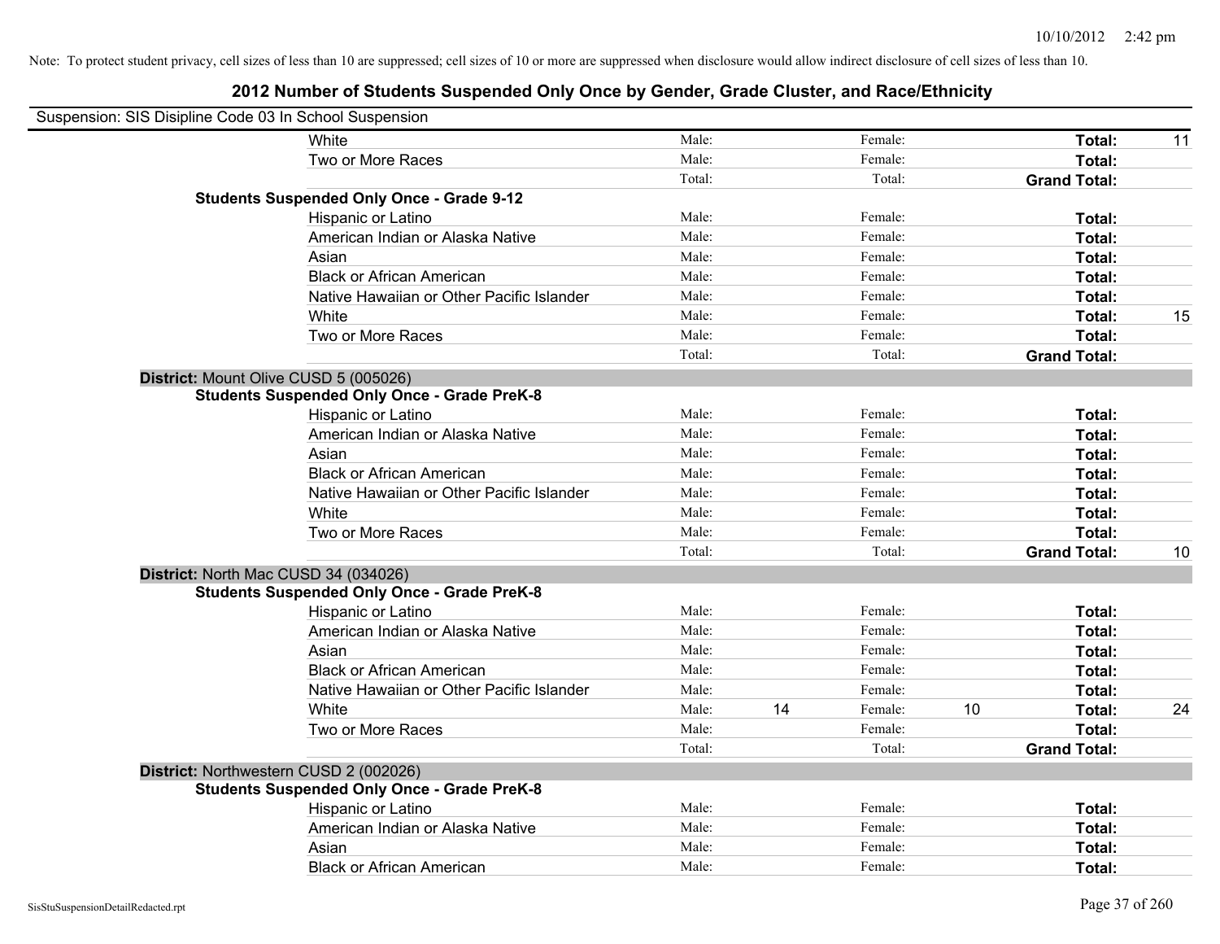Note: To protect student privacy, cell sizes of less than 10 are suppressed; cell sizes of 10 or more are suppressed when disclosure would allow indirect disclosure of cell sizes of less than 10.

## 2012 Number of Students Suspended Only Once by Gender, Grade Cluster, and Race/Ethnicity

Suspension: SIS Disipline Code 03 In School Suspension

| | | | | | | | |
|---|---|---|---|---|---|---|---|
| White | Male: | | Female: | | **Total:** | 11 |
| Two or More Races | Male: | | Female: | | **Total:** | |
| | Total: | | Total: | | **Grand Total:** | |

**Students Suspended Only Once - Grade 9-12**

| | | | | | | |
|---|---|---|---|---|---|---|
| Hispanic or Latino | Male: | | Female: | | **Total:** | |
| American Indian or Alaska Native | Male: | | Female: | | **Total:** | |
| Asian | Male: | | Female: | | **Total:** | |
| Black or African American | Male: | | Female: | | **Total:** | |
| Native Hawaiian or Other Pacific Islander | Male: | | Female: | | **Total:** | |
| White | Male: | | Female: | | **Total:** | 15 |
| Two or More Races | Male: | | Female: | | **Total:** | |
| | Total: | | Total: | | **Grand Total:** | |

**District:** Mount Olive CUSD 5 (005026)

**Students Suspended Only Once - Grade PreK-8**

| | | | | | | |
|---|---|---|---|---|---|---|
| Hispanic or Latino | Male: | | Female: | | **Total:** | |
| American Indian or Alaska Native | Male: | | Female: | | **Total:** | |
| Asian | Male: | | Female: | | **Total:** | |
| Black or African American | Male: | | Female: | | **Total:** | |
| Native Hawaiian or Other Pacific Islander | Male: | | Female: | | **Total:** | |
| White | Male: | | Female: | | **Total:** | |
| Two or More Races | Male: | | Female: | | **Total:** | |
| | Total: | | Total: | | **Grand Total:** | 10 |

**District:** North Mac CUSD 34 (034026)

**Students Suspended Only Once - Grade PreK-8**

| | | | | | | |
|---|---|---|---|---|---|---|
| Hispanic or Latino | Male: | | Female: | | **Total:** | |
| American Indian or Alaska Native | Male: | | Female: | | **Total:** | |
| Asian | Male: | | Female: | | **Total:** | |
| Black or African American | Male: | | Female: | | **Total:** | |
| Native Hawaiian or Other Pacific Islander | Male: | | Female: | | **Total:** | |
| White | Male: | 14 | Female: | 10 | **Total:** | 24 |
| Two or More Races | Male: | | Female: | | **Total:** | |
| | Total: | | Total: | | **Grand Total:** | |

**District:** Northwestern CUSD 2 (002026)

**Students Suspended Only Once - Grade PreK-8**

| | | | | | | |
|---|---|---|---|---|---|---|
| Hispanic or Latino | Male: | | Female: | | **Total:** | |
| American Indian or Alaska Native | Male: | | Female: | | **Total:** | |
| Asian | Male: | | Female: | | **Total:** | |
| Black or African American | Male: | | Female: | | **Total:** | |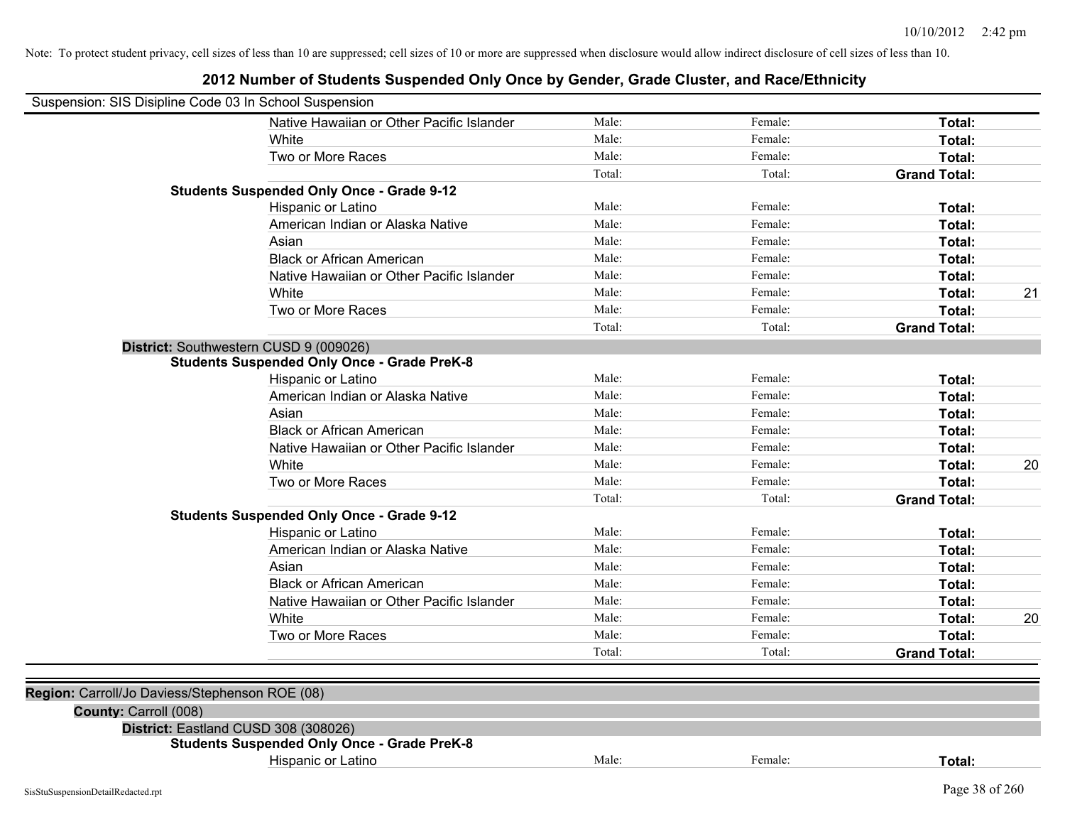Note: To protect student privacy, cell sizes of less than 10 are suppressed; cell sizes of 10 or more are suppressed when disclosure would allow indirect disclosure of cell sizes of less than 10.

# 2012 Number of Students Suspended Only Once by Gender, Grade Cluster, and Race/Ethnicity

Suspension: SIS Disipline Code 03 In School Suspension

| | | | | |
|---|---|---|---|---|
| Native Hawaiian or Other Pacific Islander | Male: | Female: | **Total:** | |
| White | Male: | Female: | **Total:** | |
| Two or More Races | Male: | Female: | **Total:** | |
| | Total: | Total: | **Grand Total:** | |

**Students Suspended Only Once - Grade 9-12**

| | | | | |
|---|---|---|---|---|
| Hispanic or Latino | Male: | Female: | **Total:** | |
| American Indian or Alaska Native | Male: | Female: | **Total:** | |
| Asian | Male: | Female: | **Total:** | |
| Black or African American | Male: | Female: | **Total:** | |
| Native Hawaiian or Other Pacific Islander | Male: | Female: | **Total:** | |
| White | Male: | Female: | **Total:** | 21 |
| Two or More Races | Male: | Female: | **Total:** | |
| | Total: | Total: | **Grand Total:** | |

**District:** Southwestern CUSD 9 (009026)

**Students Suspended Only Once - Grade PreK-8**

| | | | | |
|---|---|---|---|---|
| Hispanic or Latino | Male: | Female: | **Total:** | |
| American Indian or Alaska Native | Male: | Female: | **Total:** | |
| Asian | Male: | Female: | **Total:** | |
| Black or African American | Male: | Female: | **Total:** | |
| Native Hawaiian or Other Pacific Islander | Male: | Female: | **Total:** | |
| White | Male: | Female: | **Total:** | 20 |
| Two or More Races | Male: | Female: | **Total:** | |
| | Total: | Total: | **Grand Total:** | |

**Students Suspended Only Once - Grade 9-12**

| | | | | |
|---|---|---|---|---|
| Hispanic or Latino | Male: | Female: | **Total:** | |
| American Indian or Alaska Native | Male: | Female: | **Total:** | |
| Asian | Male: | Female: | **Total:** | |
| Black or African American | Male: | Female: | **Total:** | |
| Native Hawaiian or Other Pacific Islander | Male: | Female: | **Total:** | |
| White | Male: | Female: | **Total:** | 20 |
| Two or More Races | Male: | Female: | **Total:** | |
| | Total: | Total: | **Grand Total:** | |

**Region:** Carroll/Jo Daviess/Stephenson ROE (08)

**County:** Carroll (008)

**District:** Eastland CUSD 308 (308026)

**Students Suspended Only Once - Grade PreK-8**

| | | | | |
|---|---|---|---|---|
| Hispanic or Latino | Male: | Female: | **Total:** | |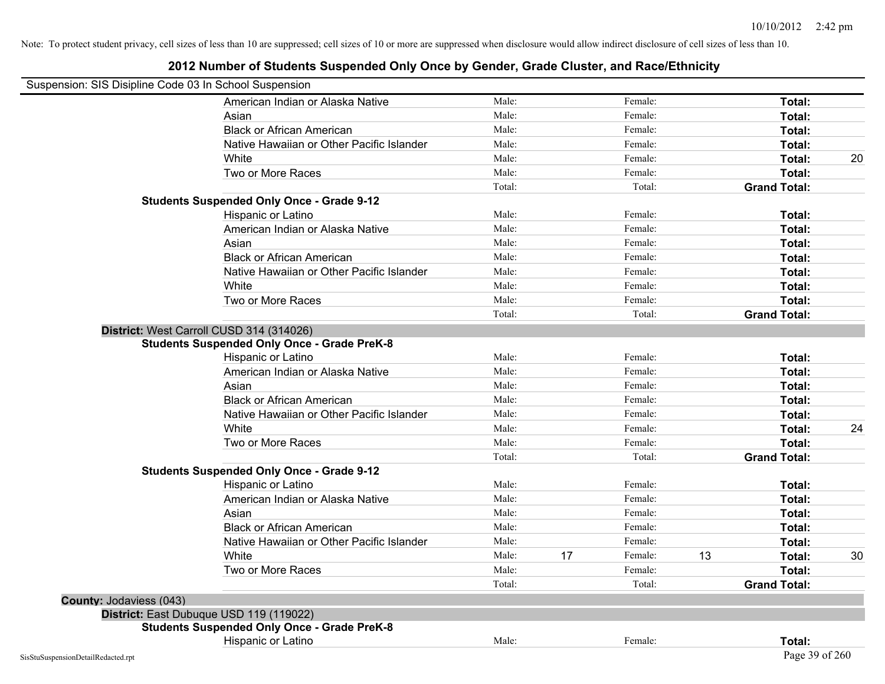Note: To protect student privacy, cell sizes of less than 10 are suppressed; cell sizes of 10 or more are suppressed when disclosure would allow indirect disclosure of cell sizes of less than 10.

## 2012 Number of Students Suspended Only Once by Gender, Grade Cluster, and Race/Ethnicity

Suspension: SIS Disipline Code 03 In School Suspension

| | | | | | | |
|---|---|---|---|---|---|---|
| American Indian or Alaska Native | Male: | | Female: | | Total: | |
| Asian | Male: | | Female: | | Total: | |
| Black or African American | Male: | | Female: | | Total: | |
| Native Hawaiian or Other Pacific Islander | Male: | | Female: | | Total: | |
| White | Male: | | Female: | | Total: | 20 |
| Two or More Races | Male: | | Female: | | Total: | |
| | Total: | | Total: | | Grand Total: | |

**Students Suspended Only Once - Grade 9-12**

| | | | | | | |
|---|---|---|---|---|---|---|
| Hispanic or Latino | Male: | | Female: | | Total: | |
| American Indian or Alaska Native | Male: | | Female: | | Total: | |
| Asian | Male: | | Female: | | Total: | |
| Black or African American | Male: | | Female: | | Total: | |
| Native Hawaiian or Other Pacific Islander | Male: | | Female: | | Total: | |
| White | Male: | | Female: | | Total: | |
| Two or More Races | Male: | | Female: | | Total: | |
| | Total: | | Total: | | Grand Total: | |

**District:** West Carroll CUSD 314 (314026)

**Students Suspended Only Once - Grade PreK-8**

| | | | | | | |
|---|---|---|---|---|---|---|
| Hispanic or Latino | Male: | | Female: | | Total: | |
| American Indian or Alaska Native | Male: | | Female: | | Total: | |
| Asian | Male: | | Female: | | Total: | |
| Black or African American | Male: | | Female: | | Total: | |
| Native Hawaiian or Other Pacific Islander | Male: | | Female: | | Total: | |
| White | Male: | | Female: | | Total: | 24 |
| Two or More Races | Male: | | Female: | | Total: | |
| | Total: | | Total: | | Grand Total: | |

**Students Suspended Only Once - Grade 9-12**

| | | | | | | |
|---|---|---|---|---|---|---|
| Hispanic or Latino | Male: | | Female: | | Total: | |
| American Indian or Alaska Native | Male: | | Female: | | Total: | |
| Asian | Male: | | Female: | | Total: | |
| Black or African American | Male: | | Female: | | Total: | |
| Native Hawaiian or Other Pacific Islander | Male: | | Female: | | Total: | |
| White | Male: | 17 | Female: | 13 | Total: | 30 |
| Two or More Races | Male: | | Female: | | Total: | |
| | Total: | | Total: | | Grand Total: | |

**County:** Jodaviess (043)

**District:** East Dubuque USD 119 (119022)

**Students Suspended Only Once - Grade PreK-8**

| | | | | | | |
|---|---|---|---|---|---|---|
| Hispanic or Latino | Male: | | Female: | | Total: | |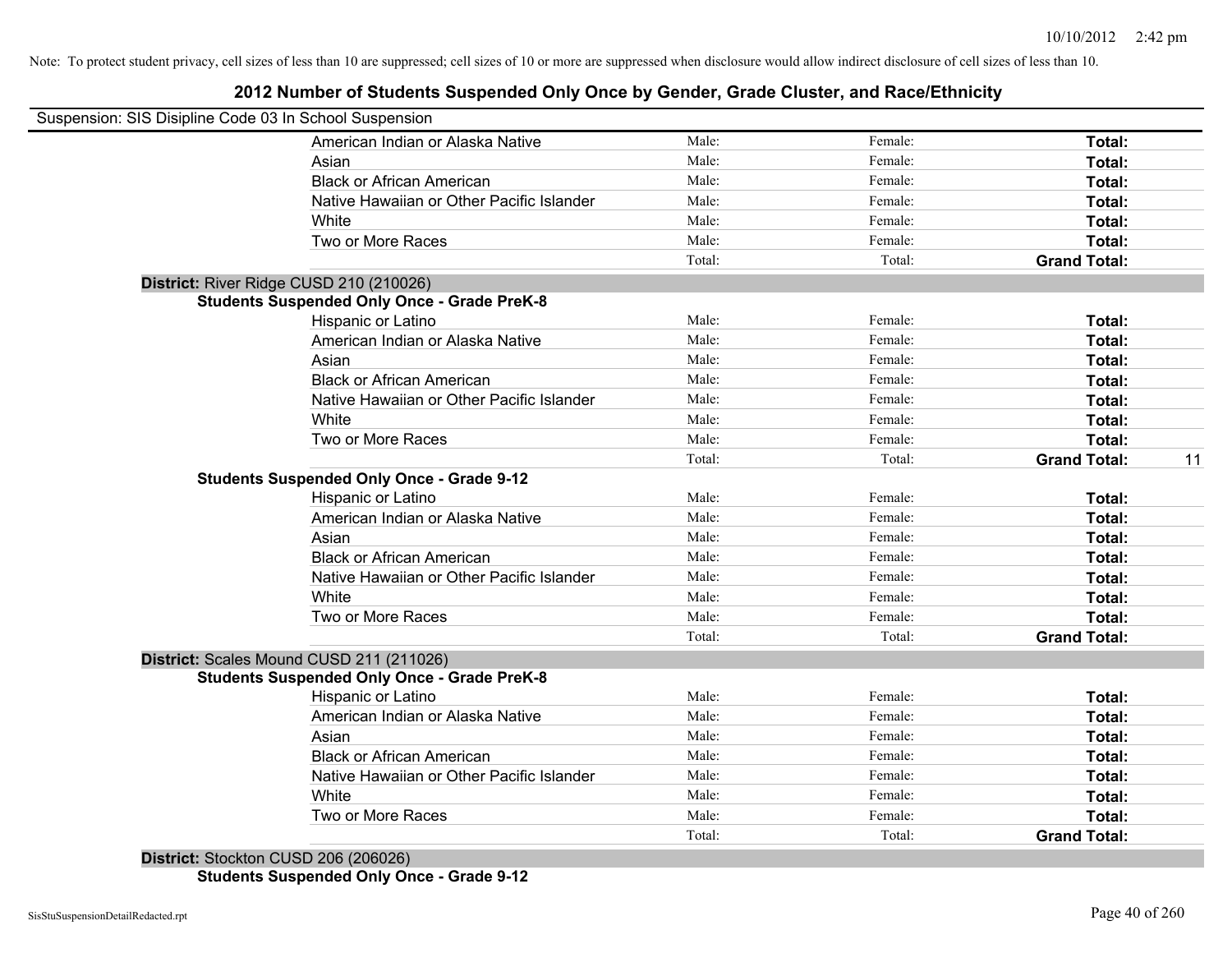Note: To protect student privacy, cell sizes of less than 10 are suppressed; cell sizes of 10 or more are suppressed when disclosure would allow indirect disclosure of cell sizes of less than 10.

## 2012 Number of Students Suspended Only Once by Gender, Grade Cluster, and Race/Ethnicity

Suspension: SIS Disipline Code 03 In School Suspension

| | Male: | Female: | Total: | |
|---|---|---|---|---|
| American Indian or Alaska Native | Male: | Female: | **Total:** | |
| Asian | Male: | Female: | **Total:** | |
| Black or African American | Male: | Female: | **Total:** | |
| Native Hawaiian or Other Pacific Islander | Male: | Female: | **Total:** | |
| White | Male: | Female: | **Total:** | |
| Two or More Races | Male: | Female: | **Total:** | |
| | Total: | Total: | **Grand Total:** | |

**District:** River Ridge CUSD 210 (210026)

**Students Suspended Only Once - Grade PreK-8**

| | | | | |
|---|---|---|---|---|
| Hispanic or Latino | Male: | Female: | **Total:** | |
| American Indian or Alaska Native | Male: | Female: | **Total:** | |
| Asian | Male: | Female: | **Total:** | |
| Black or African American | Male: | Female: | **Total:** | |
| Native Hawaiian or Other Pacific Islander | Male: | Female: | **Total:** | |
| White | Male: | Female: | **Total:** | |
| Two or More Races | Male: | Female: | **Total:** | |
| | Total: | Total: | **Grand Total:** | 11 |

**Students Suspended Only Once - Grade 9-12**

| | | | | |
|---|---|---|---|---|
| Hispanic or Latino | Male: | Female: | **Total:** | |
| American Indian or Alaska Native | Male: | Female: | **Total:** | |
| Asian | Male: | Female: | **Total:** | |
| Black or African American | Male: | Female: | **Total:** | |
| Native Hawaiian or Other Pacific Islander | Male: | Female: | **Total:** | |
| White | Male: | Female: | **Total:** | |
| Two or More Races | Male: | Female: | **Total:** | |
| | Total: | Total: | **Grand Total:** | |

**District:** Scales Mound CUSD 211 (211026)

**Students Suspended Only Once - Grade PreK-8**

| | | | | |
|---|---|---|---|---|
| Hispanic or Latino | Male: | Female: | **Total:** | |
| American Indian or Alaska Native | Male: | Female: | **Total:** | |
| Asian | Male: | Female: | **Total:** | |
| Black or African American | Male: | Female: | **Total:** | |
| Native Hawaiian or Other Pacific Islander | Male: | Female: | **Total:** | |
| White | Male: | Female: | **Total:** | |
| Two or More Races | Male: | Female: | **Total:** | |
| | Total: | Total: | **Grand Total:** | |

**District:** Stockton CUSD 206 (206026)

**Students Suspended Only Once - Grade 9-12**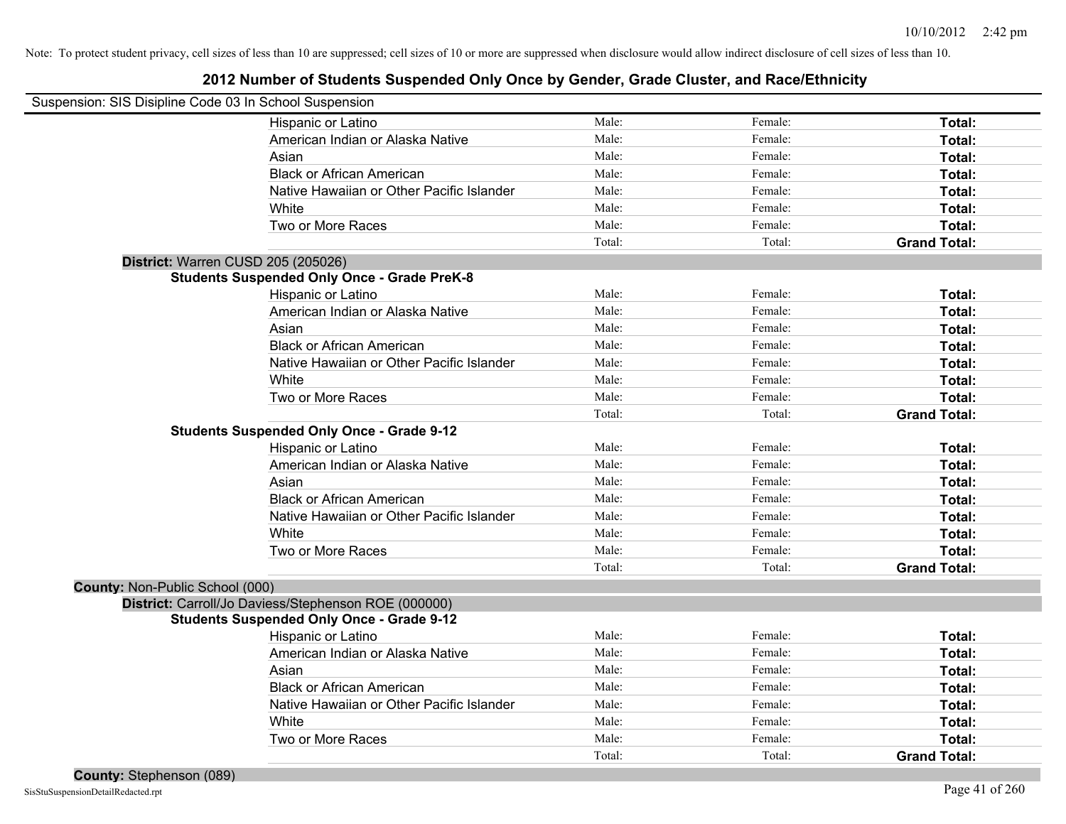Note: To protect student privacy, cell sizes of less than 10 are suppressed; cell sizes of 10 or more are suppressed when disclosure would allow indirect disclosure of cell sizes of less than 10.

# 2012 Number of Students Suspended Only Once by Gender, Grade Cluster, and Race/Ethnicity

Suspension: SIS Disipline Code 03 In School Suspension

| | | | |
|---|---|---|---|
| Hispanic or Latino | Male: | Female: | **Total:** |
| American Indian or Alaska Native | Male: | Female: | **Total:** |
| Asian | Male: | Female: | **Total:** |
| Black or African American | Male: | Female: | **Total:** |
| Native Hawaiian or Other Pacific Islander | Male: | Female: | **Total:** |
| White | Male: | Female: | **Total:** |
| Two or More Races | Male: | Female: | **Total:** |
| | Total: | Total: | **Grand Total:** |

**District:** Warren CUSD 205 (205026)

**Students Suspended Only Once - Grade PreK-8**

| | | | |
|---|---|---|---|
| Hispanic or Latino | Male: | Female: | **Total:** |
| American Indian or Alaska Native | Male: | Female: | **Total:** |
| Asian | Male: | Female: | **Total:** |
| Black or African American | Male: | Female: | **Total:** |
| Native Hawaiian or Other Pacific Islander | Male: | Female: | **Total:** |
| White | Male: | Female: | **Total:** |
| Two or More Races | Male: | Female: | **Total:** |
| | Total: | Total: | **Grand Total:** |

**Students Suspended Only Once - Grade 9-12**

| | | | |
|---|---|---|---|
| Hispanic or Latino | Male: | Female: | **Total:** |
| American Indian or Alaska Native | Male: | Female: | **Total:** |
| Asian | Male: | Female: | **Total:** |
| Black or African American | Male: | Female: | **Total:** |
| Native Hawaiian or Other Pacific Islander | Male: | Female: | **Total:** |
| White | Male: | Female: | **Total:** |
| Two or More Races | Male: | Female: | **Total:** |
| | Total: | Total: | **Grand Total:** |

**County:** Non-Public School (000)

**District:** Carroll/Jo Daviess/Stephenson ROE (000000)

**Students Suspended Only Once - Grade 9-12**

| | | | |
|---|---|---|---|
| Hispanic or Latino | Male: | Female: | **Total:** |
| American Indian or Alaska Native | Male: | Female: | **Total:** |
| Asian | Male: | Female: | **Total:** |
| Black or African American | Male: | Female: | **Total:** |
| Native Hawaiian or Other Pacific Islander | Male: | Female: | **Total:** |
| White | Male: | Female: | **Total:** |
| Two or More Races | Male: | Female: | **Total:** |
| | Total: | Total: | **Grand Total:** |

**County:** Stephenson (089)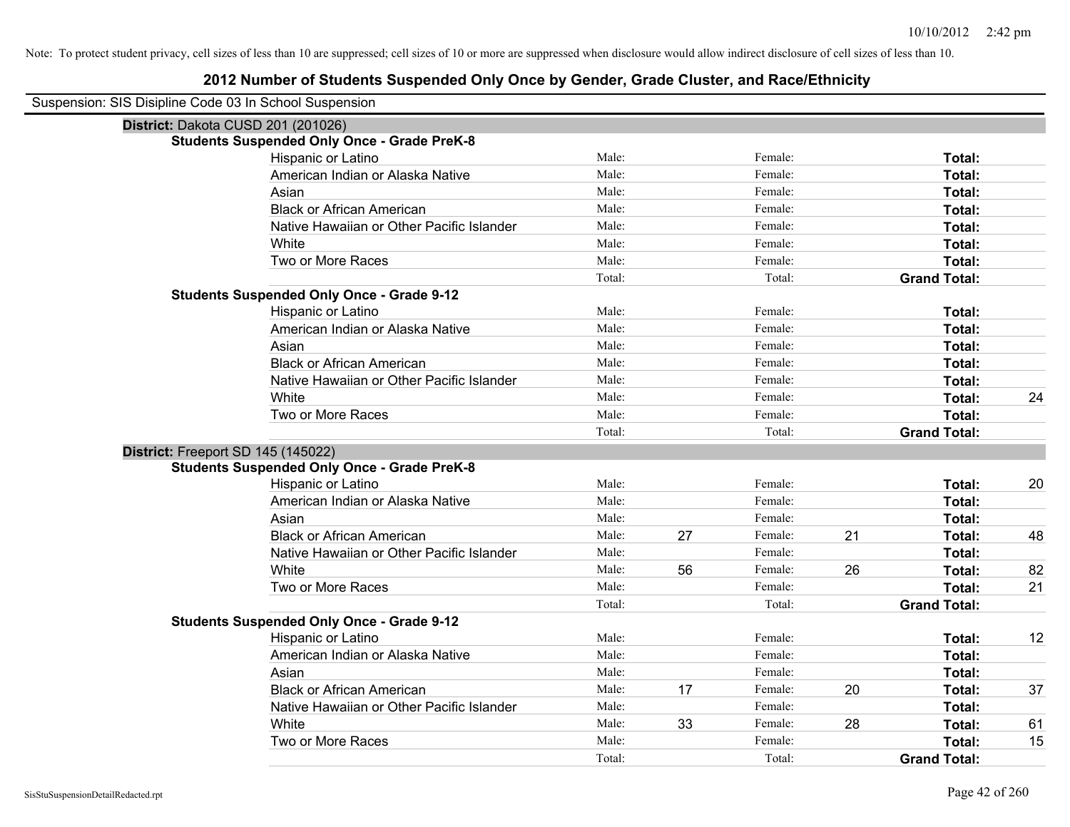Note: To protect student privacy, cell sizes of less than 10 are suppressed; cell sizes of 10 or more are suppressed when disclosure would allow indirect disclosure of cell sizes of less than 10.

# 2012 Number of Students Suspended Only Once by Gender, Grade Cluster, and Race/Ethnicity

Suspension: SIS Disipline Code 03 In School Suspension

## District: Dakota CUSD 201 (201026)

### Students Suspended Only Once - Grade PreK-8

| Race/Ethnicity | Male: | | Female: | | Total: | |
|---|---|---|---|---|---|---|
| Hispanic or Latino | Male: | | Female: | | Total: | |
| American Indian or Alaska Native | Male: | | Female: | | Total: | |
| Asian | Male: | | Female: | | Total: | |
| Black or African American | Male: | | Female: | | Total: | |
| Native Hawaiian or Other Pacific Islander | Male: | | Female: | | Total: | |
| White | Male: | | Female: | | Total: | |
| Two or More Races | Male: | | Female: | | Total: | |
| | Total: | | Total: | | Grand Total: | |

### Students Suspended Only Once - Grade 9-12

| Race/Ethnicity | Male: | | Female: | | Total: | |
|---|---|---|---|---|---|---|
| Hispanic or Latino | Male: | | Female: | | Total: | |
| American Indian or Alaska Native | Male: | | Female: | | Total: | |
| Asian | Male: | | Female: | | Total: | |
| Black or African American | Male: | | Female: | | Total: | |
| Native Hawaiian or Other Pacific Islander | Male: | | Female: | | Total: | |
| White | Male: | | Female: | | Total: | 24 |
| Two or More Races | Male: | | Female: | | Total: | |
| | Total: | | Total: | | Grand Total: | |

## District: Freeport SD 145 (145022)

### Students Suspended Only Once - Grade PreK-8

| Race/Ethnicity | Male: | | Female: | | Total: | |
|---|---|---|---|---|---|---|
| Hispanic or Latino | Male: | | Female: | | Total: | 20 |
| American Indian or Alaska Native | Male: | | Female: | | Total: | |
| Asian | Male: | | Female: | | Total: | |
| Black or African American | Male: | 27 | Female: | 21 | Total: | 48 |
| Native Hawaiian or Other Pacific Islander | Male: | | Female: | | Total: | |
| White | Male: | 56 | Female: | 26 | Total: | 82 |
| Two or More Races | Male: | | Female: | | Total: | 21 |
| | Total: | | Total: | | Grand Total: | |

### Students Suspended Only Once - Grade 9-12

| Race/Ethnicity | Male: | | Female: | | Total: | |
|---|---|---|---|---|---|---|
| Hispanic or Latino | Male: | | Female: | | Total: | 12 |
| American Indian or Alaska Native | Male: | | Female: | | Total: | |
| Asian | Male: | | Female: | | Total: | |
| Black or African American | Male: | 17 | Female: | 20 | Total: | 37 |
| Native Hawaiian or Other Pacific Islander | Male: | | Female: | | Total: | |
| White | Male: | 33 | Female: | 28 | Total: | 61 |
| Two or More Races | Male: | | Female: | | Total: | 15 |
| | Total: | | Total: | | Grand Total: | |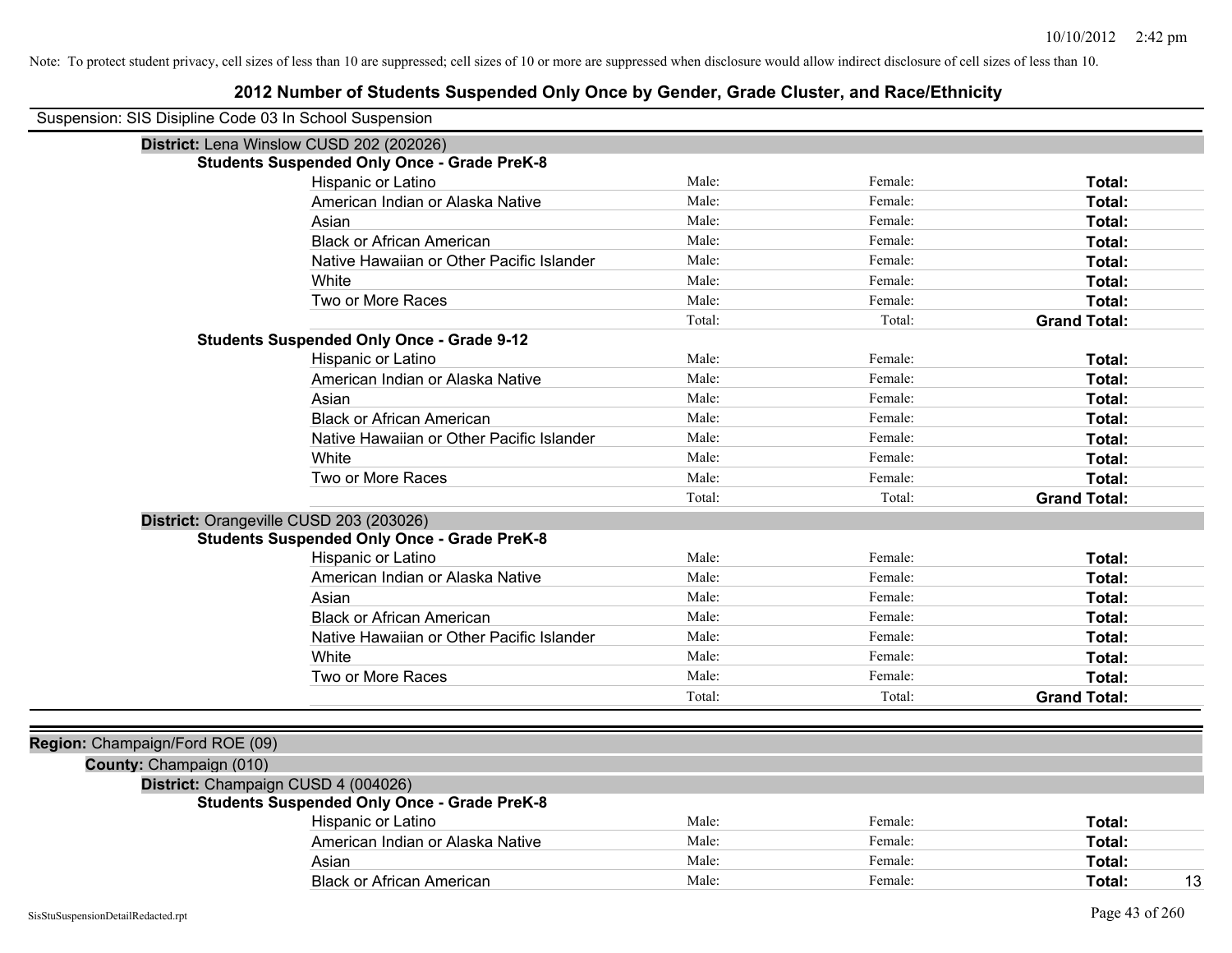Note: To protect student privacy, cell sizes of less than 10 are suppressed; cell sizes of 10 or more are suppressed when disclosure would allow indirect disclosure of cell sizes of less than 10.

# 2012 Number of Students Suspended Only Once by Gender, Grade Cluster, and Race/Ethnicity

Suspension: SIS Disipline Code 03 In School Suspension

**District:** Lena Winslow CUSD 202 (202026)

**Students Suspended Only Once - Grade PreK-8**

| | | | | |
|---|---|---|---|---|
| Hispanic or Latino | Male: | Female: | **Total:** | |
| American Indian or Alaska Native | Male: | Female: | **Total:** | |
| Asian | Male: | Female: | **Total:** | |
| Black or African American | Male: | Female: | **Total:** | |
| Native Hawaiian or Other Pacific Islander | Male: | Female: | **Total:** | |
| White | Male: | Female: | **Total:** | |
| Two or More Races | Male: | Female: | **Total:** | |
| | Total: | Total: | **Grand Total:** | |

**Students Suspended Only Once - Grade 9-12**

| | | | | |
|---|---|---|---|---|
| Hispanic or Latino | Male: | Female: | **Total:** | |
| American Indian or Alaska Native | Male: | Female: | **Total:** | |
| Asian | Male: | Female: | **Total:** | |
| Black or African American | Male: | Female: | **Total:** | |
| Native Hawaiian or Other Pacific Islander | Male: | Female: | **Total:** | |
| White | Male: | Female: | **Total:** | |
| Two or More Races | Male: | Female: | **Total:** | |
| | Total: | Total: | **Grand Total:** | |

**District:** Orangeville CUSD 203 (203026)

**Students Suspended Only Once - Grade PreK-8**

| | | | | |
|---|---|---|---|---|
| Hispanic or Latino | Male: | Female: | **Total:** | |
| American Indian or Alaska Native | Male: | Female: | **Total:** | |
| Asian | Male: | Female: | **Total:** | |
| Black or African American | Male: | Female: | **Total:** | |
| Native Hawaiian or Other Pacific Islander | Male: | Female: | **Total:** | |
| White | Male: | Female: | **Total:** | |
| Two or More Races | Male: | Female: | **Total:** | |
| | Total: | Total: | **Grand Total:** | |

**Region:** Champaign/Ford ROE (09)

**County:** Champaign (010)

**District:** Champaign CUSD 4 (004026)

**Students Suspended Only Once - Grade PreK-8**

| | | | | |
|---|---|---|---|---|
| Hispanic or Latino | Male: | Female: | **Total:** | |
| American Indian or Alaska Native | Male: | Female: | **Total:** | |
| Asian | Male: | Female: | **Total:** | |
| Black or African American | Male: | Female: | **Total:** | 13 |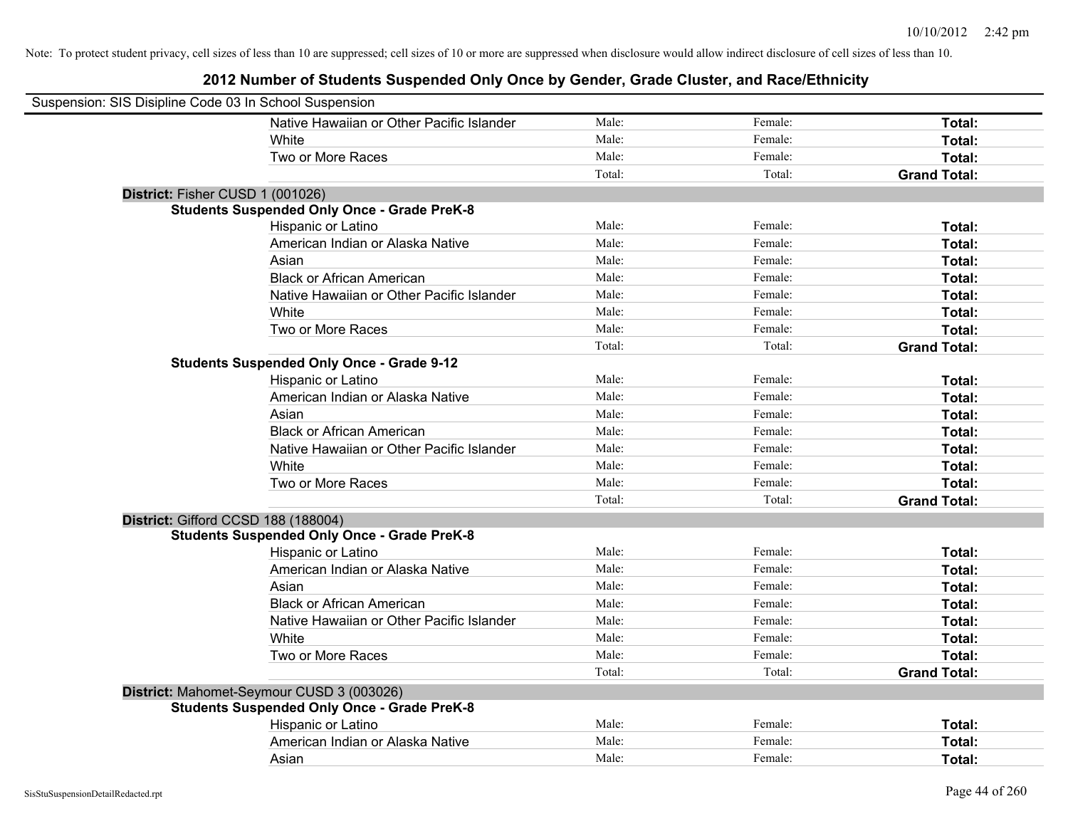Note: To protect student privacy, cell sizes of less than 10 are suppressed; cell sizes of 10 or more are suppressed when disclosure would allow indirect disclosure of cell sizes of less than 10.

## 2012 Number of Students Suspended Only Once by Gender, Grade Cluster, and Race/Ethnicity

Suspension: SIS Disipline Code 03 In School Suspension

| | | | |
|---|---|---|---|
| Native Hawaiian or Other Pacific Islander | Male: | Female: | **Total:** |
| White | Male: | Female: | **Total:** |
| Two or More Races | Male: | Female: | **Total:** |
| | Total: | Total: | **Grand Total:** |

**District:** Fisher CUSD 1 (001026)

**Students Suspended Only Once - Grade PreK-8**

| | | | |
|---|---|---|---|
| Hispanic or Latino | Male: | Female: | **Total:** |
| American Indian or Alaska Native | Male: | Female: | **Total:** |
| Asian | Male: | Female: | **Total:** |
| Black or African American | Male: | Female: | **Total:** |
| Native Hawaiian or Other Pacific Islander | Male: | Female: | **Total:** |
| White | Male: | Female: | **Total:** |
| Two or More Races | Male: | Female: | **Total:** |
| | Total: | Total: | **Grand Total:** |

**Students Suspended Only Once - Grade 9-12**

| | | | |
|---|---|---|---|
| Hispanic or Latino | Male: | Female: | **Total:** |
| American Indian or Alaska Native | Male: | Female: | **Total:** |
| Asian | Male: | Female: | **Total:** |
| Black or African American | Male: | Female: | **Total:** |
| Native Hawaiian or Other Pacific Islander | Male: | Female: | **Total:** |
| White | Male: | Female: | **Total:** |
| Two or More Races | Male: | Female: | **Total:** |
| | Total: | Total: | **Grand Total:** |

**District:** Gifford CCSD 188 (188004)

**Students Suspended Only Once - Grade PreK-8**

| | | | |
|---|---|---|---|
| Hispanic or Latino | Male: | Female: | **Total:** |
| American Indian or Alaska Native | Male: | Female: | **Total:** |
| Asian | Male: | Female: | **Total:** |
| Black or African American | Male: | Female: | **Total:** |
| Native Hawaiian or Other Pacific Islander | Male: | Female: | **Total:** |
| White | Male: | Female: | **Total:** |
| Two or More Races | Male: | Female: | **Total:** |
| | Total: | Total: | **Grand Total:** |

**District:** Mahomet-Seymour CUSD 3 (003026)

**Students Suspended Only Once - Grade PreK-8**

| | | | |
|---|---|---|---|
| Hispanic or Latino | Male: | Female: | **Total:** |
| American Indian or Alaska Native | Male: | Female: | **Total:** |
| Asian | Male: | Female: | **Total:** |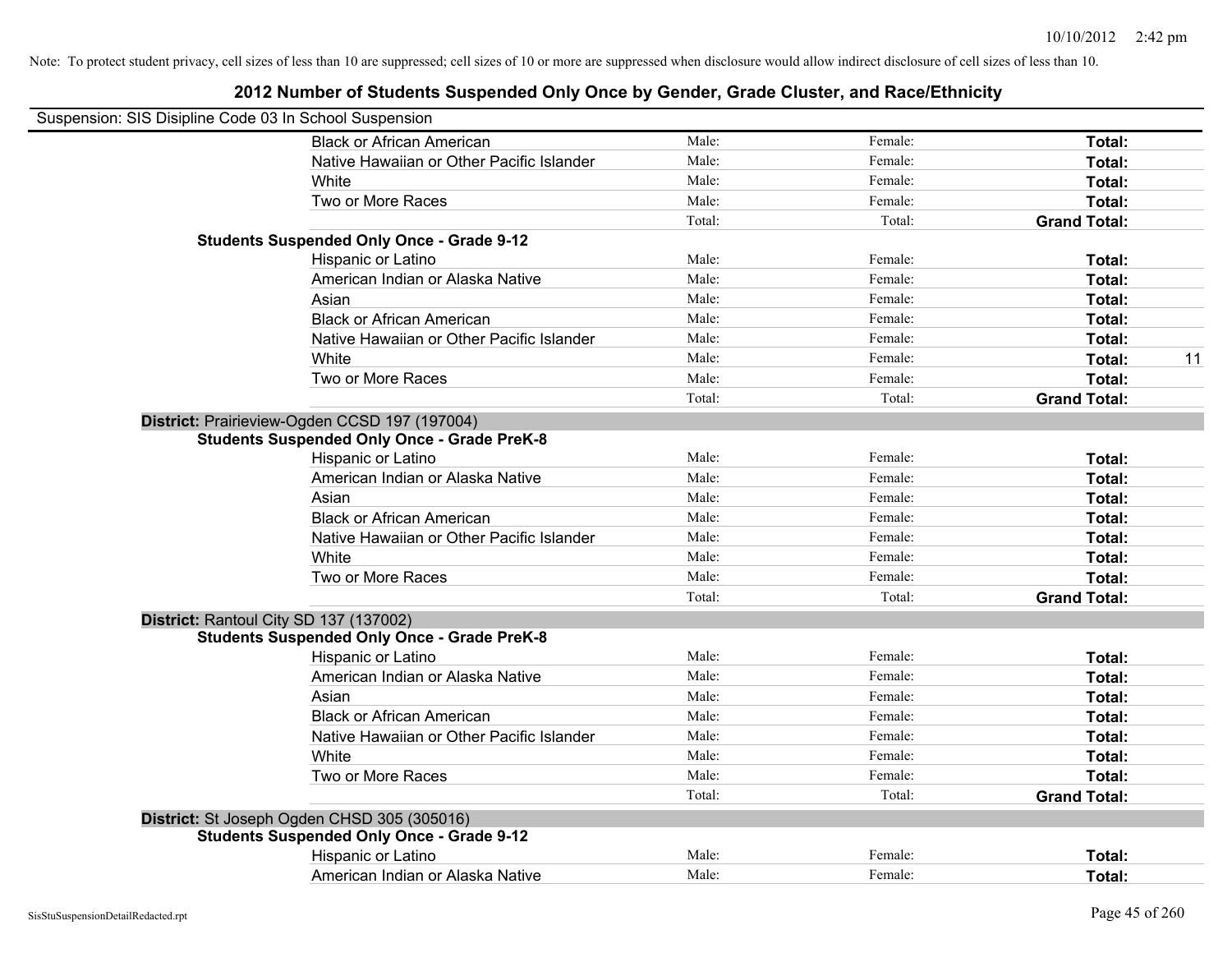Note: To protect student privacy, cell sizes of less than 10 are suppressed; cell sizes of 10 or more are suppressed when disclosure would allow indirect disclosure of cell sizes of less than 10.

# 2012 Number of Students Suspended Only Once by Gender, Grade Cluster, and Race/Ethnicity

Suspension: SIS Disipline Code 03 In School Suspension

| | | | | |
|---|---|---|---|---|
| Black or African American | Male: | Female: | **Total:** | |
| Native Hawaiian or Other Pacific Islander | Male: | Female: | **Total:** | |
| White | Male: | Female: | **Total:** | |
| Two or More Races | Male: | Female: | **Total:** | |
| | Total: | Total: | **Grand Total:** | |
| **Students Suspended Only Once - Grade 9-12** | | | | |
| Hispanic or Latino | Male: | Female: | **Total:** | |
| American Indian or Alaska Native | Male: | Female: | **Total:** | |
| Asian | Male: | Female: | **Total:** | |
| Black or African American | Male: | Female: | **Total:** | |
| Native Hawaiian or Other Pacific Islander | Male: | Female: | **Total:** | |
| White | Male: | Female: | **Total:** | 11 |
| Two or More Races | Male: | Female: | **Total:** | |
| | Total: | Total: | **Grand Total:** | |

**District:** Prairieview-Ogden CCSD 197 (197004)

| | | | | |
|---|---|---|---|---|
| **Students Suspended Only Once - Grade PreK-8** | | | | |
| Hispanic or Latino | Male: | Female: | **Total:** | |
| American Indian or Alaska Native | Male: | Female: | **Total:** | |
| Asian | Male: | Female: | **Total:** | |
| Black or African American | Male: | Female: | **Total:** | |
| Native Hawaiian or Other Pacific Islander | Male: | Female: | **Total:** | |
| White | Male: | Female: | **Total:** | |
| Two or More Races | Male: | Female: | **Total:** | |
| | Total: | Total: | **Grand Total:** | |

**District:** Rantoul City SD 137 (137002)

| | | | | |
|---|---|---|---|---|
| **Students Suspended Only Once - Grade PreK-8** | | | | |
| Hispanic or Latino | Male: | Female: | **Total:** | |
| American Indian or Alaska Native | Male: | Female: | **Total:** | |
| Asian | Male: | Female: | **Total:** | |
| Black or African American | Male: | Female: | **Total:** | |
| Native Hawaiian or Other Pacific Islander | Male: | Female: | **Total:** | |
| White | Male: | Female: | **Total:** | |
| Two or More Races | Male: | Female: | **Total:** | |
| | Total: | Total: | **Grand Total:** | |

**District:** St Joseph Ogden CHSD 305 (305016)

| | | | | |
|---|---|---|---|---|
| **Students Suspended Only Once - Grade 9-12** | | | | |
| Hispanic or Latino | Male: | Female: | **Total:** | |
| American Indian or Alaska Native | Male: | Female: | **Total:** | |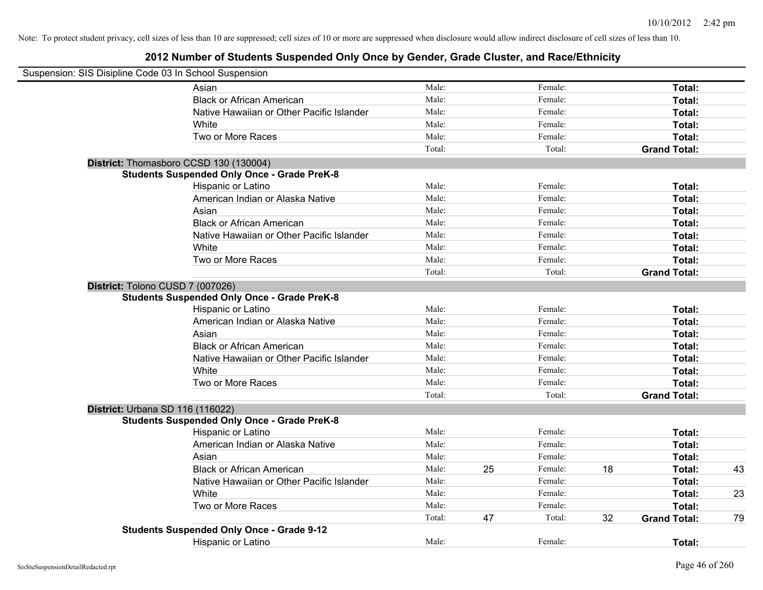Note: To protect student privacy, cell sizes of less than 10 are suppressed; cell sizes of 10 or more are suppressed when disclosure would allow indirect disclosure of cell sizes of less than 10.

# 2012 Number of Students Suspended Only Once by Gender, Grade Cluster, and Race/Ethnicity

Suspension: SIS Disipline Code 03 In School Suspension

| | | | | | | |
|---|---|---|---|---|---|---|
| Asian | Male: | | Female: | | **Total:** | |
| Black or African American | Male: | | Female: | | **Total:** | |
| Native Hawaiian or Other Pacific Islander | Male: | | Female: | | **Total:** | |
| White | Male: | | Female: | | **Total:** | |
| Two or More Races | Male: | | Female: | | **Total:** | |
| | Total: | | Total: | | **Grand Total:** | |

**District:** Thomasboro CCSD 130 (130004)

**Students Suspended Only Once - Grade PreK-8**

| | | | | | | |
|---|---|---|---|---|---|---|
| Hispanic or Latino | Male: | | Female: | | **Total:** | |
| American Indian or Alaska Native | Male: | | Female: | | **Total:** | |
| Asian | Male: | | Female: | | **Total:** | |
| Black or African American | Male: | | Female: | | **Total:** | |
| Native Hawaiian or Other Pacific Islander | Male: | | Female: | | **Total:** | |
| White | Male: | | Female: | | **Total:** | |
| Two or More Races | Male: | | Female: | | **Total:** | |
| | Total: | | Total: | | **Grand Total:** | |

**District:** Tolono CUSD 7 (007026)

**Students Suspended Only Once - Grade PreK-8**

| | | | | | | |
|---|---|---|---|---|---|---|
| Hispanic or Latino | Male: | | Female: | | **Total:** | |
| American Indian or Alaska Native | Male: | | Female: | | **Total:** | |
| Asian | Male: | | Female: | | **Total:** | |
| Black or African American | Male: | | Female: | | **Total:** | |
| Native Hawaiian or Other Pacific Islander | Male: | | Female: | | **Total:** | |
| White | Male: | | Female: | | **Total:** | |
| Two or More Races | Male: | | Female: | | **Total:** | |
| | Total: | | Total: | | **Grand Total:** | |

**District:** Urbana SD 116 (116022)

**Students Suspended Only Once - Grade PreK-8**

| | | | | | | |
|---|---|---|---|---|---|---|
| Hispanic or Latino | Male: | | Female: | | **Total:** | |
| American Indian or Alaska Native | Male: | | Female: | | **Total:** | |
| Asian | Male: | | Female: | | **Total:** | |
| Black or African American | Male: | 25 | Female: | 18 | **Total:** | 43 |
| Native Hawaiian or Other Pacific Islander | Male: | | Female: | | **Total:** | |
| White | Male: | | Female: | | **Total:** | 23 |
| Two or More Races | Male: | | Female: | | **Total:** | |
| | Total: | 47 | Total: | 32 | **Grand Total:** | 79 |

**Students Suspended Only Once - Grade 9-12**

| | | | | | | |
|---|---|---|---|---|---|---|
| Hispanic or Latino | Male: | | Female: | | **Total:** | |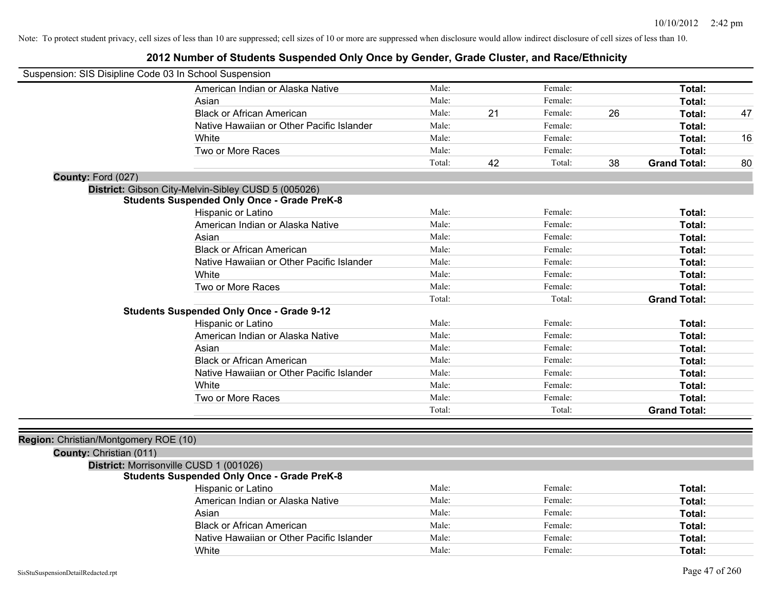Note: To protect student privacy, cell sizes of less than 10 are suppressed; cell sizes of 10 or more are suppressed when disclosure would allow indirect disclosure of cell sizes of less than 10.

# 2012 Number of Students Suspended Only Once by Gender, Grade Cluster, and Race/Ethnicity

Suspension: SIS Disipline Code 03 In School Suspension

| | Male: | | Female: | | | |
|---|---|---|---|---|---|---|
| American Indian or Alaska Native | Male: | | Female: | | **Total:** | |
| Asian | Male: | | Female: | | **Total:** | |
| Black or African American | Male: | 21 | Female: | 26 | **Total:** | 47 |
| Native Hawaiian or Other Pacific Islander | Male: | | Female: | | **Total:** | |
| White | Male: | | Female: | | **Total:** | 16 |
| Two or More Races | Male: | | Female: | | **Total:** | |
| | Total: | 42 | Total: | 38 | **Grand Total:** | 80 |

**County:** Ford (027)

**District:** Gibson City-Melvin-Sibley CUSD 5 (005026)

**Students Suspended Only Once - Grade PreK-8**

| | | | | | | |
|---|---|---|---|---|---|---|
| Hispanic or Latino | Male: | | Female: | | **Total:** | |
| American Indian or Alaska Native | Male: | | Female: | | **Total:** | |
| Asian | Male: | | Female: | | **Total:** | |
| Black or African American | Male: | | Female: | | **Total:** | |
| Native Hawaiian or Other Pacific Islander | Male: | | Female: | | **Total:** | |
| White | Male: | | Female: | | **Total:** | |
| Two or More Races | Male: | | Female: | | **Total:** | |
| | Total: | | Total: | | **Grand Total:** | |

**Students Suspended Only Once - Grade 9-12**

| | | | | | | |
|---|---|---|---|---|---|---|
| Hispanic or Latino | Male: | | Female: | | **Total:** | |
| American Indian or Alaska Native | Male: | | Female: | | **Total:** | |
| Asian | Male: | | Female: | | **Total:** | |
| Black or African American | Male: | | Female: | | **Total:** | |
| Native Hawaiian or Other Pacific Islander | Male: | | Female: | | **Total:** | |
| White | Male: | | Female: | | **Total:** | |
| Two or More Races | Male: | | Female: | | **Total:** | |
| | Total: | | Total: | | **Grand Total:** | |

**Region:** Christian/Montgomery ROE (10)

**County:** Christian (011)

**District:** Morrisonville CUSD 1 (001026)

**Students Suspended Only Once - Grade PreK-8**

| | | | | | | |
|---|---|---|---|---|---|---|
| Hispanic or Latino | Male: | | Female: | | **Total:** | |
| American Indian or Alaska Native | Male: | | Female: | | **Total:** | |
| Asian | Male: | | Female: | | **Total:** | |
| Black or African American | Male: | | Female: | | **Total:** | |
| Native Hawaiian or Other Pacific Islander | Male: | | Female: | | **Total:** | |
| White | Male: | | Female: | | **Total:** | |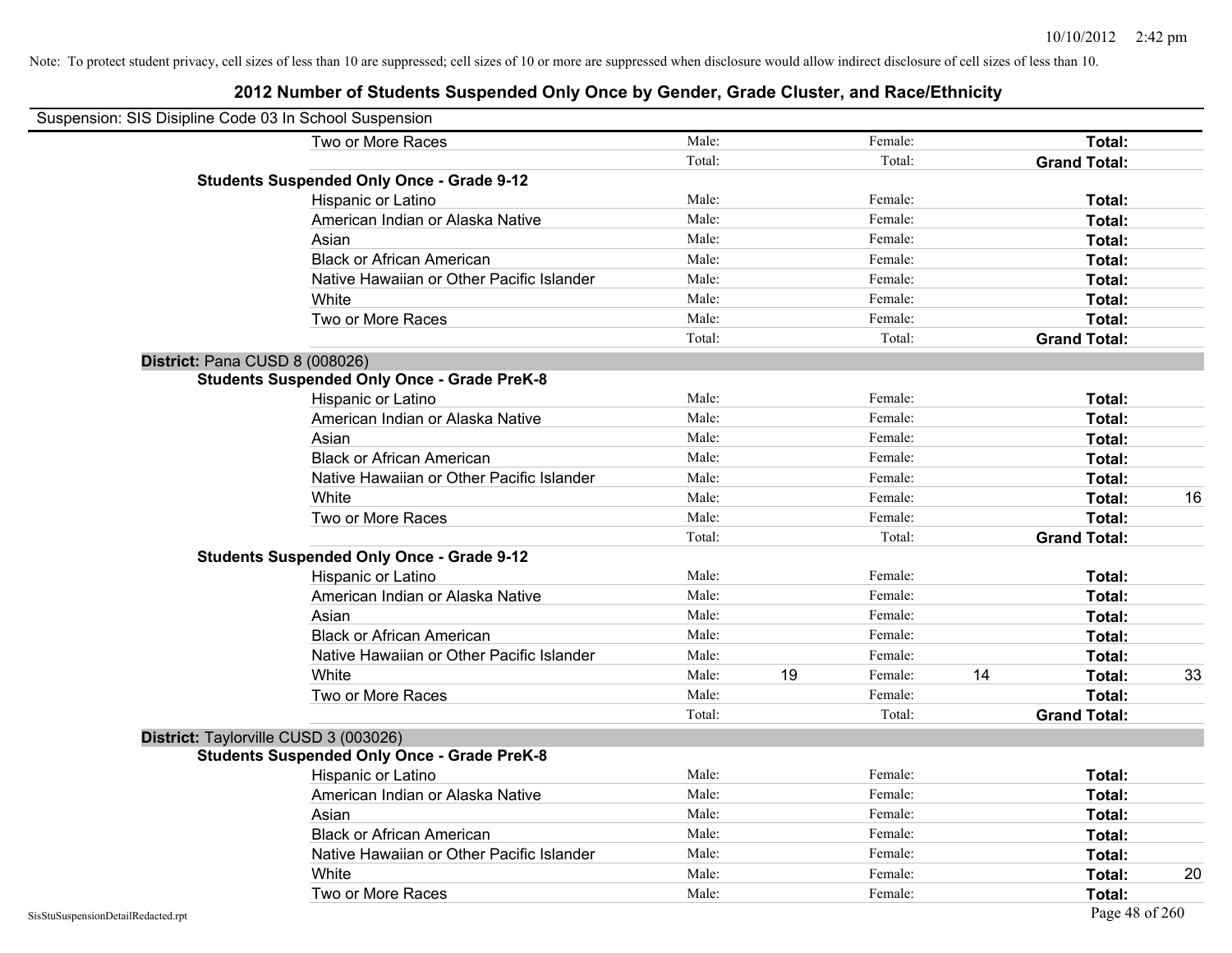Note: To protect student privacy, cell sizes of less than 10 are suppressed; cell sizes of 10 or more are suppressed when disclosure would allow indirect disclosure of cell sizes of less than 10.

## 2012 Number of Students Suspended Only Once by Gender, Grade Cluster, and Race/Ethnicity

Suspension: SIS Disipline Code 03 In School Suspension

| | | | | | | | |
|---|---|---|---|---|---|---|---|
| Two or More Races | Male: | | Female: | | **Total:** | |
| | Total: | | Total: | | **Grand Total:** | |
| **Students Suspended Only Once - Grade 9-12** | | | | | | |
| Hispanic or Latino | Male: | | Female: | | **Total:** | |
| American Indian or Alaska Native | Male: | | Female: | | **Total:** | |
| Asian | Male: | | Female: | | **Total:** | |
| Black or African American | Male: | | Female: | | **Total:** | |
| Native Hawaiian or Other Pacific Islander | Male: | | Female: | | **Total:** | |
| White | Male: | | Female: | | **Total:** | |
| Two or More Races | Male: | | Female: | | **Total:** | |
| | Total: | | Total: | | **Grand Total:** | |
| **District:** Pana CUSD 8 (008026) | | | | | | |
| **Students Suspended Only Once - Grade PreK-8** | | | | | | |
| Hispanic or Latino | Male: | | Female: | | **Total:** | |
| American Indian or Alaska Native | Male: | | Female: | | **Total:** | |
| Asian | Male: | | Female: | | **Total:** | |
| Black or African American | Male: | | Female: | | **Total:** | |
| Native Hawaiian or Other Pacific Islander | Male: | | Female: | | **Total:** | |
| White | Male: | | Female: | | **Total:** | 16 |
| Two or More Races | Male: | | Female: | | **Total:** | |
| | Total: | | Total: | | **Grand Total:** | |
| **Students Suspended Only Once - Grade 9-12** | | | | | | |
| Hispanic or Latino | Male: | | Female: | | **Total:** | |
| American Indian or Alaska Native | Male: | | Female: | | **Total:** | |
| Asian | Male: | | Female: | | **Total:** | |
| Black or African American | Male: | | Female: | | **Total:** | |
| Native Hawaiian or Other Pacific Islander | Male: | | Female: | | **Total:** | |
| White | Male: | 19 | Female: | 14 | **Total:** | 33 |
| Two or More Races | Male: | | Female: | | **Total:** | |
| | Total: | | Total: | | **Grand Total:** | |
| **District:** Taylorville CUSD 3 (003026) | | | | | | |
| **Students Suspended Only Once - Grade PreK-8** | | | | | | |
| Hispanic or Latino | Male: | | Female: | | **Total:** | |
| American Indian or Alaska Native | Male: | | Female: | | **Total:** | |
| Asian | Male: | | Female: | | **Total:** | |
| Black or African American | Male: | | Female: | | **Total:** | |
| Native Hawaiian or Other Pacific Islander | Male: | | Female: | | **Total:** | |
| White | Male: | | Female: | | **Total:** | 20 |
| Two or More Races | Male: | | Female: | | **Total:** | |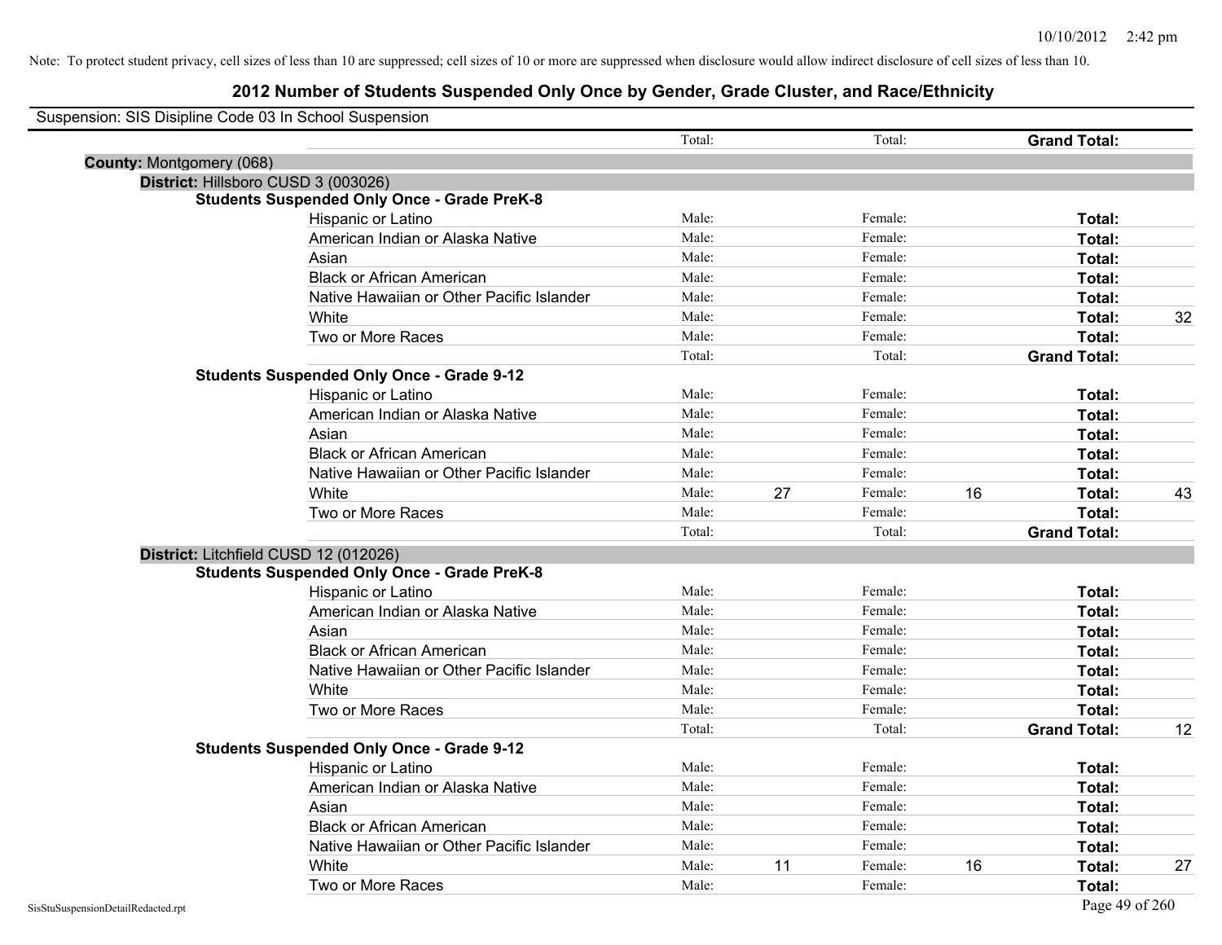Note: To protect student privacy, cell sizes of less than 10 are suppressed; cell sizes of 10 or more are suppressed when disclosure would allow indirect disclosure of cell sizes of less than 10.

## 2012 Number of Students Suspended Only Once by Gender, Grade Cluster, and Race/Ethnicity

Suspension: SIS Disipline Code 03 In School Suspension

| | | | | | | |
|---|---|---|---|---|---|---|
| | Total: | | Total: | | **Grand Total:** | |
| **County:** Montgomery (068) | | | | | | |
| **District:** Hillsboro CUSD 3 (003026) | | | | | | |
| **Students Suspended Only Once - Grade PreK-8** | | | | | | |
| Hispanic or Latino | Male: | | Female: | | **Total:** | |
| American Indian or Alaska Native | Male: | | Female: | | **Total:** | |
| Asian | Male: | | Female: | | **Total:** | |
| Black or African American | Male: | | Female: | | **Total:** | |
| Native Hawaiian or Other Pacific Islander | Male: | | Female: | | **Total:** | |
| White | Male: | | Female: | | **Total:** | 32 |
| Two or More Races | Male: | | Female: | | **Total:** | |
| | Total: | | Total: | | **Grand Total:** | |
| **Students Suspended Only Once - Grade 9-12** | | | | | | |
| Hispanic or Latino | Male: | | Female: | | **Total:** | |
| American Indian or Alaska Native | Male: | | Female: | | **Total:** | |
| Asian | Male: | | Female: | | **Total:** | |
| Black or African American | Male: | | Female: | | **Total:** | |
| Native Hawaiian or Other Pacific Islander | Male: | | Female: | | **Total:** | |
| White | Male: | 27 | Female: | 16 | **Total:** | 43 |
| Two or More Races | Male: | | Female: | | **Total:** | |
| | Total: | | Total: | | **Grand Total:** | |
| **District:** Litchfield CUSD 12 (012026) | | | | | | |
| **Students Suspended Only Once - Grade PreK-8** | | | | | | |
| Hispanic or Latino | Male: | | Female: | | **Total:** | |
| American Indian or Alaska Native | Male: | | Female: | | **Total:** | |
| Asian | Male: | | Female: | | **Total:** | |
| Black or African American | Male: | | Female: | | **Total:** | |
| Native Hawaiian or Other Pacific Islander | Male: | | Female: | | **Total:** | |
| White | Male: | | Female: | | **Total:** | |
| Two or More Races | Male: | | Female: | | **Total:** | |
| | Total: | | Total: | | **Grand Total:** | 12 |
| **Students Suspended Only Once - Grade 9-12** | | | | | | |
| Hispanic or Latino | Male: | | Female: | | **Total:** | |
| American Indian or Alaska Native | Male: | | Female: | | **Total:** | |
| Asian | Male: | | Female: | | **Total:** | |
| Black or African American | Male: | | Female: | | **Total:** | |
| Native Hawaiian or Other Pacific Islander | Male: | | Female: | | **Total:** | |
| White | Male: | 11 | Female: | 16 | **Total:** | 27 |
| Two or More Races | Male: | | Female: | | **Total:** | |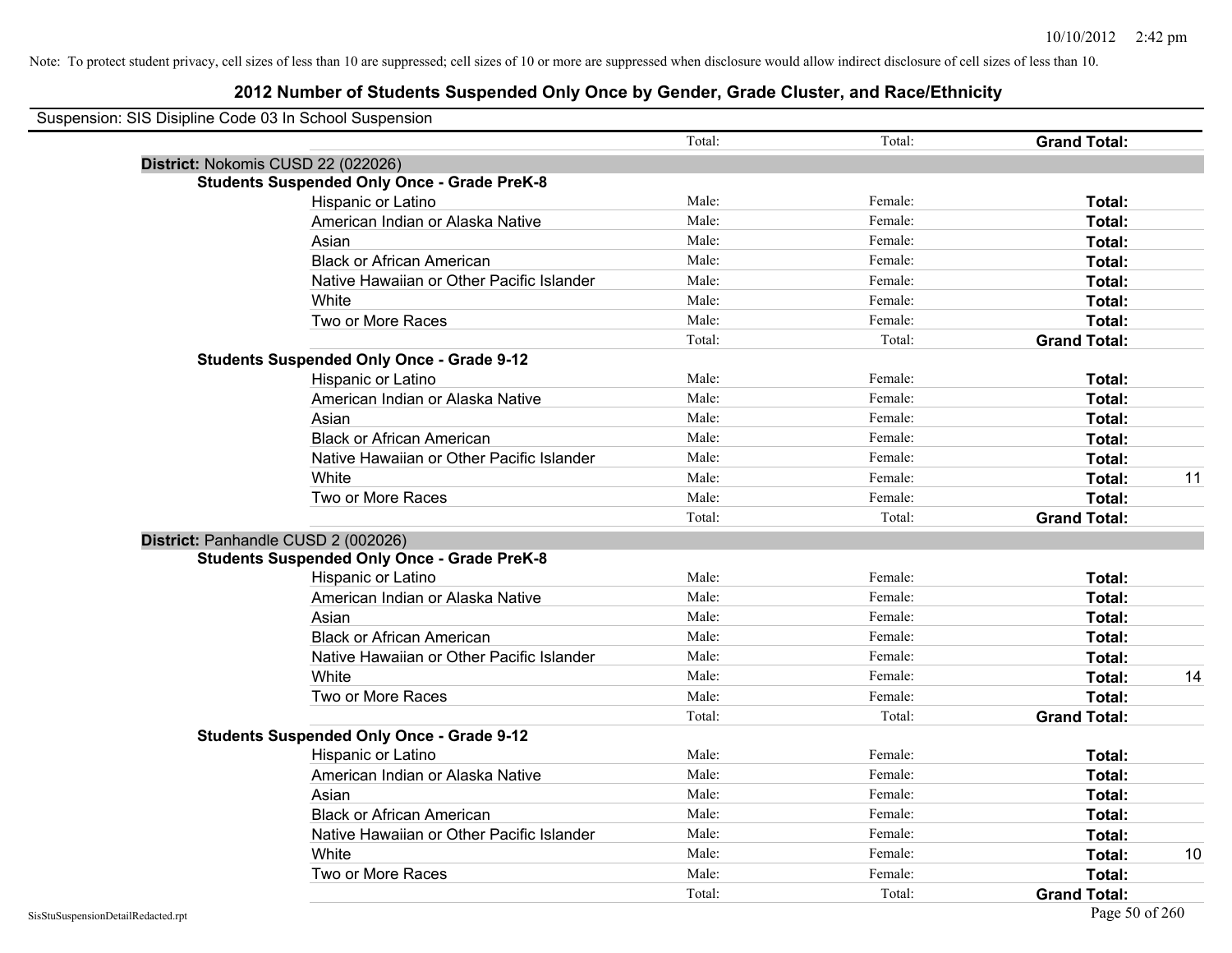Note: To protect student privacy, cell sizes of less than 10 are suppressed; cell sizes of 10 or more are suppressed when disclosure would allow indirect disclosure of cell sizes of less than 10.

# 2012 Number of Students Suspended Only Once by Gender, Grade Cluster, and Race/Ethnicity

Suspension: SIS Disipline Code 03 In School Suspension

| | | Total: | Total: | **Grand Total:** | |
|---|---|---|---|---|---|
| **District:** Nokomis CUSD 22 (022026) | | | | | |
| **Students Suspended Only Once - Grade PreK-8** | | | | | |
| | Hispanic or Latino | Male: | Female: | **Total:** | |
| | American Indian or Alaska Native | Male: | Female: | **Total:** | |
| | Asian | Male: | Female: | **Total:** | |
| | Black or African American | Male: | Female: | **Total:** | |
| | Native Hawaiian or Other Pacific Islander | Male: | Female: | **Total:** | |
| | White | Male: | Female: | **Total:** | |
| | Two or More Races | Male: | Female: | **Total:** | |
| | | Total: | Total: | **Grand Total:** | |
| **Students Suspended Only Once - Grade 9-12** | | | | | |
| | Hispanic or Latino | Male: | Female: | **Total:** | |
| | American Indian or Alaska Native | Male: | Female: | **Total:** | |
| | Asian | Male: | Female: | **Total:** | |
| | Black or African American | Male: | Female: | **Total:** | |
| | Native Hawaiian or Other Pacific Islander | Male: | Female: | **Total:** | |
| | White | Male: | Female: | **Total:** | 11 |
| | Two or More Races | Male: | Female: | **Total:** | |
| | | Total: | Total: | **Grand Total:** | |
| **District:** Panhandle CUSD 2 (002026) | | | | | |
| **Students Suspended Only Once - Grade PreK-8** | | | | | |
| | Hispanic or Latino | Male: | Female: | **Total:** | |
| | American Indian or Alaska Native | Male: | Female: | **Total:** | |
| | Asian | Male: | Female: | **Total:** | |
| | Black or African American | Male: | Female: | **Total:** | |
| | Native Hawaiian or Other Pacific Islander | Male: | Female: | **Total:** | |
| | White | Male: | Female: | **Total:** | 14 |
| | Two or More Races | Male: | Female: | **Total:** | |
| | | Total: | Total: | **Grand Total:** | |
| **Students Suspended Only Once - Grade 9-12** | | | | | |
| | Hispanic or Latino | Male: | Female: | **Total:** | |
| | American Indian or Alaska Native | Male: | Female: | **Total:** | |
| | Asian | Male: | Female: | **Total:** | |
| | Black or African American | Male: | Female: | **Total:** | |
| | Native Hawaiian or Other Pacific Islander | Male: | Female: | **Total:** | |
| | White | Male: | Female: | **Total:** | 10 |
| | Two or More Races | Male: | Female: | **Total:** | |
| | | Total: | Total: | **Grand Total:** | |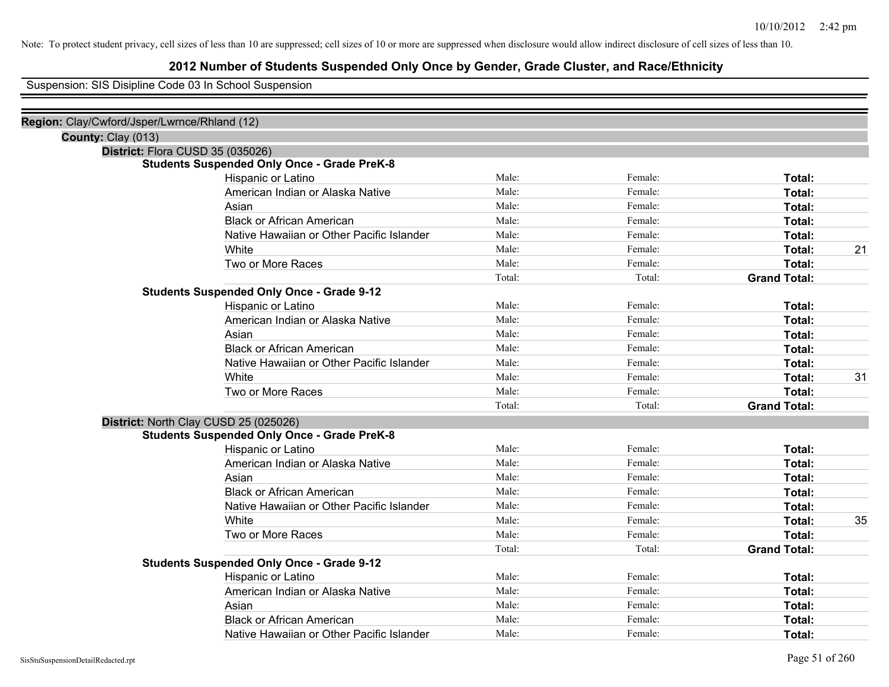Note: To protect student privacy, cell sizes of less than 10 are suppressed; cell sizes of 10 or more are suppressed when disclosure would allow indirect disclosure of cell sizes of less than 10.

# 2012 Number of Students Suspended Only Once by Gender, Grade Cluster, and Race/Ethnicity

Suspension: SIS Disipline Code 03 In School Suspension

**Region:** Clay/Cwford/Jsper/Lwrnce/Rhland (12)

**County:** Clay (013)

**District:** Flora CUSD 35 (035026)

**Students Suspended Only Once - Grade PreK-8**

| | | | | |
|---|---|---|---|---|
| Hispanic or Latino | Male: | Female: | **Total:** | |
| American Indian or Alaska Native | Male: | Female: | **Total:** | |
| Asian | Male: | Female: | **Total:** | |
| Black or African American | Male: | Female: | **Total:** | |
| Native Hawaiian or Other Pacific Islander | Male: | Female: | **Total:** | |
| White | Male: | Female: | **Total:** | 21 |
| Two or More Races | Male: | Female: | **Total:** | |
| | Total: | Total: | **Grand Total:** | |

**Students Suspended Only Once - Grade 9-12**

| | | | | |
|---|---|---|---|---|
| Hispanic or Latino | Male: | Female: | **Total:** | |
| American Indian or Alaska Native | Male: | Female: | **Total:** | |
| Asian | Male: | Female: | **Total:** | |
| Black or African American | Male: | Female: | **Total:** | |
| Native Hawaiian or Other Pacific Islander | Male: | Female: | **Total:** | |
| White | Male: | Female: | **Total:** | 31 |
| Two or More Races | Male: | Female: | **Total:** | |
| | Total: | Total: | **Grand Total:** | |

**District:** North Clay CUSD 25 (025026)

**Students Suspended Only Once - Grade PreK-8**

| | | | | |
|---|---|---|---|---|
| Hispanic or Latino | Male: | Female: | **Total:** | |
| American Indian or Alaska Native | Male: | Female: | **Total:** | |
| Asian | Male: | Female: | **Total:** | |
| Black or African American | Male: | Female: | **Total:** | |
| Native Hawaiian or Other Pacific Islander | Male: | Female: | **Total:** | |
| White | Male: | Female: | **Total:** | 35 |
| Two or More Races | Male: | Female: | **Total:** | |
| | Total: | Total: | **Grand Total:** | |

**Students Suspended Only Once - Grade 9-12**

| | | | | |
|---|---|---|---|---|
| Hispanic or Latino | Male: | Female: | **Total:** | |
| American Indian or Alaska Native | Male: | Female: | **Total:** | |
| Asian | Male: | Female: | **Total:** | |
| Black or African American | Male: | Female: | **Total:** | |
| Native Hawaiian or Other Pacific Islander | Male: | Female: | **Total:** | |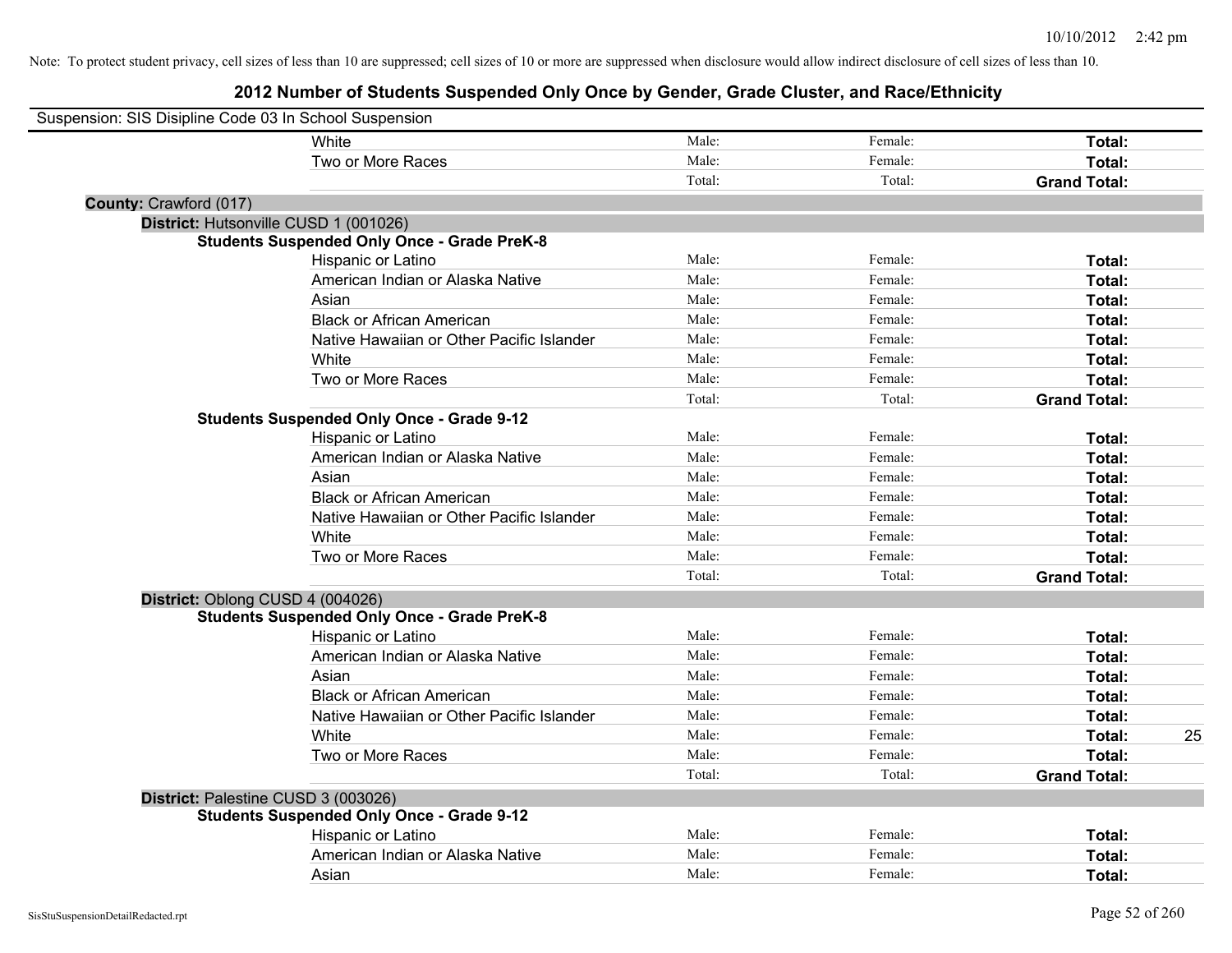Note: To protect student privacy, cell sizes of less than 10 are suppressed; cell sizes of 10 or more are suppressed when disclosure would allow indirect disclosure of cell sizes of less than 10.

# 2012 Number of Students Suspended Only Once by Gender, Grade Cluster, and Race/Ethnicity

Suspension: SIS Disipline Code 03 In School Suspension

| | | | | | |
|---|---|---|---|---|---|
| | White | Male: | Female: | **Total:** | |
| | Two or More Races | Male: | Female: | **Total:** | |
| | | Total: | Total: | **Grand Total:** | |
| **County:** Crawford (017) | | | | | |
| **District:** Hutsonville CUSD 1 (001026) | | | | | |
| **Students Suspended Only Once - Grade PreK-8** | | | | | |
| | Hispanic or Latino | Male: | Female: | **Total:** | |
| | American Indian or Alaska Native | Male: | Female: | **Total:** | |
| | Asian | Male: | Female: | **Total:** | |
| | Black or African American | Male: | Female: | **Total:** | |
| | Native Hawaiian or Other Pacific Islander | Male: | Female: | **Total:** | |
| | White | Male: | Female: | **Total:** | |
| | Two or More Races | Male: | Female: | **Total:** | |
| | | Total: | Total: | **Grand Total:** | |
| **Students Suspended Only Once - Grade 9-12** | | | | | |
| | Hispanic or Latino | Male: | Female: | **Total:** | |
| | American Indian or Alaska Native | Male: | Female: | **Total:** | |
| | Asian | Male: | Female: | **Total:** | |
| | Black or African American | Male: | Female: | **Total:** | |
| | Native Hawaiian or Other Pacific Islander | Male: | Female: | **Total:** | |
| | White | Male: | Female: | **Total:** | |
| | Two or More Races | Male: | Female: | **Total:** | |
| | | Total: | Total: | **Grand Total:** | |
| **District:** Oblong CUSD 4 (004026) | | | | | |
| **Students Suspended Only Once - Grade PreK-8** | | | | | |
| | Hispanic or Latino | Male: | Female: | **Total:** | |
| | American Indian or Alaska Native | Male: | Female: | **Total:** | |
| | Asian | Male: | Female: | **Total:** | |
| | Black or African American | Male: | Female: | **Total:** | |
| | Native Hawaiian or Other Pacific Islander | Male: | Female: | **Total:** | |
| | White | Male: | Female: | **Total:** | 25 |
| | Two or More Races | Male: | Female: | **Total:** | |
| | | Total: | Total: | **Grand Total:** | |
| **District:** Palestine CUSD 3 (003026) | | | | | |
| **Students Suspended Only Once - Grade 9-12** | | | | | |
| | Hispanic or Latino | Male: | Female: | **Total:** | |
| | American Indian or Alaska Native | Male: | Female: | **Total:** | |
| | Asian | Male: | Female: | **Total:** | |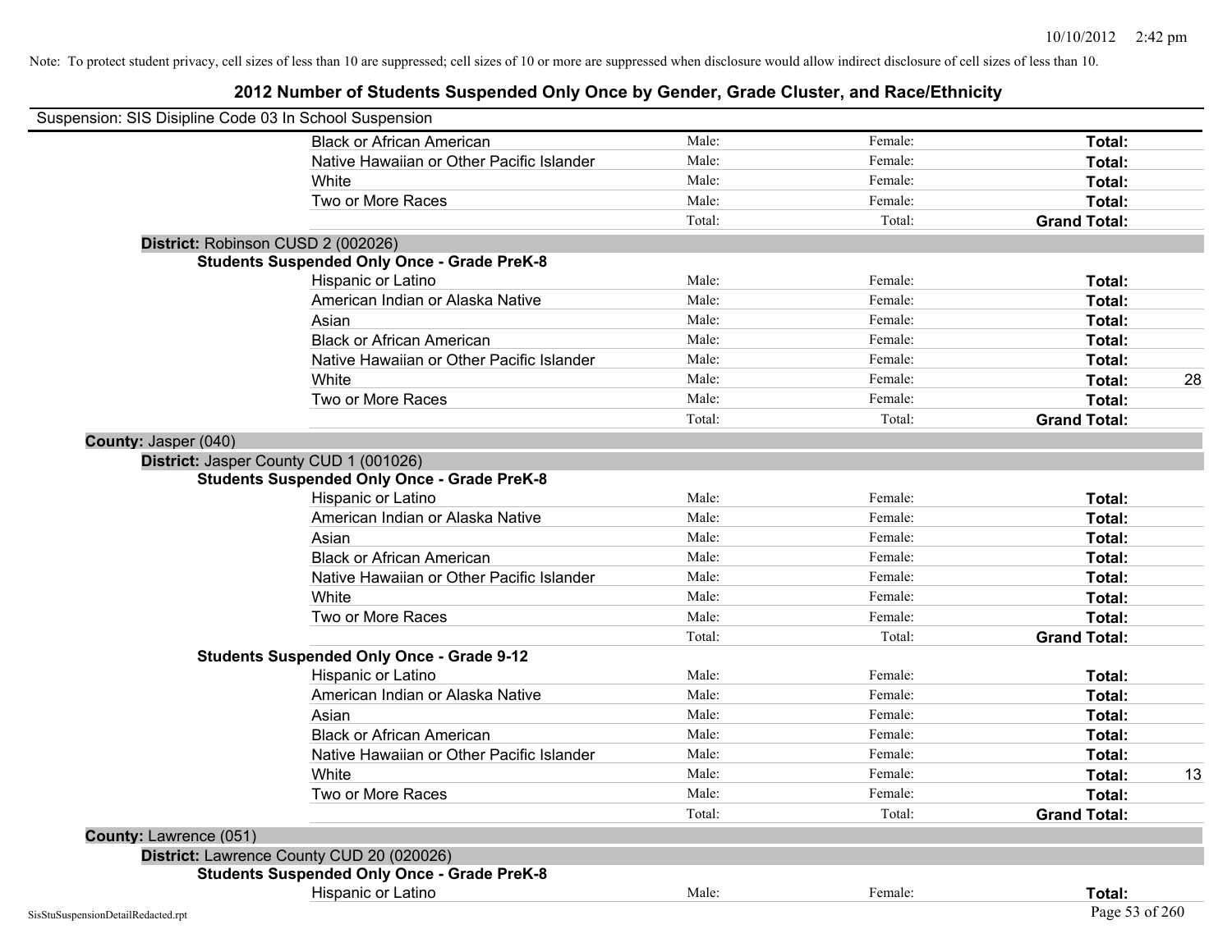Note: To protect student privacy, cell sizes of less than 10 are suppressed; cell sizes of 10 or more are suppressed when disclosure would allow indirect disclosure of cell sizes of less than 10.

# 2012 Number of Students Suspended Only Once by Gender, Grade Cluster, and Race/Ethnicity

Suspension: SIS Disipline Code 03 In School Suspension

| | | | | |
|---|---|---|---|---|
| Black or African American | Male: | Female: | **Total:** | |
| Native Hawaiian or Other Pacific Islander | Male: | Female: | **Total:** | |
| White | Male: | Female: | **Total:** | |
| Two or More Races | Male: | Female: | **Total:** | |
| | Total: | Total: | **Grand Total:** | |

**District:** Robinson CUSD 2 (002026)

**Students Suspended Only Once - Grade PreK-8**

| | | | | |
|---|---|---|---|---|
| Hispanic or Latino | Male: | Female: | **Total:** | |
| American Indian or Alaska Native | Male: | Female: | **Total:** | |
| Asian | Male: | Female: | **Total:** | |
| Black or African American | Male: | Female: | **Total:** | |
| Native Hawaiian or Other Pacific Islander | Male: | Female: | **Total:** | |
| White | Male: | Female: | **Total:** | 28 |
| Two or More Races | Male: | Female: | **Total:** | |
| | Total: | Total: | **Grand Total:** | |

**County:** Jasper (040)

**District:** Jasper County CUD 1 (001026)

**Students Suspended Only Once - Grade PreK-8**

| | | | | |
|---|---|---|---|---|
| Hispanic or Latino | Male: | Female: | **Total:** | |
| American Indian or Alaska Native | Male: | Female: | **Total:** | |
| Asian | Male: | Female: | **Total:** | |
| Black or African American | Male: | Female: | **Total:** | |
| Native Hawaiian or Other Pacific Islander | Male: | Female: | **Total:** | |
| White | Male: | Female: | **Total:** | |
| Two or More Races | Male: | Female: | **Total:** | |
| | Total: | Total: | **Grand Total:** | |

**Students Suspended Only Once - Grade 9-12**

| | | | | |
|---|---|---|---|---|
| Hispanic or Latino | Male: | Female: | **Total:** | |
| American Indian or Alaska Native | Male: | Female: | **Total:** | |
| Asian | Male: | Female: | **Total:** | |
| Black or African American | Male: | Female: | **Total:** | |
| Native Hawaiian or Other Pacific Islander | Male: | Female: | **Total:** | |
| White | Male: | Female: | **Total:** | 13 |
| Two or More Races | Male: | Female: | **Total:** | |
| | Total: | Total: | **Grand Total:** | |

**County:** Lawrence (051)

**District:** Lawrence County CUD 20 (020026)

**Students Suspended Only Once - Grade PreK-8**

| | | | | |
|---|---|---|---|---|
| Hispanic or Latino | Male: | Female: | **Total:** | |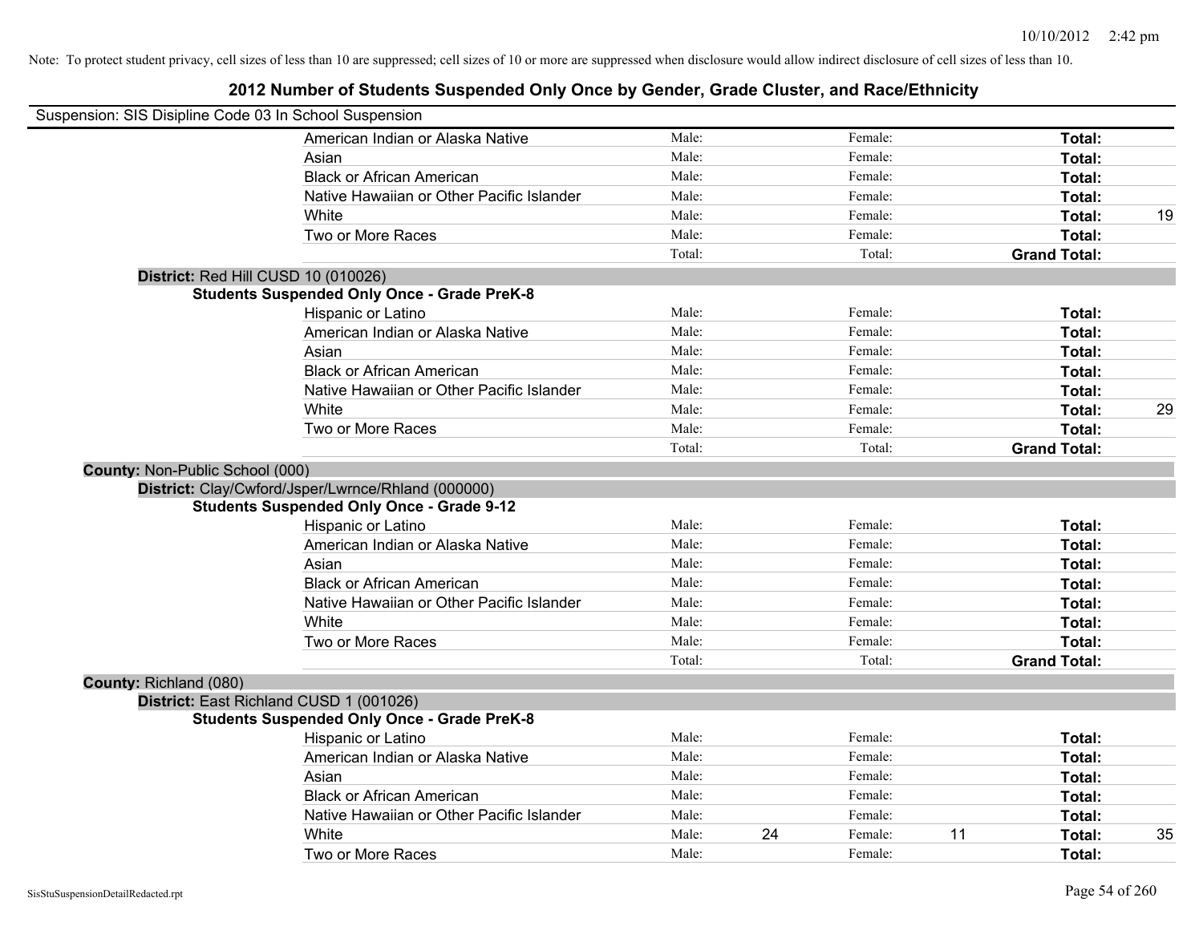Note: To protect student privacy, cell sizes of less than 10 are suppressed; cell sizes of 10 or more are suppressed when disclosure would allow indirect disclosure of cell sizes of less than 10.

# 2012 Number of Students Suspended Only Once by Gender, Grade Cluster, and Race/Ethnicity

Suspension: SIS Disipline Code 03 In School Suspension

| | | | | | |
|---|---|---|---|---|---|
| American Indian or Alaska Native | Male: | Female: | | **Total:** | |
| Asian | Male: | Female: | | **Total:** | |
| Black or African American | Male: | Female: | | **Total:** | |
| Native Hawaiian or Other Pacific Islander | Male: | Female: | | **Total:** | |
| White | Male: | Female: | | **Total:** | 19 |
| Two or More Races | Male: | Female: | | **Total:** | |
| | Total: | Total: | | **Grand Total:** | |

**District:** Red Hill CUSD 10 (010026)

**Students Suspended Only Once - Grade PreK-8**

| | | | | | |
|---|---|---|---|---|---|
| Hispanic or Latino | Male: | Female: | | **Total:** | |
| American Indian or Alaska Native | Male: | Female: | | **Total:** | |
| Asian | Male: | Female: | | **Total:** | |
| Black or African American | Male: | Female: | | **Total:** | |
| Native Hawaiian or Other Pacific Islander | Male: | Female: | | **Total:** | |
| White | Male: | Female: | | **Total:** | 29 |
| Two or More Races | Male: | Female: | | **Total:** | |
| | Total: | Total: | | **Grand Total:** | |

**County:** Non-Public School (000)

**District:** Clay/Cwford/Jsper/Lwrnce/Rhland (000000)

**Students Suspended Only Once - Grade 9-12**

| | | | | | |
|---|---|---|---|---|---|
| Hispanic or Latino | Male: | Female: | | **Total:** | |
| American Indian or Alaska Native | Male: | Female: | | **Total:** | |
| Asian | Male: | Female: | | **Total:** | |
| Black or African American | Male: | Female: | | **Total:** | |
| Native Hawaiian or Other Pacific Islander | Male: | Female: | | **Total:** | |
| White | Male: | Female: | | **Total:** | |
| Two or More Races | Male: | Female: | | **Total:** | |
| | Total: | Total: | | **Grand Total:** | |

**County:** Richland (080)

**District:** East Richland CUSD 1 (001026)

**Students Suspended Only Once - Grade PreK-8**

| | | | | | | | |
|---|---|---|---|---|---|---|---|
| Hispanic or Latino | Male: | | Female: | | **Total:** | |
| American Indian or Alaska Native | Male: | | Female: | | **Total:** | |
| Asian | Male: | | Female: | | **Total:** | |
| Black or African American | Male: | | Female: | | **Total:** | |
| Native Hawaiian or Other Pacific Islander | Male: | | Female: | | **Total:** | |
| White | Male: | 24 | Female: | 11 | **Total:** | 35 |
| Two or More Races | Male: | | Female: | | **Total:** | |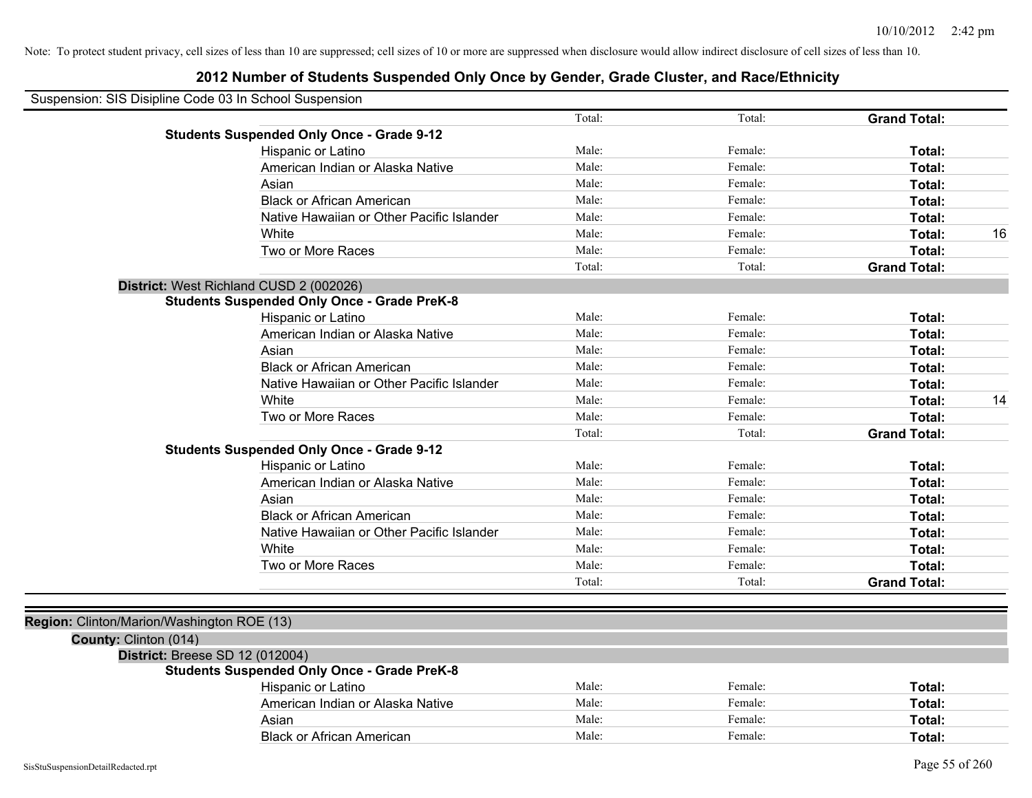Note: To protect student privacy, cell sizes of less than 10 are suppressed; cell sizes of 10 or more are suppressed when disclosure would allow indirect disclosure of cell sizes of less than 10.

# 2012 Number of Students Suspended Only Once by Gender, Grade Cluster, and Race/Ethnicity

Suspension: SIS Disipline Code 03 In School Suspension

| | | | | |
|---|---|---|---|---|
| | Total: | Total: | **Grand Total:** | |
| **Students Suspended Only Once - Grade 9-12** | | | | |
| Hispanic or Latino | Male: | Female: | **Total:** | |
| American Indian or Alaska Native | Male: | Female: | **Total:** | |
| Asian | Male: | Female: | **Total:** | |
| Black or African American | Male: | Female: | **Total:** | |
| Native Hawaiian or Other Pacific Islander | Male: | Female: | **Total:** | |
| White | Male: | Female: | **Total:** | 16 |
| Two or More Races | Male: | Female: | **Total:** | |
| | Total: | Total: | **Grand Total:** | |

**District:** West Richland CUSD 2 (002026)

| | | | | |
|---|---|---|---|---|
| **Students Suspended Only Once - Grade PreK-8** | | | | |
| Hispanic or Latino | Male: | Female: | **Total:** | |
| American Indian or Alaska Native | Male: | Female: | **Total:** | |
| Asian | Male: | Female: | **Total:** | |
| Black or African American | Male: | Female: | **Total:** | |
| Native Hawaiian or Other Pacific Islander | Male: | Female: | **Total:** | |
| White | Male: | Female: | **Total:** | 14 |
| Two or More Races | Male: | Female: | **Total:** | |
| | Total: | Total: | **Grand Total:** | |
| **Students Suspended Only Once - Grade 9-12** | | | | |
| Hispanic or Latino | Male: | Female: | **Total:** | |
| American Indian or Alaska Native | Male: | Female: | **Total:** | |
| Asian | Male: | Female: | **Total:** | |
| Black or African American | Male: | Female: | **Total:** | |
| Native Hawaiian or Other Pacific Islander | Male: | Female: | **Total:** | |
| White | Male: | Female: | **Total:** | |
| Two or More Races | Male: | Female: | **Total:** | |
| | Total: | Total: | **Grand Total:** | |

**Region:** Clinton/Marion/Washington ROE (13)

**County:** Clinton (014)

**District:** Breese SD 12 (012004)

| | | | | |
|---|---|---|---|---|
| **Students Suspended Only Once - Grade PreK-8** | | | | |
| Hispanic or Latino | Male: | Female: | **Total:** | |
| American Indian or Alaska Native | Male: | Female: | **Total:** | |
| Asian | Male: | Female: | **Total:** | |
| Black or African American | Male: | Female: | **Total:** | |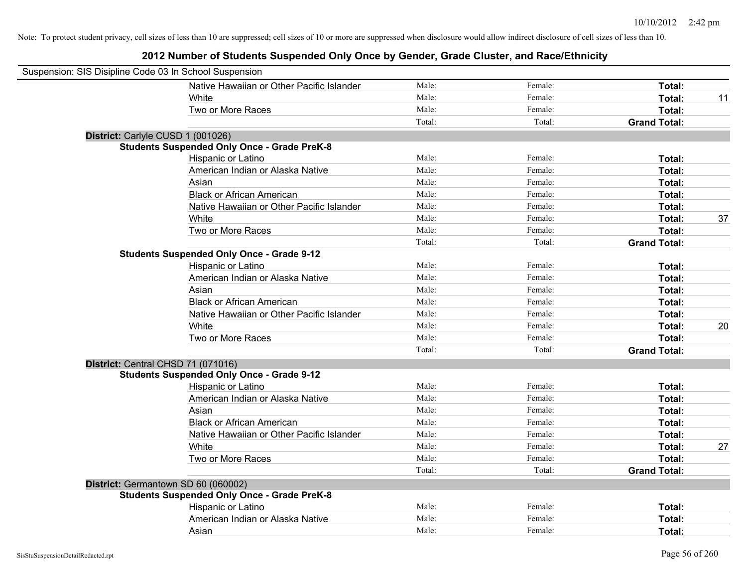Note: To protect student privacy, cell sizes of less than 10 are suppressed; cell sizes of 10 or more are suppressed when disclosure would allow indirect disclosure of cell sizes of less than 10.

## 2012 Number of Students Suspended Only Once by Gender, Grade Cluster, and Race/Ethnicity

Suspension: SIS Disipline Code 03 In School Suspension

| | Male: | Female: | Total: | |
|---|---|---|---|---|
| Native Hawaiian or Other Pacific Islander | Male: | Female: | **Total:** | |
| White | Male: | Female: | **Total:** | 11 |
| Two or More Races | Male: | Female: | **Total:** | |
| | Total: | Total: | **Grand Total:** | |

**District:** Carlyle CUSD 1 (001026)

**Students Suspended Only Once - Grade PreK-8**

| | | | | |
|---|---|---|---|---|
| Hispanic or Latino | Male: | Female: | **Total:** | |
| American Indian or Alaska Native | Male: | Female: | **Total:** | |
| Asian | Male: | Female: | **Total:** | |
| Black or African American | Male: | Female: | **Total:** | |
| Native Hawaiian or Other Pacific Islander | Male: | Female: | **Total:** | |
| White | Male: | Female: | **Total:** | 37 |
| Two or More Races | Male: | Female: | **Total:** | |
| | Total: | Total: | **Grand Total:** | |

**Students Suspended Only Once - Grade 9-12**

| | | | | |
|---|---|---|---|---|
| Hispanic or Latino | Male: | Female: | **Total:** | |
| American Indian or Alaska Native | Male: | Female: | **Total:** | |
| Asian | Male: | Female: | **Total:** | |
| Black or African American | Male: | Female: | **Total:** | |
| Native Hawaiian or Other Pacific Islander | Male: | Female: | **Total:** | |
| White | Male: | Female: | **Total:** | 20 |
| Two or More Races | Male: | Female: | **Total:** | |
| | Total: | Total: | **Grand Total:** | |

**District:** Central CHSD 71 (071016)

**Students Suspended Only Once - Grade 9-12**

| | | | | |
|---|---|---|---|---|
| Hispanic or Latino | Male: | Female: | **Total:** | |
| American Indian or Alaska Native | Male: | Female: | **Total:** | |
| Asian | Male: | Female: | **Total:** | |
| Black or African American | Male: | Female: | **Total:** | |
| Native Hawaiian or Other Pacific Islander | Male: | Female: | **Total:** | |
| White | Male: | Female: | **Total:** | 27 |
| Two or More Races | Male: | Female: | **Total:** | |
| | Total: | Total: | **Grand Total:** | |

**District:** Germantown SD 60 (060002)

**Students Suspended Only Once - Grade PreK-8**

| | | | | |
|---|---|---|---|---|
| Hispanic or Latino | Male: | Female: | **Total:** | |
| American Indian or Alaska Native | Male: | Female: | **Total:** | |
| Asian | Male: | Female: | **Total:** | |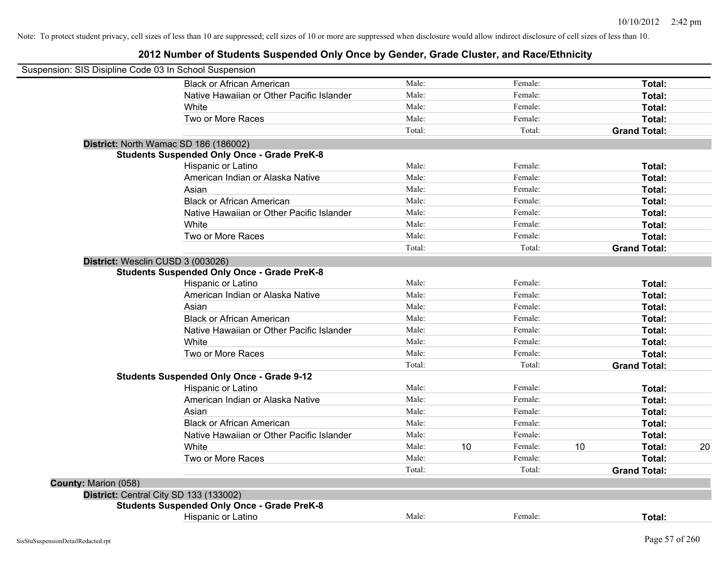Note: To protect student privacy, cell sizes of less than 10 are suppressed; cell sizes of 10 or more are suppressed when disclosure would allow indirect disclosure of cell sizes of less than 10.

# 2012 Number of Students Suspended Only Once by Gender, Grade Cluster, and Race/Ethnicity

Suspension: SIS Disipline Code 03 In School Suspension

| | | | | | | | |
|---|---|---|---|---|---|---|---|
| Black or African American | Male: | | Female: | | **Total:** | |
| Native Hawaiian or Other Pacific Islander | Male: | | Female: | | **Total:** | |
| White | Male: | | Female: | | **Total:** | |
| Two or More Races | Male: | | Female: | | **Total:** | |
| | Total: | | Total: | | **Grand Total:** | |

**District:** North Wamac SD 186 (186002)

**Students Suspended Only Once - Grade PreK-8**

| | | | | | | |
|---|---|---|---|---|---|---|
| Hispanic or Latino | Male: | | Female: | | **Total:** | |
| American Indian or Alaska Native | Male: | | Female: | | **Total:** | |
| Asian | Male: | | Female: | | **Total:** | |
| Black or African American | Male: | | Female: | | **Total:** | |
| Native Hawaiian or Other Pacific Islander | Male: | | Female: | | **Total:** | |
| White | Male: | | Female: | | **Total:** | |
| Two or More Races | Male: | | Female: | | **Total:** | |
| | Total: | | Total: | | **Grand Total:** | |

**District:** Wesclin CUSD 3 (003026)

**Students Suspended Only Once - Grade PreK-8**

| | | | | | | |
|---|---|---|---|---|---|---|
| Hispanic or Latino | Male: | | Female: | | **Total:** | |
| American Indian or Alaska Native | Male: | | Female: | | **Total:** | |
| Asian | Male: | | Female: | | **Total:** | |
| Black or African American | Male: | | Female: | | **Total:** | |
| Native Hawaiian or Other Pacific Islander | Male: | | Female: | | **Total:** | |
| White | Male: | | Female: | | **Total:** | |
| Two or More Races | Male: | | Female: | | **Total:** | |
| | Total: | | Total: | | **Grand Total:** | |

**Students Suspended Only Once - Grade 9-12**

| | | | | | | |
|---|---|---|---|---|---|---|
| Hispanic or Latino | Male: | | Female: | | **Total:** | |
| American Indian or Alaska Native | Male: | | Female: | | **Total:** | |
| Asian | Male: | | Female: | | **Total:** | |
| Black or African American | Male: | | Female: | | **Total:** | |
| Native Hawaiian or Other Pacific Islander | Male: | | Female: | | **Total:** | |
| White | Male: | 10 | Female: | 10 | **Total:** | 20 |
| Two or More Races | Male: | | Female: | | **Total:** | |
| | Total: | | Total: | | **Grand Total:** | |

**County:** Marion (058)

**District:** Central City SD 133 (133002)

**Students Suspended Only Once - Grade PreK-8**

| | | | | | | |
|---|---|---|---|---|---|---|
| Hispanic or Latino | Male: | | Female: | | **Total:** | |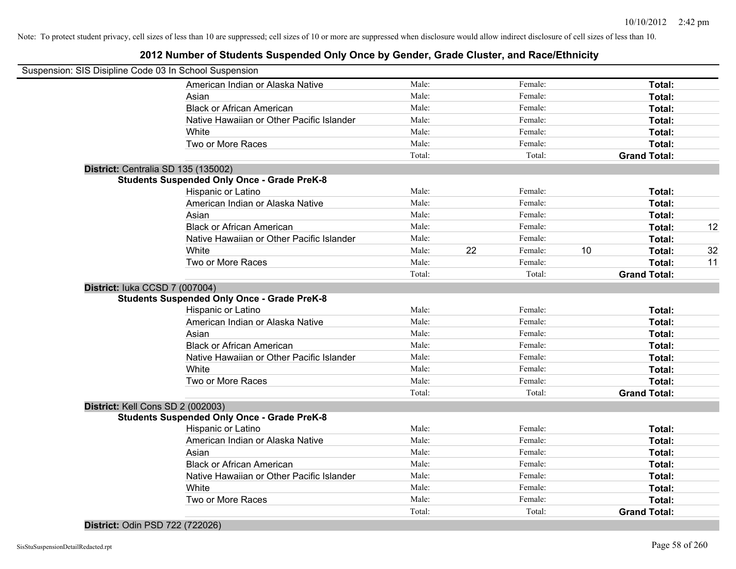Note: To protect student privacy, cell sizes of less than 10 are suppressed; cell sizes of 10 or more are suppressed when disclosure would allow indirect disclosure of cell sizes of less than 10.

# 2012 Number of Students Suspended Only Once by Gender, Grade Cluster, and Race/Ethnicity

Suspension: SIS Disipline Code 03 In School Suspension

| | Male: | | Female: | | | |
|---|---|---|---|---|---|---|
| American Indian or Alaska Native | Male: | | Female: | | **Total:** | |
| Asian | Male: | | Female: | | **Total:** | |
| Black or African American | Male: | | Female: | | **Total:** | |
| Native Hawaiian or Other Pacific Islander | Male: | | Female: | | **Total:** | |
| White | Male: | | Female: | | **Total:** | |
| Two or More Races | Male: | | Female: | | **Total:** | |
| | Total: | | Total: | | **Grand Total:** | |

**District:** Centralia SD 135 (135002)

**Students Suspended Only Once - Grade PreK-8**

| Race/Ethnicity | | Male | | Female | | Total |
|---|---|---|---|---|---|---|
| Hispanic or Latino | Male: | | Female: | | **Total:** | |
| American Indian or Alaska Native | Male: | | Female: | | **Total:** | |
| Asian | Male: | | Female: | | **Total:** | |
| Black or African American | Male: | | Female: | | **Total:** | 12 |
| Native Hawaiian or Other Pacific Islander | Male: | | Female: | | **Total:** | |
| White | Male: | 22 | Female: | 10 | **Total:** | 32 |
| Two or More Races | Male: | | Female: | | **Total:** | 11 |
| | Total: | | Total: | | **Grand Total:** | |

**District:** Iuka CCSD 7 (007004)

**Students Suspended Only Once - Grade PreK-8**

| Race/Ethnicity | | Male | | Female | | Total |
|---|---|---|---|---|---|---|
| Hispanic or Latino | Male: | | Female: | | **Total:** | |
| American Indian or Alaska Native | Male: | | Female: | | **Total:** | |
| Asian | Male: | | Female: | | **Total:** | |
| Black or African American | Male: | | Female: | | **Total:** | |
| Native Hawaiian or Other Pacific Islander | Male: | | Female: | | **Total:** | |
| White | Male: | | Female: | | **Total:** | |
| Two or More Races | Male: | | Female: | | **Total:** | |
| | Total: | | Total: | | **Grand Total:** | |

**District:** Kell Cons SD 2 (002003)

**Students Suspended Only Once - Grade PreK-8**

| Race/Ethnicity | | Male | | Female | | Total |
|---|---|---|---|---|---|---|
| Hispanic or Latino | Male: | | Female: | | **Total:** | |
| American Indian or Alaska Native | Male: | | Female: | | **Total:** | |
| Asian | Male: | | Female: | | **Total:** | |
| Black or African American | Male: | | Female: | | **Total:** | |
| Native Hawaiian or Other Pacific Islander | Male: | | Female: | | **Total:** | |
| White | Male: | | Female: | | **Total:** | |
| Two or More Races | Male: | | Female: | | **Total:** | |
| | Total: | | Total: | | **Grand Total:** | |

**District:** Odin PSD 722 (722026)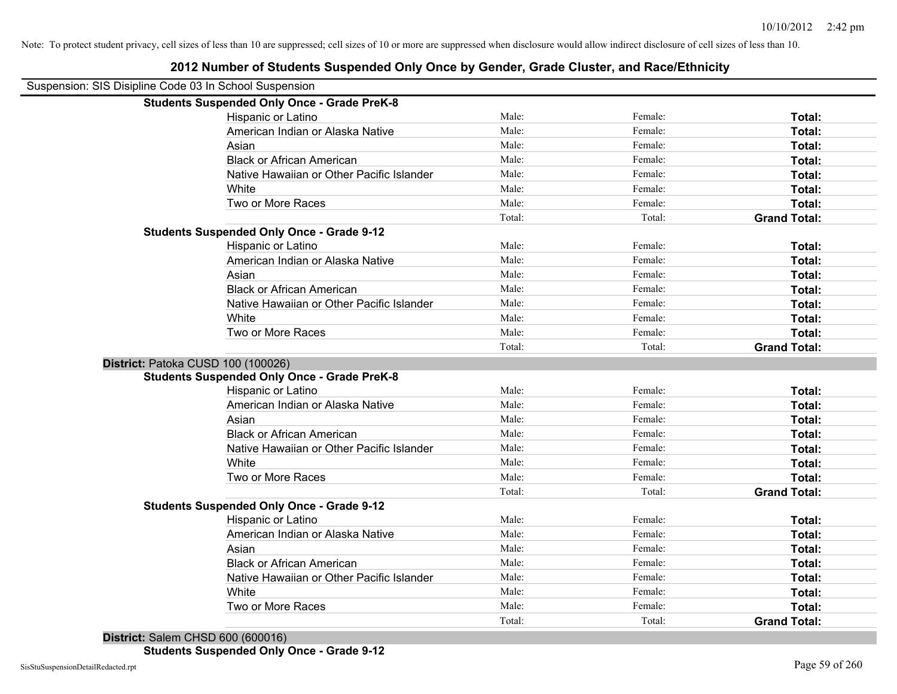Note: To protect student privacy, cell sizes of less than 10 are suppressed; cell sizes of 10 or more are suppressed when disclosure would allow indirect disclosure of cell sizes of less than 10.

# 2012 Number of Students Suspended Only Once by Gender, Grade Cluster, and Race/Ethnicity

Suspension: SIS Disipline Code 03 In School Suspension

**Students Suspended Only Once - Grade PreK-8**

| | | | |
|---|---|---|---|
| Hispanic or Latino | Male: | Female: | **Total:** |
| American Indian or Alaska Native | Male: | Female: | **Total:** |
| Asian | Male: | Female: | **Total:** |
| Black or African American | Male: | Female: | **Total:** |
| Native Hawaiian or Other Pacific Islander | Male: | Female: | **Total:** |
| White | Male: | Female: | **Total:** |
| Two or More Races | Male: | Female: | **Total:** |
| | Total: | Total: | **Grand Total:** |

**Students Suspended Only Once - Grade 9-12**

| | | | |
|---|---|---|---|
| Hispanic or Latino | Male: | Female: | **Total:** |
| American Indian or Alaska Native | Male: | Female: | **Total:** |
| Asian | Male: | Female: | **Total:** |
| Black or African American | Male: | Female: | **Total:** |
| Native Hawaiian or Other Pacific Islander | Male: | Female: | **Total:** |
| White | Male: | Female: | **Total:** |
| Two or More Races | Male: | Female: | **Total:** |
| | Total: | Total: | **Grand Total:** |

**District:** Patoka CUSD 100 (100026)

**Students Suspended Only Once - Grade PreK-8**

| | | | |
|---|---|---|---|
| Hispanic or Latino | Male: | Female: | **Total:** |
| American Indian or Alaska Native | Male: | Female: | **Total:** |
| Asian | Male: | Female: | **Total:** |
| Black or African American | Male: | Female: | **Total:** |
| Native Hawaiian or Other Pacific Islander | Male: | Female: | **Total:** |
| White | Male: | Female: | **Total:** |
| Two or More Races | Male: | Female: | **Total:** |
| | Total: | Total: | **Grand Total:** |

**Students Suspended Only Once - Grade 9-12**

| | | | |
|---|---|---|---|
| Hispanic or Latino | Male: | Female: | **Total:** |
| American Indian or Alaska Native | Male: | Female: | **Total:** |
| Asian | Male: | Female: | **Total:** |
| Black or African American | Male: | Female: | **Total:** |
| Native Hawaiian or Other Pacific Islander | Male: | Female: | **Total:** |
| White | Male: | Female: | **Total:** |
| Two or More Races | Male: | Female: | **Total:** |
| | Total: | Total: | **Grand Total:** |

**District:** Salem CHSD 600 (600016)

**Students Suspended Only Once - Grade 9-12**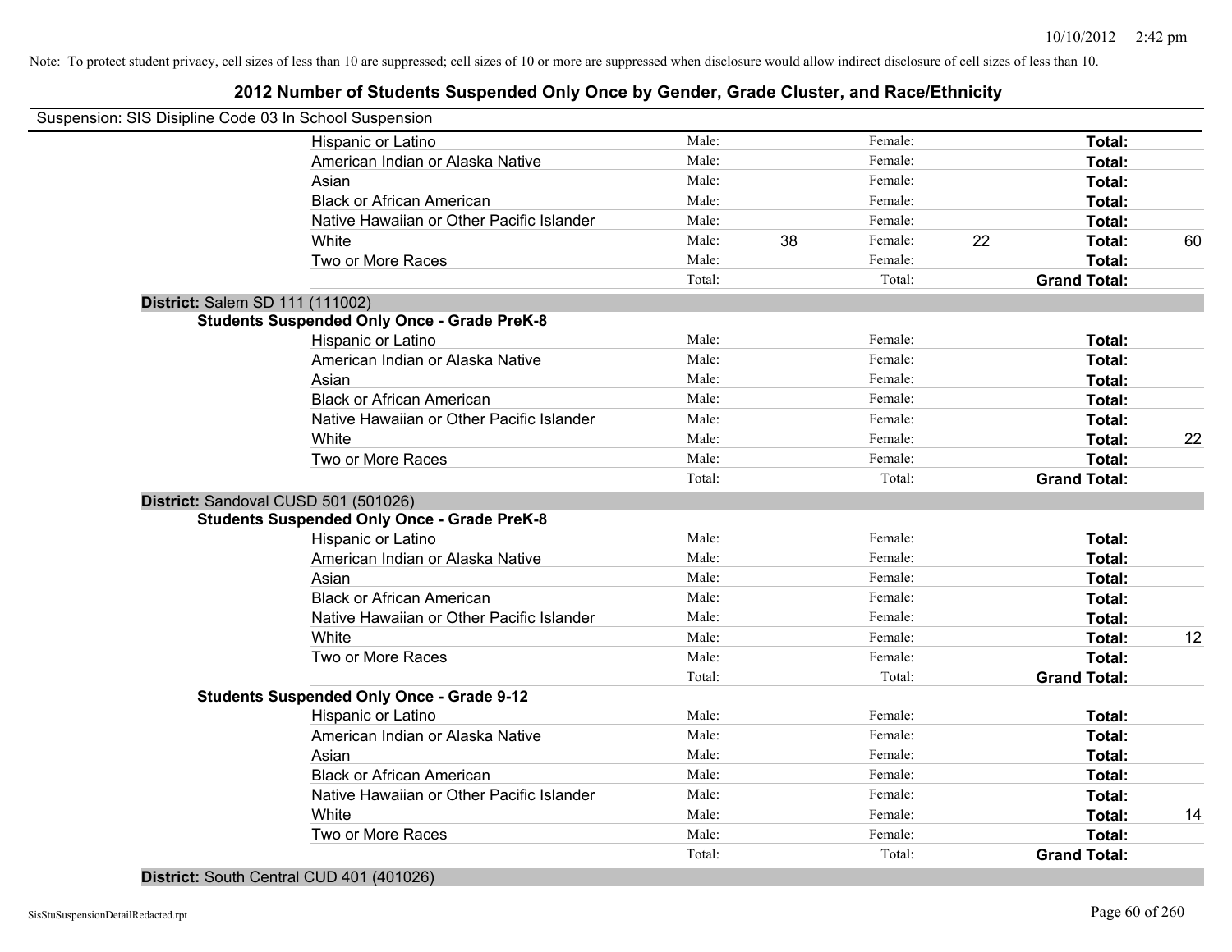Note: To protect student privacy, cell sizes of less than 10 are suppressed; cell sizes of 10 or more are suppressed when disclosure would allow indirect disclosure of cell sizes of less than 10.

## 2012 Number of Students Suspended Only Once by Gender, Grade Cluster, and Race/Ethnicity

Suspension: SIS Disipline Code 03 In School Suspension

| | | | | | | |
|---|---|---|---|---|---|---|
| Hispanic or Latino | Male: | | Female: | | **Total:** | |
| American Indian or Alaska Native | Male: | | Female: | | **Total:** | |
| Asian | Male: | | Female: | | **Total:** | |
| Black or African American | Male: | | Female: | | **Total:** | |
| Native Hawaiian or Other Pacific Islander | Male: | | Female: | | **Total:** | |
| White | Male: | 38 | Female: | 22 | **Total:** | 60 |
| Two or More Races | Male: | | Female: | | **Total:** | |
| | Total: | | Total: | | **Grand Total:** | |

**District:** Salem SD 111 (111002)

**Students Suspended Only Once - Grade PreK-8**

| | | | | | | |
|---|---|---|---|---|---|---|
| Hispanic or Latino | Male: | | Female: | | **Total:** | |
| American Indian or Alaska Native | Male: | | Female: | | **Total:** | |
| Asian | Male: | | Female: | | **Total:** | |
| Black or African American | Male: | | Female: | | **Total:** | |
| Native Hawaiian or Other Pacific Islander | Male: | | Female: | | **Total:** | |
| White | Male: | | Female: | | **Total:** | 22 |
| Two or More Races | Male: | | Female: | | **Total:** | |
| | Total: | | Total: | | **Grand Total:** | |

**District:** Sandoval CUSD 501 (501026)

**Students Suspended Only Once - Grade PreK-8**

| | | | | | | |
|---|---|---|---|---|---|---|
| Hispanic or Latino | Male: | | Female: | | **Total:** | |
| American Indian or Alaska Native | Male: | | Female: | | **Total:** | |
| Asian | Male: | | Female: | | **Total:** | |
| Black or African American | Male: | | Female: | | **Total:** | |
| Native Hawaiian or Other Pacific Islander | Male: | | Female: | | **Total:** | |
| White | Male: | | Female: | | **Total:** | 12 |
| Two or More Races | Male: | | Female: | | **Total:** | |
| | Total: | | Total: | | **Grand Total:** | |

**Students Suspended Only Once - Grade 9-12**

| | | | | | | |
|---|---|---|---|---|---|---|
| Hispanic or Latino | Male: | | Female: | | **Total:** | |
| American Indian or Alaska Native | Male: | | Female: | | **Total:** | |
| Asian | Male: | | Female: | | **Total:** | |
| Black or African American | Male: | | Female: | | **Total:** | |
| Native Hawaiian or Other Pacific Islander | Male: | | Female: | | **Total:** | |
| White | Male: | | Female: | | **Total:** | 14 |
| Two or More Races | Male: | | Female: | | **Total:** | |
| | Total: | | Total: | | **Grand Total:** | |

**District:** South Central CUD 401 (401026)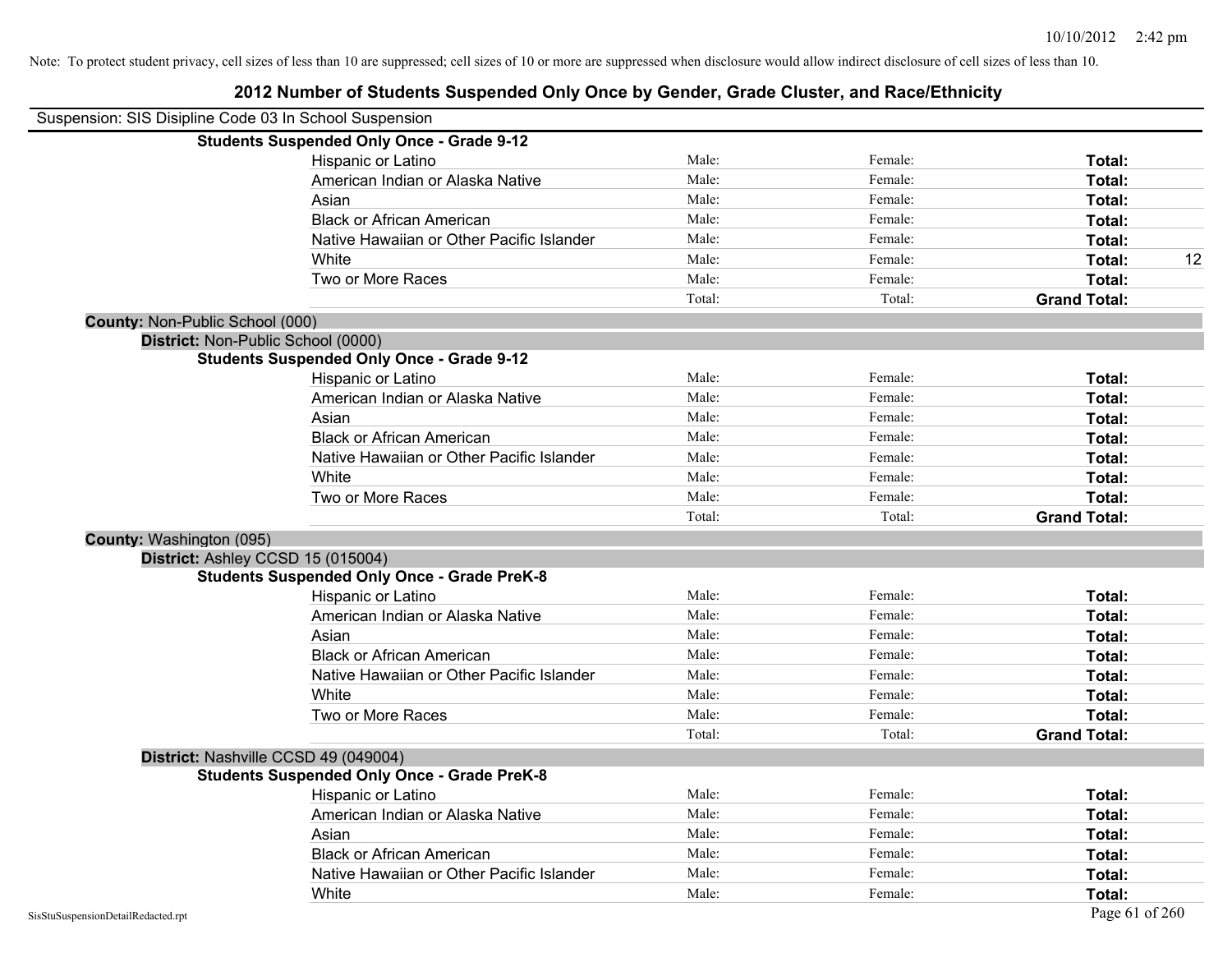Note: To protect student privacy, cell sizes of less than 10 are suppressed; cell sizes of 10 or more are suppressed when disclosure would allow indirect disclosure of cell sizes of less than 10.

# 2012 Number of Students Suspended Only Once by Gender, Grade Cluster, and Race/Ethnicity

Suspension: SIS Disipline Code 03 In School Suspension

**Students Suspended Only Once - Grade 9-12**

| Race/Ethnicity | Male: | Female: | Total: |
|---|---|---|---|
| Hispanic or Latino | | | |
| American Indian or Alaska Native | | | |
| Asian | | | |
| Black or African American | | | |
| Native Hawaiian or Other Pacific Islander | | | |
| White | | | 12 |
| Two or More Races | | | |
| | Total: | Total: | Grand Total: |

**County:** Non-Public School (000)

**District:** Non-Public School (0000)

**Students Suspended Only Once - Grade 9-12**

| Race/Ethnicity | Male: | Female: | Total: |
|---|---|---|---|
| Hispanic or Latino | | | |
| American Indian or Alaska Native | | | |
| Asian | | | |
| Black or African American | | | |
| Native Hawaiian or Other Pacific Islander | | | |
| White | | | |
| Two or More Races | | | |
| | Total: | Total: | Grand Total: |

**County:** Washington (095)

**District:** Ashley CCSD 15 (015004)

**Students Suspended Only Once - Grade PreK-8**

| Race/Ethnicity | Male: | Female: | Total: |
|---|---|---|---|
| Hispanic or Latino | | | |
| American Indian or Alaska Native | | | |
| Asian | | | |
| Black or African American | | | |
| Native Hawaiian or Other Pacific Islander | | | |
| White | | | |
| Two or More Races | | | |
| | Total: | Total: | Grand Total: |

**District:** Nashville CCSD 49 (049004)

**Students Suspended Only Once - Grade PreK-8**

| Race/Ethnicity | Male: | Female: | Total: |
|---|---|---|---|
| Hispanic or Latino | | | |
| American Indian or Alaska Native | | | |
| Asian | | | |
| Black or African American | | | |
| Native Hawaiian or Other Pacific Islander | | | |
| White | | | |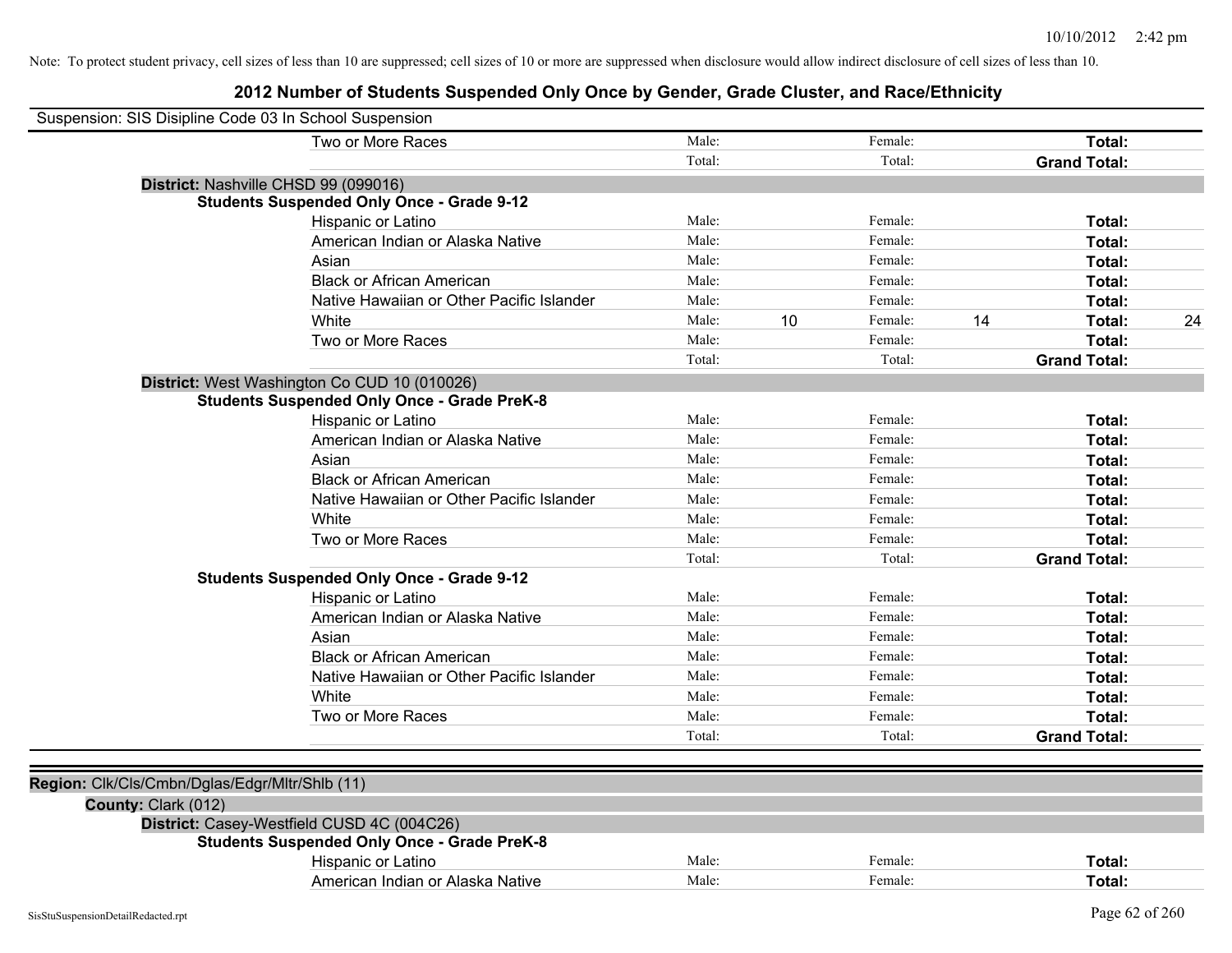Note: To protect student privacy, cell sizes of less than 10 are suppressed; cell sizes of 10 or more are suppressed when disclosure would allow indirect disclosure of cell sizes of less than 10.

# 2012 Number of Students Suspended Only Once by Gender, Grade Cluster, and Race/Ethnicity

Suspension: SIS Disipline Code 03 In School Suspension

| | Male: | | Female: | | | |
|---|---|---|---|---|---|---|
| Two or More Races | Male: | | Female: | | **Total:** | |
| | Total: | | Total: | | **Grand Total:** | |

**District:** Nashville CHSD 99 (099016)

**Students Suspended Only Once - Grade 9-12**

| Race/Ethnicity | | Male | | Female | | Total |
|---|---|---|---|---|---|---|
| Hispanic or Latino | Male: | | Female: | | **Total:** | |
| American Indian or Alaska Native | Male: | | Female: | | **Total:** | |
| Asian | Male: | | Female: | | **Total:** | |
| Black or African American | Male: | | Female: | | **Total:** | |
| Native Hawaiian or Other Pacific Islander | Male: | | Female: | | **Total:** | |
| White | Male: | 10 | Female: | 14 | **Total:** | 24 |
| Two or More Races | Male: | | Female: | | **Total:** | |
| | Total: | | Total: | | **Grand Total:** | |

**District:** West Washington Co CUD 10 (010026)

**Students Suspended Only Once - Grade PreK-8**

| Race/Ethnicity | | Male | | Female | | Total |
|---|---|---|---|---|---|---|
| Hispanic or Latino | Male: | | Female: | | **Total:** | |
| American Indian or Alaska Native | Male: | | Female: | | **Total:** | |
| Asian | Male: | | Female: | | **Total:** | |
| Black or African American | Male: | | Female: | | **Total:** | |
| Native Hawaiian or Other Pacific Islander | Male: | | Female: | | **Total:** | |
| White | Male: | | Female: | | **Total:** | |
| Two or More Races | Male: | | Female: | | **Total:** | |
| | Total: | | Total: | | **Grand Total:** | |

**Students Suspended Only Once - Grade 9-12**

| Race/Ethnicity | | Male | | Female | | Total |
|---|---|---|---|---|---|---|
| Hispanic or Latino | Male: | | Female: | | **Total:** | |
| American Indian or Alaska Native | Male: | | Female: | | **Total:** | |
| Asian | Male: | | Female: | | **Total:** | |
| Black or African American | Male: | | Female: | | **Total:** | |
| Native Hawaiian or Other Pacific Islander | Male: | | Female: | | **Total:** | |
| White | Male: | | Female: | | **Total:** | |
| Two or More Races | Male: | | Female: | | **Total:** | |
| | Total: | | Total: | | **Grand Total:** | |

**Region:** Clk/Cls/Cmbn/Dglas/Edgr/Mltr/Shlb (11)

**County:** Clark (012)

**District:** Casey-Westfield CUSD 4C (004C26)

**Students Suspended Only Once - Grade PreK-8**

| Race/Ethnicity | | Male | | Female | | Total |
|---|---|---|---|---|---|---|
| Hispanic or Latino | Male: | | Female: | | **Total:** | |
| American Indian or Alaska Native | Male: | | Female: | | **Total:** | |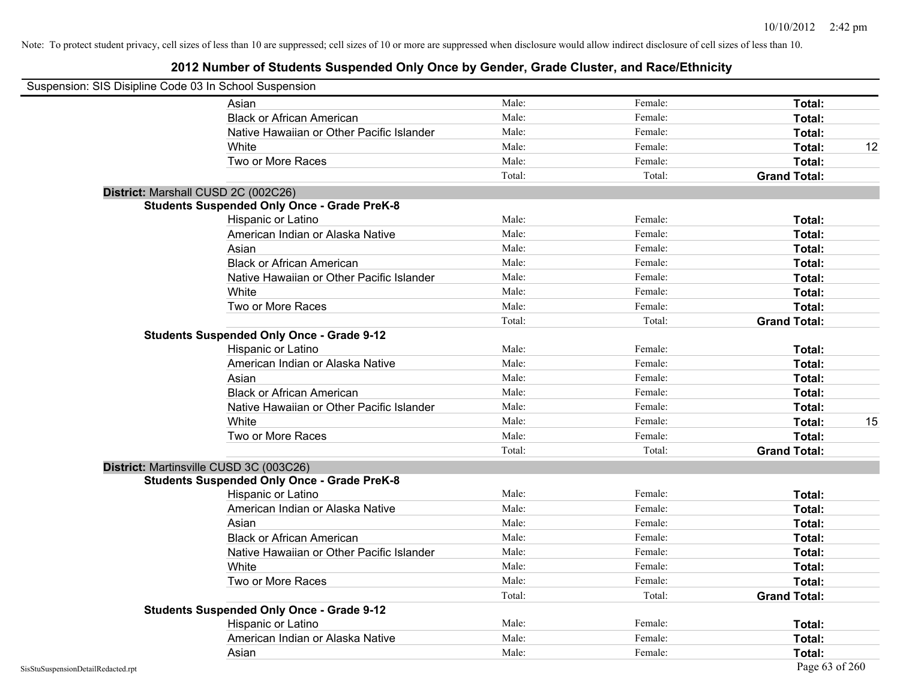Note: To protect student privacy, cell sizes of less than 10 are suppressed; cell sizes of 10 or more are suppressed when disclosure would allow indirect disclosure of cell sizes of less than 10.

## 2012 Number of Students Suspended Only Once by Gender, Grade Cluster, and Race/Ethnicity

Suspension: SIS Disipline Code 03 In School Suspension

| | Male | Female | Total | |
|---|---|---|---|---|
| Asian | Male: | Female: | **Total:** | |
| Black or African American | Male: | Female: | **Total:** | |
| Native Hawaiian or Other Pacific Islander | Male: | Female: | **Total:** | |
| White | Male: | Female: | **Total:** | 12 |
| Two or More Races | Male: | Female: | **Total:** | |
| | Total: | Total: | **Grand Total:** | |

**District:** Marshall CUSD 2C (002C26)

**Students Suspended Only Once - Grade PreK-8**

| | Male | Female | Total | |
|---|---|---|---|---|
| Hispanic or Latino | Male: | Female: | **Total:** | |
| American Indian or Alaska Native | Male: | Female: | **Total:** | |
| Asian | Male: | Female: | **Total:** | |
| Black or African American | Male: | Female: | **Total:** | |
| Native Hawaiian or Other Pacific Islander | Male: | Female: | **Total:** | |
| White | Male: | Female: | **Total:** | |
| Two or More Races | Male: | Female: | **Total:** | |
| | Total: | Total: | **Grand Total:** | |

**Students Suspended Only Once - Grade 9-12**

| | Male | Female | Total | |
|---|---|---|---|---|
| Hispanic or Latino | Male: | Female: | **Total:** | |
| American Indian or Alaska Native | Male: | Female: | **Total:** | |
| Asian | Male: | Female: | **Total:** | |
| Black or African American | Male: | Female: | **Total:** | |
| Native Hawaiian or Other Pacific Islander | Male: | Female: | **Total:** | |
| White | Male: | Female: | **Total:** | 15 |
| Two or More Races | Male: | Female: | **Total:** | |
| | Total: | Total: | **Grand Total:** | |

**District:** Martinsville CUSD 3C (003C26)

**Students Suspended Only Once - Grade PreK-8**

| | Male | Female | Total | |
|---|---|---|---|---|
| Hispanic or Latino | Male: | Female: | **Total:** | |
| American Indian or Alaska Native | Male: | Female: | **Total:** | |
| Asian | Male: | Female: | **Total:** | |
| Black or African American | Male: | Female: | **Total:** | |
| Native Hawaiian or Other Pacific Islander | Male: | Female: | **Total:** | |
| White | Male: | Female: | **Total:** | |
| Two or More Races | Male: | Female: | **Total:** | |
| | Total: | Total: | **Grand Total:** | |

**Students Suspended Only Once - Grade 9-12**

| | Male | Female | Total | |
|---|---|---|---|---|
| Hispanic or Latino | Male: | Female: | **Total:** | |
| American Indian or Alaska Native | Male: | Female: | **Total:** | |
| Asian | Male: | Female: | **Total:** | |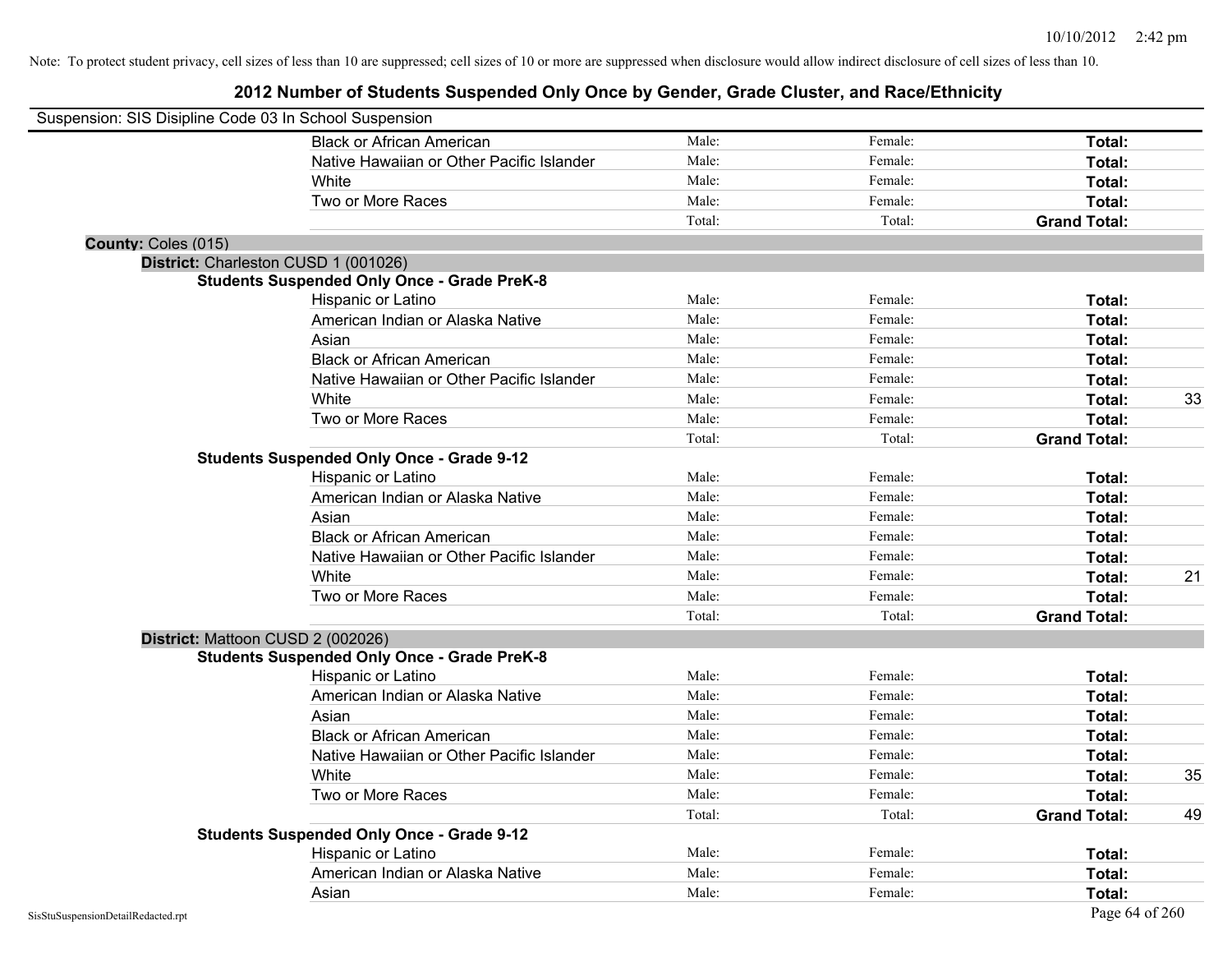Note: To protect student privacy, cell sizes of less than 10 are suppressed; cell sizes of 10 or more are suppressed when disclosure would allow indirect disclosure of cell sizes of less than 10.

## 2012 Number of Students Suspended Only Once by Gender, Grade Cluster, and Race/Ethnicity

Suspension: SIS Disipline Code 03 In School Suspension

| | Male | Female | Total | |
|---|---|---|---|---|
| Black or African American | Male: | Female: | **Total:** | |
| Native Hawaiian or Other Pacific Islander | Male: | Female: | **Total:** | |
| White | Male: | Female: | **Total:** | |
| Two or More Races | Male: | Female: | **Total:** | |
| | Total: | Total: | **Grand Total:** | |

**County:** Coles (015)

**District:** Charleston CUSD 1 (001026)

**Students Suspended Only Once - Grade PreK-8**

| | Male | Female | Total | |
|---|---|---|---|---|
| Hispanic or Latino | Male: | Female: | **Total:** | |
| American Indian or Alaska Native | Male: | Female: | **Total:** | |
| Asian | Male: | Female: | **Total:** | |
| Black or African American | Male: | Female: | **Total:** | |
| Native Hawaiian or Other Pacific Islander | Male: | Female: | **Total:** | |
| White | Male: | Female: | **Total:** | 33 |
| Two or More Races | Male: | Female: | **Total:** | |
| | Total: | Total: | **Grand Total:** | |

**Students Suspended Only Once - Grade 9-12**

| | Male | Female | Total | |
|---|---|---|---|---|
| Hispanic or Latino | Male: | Female: | **Total:** | |
| American Indian or Alaska Native | Male: | Female: | **Total:** | |
| Asian | Male: | Female: | **Total:** | |
| Black or African American | Male: | Female: | **Total:** | |
| Native Hawaiian or Other Pacific Islander | Male: | Female: | **Total:** | |
| White | Male: | Female: | **Total:** | 21 |
| Two or More Races | Male: | Female: | **Total:** | |
| | Total: | Total: | **Grand Total:** | |

**District:** Mattoon CUSD 2 (002026)

**Students Suspended Only Once - Grade PreK-8**

| | Male | Female | Total | |
|---|---|---|---|---|
| Hispanic or Latino | Male: | Female: | **Total:** | |
| American Indian or Alaska Native | Male: | Female: | **Total:** | |
| Asian | Male: | Female: | **Total:** | |
| Black or African American | Male: | Female: | **Total:** | |
| Native Hawaiian or Other Pacific Islander | Male: | Female: | **Total:** | |
| White | Male: | Female: | **Total:** | 35 |
| Two or More Races | Male: | Female: | **Total:** | |
| | Total: | Total: | **Grand Total:** | 49 |

**Students Suspended Only Once - Grade 9-12**

| | Male | Female | Total | |
|---|---|---|---|---|
| Hispanic or Latino | Male: | Female: | **Total:** | |
| American Indian or Alaska Native | Male: | Female: | **Total:** | |
| Asian | Male: | Female: | **Total:** | |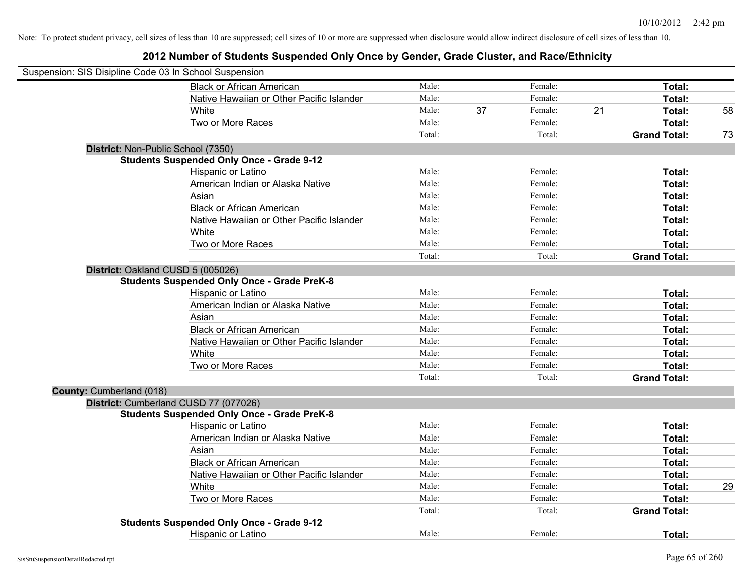Note: To protect student privacy, cell sizes of less than 10 are suppressed; cell sizes of 10 or more are suppressed when disclosure would allow indirect disclosure of cell sizes of less than 10.

# 2012 Number of Students Suspended Only Once by Gender, Grade Cluster, and Race/Ethnicity

Suspension: SIS Disipline Code 03 In School Suspension

| | | | | | | | |
|---|---|---|---|---|---|---|---|
| Black or African American | Male: | | Female: | | **Total:** | |
| Native Hawaiian or Other Pacific Islander | Male: | | Female: | | **Total:** | |
| White | Male: | 37 | Female: | 21 | **Total:** | 58 |
| Two or More Races | Male: | | Female: | | **Total:** | |
| | Total: | | Total: | | **Grand Total:** | 73 |

**District:** Non-Public School (7350)

**Students Suspended Only Once - Grade 9-12**

| | | | | | | |
|---|---|---|---|---|---|---|
| Hispanic or Latino | Male: | | Female: | | **Total:** | |
| American Indian or Alaska Native | Male: | | Female: | | **Total:** | |
| Asian | Male: | | Female: | | **Total:** | |
| Black or African American | Male: | | Female: | | **Total:** | |
| Native Hawaiian or Other Pacific Islander | Male: | | Female: | | **Total:** | |
| White | Male: | | Female: | | **Total:** | |
| Two or More Races | Male: | | Female: | | **Total:** | |
| | Total: | | Total: | | **Grand Total:** | |

**District:** Oakland CUSD 5 (005026)

**Students Suspended Only Once - Grade PreK-8**

| | | | | | | |
|---|---|---|---|---|---|---|
| Hispanic or Latino | Male: | | Female: | | **Total:** | |
| American Indian or Alaska Native | Male: | | Female: | | **Total:** | |
| Asian | Male: | | Female: | | **Total:** | |
| Black or African American | Male: | | Female: | | **Total:** | |
| Native Hawaiian or Other Pacific Islander | Male: | | Female: | | **Total:** | |
| White | Male: | | Female: | | **Total:** | |
| Two or More Races | Male: | | Female: | | **Total:** | |
| | Total: | | Total: | | **Grand Total:** | |

**County:** Cumberland (018)

**District:** Cumberland CUSD 77 (077026)

**Students Suspended Only Once - Grade PreK-8**

| | | | | | | |
|---|---|---|---|---|---|---|
| Hispanic or Latino | Male: | | Female: | | **Total:** | |
| American Indian or Alaska Native | Male: | | Female: | | **Total:** | |
| Asian | Male: | | Female: | | **Total:** | |
| Black or African American | Male: | | Female: | | **Total:** | |
| Native Hawaiian or Other Pacific Islander | Male: | | Female: | | **Total:** | |
| White | Male: | | Female: | | **Total:** | 29 |
| Two or More Races | Male: | | Female: | | **Total:** | |
| | Total: | | Total: | | **Grand Total:** | |

**Students Suspended Only Once - Grade 9-12**

| | | | | | | |
|---|---|---|---|---|---|---|
| Hispanic or Latino | Male: | | Female: | | **Total:** | |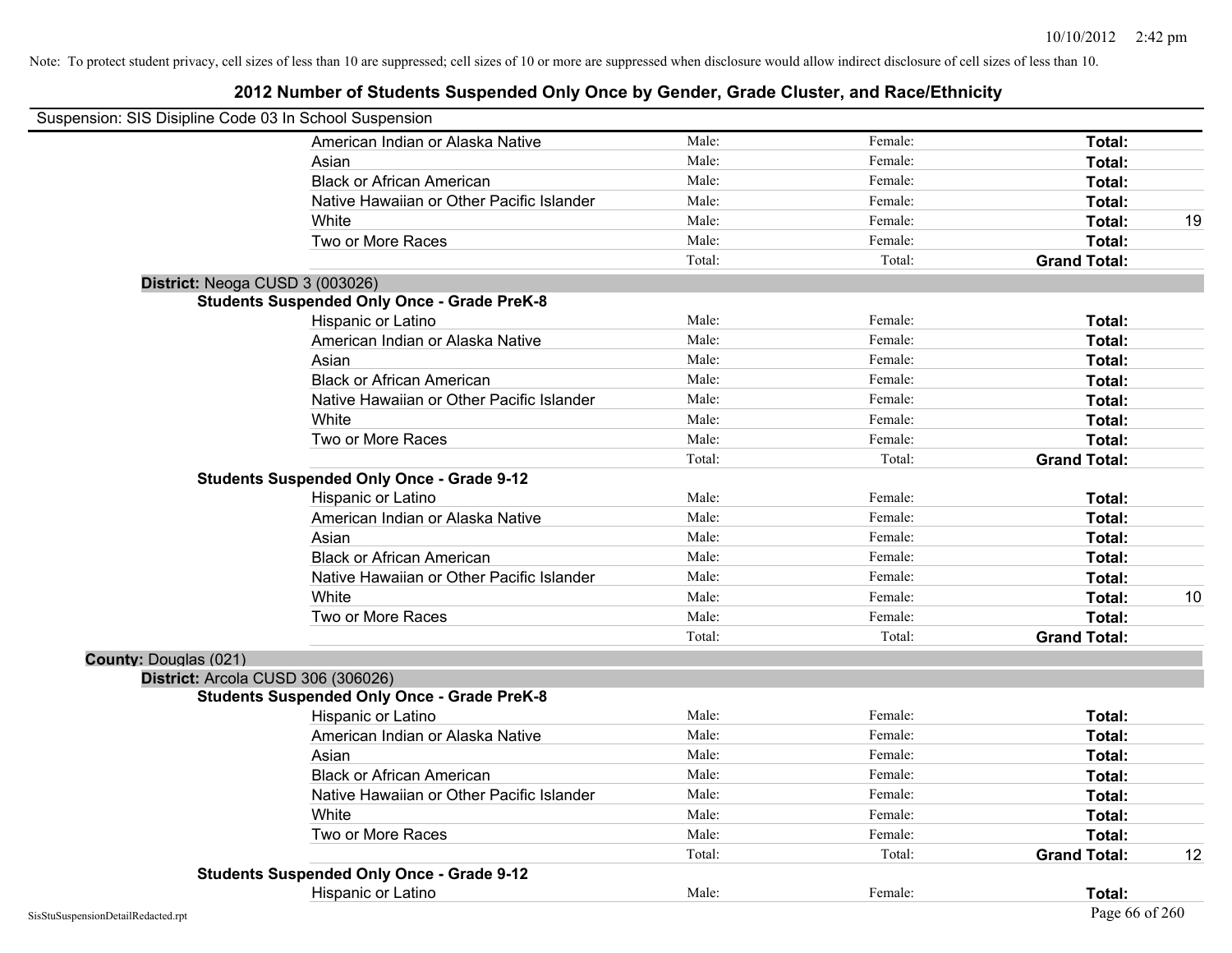Note: To protect student privacy, cell sizes of less than 10 are suppressed; cell sizes of 10 or more are suppressed when disclosure would allow indirect disclosure of cell sizes of less than 10.

# 2012 Number of Students Suspended Only Once by Gender, Grade Cluster, and Race/Ethnicity

Suspension: SIS Disipline Code 03 In School Suspension

| | | | | |
|---|---|---|---|---|
| American Indian or Alaska Native | Male: | Female: | **Total:** | |
| Asian | Male: | Female: | **Total:** | |
| Black or African American | Male: | Female: | **Total:** | |
| Native Hawaiian or Other Pacific Islander | Male: | Female: | **Total:** | |
| White | Male: | Female: | **Total:** | 19 |
| Two or More Races | Male: | Female: | **Total:** | |
| | Total: | Total: | **Grand Total:** | |

**District:** Neoga CUSD 3 (003026)

**Students Suspended Only Once - Grade PreK-8**

| | | | | |
|---|---|---|---|---|
| Hispanic or Latino | Male: | Female: | **Total:** | |
| American Indian or Alaska Native | Male: | Female: | **Total:** | |
| Asian | Male: | Female: | **Total:** | |
| Black or African American | Male: | Female: | **Total:** | |
| Native Hawaiian or Other Pacific Islander | Male: | Female: | **Total:** | |
| White | Male: | Female: | **Total:** | |
| Two or More Races | Male: | Female: | **Total:** | |
| | Total: | Total: | **Grand Total:** | |

**Students Suspended Only Once - Grade 9-12**

| | | | | |
|---|---|---|---|---|
| Hispanic or Latino | Male: | Female: | **Total:** | |
| American Indian or Alaska Native | Male: | Female: | **Total:** | |
| Asian | Male: | Female: | **Total:** | |
| Black or African American | Male: | Female: | **Total:** | |
| Native Hawaiian or Other Pacific Islander | Male: | Female: | **Total:** | |
| White | Male: | Female: | **Total:** | 10 |
| Two or More Races | Male: | Female: | **Total:** | |
| | Total: | Total: | **Grand Total:** | |

**County:** Douglas (021)

**District:** Arcola CUSD 306 (306026)

**Students Suspended Only Once - Grade PreK-8**

| | | | | |
|---|---|---|---|---|
| Hispanic or Latino | Male: | Female: | **Total:** | |
| American Indian or Alaska Native | Male: | Female: | **Total:** | |
| Asian | Male: | Female: | **Total:** | |
| Black or African American | Male: | Female: | **Total:** | |
| Native Hawaiian or Other Pacific Islander | Male: | Female: | **Total:** | |
| White | Male: | Female: | **Total:** | |
| Two or More Races | Male: | Female: | **Total:** | |
| | Total: | Total: | **Grand Total:** | 12 |

**Students Suspended Only Once - Grade 9-12**

| | | | | |
|---|---|---|---|---|
| Hispanic or Latino | Male: | Female: | **Total:** | |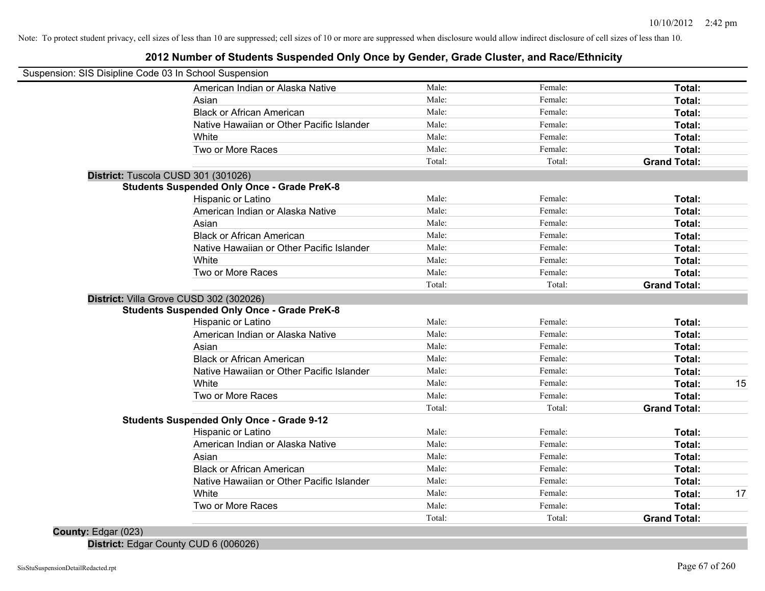Note: To protect student privacy, cell sizes of less than 10 are suppressed; cell sizes of 10 or more are suppressed when disclosure would allow indirect disclosure of cell sizes of less than 10.

# 2012 Number of Students Suspended Only Once by Gender, Grade Cluster, and Race/Ethnicity

Suspension: SIS Disipline Code 03 In School Suspension

| Race/Ethnicity | Male | Female | Total | |
|---|---|---|---|---|
| American Indian or Alaska Native | Male: | Female: | **Total:** | |
| Asian | Male: | Female: | **Total:** | |
| Black or African American | Male: | Female: | **Total:** | |
| Native Hawaiian or Other Pacific Islander | Male: | Female: | **Total:** | |
| White | Male: | Female: | **Total:** | |
| Two or More Races | Male: | Female: | **Total:** | |
| | Total: | Total: | **Grand Total:** | |

**District:** Tuscola CUSD 301 (301026)

**Students Suspended Only Once - Grade PreK-8**

| Race/Ethnicity | Male | Female | Total | |
|---|---|---|---|---|
| Hispanic or Latino | Male: | Female: | **Total:** | |
| American Indian or Alaska Native | Male: | Female: | **Total:** | |
| Asian | Male: | Female: | **Total:** | |
| Black or African American | Male: | Female: | **Total:** | |
| Native Hawaiian or Other Pacific Islander | Male: | Female: | **Total:** | |
| White | Male: | Female: | **Total:** | |
| Two or More Races | Male: | Female: | **Total:** | |
| | Total: | Total: | **Grand Total:** | |

**District:** Villa Grove CUSD 302 (302026)

**Students Suspended Only Once - Grade PreK-8**

| Race/Ethnicity | Male | Female | Total | |
|---|---|---|---|---|
| Hispanic or Latino | Male: | Female: | **Total:** | |
| American Indian or Alaska Native | Male: | Female: | **Total:** | |
| Asian | Male: | Female: | **Total:** | |
| Black or African American | Male: | Female: | **Total:** | |
| Native Hawaiian or Other Pacific Islander | Male: | Female: | **Total:** | |
| White | Male: | Female: | **Total:** | 15 |
| Two or More Races | Male: | Female: | **Total:** | |
| | Total: | Total: | **Grand Total:** | |

**Students Suspended Only Once - Grade 9-12**

| Race/Ethnicity | Male | Female | Total | |
|---|---|---|---|---|
| Hispanic or Latino | Male: | Female: | **Total:** | |
| American Indian or Alaska Native | Male: | Female: | **Total:** | |
| Asian | Male: | Female: | **Total:** | |
| Black or African American | Male: | Female: | **Total:** | |
| Native Hawaiian or Other Pacific Islander | Male: | Female: | **Total:** | |
| White | Male: | Female: | **Total:** | 17 |
| Two or More Races | Male: | Female: | **Total:** | |
| | Total: | Total: | **Grand Total:** | |

**County:** Edgar (023)

**District:** Edgar County CUD 6 (006026)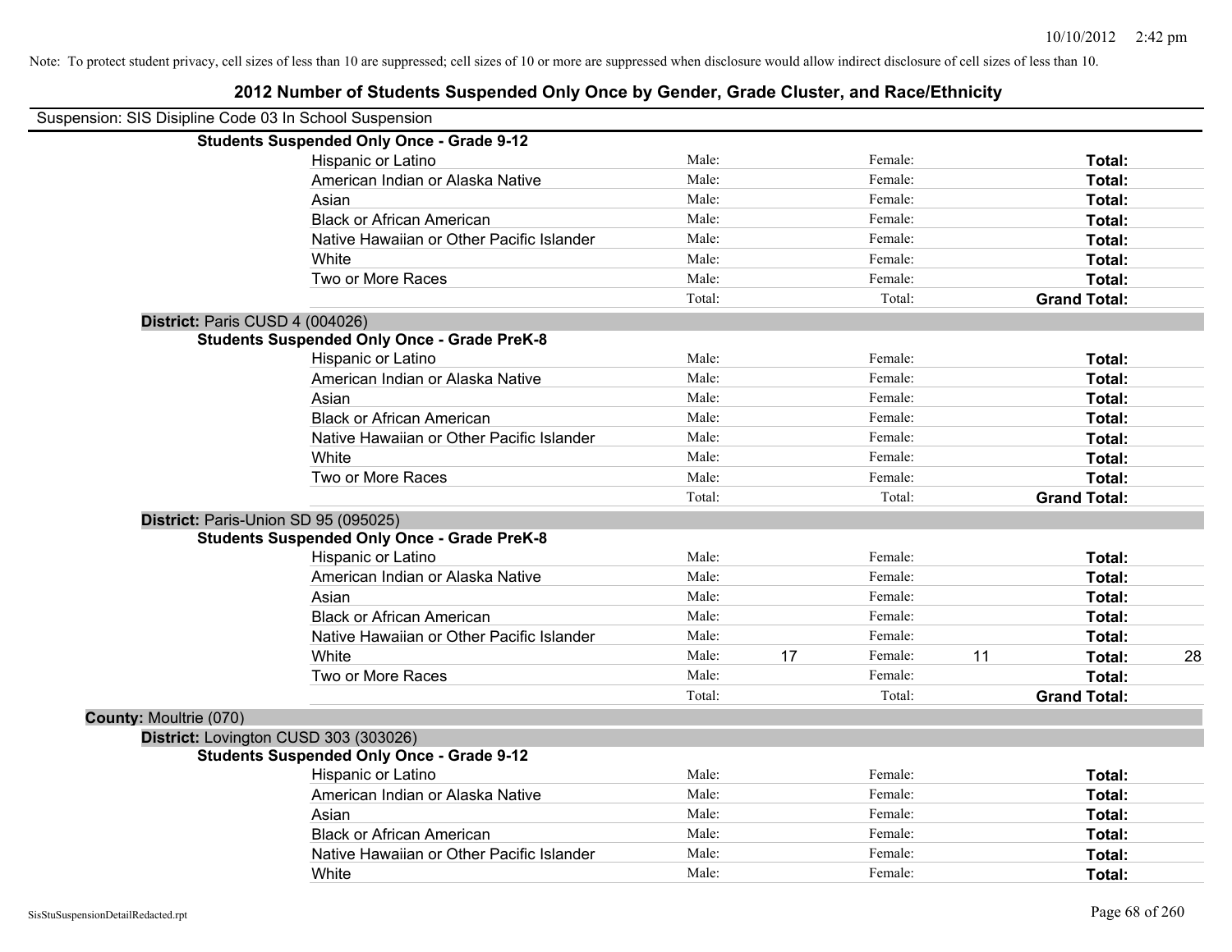Note: To protect student privacy, cell sizes of less than 10 are suppressed; cell sizes of 10 or more are suppressed when disclosure would allow indirect disclosure of cell sizes of less than 10.

# 2012 Number of Students Suspended Only Once by Gender, Grade Cluster, and Race/Ethnicity

Suspension: SIS Disipline Code 03 In School Suspension

**Students Suspended Only Once - Grade 9-12**

| | Male: | | Female: | | Total: | |
|---|---|---|---|---|---|---|
| Hispanic or Latino | Male: | | Female: | | **Total:** | |
| American Indian or Alaska Native | Male: | | Female: | | **Total:** | |
| Asian | Male: | | Female: | | **Total:** | |
| Black or African American | Male: | | Female: | | **Total:** | |
| Native Hawaiian or Other Pacific Islander | Male: | | Female: | | **Total:** | |
| White | Male: | | Female: | | **Total:** | |
| Two or More Races | Male: | | Female: | | **Total:** | |
| | Total: | | Total: | | **Grand Total:** | |

**District:** Paris CUSD 4 (004026)

**Students Suspended Only Once - Grade PreK-8**

| | Male: | | Female: | | Total: | |
|---|---|---|---|---|---|---|
| Hispanic or Latino | Male: | | Female: | | **Total:** | |
| American Indian or Alaska Native | Male: | | Female: | | **Total:** | |
| Asian | Male: | | Female: | | **Total:** | |
| Black or African American | Male: | | Female: | | **Total:** | |
| Native Hawaiian or Other Pacific Islander | Male: | | Female: | | **Total:** | |
| White | Male: | | Female: | | **Total:** | |
| Two or More Races | Male: | | Female: | | **Total:** | |
| | Total: | | Total: | | **Grand Total:** | |

**District:** Paris-Union SD 95 (095025)

**Students Suspended Only Once - Grade PreK-8**

| | Male: | | Female: | | Total: | |
|---|---|---|---|---|---|---|
| Hispanic or Latino | Male: | | Female: | | **Total:** | |
| American Indian or Alaska Native | Male: | | Female: | | **Total:** | |
| Asian | Male: | | Female: | | **Total:** | |
| Black or African American | Male: | | Female: | | **Total:** | |
| Native Hawaiian or Other Pacific Islander | Male: | | Female: | | **Total:** | |
| White | Male: | 17 | Female: | 11 | **Total:** | 28 |
| Two or More Races | Male: | | Female: | | **Total:** | |
| | Total: | | Total: | | **Grand Total:** | |

**County:** Moultrie (070)

**District:** Lovington CUSD 303 (303026)

**Students Suspended Only Once - Grade 9-12**

| | Male: | | Female: | | Total: | |
|---|---|---|---|---|---|---|
| Hispanic or Latino | Male: | | Female: | | **Total:** | |
| American Indian or Alaska Native | Male: | | Female: | | **Total:** | |
| Asian | Male: | | Female: | | **Total:** | |
| Black or African American | Male: | | Female: | | **Total:** | |
| Native Hawaiian or Other Pacific Islander | Male: | | Female: | | **Total:** | |
| White | Male: | | Female: | | **Total:** | |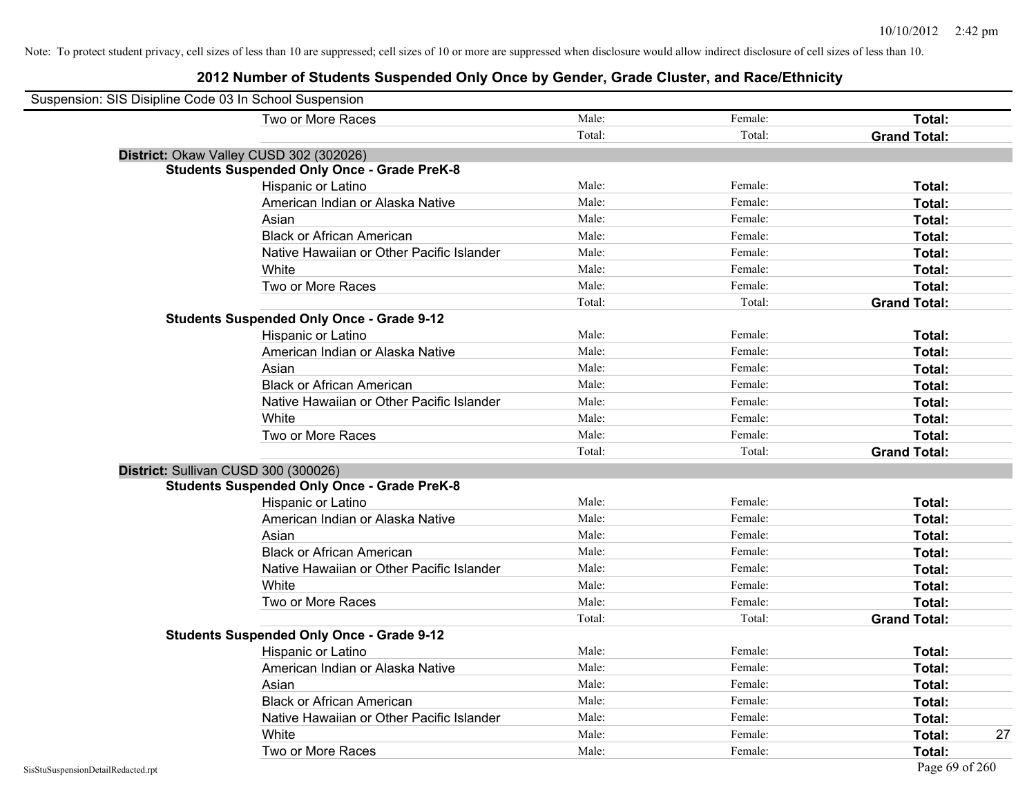Note: To protect student privacy, cell sizes of less than 10 are suppressed; cell sizes of 10 or more are suppressed when disclosure would allow indirect disclosure of cell sizes of less than 10.

# 2012 Number of Students Suspended Only Once by Gender, Grade Cluster, and Race/Ethnicity

Suspension: SIS Disipline Code 03 In School Suspension

| | | | | |
|---|---|---|---|---|
| Two or More Races | Male: | Female: | **Total:** | |
| | Total: | Total: | **Grand Total:** | |

**District:** Okaw Valley CUSD 302 (302026)

**Students Suspended Only Once - Grade PreK-8**

| | | | | |
|---|---|---|---|---|
| Hispanic or Latino | Male: | Female: | **Total:** | |
| American Indian or Alaska Native | Male: | Female: | **Total:** | |
| Asian | Male: | Female: | **Total:** | |
| Black or African American | Male: | Female: | **Total:** | |
| Native Hawaiian or Other Pacific Islander | Male: | Female: | **Total:** | |
| White | Male: | Female: | **Total:** | |
| Two or More Races | Male: | Female: | **Total:** | |
| | Total: | Total: | **Grand Total:** | |

**Students Suspended Only Once - Grade 9-12**

| | | | | |
|---|---|---|---|---|
| Hispanic or Latino | Male: | Female: | **Total:** | |
| American Indian or Alaska Native | Male: | Female: | **Total:** | |
| Asian | Male: | Female: | **Total:** | |
| Black or African American | Male: | Female: | **Total:** | |
| Native Hawaiian or Other Pacific Islander | Male: | Female: | **Total:** | |
| White | Male: | Female: | **Total:** | |
| Two or More Races | Male: | Female: | **Total:** | |
| | Total: | Total: | **Grand Total:** | |

**District:** Sullivan CUSD 300 (300026)

**Students Suspended Only Once - Grade PreK-8**

| | | | | |
|---|---|---|---|---|
| Hispanic or Latino | Male: | Female: | **Total:** | |
| American Indian or Alaska Native | Male: | Female: | **Total:** | |
| Asian | Male: | Female: | **Total:** | |
| Black or African American | Male: | Female: | **Total:** | |
| Native Hawaiian or Other Pacific Islander | Male: | Female: | **Total:** | |
| White | Male: | Female: | **Total:** | |
| Two or More Races | Male: | Female: | **Total:** | |
| | Total: | Total: | **Grand Total:** | |

**Students Suspended Only Once - Grade 9-12**

| | | | | |
|---|---|---|---|---|
| Hispanic or Latino | Male: | Female: | **Total:** | |
| American Indian or Alaska Native | Male: | Female: | **Total:** | |
| Asian | Male: | Female: | **Total:** | |
| Black or African American | Male: | Female: | **Total:** | |
| Native Hawaiian or Other Pacific Islander | Male: | Female: | **Total:** | |
| White | Male: | Female: | **Total:** | 27 |
| Two or More Races | Male: | Female: | **Total:** | |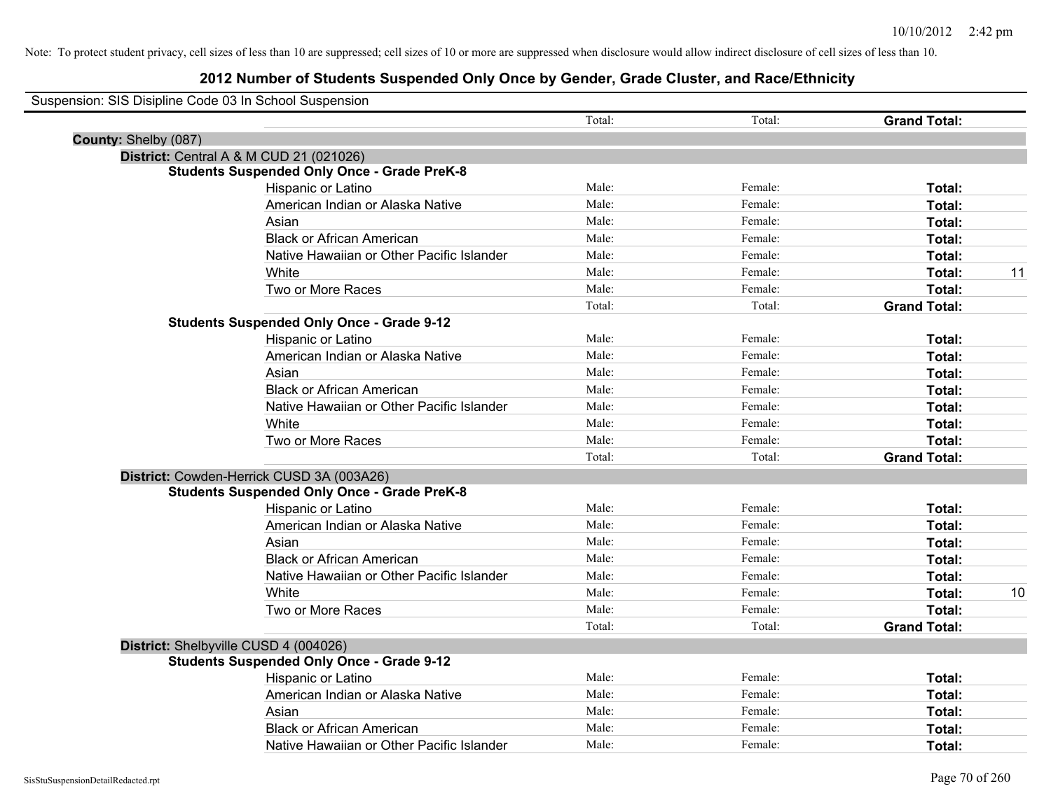Note: To protect student privacy, cell sizes of less than 10 are suppressed; cell sizes of 10 or more are suppressed when disclosure would allow indirect disclosure of cell sizes of less than 10.

# 2012 Number of Students Suspended Only Once by Gender, Grade Cluster, and Race/Ethnicity

Suspension: SIS Disipline Code 03 In School Suspension

| | | | | | |
|---|---|---|---|---|---|
| | | Total: | Total: | **Grand Total:** | |
| **County:** Shelby (087) | | | | | |
| **District:** Central A & M CUD 21 (021026) | | | | | |
| **Students Suspended Only Once - Grade PreK-8** | | | | | |
| | Hispanic or Latino | Male: | Female: | **Total:** | |
| | American Indian or Alaska Native | Male: | Female: | **Total:** | |
| | Asian | Male: | Female: | **Total:** | |
| | Black or African American | Male: | Female: | **Total:** | |
| | Native Hawaiian or Other Pacific Islander | Male: | Female: | **Total:** | |
| | White | Male: | Female: | **Total:** | 11 |
| | Two or More Races | Male: | Female: | **Total:** | |
| | | Total: | Total: | **Grand Total:** | |
| **Students Suspended Only Once - Grade 9-12** | | | | | |
| | Hispanic or Latino | Male: | Female: | **Total:** | |
| | American Indian or Alaska Native | Male: | Female: | **Total:** | |
| | Asian | Male: | Female: | **Total:** | |
| | Black or African American | Male: | Female: | **Total:** | |
| | Native Hawaiian or Other Pacific Islander | Male: | Female: | **Total:** | |
| | White | Male: | Female: | **Total:** | |
| | Two or More Races | Male: | Female: | **Total:** | |
| | | Total: | Total: | **Grand Total:** | |
| **District:** Cowden-Herrick CUSD 3A (003A26) | | | | | |
| **Students Suspended Only Once - Grade PreK-8** | | | | | |
| | Hispanic or Latino | Male: | Female: | **Total:** | |
| | American Indian or Alaska Native | Male: | Female: | **Total:** | |
| | Asian | Male: | Female: | **Total:** | |
| | Black or African American | Male: | Female: | **Total:** | |
| | Native Hawaiian or Other Pacific Islander | Male: | Female: | **Total:** | |
| | White | Male: | Female: | **Total:** | 10 |
| | Two or More Races | Male: | Female: | **Total:** | |
| | | Total: | Total: | **Grand Total:** | |
| **District:** Shelbyville CUSD 4 (004026) | | | | | |
| **Students Suspended Only Once - Grade 9-12** | | | | | |
| | Hispanic or Latino | Male: | Female: | **Total:** | |
| | American Indian or Alaska Native | Male: | Female: | **Total:** | |
| | Asian | Male: | Female: | **Total:** | |
| | Black or African American | Male: | Female: | **Total:** | |
| | Native Hawaiian or Other Pacific Islander | Male: | Female: | **Total:** | |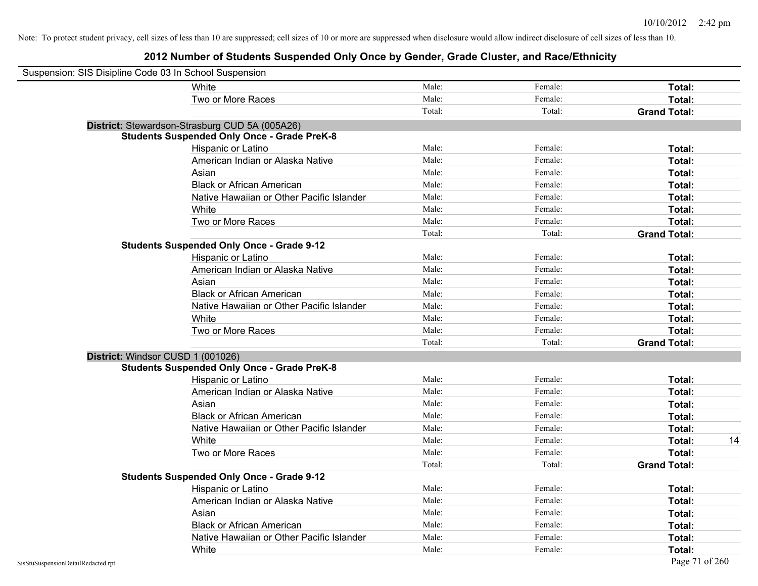Note: To protect student privacy, cell sizes of less than 10 are suppressed; cell sizes of 10 or more are suppressed when disclosure would allow indirect disclosure of cell sizes of less than 10.

## 2012 Number of Students Suspended Only Once by Gender, Grade Cluster, and Race/Ethnicity

Suspension: SIS Disipline Code 03 In School Suspension

| | | | | |
|---|---|---|---|---|
| White | Male: | Female: | **Total:** | |
| Two or More Races | Male: | Female: | **Total:** | |
| | Total: | Total: | **Grand Total:** | |

**District:** Stewardson-Strasburg CUD 5A (005A26)

**Students Suspended Only Once - Grade PreK-8**

| | | | | |
|---|---|---|---|---|
| Hispanic or Latino | Male: | Female: | **Total:** | |
| American Indian or Alaska Native | Male: | Female: | **Total:** | |
| Asian | Male: | Female: | **Total:** | |
| Black or African American | Male: | Female: | **Total:** | |
| Native Hawaiian or Other Pacific Islander | Male: | Female: | **Total:** | |
| White | Male: | Female: | **Total:** | |
| Two or More Races | Male: | Female: | **Total:** | |
| | Total: | Total: | **Grand Total:** | |

**Students Suspended Only Once - Grade 9-12**

| | | | | |
|---|---|---|---|---|
| Hispanic or Latino | Male: | Female: | **Total:** | |
| American Indian or Alaska Native | Male: | Female: | **Total:** | |
| Asian | Male: | Female: | **Total:** | |
| Black or African American | Male: | Female: | **Total:** | |
| Native Hawaiian or Other Pacific Islander | Male: | Female: | **Total:** | |
| White | Male: | Female: | **Total:** | |
| Two or More Races | Male: | Female: | **Total:** | |
| | Total: | Total: | **Grand Total:** | |

**District:** Windsor CUSD 1 (001026)

**Students Suspended Only Once - Grade PreK-8**

| | | | | |
|---|---|---|---|---|
| Hispanic or Latino | Male: | Female: | **Total:** | |
| American Indian or Alaska Native | Male: | Female: | **Total:** | |
| Asian | Male: | Female: | **Total:** | |
| Black or African American | Male: | Female: | **Total:** | |
| Native Hawaiian or Other Pacific Islander | Male: | Female: | **Total:** | |
| White | Male: | Female: | **Total:** | 14 |
| Two or More Races | Male: | Female: | **Total:** | |
| | Total: | Total: | **Grand Total:** | |

**Students Suspended Only Once - Grade 9-12**

| | | | | |
|---|---|---|---|---|
| Hispanic or Latino | Male: | Female: | **Total:** | |
| American Indian or Alaska Native | Male: | Female: | **Total:** | |
| Asian | Male: | Female: | **Total:** | |
| Black or African American | Male: | Female: | **Total:** | |
| Native Hawaiian or Other Pacific Islander | Male: | Female: | **Total:** | |
| White | Male: | Female: | **Total:** | |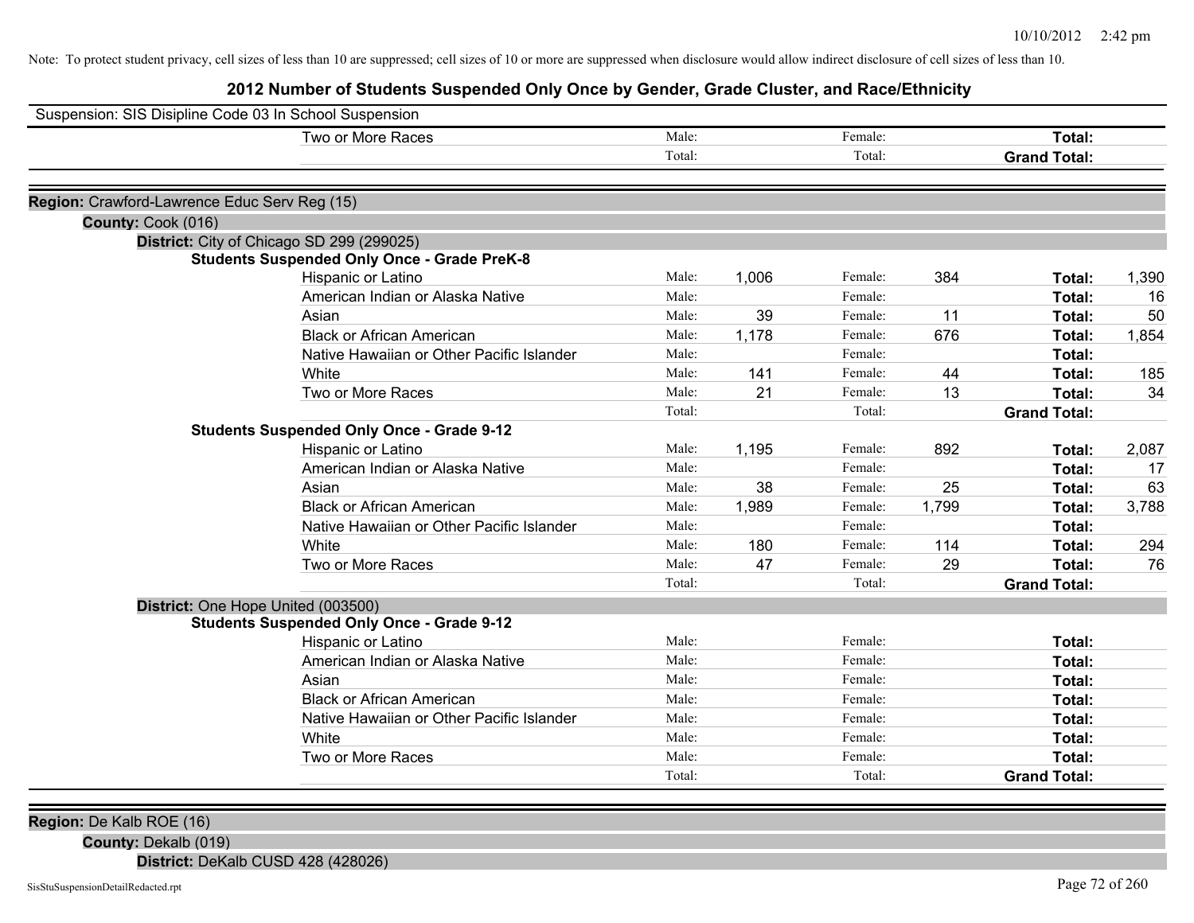Note: To protect student privacy, cell sizes of less than 10 are suppressed; cell sizes of 10 or more are suppressed when disclosure would allow indirect disclosure of cell sizes of less than 10.

## 2012 Number of Students Suspended Only Once by Gender, Grade Cluster, and Race/Ethnicity

Suspension: SIS Disipline Code 03 In School Suspension

| | | | | | | |
|---|---|---|---|---|---|---|
| Two or More Races | Male: | | Female: | | **Total:** | |
| | Total: | | Total: | | **Grand Total:** | |

**Region:** Crawford-Lawrence Educ Serv Reg (15)

**County:** Cook (016)

**District:** City of Chicago SD 299 (299025)

**Students Suspended Only Once - Grade PreK-8**

| | | | | | | |
|---|---|---|---|---|---|---|
| Hispanic or Latino | Male: | 1,006 | Female: | 384 | **Total:** | 1,390 |
| American Indian or Alaska Native | Male: | | Female: | | **Total:** | 16 |
| Asian | Male: | 39 | Female: | 11 | **Total:** | 50 |
| Black or African American | Male: | 1,178 | Female: | 676 | **Total:** | 1,854 |
| Native Hawaiian or Other Pacific Islander | Male: | | Female: | | **Total:** | |
| White | Male: | 141 | Female: | 44 | **Total:** | 185 |
| Two or More Races | Male: | 21 | Female: | 13 | **Total:** | 34 |
| | Total: | | Total: | | **Grand Total:** | |

**Students Suspended Only Once - Grade 9-12**

| | | | | | | |
|---|---|---|---|---|---|---|
| Hispanic or Latino | Male: | 1,195 | Female: | 892 | **Total:** | 2,087 |
| American Indian or Alaska Native | Male: | | Female: | | **Total:** | 17 |
| Asian | Male: | 38 | Female: | 25 | **Total:** | 63 |
| Black or African American | Male: | 1,989 | Female: | 1,799 | **Total:** | 3,788 |
| Native Hawaiian or Other Pacific Islander | Male: | | Female: | | **Total:** | |
| White | Male: | 180 | Female: | 114 | **Total:** | 294 |
| Two or More Races | Male: | 47 | Female: | 29 | **Total:** | 76 |
| | Total: | | Total: | | **Grand Total:** | |

**District:** One Hope United (003500)

**Students Suspended Only Once - Grade 9-12**

| | | | | | | |
|---|---|---|---|---|---|---|
| Hispanic or Latino | Male: | | Female: | | **Total:** | |
| American Indian or Alaska Native | Male: | | Female: | | **Total:** | |
| Asian | Male: | | Female: | | **Total:** | |
| Black or African American | Male: | | Female: | | **Total:** | |
| Native Hawaiian or Other Pacific Islander | Male: | | Female: | | **Total:** | |
| White | Male: | | Female: | | **Total:** | |
| Two or More Races | Male: | | Female: | | **Total:** | |
| | Total: | | Total: | | **Grand Total:** | |

**Region:** De Kalb ROE (16)

**County:** Dekalb (019)

**District:** DeKalb CUSD 428 (428026)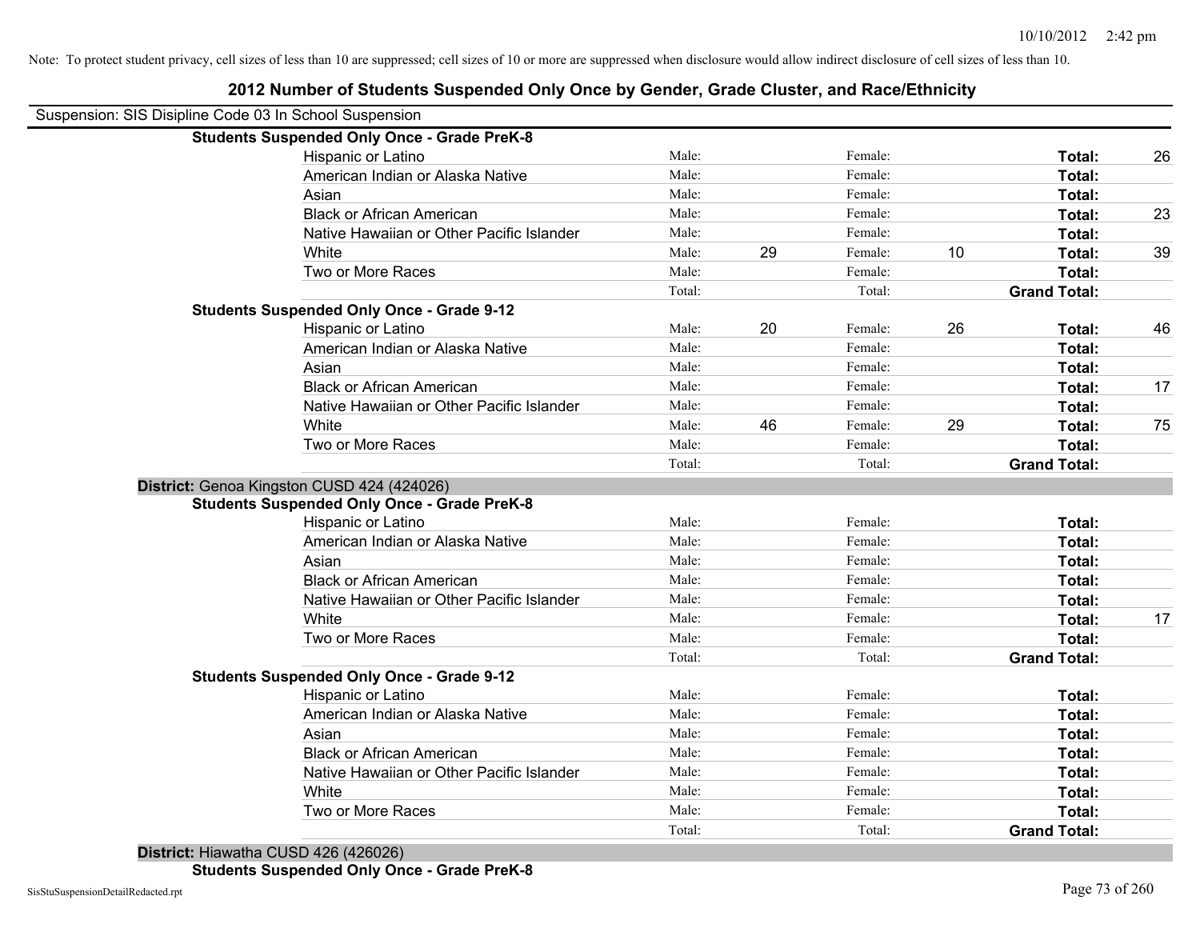Note: To protect student privacy, cell sizes of less than 10 are suppressed; cell sizes of 10 or more are suppressed when disclosure would allow indirect disclosure of cell sizes of less than 10.

# 2012 Number of Students Suspended Only Once by Gender, Grade Cluster, and Race/Ethnicity

Suspension: SIS Disipline Code 03 In School Suspension

**Students Suspended Only Once - Grade PreK-8**

| Race/Ethnicity | | Male | | Female | | Total |
|---|---|---|---|---|---|---|
| Hispanic or Latino | Male: | | Female: | | **Total:** | 26 |
| American Indian or Alaska Native | Male: | | Female: | | **Total:** | |
| Asian | Male: | | Female: | | **Total:** | |
| Black or African American | Male: | | Female: | | **Total:** | 23 |
| Native Hawaiian or Other Pacific Islander | Male: | | Female: | | **Total:** | |
| White | Male: | 29 | Female: | 10 | **Total:** | 39 |
| Two or More Races | Male: | | Female: | | **Total:** | |
| | Total: | | Total: | | **Grand Total:** | |

**Students Suspended Only Once - Grade 9-12**

| Race/Ethnicity | | Male | | Female | | Total |
|---|---|---|---|---|---|---|
| Hispanic or Latino | Male: | 20 | Female: | 26 | **Total:** | 46 |
| American Indian or Alaska Native | Male: | | Female: | | **Total:** | |
| Asian | Male: | | Female: | | **Total:** | |
| Black or African American | Male: | | Female: | | **Total:** | 17 |
| Native Hawaiian or Other Pacific Islander | Male: | | Female: | | **Total:** | |
| White | Male: | 46 | Female: | 29 | **Total:** | 75 |
| Two or More Races | Male: | | Female: | | **Total:** | |
| | Total: | | Total: | | **Grand Total:** | |

**District:** Genoa Kingston CUSD 424 (424026)

**Students Suspended Only Once - Grade PreK-8**

| Race/Ethnicity | | Male | | Female | | Total |
|---|---|---|---|---|---|---|
| Hispanic or Latino | Male: | | Female: | | **Total:** | |
| American Indian or Alaska Native | Male: | | Female: | | **Total:** | |
| Asian | Male: | | Female: | | **Total:** | |
| Black or African American | Male: | | Female: | | **Total:** | |
| Native Hawaiian or Other Pacific Islander | Male: | | Female: | | **Total:** | |
| White | Male: | | Female: | | **Total:** | 17 |
| Two or More Races | Male: | | Female: | | **Total:** | |
| | Total: | | Total: | | **Grand Total:** | |

**Students Suspended Only Once - Grade 9-12**

| Race/Ethnicity | | Male | | Female | | Total |
|---|---|---|---|---|---|---|
| Hispanic or Latino | Male: | | Female: | | **Total:** | |
| American Indian or Alaska Native | Male: | | Female: | | **Total:** | |
| Asian | Male: | | Female: | | **Total:** | |
| Black or African American | Male: | | Female: | | **Total:** | |
| Native Hawaiian or Other Pacific Islander | Male: | | Female: | | **Total:** | |
| White | Male: | | Female: | | **Total:** | |
| Two or More Races | Male: | | Female: | | **Total:** | |
| | Total: | | Total: | | **Grand Total:** | |

**District:** Hiawatha CUSD 426 (426026)

**Students Suspended Only Once - Grade PreK-8**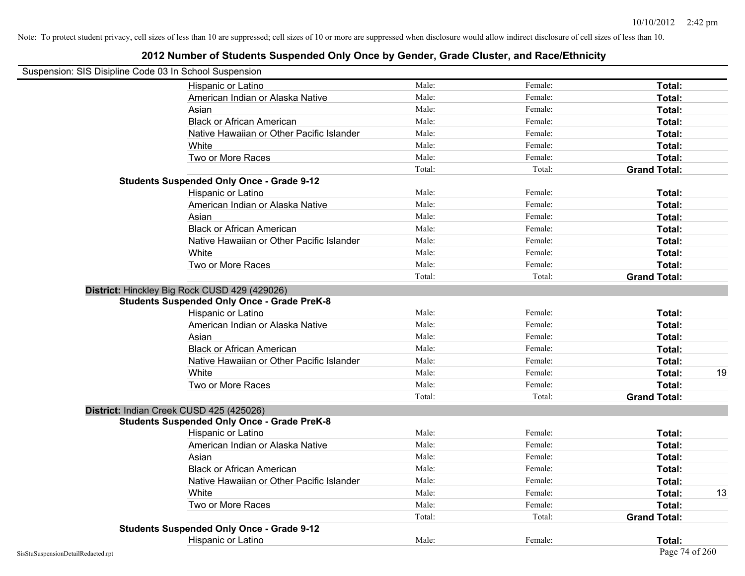Note: To protect student privacy, cell sizes of less than 10 are suppressed; cell sizes of 10 or more are suppressed when disclosure would allow indirect disclosure of cell sizes of less than 10.

## 2012 Number of Students Suspended Only Once by Gender, Grade Cluster, and Race/Ethnicity

Suspension: SIS Disipline Code 03 In School Suspension

| | | | | |
|---|---|---|---|---|
| Hispanic or Latino | Male: | Female: | **Total:** | |
| American Indian or Alaska Native | Male: | Female: | **Total:** | |
| Asian | Male: | Female: | **Total:** | |
| Black or African American | Male: | Female: | **Total:** | |
| Native Hawaiian or Other Pacific Islander | Male: | Female: | **Total:** | |
| White | Male: | Female: | **Total:** | |
| Two or More Races | Male: | Female: | **Total:** | |
| | Total: | Total: | **Grand Total:** | |
| **Students Suspended Only Once - Grade 9-12** | | | | |
| Hispanic or Latino | Male: | Female: | **Total:** | |
| American Indian or Alaska Native | Male: | Female: | **Total:** | |
| Asian | Male: | Female: | **Total:** | |
| Black or African American | Male: | Female: | **Total:** | |
| Native Hawaiian or Other Pacific Islander | Male: | Female: | **Total:** | |
| White | Male: | Female: | **Total:** | |
| Two or More Races | Male: | Female: | **Total:** | |
| | Total: | Total: | **Grand Total:** | |
| **District:** Hinckley Big Rock CUSD 429 (429026) | | | | |
| **Students Suspended Only Once - Grade PreK-8** | | | | |
| Hispanic or Latino | Male: | Female: | **Total:** | |
| American Indian or Alaska Native | Male: | Female: | **Total:** | |
| Asian | Male: | Female: | **Total:** | |
| Black or African American | Male: | Female: | **Total:** | |
| Native Hawaiian or Other Pacific Islander | Male: | Female: | **Total:** | |
| White | Male: | Female: | **Total:** | 19 |
| Two or More Races | Male: | Female: | **Total:** | |
| | Total: | Total: | **Grand Total:** | |
| **District:** Indian Creek CUSD 425 (425026) | | | | |
| **Students Suspended Only Once - Grade PreK-8** | | | | |
| Hispanic or Latino | Male: | Female: | **Total:** | |
| American Indian or Alaska Native | Male: | Female: | **Total:** | |
| Asian | Male: | Female: | **Total:** | |
| Black or African American | Male: | Female: | **Total:** | |
| Native Hawaiian or Other Pacific Islander | Male: | Female: | **Total:** | |
| White | Male: | Female: | **Total:** | 13 |
| Two or More Races | Male: | Female: | **Total:** | |
| | Total: | Total: | **Grand Total:** | |
| **Students Suspended Only Once - Grade 9-12** | | | | |
| Hispanic or Latino | Male: | Female: | **Total:** | |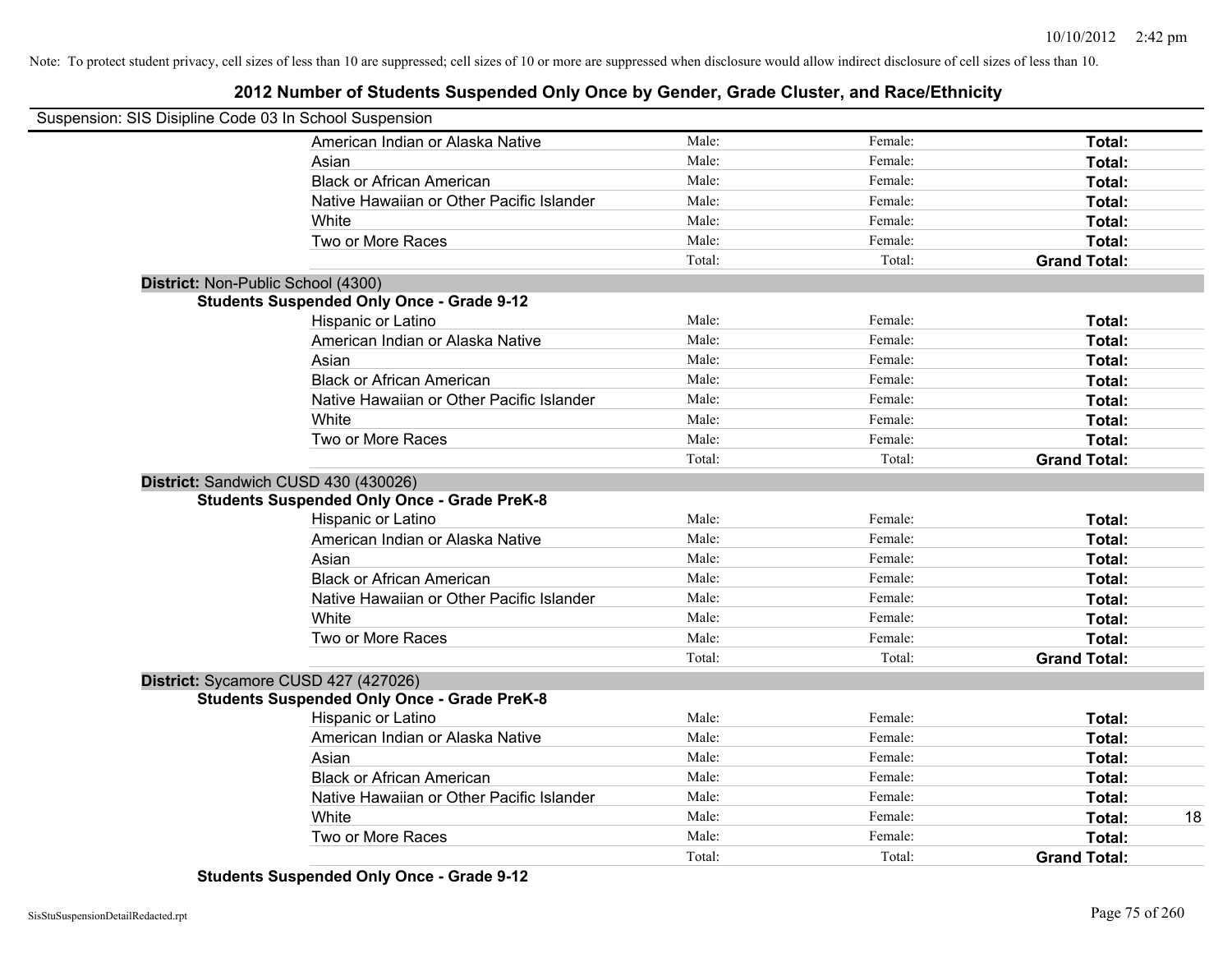Note: To protect student privacy, cell sizes of less than 10 are suppressed; cell sizes of 10 or more are suppressed when disclosure would allow indirect disclosure of cell sizes of less than 10.

# 2012 Number of Students Suspended Only Once by Gender, Grade Cluster, and Race/Ethnicity

Suspension: SIS Disipline Code 03 In School Suspension

| | | | | |
|---|---|---|---|---|
| American Indian or Alaska Native | Male: | Female: | **Total:** | |
| Asian | Male: | Female: | **Total:** | |
| Black or African American | Male: | Female: | **Total:** | |
| Native Hawaiian or Other Pacific Islander | Male: | Female: | **Total:** | |
| White | Male: | Female: | **Total:** | |
| Two or More Races | Male: | Female: | **Total:** | |
| | Total: | Total: | **Grand Total:** | |

**District:** Non-Public School (4300)

**Students Suspended Only Once - Grade 9-12**

| | | | | |
|---|---|---|---|---|
| Hispanic or Latino | Male: | Female: | **Total:** | |
| American Indian or Alaska Native | Male: | Female: | **Total:** | |
| Asian | Male: | Female: | **Total:** | |
| Black or African American | Male: | Female: | **Total:** | |
| Native Hawaiian or Other Pacific Islander | Male: | Female: | **Total:** | |
| White | Male: | Female: | **Total:** | |
| Two or More Races | Male: | Female: | **Total:** | |
| | Total: | Total: | **Grand Total:** | |

**District:** Sandwich CUSD 430 (430026)

**Students Suspended Only Once - Grade PreK-8**

| | | | | |
|---|---|---|---|---|
| Hispanic or Latino | Male: | Female: | **Total:** | |
| American Indian or Alaska Native | Male: | Female: | **Total:** | |
| Asian | Male: | Female: | **Total:** | |
| Black or African American | Male: | Female: | **Total:** | |
| Native Hawaiian or Other Pacific Islander | Male: | Female: | **Total:** | |
| White | Male: | Female: | **Total:** | |
| Two or More Races | Male: | Female: | **Total:** | |
| | Total: | Total: | **Grand Total:** | |

**District:** Sycamore CUSD 427 (427026)

**Students Suspended Only Once - Grade PreK-8**

| | | | | |
|---|---|---|---|---|
| Hispanic or Latino | Male: | Female: | **Total:** | |
| American Indian or Alaska Native | Male: | Female: | **Total:** | |
| Asian | Male: | Female: | **Total:** | |
| Black or African American | Male: | Female: | **Total:** | |
| Native Hawaiian or Other Pacific Islander | Male: | Female: | **Total:** | |
| White | Male: | Female: | **Total:** | 18 |
| Two or More Races | Male: | Female: | **Total:** | |
| | Total: | Total: | **Grand Total:** | |

**Students Suspended Only Once - Grade 9-12**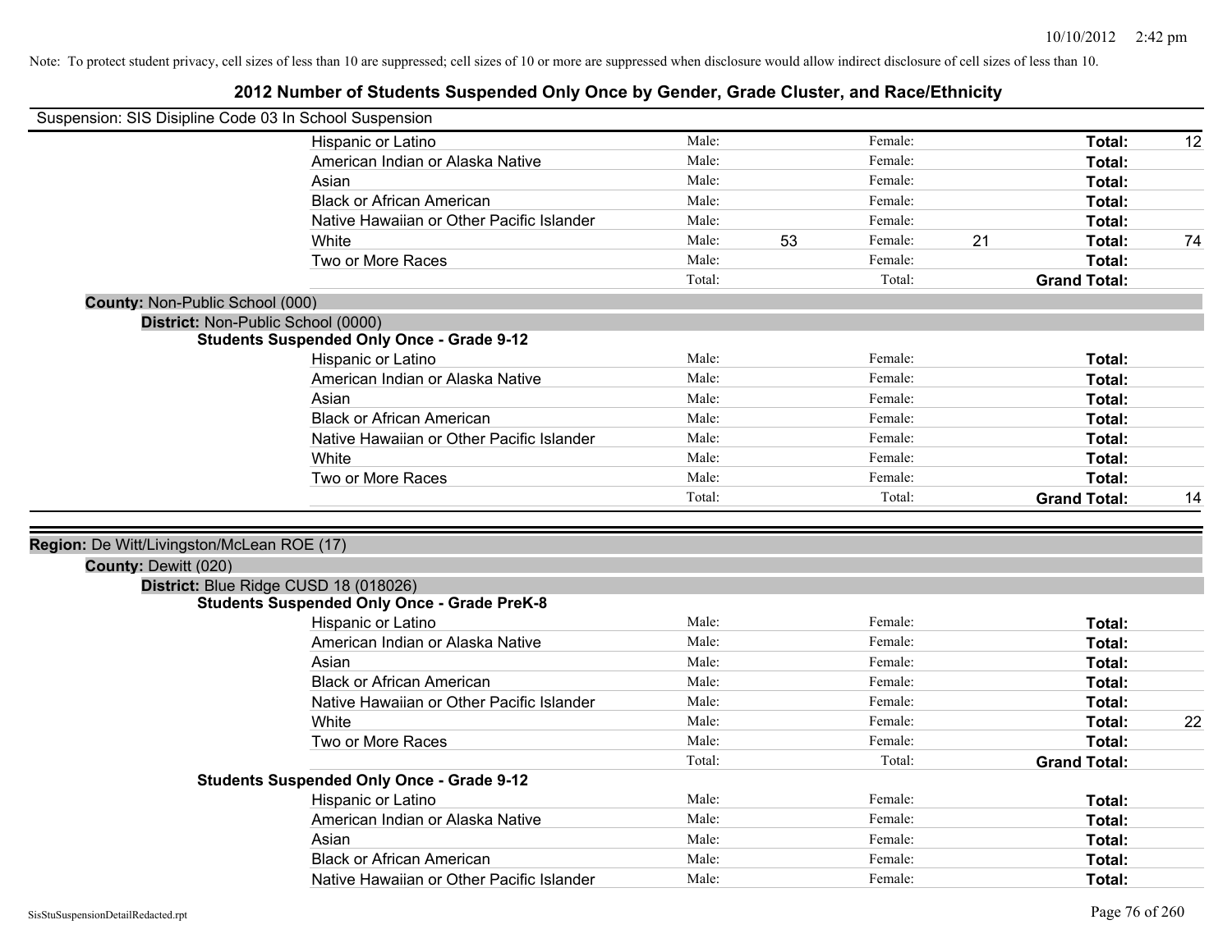Note: To protect student privacy, cell sizes of less than 10 are suppressed; cell sizes of 10 or more are suppressed when disclosure would allow indirect disclosure of cell sizes of less than 10.

# 2012 Number of Students Suspended Only Once by Gender, Grade Cluster, and Race/Ethnicity

Suspension: SIS Disipline Code 03 In School Suspension

| | Male: | | Female: | | | |
|---|---|---|---|---|---|---|
| Hispanic or Latino | Male: | | Female: | | **Total:** | 12 |
| American Indian or Alaska Native | Male: | | Female: | | **Total:** | |
| Asian | Male: | | Female: | | **Total:** | |
| Black or African American | Male: | | Female: | | **Total:** | |
| Native Hawaiian or Other Pacific Islander | Male: | | Female: | | **Total:** | |
| White | Male: | 53 | Female: | 21 | **Total:** | 74 |
| Two or More Races | Male: | | Female: | | **Total:** | |
| | Total: | | Total: | | **Grand Total:** | |

**County:** Non-Public School (000)

**District:** Non-Public School (0000)

**Students Suspended Only Once - Grade 9-12**

| | | | | | | |
|---|---|---|---|---|---|---|
| Hispanic or Latino | Male: | | Female: | | **Total:** | |
| American Indian or Alaska Native | Male: | | Female: | | **Total:** | |
| Asian | Male: | | Female: | | **Total:** | |
| Black or African American | Male: | | Female: | | **Total:** | |
| Native Hawaiian or Other Pacific Islander | Male: | | Female: | | **Total:** | |
| White | Male: | | Female: | | **Total:** | |
| Two or More Races | Male: | | Female: | | **Total:** | |
| | Total: | | Total: | | **Grand Total:** | 14 |

**Region:** De Witt/Livingston/McLean ROE (17)

**County:** Dewitt (020)

**District:** Blue Ridge CUSD 18 (018026)

**Students Suspended Only Once - Grade PreK-8**

| | | | | | | |
|---|---|---|---|---|---|---|
| Hispanic or Latino | Male: | | Female: | | **Total:** | |
| American Indian or Alaska Native | Male: | | Female: | | **Total:** | |
| Asian | Male: | | Female: | | **Total:** | |
| Black or African American | Male: | | Female: | | **Total:** | |
| Native Hawaiian or Other Pacific Islander | Male: | | Female: | | **Total:** | |
| White | Male: | | Female: | | **Total:** | 22 |
| Two or More Races | Male: | | Female: | | **Total:** | |
| | Total: | | Total: | | **Grand Total:** | |

**Students Suspended Only Once - Grade 9-12**

| | | | | | | |
|---|---|---|---|---|---|---|
| Hispanic or Latino | Male: | | Female: | | **Total:** | |
| American Indian or Alaska Native | Male: | | Female: | | **Total:** | |
| Asian | Male: | | Female: | | **Total:** | |
| Black or African American | Male: | | Female: | | **Total:** | |
| Native Hawaiian or Other Pacific Islander | Male: | | Female: | | **Total:** | |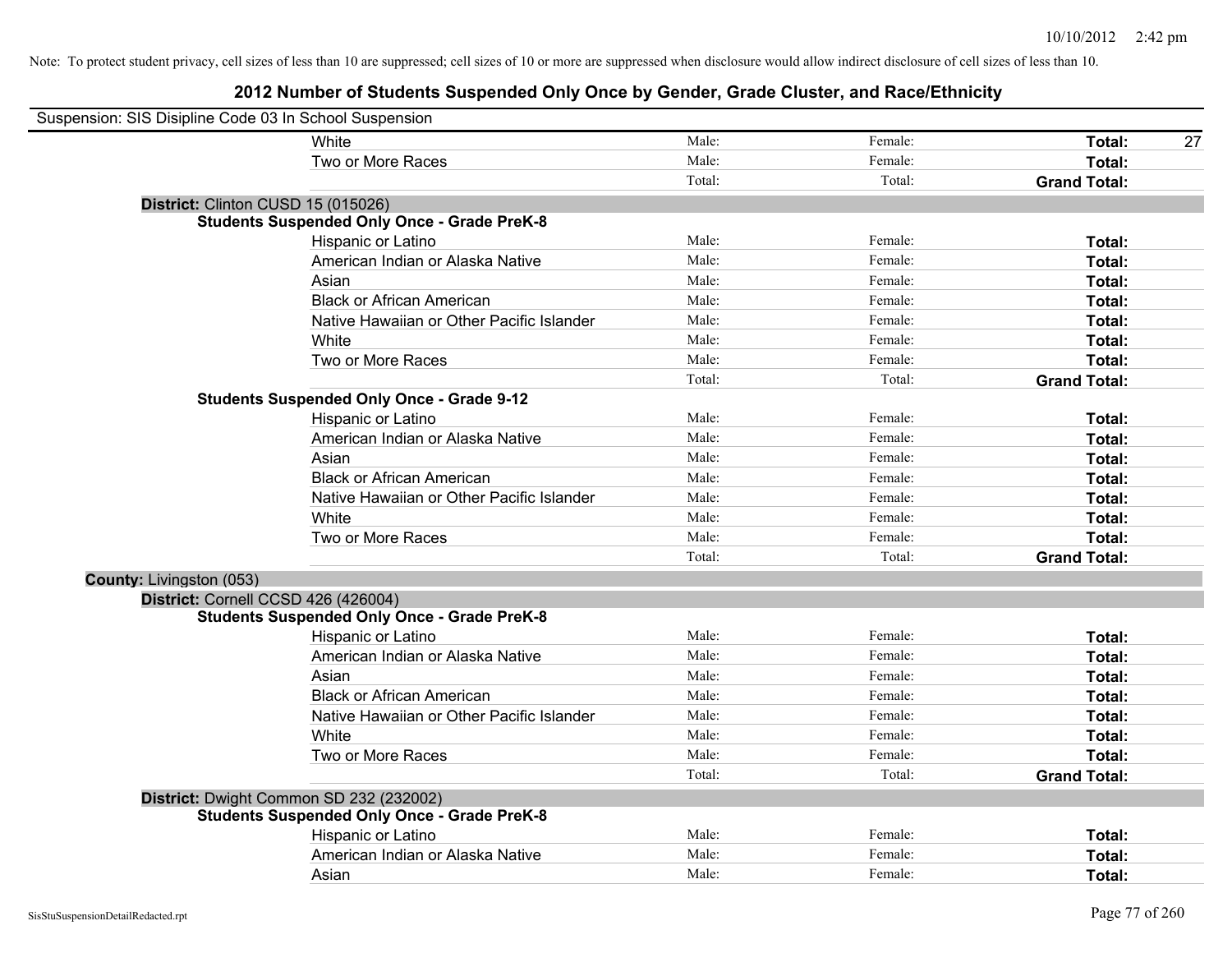Note: To protect student privacy, cell sizes of less than 10 are suppressed; cell sizes of 10 or more are suppressed when disclosure would allow indirect disclosure of cell sizes of less than 10.

# 2012 Number of Students Suspended Only Once by Gender, Grade Cluster, and Race/Ethnicity

Suspension: SIS Disipline Code 03 In School Suspension

| | | | | |
|---|---|---|---|---|
| White | Male: | Female: | **Total:** | 27 |
| Two or More Races | Male: | Female: | **Total:** | |
| | Total: | Total: | **Grand Total:** | |

**District:** Clinton CUSD 15 (015026)

**Students Suspended Only Once - Grade PreK-8**

| | | | | |
|---|---|---|---|---|
| Hispanic or Latino | Male: | Female: | **Total:** | |
| American Indian or Alaska Native | Male: | Female: | **Total:** | |
| Asian | Male: | Female: | **Total:** | |
| Black or African American | Male: | Female: | **Total:** | |
| Native Hawaiian or Other Pacific Islander | Male: | Female: | **Total:** | |
| White | Male: | Female: | **Total:** | |
| Two or More Races | Male: | Female: | **Total:** | |
| | Total: | Total: | **Grand Total:** | |

**Students Suspended Only Once - Grade 9-12**

| | | | | |
|---|---|---|---|---|
| Hispanic or Latino | Male: | Female: | **Total:** | |
| American Indian or Alaska Native | Male: | Female: | **Total:** | |
| Asian | Male: | Female: | **Total:** | |
| Black or African American | Male: | Female: | **Total:** | |
| Native Hawaiian or Other Pacific Islander | Male: | Female: | **Total:** | |
| White | Male: | Female: | **Total:** | |
| Two or More Races | Male: | Female: | **Total:** | |
| | Total: | Total: | **Grand Total:** | |

**County:** Livingston (053)

**District:** Cornell CCSD 426 (426004)

**Students Suspended Only Once - Grade PreK-8**

| | | | | |
|---|---|---|---|---|
| Hispanic or Latino | Male: | Female: | **Total:** | |
| American Indian or Alaska Native | Male: | Female: | **Total:** | |
| Asian | Male: | Female: | **Total:** | |
| Black or African American | Male: | Female: | **Total:** | |
| Native Hawaiian or Other Pacific Islander | Male: | Female: | **Total:** | |
| White | Male: | Female: | **Total:** | |
| Two or More Races | Male: | Female: | **Total:** | |
| | Total: | Total: | **Grand Total:** | |

**District:** Dwight Common SD 232 (232002)

**Students Suspended Only Once - Grade PreK-8**

| | | | | |
|---|---|---|---|---|
| Hispanic or Latino | Male: | Female: | **Total:** | |
| American Indian or Alaska Native | Male: | Female: | **Total:** | |
| Asian | Male: | Female: | **Total:** | |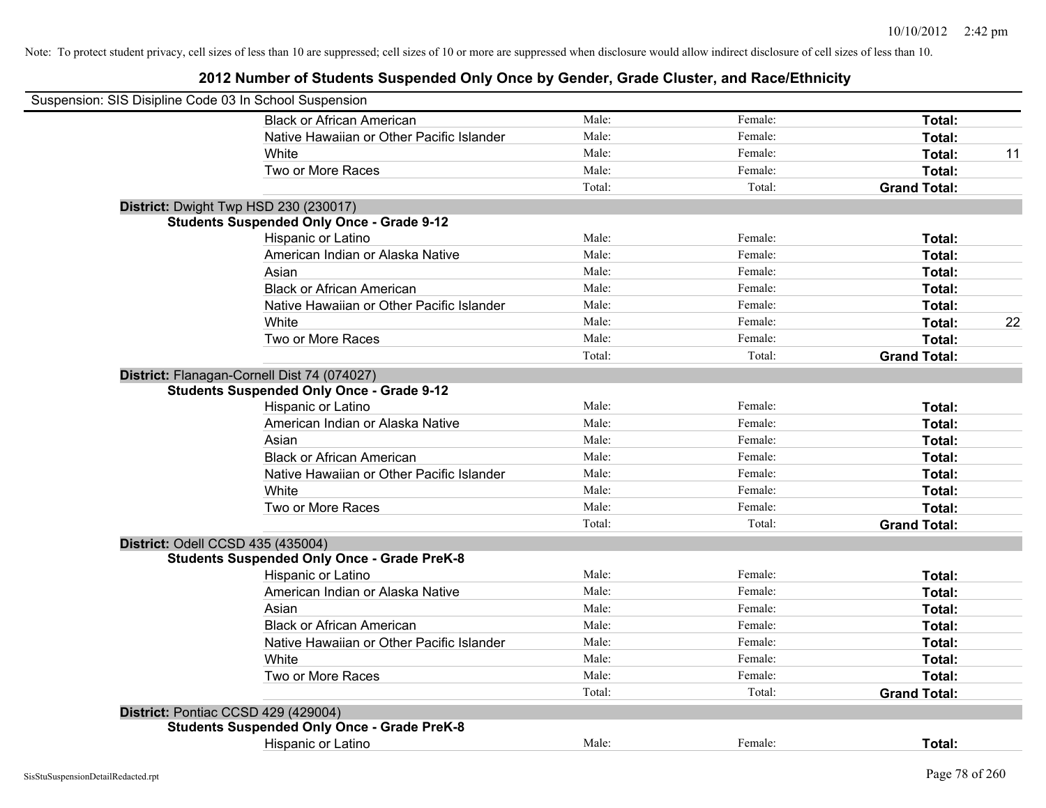Note: To protect student privacy, cell sizes of less than 10 are suppressed; cell sizes of 10 or more are suppressed when disclosure would allow indirect disclosure of cell sizes of less than 10.

# 2012 Number of Students Suspended Only Once by Gender, Grade Cluster, and Race/Ethnicity

Suspension: SIS Disipline Code 03 In School Suspension

| | | | | |
|---|---|---|---|---|
| Black or African American | Male: | Female: | **Total:** | |
| Native Hawaiian or Other Pacific Islander | Male: | Female: | **Total:** | |
| White | Male: | Female: | **Total:** | 11 |
| Two or More Races | Male: | Female: | **Total:** | |
| | Total: | Total: | **Grand Total:** | |

**District:** Dwight Twp HSD 230 (230017)

**Students Suspended Only Once - Grade 9-12**

| | | | | |
|---|---|---|---|---|
| Hispanic or Latino | Male: | Female: | **Total:** | |
| American Indian or Alaska Native | Male: | Female: | **Total:** | |
| Asian | Male: | Female: | **Total:** | |
| Black or African American | Male: | Female: | **Total:** | |
| Native Hawaiian or Other Pacific Islander | Male: | Female: | **Total:** | |
| White | Male: | Female: | **Total:** | 22 |
| Two or More Races | Male: | Female: | **Total:** | |
| | Total: | Total: | **Grand Total:** | |

**District:** Flanagan-Cornell Dist 74 (074027)

**Students Suspended Only Once - Grade 9-12**

| | | | | |
|---|---|---|---|---|
| Hispanic or Latino | Male: | Female: | **Total:** | |
| American Indian or Alaska Native | Male: | Female: | **Total:** | |
| Asian | Male: | Female: | **Total:** | |
| Black or African American | Male: | Female: | **Total:** | |
| Native Hawaiian or Other Pacific Islander | Male: | Female: | **Total:** | |
| White | Male: | Female: | **Total:** | |
| Two or More Races | Male: | Female: | **Total:** | |
| | Total: | Total: | **Grand Total:** | |

**District:** Odell CCSD 435 (435004)

**Students Suspended Only Once - Grade PreK-8**

| | | | | |
|---|---|---|---|---|
| Hispanic or Latino | Male: | Female: | **Total:** | |
| American Indian or Alaska Native | Male: | Female: | **Total:** | |
| Asian | Male: | Female: | **Total:** | |
| Black or African American | Male: | Female: | **Total:** | |
| Native Hawaiian or Other Pacific Islander | Male: | Female: | **Total:** | |
| White | Male: | Female: | **Total:** | |
| Two or More Races | Male: | Female: | **Total:** | |
| | Total: | Total: | **Grand Total:** | |

**District:** Pontiac CCSD 429 (429004)

**Students Suspended Only Once - Grade PreK-8**

| | | | | |
|---|---|---|---|---|
| Hispanic or Latino | Male: | Female: | **Total:** | |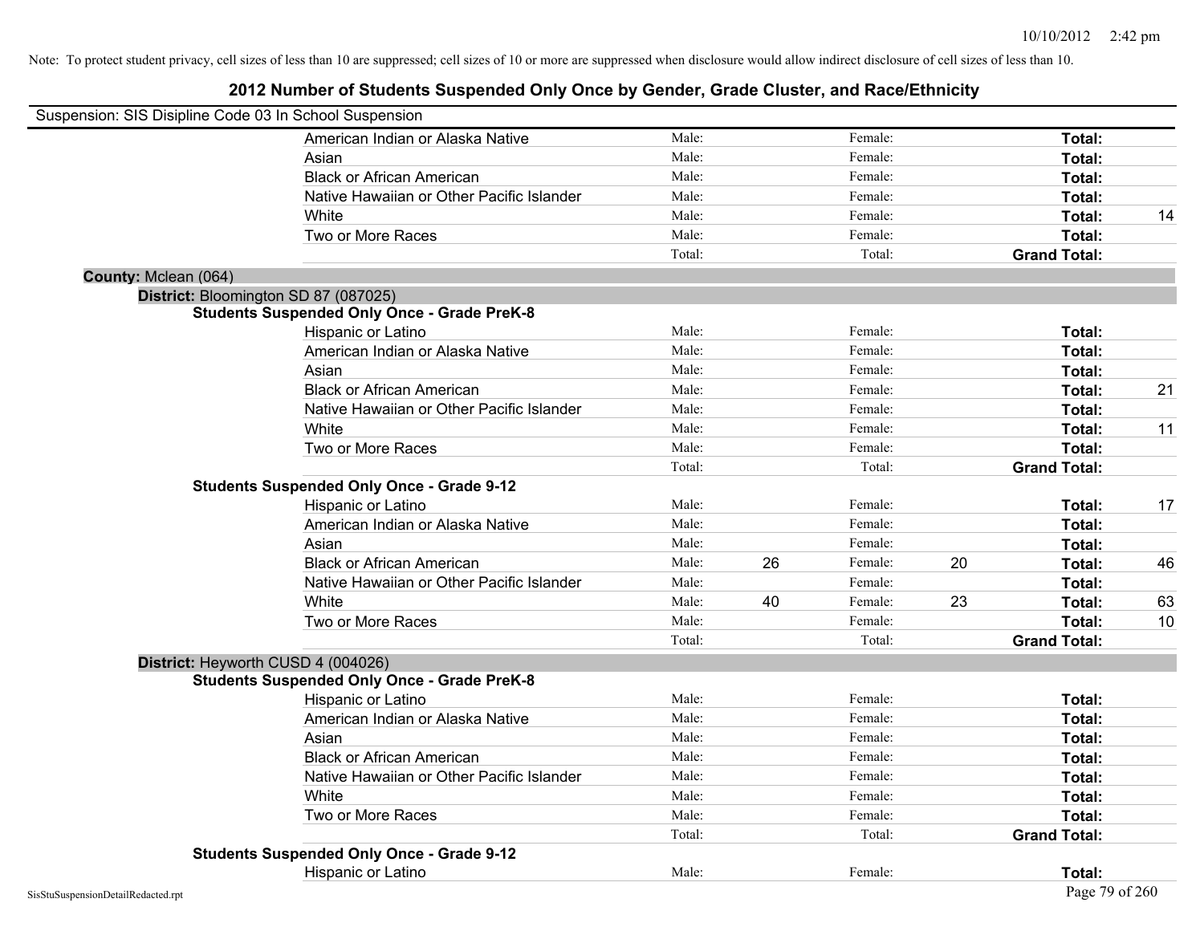Note: To protect student privacy, cell sizes of less than 10 are suppressed; cell sizes of 10 or more are suppressed when disclosure would allow indirect disclosure of cell sizes of less than 10.

## 2012 Number of Students Suspended Only Once by Gender, Grade Cluster, and Race/Ethnicity

Suspension: SIS Disipline Code 03 In School Suspension

| | | | | | | |
|---|---|---|---|---|---|---|
| American Indian or Alaska Native | Male: | | Female: | | **Total:** | |
| Asian | Male: | | Female: | | **Total:** | |
| Black or African American | Male: | | Female: | | **Total:** | |
| Native Hawaiian or Other Pacific Islander | Male: | | Female: | | **Total:** | |
| White | Male: | | Female: | | **Total:** | 14 |
| Two or More Races | Male: | | Female: | | **Total:** | |
| | Total: | | Total: | | **Grand Total:** | |

**County:** Mclean (064)

**District:** Bloomington SD 87 (087025)

**Students Suspended Only Once - Grade PreK-8**

| | | | | | | |
|---|---|---|---|---|---|---|
| Hispanic or Latino | Male: | | Female: | | **Total:** | |
| American Indian or Alaska Native | Male: | | Female: | | **Total:** | |
| Asian | Male: | | Female: | | **Total:** | |
| Black or African American | Male: | | Female: | | **Total:** | 21 |
| Native Hawaiian or Other Pacific Islander | Male: | | Female: | | **Total:** | |
| White | Male: | | Female: | | **Total:** | 11 |
| Two or More Races | Male: | | Female: | | **Total:** | |
| | Total: | | Total: | | **Grand Total:** | |

**Students Suspended Only Once - Grade 9-12**

| | | | | | | |
|---|---|---|---|---|---|---|
| Hispanic or Latino | Male: | | Female: | | **Total:** | 17 |
| American Indian or Alaska Native | Male: | | Female: | | **Total:** | |
| Asian | Male: | | Female: | | **Total:** | |
| Black or African American | Male: | 26 | Female: | 20 | **Total:** | 46 |
| Native Hawaiian or Other Pacific Islander | Male: | | Female: | | **Total:** | |
| White | Male: | 40 | Female: | 23 | **Total:** | 63 |
| Two or More Races | Male: | | Female: | | **Total:** | 10 |
| | Total: | | Total: | | **Grand Total:** | |

**District:** Heyworth CUSD 4 (004026)

**Students Suspended Only Once - Grade PreK-8**

| | | | | | | |
|---|---|---|---|---|---|---|
| Hispanic or Latino | Male: | | Female: | | **Total:** | |
| American Indian or Alaska Native | Male: | | Female: | | **Total:** | |
| Asian | Male: | | Female: | | **Total:** | |
| Black or African American | Male: | | Female: | | **Total:** | |
| Native Hawaiian or Other Pacific Islander | Male: | | Female: | | **Total:** | |
| White | Male: | | Female: | | **Total:** | |
| Two or More Races | Male: | | Female: | | **Total:** | |
| | Total: | | Total: | | **Grand Total:** | |

**Students Suspended Only Once - Grade 9-12**

| | | | | | | |
|---|---|---|---|---|---|---|
| Hispanic or Latino | Male: | | Female: | | **Total:** | |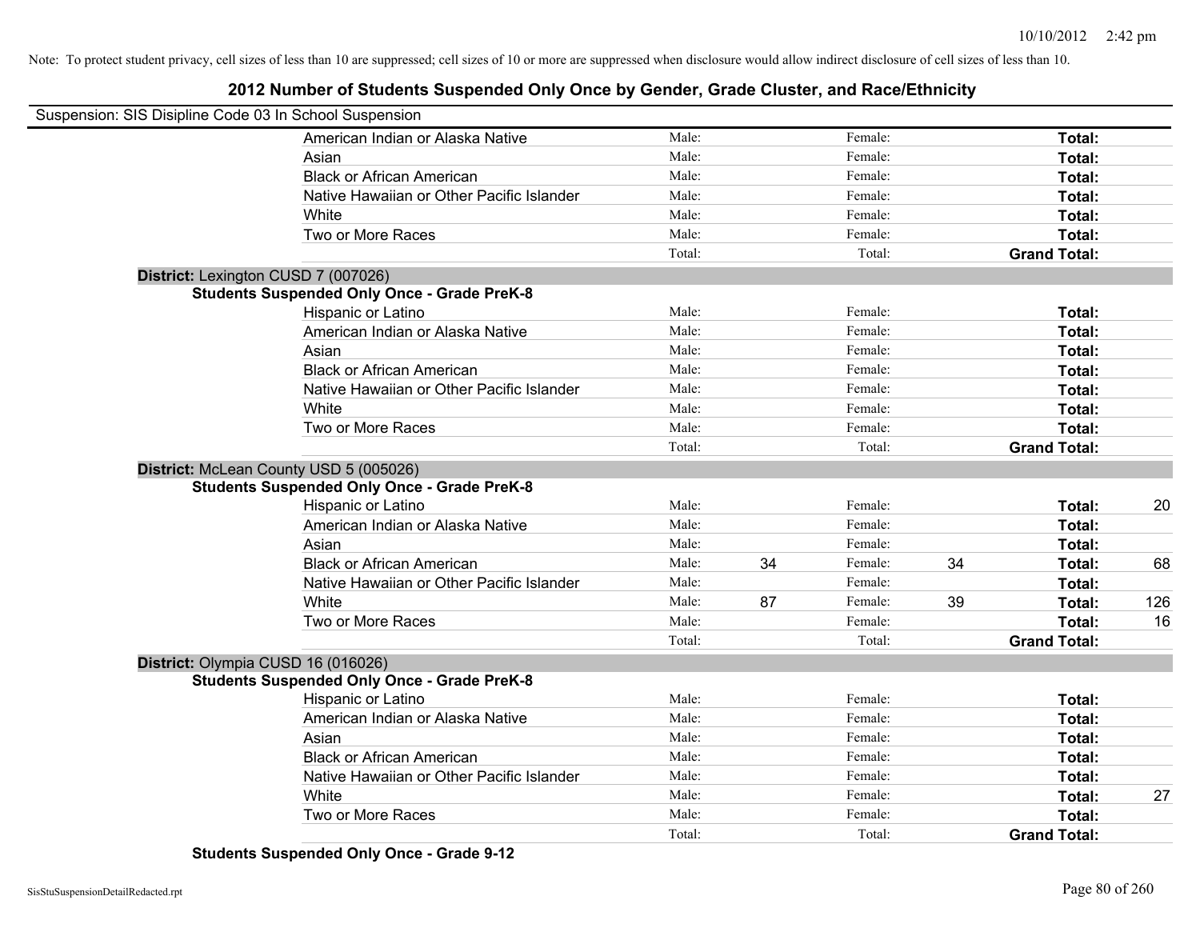Note: To protect student privacy, cell sizes of less than 10 are suppressed; cell sizes of 10 or more are suppressed when disclosure would allow indirect disclosure of cell sizes of less than 10.

## 2012 Number of Students Suspended Only Once by Gender, Grade Cluster, and Race/Ethnicity

Suspension: SIS Disipline Code 03 In School Suspension

| | | | | | | |
|---|---|---|---|---|---|---|
| American Indian or Alaska Native | Male: | | Female: | | **Total:** | |
| Asian | Male: | | Female: | | **Total:** | |
| Black or African American | Male: | | Female: | | **Total:** | |
| Native Hawaiian or Other Pacific Islander | Male: | | Female: | | **Total:** | |
| White | Male: | | Female: | | **Total:** | |
| Two or More Races | Male: | | Female: | | **Total:** | |
| | Total: | | Total: | | **Grand Total:** | |

**District:** Lexington CUSD 7 (007026)

**Students Suspended Only Once - Grade PreK-8**

| | | | | | | |
|---|---|---|---|---|---|---|
| Hispanic or Latino | Male: | | Female: | | **Total:** | |
| American Indian or Alaska Native | Male: | | Female: | | **Total:** | |
| Asian | Male: | | Female: | | **Total:** | |
| Black or African American | Male: | | Female: | | **Total:** | |
| Native Hawaiian or Other Pacific Islander | Male: | | Female: | | **Total:** | |
| White | Male: | | Female: | | **Total:** | |
| Two or More Races | Male: | | Female: | | **Total:** | |
| | Total: | | Total: | | **Grand Total:** | |

**District:** McLean County USD 5 (005026)

**Students Suspended Only Once - Grade PreK-8**

| | | | | | | |
|---|---|---|---|---|---|---|
| Hispanic or Latino | Male: | | Female: | | **Total:** | 20 |
| American Indian or Alaska Native | Male: | | Female: | | **Total:** | |
| Asian | Male: | | Female: | | **Total:** | |
| Black or African American | Male: | 34 | Female: | 34 | **Total:** | 68 |
| Native Hawaiian or Other Pacific Islander | Male: | | Female: | | **Total:** | |
| White | Male: | 87 | Female: | 39 | **Total:** | 126 |
| Two or More Races | Male: | | Female: | | **Total:** | 16 |
| | Total: | | Total: | | **Grand Total:** | |

**District:** Olympia CUSD 16 (016026)

**Students Suspended Only Once - Grade PreK-8**

| | | | | | | |
|---|---|---|---|---|---|---|
| Hispanic or Latino | Male: | | Female: | | **Total:** | |
| American Indian or Alaska Native | Male: | | Female: | | **Total:** | |
| Asian | Male: | | Female: | | **Total:** | |
| Black or African American | Male: | | Female: | | **Total:** | |
| Native Hawaiian or Other Pacific Islander | Male: | | Female: | | **Total:** | |
| White | Male: | | Female: | | **Total:** | 27 |
| Two or More Races | Male: | | Female: | | **Total:** | |
| | Total: | | Total: | | **Grand Total:** | |

**Students Suspended Only Once - Grade 9-12**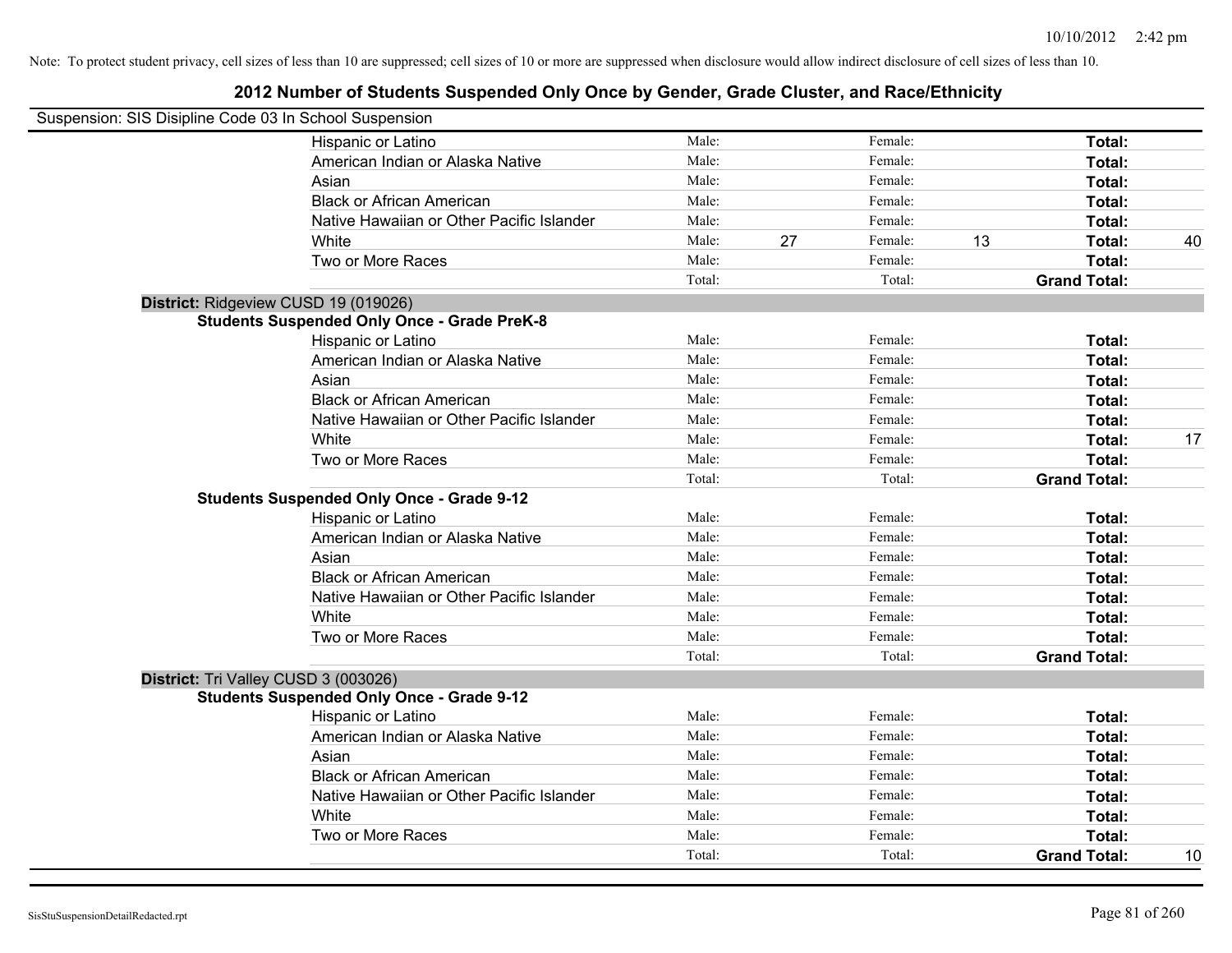Note: To protect student privacy, cell sizes of less than 10 are suppressed; cell sizes of 10 or more are suppressed when disclosure would allow indirect disclosure of cell sizes of less than 10.

# 2012 Number of Students Suspended Only Once by Gender, Grade Cluster, and Race/Ethnicity

Suspension: SIS Disipline Code 03 In School Suspension

| | | | | | | |
|---|---|---|---|---|---|---|
| Hispanic or Latino | Male: | | Female: | | **Total:** | |
| American Indian or Alaska Native | Male: | | Female: | | **Total:** | |
| Asian | Male: | | Female: | | **Total:** | |
| Black or African American | Male: | | Female: | | **Total:** | |
| Native Hawaiian or Other Pacific Islander | Male: | | Female: | | **Total:** | |
| White | Male: | 27 | Female: | 13 | **Total:** | 40 |
| Two or More Races | Male: | | Female: | | **Total:** | |
| | Total: | | Total: | | **Grand Total:** | |

**District:** Ridgeview CUSD 19 (019026)

**Students Suspended Only Once - Grade PreK-8**

| | | | | | | |
|---|---|---|---|---|---|---|
| Hispanic or Latino | Male: | | Female: | | **Total:** | |
| American Indian or Alaska Native | Male: | | Female: | | **Total:** | |
| Asian | Male: | | Female: | | **Total:** | |
| Black or African American | Male: | | Female: | | **Total:** | |
| Native Hawaiian or Other Pacific Islander | Male: | | Female: | | **Total:** | |
| White | Male: | | Female: | | **Total:** | 17 |
| Two or More Races | Male: | | Female: | | **Total:** | |
| | Total: | | Total: | | **Grand Total:** | |

**Students Suspended Only Once - Grade 9-12**

| | | | | | | |
|---|---|---|---|---|---|---|
| Hispanic or Latino | Male: | | Female: | | **Total:** | |
| American Indian or Alaska Native | Male: | | Female: | | **Total:** | |
| Asian | Male: | | Female: | | **Total:** | |
| Black or African American | Male: | | Female: | | **Total:** | |
| Native Hawaiian or Other Pacific Islander | Male: | | Female: | | **Total:** | |
| White | Male: | | Female: | | **Total:** | |
| Two or More Races | Male: | | Female: | | **Total:** | |
| | Total: | | Total: | | **Grand Total:** | |

**District:** Tri Valley CUSD 3 (003026)

**Students Suspended Only Once - Grade 9-12**

| | | | | | | |
|---|---|---|---|---|---|---|
| Hispanic or Latino | Male: | | Female: | | **Total:** | |
| American Indian or Alaska Native | Male: | | Female: | | **Total:** | |
| Asian | Male: | | Female: | | **Total:** | |
| Black or African American | Male: | | Female: | | **Total:** | |
| Native Hawaiian or Other Pacific Islander | Male: | | Female: | | **Total:** | |
| White | Male: | | Female: | | **Total:** | |
| Two or More Races | Male: | | Female: | | **Total:** | |
| | Total: | | Total: | | **Grand Total:** | 10 |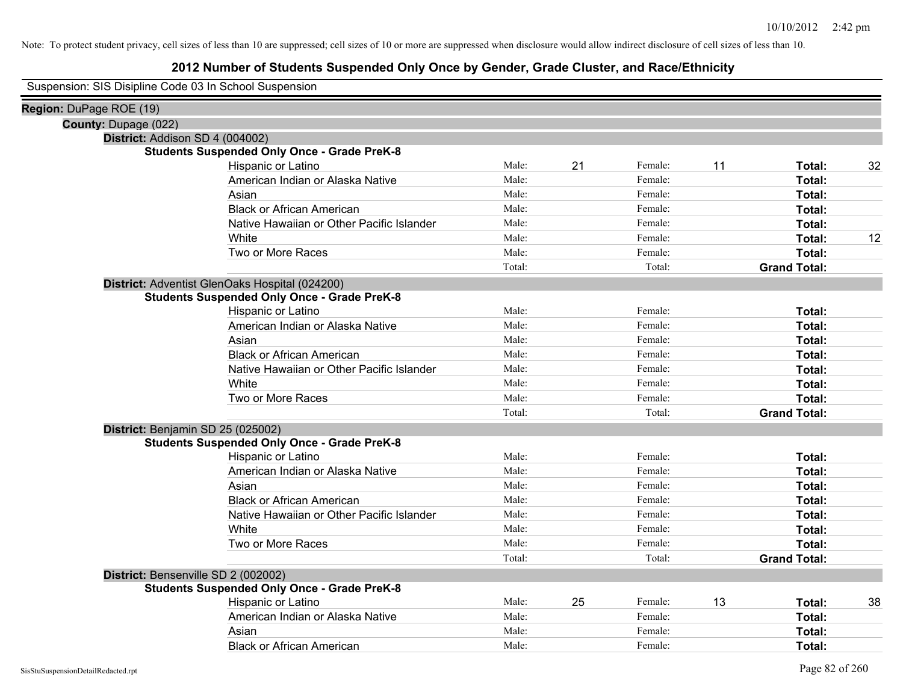Note: To protect student privacy, cell sizes of less than 10 are suppressed; cell sizes of 10 or more are suppressed when disclosure would allow indirect disclosure of cell sizes of less than 10.

# 2012 Number of Students Suspended Only Once by Gender, Grade Cluster, and Race/Ethnicity

Suspension: SIS Disipline Code 03 In School Suspension

**Region:** DuPage ROE (19)

**County:** Dupage (022)

**District:** Addison SD 4 (004002)

**Students Suspended Only Once - Grade PreK-8**

| Race/Ethnicity | | Male | | Female | | Total |
|---|---|---|---|---|---|---|
| Hispanic or Latino | Male: | 21 | Female: | 11 | **Total:** | 32 |
| American Indian or Alaska Native | Male: | | Female: | | **Total:** | |
| Asian | Male: | | Female: | | **Total:** | |
| Black or African American | Male: | | Female: | | **Total:** | |
| Native Hawaiian or Other Pacific Islander | Male: | | Female: | | **Total:** | |
| White | Male: | | Female: | | **Total:** | 12 |
| Two or More Races | Male: | | Female: | | **Total:** | |
| | Total: | | Total: | | **Grand Total:** | |

**District:** Adventist GlenOaks Hospital (024200)

**Students Suspended Only Once - Grade PreK-8**

| Race/Ethnicity | | Male | | Female | | Total |
|---|---|---|---|---|---|---|
| Hispanic or Latino | Male: | | Female: | | **Total:** | |
| American Indian or Alaska Native | Male: | | Female: | | **Total:** | |
| Asian | Male: | | Female: | | **Total:** | |
| Black or African American | Male: | | Female: | | **Total:** | |
| Native Hawaiian or Other Pacific Islander | Male: | | Female: | | **Total:** | |
| White | Male: | | Female: | | **Total:** | |
| Two or More Races | Male: | | Female: | | **Total:** | |
| | Total: | | Total: | | **Grand Total:** | |

**District:** Benjamin SD 25 (025002)

**Students Suspended Only Once - Grade PreK-8**

| Race/Ethnicity | | Male | | Female | | Total |
|---|---|---|---|---|---|---|
| Hispanic or Latino | Male: | | Female: | | **Total:** | |
| American Indian or Alaska Native | Male: | | Female: | | **Total:** | |
| Asian | Male: | | Female: | | **Total:** | |
| Black or African American | Male: | | Female: | | **Total:** | |
| Native Hawaiian or Other Pacific Islander | Male: | | Female: | | **Total:** | |
| White | Male: | | Female: | | **Total:** | |
| Two or More Races | Male: | | Female: | | **Total:** | |
| | Total: | | Total: | | **Grand Total:** | |

**District:** Bensenville SD 2 (002002)

**Students Suspended Only Once - Grade PreK-8**

| Race/Ethnicity | | Male | | Female | | Total |
|---|---|---|---|---|---|---|
| Hispanic or Latino | Male: | 25 | Female: | 13 | **Total:** | 38 |
| American Indian or Alaska Native | Male: | | Female: | | **Total:** | |
| Asian | Male: | | Female: | | **Total:** | |
| Black or African American | Male: | | Female: | | **Total:** | |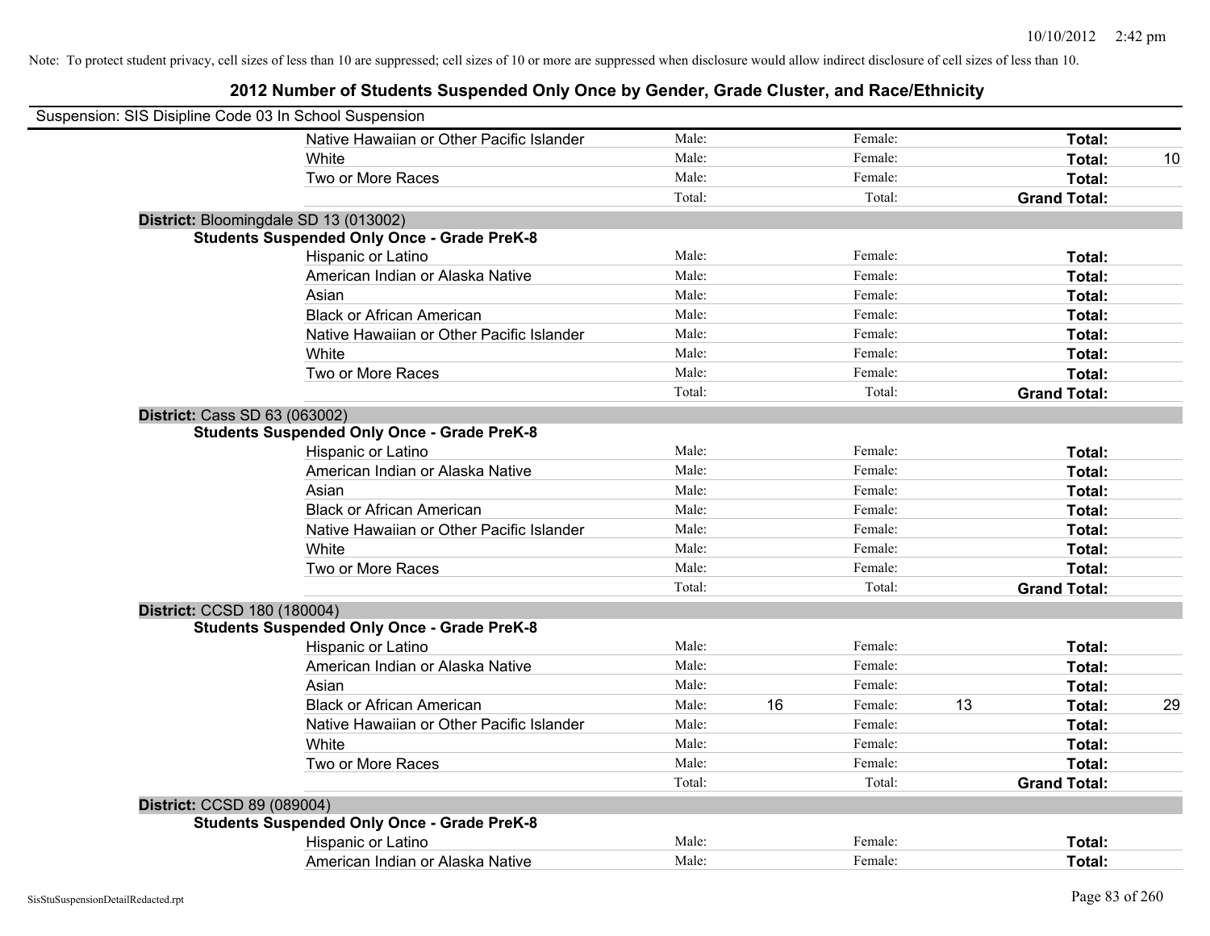Note: To protect student privacy, cell sizes of less than 10 are suppressed; cell sizes of 10 or more are suppressed when disclosure would allow indirect disclosure of cell sizes of less than 10.

## 2012 Number of Students Suspended Only Once by Gender, Grade Cluster, and Race/Ethnicity

Suspension: SIS Disipline Code 03 In School Suspension

| | | | | | | |
|---|---|---|---|---|---|---|
| Native Hawaiian or Other Pacific Islander | Male: | | Female: | | **Total:** | |
| White | Male: | | Female: | | **Total:** | 10 |
| Two or More Races | Male: | | Female: | | **Total:** | |
| | Total: | | Total: | | **Grand Total:** | |

**District:** Bloomingdale SD 13 (013002)

**Students Suspended Only Once - Grade PreK-8**

| | | | | | | |
|---|---|---|---|---|---|---|
| Hispanic or Latino | Male: | | Female: | | **Total:** | |
| American Indian or Alaska Native | Male: | | Female: | | **Total:** | |
| Asian | Male: | | Female: | | **Total:** | |
| Black or African American | Male: | | Female: | | **Total:** | |
| Native Hawaiian or Other Pacific Islander | Male: | | Female: | | **Total:** | |
| White | Male: | | Female: | | **Total:** | |
| Two or More Races | Male: | | Female: | | **Total:** | |
| | Total: | | Total: | | **Grand Total:** | |

**District:** Cass SD 63 (063002)

**Students Suspended Only Once - Grade PreK-8**

| | | | | | | |
|---|---|---|---|---|---|---|
| Hispanic or Latino | Male: | | Female: | | **Total:** | |
| American Indian or Alaska Native | Male: | | Female: | | **Total:** | |
| Asian | Male: | | Female: | | **Total:** | |
| Black or African American | Male: | | Female: | | **Total:** | |
| Native Hawaiian or Other Pacific Islander | Male: | | Female: | | **Total:** | |
| White | Male: | | Female: | | **Total:** | |
| Two or More Races | Male: | | Female: | | **Total:** | |
| | Total: | | Total: | | **Grand Total:** | |

**District:** CCSD 180 (180004)

**Students Suspended Only Once - Grade PreK-8**

| | | | | | | |
|---|---|---|---|---|---|---|
| Hispanic or Latino | Male: | | Female: | | **Total:** | |
| American Indian or Alaska Native | Male: | | Female: | | **Total:** | |
| Asian | Male: | | Female: | | **Total:** | |
| Black or African American | Male: | 16 | Female: | 13 | **Total:** | 29 |
| Native Hawaiian or Other Pacific Islander | Male: | | Female: | | **Total:** | |
| White | Male: | | Female: | | **Total:** | |
| Two or More Races | Male: | | Female: | | **Total:** | |
| | Total: | | Total: | | **Grand Total:** | |

**District:** CCSD 89 (089004)

**Students Suspended Only Once - Grade PreK-8**

| | | | | | | |
|---|---|---|---|---|---|---|
| Hispanic or Latino | Male: | | Female: | | **Total:** | |
| American Indian or Alaska Native | Male: | | Female: | | **Total:** | |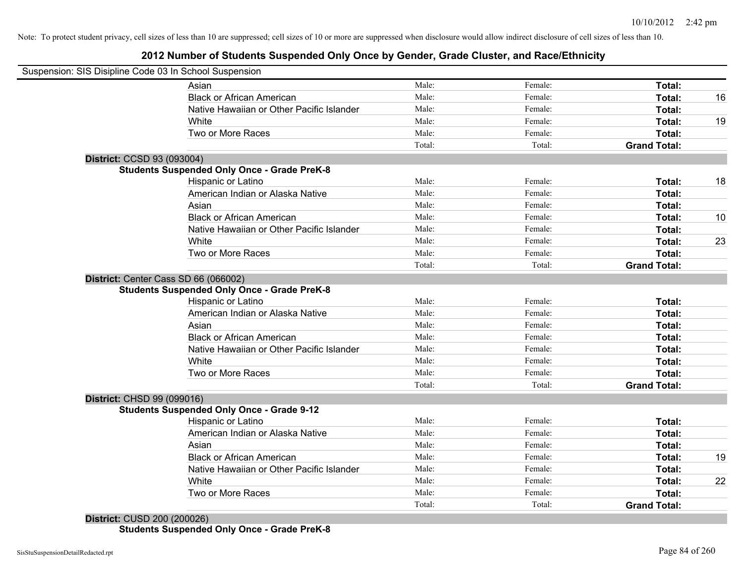Note: To protect student privacy, cell sizes of less than 10 are suppressed; cell sizes of 10 or more are suppressed when disclosure would allow indirect disclosure of cell sizes of less than 10.

# 2012 Number of Students Suspended Only Once by Gender, Grade Cluster, and Race/Ethnicity

Suspension: SIS Disipline Code 03 In School Suspension

| | | | | |
|---|---|---|---|---|
| Asian | Male: | Female: | **Total:** | |
| Black or African American | Male: | Female: | **Total:** | 16 |
| Native Hawaiian or Other Pacific Islander | Male: | Female: | **Total:** | |
| White | Male: | Female: | **Total:** | 19 |
| Two or More Races | Male: | Female: | **Total:** | |
| | Total: | Total: | **Grand Total:** | |

**District:** CCSD 93 (093004)

**Students Suspended Only Once - Grade PreK-8**

| | | | | |
|---|---|---|---|---|
| Hispanic or Latino | Male: | Female: | **Total:** | 18 |
| American Indian or Alaska Native | Male: | Female: | **Total:** | |
| Asian | Male: | Female: | **Total:** | |
| Black or African American | Male: | Female: | **Total:** | 10 |
| Native Hawaiian or Other Pacific Islander | Male: | Female: | **Total:** | |
| White | Male: | Female: | **Total:** | 23 |
| Two or More Races | Male: | Female: | **Total:** | |
| | Total: | Total: | **Grand Total:** | |

**District:** Center Cass SD 66 (066002)

**Students Suspended Only Once - Grade PreK-8**

| | | | | |
|---|---|---|---|---|
| Hispanic or Latino | Male: | Female: | **Total:** | |
| American Indian or Alaska Native | Male: | Female: | **Total:** | |
| Asian | Male: | Female: | **Total:** | |
| Black or African American | Male: | Female: | **Total:** | |
| Native Hawaiian or Other Pacific Islander | Male: | Female: | **Total:** | |
| White | Male: | Female: | **Total:** | |
| Two or More Races | Male: | Female: | **Total:** | |
| | Total: | Total: | **Grand Total:** | |

**District:** CHSD 99 (099016)

**Students Suspended Only Once - Grade 9-12**

| | | | | |
|---|---|---|---|---|
| Hispanic or Latino | Male: | Female: | **Total:** | |
| American Indian or Alaska Native | Male: | Female: | **Total:** | |
| Asian | Male: | Female: | **Total:** | |
| Black or African American | Male: | Female: | **Total:** | 19 |
| Native Hawaiian or Other Pacific Islander | Male: | Female: | **Total:** | |
| White | Male: | Female: | **Total:** | 22 |
| Two or More Races | Male: | Female: | **Total:** | |
| | Total: | Total: | **Grand Total:** | |

**District:** CUSD 200 (200026)

**Students Suspended Only Once - Grade PreK-8**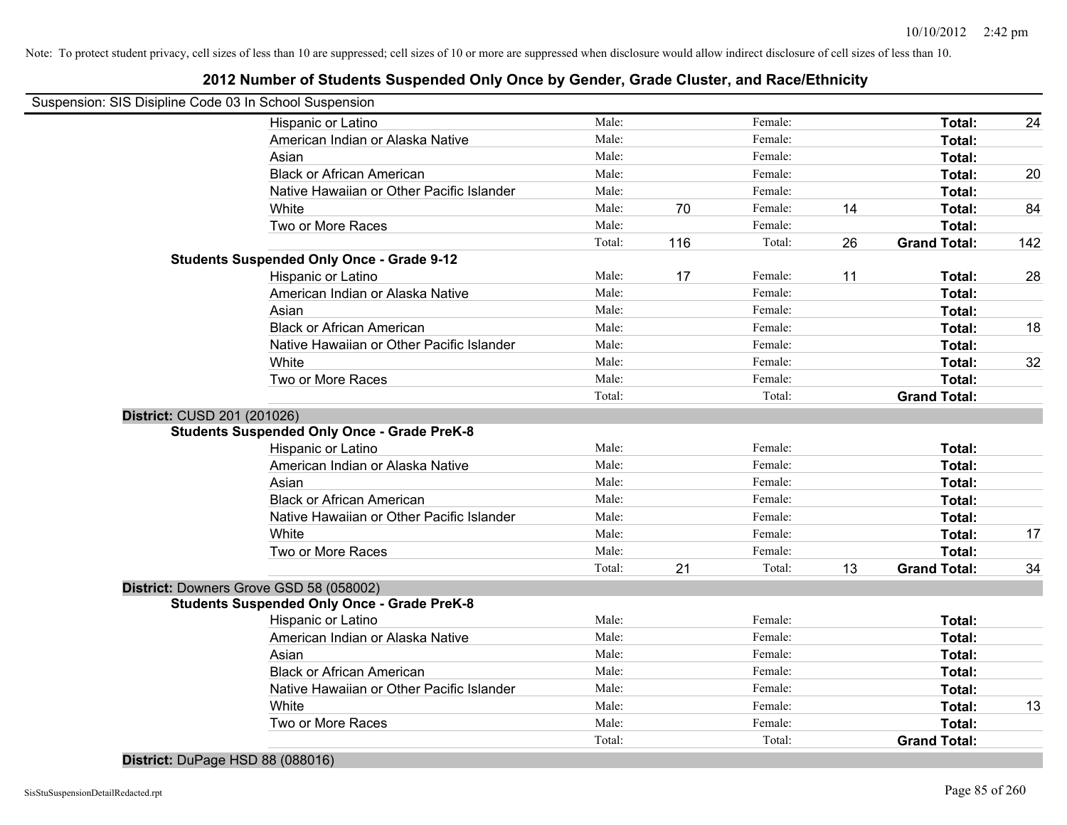Note: To protect student privacy, cell sizes of less than 10 are suppressed; cell sizes of 10 or more are suppressed when disclosure would allow indirect disclosure of cell sizes of less than 10.

# 2012 Number of Students Suspended Only Once by Gender, Grade Cluster, and Race/Ethnicity

Suspension: SIS Disipline Code 03 In School Suspension

| | | | | | | |
|---|---|---|---|---|---|---|
| Hispanic or Latino | Male: | | Female: | | **Total:** | 24 |
| American Indian or Alaska Native | Male: | | Female: | | **Total:** | |
| Asian | Male: | | Female: | | **Total:** | |
| Black or African American | Male: | | Female: | | **Total:** | 20 |
| Native Hawaiian or Other Pacific Islander | Male: | | Female: | | **Total:** | |
| White | Male: | 70 | Female: | 14 | **Total:** | 84 |
| Two or More Races | Male: | | Female: | | **Total:** | |
| | Total: | 116 | Total: | 26 | **Grand Total:** | 142 |

**Students Suspended Only Once - Grade 9-12**

| | | | | | | |
|---|---|---|---|---|---|---|
| Hispanic or Latino | Male: | 17 | Female: | 11 | **Total:** | 28 |
| American Indian or Alaska Native | Male: | | Female: | | **Total:** | |
| Asian | Male: | | Female: | | **Total:** | |
| Black or African American | Male: | | Female: | | **Total:** | 18 |
| Native Hawaiian or Other Pacific Islander | Male: | | Female: | | **Total:** | |
| White | Male: | | Female: | | **Total:** | 32 |
| Two or More Races | Male: | | Female: | | **Total:** | |
| | Total: | | Total: | | **Grand Total:** | |

**District:** CUSD 201 (201026)

**Students Suspended Only Once - Grade PreK-8**

| | | | | | | |
|---|---|---|---|---|---|---|
| Hispanic or Latino | Male: | | Female: | | **Total:** | |
| American Indian or Alaska Native | Male: | | Female: | | **Total:** | |
| Asian | Male: | | Female: | | **Total:** | |
| Black or African American | Male: | | Female: | | **Total:** | |
| Native Hawaiian or Other Pacific Islander | Male: | | Female: | | **Total:** | |
| White | Male: | | Female: | | **Total:** | 17 |
| Two or More Races | Male: | | Female: | | **Total:** | |
| | Total: | 21 | Total: | 13 | **Grand Total:** | 34 |

**District:** Downers Grove GSD 58 (058002)

**Students Suspended Only Once - Grade PreK-8**

| | | | | | | |
|---|---|---|---|---|---|---|
| Hispanic or Latino | Male: | | Female: | | **Total:** | |
| American Indian or Alaska Native | Male: | | Female: | | **Total:** | |
| Asian | Male: | | Female: | | **Total:** | |
| Black or African American | Male: | | Female: | | **Total:** | |
| Native Hawaiian or Other Pacific Islander | Male: | | Female: | | **Total:** | |
| White | Male: | | Female: | | **Total:** | 13 |
| Two or More Races | Male: | | Female: | | **Total:** | |
| | Total: | | Total: | | **Grand Total:** | |

**District:** DuPage HSD 88 (088016)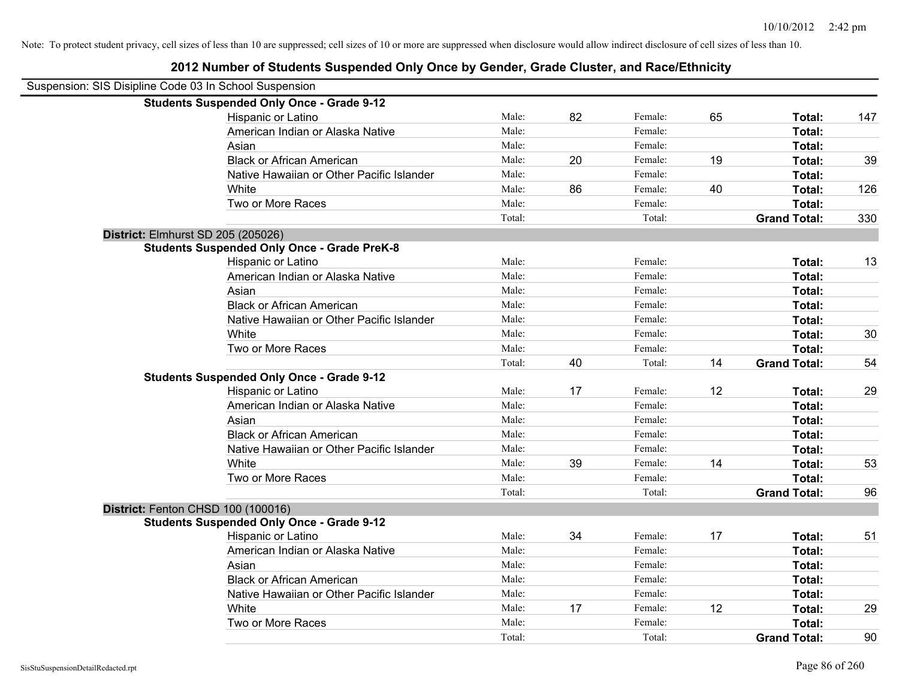Note: To protect student privacy, cell sizes of less than 10 are suppressed; cell sizes of 10 or more are suppressed when disclosure would allow indirect disclosure of cell sizes of less than 10.

# 2012 Number of Students Suspended Only Once by Gender, Grade Cluster, and Race/Ethnicity

Suspension: SIS Disipline Code 03 In School Suspension

**Students Suspended Only Once - Grade 9-12**

| Race/Ethnicity | | Male | | Female | | Total |
|---|---|---|---|---|---|---|
| Hispanic or Latino | Male: | 82 | Female: | 65 | **Total:** | 147 |
| American Indian or Alaska Native | Male: | | Female: | | **Total:** | |
| Asian | Male: | | Female: | | **Total:** | |
| Black or African American | Male: | 20 | Female: | 19 | **Total:** | 39 |
| Native Hawaiian or Other Pacific Islander | Male: | | Female: | | **Total:** | |
| White | Male: | 86 | Female: | 40 | **Total:** | 126 |
| Two or More Races | Male: | | Female: | | **Total:** | |
| | Total: | | Total: | | **Grand Total:** | 330 |

## District: Elmhurst SD 205 (205026)

**Students Suspended Only Once - Grade PreK-8**

| Race/Ethnicity | | Male | | Female | | Total |
|---|---|---|---|---|---|---|
| Hispanic or Latino | Male: | | Female: | | **Total:** | 13 |
| American Indian or Alaska Native | Male: | | Female: | | **Total:** | |
| Asian | Male: | | Female: | | **Total:** | |
| Black or African American | Male: | | Female: | | **Total:** | |
| Native Hawaiian or Other Pacific Islander | Male: | | Female: | | **Total:** | |
| White | Male: | | Female: | | **Total:** | 30 |
| Two or More Races | Male: | | Female: | | **Total:** | |
| | Total: | 40 | Total: | 14 | **Grand Total:** | 54 |

**Students Suspended Only Once - Grade 9-12**

| Race/Ethnicity | | Male | | Female | | Total |
|---|---|---|---|---|---|---|
| Hispanic or Latino | Male: | 17 | Female: | 12 | **Total:** | 29 |
| American Indian or Alaska Native | Male: | | Female: | | **Total:** | |
| Asian | Male: | | Female: | | **Total:** | |
| Black or African American | Male: | | Female: | | **Total:** | |
| Native Hawaiian or Other Pacific Islander | Male: | | Female: | | **Total:** | |
| White | Male: | 39 | Female: | 14 | **Total:** | 53 |
| Two or More Races | Male: | | Female: | | **Total:** | |
| | Total: | | Total: | | **Grand Total:** | 96 |

## District: Fenton CHSD 100 (100016)

**Students Suspended Only Once - Grade 9-12**

| Race/Ethnicity | | Male | | Female | | Total |
|---|---|---|---|---|---|---|
| Hispanic or Latino | Male: | 34 | Female: | 17 | **Total:** | 51 |
| American Indian or Alaska Native | Male: | | Female: | | **Total:** | |
| Asian | Male: | | Female: | | **Total:** | |
| Black or African American | Male: | | Female: | | **Total:** | |
| Native Hawaiian or Other Pacific Islander | Male: | | Female: | | **Total:** | |
| White | Male: | 17 | Female: | 12 | **Total:** | 29 |
| Two or More Races | Male: | | Female: | | **Total:** | |
| | Total: | | Total: | | **Grand Total:** | 90 |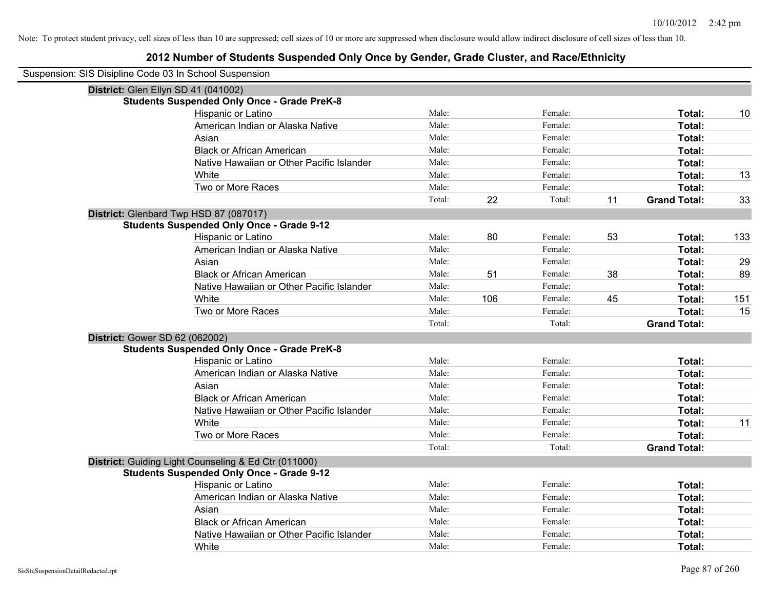Note: To protect student privacy, cell sizes of less than 10 are suppressed; cell sizes of 10 or more are suppressed when disclosure would allow indirect disclosure of cell sizes of less than 10.

# 2012 Number of Students Suspended Only Once by Gender, Grade Cluster, and Race/Ethnicity

Suspension: SIS Disipline Code 03 In School Suspension

**District:** Glen Ellyn SD 41 (041002)

**Students Suspended Only Once - Grade PreK-8**

| | | | | | | |
|---|---|---|---|---|---|---|
| Hispanic or Latino | Male: | | Female: | | **Total:** | 10 |
| American Indian or Alaska Native | Male: | | Female: | | **Total:** | |
| Asian | Male: | | Female: | | **Total:** | |
| Black or African American | Male: | | Female: | | **Total:** | |
| Native Hawaiian or Other Pacific Islander | Male: | | Female: | | **Total:** | |
| White | Male: | | Female: | | **Total:** | 13 |
| Two or More Races | Male: | | Female: | | **Total:** | |
| | Total: | 22 | Total: | 11 | **Grand Total:** | 33 |

**District:** Glenbard Twp HSD 87 (087017)

**Students Suspended Only Once - Grade 9-12**

| | | | | | | |
|---|---|---|---|---|---|---|
| Hispanic or Latino | Male: | 80 | Female: | 53 | **Total:** | 133 |
| American Indian or Alaska Native | Male: | | Female: | | **Total:** | |
| Asian | Male: | | Female: | | **Total:** | 29 |
| Black or African American | Male: | 51 | Female: | 38 | **Total:** | 89 |
| Native Hawaiian or Other Pacific Islander | Male: | | Female: | | **Total:** | |
| White | Male: | 106 | Female: | 45 | **Total:** | 151 |
| Two or More Races | Male: | | Female: | | **Total:** | 15 |
| | Total: | | Total: | | **Grand Total:** | |

**District:** Gower SD 62 (062002)

**Students Suspended Only Once - Grade PreK-8**

| | | | | | | |
|---|---|---|---|---|---|---|
| Hispanic or Latino | Male: | | Female: | | **Total:** | |
| American Indian or Alaska Native | Male: | | Female: | | **Total:** | |
| Asian | Male: | | Female: | | **Total:** | |
| Black or African American | Male: | | Female: | | **Total:** | |
| Native Hawaiian or Other Pacific Islander | Male: | | Female: | | **Total:** | |
| White | Male: | | Female: | | **Total:** | 11 |
| Two or More Races | Male: | | Female: | | **Total:** | |
| | Total: | | Total: | | **Grand Total:** | |

**District:** Guiding Light Counseling & Ed Ctr (011000)

**Students Suspended Only Once - Grade 9-12**

| | | | | | | |
|---|---|---|---|---|---|---|
| Hispanic or Latino | Male: | | Female: | | **Total:** | |
| American Indian or Alaska Native | Male: | | Female: | | **Total:** | |
| Asian | Male: | | Female: | | **Total:** | |
| Black or African American | Male: | | Female: | | **Total:** | |
| Native Hawaiian or Other Pacific Islander | Male: | | Female: | | **Total:** | |
| White | Male: | | Female: | | **Total:** | |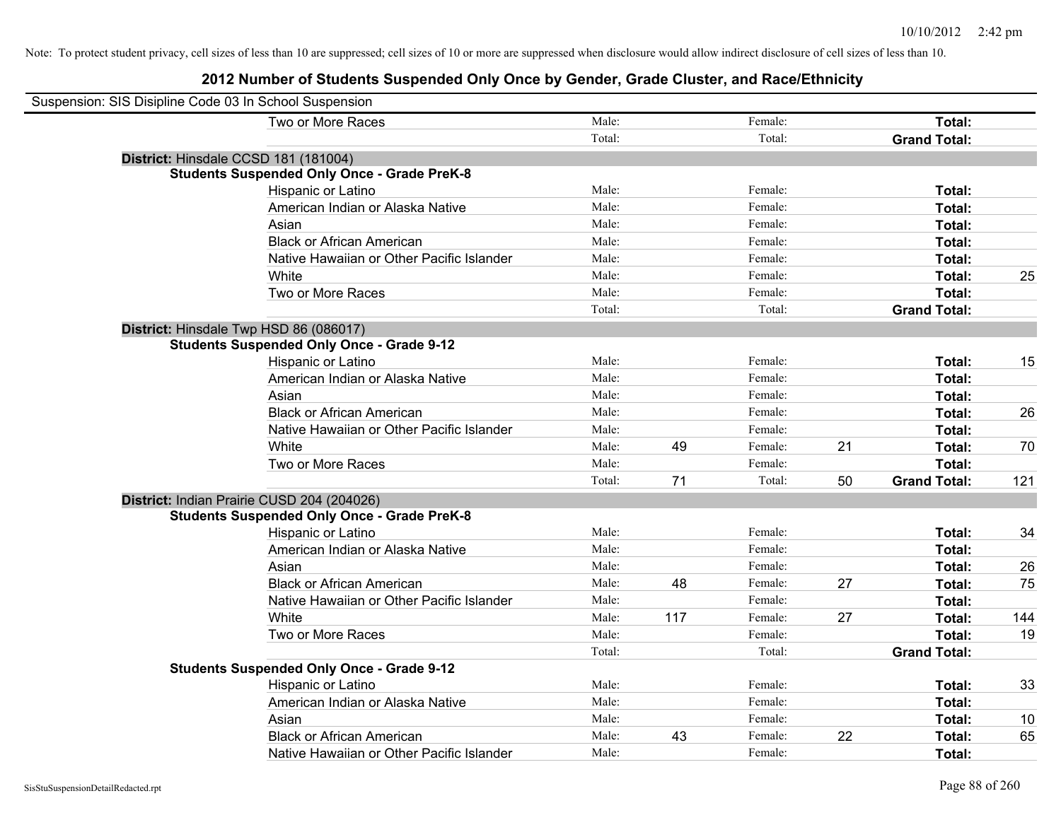Note: To protect student privacy, cell sizes of less than 10 are suppressed; cell sizes of 10 or more are suppressed when disclosure would allow indirect disclosure of cell sizes of less than 10.

## 2012 Number of Students Suspended Only Once by Gender, Grade Cluster, and Race/Ethnicity

Suspension: SIS Disipline Code 03 In School Suspension

| | | | | | | |
|---|---|---|---|---|---|---|
| Two or More Races | Male: | | Female: | | **Total:** | |
| | Total: | | Total: | | **Grand Total:** | |
| **District:** Hinsdale CCSD 181 (181004) | | | | | | |
| **Students Suspended Only Once - Grade PreK-8** | | | | | | |
| Hispanic or Latino | Male: | | Female: | | **Total:** | |
| American Indian or Alaska Native | Male: | | Female: | | **Total:** | |
| Asian | Male: | | Female: | | **Total:** | |
| Black or African American | Male: | | Female: | | **Total:** | |
| Native Hawaiian or Other Pacific Islander | Male: | | Female: | | **Total:** | |
| White | Male: | | Female: | | **Total:** | 25 |
| Two or More Races | Male: | | Female: | | **Total:** | |
| | Total: | | Total: | | **Grand Total:** | |
| **District:** Hinsdale Twp HSD 86 (086017) | | | | | | |
| **Students Suspended Only Once - Grade 9-12** | | | | | | |
| Hispanic or Latino | Male: | | Female: | | **Total:** | 15 |
| American Indian or Alaska Native | Male: | | Female: | | **Total:** | |
| Asian | Male: | | Female: | | **Total:** | |
| Black or African American | Male: | | Female: | | **Total:** | 26 |
| Native Hawaiian or Other Pacific Islander | Male: | | Female: | | **Total:** | |
| White | Male: | 49 | Female: | 21 | **Total:** | 70 |
| Two or More Races | Male: | | Female: | | **Total:** | |
| | Total: | 71 | Total: | 50 | **Grand Total:** | 121 |
| **District:** Indian Prairie CUSD 204 (204026) | | | | | | |
| **Students Suspended Only Once - Grade PreK-8** | | | | | | |
| Hispanic or Latino | Male: | | Female: | | **Total:** | 34 |
| American Indian or Alaska Native | Male: | | Female: | | **Total:** | |
| Asian | Male: | | Female: | | **Total:** | 26 |
| Black or African American | Male: | 48 | Female: | 27 | **Total:** | 75 |
| Native Hawaiian or Other Pacific Islander | Male: | | Female: | | **Total:** | |
| White | Male: | 117 | Female: | 27 | **Total:** | 144 |
| Two or More Races | Male: | | Female: | | **Total:** | 19 |
| | Total: | | Total: | | **Grand Total:** | |
| **Students Suspended Only Once - Grade 9-12** | | | | | | |
| Hispanic or Latino | Male: | | Female: | | **Total:** | 33 |
| American Indian or Alaska Native | Male: | | Female: | | **Total:** | |
| Asian | Male: | | Female: | | **Total:** | 10 |
| Black or African American | Male: | 43 | Female: | 22 | **Total:** | 65 |
| Native Hawaiian or Other Pacific Islander | Male: | | Female: | | **Total:** | |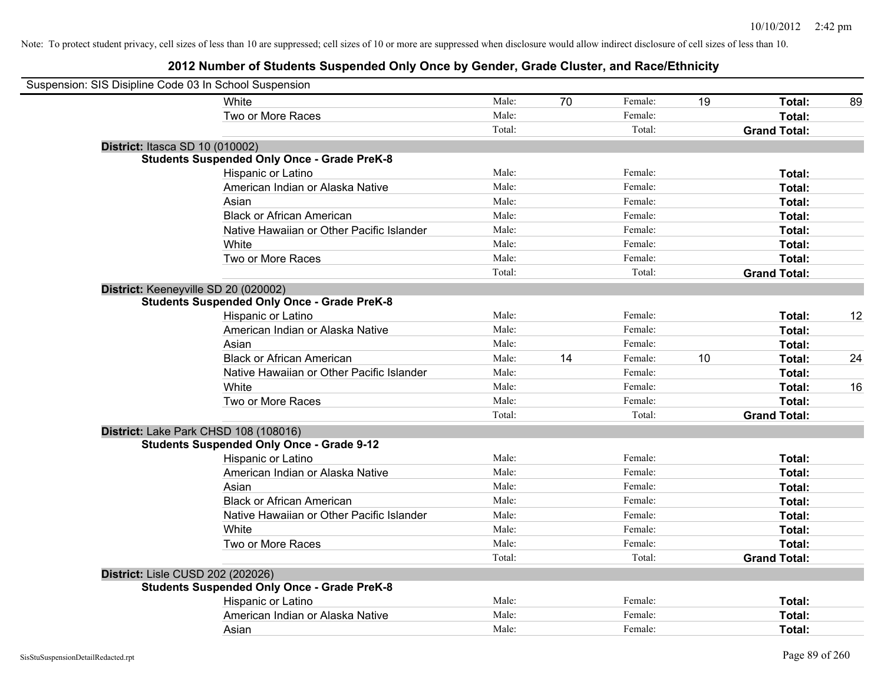Note: To protect student privacy, cell sizes of less than 10 are suppressed; cell sizes of 10 or more are suppressed when disclosure would allow indirect disclosure of cell sizes of less than 10.

## 2012 Number of Students Suspended Only Once by Gender, Grade Cluster, and Race/Ethnicity

Suspension: SIS Disipline Code 03 In School Suspension

| | | | | | | |
|---|---|---|---|---|---|---|
| White | Male: | 70 | Female: | 19 | **Total:** | 89 |
| Two or More Races | Male: | | Female: | | **Total:** | |
| | Total: | | Total: | | **Grand Total:** | |

**District:** Itasca SD 10 (010002)

**Students Suspended Only Once - Grade PreK-8**

| | | | | | | |
|---|---|---|---|---|---|---|
| Hispanic or Latino | Male: | | Female: | | **Total:** | |
| American Indian or Alaska Native | Male: | | Female: | | **Total:** | |
| Asian | Male: | | Female: | | **Total:** | |
| Black or African American | Male: | | Female: | | **Total:** | |
| Native Hawaiian or Other Pacific Islander | Male: | | Female: | | **Total:** | |
| White | Male: | | Female: | | **Total:** | |
| Two or More Races | Male: | | Female: | | **Total:** | |
| | Total: | | Total: | | **Grand Total:** | |

**District:** Keeneyville SD 20 (020002)

**Students Suspended Only Once - Grade PreK-8**

| | | | | | | |
|---|---|---|---|---|---|---|
| Hispanic or Latino | Male: | | Female: | | **Total:** | 12 |
| American Indian or Alaska Native | Male: | | Female: | | **Total:** | |
| Asian | Male: | | Female: | | **Total:** | |
| Black or African American | Male: | 14 | Female: | 10 | **Total:** | 24 |
| Native Hawaiian or Other Pacific Islander | Male: | | Female: | | **Total:** | |
| White | Male: | | Female: | | **Total:** | 16 |
| Two or More Races | Male: | | Female: | | **Total:** | |
| | Total: | | Total: | | **Grand Total:** | |

**District:** Lake Park CHSD 108 (108016)

**Students Suspended Only Once - Grade 9-12**

| | | | | | | |
|---|---|---|---|---|---|---|
| Hispanic or Latino | Male: | | Female: | | **Total:** | |
| American Indian or Alaska Native | Male: | | Female: | | **Total:** | |
| Asian | Male: | | Female: | | **Total:** | |
| Black or African American | Male: | | Female: | | **Total:** | |
| Native Hawaiian or Other Pacific Islander | Male: | | Female: | | **Total:** | |
| White | Male: | | Female: | | **Total:** | |
| Two or More Races | Male: | | Female: | | **Total:** | |
| | Total: | | Total: | | **Grand Total:** | |

**District:** Lisle CUSD 202 (202026)

**Students Suspended Only Once - Grade PreK-8**

| | | | | | | |
|---|---|---|---|---|---|---|
| Hispanic or Latino | Male: | | Female: | | **Total:** | |
| American Indian or Alaska Native | Male: | | Female: | | **Total:** | |
| Asian | Male: | | Female: | | **Total:** | |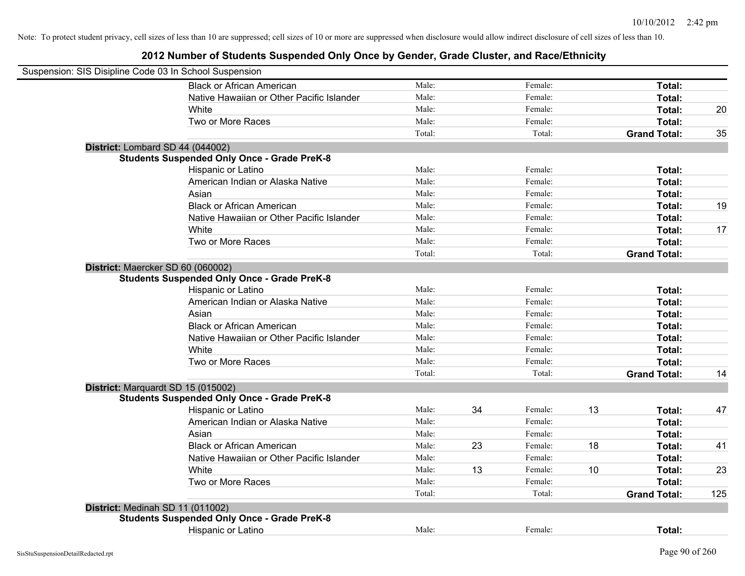Note: To protect student privacy, cell sizes of less than 10 are suppressed; cell sizes of 10 or more are suppressed when disclosure would allow indirect disclosure of cell sizes of less than 10.

# 2012 Number of Students Suspended Only Once by Gender, Grade Cluster, and Race/Ethnicity

Suspension: SIS Disipline Code 03 In School Suspension

| | | | | | | |
|---|---|---|---|---|---|---|
| Black or African American | Male: | | Female: | | **Total:** | |
| Native Hawaiian or Other Pacific Islander | Male: | | Female: | | **Total:** | |
| White | Male: | | Female: | | **Total:** | 20 |
| Two or More Races | Male: | | Female: | | **Total:** | |
| | Total: | | Total: | | **Grand Total:** | 35 |

**District:** Lombard SD 44 (044002)

**Students Suspended Only Once - Grade PreK-8**

| | | | | | | |
|---|---|---|---|---|---|---|
| Hispanic or Latino | Male: | | Female: | | **Total:** | |
| American Indian or Alaska Native | Male: | | Female: | | **Total:** | |
| Asian | Male: | | Female: | | **Total:** | |
| Black or African American | Male: | | Female: | | **Total:** | 19 |
| Native Hawaiian or Other Pacific Islander | Male: | | Female: | | **Total:** | |
| White | Male: | | Female: | | **Total:** | 17 |
| Two or More Races | Male: | | Female: | | **Total:** | |
| | Total: | | Total: | | **Grand Total:** | |

**District:** Maercker SD 60 (060002)

**Students Suspended Only Once - Grade PreK-8**

| | | | | | | |
|---|---|---|---|---|---|---|
| Hispanic or Latino | Male: | | Female: | | **Total:** | |
| American Indian or Alaska Native | Male: | | Female: | | **Total:** | |
| Asian | Male: | | Female: | | **Total:** | |
| Black or African American | Male: | | Female: | | **Total:** | |
| Native Hawaiian or Other Pacific Islander | Male: | | Female: | | **Total:** | |
| White | Male: | | Female: | | **Total:** | |
| Two or More Races | Male: | | Female: | | **Total:** | |
| | Total: | | Total: | | **Grand Total:** | 14 |

**District:** Marquardt SD 15 (015002)

**Students Suspended Only Once - Grade PreK-8**

| | | | | | | |
|---|---|---|---|---|---|---|
| Hispanic or Latino | Male: | 34 | Female: | 13 | **Total:** | 47 |
| American Indian or Alaska Native | Male: | | Female: | | **Total:** | |
| Asian | Male: | | Female: | | **Total:** | |
| Black or African American | Male: | 23 | Female: | 18 | **Total:** | 41 |
| Native Hawaiian or Other Pacific Islander | Male: | | Female: | | **Total:** | |
| White | Male: | 13 | Female: | 10 | **Total:** | 23 |
| Two or More Races | Male: | | Female: | | **Total:** | |
| | Total: | | Total: | | **Grand Total:** | 125 |

**District:** Medinah SD 11 (011002)

**Students Suspended Only Once - Grade PreK-8**

| | | | | | | |
|---|---|---|---|---|---|---|
| Hispanic or Latino | Male: | | Female: | | **Total:** | |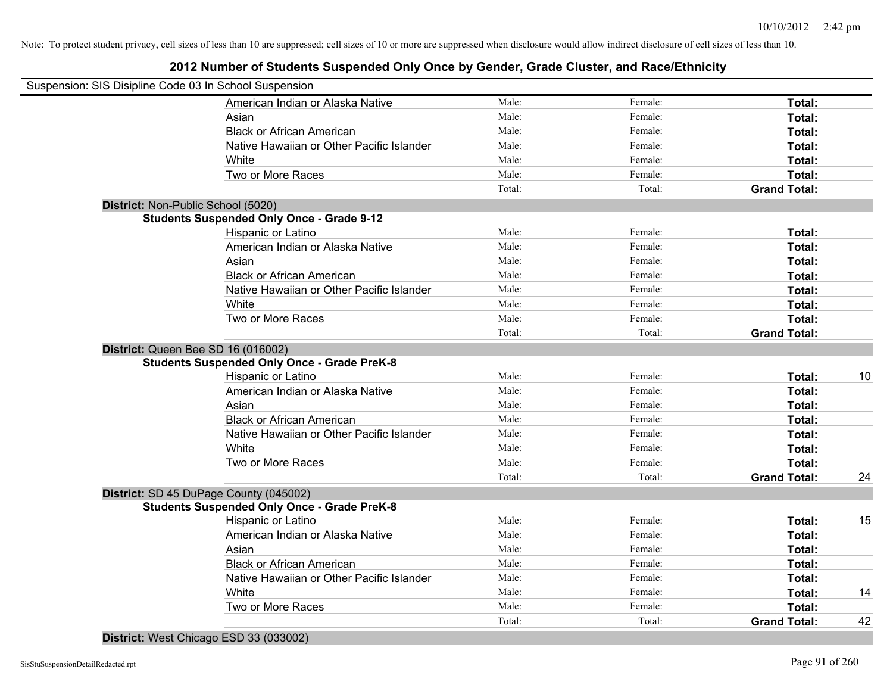Note: To protect student privacy, cell sizes of less than 10 are suppressed; cell sizes of 10 or more are suppressed when disclosure would allow indirect disclosure of cell sizes of less than 10.

## 2012 Number of Students Suspended Only Once by Gender, Grade Cluster, and Race/Ethnicity

Suspension: SIS Disipline Code 03 In School Suspension

| | Male: | Female: | Total: | |
|---|---|---|---|---|
| American Indian or Alaska Native | Male: | Female: | **Total:** | |
| Asian | Male: | Female: | **Total:** | |
| Black or African American | Male: | Female: | **Total:** | |
| Native Hawaiian or Other Pacific Islander | Male: | Female: | **Total:** | |
| White | Male: | Female: | **Total:** | |
| Two or More Races | Male: | Female: | **Total:** | |
| | Total: | Total: | **Grand Total:** | |

**District:** Non-Public School (5020)

**Students Suspended Only Once - Grade 9-12**

| | | | | |
|---|---|---|---|---|
| Hispanic or Latino | Male: | Female: | **Total:** | |
| American Indian or Alaska Native | Male: | Female: | **Total:** | |
| Asian | Male: | Female: | **Total:** | |
| Black or African American | Male: | Female: | **Total:** | |
| Native Hawaiian or Other Pacific Islander | Male: | Female: | **Total:** | |
| White | Male: | Female: | **Total:** | |
| Two or More Races | Male: | Female: | **Total:** | |
| | Total: | Total: | **Grand Total:** | |

**District:** Queen Bee SD 16 (016002)

**Students Suspended Only Once - Grade PreK-8**

| | | | | |
|---|---|---|---|---|
| Hispanic or Latino | Male: | Female: | **Total:** | 10 |
| American Indian or Alaska Native | Male: | Female: | **Total:** | |
| Asian | Male: | Female: | **Total:** | |
| Black or African American | Male: | Female: | **Total:** | |
| Native Hawaiian or Other Pacific Islander | Male: | Female: | **Total:** | |
| White | Male: | Female: | **Total:** | |
| Two or More Races | Male: | Female: | **Total:** | |
| | Total: | Total: | **Grand Total:** | 24 |

**District:** SD 45 DuPage County (045002)

**Students Suspended Only Once - Grade PreK-8**

| | | | | |
|---|---|---|---|---|
| Hispanic or Latino | Male: | Female: | **Total:** | 15 |
| American Indian or Alaska Native | Male: | Female: | **Total:** | |
| Asian | Male: | Female: | **Total:** | |
| Black or African American | Male: | Female: | **Total:** | |
| Native Hawaiian or Other Pacific Islander | Male: | Female: | **Total:** | |
| White | Male: | Female: | **Total:** | 14 |
| Two or More Races | Male: | Female: | **Total:** | |
| | Total: | Total: | **Grand Total:** | 42 |

**District:** West Chicago ESD 33 (033002)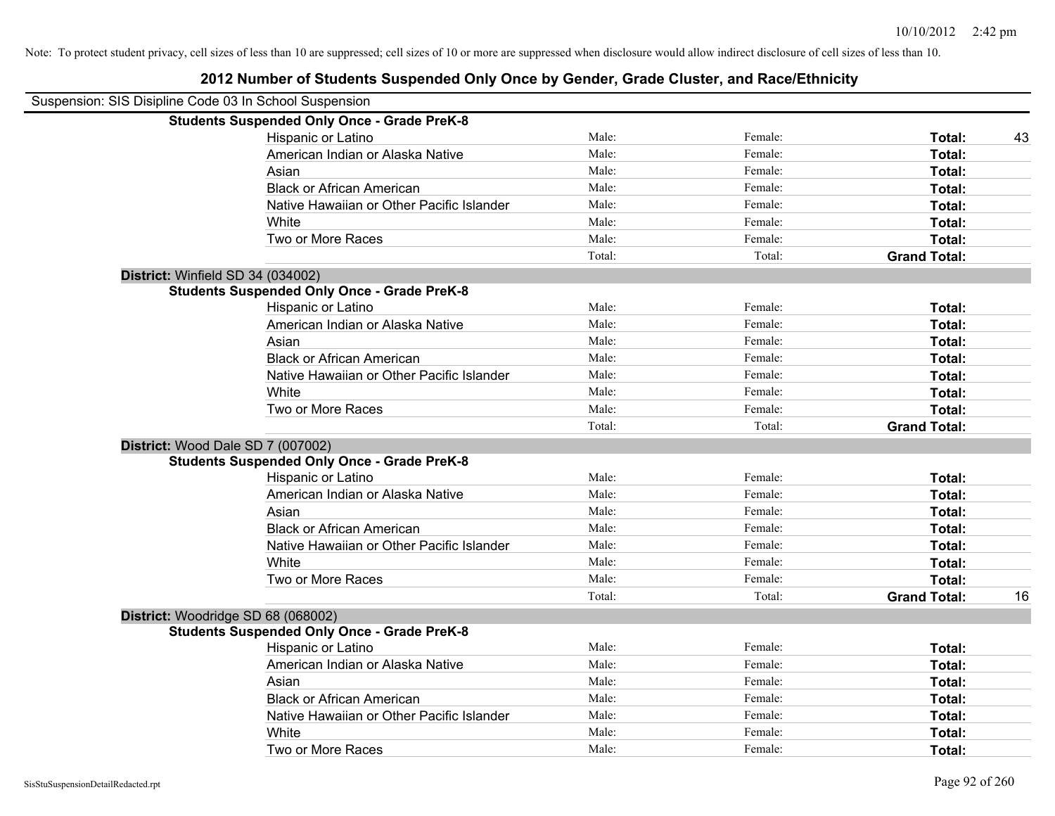Note: To protect student privacy, cell sizes of less than 10 are suppressed; cell sizes of 10 or more are suppressed when disclosure would allow indirect disclosure of cell sizes of less than 10.

# 2012 Number of Students Suspended Only Once by Gender, Grade Cluster, and Race/Ethnicity

Suspension: SIS Disipline Code 03 In School Suspension

**Students Suspended Only Once - Grade PreK-8**

| | | | | |
|---|---|---|---|---|
| Hispanic or Latino | Male: | Female: | **Total:** | 43 |
| American Indian or Alaska Native | Male: | Female: | **Total:** | |
| Asian | Male: | Female: | **Total:** | |
| Black or African American | Male: | Female: | **Total:** | |
| Native Hawaiian or Other Pacific Islander | Male: | Female: | **Total:** | |
| White | Male: | Female: | **Total:** | |
| Two or More Races | Male: | Female: | **Total:** | |
| | Total: | Total: | **Grand Total:** | |

**District:** Winfield SD 34 (034002)

**Students Suspended Only Once - Grade PreK-8**

| | | | | |
|---|---|---|---|---|
| Hispanic or Latino | Male: | Female: | **Total:** | |
| American Indian or Alaska Native | Male: | Female: | **Total:** | |
| Asian | Male: | Female: | **Total:** | |
| Black or African American | Male: | Female: | **Total:** | |
| Native Hawaiian or Other Pacific Islander | Male: | Female: | **Total:** | |
| White | Male: | Female: | **Total:** | |
| Two or More Races | Male: | Female: | **Total:** | |
| | Total: | Total: | **Grand Total:** | |

**District:** Wood Dale SD 7 (007002)

**Students Suspended Only Once - Grade PreK-8**

| | | | | |
|---|---|---|---|---|
| Hispanic or Latino | Male: | Female: | **Total:** | |
| American Indian or Alaska Native | Male: | Female: | **Total:** | |
| Asian | Male: | Female: | **Total:** | |
| Black or African American | Male: | Female: | **Total:** | |
| Native Hawaiian or Other Pacific Islander | Male: | Female: | **Total:** | |
| White | Male: | Female: | **Total:** | |
| Two or More Races | Male: | Female: | **Total:** | |
| | Total: | Total: | **Grand Total:** | 16 |

**District:** Woodridge SD 68 (068002)

**Students Suspended Only Once - Grade PreK-8**

| | | | | |
|---|---|---|---|---|
| Hispanic or Latino | Male: | Female: | **Total:** | |
| American Indian or Alaska Native | Male: | Female: | **Total:** | |
| Asian | Male: | Female: | **Total:** | |
| Black or African American | Male: | Female: | **Total:** | |
| Native Hawaiian or Other Pacific Islander | Male: | Female: | **Total:** | |
| White | Male: | Female: | **Total:** | |
| Two or More Races | Male: | Female: | **Total:** | |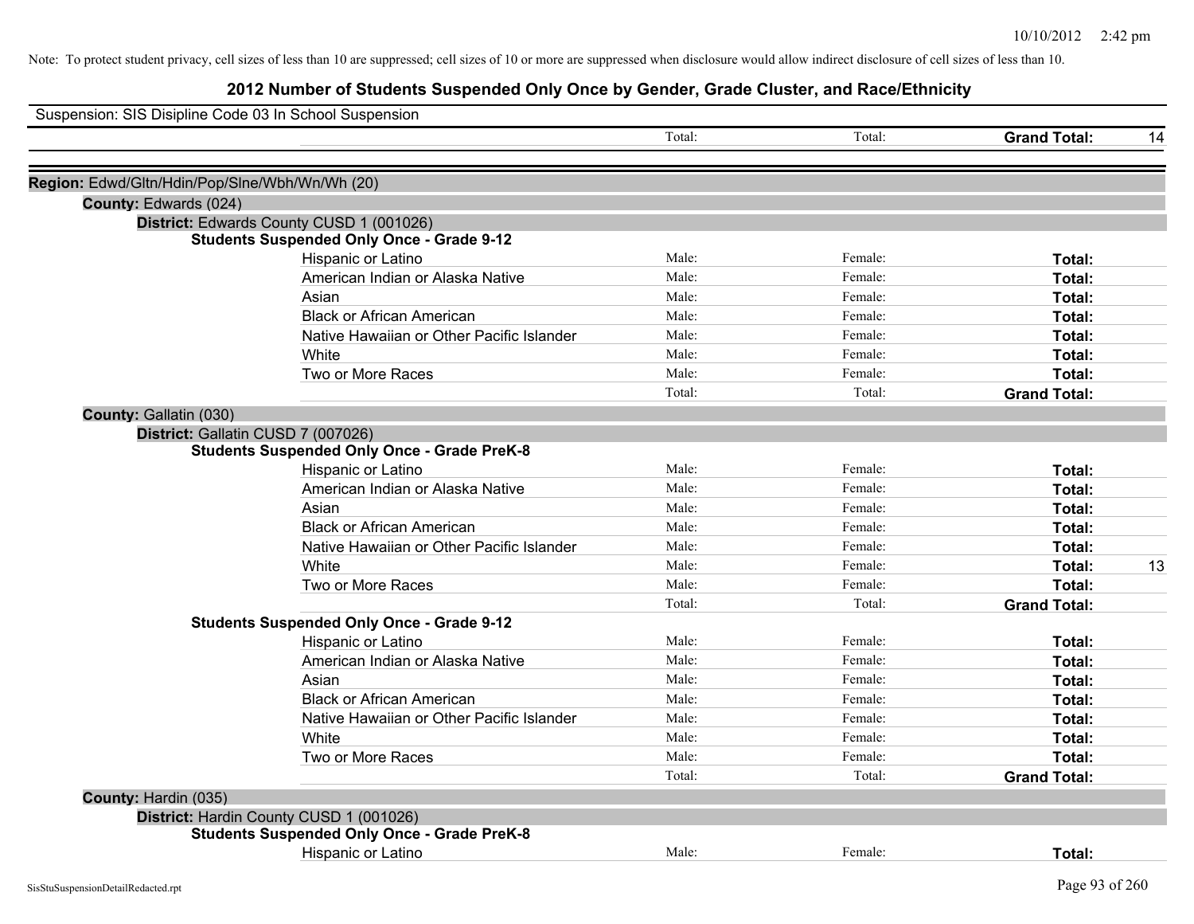Note: To protect student privacy, cell sizes of less than 10 are suppressed; cell sizes of 10 or more are suppressed when disclosure would allow indirect disclosure of cell sizes of less than 10.

# 2012 Number of Students Suspended Only Once by Gender, Grade Cluster, and Race/Ethnicity

Suspension: SIS Disipline Code 03 In School Suspension

| | | | | |
|---|---|---|---|---|
| | Total: | Total: | **Grand Total:** | 14 |

**Region:** Edwd/Gltn/Hdin/Pop/Slne/Wbh/Wn/Wh (20)

**County:** Edwards (024)

**District:** Edwards County CUSD 1 (001026)

**Students Suspended Only Once - Grade 9-12**

| | | | | |
|---|---|---|---|---|
| Hispanic or Latino | Male: | Female: | **Total:** | |
| American Indian or Alaska Native | Male: | Female: | **Total:** | |
| Asian | Male: | Female: | **Total:** | |
| Black or African American | Male: | Female: | **Total:** | |
| Native Hawaiian or Other Pacific Islander | Male: | Female: | **Total:** | |
| White | Male: | Female: | **Total:** | |
| Two or More Races | Male: | Female: | **Total:** | |
| | Total: | Total: | **Grand Total:** | |

**County:** Gallatin (030)

**District:** Gallatin CUSD 7 (007026)

**Students Suspended Only Once - Grade PreK-8**

| | | | | |
|---|---|---|---|---|
| Hispanic or Latino | Male: | Female: | **Total:** | |
| American Indian or Alaska Native | Male: | Female: | **Total:** | |
| Asian | Male: | Female: | **Total:** | |
| Black or African American | Male: | Female: | **Total:** | |
| Native Hawaiian or Other Pacific Islander | Male: | Female: | **Total:** | |
| White | Male: | Female: | **Total:** | 13 |
| Two or More Races | Male: | Female: | **Total:** | |
| | Total: | Total: | **Grand Total:** | |

**Students Suspended Only Once - Grade 9-12**

| | | | | |
|---|---|---|---|---|
| Hispanic or Latino | Male: | Female: | **Total:** | |
| American Indian or Alaska Native | Male: | Female: | **Total:** | |
| Asian | Male: | Female: | **Total:** | |
| Black or African American | Male: | Female: | **Total:** | |
| Native Hawaiian or Other Pacific Islander | Male: | Female: | **Total:** | |
| White | Male: | Female: | **Total:** | |
| Two or More Races | Male: | Female: | **Total:** | |
| | Total: | Total: | **Grand Total:** | |

**County:** Hardin (035)

**District:** Hardin County CUSD 1 (001026)

**Students Suspended Only Once - Grade PreK-8**

| | | | | |
|---|---|---|---|---|
| Hispanic or Latino | Male: | Female: | **Total:** | |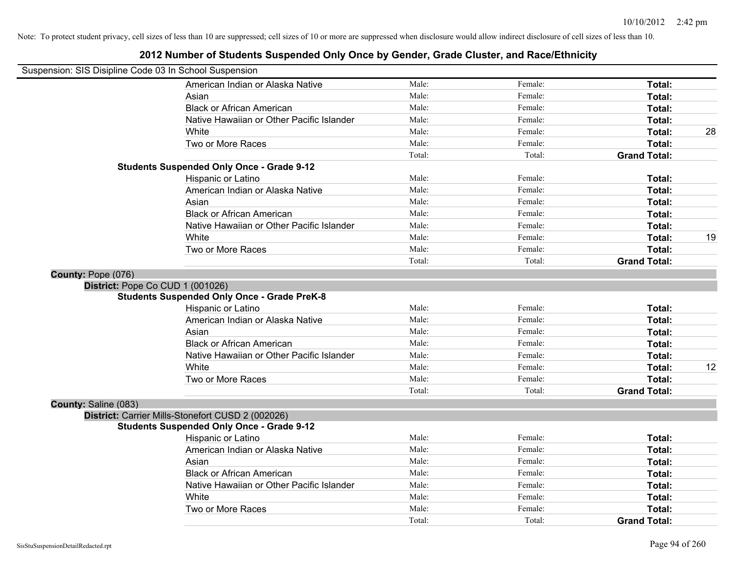Note: To protect student privacy, cell sizes of less than 10 are suppressed; cell sizes of 10 or more are suppressed when disclosure would allow indirect disclosure of cell sizes of less than 10.

# 2012 Number of Students Suspended Only Once by Gender, Grade Cluster, and Race/Ethnicity

Suspension: SIS Disipline Code 03 In School Suspension

| | | | | |
|---|---|---|---|---|
| American Indian or Alaska Native | Male: | Female: | **Total:** | |
| Asian | Male: | Female: | **Total:** | |
| Black or African American | Male: | Female: | **Total:** | |
| Native Hawaiian or Other Pacific Islander | Male: | Female: | **Total:** | |
| White | Male: | Female: | **Total:** | 28 |
| Two or More Races | Male: | Female: | **Total:** | |
| | Total: | Total: | **Grand Total:** | |

**Students Suspended Only Once - Grade 9-12**

| | | | | |
|---|---|---|---|---|
| Hispanic or Latino | Male: | Female: | **Total:** | |
| American Indian or Alaska Native | Male: | Female: | **Total:** | |
| Asian | Male: | Female: | **Total:** | |
| Black or African American | Male: | Female: | **Total:** | |
| Native Hawaiian or Other Pacific Islander | Male: | Female: | **Total:** | |
| White | Male: | Female: | **Total:** | 19 |
| Two or More Races | Male: | Female: | **Total:** | |
| | Total: | Total: | **Grand Total:** | |

**County:** Pope (076)

**District:** Pope Co CUD 1 (001026)

**Students Suspended Only Once - Grade PreK-8**

| | | | | |
|---|---|---|---|---|
| Hispanic or Latino | Male: | Female: | **Total:** | |
| American Indian or Alaska Native | Male: | Female: | **Total:** | |
| Asian | Male: | Female: | **Total:** | |
| Black or African American | Male: | Female: | **Total:** | |
| Native Hawaiian or Other Pacific Islander | Male: | Female: | **Total:** | |
| White | Male: | Female: | **Total:** | 12 |
| Two or More Races | Male: | Female: | **Total:** | |
| | Total: | Total: | **Grand Total:** | |

**County:** Saline (083)

**District:** Carrier Mills-Stonefort CUSD 2 (002026)

**Students Suspended Only Once - Grade 9-12**

| | | | | |
|---|---|---|---|---|
| Hispanic or Latino | Male: | Female: | **Total:** | |
| American Indian or Alaska Native | Male: | Female: | **Total:** | |
| Asian | Male: | Female: | **Total:** | |
| Black or African American | Male: | Female: | **Total:** | |
| Native Hawaiian or Other Pacific Islander | Male: | Female: | **Total:** | |
| White | Male: | Female: | **Total:** | |
| Two or More Races | Male: | Female: | **Total:** | |
| | Total: | Total: | **Grand Total:** | |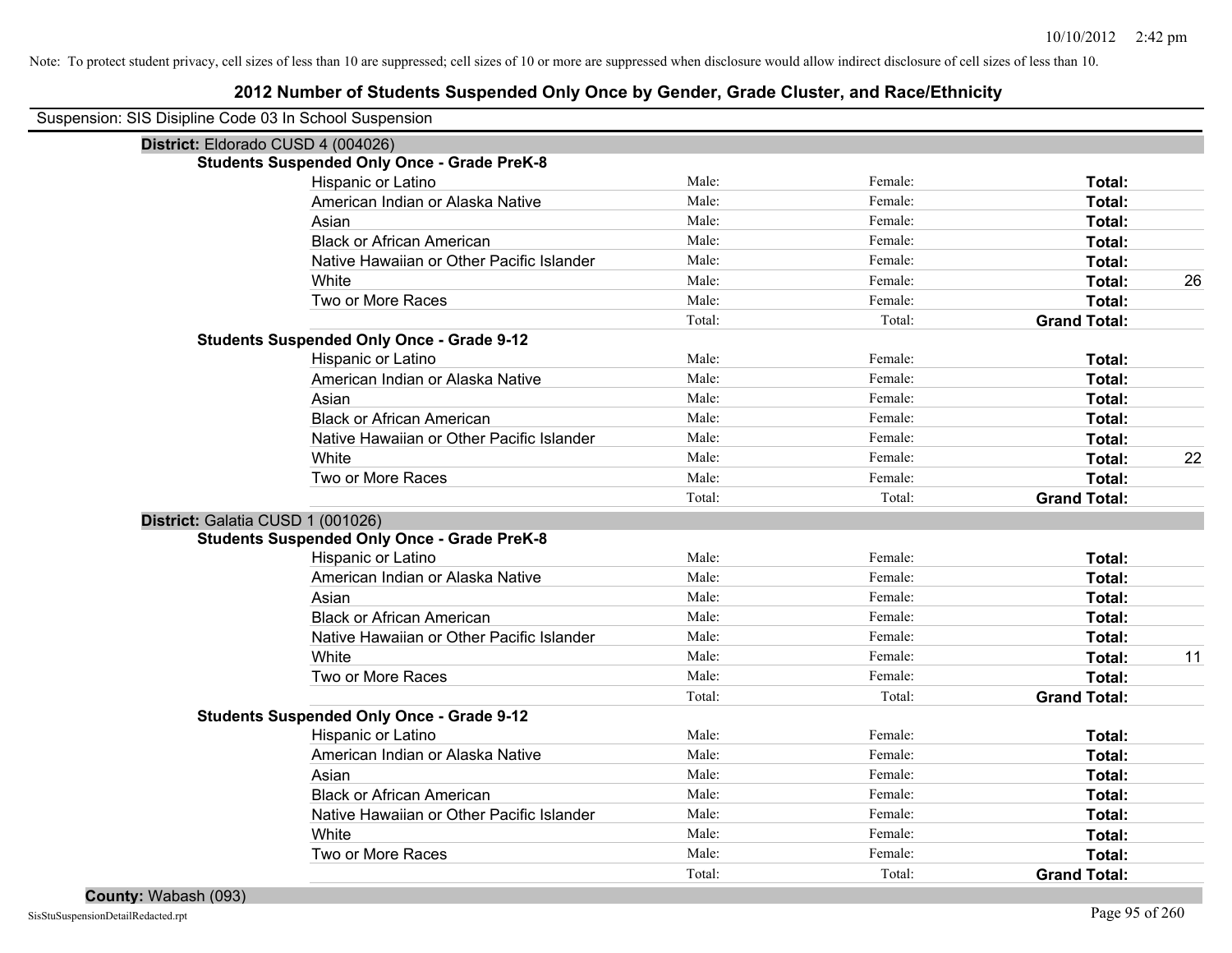Note: To protect student privacy, cell sizes of less than 10 are suppressed; cell sizes of 10 or more are suppressed when disclosure would allow indirect disclosure of cell sizes of less than 10.

# 2012 Number of Students Suspended Only Once by Gender, Grade Cluster, and Race/Ethnicity

Suspension: SIS Disipline Code 03 In School Suspension

## District: Eldorado CUSD 4 (004026)

### Students Suspended Only Once - Grade PreK-8

| | | | | |
|---|---|---|---|---|
| Hispanic or Latino | Male: | Female: | **Total:** | |
| American Indian or Alaska Native | Male: | Female: | **Total:** | |
| Asian | Male: | Female: | **Total:** | |
| Black or African American | Male: | Female: | **Total:** | |
| Native Hawaiian or Other Pacific Islander | Male: | Female: | **Total:** | |
| White | Male: | Female: | **Total:** | 26 |
| Two or More Races | Male: | Female: | **Total:** | |
| | Total: | Total: | **Grand Total:** | |

### Students Suspended Only Once - Grade 9-12

| | | | | |
|---|---|---|---|---|
| Hispanic or Latino | Male: | Female: | **Total:** | |
| American Indian or Alaska Native | Male: | Female: | **Total:** | |
| Asian | Male: | Female: | **Total:** | |
| Black or African American | Male: | Female: | **Total:** | |
| Native Hawaiian or Other Pacific Islander | Male: | Female: | **Total:** | |
| White | Male: | Female: | **Total:** | 22 |
| Two or More Races | Male: | Female: | **Total:** | |
| | Total: | Total: | **Grand Total:** | |

## District: Galatia CUSD 1 (001026)

### Students Suspended Only Once - Grade PreK-8

| | | | | |
|---|---|---|---|---|
| Hispanic or Latino | Male: | Female: | **Total:** | |
| American Indian or Alaska Native | Male: | Female: | **Total:** | |
| Asian | Male: | Female: | **Total:** | |
| Black or African American | Male: | Female: | **Total:** | |
| Native Hawaiian or Other Pacific Islander | Male: | Female: | **Total:** | |
| White | Male: | Female: | **Total:** | 11 |
| Two or More Races | Male: | Female: | **Total:** | |
| | Total: | Total: | **Grand Total:** | |

### Students Suspended Only Once - Grade 9-12

| | | | | |
|---|---|---|---|---|
| Hispanic or Latino | Male: | Female: | **Total:** | |
| American Indian or Alaska Native | Male: | Female: | **Total:** | |
| Asian | Male: | Female: | **Total:** | |
| Black or African American | Male: | Female: | **Total:** | |
| Native Hawaiian or Other Pacific Islander | Male: | Female: | **Total:** | |
| White | Male: | Female: | **Total:** | |
| Two or More Races | Male: | Female: | **Total:** | |
| | Total: | Total: | **Grand Total:** | |

## County: Wabash (093)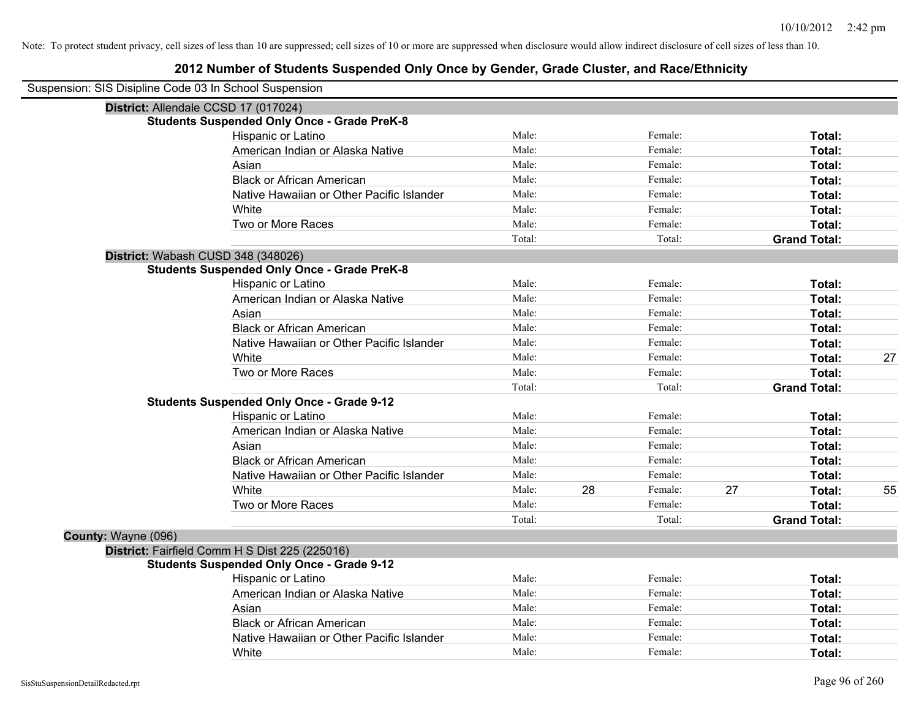Note: To protect student privacy, cell sizes of less than 10 are suppressed; cell sizes of 10 or more are suppressed when disclosure would allow indirect disclosure of cell sizes of less than 10.

# 2012 Number of Students Suspended Only Once by Gender, Grade Cluster, and Race/Ethnicity

Suspension: SIS Disipline Code 03 In School Suspension

**District:** Allendale CCSD 17 (017024)

**Students Suspended Only Once - Grade PreK-8**

| | | | | | | |
|---|---|---|---|---|---|---|
| Hispanic or Latino | Male: | | Female: | | **Total:** | |
| American Indian or Alaska Native | Male: | | Female: | | **Total:** | |
| Asian | Male: | | Female: | | **Total:** | |
| Black or African American | Male: | | Female: | | **Total:** | |
| Native Hawaiian or Other Pacific Islander | Male: | | Female: | | **Total:** | |
| White | Male: | | Female: | | **Total:** | |
| Two or More Races | Male: | | Female: | | **Total:** | |
| | Total: | | Total: | | **Grand Total:** | |

**District:** Wabash CUSD 348 (348026)

**Students Suspended Only Once - Grade PreK-8**

| | | | | | | |
|---|---|---|---|---|---|---|
| Hispanic or Latino | Male: | | Female: | | **Total:** | |
| American Indian or Alaska Native | Male: | | Female: | | **Total:** | |
| Asian | Male: | | Female: | | **Total:** | |
| Black or African American | Male: | | Female: | | **Total:** | |
| Native Hawaiian or Other Pacific Islander | Male: | | Female: | | **Total:** | |
| White | Male: | | Female: | | **Total:** | 27 |
| Two or More Races | Male: | | Female: | | **Total:** | |
| | Total: | | Total: | | **Grand Total:** | |

**Students Suspended Only Once - Grade 9-12**

| | | | | | | |
|---|---|---|---|---|---|---|
| Hispanic or Latino | Male: | | Female: | | **Total:** | |
| American Indian or Alaska Native | Male: | | Female: | | **Total:** | |
| Asian | Male: | | Female: | | **Total:** | |
| Black or African American | Male: | | Female: | | **Total:** | |
| Native Hawaiian or Other Pacific Islander | Male: | | Female: | | **Total:** | |
| White | Male: | 28 | Female: | 27 | **Total:** | 55 |
| Two or More Races | Male: | | Female: | | **Total:** | |
| | Total: | | Total: | | **Grand Total:** | |

**County:** Wayne (096)

**District:** Fairfield Comm H S Dist 225 (225016)

**Students Suspended Only Once - Grade 9-12**

| | | | | | | |
|---|---|---|---|---|---|---|
| Hispanic or Latino | Male: | | Female: | | **Total:** | |
| American Indian or Alaska Native | Male: | | Female: | | **Total:** | |
| Asian | Male: | | Female: | | **Total:** | |
| Black or African American | Male: | | Female: | | **Total:** | |
| Native Hawaiian or Other Pacific Islander | Male: | | Female: | | **Total:** | |
| White | Male: | | Female: | | **Total:** | |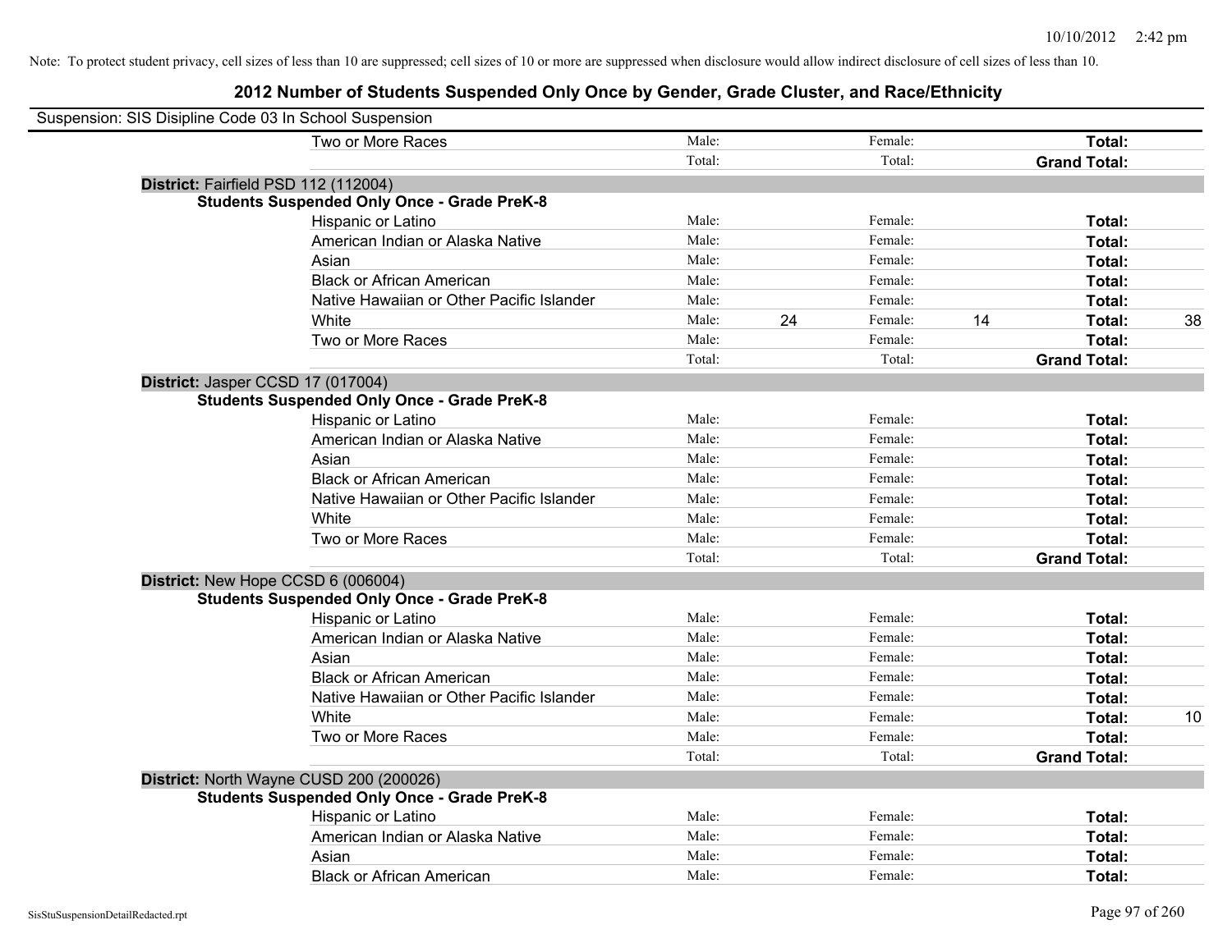Note: To protect student privacy, cell sizes of less than 10 are suppressed; cell sizes of 10 or more are suppressed when disclosure would allow indirect disclosure of cell sizes of less than 10.

## 2012 Number of Students Suspended Only Once by Gender, Grade Cluster, and Race/Ethnicity

Suspension: SIS Disipline Code 03 In School Suspension

| | | | | | | |
|---|---|---|---|---|---|---|
| Two or More Races | Male: | | Female: | | **Total:** | |
| | Total: | | Total: | | **Grand Total:** | |

**District:** Fairfield PSD 112 (112004)

**Students Suspended Only Once - Grade PreK-8**

| | | | | | | |
|---|---|---|---|---|---|---|
| Hispanic or Latino | Male: | | Female: | | **Total:** | |
| American Indian or Alaska Native | Male: | | Female: | | **Total:** | |
| Asian | Male: | | Female: | | **Total:** | |
| Black or African American | Male: | | Female: | | **Total:** | |
| Native Hawaiian or Other Pacific Islander | Male: | | Female: | | **Total:** | |
| White | Male: | 24 | Female: | 14 | **Total:** | 38 |
| Two or More Races | Male: | | Female: | | **Total:** | |
| | Total: | | Total: | | **Grand Total:** | |

**District:** Jasper CCSD 17 (017004)

**Students Suspended Only Once - Grade PreK-8**

| | | | | | | |
|---|---|---|---|---|---|---|
| Hispanic or Latino | Male: | | Female: | | **Total:** | |
| American Indian or Alaska Native | Male: | | Female: | | **Total:** | |
| Asian | Male: | | Female: | | **Total:** | |
| Black or African American | Male: | | Female: | | **Total:** | |
| Native Hawaiian or Other Pacific Islander | Male: | | Female: | | **Total:** | |
| White | Male: | | Female: | | **Total:** | |
| Two or More Races | Male: | | Female: | | **Total:** | |
| | Total: | | Total: | | **Grand Total:** | |

**District:** New Hope CCSD 6 (006004)

**Students Suspended Only Once - Grade PreK-8**

| | | | | | | |
|---|---|---|---|---|---|---|
| Hispanic or Latino | Male: | | Female: | | **Total:** | |
| American Indian or Alaska Native | Male: | | Female: | | **Total:** | |
| Asian | Male: | | Female: | | **Total:** | |
| Black or African American | Male: | | Female: | | **Total:** | |
| Native Hawaiian or Other Pacific Islander | Male: | | Female: | | **Total:** | |
| White | Male: | | Female: | | **Total:** | 10 |
| Two or More Races | Male: | | Female: | | **Total:** | |
| | Total: | | Total: | | **Grand Total:** | |

**District:** North Wayne CUSD 200 (200026)

**Students Suspended Only Once - Grade PreK-8**

| | | | | | | |
|---|---|---|---|---|---|---|
| Hispanic or Latino | Male: | | Female: | | **Total:** | |
| American Indian or Alaska Native | Male: | | Female: | | **Total:** | |
| Asian | Male: | | Female: | | **Total:** | |
| Black or African American | Male: | | Female: | | **Total:** | |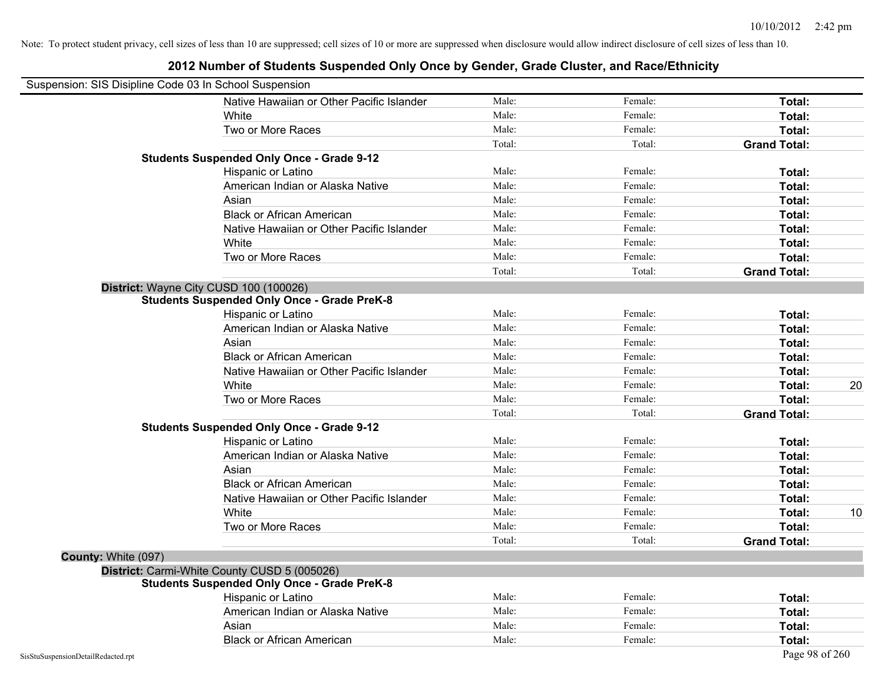Note: To protect student privacy, cell sizes of less than 10 are suppressed; cell sizes of 10 or more are suppressed when disclosure would allow indirect disclosure of cell sizes of less than 10.

# 2012 Number of Students Suspended Only Once by Gender, Grade Cluster, and Race/Ethnicity

Suspension: SIS Disipline Code 03 In School Suspension

| | | | | |
|---|---|---|---|---|
| Native Hawaiian or Other Pacific Islander | Male: | Female: | **Total:** | |
| White | Male: | Female: | **Total:** | |
| Two or More Races | Male: | Female: | **Total:** | |
| | Total: | Total: | **Grand Total:** | |
| **Students Suspended Only Once - Grade 9-12** | | | | |
| Hispanic or Latino | Male: | Female: | **Total:** | |
| American Indian or Alaska Native | Male: | Female: | **Total:** | |
| Asian | Male: | Female: | **Total:** | |
| Black or African American | Male: | Female: | **Total:** | |
| Native Hawaiian or Other Pacific Islander | Male: | Female: | **Total:** | |
| White | Male: | Female: | **Total:** | |
| Two or More Races | Male: | Female: | **Total:** | |
| | Total: | Total: | **Grand Total:** | |
| **District:** Wayne City CUSD 100 (100026) | | | | |
| **Students Suspended Only Once - Grade PreK-8** | | | | |
| Hispanic or Latino | Male: | Female: | **Total:** | |
| American Indian or Alaska Native | Male: | Female: | **Total:** | |
| Asian | Male: | Female: | **Total:** | |
| Black or African American | Male: | Female: | **Total:** | |
| Native Hawaiian or Other Pacific Islander | Male: | Female: | **Total:** | |
| White | Male: | Female: | **Total:** | 20 |
| Two or More Races | Male: | Female: | **Total:** | |
| | Total: | Total: | **Grand Total:** | |
| **Students Suspended Only Once - Grade 9-12** | | | | |
| Hispanic or Latino | Male: | Female: | **Total:** | |
| American Indian or Alaska Native | Male: | Female: | **Total:** | |
| Asian | Male: | Female: | **Total:** | |
| Black or African American | Male: | Female: | **Total:** | |
| Native Hawaiian or Other Pacific Islander | Male: | Female: | **Total:** | |
| White | Male: | Female: | **Total:** | 10 |
| Two or More Races | Male: | Female: | **Total:** | |
| | Total: | Total: | **Grand Total:** | |
| **County:** White (097) | | | | |
| **District:** Carmi-White County CUSD 5 (005026) | | | | |
| **Students Suspended Only Once - Grade PreK-8** | | | | |
| Hispanic or Latino | Male: | Female: | **Total:** | |
| American Indian or Alaska Native | Male: | Female: | **Total:** | |
| Asian | Male: | Female: | **Total:** | |
| Black or African American | Male: | Female: | **Total:** | |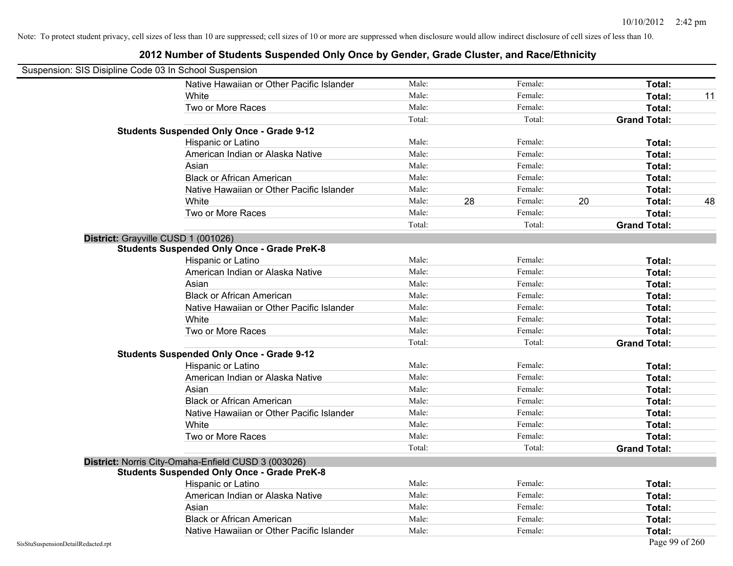Note: To protect student privacy, cell sizes of less than 10 are suppressed; cell sizes of 10 or more are suppressed when disclosure would allow indirect disclosure of cell sizes of less than 10.

# 2012 Number of Students Suspended Only Once by Gender, Grade Cluster, and Race/Ethnicity

Suspension: SIS Disipline Code 03 In School Suspension

| | | | | | | |
|---|---|---|---|---|---|---|
| Native Hawaiian or Other Pacific Islander | Male: | | Female: | | **Total:** | |
| White | Male: | | Female: | | **Total:** | 11 |
| Two or More Races | Male: | | Female: | | **Total:** | |
| | Total: | | Total: | | **Grand Total:** | |

**Students Suspended Only Once - Grade 9-12**

| | | | | | | |
|---|---|---|---|---|---|---|
| Hispanic or Latino | Male: | | Female: | | **Total:** | |
| American Indian or Alaska Native | Male: | | Female: | | **Total:** | |
| Asian | Male: | | Female: | | **Total:** | |
| Black or African American | Male: | | Female: | | **Total:** | |
| Native Hawaiian or Other Pacific Islander | Male: | | Female: | | **Total:** | |
| White | Male: | 28 | Female: | 20 | **Total:** | 48 |
| Two or More Races | Male: | | Female: | | **Total:** | |
| | Total: | | Total: | | **Grand Total:** | |

**District:** Grayville CUSD 1 (001026)

**Students Suspended Only Once - Grade PreK-8**

| | | | | | | |
|---|---|---|---|---|---|---|
| Hispanic or Latino | Male: | | Female: | | **Total:** | |
| American Indian or Alaska Native | Male: | | Female: | | **Total:** | |
| Asian | Male: | | Female: | | **Total:** | |
| Black or African American | Male: | | Female: | | **Total:** | |
| Native Hawaiian or Other Pacific Islander | Male: | | Female: | | **Total:** | |
| White | Male: | | Female: | | **Total:** | |
| Two or More Races | Male: | | Female: | | **Total:** | |
| | Total: | | Total: | | **Grand Total:** | |

**Students Suspended Only Once - Grade 9-12**

| | | | | | | |
|---|---|---|---|---|---|---|
| Hispanic or Latino | Male: | | Female: | | **Total:** | |
| American Indian or Alaska Native | Male: | | Female: | | **Total:** | |
| Asian | Male: | | Female: | | **Total:** | |
| Black or African American | Male: | | Female: | | **Total:** | |
| Native Hawaiian or Other Pacific Islander | Male: | | Female: | | **Total:** | |
| White | Male: | | Female: | | **Total:** | |
| Two or More Races | Male: | | Female: | | **Total:** | |
| | Total: | | Total: | | **Grand Total:** | |

**District:** Norris City-Omaha-Enfield CUSD 3 (003026)

**Students Suspended Only Once - Grade PreK-8**

| | | | | | | |
|---|---|---|---|---|---|---|
| Hispanic or Latino | Male: | | Female: | | **Total:** | |
| American Indian or Alaska Native | Male: | | Female: | | **Total:** | |
| Asian | Male: | | Female: | | **Total:** | |
| Black or African American | Male: | | Female: | | **Total:** | |
| Native Hawaiian or Other Pacific Islander | Male: | | Female: | | **Total:** | |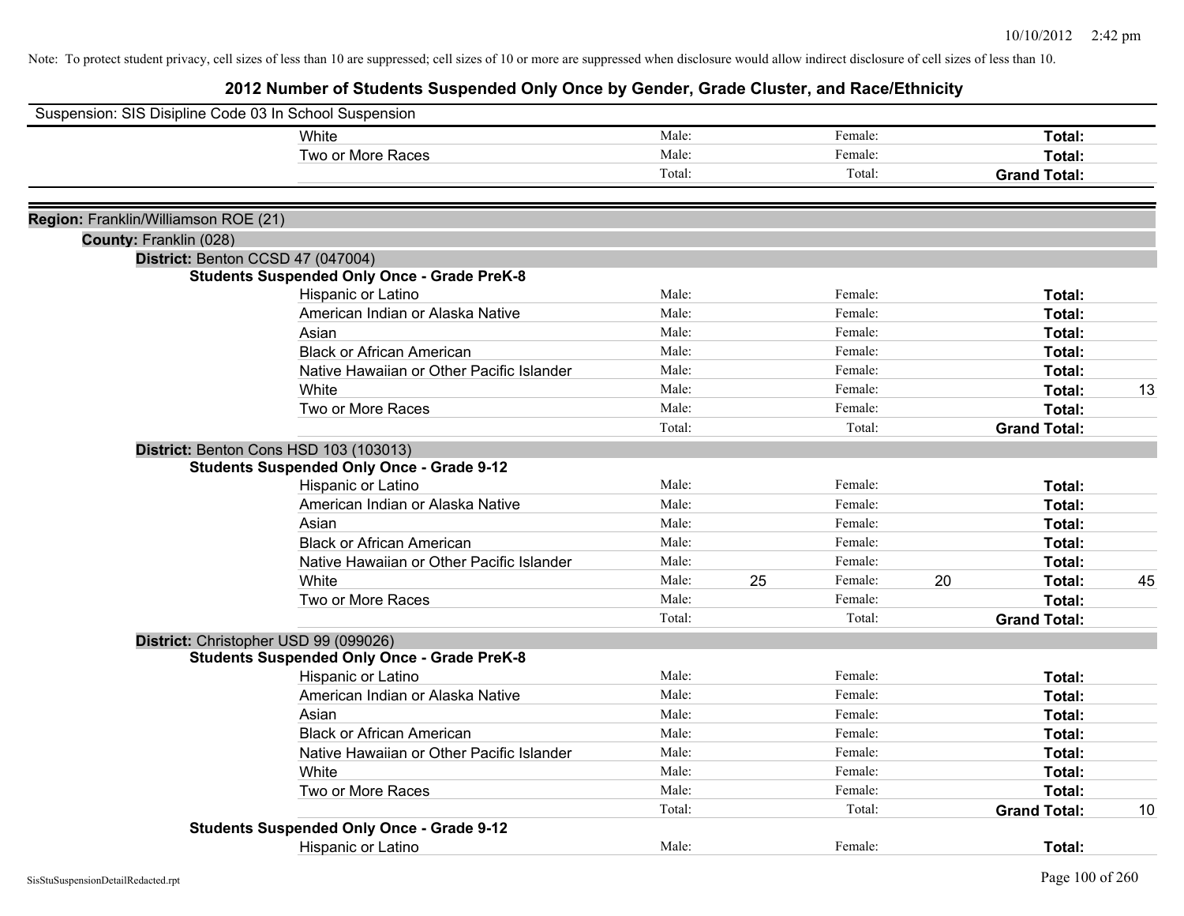Note: To protect student privacy, cell sizes of less than 10 are suppressed; cell sizes of 10 or more are suppressed when disclosure would allow indirect disclosure of cell sizes of less than 10.

# 2012 Number of Students Suspended Only Once by Gender, Grade Cluster, and Race/Ethnicity

Suspension: SIS Disipline Code 03 In School Suspension

| | Male: | | Female: | | | |
|---|---|---|---|---|---|---|
| White | Male: | | Female: | | **Total:** | |
| Two or More Races | Male: | | Female: | | **Total:** | |
| | Total: | | Total: | | **Grand Total:** | |

**Region:** Franklin/Williamson ROE (21)

**County:** Franklin (028)

**District:** Benton CCSD 47 (047004)

**Students Suspended Only Once - Grade PreK-8**

| | | | | | | |
|---|---|---|---|---|---|---|
| Hispanic or Latino | Male: | | Female: | | **Total:** | |
| American Indian or Alaska Native | Male: | | Female: | | **Total:** | |
| Asian | Male: | | Female: | | **Total:** | |
| Black or African American | Male: | | Female: | | **Total:** | |
| Native Hawaiian or Other Pacific Islander | Male: | | Female: | | **Total:** | |
| White | Male: | | Female: | | **Total:** | 13 |
| Two or More Races | Male: | | Female: | | **Total:** | |
| | Total: | | Total: | | **Grand Total:** | |

**District:** Benton Cons HSD 103 (103013)

**Students Suspended Only Once - Grade 9-12**

| | | | | | | |
|---|---|---|---|---|---|---|
| Hispanic or Latino | Male: | | Female: | | **Total:** | |
| American Indian or Alaska Native | Male: | | Female: | | **Total:** | |
| Asian | Male: | | Female: | | **Total:** | |
| Black or African American | Male: | | Female: | | **Total:** | |
| Native Hawaiian or Other Pacific Islander | Male: | | Female: | | **Total:** | |
| White | Male: | 25 | Female: | 20 | **Total:** | 45 |
| Two or More Races | Male: | | Female: | | **Total:** | |
| | Total: | | Total: | | **Grand Total:** | |

**District:** Christopher USD 99 (099026)

**Students Suspended Only Once - Grade PreK-8**

| | | | | | | |
|---|---|---|---|---|---|---|
| Hispanic or Latino | Male: | | Female: | | **Total:** | |
| American Indian or Alaska Native | Male: | | Female: | | **Total:** | |
| Asian | Male: | | Female: | | **Total:** | |
| Black or African American | Male: | | Female: | | **Total:** | |
| Native Hawaiian or Other Pacific Islander | Male: | | Female: | | **Total:** | |
| White | Male: | | Female: | | **Total:** | |
| Two or More Races | Male: | | Female: | | **Total:** | |
| | Total: | | Total: | | **Grand Total:** | 10 |

**Students Suspended Only Once - Grade 9-12**

| | | | | | | |
|---|---|---|---|---|---|---|
| Hispanic or Latino | Male: | | Female: | | **Total:** | |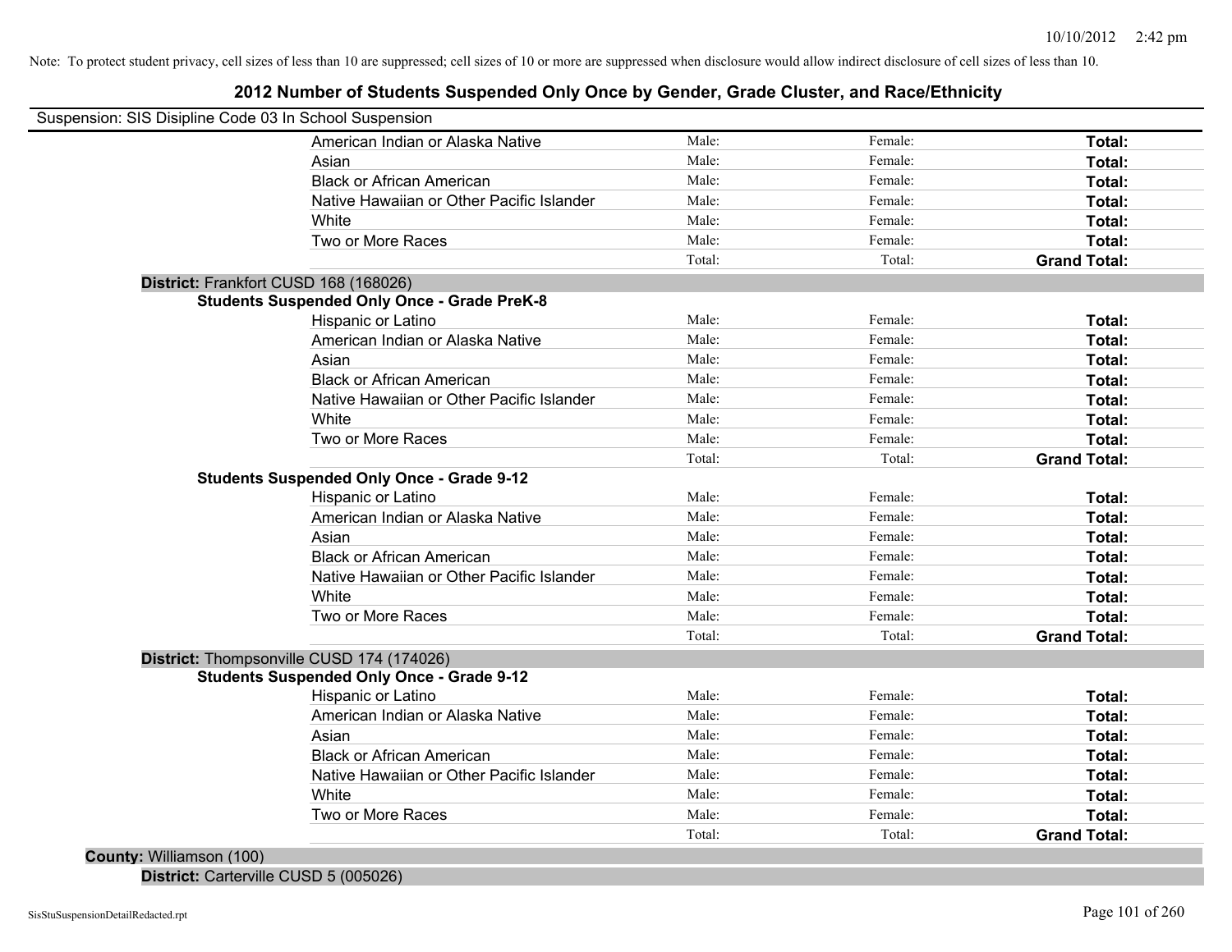Note: To protect student privacy, cell sizes of less than 10 are suppressed; cell sizes of 10 or more are suppressed when disclosure would allow indirect disclosure of cell sizes of less than 10.

# 2012 Number of Students Suspended Only Once by Gender, Grade Cluster, and Race/Ethnicity

Suspension: SIS Disipline Code 03 In School Suspension

| | | | |
|---|---|---|---|
| American Indian or Alaska Native | Male: | Female: | **Total:** |
| Asian | Male: | Female: | **Total:** |
| Black or African American | Male: | Female: | **Total:** |
| Native Hawaiian or Other Pacific Islander | Male: | Female: | **Total:** |
| White | Male: | Female: | **Total:** |
| Two or More Races | Male: | Female: | **Total:** |
| | Total: | Total: | **Grand Total:** |

**District:** Frankfort CUSD 168 (168026)

**Students Suspended Only Once - Grade PreK-8**

| | | | |
|---|---|---|---|
| Hispanic or Latino | Male: | Female: | **Total:** |
| American Indian or Alaska Native | Male: | Female: | **Total:** |
| Asian | Male: | Female: | **Total:** |
| Black or African American | Male: | Female: | **Total:** |
| Native Hawaiian or Other Pacific Islander | Male: | Female: | **Total:** |
| White | Male: | Female: | **Total:** |
| Two or More Races | Male: | Female: | **Total:** |
| | Total: | Total: | **Grand Total:** |

**Students Suspended Only Once - Grade 9-12**

| | | | |
|---|---|---|---|
| Hispanic or Latino | Male: | Female: | **Total:** |
| American Indian or Alaska Native | Male: | Female: | **Total:** |
| Asian | Male: | Female: | **Total:** |
| Black or African American | Male: | Female: | **Total:** |
| Native Hawaiian or Other Pacific Islander | Male: | Female: | **Total:** |
| White | Male: | Female: | **Total:** |
| Two or More Races | Male: | Female: | **Total:** |
| | Total: | Total: | **Grand Total:** |

**District:** Thompsonville CUSD 174 (174026)

**Students Suspended Only Once - Grade 9-12**

| | | | |
|---|---|---|---|
| Hispanic or Latino | Male: | Female: | **Total:** |
| American Indian or Alaska Native | Male: | Female: | **Total:** |
| Asian | Male: | Female: | **Total:** |
| Black or African American | Male: | Female: | **Total:** |
| Native Hawaiian or Other Pacific Islander | Male: | Female: | **Total:** |
| White | Male: | Female: | **Total:** |
| Two or More Races | Male: | Female: | **Total:** |
| | Total: | Total: | **Grand Total:** |

**County:** Williamson (100)

**District:** Carterville CUSD 5 (005026)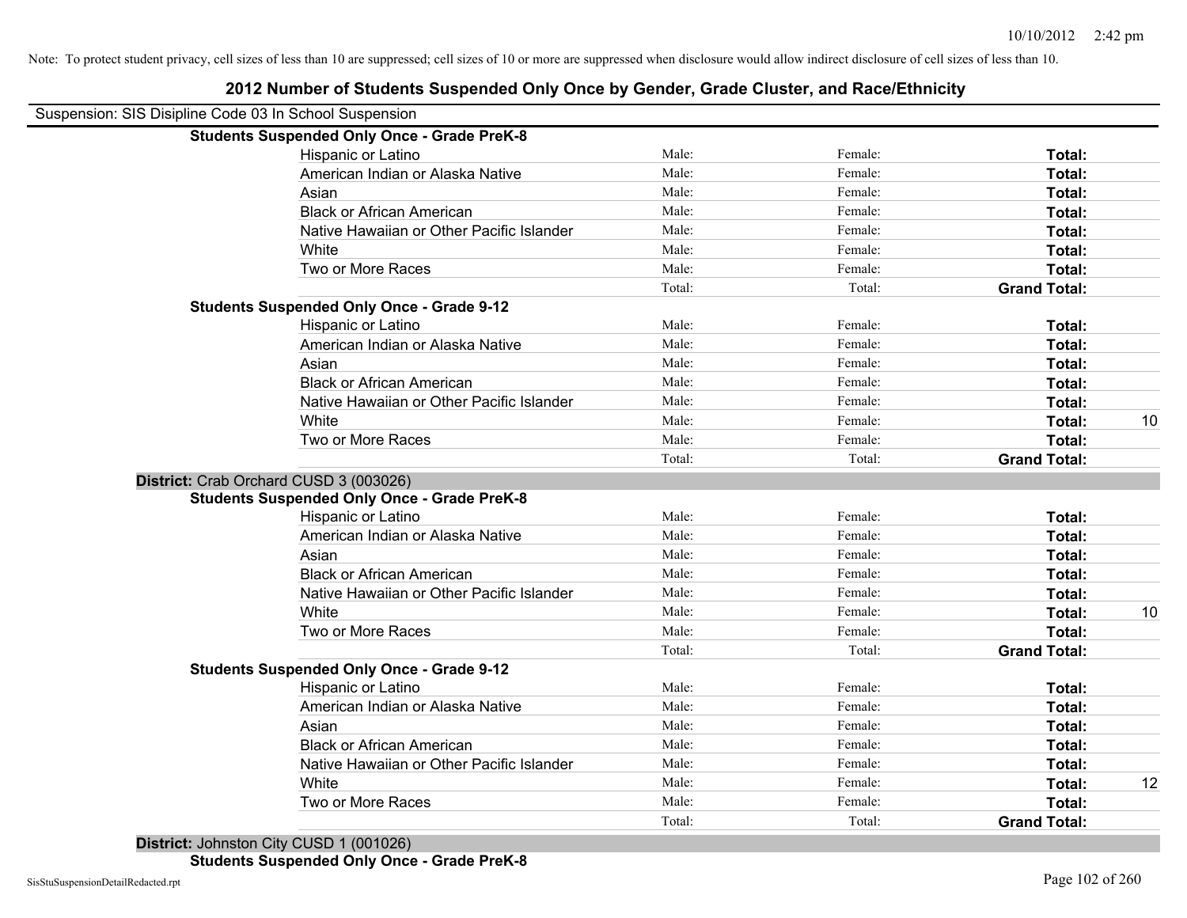Note: To protect student privacy, cell sizes of less than 10 are suppressed; cell sizes of 10 or more are suppressed when disclosure would allow indirect disclosure of cell sizes of less than 10.

## 2012 Number of Students Suspended Only Once by Gender, Grade Cluster, and Race/Ethnicity

Suspension: SIS Disipline Code 03 In School Suspension

**Students Suspended Only Once - Grade PreK-8**

| | | | | |
|---|---|---|---|---|
| Hispanic or Latino | Male: | Female: | **Total:** | |
| American Indian or Alaska Native | Male: | Female: | **Total:** | |
| Asian | Male: | Female: | **Total:** | |
| Black or African American | Male: | Female: | **Total:** | |
| Native Hawaiian or Other Pacific Islander | Male: | Female: | **Total:** | |
| White | Male: | Female: | **Total:** | |
| Two or More Races | Male: | Female: | **Total:** | |
| | Total: | Total: | **Grand Total:** | |

**Students Suspended Only Once - Grade 9-12**

| | | | | |
|---|---|---|---|---|
| Hispanic or Latino | Male: | Female: | **Total:** | |
| American Indian or Alaska Native | Male: | Female: | **Total:** | |
| Asian | Male: | Female: | **Total:** | |
| Black or African American | Male: | Female: | **Total:** | |
| Native Hawaiian or Other Pacific Islander | Male: | Female: | **Total:** | |
| White | Male: | Female: | **Total:** | 10 |
| Two or More Races | Male: | Female: | **Total:** | |
| | Total: | Total: | **Grand Total:** | |

**District:** Crab Orchard CUSD 3 (003026)

**Students Suspended Only Once - Grade PreK-8**

| | | | | |
|---|---|---|---|---|
| Hispanic or Latino | Male: | Female: | **Total:** | |
| American Indian or Alaska Native | Male: | Female: | **Total:** | |
| Asian | Male: | Female: | **Total:** | |
| Black or African American | Male: | Female: | **Total:** | |
| Native Hawaiian or Other Pacific Islander | Male: | Female: | **Total:** | |
| White | Male: | Female: | **Total:** | 10 |
| Two or More Races | Male: | Female: | **Total:** | |
| | Total: | Total: | **Grand Total:** | |

**Students Suspended Only Once - Grade 9-12**

| | | | | |
|---|---|---|---|---|
| Hispanic or Latino | Male: | Female: | **Total:** | |
| American Indian or Alaska Native | Male: | Female: | **Total:** | |
| Asian | Male: | Female: | **Total:** | |
| Black or African American | Male: | Female: | **Total:** | |
| Native Hawaiian or Other Pacific Islander | Male: | Female: | **Total:** | |
| White | Male: | Female: | **Total:** | 12 |
| Two or More Races | Male: | Female: | **Total:** | |
| | Total: | Total: | **Grand Total:** | |

**District:** Johnston City CUSD 1 (001026)

**Students Suspended Only Once - Grade PreK-8**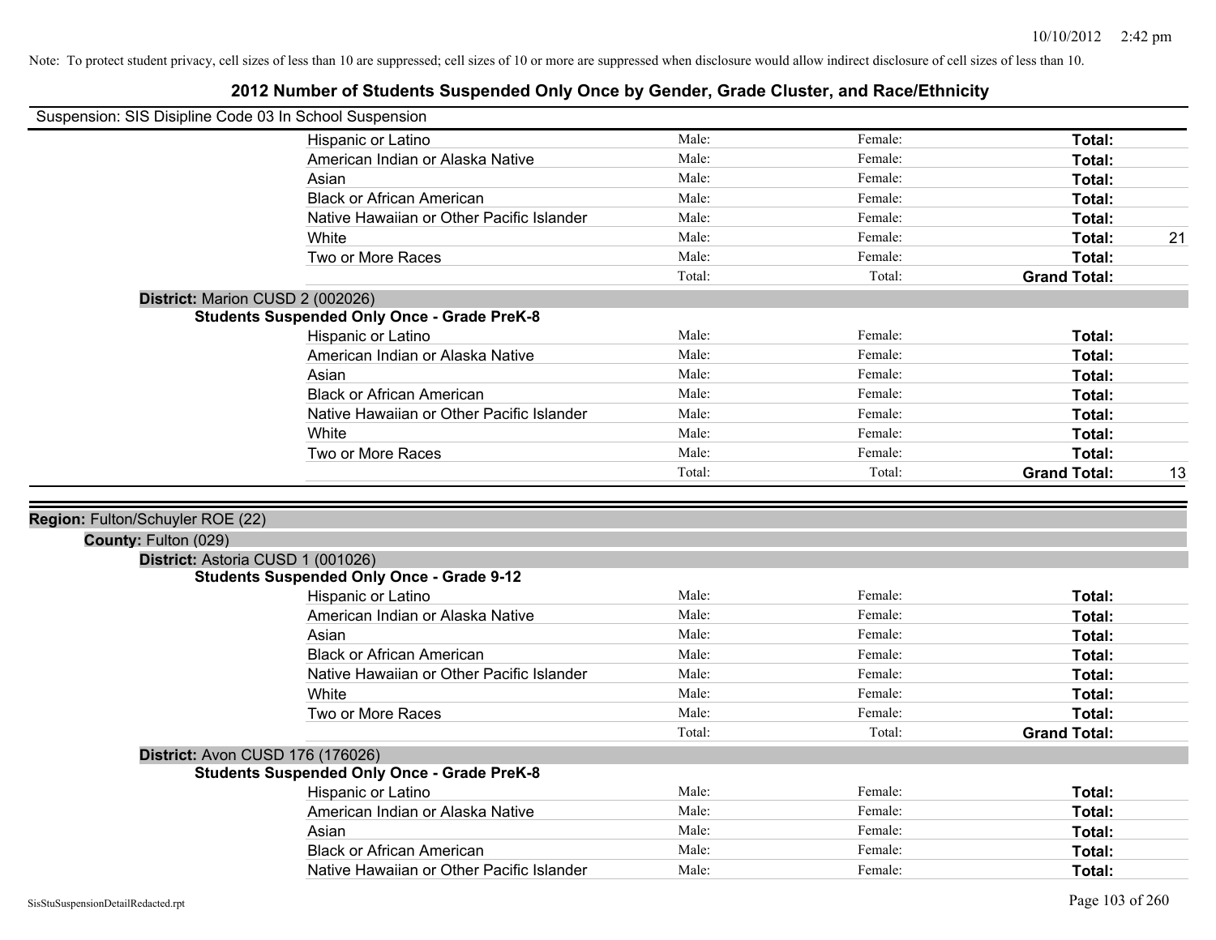Note: To protect student privacy, cell sizes of less than 10 are suppressed; cell sizes of 10 or more are suppressed when disclosure would allow indirect disclosure of cell sizes of less than 10.

# 2012 Number of Students Suspended Only Once by Gender, Grade Cluster, and Race/Ethnicity

Suspension: SIS Disipline Code 03 In School Suspension

| | | | | |
|---|---|---|---|---|
| Hispanic or Latino | Male: | Female: | **Total:** | |
| American Indian or Alaska Native | Male: | Female: | **Total:** | |
| Asian | Male: | Female: | **Total:** | |
| Black or African American | Male: | Female: | **Total:** | |
| Native Hawaiian or Other Pacific Islander | Male: | Female: | **Total:** | |
| White | Male: | Female: | **Total:** | 21 |
| Two or More Races | Male: | Female: | **Total:** | |
| | Total: | Total: | **Grand Total:** | |

**District:** Marion CUSD 2 (002026)

**Students Suspended Only Once - Grade PreK-8**

| | | | | |
|---|---|---|---|---|
| Hispanic or Latino | Male: | Female: | **Total:** | |
| American Indian or Alaska Native | Male: | Female: | **Total:** | |
| Asian | Male: | Female: | **Total:** | |
| Black or African American | Male: | Female: | **Total:** | |
| Native Hawaiian or Other Pacific Islander | Male: | Female: | **Total:** | |
| White | Male: | Female: | **Total:** | |
| Two or More Races | Male: | Female: | **Total:** | |
| | Total: | Total: | **Grand Total:** | 13 |

**Region:** Fulton/Schuyler ROE (22)

**County:** Fulton (029)

**District:** Astoria CUSD 1 (001026)

**Students Suspended Only Once - Grade 9-12**

| | | | | |
|---|---|---|---|---|
| Hispanic or Latino | Male: | Female: | **Total:** | |
| American Indian or Alaska Native | Male: | Female: | **Total:** | |
| Asian | Male: | Female: | **Total:** | |
| Black or African American | Male: | Female: | **Total:** | |
| Native Hawaiian or Other Pacific Islander | Male: | Female: | **Total:** | |
| White | Male: | Female: | **Total:** | |
| Two or More Races | Male: | Female: | **Total:** | |
| | Total: | Total: | **Grand Total:** | |

**District:** Avon CUSD 176 (176026)

**Students Suspended Only Once - Grade PreK-8**

| | | | | |
|---|---|---|---|---|
| Hispanic or Latino | Male: | Female: | **Total:** | |
| American Indian or Alaska Native | Male: | Female: | **Total:** | |
| Asian | Male: | Female: | **Total:** | |
| Black or African American | Male: | Female: | **Total:** | |
| Native Hawaiian or Other Pacific Islander | Male: | Female: | **Total:** | |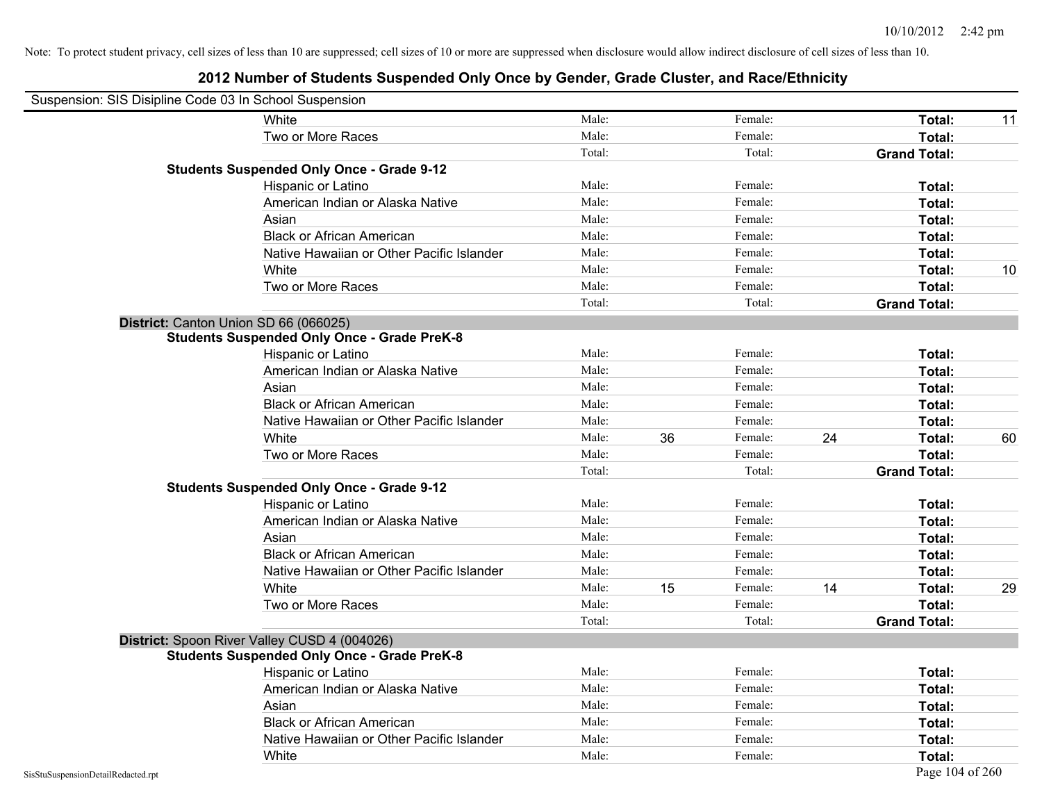Note: To protect student privacy, cell sizes of less than 10 are suppressed; cell sizes of 10 or more are suppressed when disclosure would allow indirect disclosure of cell sizes of less than 10.

# 2012 Number of Students Suspended Only Once by Gender, Grade Cluster, and Race/Ethnicity

Suspension: SIS Disipline Code 03 In School Suspension

| | | | | | | | |
|---|---|---|---|---|---|---|---|
| White | Male: | | Female: | | **Total:** | 11 |
| Two or More Races | Male: | | Female: | | **Total:** | |
| | Total: | | Total: | | **Grand Total:** | |

**Students Suspended Only Once - Grade 9-12**

| | | | | | | |
|---|---|---|---|---|---|---|
| Hispanic or Latino | Male: | | Female: | | **Total:** | |
| American Indian or Alaska Native | Male: | | Female: | | **Total:** | |
| Asian | Male: | | Female: | | **Total:** | |
| Black or African American | Male: | | Female: | | **Total:** | |
| Native Hawaiian or Other Pacific Islander | Male: | | Female: | | **Total:** | |
| White | Male: | | Female: | | **Total:** | 10 |
| Two or More Races | Male: | | Female: | | **Total:** | |
| | Total: | | Total: | | **Grand Total:** | |

**District:** Canton Union SD 66 (066025)

**Students Suspended Only Once - Grade PreK-8**

| | | | | | | |
|---|---|---|---|---|---|---|
| Hispanic or Latino | Male: | | Female: | | **Total:** | |
| American Indian or Alaska Native | Male: | | Female: | | **Total:** | |
| Asian | Male: | | Female: | | **Total:** | |
| Black or African American | Male: | | Female: | | **Total:** | |
| Native Hawaiian or Other Pacific Islander | Male: | | Female: | | **Total:** | |
| White | Male: | 36 | Female: | 24 | **Total:** | 60 |
| Two or More Races | Male: | | Female: | | **Total:** | |
| | Total: | | Total: | | **Grand Total:** | |

**Students Suspended Only Once - Grade 9-12**

| | | | | | | |
|---|---|---|---|---|---|---|
| Hispanic or Latino | Male: | | Female: | | **Total:** | |
| American Indian or Alaska Native | Male: | | Female: | | **Total:** | |
| Asian | Male: | | Female: | | **Total:** | |
| Black or African American | Male: | | Female: | | **Total:** | |
| Native Hawaiian or Other Pacific Islander | Male: | | Female: | | **Total:** | |
| White | Male: | 15 | Female: | 14 | **Total:** | 29 |
| Two or More Races | Male: | | Female: | | **Total:** | |
| | Total: | | Total: | | **Grand Total:** | |

**District:** Spoon River Valley CUSD 4 (004026)

**Students Suspended Only Once - Grade PreK-8**

| | | | | | | |
|---|---|---|---|---|---|---|
| Hispanic or Latino | Male: | | Female: | | **Total:** | |
| American Indian or Alaska Native | Male: | | Female: | | **Total:** | |
| Asian | Male: | | Female: | | **Total:** | |
| Black or African American | Male: | | Female: | | **Total:** | |
| Native Hawaiian or Other Pacific Islander | Male: | | Female: | | **Total:** | |
| White | Male: | | Female: | | **Total:** | |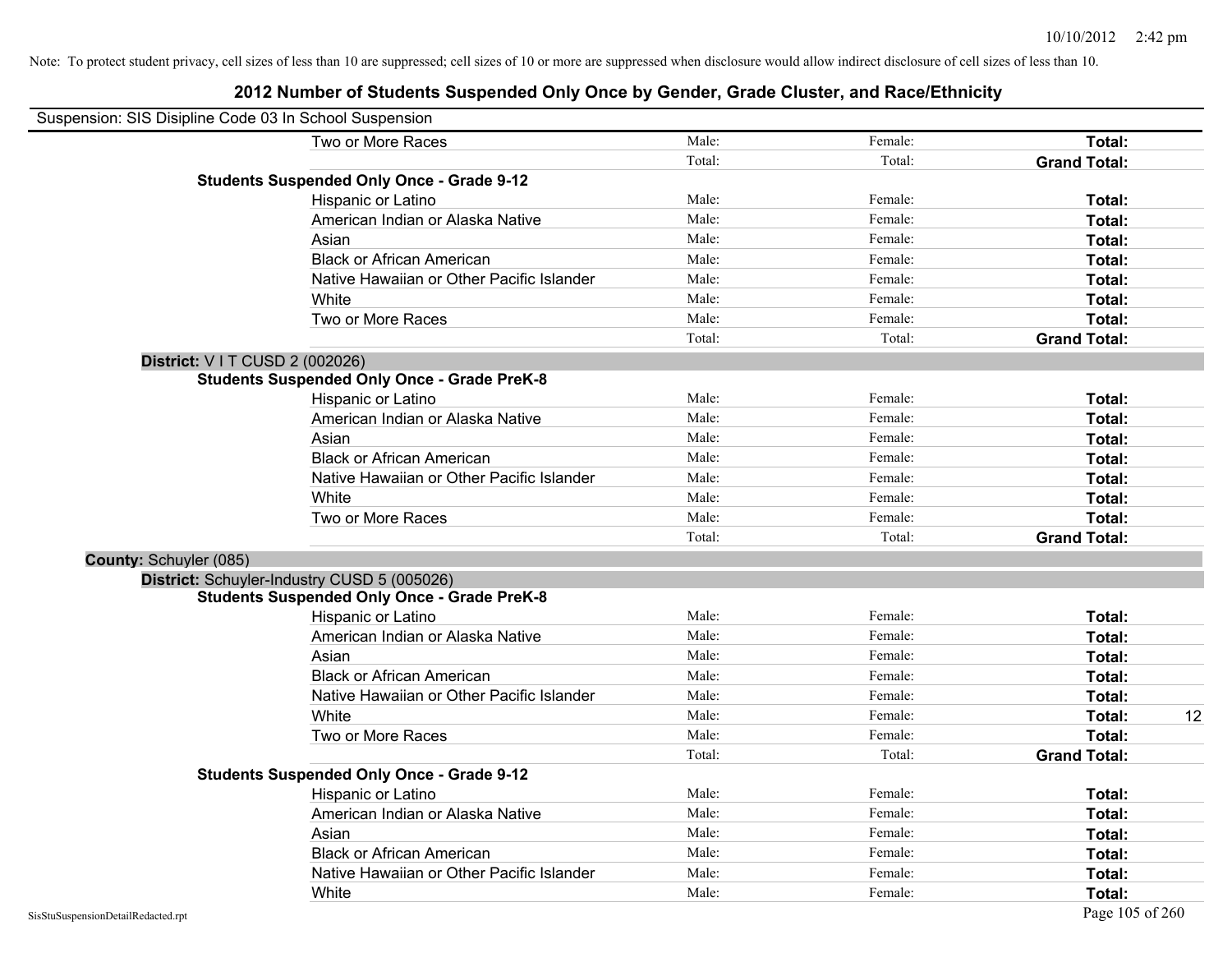Note: To protect student privacy, cell sizes of less than 10 are suppressed; cell sizes of 10 or more are suppressed when disclosure would allow indirect disclosure of cell sizes of less than 10.

# 2012 Number of Students Suspended Only Once by Gender, Grade Cluster, and Race/Ethnicity

Suspension: SIS Disipline Code 03 In School Suspension

| | | | | |
|---|---|---|---|---|
| Two or More Races | Male: | Female: | **Total:** | |
| | Total: | Total: | **Grand Total:** | |
| **Students Suspended Only Once - Grade 9-12** | | | | |
| Hispanic or Latino | Male: | Female: | **Total:** | |
| American Indian or Alaska Native | Male: | Female: | **Total:** | |
| Asian | Male: | Female: | **Total:** | |
| Black or African American | Male: | Female: | **Total:** | |
| Native Hawaiian or Other Pacific Islander | Male: | Female: | **Total:** | |
| White | Male: | Female: | **Total:** | |
| Two or More Races | Male: | Female: | **Total:** | |
| | Total: | Total: | **Grand Total:** | |
| **District:** V I T CUSD 2 (002026) | | | | |
| **Students Suspended Only Once - Grade PreK-8** | | | | |
| Hispanic or Latino | Male: | Female: | **Total:** | |
| American Indian or Alaska Native | Male: | Female: | **Total:** | |
| Asian | Male: | Female: | **Total:** | |
| Black or African American | Male: | Female: | **Total:** | |
| Native Hawaiian or Other Pacific Islander | Male: | Female: | **Total:** | |
| White | Male: | Female: | **Total:** | |
| Two or More Races | Male: | Female: | **Total:** | |
| | Total: | Total: | **Grand Total:** | |
| **County:** Schuyler (085) | | | | |
| **District:** Schuyler-Industry CUSD 5 (005026) | | | | |
| **Students Suspended Only Once - Grade PreK-8** | | | | |
| Hispanic or Latino | Male: | Female: | **Total:** | |
| American Indian or Alaska Native | Male: | Female: | **Total:** | |
| Asian | Male: | Female: | **Total:** | |
| Black or African American | Male: | Female: | **Total:** | |
| Native Hawaiian or Other Pacific Islander | Male: | Female: | **Total:** | |
| White | Male: | Female: | **Total:** | 12 |
| Two or More Races | Male: | Female: | **Total:** | |
| | Total: | Total: | **Grand Total:** | |
| **Students Suspended Only Once - Grade 9-12** | | | | |
| Hispanic or Latino | Male: | Female: | **Total:** | |
| American Indian or Alaska Native | Male: | Female: | **Total:** | |
| Asian | Male: | Female: | **Total:** | |
| Black or African American | Male: | Female: | **Total:** | |
| Native Hawaiian or Other Pacific Islander | Male: | Female: | **Total:** | |
| White | Male: | Female: | **Total:** | |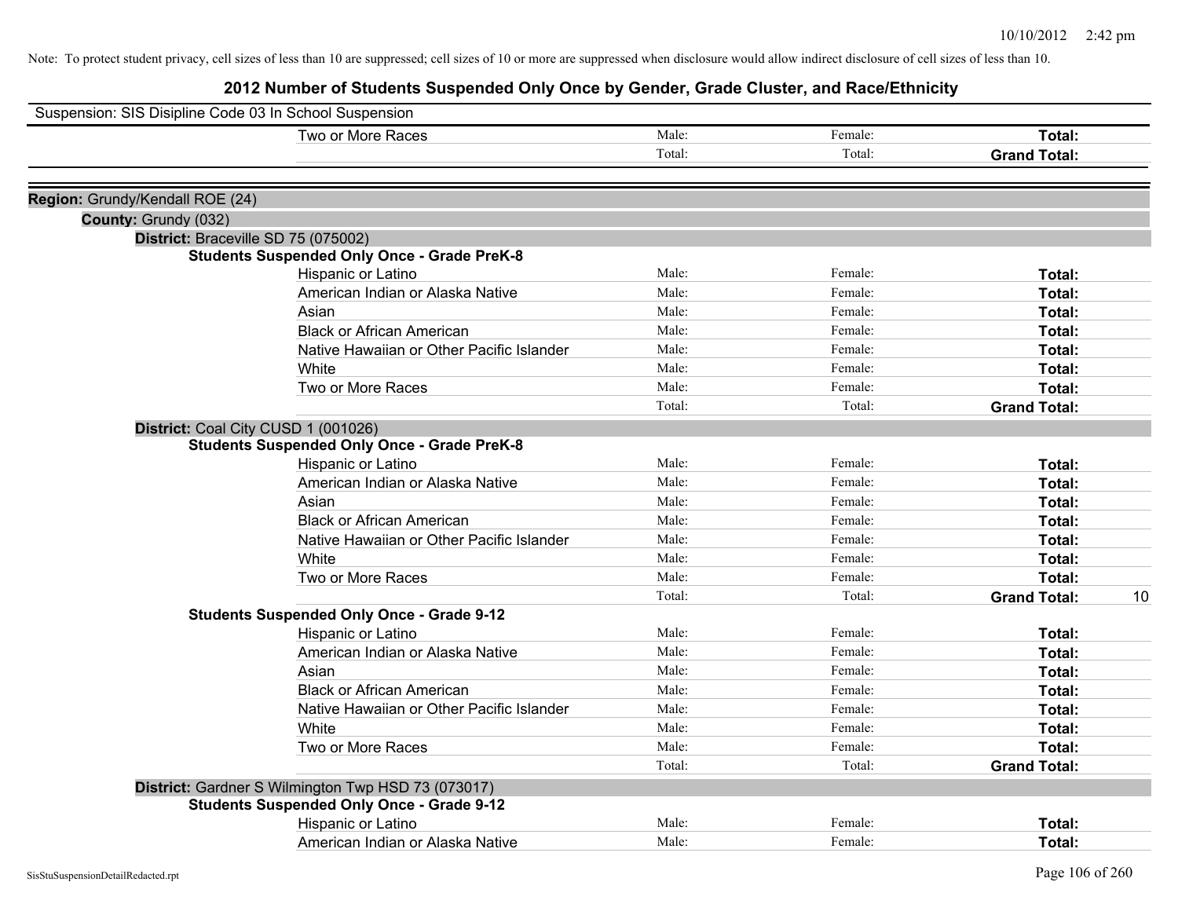Note: To protect student privacy, cell sizes of less than 10 are suppressed; cell sizes of 10 or more are suppressed when disclosure would allow indirect disclosure of cell sizes of less than 10.

# 2012 Number of Students Suspended Only Once by Gender, Grade Cluster, and Race/Ethnicity

Suspension: SIS Disipline Code 03 In School Suspension

| | Male: | Female: | Total: | |
|---|---|---|---|---|
| Two or More Races | Male: | Female: | **Total:** | |
| | Total: | Total: | **Grand Total:** | |

**Region:** Grundy/Kendall ROE (24)

**County:** Grundy (032)

**District:** Braceville SD 75 (075002)

**Students Suspended Only Once - Grade PreK-8**

| | | | | |
|---|---|---|---|---|
| Hispanic or Latino | Male: | Female: | **Total:** | |
| American Indian or Alaska Native | Male: | Female: | **Total:** | |
| Asian | Male: | Female: | **Total:** | |
| Black or African American | Male: | Female: | **Total:** | |
| Native Hawaiian or Other Pacific Islander | Male: | Female: | **Total:** | |
| White | Male: | Female: | **Total:** | |
| Two or More Races | Male: | Female: | **Total:** | |
| | Total: | Total: | **Grand Total:** | |

**District:** Coal City CUSD 1 (001026)

**Students Suspended Only Once - Grade PreK-8**

| | | | | |
|---|---|---|---|---|
| Hispanic or Latino | Male: | Female: | **Total:** | |
| American Indian or Alaska Native | Male: | Female: | **Total:** | |
| Asian | Male: | Female: | **Total:** | |
| Black or African American | Male: | Female: | **Total:** | |
| Native Hawaiian or Other Pacific Islander | Male: | Female: | **Total:** | |
| White | Male: | Female: | **Total:** | |
| Two or More Races | Male: | Female: | **Total:** | |
| | Total: | Total: | **Grand Total:** | 10 |

**Students Suspended Only Once - Grade 9-12**

| | | | | |
|---|---|---|---|---|
| Hispanic or Latino | Male: | Female: | **Total:** | |
| American Indian or Alaska Native | Male: | Female: | **Total:** | |
| Asian | Male: | Female: | **Total:** | |
| Black or African American | Male: | Female: | **Total:** | |
| Native Hawaiian or Other Pacific Islander | Male: | Female: | **Total:** | |
| White | Male: | Female: | **Total:** | |
| Two or More Races | Male: | Female: | **Total:** | |
| | Total: | Total: | **Grand Total:** | |

**District:** Gardner S Wilmington Twp HSD 73 (073017)

**Students Suspended Only Once - Grade 9-12**

| | | | | |
|---|---|---|---|---|
| Hispanic or Latino | Male: | Female: | **Total:** | |
| American Indian or Alaska Native | Male: | Female: | **Total:** | |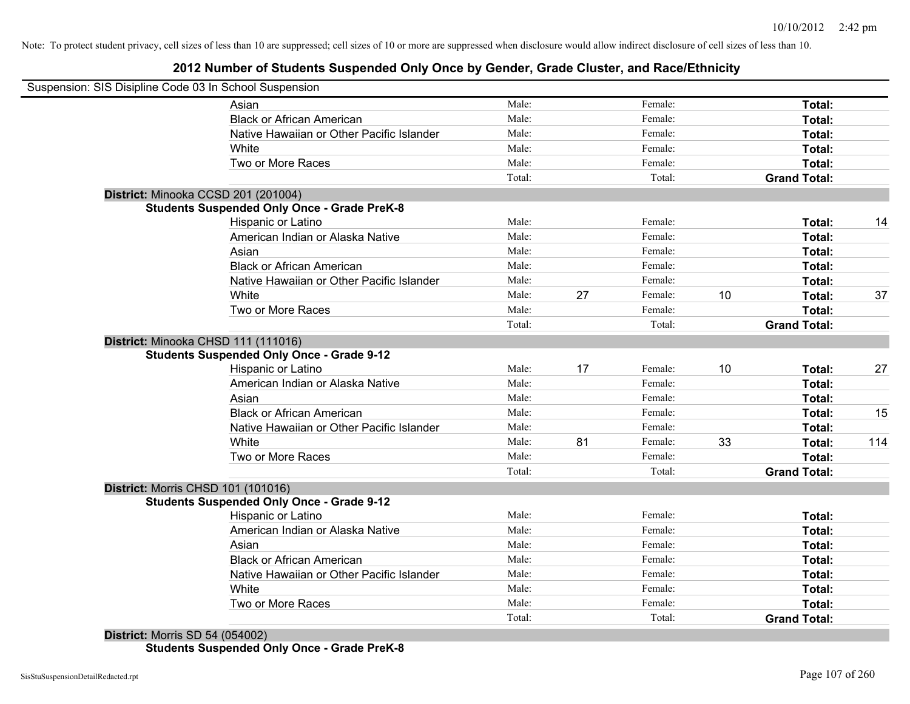Note: To protect student privacy, cell sizes of less than 10 are suppressed; cell sizes of 10 or more are suppressed when disclosure would allow indirect disclosure of cell sizes of less than 10.

## 2012 Number of Students Suspended Only Once by Gender, Grade Cluster, and Race/Ethnicity

Suspension: SIS Disipline Code 03 In School Suspension

| | | | | | | |
|---|---|---|---|---|---|---|
| Asian | Male: | | Female: | | **Total:** | |
| Black or African American | Male: | | Female: | | **Total:** | |
| Native Hawaiian or Other Pacific Islander | Male: | | Female: | | **Total:** | |
| White | Male: | | Female: | | **Total:** | |
| Two or More Races | Male: | | Female: | | **Total:** | |
| | Total: | | Total: | | **Grand Total:** | |

**District:** Minooka CCSD 201 (201004)

**Students Suspended Only Once - Grade PreK-8**

| | | | | | | |
|---|---|---|---|---|---|---|
| Hispanic or Latino | Male: | | Female: | | **Total:** | 14 |
| American Indian or Alaska Native | Male: | | Female: | | **Total:** | |
| Asian | Male: | | Female: | | **Total:** | |
| Black or African American | Male: | | Female: | | **Total:** | |
| Native Hawaiian or Other Pacific Islander | Male: | | Female: | | **Total:** | |
| White | Male: | 27 | Female: | 10 | **Total:** | 37 |
| Two or More Races | Male: | | Female: | | **Total:** | |
| | Total: | | Total: | | **Grand Total:** | |

**District:** Minooka CHSD 111 (111016)

**Students Suspended Only Once - Grade 9-12**

| | | | | | | |
|---|---|---|---|---|---|---|
| Hispanic or Latino | Male: | 17 | Female: | 10 | **Total:** | 27 |
| American Indian or Alaska Native | Male: | | Female: | | **Total:** | |
| Asian | Male: | | Female: | | **Total:** | |
| Black or African American | Male: | | Female: | | **Total:** | 15 |
| Native Hawaiian or Other Pacific Islander | Male: | | Female: | | **Total:** | |
| White | Male: | 81 | Female: | 33 | **Total:** | 114 |
| Two or More Races | Male: | | Female: | | **Total:** | |
| | Total: | | Total: | | **Grand Total:** | |

**District:** Morris CHSD 101 (101016)

**Students Suspended Only Once - Grade 9-12**

| | | | | | | |
|---|---|---|---|---|---|---|
| Hispanic or Latino | Male: | | Female: | | **Total:** | |
| American Indian or Alaska Native | Male: | | Female: | | **Total:** | |
| Asian | Male: | | Female: | | **Total:** | |
| Black or African American | Male: | | Female: | | **Total:** | |
| Native Hawaiian or Other Pacific Islander | Male: | | Female: | | **Total:** | |
| White | Male: | | Female: | | **Total:** | |
| Two or More Races | Male: | | Female: | | **Total:** | |
| | Total: | | Total: | | **Grand Total:** | |

**District:** Morris SD 54 (054002)

**Students Suspended Only Once - Grade PreK-8**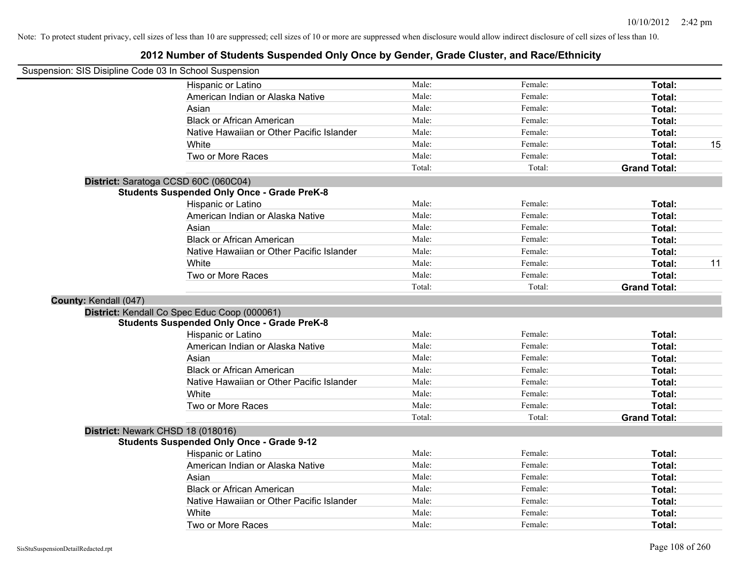Note: To protect student privacy, cell sizes of less than 10 are suppressed; cell sizes of 10 or more are suppressed when disclosure would allow indirect disclosure of cell sizes of less than 10.

# 2012 Number of Students Suspended Only Once by Gender, Grade Cluster, and Race/Ethnicity

Suspension: SIS Disipline Code 03 In School Suspension

| | Male | Female | Total | |
|---|---|---|---|---|
| Hispanic or Latino | Male: | Female: | **Total:** | |
| American Indian or Alaska Native | Male: | Female: | **Total:** | |
| Asian | Male: | Female: | **Total:** | |
| Black or African American | Male: | Female: | **Total:** | |
| Native Hawaiian or Other Pacific Islander | Male: | Female: | **Total:** | |
| White | Male: | Female: | **Total:** | 15 |
| Two or More Races | Male: | Female: | **Total:** | |
| | Total: | Total: | **Grand Total:** | |

**District:** Saratoga CCSD 60C (060C04)

**Students Suspended Only Once - Grade PreK-8**

| | Male | Female | Total | |
|---|---|---|---|---|
| Hispanic or Latino | Male: | Female: | **Total:** | |
| American Indian or Alaska Native | Male: | Female: | **Total:** | |
| Asian | Male: | Female: | **Total:** | |
| Black or African American | Male: | Female: | **Total:** | |
| Native Hawaiian or Other Pacific Islander | Male: | Female: | **Total:** | |
| White | Male: | Female: | **Total:** | 11 |
| Two or More Races | Male: | Female: | **Total:** | |
| | Total: | Total: | **Grand Total:** | |

**County:** Kendall (047)

**District:** Kendall Co Spec Educ Coop (000061)

**Students Suspended Only Once - Grade PreK-8**

| | Male | Female | Total | |
|---|---|---|---|---|
| Hispanic or Latino | Male: | Female: | **Total:** | |
| American Indian or Alaska Native | Male: | Female: | **Total:** | |
| Asian | Male: | Female: | **Total:** | |
| Black or African American | Male: | Female: | **Total:** | |
| Native Hawaiian or Other Pacific Islander | Male: | Female: | **Total:** | |
| White | Male: | Female: | **Total:** | |
| Two or More Races | Male: | Female: | **Total:** | |
| | Total: | Total: | **Grand Total:** | |

**District:** Newark CHSD 18 (018016)

**Students Suspended Only Once - Grade 9-12**

| | Male | Female | Total | |
|---|---|---|---|---|
| Hispanic or Latino | Male: | Female: | **Total:** | |
| American Indian or Alaska Native | Male: | Female: | **Total:** | |
| Asian | Male: | Female: | **Total:** | |
| Black or African American | Male: | Female: | **Total:** | |
| Native Hawaiian or Other Pacific Islander | Male: | Female: | **Total:** | |
| White | Male: | Female: | **Total:** | |
| Two or More Races | Male: | Female: | **Total:** | |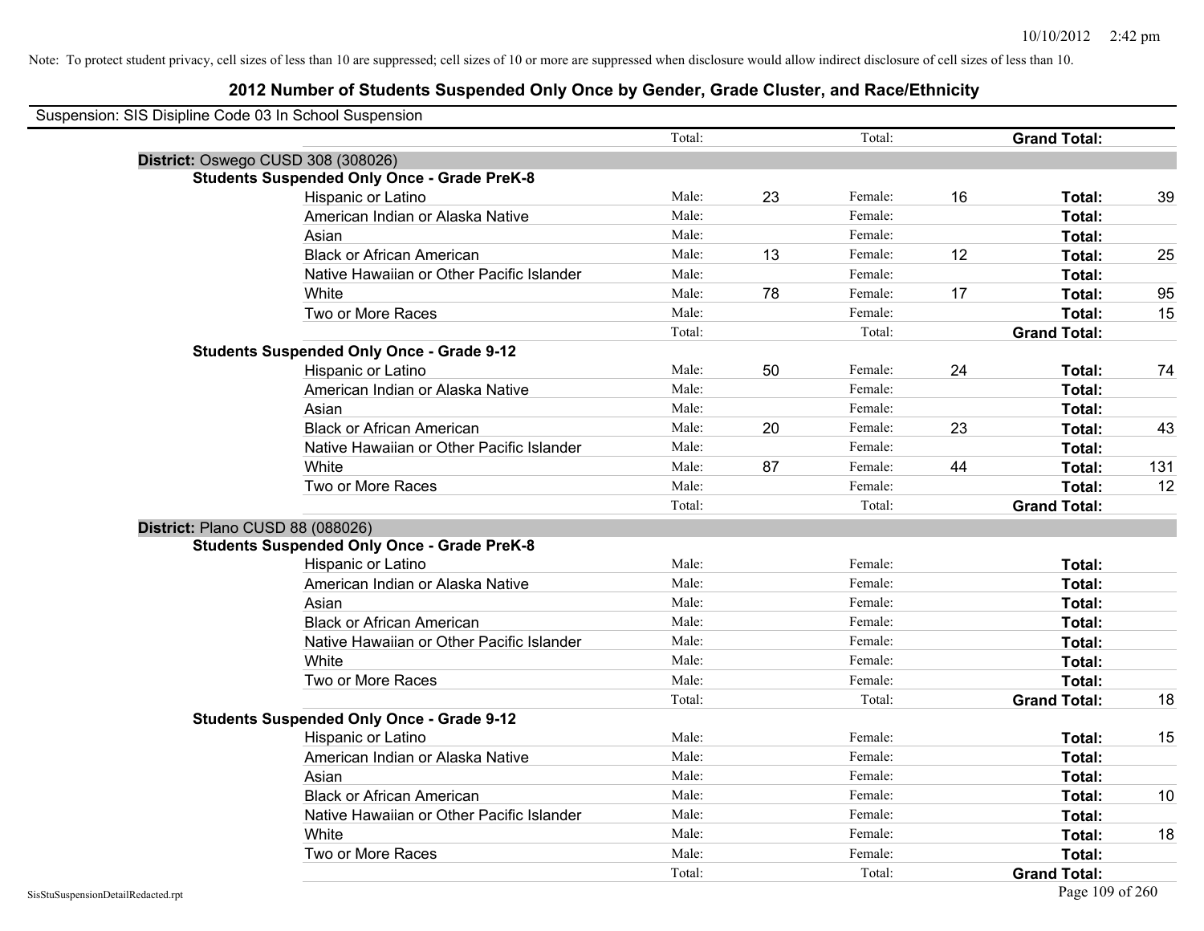Note: To protect student privacy, cell sizes of less than 10 are suppressed; cell sizes of 10 or more are suppressed when disclosure would allow indirect disclosure of cell sizes of less than 10.

# 2012 Number of Students Suspended Only Once by Gender, Grade Cluster, and Race/Ethnicity

Suspension: SIS Disipline Code 03 In School Suspension

| | | | | | | |
|---|---|---|---|---|---|---|
| | Total: | | Total: | | **Grand Total:** | |
| **District:** Oswego CUSD 308 (308026) | | | | | | |
| **Students Suspended Only Once - Grade PreK-8** | | | | | | |
| Hispanic or Latino | Male: | 23 | Female: | 16 | **Total:** | 39 |
| American Indian or Alaska Native | Male: | | Female: | | **Total:** | |
| Asian | Male: | | Female: | | **Total:** | |
| Black or African American | Male: | 13 | Female: | 12 | **Total:** | 25 |
| Native Hawaiian or Other Pacific Islander | Male: | | Female: | | **Total:** | |
| White | Male: | 78 | Female: | 17 | **Total:** | 95 |
| Two or More Races | Male: | | Female: | | **Total:** | 15 |
| | Total: | | Total: | | **Grand Total:** | |
| **Students Suspended Only Once - Grade 9-12** | | | | | | |
| Hispanic or Latino | Male: | 50 | Female: | 24 | **Total:** | 74 |
| American Indian or Alaska Native | Male: | | Female: | | **Total:** | |
| Asian | Male: | | Female: | | **Total:** | |
| Black or African American | Male: | 20 | Female: | 23 | **Total:** | 43 |
| Native Hawaiian or Other Pacific Islander | Male: | | Female: | | **Total:** | |
| White | Male: | 87 | Female: | 44 | **Total:** | 131 |
| Two or More Races | Male: | | Female: | | **Total:** | 12 |
| | Total: | | Total: | | **Grand Total:** | |
| **District:** Plano CUSD 88 (088026) | | | | | | |
| **Students Suspended Only Once - Grade PreK-8** | | | | | | |
| Hispanic or Latino | Male: | | Female: | | **Total:** | |
| American Indian or Alaska Native | Male: | | Female: | | **Total:** | |
| Asian | Male: | | Female: | | **Total:** | |
| Black or African American | Male: | | Female: | | **Total:** | |
| Native Hawaiian or Other Pacific Islander | Male: | | Female: | | **Total:** | |
| White | Male: | | Female: | | **Total:** | |
| Two or More Races | Male: | | Female: | | **Total:** | |
| | Total: | | Total: | | **Grand Total:** | 18 |
| **Students Suspended Only Once - Grade 9-12** | | | | | | |
| Hispanic or Latino | Male: | | Female: | | **Total:** | 15 |
| American Indian or Alaska Native | Male: | | Female: | | **Total:** | |
| Asian | Male: | | Female: | | **Total:** | |
| Black or African American | Male: | | Female: | | **Total:** | 10 |
| Native Hawaiian or Other Pacific Islander | Male: | | Female: | | **Total:** | |
| White | Male: | | Female: | | **Total:** | 18 |
| Two or More Races | Male: | | Female: | | **Total:** | |
| | Total: | | Total: | | **Grand Total:** | |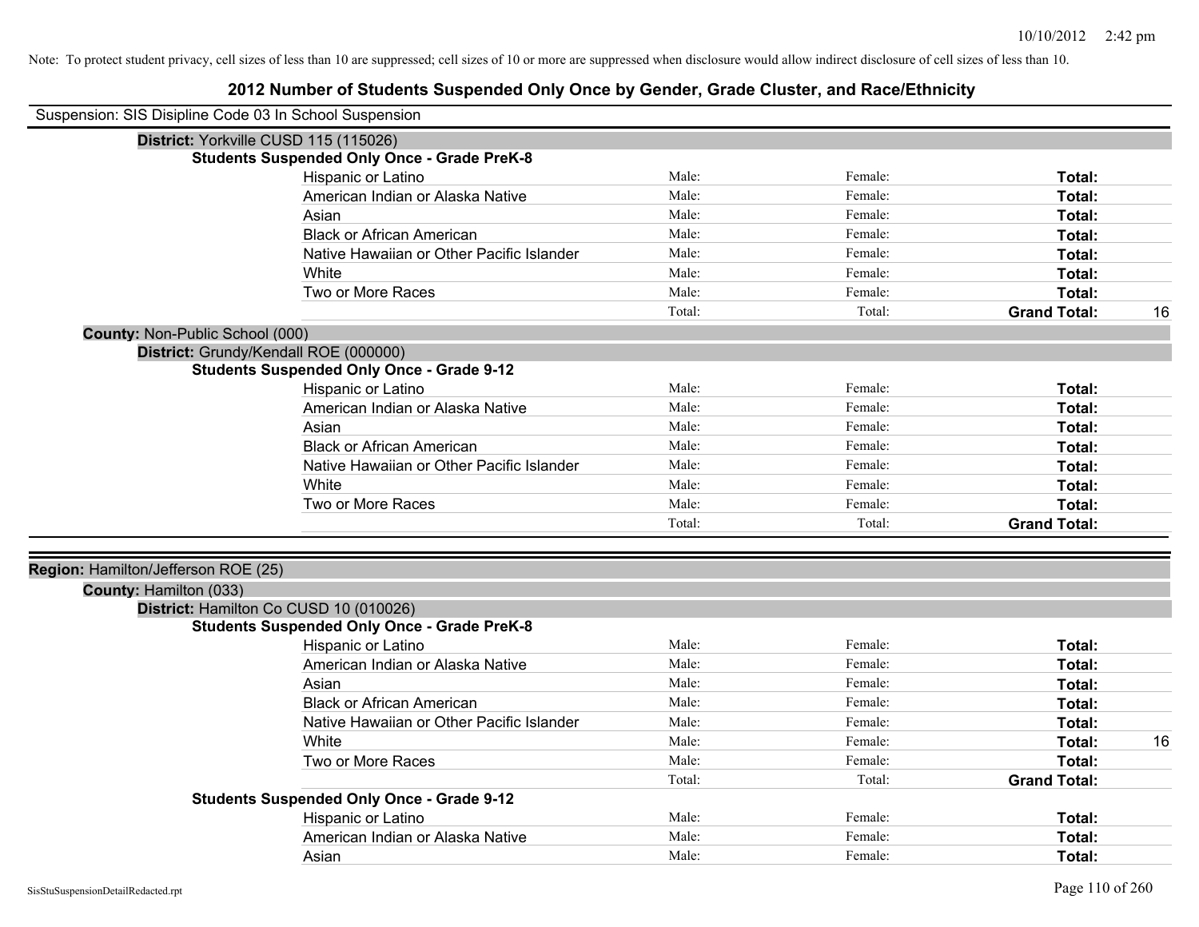Note: To protect student privacy, cell sizes of less than 10 are suppressed; cell sizes of 10 or more are suppressed when disclosure would allow indirect disclosure of cell sizes of less than 10.

# 2012 Number of Students Suspended Only Once by Gender, Grade Cluster, and Race/Ethnicity

Suspension: SIS Disipline Code 03 In School Suspension

**District:** Yorkville CUSD 115 (115026)

**Students Suspended Only Once - Grade PreK-8**

| | | | | |
|---|---|---|---|---|
| Hispanic or Latino | Male: | Female: | **Total:** | |
| American Indian or Alaska Native | Male: | Female: | **Total:** | |
| Asian | Male: | Female: | **Total:** | |
| Black or African American | Male: | Female: | **Total:** | |
| Native Hawaiian or Other Pacific Islander | Male: | Female: | **Total:** | |
| White | Male: | Female: | **Total:** | |
| Two or More Races | Male: | Female: | **Total:** | |
| | Total: | Total: | **Grand Total:** | 16 |

**County:** Non-Public School (000)

**District:** Grundy/Kendall ROE (000000)

**Students Suspended Only Once - Grade 9-12**

| | | | | |
|---|---|---|---|---|
| Hispanic or Latino | Male: | Female: | **Total:** | |
| American Indian or Alaska Native | Male: | Female: | **Total:** | |
| Asian | Male: | Female: | **Total:** | |
| Black or African American | Male: | Female: | **Total:** | |
| Native Hawaiian or Other Pacific Islander | Male: | Female: | **Total:** | |
| White | Male: | Female: | **Total:** | |
| Two or More Races | Male: | Female: | **Total:** | |
| | Total: | Total: | **Grand Total:** | |

**Region:** Hamilton/Jefferson ROE (25)

**County:** Hamilton (033)

**District:** Hamilton Co CUSD 10 (010026)

**Students Suspended Only Once - Grade PreK-8**

| | | | | |
|---|---|---|---|---|
| Hispanic or Latino | Male: | Female: | **Total:** | |
| American Indian or Alaska Native | Male: | Female: | **Total:** | |
| Asian | Male: | Female: | **Total:** | |
| Black or African American | Male: | Female: | **Total:** | |
| Native Hawaiian or Other Pacific Islander | Male: | Female: | **Total:** | |
| White | Male: | Female: | **Total:** | 16 |
| Two or More Races | Male: | Female: | **Total:** | |
| | Total: | Total: | **Grand Total:** | |

**Students Suspended Only Once - Grade 9-12**

| | | | | |
|---|---|---|---|---|
| Hispanic or Latino | Male: | Female: | **Total:** | |
| American Indian or Alaska Native | Male: | Female: | **Total:** | |
| Asian | Male: | Female: | **Total:** | |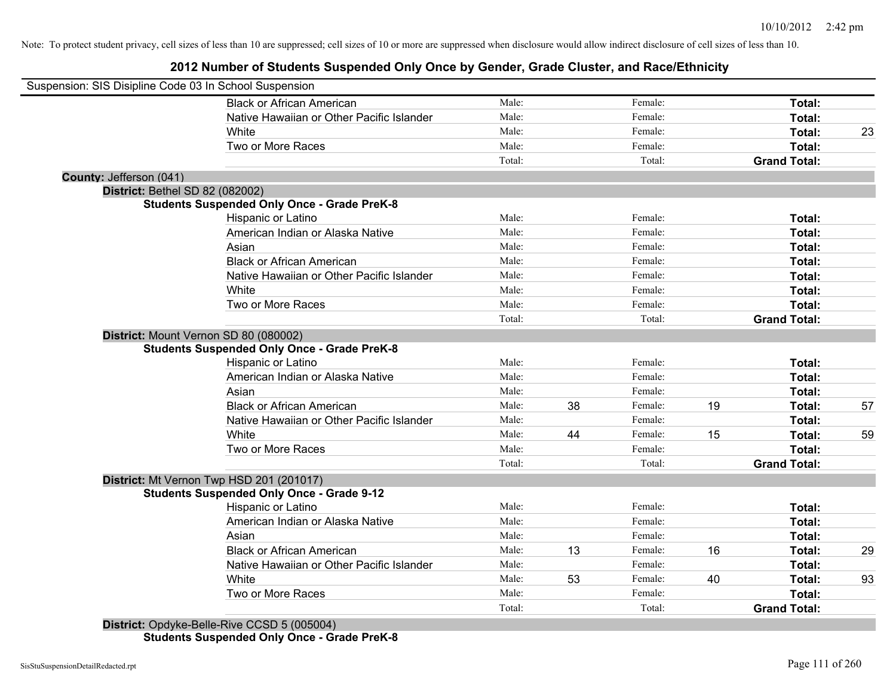Note: To protect student privacy, cell sizes of less than 10 are suppressed; cell sizes of 10 or more are suppressed when disclosure would allow indirect disclosure of cell sizes of less than 10.

# 2012 Number of Students Suspended Only Once by Gender, Grade Cluster, and Race/Ethnicity

Suspension: SIS Disipline Code 03 In School Suspension

| | | | | | | |
|---|---|---|---|---|---|---|
| Black or African American | Male: | | Female: | | **Total:** | |
| Native Hawaiian or Other Pacific Islander | Male: | | Female: | | **Total:** | |
| White | Male: | | Female: | | **Total:** | 23 |
| Two or More Races | Male: | | Female: | | **Total:** | |
| | Total: | | Total: | | **Grand Total:** | |

**County:** Jefferson (041)

**District:** Bethel SD 82 (082002)

**Students Suspended Only Once - Grade PreK-8**

| | | | | | | |
|---|---|---|---|---|---|---|
| Hispanic or Latino | Male: | | Female: | | **Total:** | |
| American Indian or Alaska Native | Male: | | Female: | | **Total:** | |
| Asian | Male: | | Female: | | **Total:** | |
| Black or African American | Male: | | Female: | | **Total:** | |
| Native Hawaiian or Other Pacific Islander | Male: | | Female: | | **Total:** | |
| White | Male: | | Female: | | **Total:** | |
| Two or More Races | Male: | | Female: | | **Total:** | |
| | Total: | | Total: | | **Grand Total:** | |

**District:** Mount Vernon SD 80 (080002)

**Students Suspended Only Once - Grade PreK-8**

| | | | | | | |
|---|---|---|---|---|---|---|
| Hispanic or Latino | Male: | | Female: | | **Total:** | |
| American Indian or Alaska Native | Male: | | Female: | | **Total:** | |
| Asian | Male: | | Female: | | **Total:** | |
| Black or African American | Male: | 38 | Female: | 19 | **Total:** | 57 |
| Native Hawaiian or Other Pacific Islander | Male: | | Female: | | **Total:** | |
| White | Male: | 44 | Female: | 15 | **Total:** | 59 |
| Two or More Races | Male: | | Female: | | **Total:** | |
| | Total: | | Total: | | **Grand Total:** | |

**District:** Mt Vernon Twp HSD 201 (201017)

**Students Suspended Only Once - Grade 9-12**

| | | | | | | |
|---|---|---|---|---|---|---|
| Hispanic or Latino | Male: | | Female: | | **Total:** | |
| American Indian or Alaska Native | Male: | | Female: | | **Total:** | |
| Asian | Male: | | Female: | | **Total:** | |
| Black or African American | Male: | 13 | Female: | 16 | **Total:** | 29 |
| Native Hawaiian or Other Pacific Islander | Male: | | Female: | | **Total:** | |
| White | Male: | 53 | Female: | 40 | **Total:** | 93 |
| Two or More Races | Male: | | Female: | | **Total:** | |
| | Total: | | Total: | | **Grand Total:** | |

**District:** Opdyke-Belle-Rive CCSD 5 (005004)

**Students Suspended Only Once - Grade PreK-8**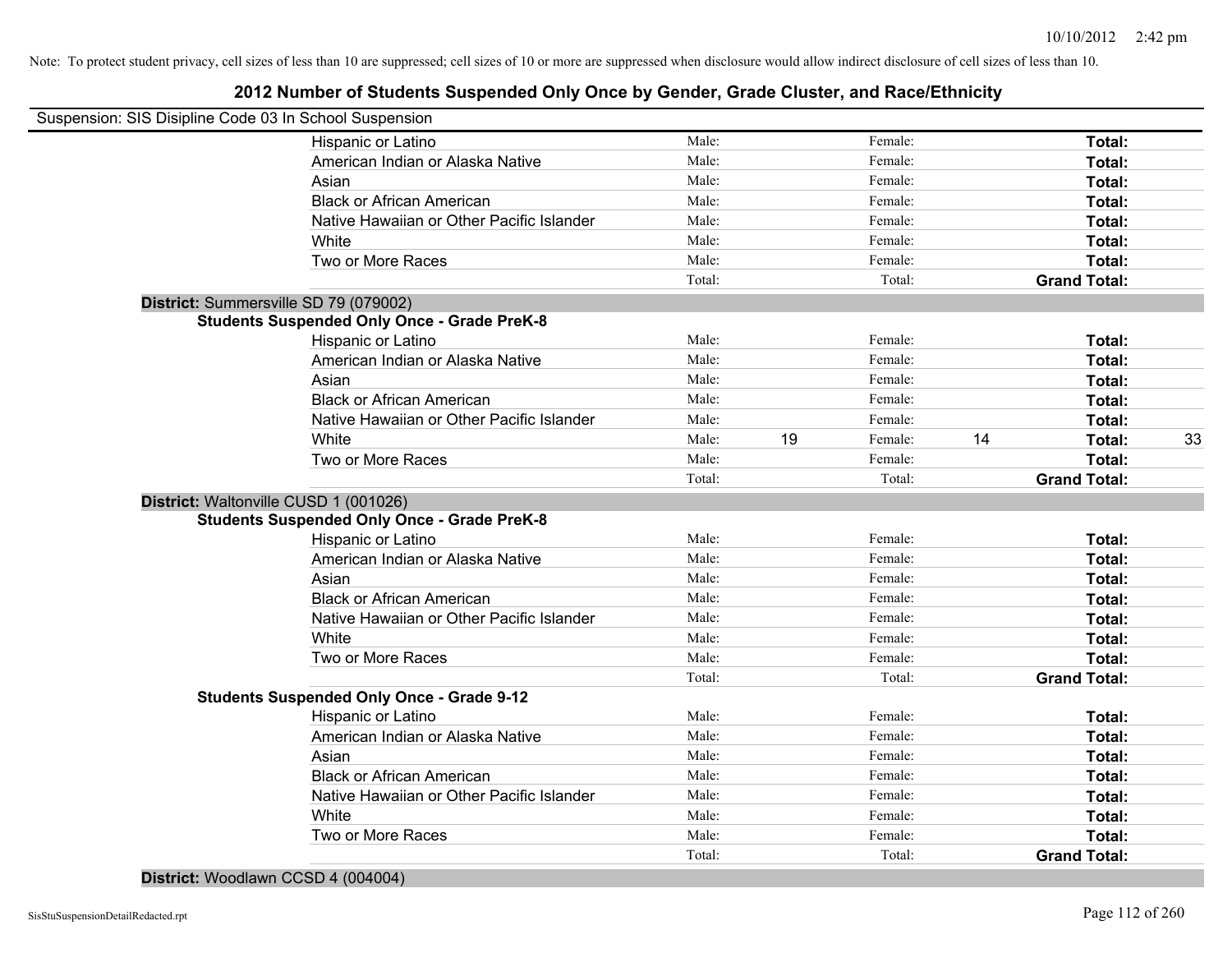Note: To protect student privacy, cell sizes of less than 10 are suppressed; cell sizes of 10 or more are suppressed when disclosure would allow indirect disclosure of cell sizes of less than 10.

## 2012 Number of Students Suspended Only Once by Gender, Grade Cluster, and Race/Ethnicity

Suspension: SIS Disipline Code 03 In School Suspension

| | Male: | | Female: | | | |
|---|---|---|---|---|---|---|
| Hispanic or Latino | Male: | | Female: | | **Total:** | |
| American Indian or Alaska Native | Male: | | Female: | | **Total:** | |
| Asian | Male: | | Female: | | **Total:** | |
| Black or African American | Male: | | Female: | | **Total:** | |
| Native Hawaiian or Other Pacific Islander | Male: | | Female: | | **Total:** | |
| White | Male: | | Female: | | **Total:** | |
| Two or More Races | Male: | | Female: | | **Total:** | |
| | Total: | | Total: | | **Grand Total:** | |

**District:** Summersville SD 79 (079002)

**Students Suspended Only Once - Grade PreK-8**

| | | | | | | |
|---|---|---|---|---|---|---|
| Hispanic or Latino | Male: | | Female: | | **Total:** | |
| American Indian or Alaska Native | Male: | | Female: | | **Total:** | |
| Asian | Male: | | Female: | | **Total:** | |
| Black or African American | Male: | | Female: | | **Total:** | |
| Native Hawaiian or Other Pacific Islander | Male: | | Female: | | **Total:** | |
| White | Male: | 19 | Female: | 14 | **Total:** | 33 |
| Two or More Races | Male: | | Female: | | **Total:** | |
| | Total: | | Total: | | **Grand Total:** | |

**District:** Waltonville CUSD 1 (001026)

**Students Suspended Only Once - Grade PreK-8**

| | | | | | | |
|---|---|---|---|---|---|---|
| Hispanic or Latino | Male: | | Female: | | **Total:** | |
| American Indian or Alaska Native | Male: | | Female: | | **Total:** | |
| Asian | Male: | | Female: | | **Total:** | |
| Black or African American | Male: | | Female: | | **Total:** | |
| Native Hawaiian or Other Pacific Islander | Male: | | Female: | | **Total:** | |
| White | Male: | | Female: | | **Total:** | |
| Two or More Races | Male: | | Female: | | **Total:** | |
| | Total: | | Total: | | **Grand Total:** | |

**Students Suspended Only Once - Grade 9-12**

| | | | | | | |
|---|---|---|---|---|---|---|
| Hispanic or Latino | Male: | | Female: | | **Total:** | |
| American Indian or Alaska Native | Male: | | Female: | | **Total:** | |
| Asian | Male: | | Female: | | **Total:** | |
| Black or African American | Male: | | Female: | | **Total:** | |
| Native Hawaiian or Other Pacific Islander | Male: | | Female: | | **Total:** | |
| White | Male: | | Female: | | **Total:** | |
| Two or More Races | Male: | | Female: | | **Total:** | |
| | Total: | | Total: | | **Grand Total:** | |

**District:** Woodlawn CCSD 4 (004004)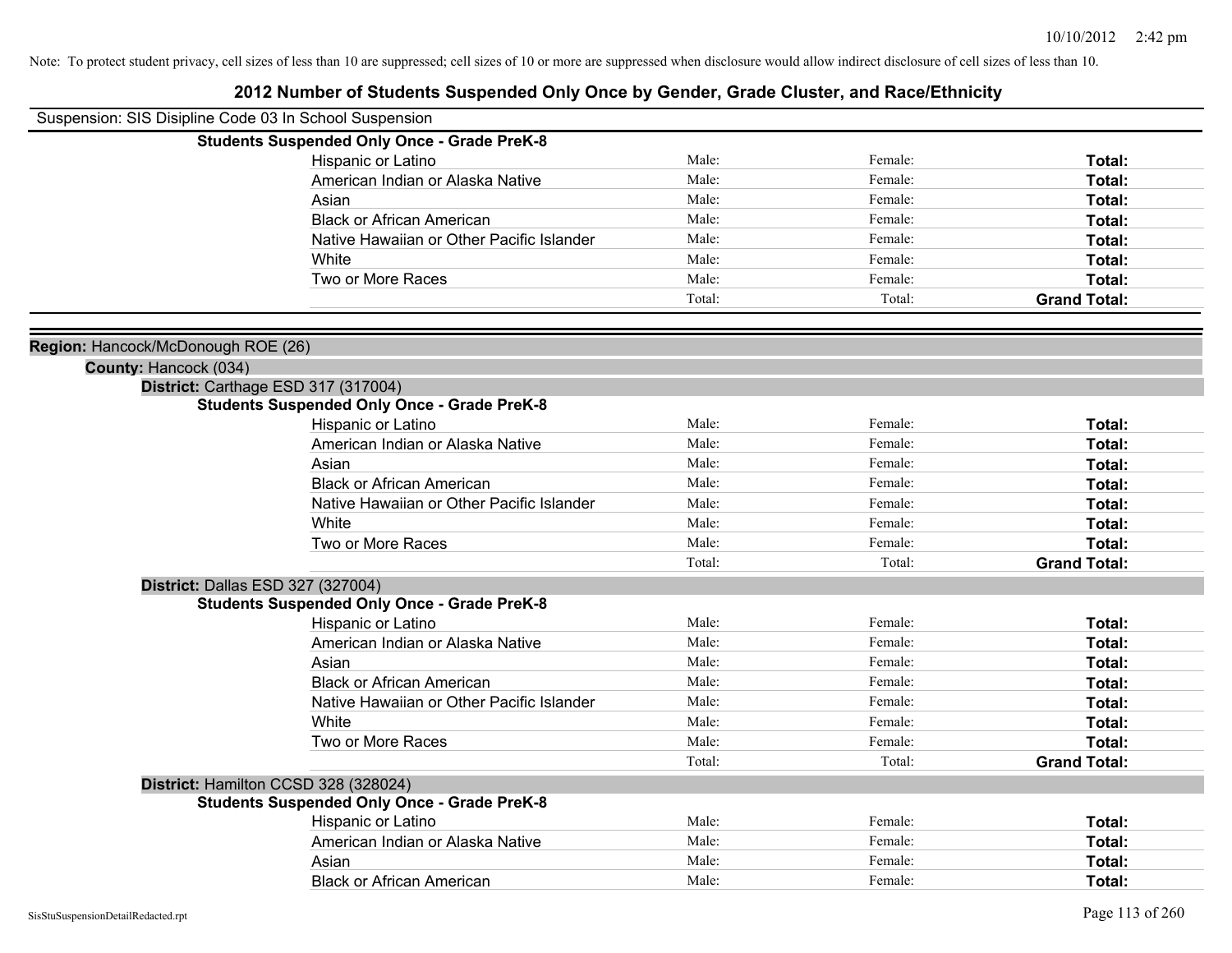Note: To protect student privacy, cell sizes of less than 10 are suppressed; cell sizes of 10 or more are suppressed when disclosure would allow indirect disclosure of cell sizes of less than 10.

# 2012 Number of Students Suspended Only Once by Gender, Grade Cluster, and Race/Ethnicity

Suspension: SIS Disipline Code 03 In School Suspension

**Students Suspended Only Once - Grade PreK-8**

| | | | |
|---|---|---|---|
| Hispanic or Latino | Male: | Female: | **Total:** |
| American Indian or Alaska Native | Male: | Female: | **Total:** |
| Asian | Male: | Female: | **Total:** |
| Black or African American | Male: | Female: | **Total:** |
| Native Hawaiian or Other Pacific Islander | Male: | Female: | **Total:** |
| White | Male: | Female: | **Total:** |
| Two or More Races | Male: | Female: | **Total:** |
| | Total: | Total: | **Grand Total:** |

**Region:** Hancock/McDonough ROE (26)

**County:** Hancock (034)

**District:** Carthage ESD 317 (317004)

**Students Suspended Only Once - Grade PreK-8**

| | | | |
|---|---|---|---|
| Hispanic or Latino | Male: | Female: | **Total:** |
| American Indian or Alaska Native | Male: | Female: | **Total:** |
| Asian | Male: | Female: | **Total:** |
| Black or African American | Male: | Female: | **Total:** |
| Native Hawaiian or Other Pacific Islander | Male: | Female: | **Total:** |
| White | Male: | Female: | **Total:** |
| Two or More Races | Male: | Female: | **Total:** |
| | Total: | Total: | **Grand Total:** |

**District:** Dallas ESD 327 (327004)

**Students Suspended Only Once - Grade PreK-8**

| | | | |
|---|---|---|---|
| Hispanic or Latino | Male: | Female: | **Total:** |
| American Indian or Alaska Native | Male: | Female: | **Total:** |
| Asian | Male: | Female: | **Total:** |
| Black or African American | Male: | Female: | **Total:** |
| Native Hawaiian or Other Pacific Islander | Male: | Female: | **Total:** |
| White | Male: | Female: | **Total:** |
| Two or More Races | Male: | Female: | **Total:** |
| | Total: | Total: | **Grand Total:** |

**District:** Hamilton CCSD 328 (328024)

**Students Suspended Only Once - Grade PreK-8**

| | | | |
|---|---|---|---|
| Hispanic or Latino | Male: | Female: | **Total:** |
| American Indian or Alaska Native | Male: | Female: | **Total:** |
| Asian | Male: | Female: | **Total:** |
| Black or African American | Male: | Female: | **Total:** |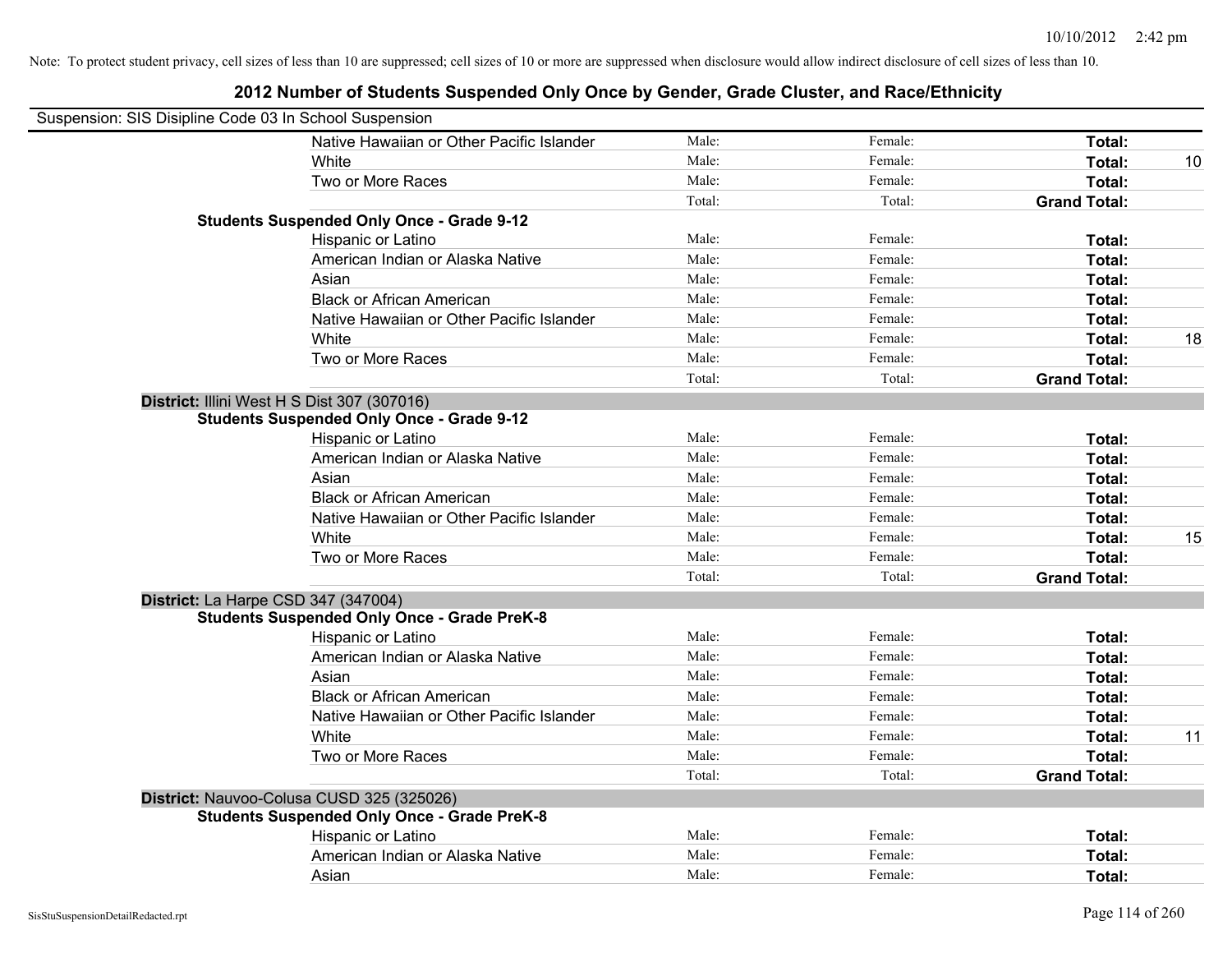Note: To protect student privacy, cell sizes of less than 10 are suppressed; cell sizes of 10 or more are suppressed when disclosure would allow indirect disclosure of cell sizes of less than 10.

## 2012 Number of Students Suspended Only Once by Gender, Grade Cluster, and Race/Ethnicity

Suspension: SIS Disipline Code 03 In School Suspension

| | | | | |
|---|---|---|---|---|
| Native Hawaiian or Other Pacific Islander | Male: | Female: | **Total:** | |
| White | Male: | Female: | **Total:** | 10 |
| Two or More Races | Male: | Female: | **Total:** | |
| | Total: | Total: | **Grand Total:** | |
| **Students Suspended Only Once - Grade 9-12** | | | | |
| Hispanic or Latino | Male: | Female: | **Total:** | |
| American Indian or Alaska Native | Male: | Female: | **Total:** | |
| Asian | Male: | Female: | **Total:** | |
| Black or African American | Male: | Female: | **Total:** | |
| Native Hawaiian or Other Pacific Islander | Male: | Female: | **Total:** | |
| White | Male: | Female: | **Total:** | 18 |
| Two or More Races | Male: | Female: | **Total:** | |
| | Total: | Total: | **Grand Total:** | |
| **District:** Illini West H S Dist 307 (307016) | | | | |
| **Students Suspended Only Once - Grade 9-12** | | | | |
| Hispanic or Latino | Male: | Female: | **Total:** | |
| American Indian or Alaska Native | Male: | Female: | **Total:** | |
| Asian | Male: | Female: | **Total:** | |
| Black or African American | Male: | Female: | **Total:** | |
| Native Hawaiian or Other Pacific Islander | Male: | Female: | **Total:** | |
| White | Male: | Female: | **Total:** | 15 |
| Two or More Races | Male: | Female: | **Total:** | |
| | Total: | Total: | **Grand Total:** | |
| **District:** La Harpe CSD 347 (347004) | | | | |
| **Students Suspended Only Once - Grade PreK-8** | | | | |
| Hispanic or Latino | Male: | Female: | **Total:** | |
| American Indian or Alaska Native | Male: | Female: | **Total:** | |
| Asian | Male: | Female: | **Total:** | |
| Black or African American | Male: | Female: | **Total:** | |
| Native Hawaiian or Other Pacific Islander | Male: | Female: | **Total:** | |
| White | Male: | Female: | **Total:** | 11 |
| Two or More Races | Male: | Female: | **Total:** | |
| | Total: | Total: | **Grand Total:** | |
| **District:** Nauvoo-Colusa CUSD 325 (325026) | | | | |
| **Students Suspended Only Once - Grade PreK-8** | | | | |
| Hispanic or Latino | Male: | Female: | **Total:** | |
| American Indian or Alaska Native | Male: | Female: | **Total:** | |
| Asian | Male: | Female: | **Total:** | |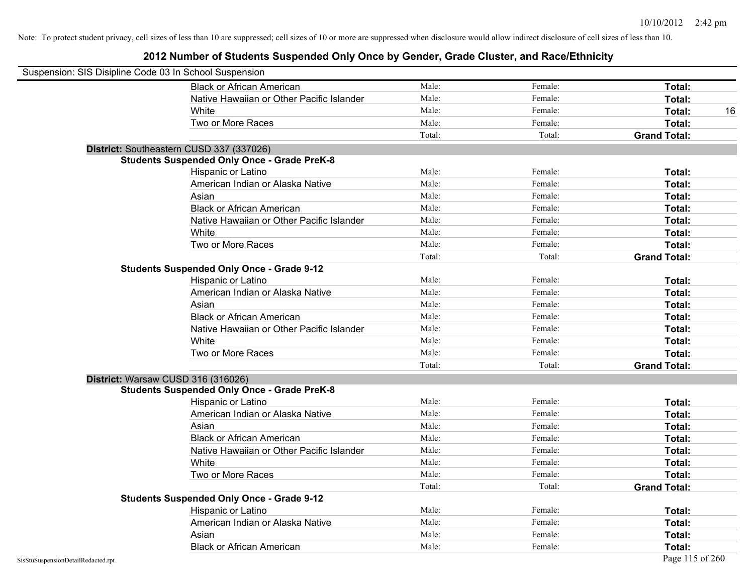Note: To protect student privacy, cell sizes of less than 10 are suppressed; cell sizes of 10 or more are suppressed when disclosure would allow indirect disclosure of cell sizes of less than 10.

# 2012 Number of Students Suspended Only Once by Gender, Grade Cluster, and Race/Ethnicity

Suspension: SIS Disipline Code 03 In School Suspension

| | | | | |
|---|---|---|---|---|
| Black or African American | Male: | Female: | **Total:** | |
| Native Hawaiian or Other Pacific Islander | Male: | Female: | **Total:** | |
| White | Male: | Female: | **Total:** | 16 |
| Two or More Races | Male: | Female: | **Total:** | |
| | Total: | Total: | **Grand Total:** | |

**District:** Southeastern CUSD 337 (337026)

**Students Suspended Only Once - Grade PreK-8**

| | | | | |
|---|---|---|---|---|
| Hispanic or Latino | Male: | Female: | **Total:** | |
| American Indian or Alaska Native | Male: | Female: | **Total:** | |
| Asian | Male: | Female: | **Total:** | |
| Black or African American | Male: | Female: | **Total:** | |
| Native Hawaiian or Other Pacific Islander | Male: | Female: | **Total:** | |
| White | Male: | Female: | **Total:** | |
| Two or More Races | Male: | Female: | **Total:** | |
| | Total: | Total: | **Grand Total:** | |

**Students Suspended Only Once - Grade 9-12**

| | | | | |
|---|---|---|---|---|
| Hispanic or Latino | Male: | Female: | **Total:** | |
| American Indian or Alaska Native | Male: | Female: | **Total:** | |
| Asian | Male: | Female: | **Total:** | |
| Black or African American | Male: | Female: | **Total:** | |
| Native Hawaiian or Other Pacific Islander | Male: | Female: | **Total:** | |
| White | Male: | Female: | **Total:** | |
| Two or More Races | Male: | Female: | **Total:** | |
| | Total: | Total: | **Grand Total:** | |

**District:** Warsaw CUSD 316 (316026)

**Students Suspended Only Once - Grade PreK-8**

| | | | | |
|---|---|---|---|---|
| Hispanic or Latino | Male: | Female: | **Total:** | |
| American Indian or Alaska Native | Male: | Female: | **Total:** | |
| Asian | Male: | Female: | **Total:** | |
| Black or African American | Male: | Female: | **Total:** | |
| Native Hawaiian or Other Pacific Islander | Male: | Female: | **Total:** | |
| White | Male: | Female: | **Total:** | |
| Two or More Races | Male: | Female: | **Total:** | |
| | Total: | Total: | **Grand Total:** | |

**Students Suspended Only Once - Grade 9-12**

| | | | | |
|---|---|---|---|---|
| Hispanic or Latino | Male: | Female: | **Total:** | |
| American Indian or Alaska Native | Male: | Female: | **Total:** | |
| Asian | Male: | Female: | **Total:** | |
| Black or African American | Male: | Female: | **Total:** | |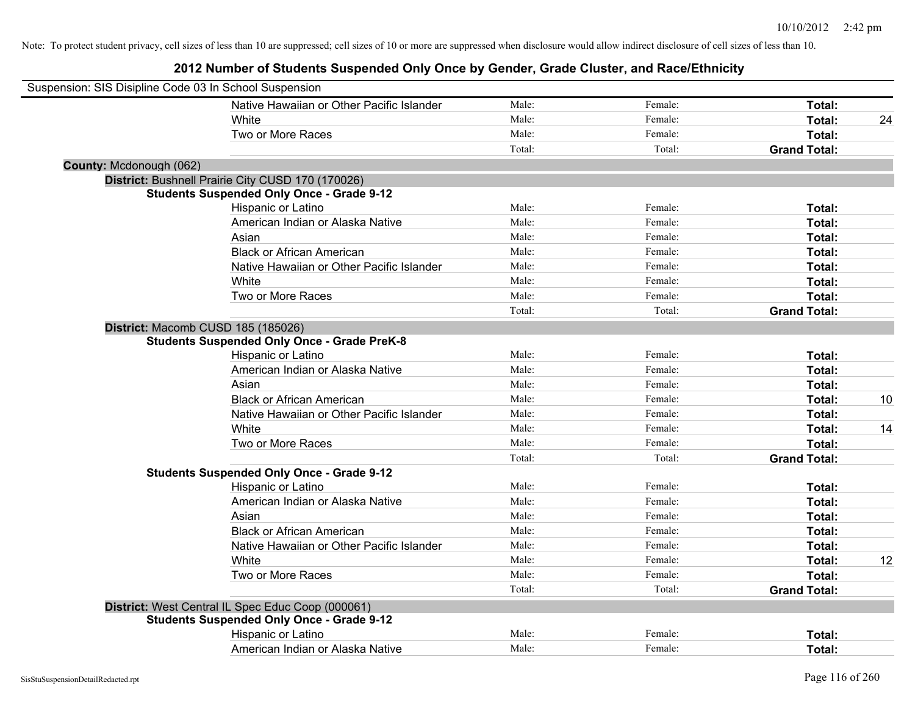Note: To protect student privacy, cell sizes of less than 10 are suppressed; cell sizes of 10 or more are suppressed when disclosure would allow indirect disclosure of cell sizes of less than 10.

## 2012 Number of Students Suspended Only Once by Gender, Grade Cluster, and Race/Ethnicity

Suspension: SIS Disipline Code 03 In School Suspension

| | | | | |
|---|---|---|---|---|
| Native Hawaiian or Other Pacific Islander | Male: | Female: | **Total:** | |
| White | Male: | Female: | **Total:** | 24 |
| Two or More Races | Male: | Female: | **Total:** | |
| | Total: | Total: | **Grand Total:** | |

**County:** Mcdonough (062)

**District:** Bushnell Prairie City CUSD 170 (170026)

**Students Suspended Only Once - Grade 9-12**

| | | | | |
|---|---|---|---|---|
| Hispanic or Latino | Male: | Female: | **Total:** | |
| American Indian or Alaska Native | Male: | Female: | **Total:** | |
| Asian | Male: | Female: | **Total:** | |
| Black or African American | Male: | Female: | **Total:** | |
| Native Hawaiian or Other Pacific Islander | Male: | Female: | **Total:** | |
| White | Male: | Female: | **Total:** | |
| Two or More Races | Male: | Female: | **Total:** | |
| | Total: | Total: | **Grand Total:** | |

**District:** Macomb CUSD 185 (185026)

**Students Suspended Only Once - Grade PreK-8**

| | | | | |
|---|---|---|---|---|
| Hispanic or Latino | Male: | Female: | **Total:** | |
| American Indian or Alaska Native | Male: | Female: | **Total:** | |
| Asian | Male: | Female: | **Total:** | |
| Black or African American | Male: | Female: | **Total:** | 10 |
| Native Hawaiian or Other Pacific Islander | Male: | Female: | **Total:** | |
| White | Male: | Female: | **Total:** | 14 |
| Two or More Races | Male: | Female: | **Total:** | |
| | Total: | Total: | **Grand Total:** | |

**Students Suspended Only Once - Grade 9-12**

| | | | | |
|---|---|---|---|---|
| Hispanic or Latino | Male: | Female: | **Total:** | |
| American Indian or Alaska Native | Male: | Female: | **Total:** | |
| Asian | Male: | Female: | **Total:** | |
| Black or African American | Male: | Female: | **Total:** | |
| Native Hawaiian or Other Pacific Islander | Male: | Female: | **Total:** | |
| White | Male: | Female: | **Total:** | 12 |
| Two or More Races | Male: | Female: | **Total:** | |
| | Total: | Total: | **Grand Total:** | |

**District:** West Central IL Spec Educ Coop (000061)

**Students Suspended Only Once - Grade 9-12**

| | | | | |
|---|---|---|---|---|
| Hispanic or Latino | Male: | Female: | **Total:** | |
| American Indian or Alaska Native | Male: | Female: | **Total:** | |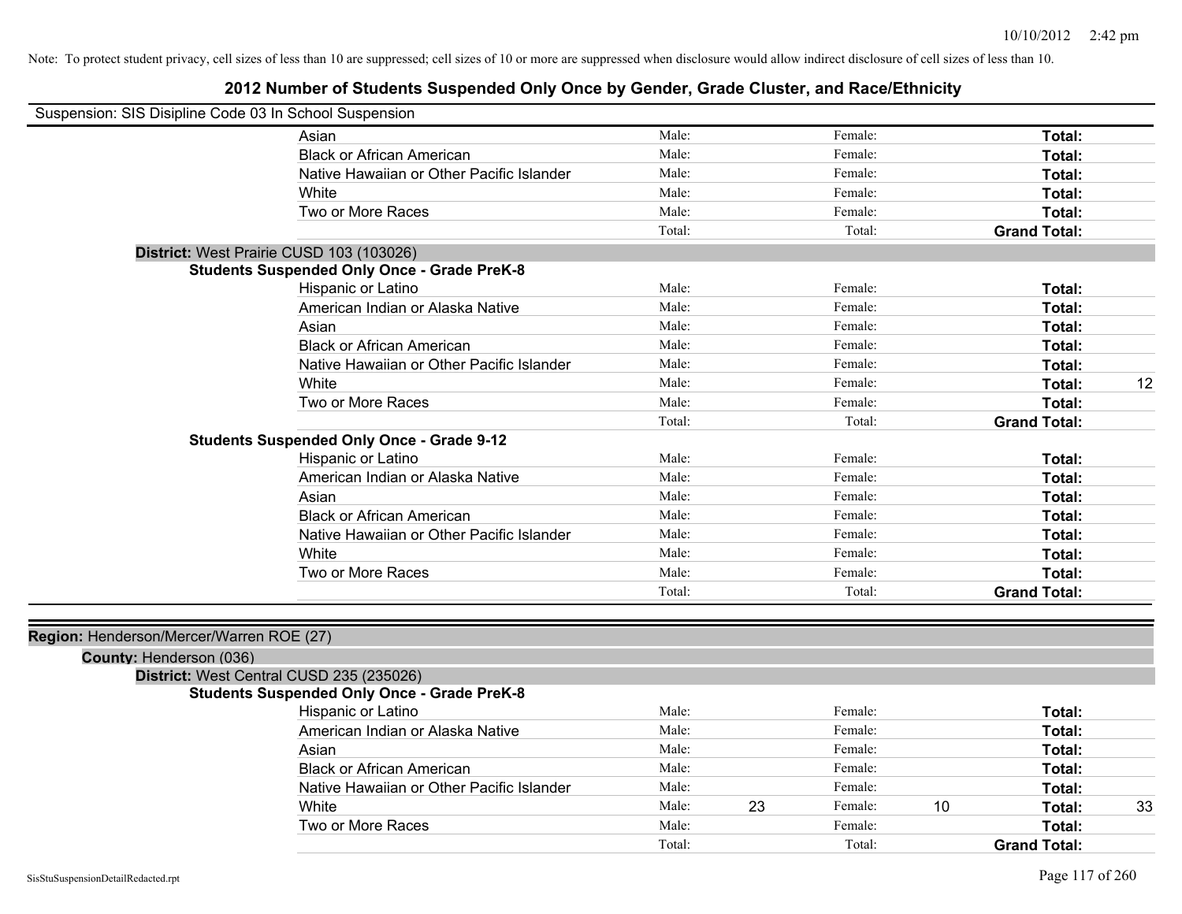Note: To protect student privacy, cell sizes of less than 10 are suppressed; cell sizes of 10 or more are suppressed when disclosure would allow indirect disclosure of cell sizes of less than 10.

# 2012 Number of Students Suspended Only Once by Gender, Grade Cluster, and Race/Ethnicity

Suspension: SIS Disipline Code 03 In School Suspension

| | Male: | | Female: | | | |
|---|---|---|---|---|---|---|
| Asian | Male: | | Female: | | **Total:** | |
| Black or African American | Male: | | Female: | | **Total:** | |
| Native Hawaiian or Other Pacific Islander | Male: | | Female: | | **Total:** | |
| White | Male: | | Female: | | **Total:** | |
| Two or More Races | Male: | | Female: | | **Total:** | |
| | Total: | | Total: | | **Grand Total:** | |

**District:** West Prairie CUSD 103 (103026)

**Students Suspended Only Once - Grade PreK-8**

| | | | | | | |
|---|---|---|---|---|---|---|
| Hispanic or Latino | Male: | | Female: | | **Total:** | |
| American Indian or Alaska Native | Male: | | Female: | | **Total:** | |
| Asian | Male: | | Female: | | **Total:** | |
| Black or African American | Male: | | Female: | | **Total:** | |
| Native Hawaiian or Other Pacific Islander | Male: | | Female: | | **Total:** | |
| White | Male: | | Female: | | **Total:** | 12 |
| Two or More Races | Male: | | Female: | | **Total:** | |
| | Total: | | Total: | | **Grand Total:** | |

**Students Suspended Only Once - Grade 9-12**

| | | | | | | |
|---|---|---|---|---|---|---|
| Hispanic or Latino | Male: | | Female: | | **Total:** | |
| American Indian or Alaska Native | Male: | | Female: | | **Total:** | |
| Asian | Male: | | Female: | | **Total:** | |
| Black or African American | Male: | | Female: | | **Total:** | |
| Native Hawaiian or Other Pacific Islander | Male: | | Female: | | **Total:** | |
| White | Male: | | Female: | | **Total:** | |
| Two or More Races | Male: | | Female: | | **Total:** | |
| | Total: | | Total: | | **Grand Total:** | |

**Region:** Henderson/Mercer/Warren ROE (27)

**County:** Henderson (036)

**District:** West Central CUSD 235 (235026)

**Students Suspended Only Once - Grade PreK-8**

| | | | | | | |
|---|---|---|---|---|---|---|
| Hispanic or Latino | Male: | | Female: | | **Total:** | |
| American Indian or Alaska Native | Male: | | Female: | | **Total:** | |
| Asian | Male: | | Female: | | **Total:** | |
| Black or African American | Male: | | Female: | | **Total:** | |
| Native Hawaiian or Other Pacific Islander | Male: | | Female: | | **Total:** | |
| White | Male: | 23 | Female: | 10 | **Total:** | 33 |
| Two or More Races | Male: | | Female: | | **Total:** | |
| | Total: | | Total: | | **Grand Total:** | |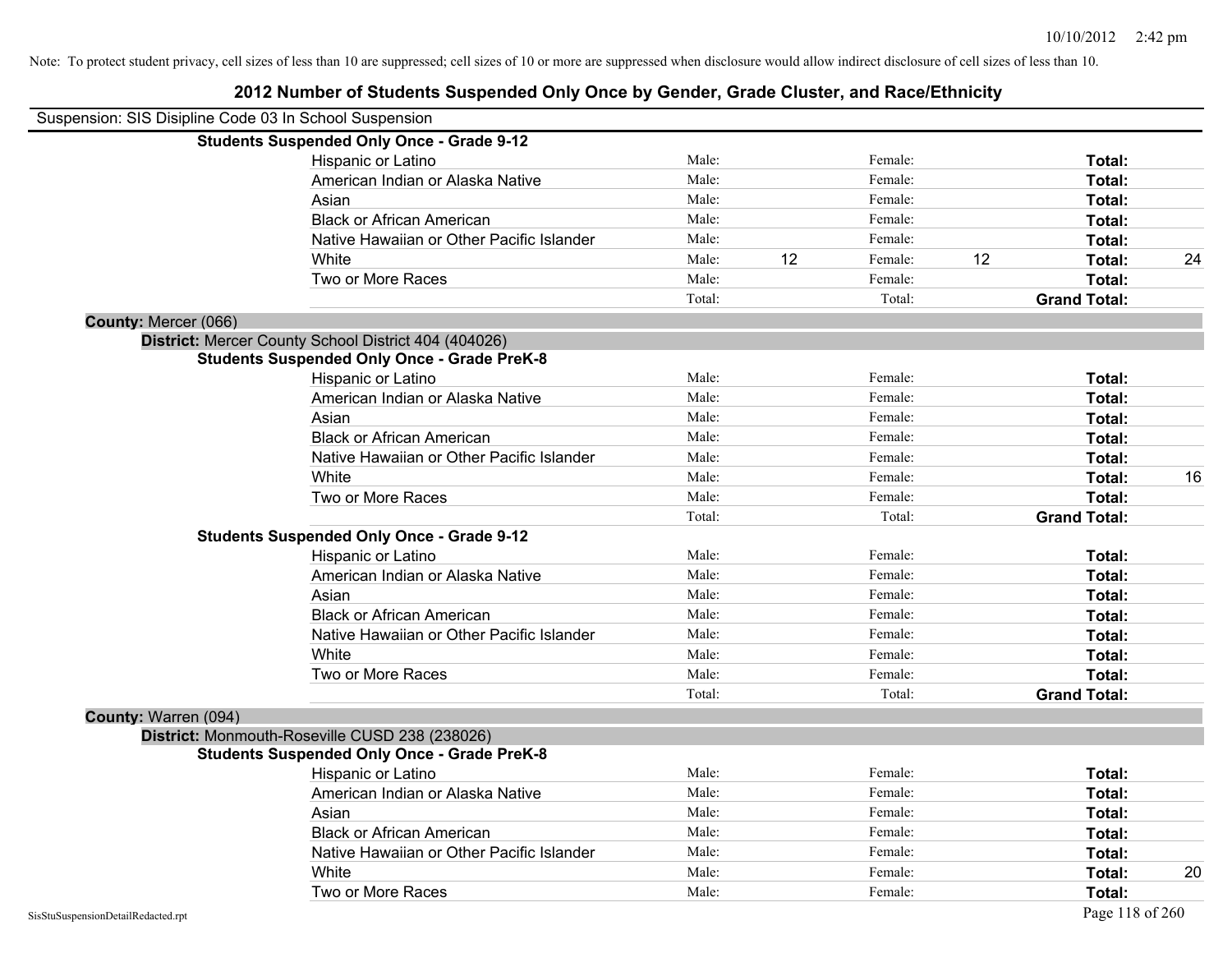Note: To protect student privacy, cell sizes of less than 10 are suppressed; cell sizes of 10 or more are suppressed when disclosure would allow indirect disclosure of cell sizes of less than 10.

# 2012 Number of Students Suspended Only Once by Gender, Grade Cluster, and Race/Ethnicity

Suspension: SIS Disipline Code 03 In School Suspension

**Students Suspended Only Once - Grade 9-12**

| | | | | | | |
|---|---|---|---|---|---|---|
| Hispanic or Latino | Male: | | Female: | | **Total:** | |
| American Indian or Alaska Native | Male: | | Female: | | **Total:** | |
| Asian | Male: | | Female: | | **Total:** | |
| Black or African American | Male: | | Female: | | **Total:** | |
| Native Hawaiian or Other Pacific Islander | Male: | | Female: | | **Total:** | |
| White | Male: | 12 | Female: | 12 | **Total:** | 24 |
| Two or More Races | Male: | | Female: | | **Total:** | |
| | Total: | | Total: | | **Grand Total:** | |

**County:** Mercer (066)

**District:** Mercer County School District 404 (404026)

**Students Suspended Only Once - Grade PreK-8**

| | | | | | | |
|---|---|---|---|---|---|---|
| Hispanic or Latino | Male: | | Female: | | **Total:** | |
| American Indian or Alaska Native | Male: | | Female: | | **Total:** | |
| Asian | Male: | | Female: | | **Total:** | |
| Black or African American | Male: | | Female: | | **Total:** | |
| Native Hawaiian or Other Pacific Islander | Male: | | Female: | | **Total:** | |
| White | Male: | | Female: | | **Total:** | 16 |
| Two or More Races | Male: | | Female: | | **Total:** | |
| | Total: | | Total: | | **Grand Total:** | |

**Students Suspended Only Once - Grade 9-12**

| | | | | | | |
|---|---|---|---|---|---|---|
| Hispanic or Latino | Male: | | Female: | | **Total:** | |
| American Indian or Alaska Native | Male: | | Female: | | **Total:** | |
| Asian | Male: | | Female: | | **Total:** | |
| Black or African American | Male: | | Female: | | **Total:** | |
| Native Hawaiian or Other Pacific Islander | Male: | | Female: | | **Total:** | |
| White | Male: | | Female: | | **Total:** | |
| Two or More Races | Male: | | Female: | | **Total:** | |
| | Total: | | Total: | | **Grand Total:** | |

**County:** Warren (094)

**District:** Monmouth-Roseville CUSD 238 (238026)

**Students Suspended Only Once - Grade PreK-8**

| | | | | | | |
|---|---|---|---|---|---|---|
| Hispanic or Latino | Male: | | Female: | | **Total:** | |
| American Indian or Alaska Native | Male: | | Female: | | **Total:** | |
| Asian | Male: | | Female: | | **Total:** | |
| Black or African American | Male: | | Female: | | **Total:** | |
| Native Hawaiian or Other Pacific Islander | Male: | | Female: | | **Total:** | |
| White | Male: | | Female: | | **Total:** | 20 |
| Two or More Races | Male: | | Female: | | **Total:** | |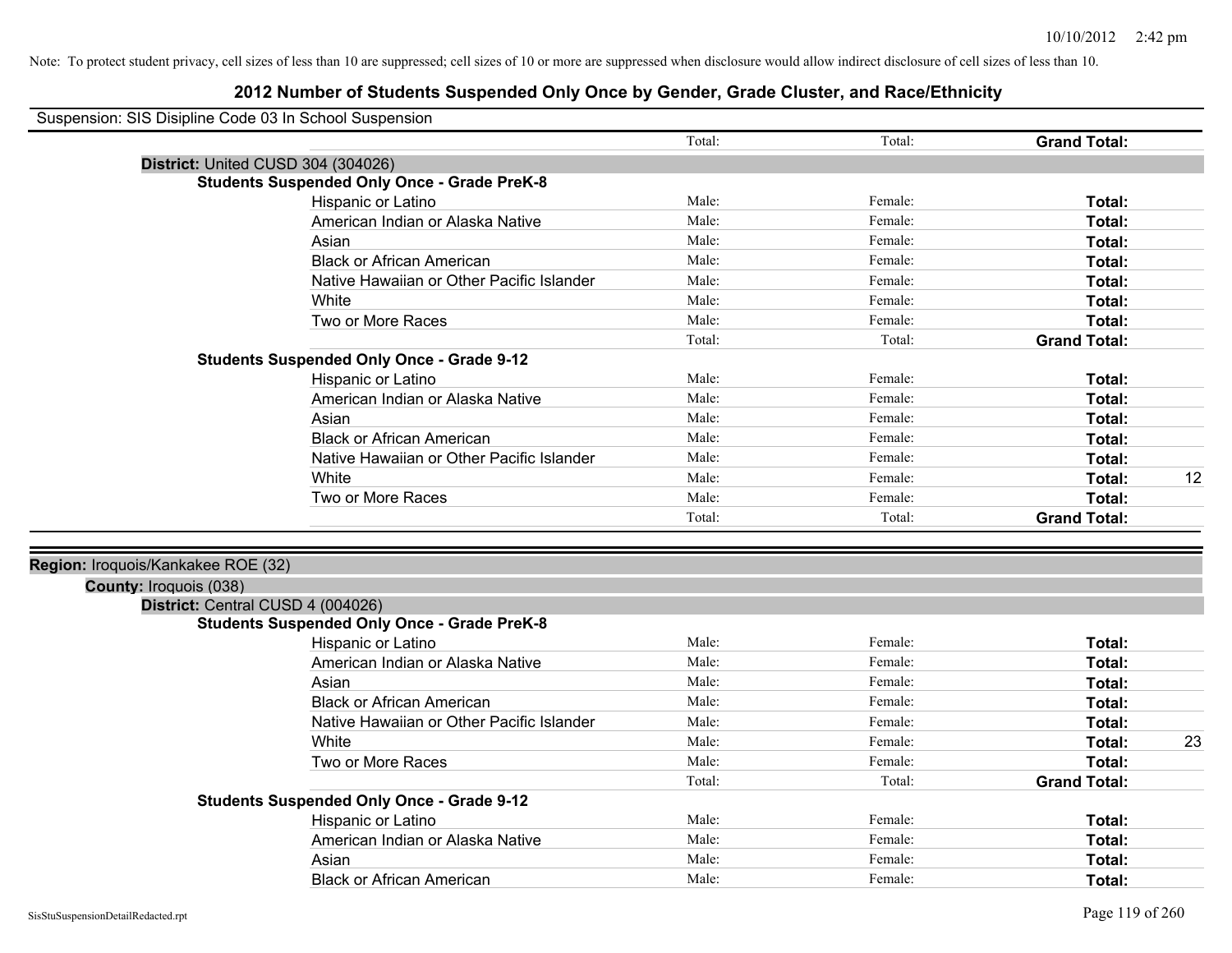Note: To protect student privacy, cell sizes of less than 10 are suppressed; cell sizes of 10 or more are suppressed when disclosure would allow indirect disclosure of cell sizes of less than 10.

# 2012 Number of Students Suspended Only Once by Gender, Grade Cluster, and Race/Ethnicity

Suspension: SIS Disipline Code 03 In School Suspension

| | Total: | Total: | Grand Total: | |
|---|---|---|---|---|

**District:** United CUSD 304 (304026)

**Students Suspended Only Once - Grade PreK-8**

| | | | | |
|---|---|---|---|---|
| Hispanic or Latino | Male: | Female: | Total: | |
| American Indian or Alaska Native | Male: | Female: | Total: | |
| Asian | Male: | Female: | Total: | |
| Black or African American | Male: | Female: | Total: | |
| Native Hawaiian or Other Pacific Islander | Male: | Female: | Total: | |
| White | Male: | Female: | Total: | |
| Two or More Races | Male: | Female: | Total: | |
| | Total: | Total: | Grand Total: | |

**Students Suspended Only Once - Grade 9-12**

| | | | | |
|---|---|---|---|---|
| Hispanic or Latino | Male: | Female: | Total: | |
| American Indian or Alaska Native | Male: | Female: | Total: | |
| Asian | Male: | Female: | Total: | |
| Black or African American | Male: | Female: | Total: | |
| Native Hawaiian or Other Pacific Islander | Male: | Female: | Total: | |
| White | Male: | Female: | Total: | 12 |
| Two or More Races | Male: | Female: | Total: | |
| | Total: | Total: | Grand Total: | |

**Region:** Iroquois/Kankakee ROE (32)

**County:** Iroquois (038)

**District:** Central CUSD 4 (004026)

**Students Suspended Only Once - Grade PreK-8**

| | | | | |
|---|---|---|---|---|
| Hispanic or Latino | Male: | Female: | Total: | |
| American Indian or Alaska Native | Male: | Female: | Total: | |
| Asian | Male: | Female: | Total: | |
| Black or African American | Male: | Female: | Total: | |
| Native Hawaiian or Other Pacific Islander | Male: | Female: | Total: | |
| White | Male: | Female: | Total: | 23 |
| Two or More Races | Male: | Female: | Total: | |
| | Total: | Total: | Grand Total: | |

**Students Suspended Only Once - Grade 9-12**

| | | | | |
|---|---|---|---|---|
| Hispanic or Latino | Male: | Female: | Total: | |
| American Indian or Alaska Native | Male: | Female: | Total: | |
| Asian | Male: | Female: | Total: | |
| Black or African American | Male: | Female: | Total: | |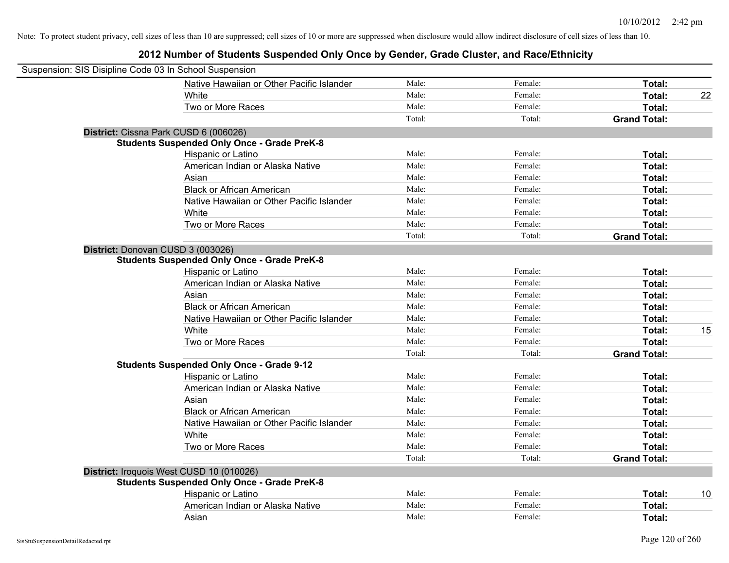Note: To protect student privacy, cell sizes of less than 10 are suppressed; cell sizes of 10 or more are suppressed when disclosure would allow indirect disclosure of cell sizes of less than 10.

## 2012 Number of Students Suspended Only Once by Gender, Grade Cluster, and Race/Ethnicity

Suspension: SIS Disipline Code 03 In School Suspension

| | | | | |
|---|---|---|---|---|
| Native Hawaiian or Other Pacific Islander | Male: | Female: | **Total:** | |
| White | Male: | Female: | **Total:** | 22 |
| Two or More Races | Male: | Female: | **Total:** | |
| | Total: | Total: | **Grand Total:** | |

**District:** Cissna Park CUSD 6 (006026)

**Students Suspended Only Once - Grade PreK-8**

| | | | | |
|---|---|---|---|---|
| Hispanic or Latino | Male: | Female: | **Total:** | |
| American Indian or Alaska Native | Male: | Female: | **Total:** | |
| Asian | Male: | Female: | **Total:** | |
| Black or African American | Male: | Female: | **Total:** | |
| Native Hawaiian or Other Pacific Islander | Male: | Female: | **Total:** | |
| White | Male: | Female: | **Total:** | |
| Two or More Races | Male: | Female: | **Total:** | |
| | Total: | Total: | **Grand Total:** | |

**District:** Donovan CUSD 3 (003026)

**Students Suspended Only Once - Grade PreK-8**

| | | | | |
|---|---|---|---|---|
| Hispanic or Latino | Male: | Female: | **Total:** | |
| American Indian or Alaska Native | Male: | Female: | **Total:** | |
| Asian | Male: | Female: | **Total:** | |
| Black or African American | Male: | Female: | **Total:** | |
| Native Hawaiian or Other Pacific Islander | Male: | Female: | **Total:** | |
| White | Male: | Female: | **Total:** | 15 |
| Two or More Races | Male: | Female: | **Total:** | |
| | Total: | Total: | **Grand Total:** | |

**Students Suspended Only Once - Grade 9-12**

| | | | | |
|---|---|---|---|---|
| Hispanic or Latino | Male: | Female: | **Total:** | |
| American Indian or Alaska Native | Male: | Female: | **Total:** | |
| Asian | Male: | Female: | **Total:** | |
| Black or African American | Male: | Female: | **Total:** | |
| Native Hawaiian or Other Pacific Islander | Male: | Female: | **Total:** | |
| White | Male: | Female: | **Total:** | |
| Two or More Races | Male: | Female: | **Total:** | |
| | Total: | Total: | **Grand Total:** | |

**District:** Iroquois West CUSD 10 (010026)

**Students Suspended Only Once - Grade PreK-8**

| | | | | |
|---|---|---|---|---|
| Hispanic or Latino | Male: | Female: | **Total:** | 10 |
| American Indian or Alaska Native | Male: | Female: | **Total:** | |
| Asian | Male: | Female: | **Total:** | |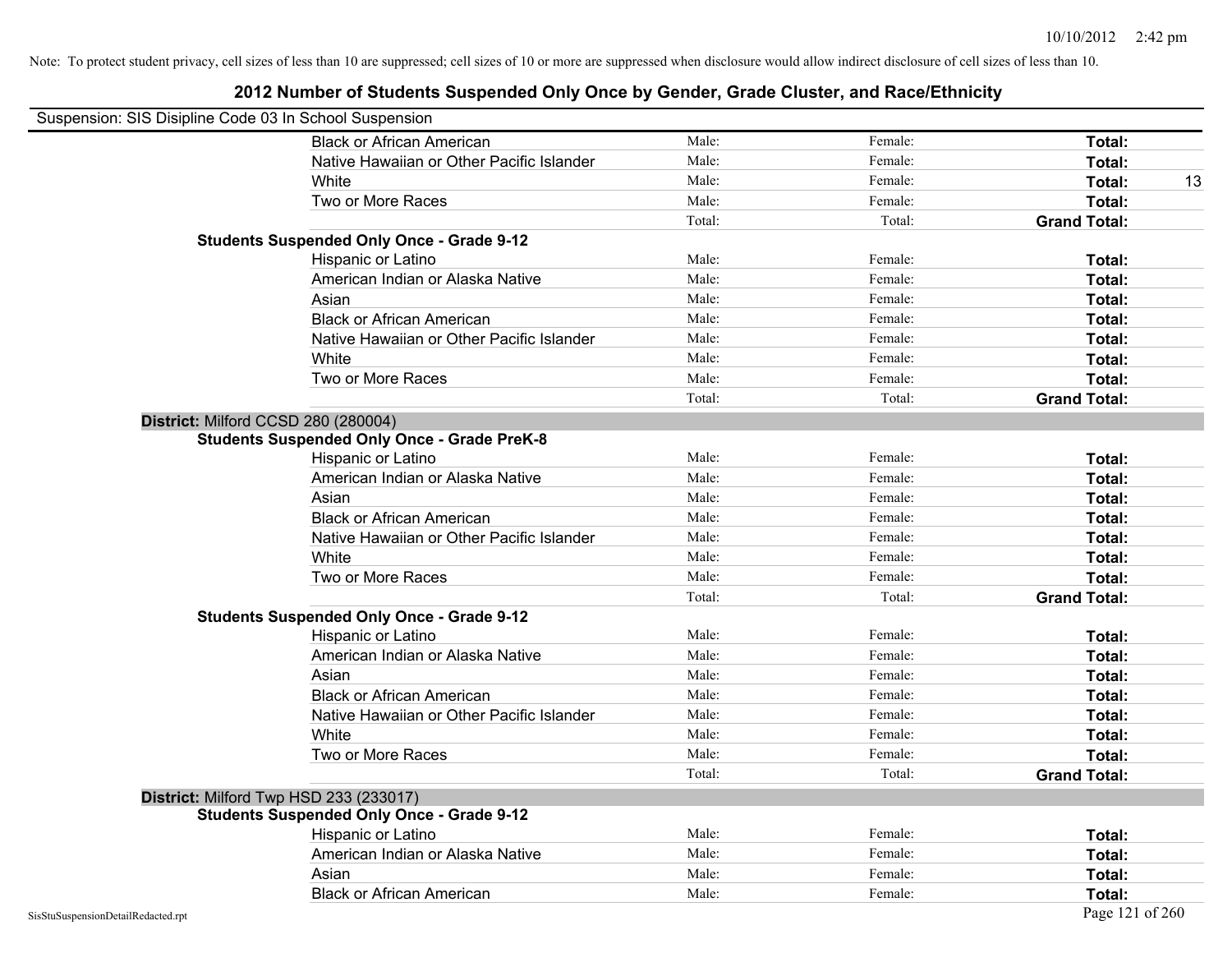Note: To protect student privacy, cell sizes of less than 10 are suppressed; cell sizes of 10 or more are suppressed when disclosure would allow indirect disclosure of cell sizes of less than 10.

## 2012 Number of Students Suspended Only Once by Gender, Grade Cluster, and Race/Ethnicity

Suspension: SIS Disipline Code 03 In School Suspension

| | | | | |
|---|---|---|---|---|
| Black or African American | Male: | Female: | **Total:** | |
| Native Hawaiian or Other Pacific Islander | Male: | Female: | **Total:** | |
| White | Male: | Female: | **Total:** | 13 |
| Two or More Races | Male: | Female: | **Total:** | |
| | Total: | Total: | **Grand Total:** | |

**Students Suspended Only Once - Grade 9-12**

| | | | | |
|---|---|---|---|---|
| Hispanic or Latino | Male: | Female: | **Total:** | |
| American Indian or Alaska Native | Male: | Female: | **Total:** | |
| Asian | Male: | Female: | **Total:** | |
| Black or African American | Male: | Female: | **Total:** | |
| Native Hawaiian or Other Pacific Islander | Male: | Female: | **Total:** | |
| White | Male: | Female: | **Total:** | |
| Two or More Races | Male: | Female: | **Total:** | |
| | Total: | Total: | **Grand Total:** | |

**District:** Milford CCSD 280 (280004)

**Students Suspended Only Once - Grade PreK-8**

| | | | | |
|---|---|---|---|---|
| Hispanic or Latino | Male: | Female: | **Total:** | |
| American Indian or Alaska Native | Male: | Female: | **Total:** | |
| Asian | Male: | Female: | **Total:** | |
| Black or African American | Male: | Female: | **Total:** | |
| Native Hawaiian or Other Pacific Islander | Male: | Female: | **Total:** | |
| White | Male: | Female: | **Total:** | |
| Two or More Races | Male: | Female: | **Total:** | |
| | Total: | Total: | **Grand Total:** | |

**Students Suspended Only Once - Grade 9-12**

| | | | | |
|---|---|---|---|---|
| Hispanic or Latino | Male: | Female: | **Total:** | |
| American Indian or Alaska Native | Male: | Female: | **Total:** | |
| Asian | Male: | Female: | **Total:** | |
| Black or African American | Male: | Female: | **Total:** | |
| Native Hawaiian or Other Pacific Islander | Male: | Female: | **Total:** | |
| White | Male: | Female: | **Total:** | |
| Two or More Races | Male: | Female: | **Total:** | |
| | Total: | Total: | **Grand Total:** | |

**District:** Milford Twp HSD 233 (233017)

**Students Suspended Only Once - Grade 9-12**

| | | | | |
|---|---|---|---|---|
| Hispanic or Latino | Male: | Female: | **Total:** | |
| American Indian or Alaska Native | Male: | Female: | **Total:** | |
| Asian | Male: | Female: | **Total:** | |
| Black or African American | Male: | Female: | **Total:** | |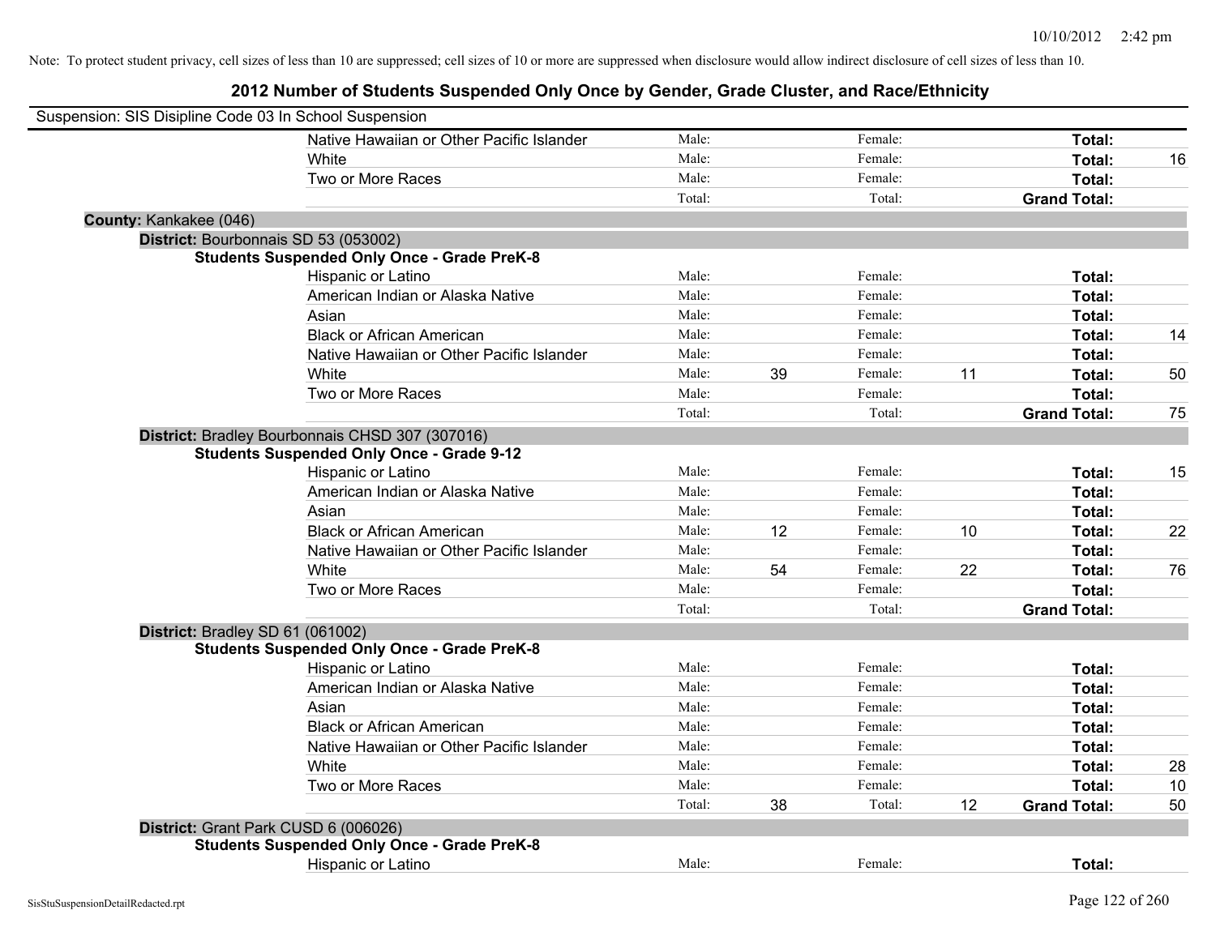Note: To protect student privacy, cell sizes of less than 10 are suppressed; cell sizes of 10 or more are suppressed when disclosure would allow indirect disclosure of cell sizes of less than 10.

## 2012 Number of Students Suspended Only Once by Gender, Grade Cluster, and Race/Ethnicity

Suspension: SIS Disipline Code 03 In School Suspension

| | | | | | | |
|---|---|---|---|---|---|---|
| Native Hawaiian or Other Pacific Islander | Male: | | Female: | | **Total:** | |
| White | Male: | | Female: | | **Total:** | 16 |
| Two or More Races | Male: | | Female: | | **Total:** | |
| | Total: | | Total: | | **Grand Total:** | |

**County:** Kankakee (046)

**District:** Bourbonnais SD 53 (053002)

**Students Suspended Only Once - Grade PreK-8**

| | | | | | | |
|---|---|---|---|---|---|---|
| Hispanic or Latino | Male: | | Female: | | **Total:** | |
| American Indian or Alaska Native | Male: | | Female: | | **Total:** | |
| Asian | Male: | | Female: | | **Total:** | |
| Black or African American | Male: | | Female: | | **Total:** | 14 |
| Native Hawaiian or Other Pacific Islander | Male: | | Female: | | **Total:** | |
| White | Male: | 39 | Female: | 11 | **Total:** | 50 |
| Two or More Races | Male: | | Female: | | **Total:** | |
| | Total: | | Total: | | **Grand Total:** | 75 |

**District:** Bradley Bourbonnais CHSD 307 (307016)

**Students Suspended Only Once - Grade 9-12**

| | | | | | | |
|---|---|---|---|---|---|---|
| Hispanic or Latino | Male: | | Female: | | **Total:** | 15 |
| American Indian or Alaska Native | Male: | | Female: | | **Total:** | |
| Asian | Male: | | Female: | | **Total:** | |
| Black or African American | Male: | 12 | Female: | 10 | **Total:** | 22 |
| Native Hawaiian or Other Pacific Islander | Male: | | Female: | | **Total:** | |
| White | Male: | 54 | Female: | 22 | **Total:** | 76 |
| Two or More Races | Male: | | Female: | | **Total:** | |
| | Total: | | Total: | | **Grand Total:** | |

**District:** Bradley SD 61 (061002)

**Students Suspended Only Once - Grade PreK-8**

| | | | | | | |
|---|---|---|---|---|---|---|
| Hispanic or Latino | Male: | | Female: | | **Total:** | |
| American Indian or Alaska Native | Male: | | Female: | | **Total:** | |
| Asian | Male: | | Female: | | **Total:** | |
| Black or African American | Male: | | Female: | | **Total:** | |
| Native Hawaiian or Other Pacific Islander | Male: | | Female: | | **Total:** | |
| White | Male: | | Female: | | **Total:** | 28 |
| Two or More Races | Male: | | Female: | | **Total:** | 10 |
| | Total: | 38 | Total: | 12 | **Grand Total:** | 50 |

**District:** Grant Park CUSD 6 (006026)

**Students Suspended Only Once - Grade PreK-8**

| | | | | | | |
|---|---|---|---|---|---|---|
| Hispanic or Latino | Male: | | Female: | | **Total:** | |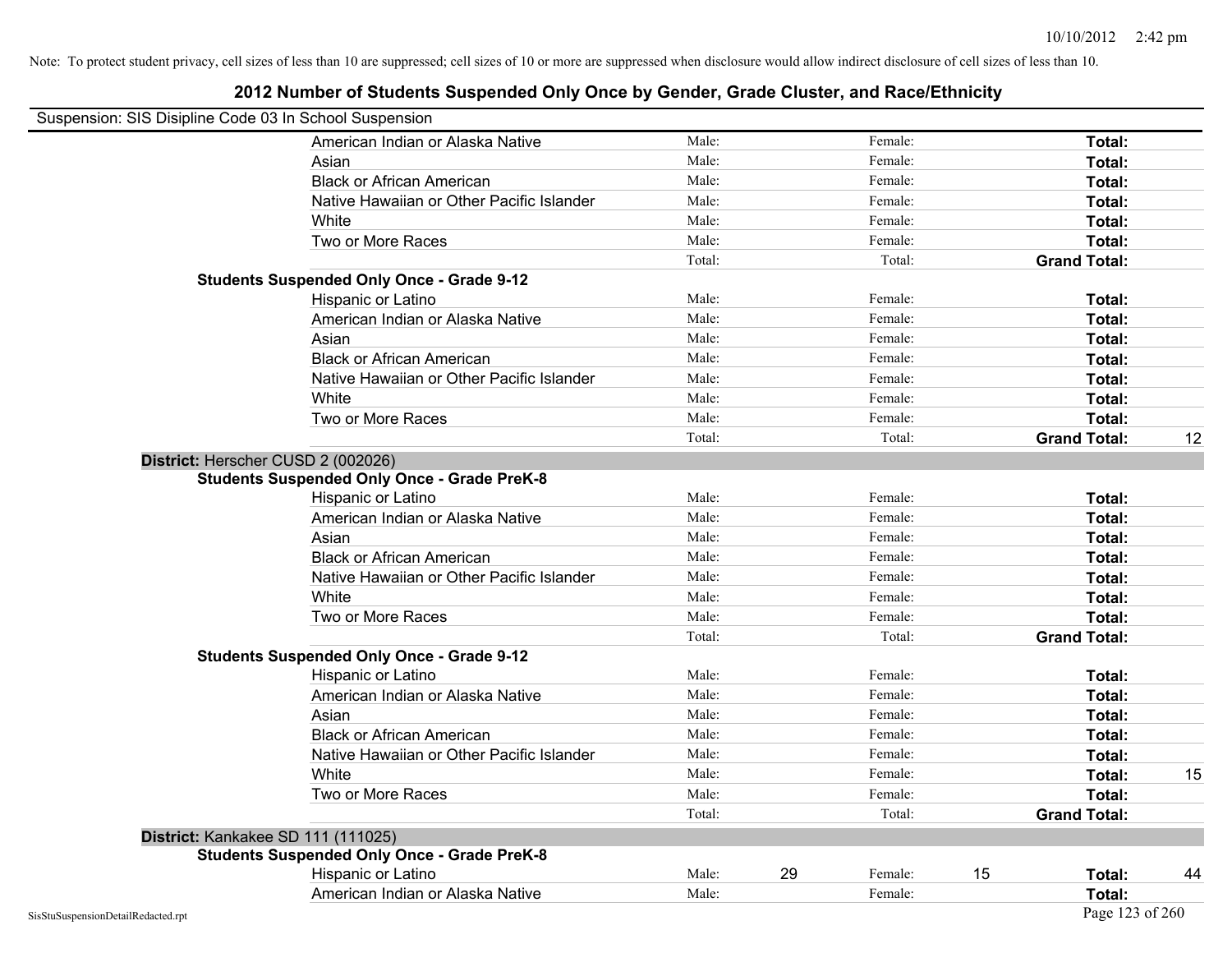Note: To protect student privacy, cell sizes of less than 10 are suppressed; cell sizes of 10 or more are suppressed when disclosure would allow indirect disclosure of cell sizes of less than 10.

## 2012 Number of Students Suspended Only Once by Gender, Grade Cluster, and Race/Ethnicity

Suspension: SIS Disipline Code 03 In School Suspension

| | | | | | | | |
|---|---|---|---|---|---|---|---|
| American Indian or Alaska Native | Male: | | Female: | | **Total:** | |
| Asian | Male: | | Female: | | **Total:** | |
| Black or African American | Male: | | Female: | | **Total:** | |
| Native Hawaiian or Other Pacific Islander | Male: | | Female: | | **Total:** | |
| White | Male: | | Female: | | **Total:** | |
| Two or More Races | Male: | | Female: | | **Total:** | |
| | Total: | | Total: | | **Grand Total:** | |

**Students Suspended Only Once - Grade 9-12**

| | | | | | | |
|---|---|---|---|---|---|---|
| Hispanic or Latino | Male: | | Female: | | **Total:** | |
| American Indian or Alaska Native | Male: | | Female: | | **Total:** | |
| Asian | Male: | | Female: | | **Total:** | |
| Black or African American | Male: | | Female: | | **Total:** | |
| Native Hawaiian or Other Pacific Islander | Male: | | Female: | | **Total:** | |
| White | Male: | | Female: | | **Total:** | |
| Two or More Races | Male: | | Female: | | **Total:** | |
| | Total: | | Total: | | **Grand Total:** | 12 |

### District: Herscher CUSD 2 (002026)

**Students Suspended Only Once - Grade PreK-8**

| | | | | | | |
|---|---|---|---|---|---|---|
| Hispanic or Latino | Male: | | Female: | | **Total:** | |
| American Indian or Alaska Native | Male: | | Female: | | **Total:** | |
| Asian | Male: | | Female: | | **Total:** | |
| Black or African American | Male: | | Female: | | **Total:** | |
| Native Hawaiian or Other Pacific Islander | Male: | | Female: | | **Total:** | |
| White | Male: | | Female: | | **Total:** | |
| Two or More Races | Male: | | Female: | | **Total:** | |
| | Total: | | Total: | | **Grand Total:** | |

**Students Suspended Only Once - Grade 9-12**

| | | | | | | |
|---|---|---|---|---|---|---|
| Hispanic or Latino | Male: | | Female: | | **Total:** | |
| American Indian or Alaska Native | Male: | | Female: | | **Total:** | |
| Asian | Male: | | Female: | | **Total:** | |
| Black or African American | Male: | | Female: | | **Total:** | |
| Native Hawaiian or Other Pacific Islander | Male: | | Female: | | **Total:** | |
| White | Male: | | Female: | | **Total:** | 15 |
| Two or More Races | Male: | | Female: | | **Total:** | |
| | Total: | | Total: | | **Grand Total:** | |

### District: Kankakee SD 111 (111025)

**Students Suspended Only Once - Grade PreK-8**

| | | | | | | |
|---|---|---|---|---|---|---|
| Hispanic or Latino | Male: | 29 | Female: | 15 | **Total:** | 44 |
| American Indian or Alaska Native | Male: | | Female: | | **Total:** | |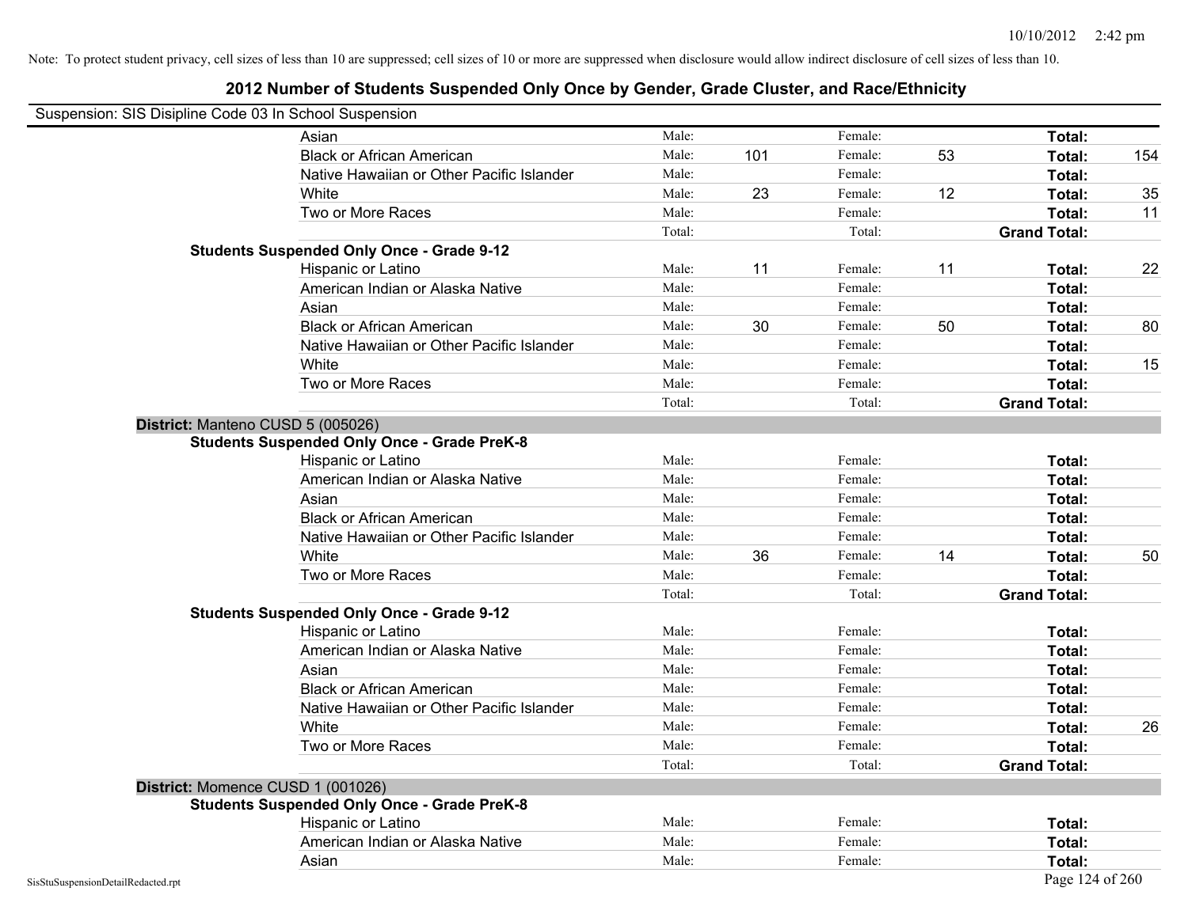Note: To protect student privacy, cell sizes of less than 10 are suppressed; cell sizes of 10 or more are suppressed when disclosure would allow indirect disclosure of cell sizes of less than 10.

# 2012 Number of Students Suspended Only Once by Gender, Grade Cluster, and Race/Ethnicity

Suspension: SIS Disipline Code 03 In School Suspension

| | | | | | | | |
|---|---|---|---|---|---|---|---|
| Asian | Male: | | Female: | | **Total:** | |
| Black or African American | Male: | 101 | Female: | 53 | **Total:** | 154 |
| Native Hawaiian or Other Pacific Islander | Male: | | Female: | | **Total:** | |
| White | Male: | 23 | Female: | 12 | **Total:** | 35 |
| Two or More Races | Male: | | Female: | | **Total:** | 11 |
| | Total: | | Total: | | **Grand Total:** | |

**Students Suspended Only Once - Grade 9-12**

| | | | | | | |
|---|---|---|---|---|---|---|
| Hispanic or Latino | Male: | 11 | Female: | 11 | **Total:** | 22 |
| American Indian or Alaska Native | Male: | | Female: | | **Total:** | |
| Asian | Male: | | Female: | | **Total:** | |
| Black or African American | Male: | 30 | Female: | 50 | **Total:** | 80 |
| Native Hawaiian or Other Pacific Islander | Male: | | Female: | | **Total:** | |
| White | Male: | | Female: | | **Total:** | 15 |
| Two or More Races | Male: | | Female: | | **Total:** | |
| | Total: | | Total: | | **Grand Total:** | |

**District:** Manteno CUSD 5 (005026)

**Students Suspended Only Once - Grade PreK-8**

| | | | | | | |
|---|---|---|---|---|---|---|
| Hispanic or Latino | Male: | | Female: | | **Total:** | |
| American Indian or Alaska Native | Male: | | Female: | | **Total:** | |
| Asian | Male: | | Female: | | **Total:** | |
| Black or African American | Male: | | Female: | | **Total:** | |
| Native Hawaiian or Other Pacific Islander | Male: | | Female: | | **Total:** | |
| White | Male: | 36 | Female: | 14 | **Total:** | 50 |
| Two or More Races | Male: | | Female: | | **Total:** | |
| | Total: | | Total: | | **Grand Total:** | |

**Students Suspended Only Once - Grade 9-12**

| | | | | | | |
|---|---|---|---|---|---|---|
| Hispanic or Latino | Male: | | Female: | | **Total:** | |
| American Indian or Alaska Native | Male: | | Female: | | **Total:** | |
| Asian | Male: | | Female: | | **Total:** | |
| Black or African American | Male: | | Female: | | **Total:** | |
| Native Hawaiian or Other Pacific Islander | Male: | | Female: | | **Total:** | |
| White | Male: | | Female: | | **Total:** | 26 |
| Two or More Races | Male: | | Female: | | **Total:** | |
| | Total: | | Total: | | **Grand Total:** | |

**District:** Momence CUSD 1 (001026)

**Students Suspended Only Once - Grade PreK-8**

| | | | | | | |
|---|---|---|---|---|---|---|
| Hispanic or Latino | Male: | | Female: | | **Total:** | |
| American Indian or Alaska Native | Male: | | Female: | | **Total:** | |
| Asian | Male: | | Female: | | **Total:** | |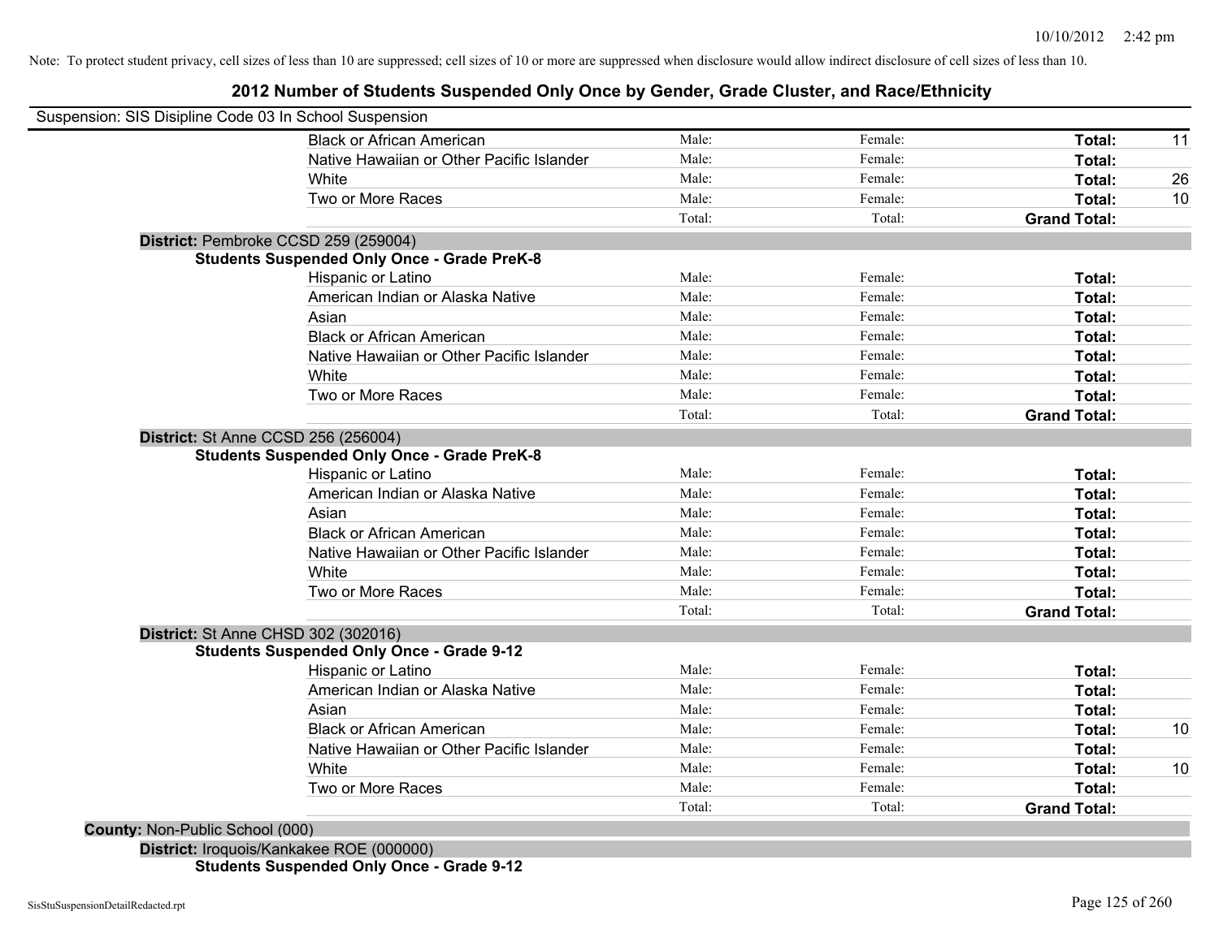Note: To protect student privacy, cell sizes of less than 10 are suppressed; cell sizes of 10 or more are suppressed when disclosure would allow indirect disclosure of cell sizes of less than 10.

## 2012 Number of Students Suspended Only Once by Gender, Grade Cluster, and Race/Ethnicity

Suspension: SIS Disipline Code 03 In School Suspension

| | Male | Female | Total | |
|---|---|---|---|---|
| Black or African American | Male: | Female: | **Total:** | 11 |
| Native Hawaiian or Other Pacific Islander | Male: | Female: | **Total:** | |
| White | Male: | Female: | **Total:** | 26 |
| Two or More Races | Male: | Female: | **Total:** | 10 |
| | Total: | Total: | **Grand Total:** | |

**District:** Pembroke CCSD 259 (259004)

**Students Suspended Only Once - Grade PreK-8**

| | Male | Female | Total | |
|---|---|---|---|---|
| Hispanic or Latino | Male: | Female: | **Total:** | |
| American Indian or Alaska Native | Male: | Female: | **Total:** | |
| Asian | Male: | Female: | **Total:** | |
| Black or African American | Male: | Female: | **Total:** | |
| Native Hawaiian or Other Pacific Islander | Male: | Female: | **Total:** | |
| White | Male: | Female: | **Total:** | |
| Two or More Races | Male: | Female: | **Total:** | |
| | Total: | Total: | **Grand Total:** | |

**District:** St Anne CCSD 256 (256004)

**Students Suspended Only Once - Grade PreK-8**

| | Male | Female | Total | |
|---|---|---|---|---|
| Hispanic or Latino | Male: | Female: | **Total:** | |
| American Indian or Alaska Native | Male: | Female: | **Total:** | |
| Asian | Male: | Female: | **Total:** | |
| Black or African American | Male: | Female: | **Total:** | |
| Native Hawaiian or Other Pacific Islander | Male: | Female: | **Total:** | |
| White | Male: | Female: | **Total:** | |
| Two or More Races | Male: | Female: | **Total:** | |
| | Total: | Total: | **Grand Total:** | |

**District:** St Anne CHSD 302 (302016)

**Students Suspended Only Once - Grade 9-12**

| | Male | Female | Total | |
|---|---|---|---|---|
| Hispanic or Latino | Male: | Female: | **Total:** | |
| American Indian or Alaska Native | Male: | Female: | **Total:** | |
| Asian | Male: | Female: | **Total:** | |
| Black or African American | Male: | Female: | **Total:** | 10 |
| Native Hawaiian or Other Pacific Islander | Male: | Female: | **Total:** | |
| White | Male: | Female: | **Total:** | 10 |
| Two or More Races | Male: | Female: | **Total:** | |
| | Total: | Total: | **Grand Total:** | |

**County:** Non-Public School (000)

**District:** Iroquois/Kankakee ROE (000000)

**Students Suspended Only Once - Grade 9-12**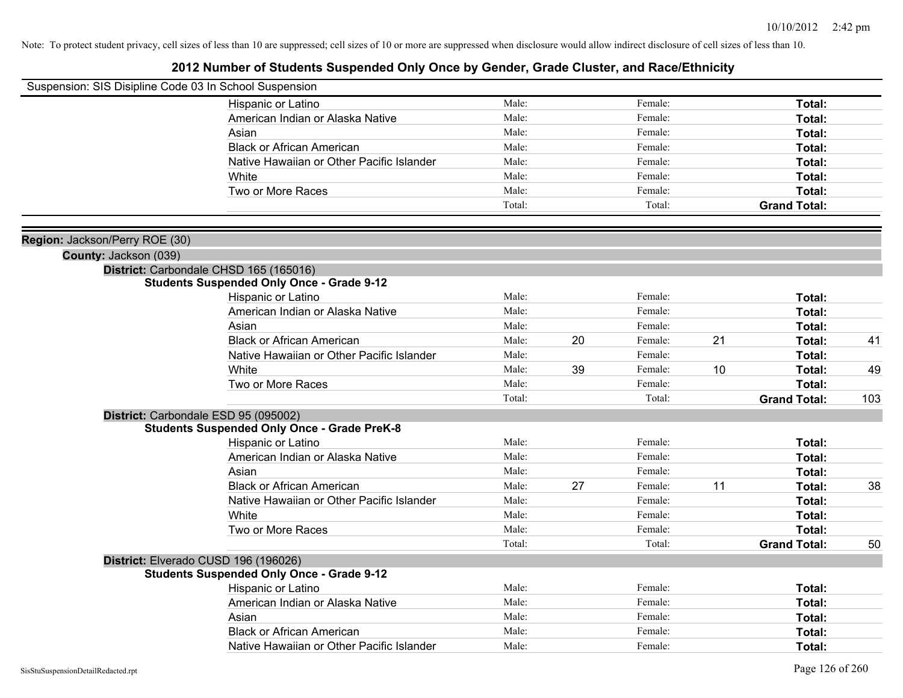Note: To protect student privacy, cell sizes of less than 10 are suppressed; cell sizes of 10 or more are suppressed when disclosure would allow indirect disclosure of cell sizes of less than 10.

# 2012 Number of Students Suspended Only Once by Gender, Grade Cluster, and Race/Ethnicity

Suspension: SIS Disipline Code 03 In School Suspension

| | | | | | | |
|---|---|---|---|---|---|---|
| Hispanic or Latino | Male: | | Female: | | Total: | |
| American Indian or Alaska Native | Male: | | Female: | | Total: | |
| Asian | Male: | | Female: | | Total: | |
| Black or African American | Male: | | Female: | | Total: | |
| Native Hawaiian or Other Pacific Islander | Male: | | Female: | | Total: | |
| White | Male: | | Female: | | Total: | |
| Two or More Races | Male: | | Female: | | Total: | |
| | Total: | | Total: | | **Grand Total:** | |

**Region:** Jackson/Perry ROE (30)

**County:** Jackson (039)

**District:** Carbondale CHSD 165 (165016)

**Students Suspended Only Once - Grade 9-12**

| | | | | | | |
|---|---|---|---|---|---|---|
| Hispanic or Latino | Male: | | Female: | | Total: | |
| American Indian or Alaska Native | Male: | | Female: | | Total: | |
| Asian | Male: | | Female: | | Total: | |
| Black or African American | Male: | 20 | Female: | 21 | Total: | 41 |
| Native Hawaiian or Other Pacific Islander | Male: | | Female: | | Total: | |
| White | Male: | 39 | Female: | 10 | Total: | 49 |
| Two or More Races | Male: | | Female: | | Total: | |
| | Total: | | Total: | | **Grand Total:** | 103 |

**District:** Carbondale ESD 95 (095002)

**Students Suspended Only Once - Grade PreK-8**

| | | | | | | |
|---|---|---|---|---|---|---|
| Hispanic or Latino | Male: | | Female: | | Total: | |
| American Indian or Alaska Native | Male: | | Female: | | Total: | |
| Asian | Male: | | Female: | | Total: | |
| Black or African American | Male: | 27 | Female: | 11 | Total: | 38 |
| Native Hawaiian or Other Pacific Islander | Male: | | Female: | | Total: | |
| White | Male: | | Female: | | Total: | |
| Two or More Races | Male: | | Female: | | Total: | |
| | Total: | | Total: | | **Grand Total:** | 50 |

**District:** Elverado CUSD 196 (196026)

**Students Suspended Only Once - Grade 9-12**

| | | | | | | |
|---|---|---|---|---|---|---|
| Hispanic or Latino | Male: | | Female: | | Total: | |
| American Indian or Alaska Native | Male: | | Female: | | Total: | |
| Asian | Male: | | Female: | | Total: | |
| Black or African American | Male: | | Female: | | Total: | |
| Native Hawaiian or Other Pacific Islander | Male: | | Female: | | Total: | |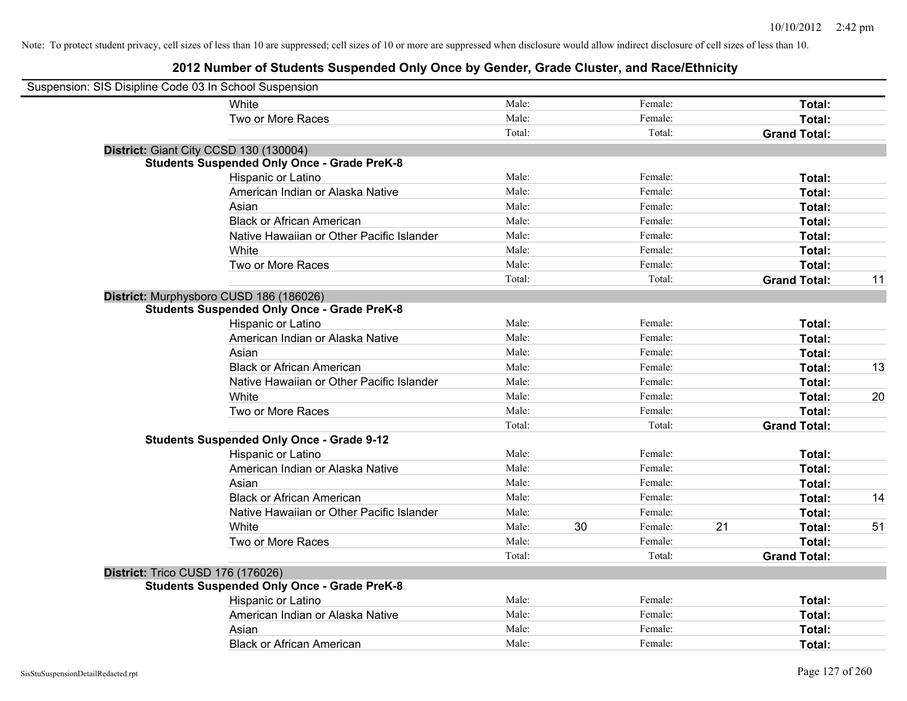Note: To protect student privacy, cell sizes of less than 10 are suppressed; cell sizes of 10 or more are suppressed when disclosure would allow indirect disclosure of cell sizes of less than 10.

# 2012 Number of Students Suspended Only Once by Gender, Grade Cluster, and Race/Ethnicity

Suspension: SIS Disipline Code 03 In School Suspension

| | Male: | | Female: | | | |
|---|---|---|---|---|---|---|
| White | Male: | | Female: | | **Total:** | |
| Two or More Races | Male: | | Female: | | **Total:** | |
| | Total: | | Total: | | **Grand Total:** | |

**District:** Giant City CCSD 130 (130004)

**Students Suspended Only Once - Grade PreK-8**

| | | | | | | |
|---|---|---|---|---|---|---|
| Hispanic or Latino | Male: | | Female: | | **Total:** | |
| American Indian or Alaska Native | Male: | | Female: | | **Total:** | |
| Asian | Male: | | Female: | | **Total:** | |
| Black or African American | Male: | | Female: | | **Total:** | |
| Native Hawaiian or Other Pacific Islander | Male: | | Female: | | **Total:** | |
| White | Male: | | Female: | | **Total:** | |
| Two or More Races | Male: | | Female: | | **Total:** | |
| | Total: | | Total: | | **Grand Total:** | 11 |

**District:** Murphysboro CUSD 186 (186026)

**Students Suspended Only Once - Grade PreK-8**

| | | | | | | |
|---|---|---|---|---|---|---|
| Hispanic or Latino | Male: | | Female: | | **Total:** | |
| American Indian or Alaska Native | Male: | | Female: | | **Total:** | |
| Asian | Male: | | Female: | | **Total:** | |
| Black or African American | Male: | | Female: | | **Total:** | 13 |
| Native Hawaiian or Other Pacific Islander | Male: | | Female: | | **Total:** | |
| White | Male: | | Female: | | **Total:** | 20 |
| Two or More Races | Male: | | Female: | | **Total:** | |
| | Total: | | Total: | | **Grand Total:** | |

**Students Suspended Only Once - Grade 9-12**

| | | | | | | |
|---|---|---|---|---|---|---|
| Hispanic or Latino | Male: | | Female: | | **Total:** | |
| American Indian or Alaska Native | Male: | | Female: | | **Total:** | |
| Asian | Male: | | Female: | | **Total:** | |
| Black or African American | Male: | | Female: | | **Total:** | 14 |
| Native Hawaiian or Other Pacific Islander | Male: | | Female: | | **Total:** | |
| White | Male: | 30 | Female: | 21 | **Total:** | 51 |
| Two or More Races | Male: | | Female: | | **Total:** | |
| | Total: | | Total: | | **Grand Total:** | |

**District:** Trico CUSD 176 (176026)

**Students Suspended Only Once - Grade PreK-8**

| | | | | | | |
|---|---|---|---|---|---|---|
| Hispanic or Latino | Male: | | Female: | | **Total:** | |
| American Indian or Alaska Native | Male: | | Female: | | **Total:** | |
| Asian | Male: | | Female: | | **Total:** | |
| Black or African American | Male: | | Female: | | **Total:** | |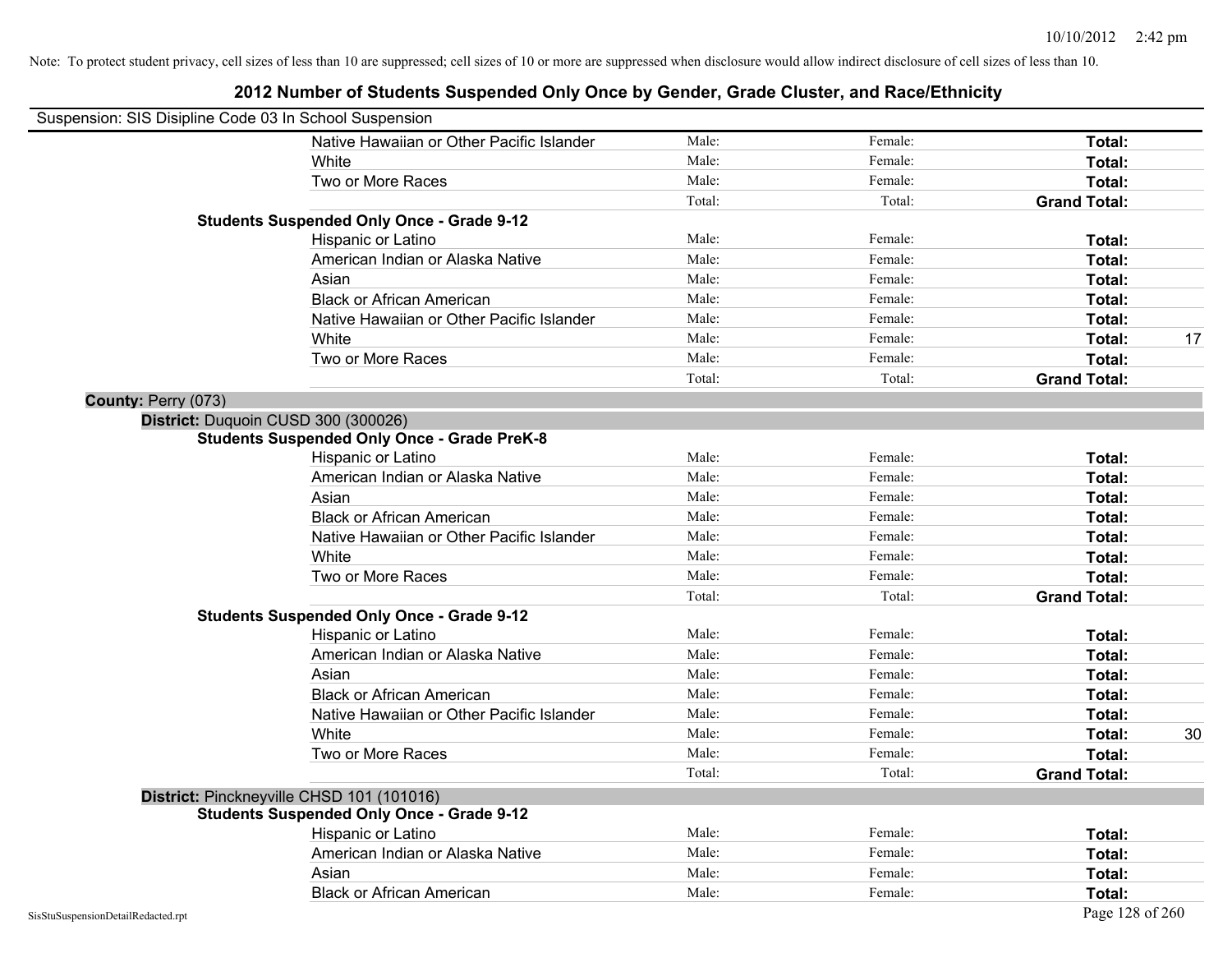Note: To protect student privacy, cell sizes of less than 10 are suppressed; cell sizes of 10 or more are suppressed when disclosure would allow indirect disclosure of cell sizes of less than 10.

# 2012 Number of Students Suspended Only Once by Gender, Grade Cluster, and Race/Ethnicity

Suspension: SIS Disipline Code 03 In School Suspension

| | | | | |
|---|---|---|---|---|
| Native Hawaiian or Other Pacific Islander | Male: | Female: | **Total:** | |
| White | Male: | Female: | **Total:** | |
| Two or More Races | Male: | Female: | **Total:** | |
| | Total: | Total: | **Grand Total:** | |

**Students Suspended Only Once - Grade 9-12**

| | | | | |
|---|---|---|---|---|
| Hispanic or Latino | Male: | Female: | **Total:** | |
| American Indian or Alaska Native | Male: | Female: | **Total:** | |
| Asian | Male: | Female: | **Total:** | |
| Black or African American | Male: | Female: | **Total:** | |
| Native Hawaiian or Other Pacific Islander | Male: | Female: | **Total:** | |
| White | Male: | Female: | **Total:** | 17 |
| Two or More Races | Male: | Female: | **Total:** | |
| | Total: | Total: | **Grand Total:** | |

**County:** Perry (073)

**District:** Duquoin CUSD 300 (300026)

**Students Suspended Only Once - Grade PreK-8**

| | | | | |
|---|---|---|---|---|
| Hispanic or Latino | Male: | Female: | **Total:** | |
| American Indian or Alaska Native | Male: | Female: | **Total:** | |
| Asian | Male: | Female: | **Total:** | |
| Black or African American | Male: | Female: | **Total:** | |
| Native Hawaiian or Other Pacific Islander | Male: | Female: | **Total:** | |
| White | Male: | Female: | **Total:** | |
| Two or More Races | Male: | Female: | **Total:** | |
| | Total: | Total: | **Grand Total:** | |

**Students Suspended Only Once - Grade 9-12**

| | | | | |
|---|---|---|---|---|
| Hispanic or Latino | Male: | Female: | **Total:** | |
| American Indian or Alaska Native | Male: | Female: | **Total:** | |
| Asian | Male: | Female: | **Total:** | |
| Black or African American | Male: | Female: | **Total:** | |
| Native Hawaiian or Other Pacific Islander | Male: | Female: | **Total:** | |
| White | Male: | Female: | **Total:** | 30 |
| Two or More Races | Male: | Female: | **Total:** | |
| | Total: | Total: | **Grand Total:** | |

**District:** Pinckneyville CHSD 101 (101016)

**Students Suspended Only Once - Grade 9-12**

| | | | | |
|---|---|---|---|---|
| Hispanic or Latino | Male: | Female: | **Total:** | |
| American Indian or Alaska Native | Male: | Female: | **Total:** | |
| Asian | Male: | Female: | **Total:** | |
| Black or African American | Male: | Female: | **Total:** | |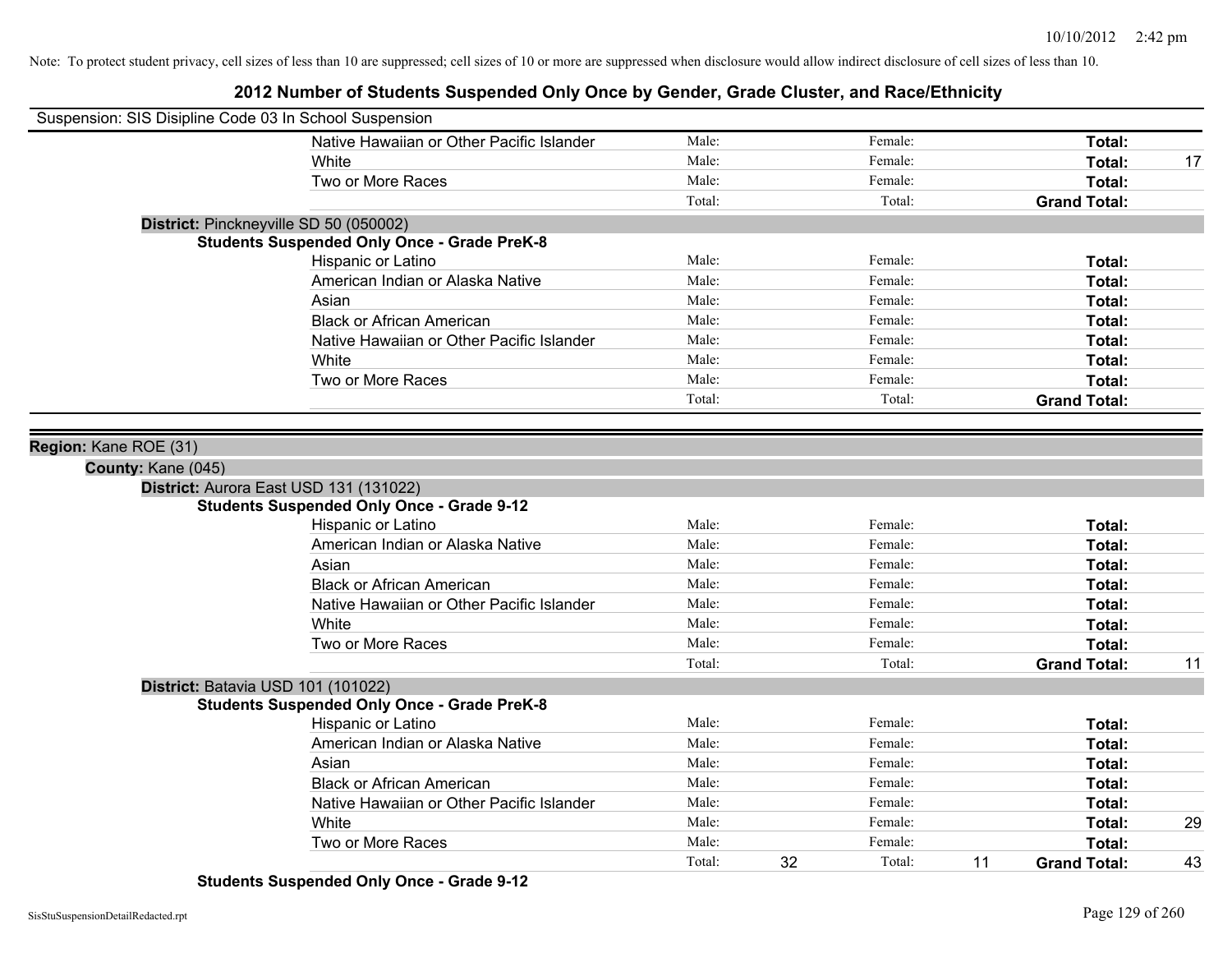Note: To protect student privacy, cell sizes of less than 10 are suppressed; cell sizes of 10 or more are suppressed when disclosure would allow indirect disclosure of cell sizes of less than 10.

# 2012 Number of Students Suspended Only Once by Gender, Grade Cluster, and Race/Ethnicity

Suspension: SIS Disipline Code 03 In School Suspension

| | | | | | |
|---|---|---|---|---|---|
| Native Hawaiian or Other Pacific Islander | Male: | | Female: | | **Total:** | |
| White | Male: | | Female: | | **Total:** 17 |
| Two or More Races | Male: | | Female: | | **Total:** |
| | Total: | | Total: | | **Grand Total:** |

**District:** Pinckneyville SD 50 (050002)

**Students Suspended Only Once - Grade PreK-8**

| | | | | | | |
|---|---|---|---|---|---|---|
| Hispanic or Latino | Male: | | Female: | | **Total:** | |
| American Indian or Alaska Native | Male: | | Female: | | **Total:** | |
| Asian | Male: | | Female: | | **Total:** | |
| Black or African American | Male: | | Female: | | **Total:** | |
| Native Hawaiian or Other Pacific Islander | Male: | | Female: | | **Total:** | |
| White | Male: | | Female: | | **Total:** | |
| Two or More Races | Male: | | Female: | | **Total:** | |
| | Total: | | Total: | | **Grand Total:** | |

**Region:** Kane ROE (31)

**County:** Kane (045)

**District:** Aurora East USD 131 (131022)

**Students Suspended Only Once - Grade 9-12**

| | | | | | | |
|---|---|---|---|---|---|---|
| Hispanic or Latino | Male: | | Female: | | **Total:** | |
| American Indian or Alaska Native | Male: | | Female: | | **Total:** | |
| Asian | Male: | | Female: | | **Total:** | |
| Black or African American | Male: | | Female: | | **Total:** | |
| Native Hawaiian or Other Pacific Islander | Male: | | Female: | | **Total:** | |
| White | Male: | | Female: | | **Total:** | |
| Two or More Races | Male: | | Female: | | **Total:** | |
| | Total: | | Total: | | **Grand Total:** | 11 |

**District:** Batavia USD 101 (101022)

**Students Suspended Only Once - Grade PreK-8**

| | | | | | | |
|---|---|---|---|---|---|---|
| Hispanic or Latino | Male: | | Female: | | **Total:** | |
| American Indian or Alaska Native | Male: | | Female: | | **Total:** | |
| Asian | Male: | | Female: | | **Total:** | |
| Black or African American | Male: | | Female: | | **Total:** | |
| Native Hawaiian or Other Pacific Islander | Male: | | Female: | | **Total:** | |
| White | Male: | | Female: | | **Total:** | 29 |
| Two or More Races | Male: | | Female: | | **Total:** | |
| | Total: | 32 | Total: | 11 | **Grand Total:** | 43 |

**Students Suspended Only Once - Grade 9-12**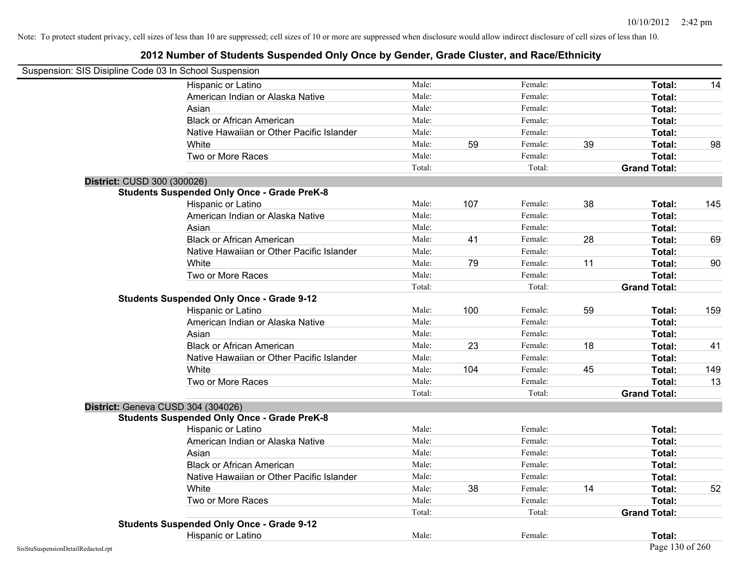Note: To protect student privacy, cell sizes of less than 10 are suppressed; cell sizes of 10 or more are suppressed when disclosure would allow indirect disclosure of cell sizes of less than 10.

## 2012 Number of Students Suspended Only Once by Gender, Grade Cluster, and Race/Ethnicity

Suspension: SIS Disipline Code 03 In School Suspension

| | | | | | | |
|---|---|---|---|---|---|---|
| Hispanic or Latino | Male: | | Female: | | **Total:** | 14 |
| American Indian or Alaska Native | Male: | | Female: | | **Total:** | |
| Asian | Male: | | Female: | | **Total:** | |
| Black or African American | Male: | | Female: | | **Total:** | |
| Native Hawaiian or Other Pacific Islander | Male: | | Female: | | **Total:** | |
| White | Male: | 59 | Female: | 39 | **Total:** | 98 |
| Two or More Races | Male: | | Female: | | **Total:** | |
| | Total: | | Total: | | **Grand Total:** | |

**District:** CUSD 300 (300026)

**Students Suspended Only Once - Grade PreK-8**

| | | | | | | |
|---|---|---|---|---|---|---|
| Hispanic or Latino | Male: | 107 | Female: | 38 | **Total:** | 145 |
| American Indian or Alaska Native | Male: | | Female: | | **Total:** | |
| Asian | Male: | | Female: | | **Total:** | |
| Black or African American | Male: | 41 | Female: | 28 | **Total:** | 69 |
| Native Hawaiian or Other Pacific Islander | Male: | | Female: | | **Total:** | |
| White | Male: | 79 | Female: | 11 | **Total:** | 90 |
| Two or More Races | Male: | | Female: | | **Total:** | |
| | Total: | | Total: | | **Grand Total:** | |

**Students Suspended Only Once - Grade 9-12**

| | | | | | | |
|---|---|---|---|---|---|---|
| Hispanic or Latino | Male: | 100 | Female: | 59 | **Total:** | 159 |
| American Indian or Alaska Native | Male: | | Female: | | **Total:** | |
| Asian | Male: | | Female: | | **Total:** | |
| Black or African American | Male: | 23 | Female: | 18 | **Total:** | 41 |
| Native Hawaiian or Other Pacific Islander | Male: | | Female: | | **Total:** | |
| White | Male: | 104 | Female: | 45 | **Total:** | 149 |
| Two or More Races | Male: | | Female: | | **Total:** | 13 |
| | Total: | | Total: | | **Grand Total:** | |

**District:** Geneva CUSD 304 (304026)

**Students Suspended Only Once - Grade PreK-8**

| | | | | | | |
|---|---|---|---|---|---|---|
| Hispanic or Latino | Male: | | Female: | | **Total:** | |
| American Indian or Alaska Native | Male: | | Female: | | **Total:** | |
| Asian | Male: | | Female: | | **Total:** | |
| Black or African American | Male: | | Female: | | **Total:** | |
| Native Hawaiian or Other Pacific Islander | Male: | | Female: | | **Total:** | |
| White | Male: | 38 | Female: | 14 | **Total:** | 52 |
| Two or More Races | Male: | | Female: | | **Total:** | |
| | Total: | | Total: | | **Grand Total:** | |

**Students Suspended Only Once - Grade 9-12**

| | | | | | | |
|---|---|---|---|---|---|---|
| Hispanic or Latino | Male: | | Female: | | **Total:** | |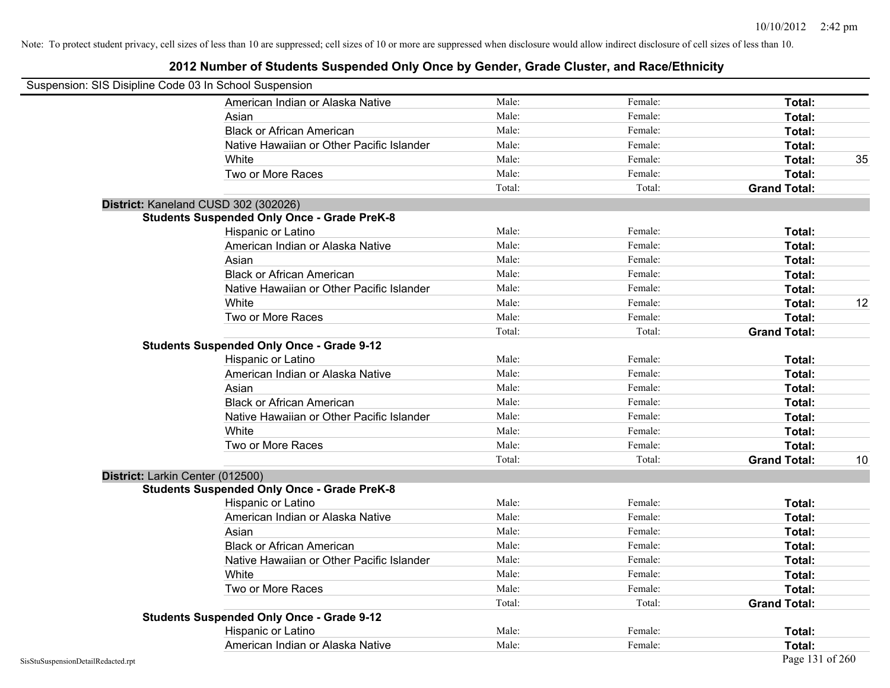Note: To protect student privacy, cell sizes of less than 10 are suppressed; cell sizes of 10 or more are suppressed when disclosure would allow indirect disclosure of cell sizes of less than 10.

## 2012 Number of Students Suspended Only Once by Gender, Grade Cluster, and Race/Ethnicity

Suspension: SIS Disipline Code 03 In School Suspension

| | | | | |
|---|---|---|---|---|
| American Indian or Alaska Native | Male: | Female: | **Total:** | |
| Asian | Male: | Female: | **Total:** | |
| Black or African American | Male: | Female: | **Total:** | |
| Native Hawaiian or Other Pacific Islander | Male: | Female: | **Total:** | |
| White | Male: | Female: | **Total:** | 35 |
| Two or More Races | Male: | Female: | **Total:** | |
| | Total: | Total: | **Grand Total:** | |

**District:** Kaneland CUSD 302 (302026)

**Students Suspended Only Once - Grade PreK-8**

| | | | | |
|---|---|---|---|---|
| Hispanic or Latino | Male: | Female: | **Total:** | |
| American Indian or Alaska Native | Male: | Female: | **Total:** | |
| Asian | Male: | Female: | **Total:** | |
| Black or African American | Male: | Female: | **Total:** | |
| Native Hawaiian or Other Pacific Islander | Male: | Female: | **Total:** | |
| White | Male: | Female: | **Total:** | 12 |
| Two or More Races | Male: | Female: | **Total:** | |
| | Total: | Total: | **Grand Total:** | |

**Students Suspended Only Once - Grade 9-12**

| | | | | |
|---|---|---|---|---|
| Hispanic or Latino | Male: | Female: | **Total:** | |
| American Indian or Alaska Native | Male: | Female: | **Total:** | |
| Asian | Male: | Female: | **Total:** | |
| Black or African American | Male: | Female: | **Total:** | |
| Native Hawaiian or Other Pacific Islander | Male: | Female: | **Total:** | |
| White | Male: | Female: | **Total:** | |
| Two or More Races | Male: | Female: | **Total:** | |
| | Total: | Total: | **Grand Total:** | 10 |

**District:** Larkin Center (012500)

**Students Suspended Only Once - Grade PreK-8**

| | | | | |
|---|---|---|---|---|
| Hispanic or Latino | Male: | Female: | **Total:** | |
| American Indian or Alaska Native | Male: | Female: | **Total:** | |
| Asian | Male: | Female: | **Total:** | |
| Black or African American | Male: | Female: | **Total:** | |
| Native Hawaiian or Other Pacific Islander | Male: | Female: | **Total:** | |
| White | Male: | Female: | **Total:** | |
| Two or More Races | Male: | Female: | **Total:** | |
| | Total: | Total: | **Grand Total:** | |

**Students Suspended Only Once - Grade 9-12**

| | | | | |
|---|---|---|---|---|
| Hispanic or Latino | Male: | Female: | **Total:** | |
| American Indian or Alaska Native | Male: | Female: | **Total:** | |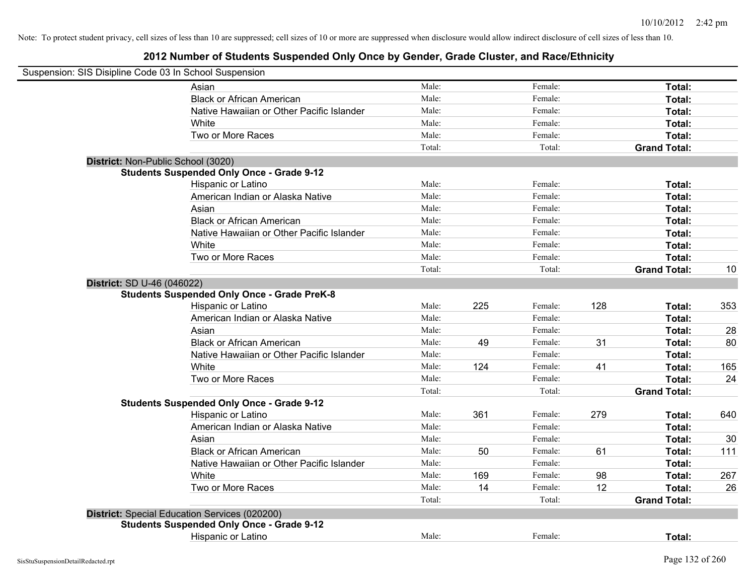Note: To protect student privacy, cell sizes of less than 10 are suppressed; cell sizes of 10 or more are suppressed when disclosure would allow indirect disclosure of cell sizes of less than 10.

# 2012 Number of Students Suspended Only Once by Gender, Grade Cluster, and Race/Ethnicity

Suspension: SIS Disipline Code 03 In School Suspension

| | | | | | | | |
|---|---|---|---|---|---|---|---|
| Asian | Male: | | Female: | | **Total:** | |
| Black or African American | Male: | | Female: | | **Total:** | |
| Native Hawaiian or Other Pacific Islander | Male: | | Female: | | **Total:** | |
| White | Male: | | Female: | | **Total:** | |
| Two or More Races | Male: | | Female: | | **Total:** | |
| | Total: | | Total: | | **Grand Total:** | |

**District:** Non-Public School (3020)

**Students Suspended Only Once - Grade 9-12**

| | | | | | | |
|---|---|---|---|---|---|---|
| Hispanic or Latino | Male: | | Female: | | **Total:** | |
| American Indian or Alaska Native | Male: | | Female: | | **Total:** | |
| Asian | Male: | | Female: | | **Total:** | |
| Black or African American | Male: | | Female: | | **Total:** | |
| Native Hawaiian or Other Pacific Islander | Male: | | Female: | | **Total:** | |
| White | Male: | | Female: | | **Total:** | |
| Two or More Races | Male: | | Female: | | **Total:** | |
| | Total: | | Total: | | **Grand Total:** | 10 |

**District:** SD U-46 (046022)

**Students Suspended Only Once - Grade PreK-8**

| | | | | | | |
|---|---|---|---|---|---|---|
| Hispanic or Latino | Male: | 225 | Female: | 128 | **Total:** | 353 |
| American Indian or Alaska Native | Male: | | Female: | | **Total:** | |
| Asian | Male: | | Female: | | **Total:** | 28 |
| Black or African American | Male: | 49 | Female: | 31 | **Total:** | 80 |
| Native Hawaiian or Other Pacific Islander | Male: | | Female: | | **Total:** | |
| White | Male: | 124 | Female: | 41 | **Total:** | 165 |
| Two or More Races | Male: | | Female: | | **Total:** | 24 |
| | Total: | | Total: | | **Grand Total:** | |

**Students Suspended Only Once - Grade 9-12**

| | | | | | | |
|---|---|---|---|---|---|---|
| Hispanic or Latino | Male: | 361 | Female: | 279 | **Total:** | 640 |
| American Indian or Alaska Native | Male: | | Female: | | **Total:** | |
| Asian | Male: | | Female: | | **Total:** | 30 |
| Black or African American | Male: | 50 | Female: | 61 | **Total:** | 111 |
| Native Hawaiian or Other Pacific Islander | Male: | | Female: | | **Total:** | |
| White | Male: | 169 | Female: | 98 | **Total:** | 267 |
| Two or More Races | Male: | 14 | Female: | 12 | **Total:** | 26 |
| | Total: | | Total: | | **Grand Total:** | |

**District:** Special Education Services (020200)

**Students Suspended Only Once - Grade 9-12**

| | | | | | | |
|---|---|---|---|---|---|---|
| Hispanic or Latino | Male: | | Female: | | **Total:** | |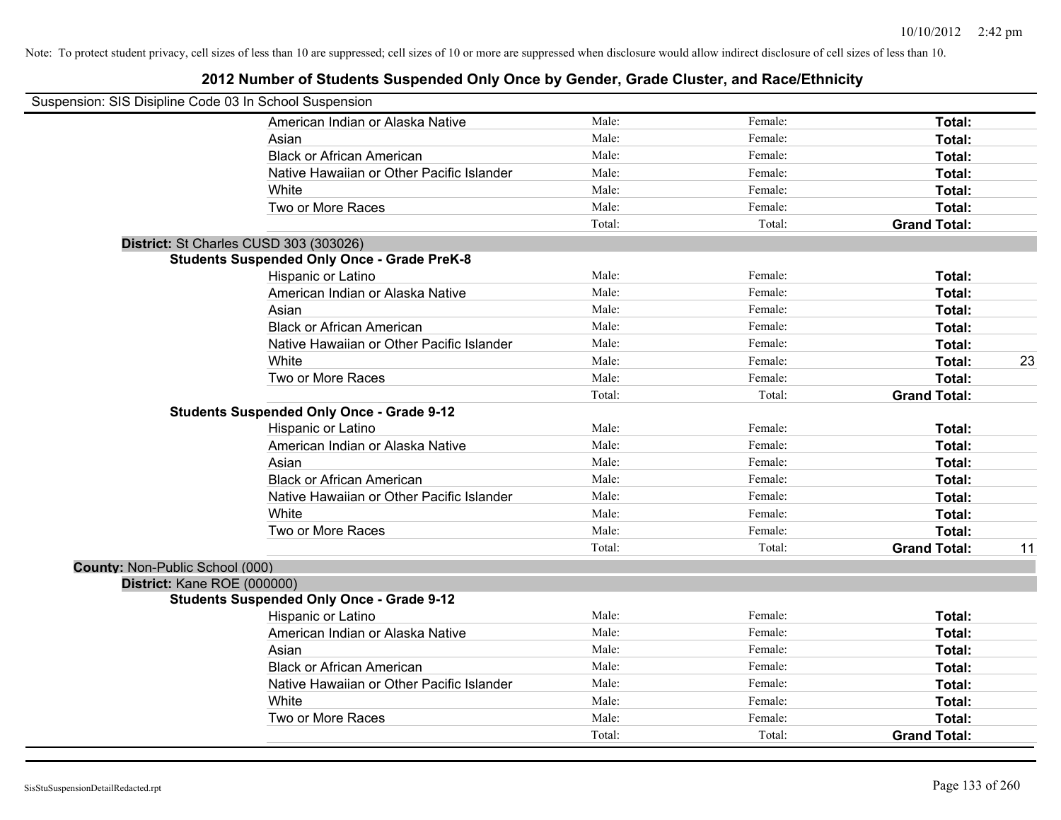Note: To protect student privacy, cell sizes of less than 10 are suppressed; cell sizes of 10 or more are suppressed when disclosure would allow indirect disclosure of cell sizes of less than 10.

## 2012 Number of Students Suspended Only Once by Gender, Grade Cluster, and Race/Ethnicity

Suspension: SIS Disipline Code 03 In School Suspension

| | | | | |
|---|---|---|---|---|
| American Indian or Alaska Native | Male: | Female: | **Total:** | |
| Asian | Male: | Female: | **Total:** | |
| Black or African American | Male: | Female: | **Total:** | |
| Native Hawaiian or Other Pacific Islander | Male: | Female: | **Total:** | |
| White | Male: | Female: | **Total:** | |
| Two or More Races | Male: | Female: | **Total:** | |
| | Total: | Total: | **Grand Total:** | |

**District:** St Charles CUSD 303 (303026)

**Students Suspended Only Once - Grade PreK-8**

| | | | | |
|---|---|---|---|---|
| Hispanic or Latino | Male: | Female: | **Total:** | |
| American Indian or Alaska Native | Male: | Female: | **Total:** | |
| Asian | Male: | Female: | **Total:** | |
| Black or African American | Male: | Female: | **Total:** | |
| Native Hawaiian or Other Pacific Islander | Male: | Female: | **Total:** | |
| White | Male: | Female: | **Total:** | 23 |
| Two or More Races | Male: | Female: | **Total:** | |
| | Total: | Total: | **Grand Total:** | |

**Students Suspended Only Once - Grade 9-12**

| | | | | |
|---|---|---|---|---|
| Hispanic or Latino | Male: | Female: | **Total:** | |
| American Indian or Alaska Native | Male: | Female: | **Total:** | |
| Asian | Male: | Female: | **Total:** | |
| Black or African American | Male: | Female: | **Total:** | |
| Native Hawaiian or Other Pacific Islander | Male: | Female: | **Total:** | |
| White | Male: | Female: | **Total:** | |
| Two or More Races | Male: | Female: | **Total:** | |
| | Total: | Total: | **Grand Total:** | 11 |

**County:** Non-Public School (000)

**District:** Kane ROE (000000)

**Students Suspended Only Once - Grade 9-12**

| | | | | |
|---|---|---|---|---|
| Hispanic or Latino | Male: | Female: | **Total:** | |
| American Indian or Alaska Native | Male: | Female: | **Total:** | |
| Asian | Male: | Female: | **Total:** | |
| Black or African American | Male: | Female: | **Total:** | |
| Native Hawaiian or Other Pacific Islander | Male: | Female: | **Total:** | |
| White | Male: | Female: | **Total:** | |
| Two or More Races | Male: | Female: | **Total:** | |
| | Total: | Total: | **Grand Total:** | |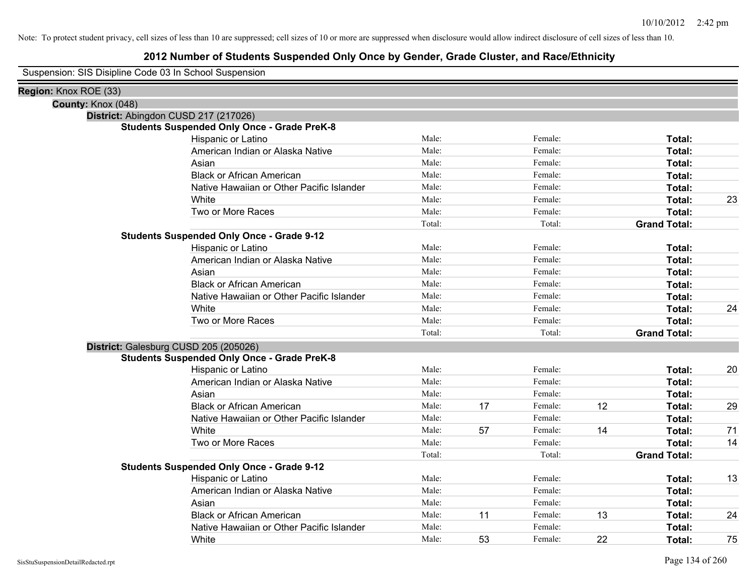Note: To protect student privacy, cell sizes of less than 10 are suppressed; cell sizes of 10 or more are suppressed when disclosure would allow indirect disclosure of cell sizes of less than 10.

# 2012 Number of Students Suspended Only Once by Gender, Grade Cluster, and Race/Ethnicity

Suspension: SIS Disipline Code 03 In School Suspension

**Region:** Knox ROE (33)

**County:** Knox (048)

**District:** Abingdon CUSD 217 (217026)

**Students Suspended Only Once - Grade PreK-8**

| Race/Ethnicity | Male: | | Female: | | Total: | |
|---|---|---|---|---|---|---|
| Hispanic or Latino | Male: | | Female: | | **Total:** | |
| American Indian or Alaska Native | Male: | | Female: | | **Total:** | |
| Asian | Male: | | Female: | | **Total:** | |
| Black or African American | Male: | | Female: | | **Total:** | |
| Native Hawaiian or Other Pacific Islander | Male: | | Female: | | **Total:** | |
| White | Male: | | Female: | | **Total:** | 23 |
| Two or More Races | Male: | | Female: | | **Total:** | |
| | Total: | | Total: | | **Grand Total:** | |

**Students Suspended Only Once - Grade 9-12**

| Race/Ethnicity | Male: | | Female: | | Total: | |
|---|---|---|---|---|---|---|
| Hispanic or Latino | Male: | | Female: | | **Total:** | |
| American Indian or Alaska Native | Male: | | Female: | | **Total:** | |
| Asian | Male: | | Female: | | **Total:** | |
| Black or African American | Male: | | Female: | | **Total:** | |
| Native Hawaiian or Other Pacific Islander | Male: | | Female: | | **Total:** | |
| White | Male: | | Female: | | **Total:** | 24 |
| Two or More Races | Male: | | Female: | | **Total:** | |
| | Total: | | Total: | | **Grand Total:** | |

**District:** Galesburg CUSD 205 (205026)

**Students Suspended Only Once - Grade PreK-8**

| Race/Ethnicity | Male: | | Female: | | Total: | |
|---|---|---|---|---|---|---|
| Hispanic or Latino | Male: | | Female: | | **Total:** | 20 |
| American Indian or Alaska Native | Male: | | Female: | | **Total:** | |
| Asian | Male: | | Female: | | **Total:** | |
| Black or African American | Male: | 17 | Female: | 12 | **Total:** | 29 |
| Native Hawaiian or Other Pacific Islander | Male: | | Female: | | **Total:** | |
| White | Male: | 57 | Female: | 14 | **Total:** | 71 |
| Two or More Races | Male: | | Female: | | **Total:** | 14 |
| | Total: | | Total: | | **Grand Total:** | |

**Students Suspended Only Once - Grade 9-12**

| Race/Ethnicity | Male: | | Female: | | Total: | |
|---|---|---|---|---|---|---|
| Hispanic or Latino | Male: | | Female: | | **Total:** | 13 |
| American Indian or Alaska Native | Male: | | Female: | | **Total:** | |
| Asian | Male: | | Female: | | **Total:** | |
| Black or African American | Male: | 11 | Female: | 13 | **Total:** | 24 |
| Native Hawaiian or Other Pacific Islander | Male: | | Female: | | **Total:** | |
| White | Male: | 53 | Female: | 22 | **Total:** | 75 |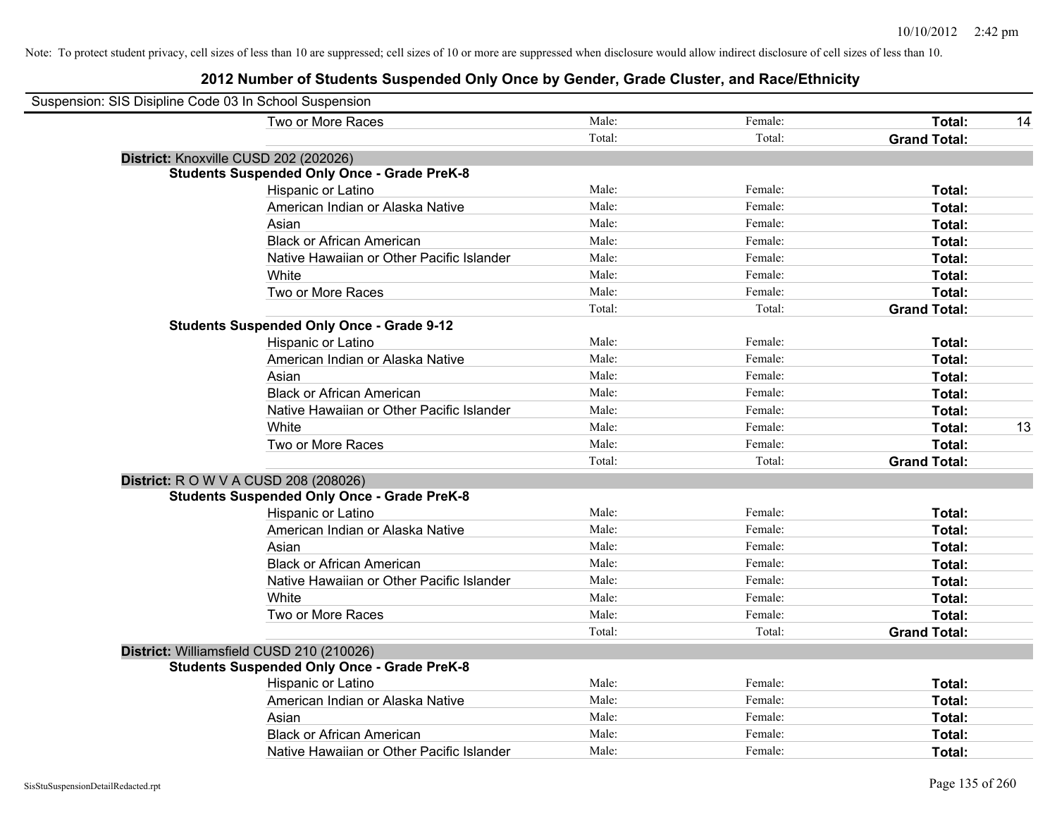Note: To protect student privacy, cell sizes of less than 10 are suppressed; cell sizes of 10 or more are suppressed when disclosure would allow indirect disclosure of cell sizes of less than 10.

# 2012 Number of Students Suspended Only Once by Gender, Grade Cluster, and Race/Ethnicity

Suspension: SIS Disipline Code 03 In School Suspension

| | | | | |
|---|---|---|---|---|
| Two or More Races | Male: | Female: | **Total:** | 14 |
| | Total: | Total: | **Grand Total:** | |

**District:** Knoxville CUSD 202 (202026)

**Students Suspended Only Once - Grade PreK-8**

| | | | | |
|---|---|---|---|---|
| Hispanic or Latino | Male: | Female: | **Total:** | |
| American Indian or Alaska Native | Male: | Female: | **Total:** | |
| Asian | Male: | Female: | **Total:** | |
| Black or African American | Male: | Female: | **Total:** | |
| Native Hawaiian or Other Pacific Islander | Male: | Female: | **Total:** | |
| White | Male: | Female: | **Total:** | |
| Two or More Races | Male: | Female: | **Total:** | |
| | Total: | Total: | **Grand Total:** | |

**Students Suspended Only Once - Grade 9-12**

| | | | | |
|---|---|---|---|---|
| Hispanic or Latino | Male: | Female: | **Total:** | |
| American Indian or Alaska Native | Male: | Female: | **Total:** | |
| Asian | Male: | Female: | **Total:** | |
| Black or African American | Male: | Female: | **Total:** | |
| Native Hawaiian or Other Pacific Islander | Male: | Female: | **Total:** | |
| White | Male: | Female: | **Total:** | 13 |
| Two or More Races | Male: | Female: | **Total:** | |
| | Total: | Total: | **Grand Total:** | |

**District:** R O W V A CUSD 208 (208026)

**Students Suspended Only Once - Grade PreK-8**

| | | | | |
|---|---|---|---|---|
| Hispanic or Latino | Male: | Female: | **Total:** | |
| American Indian or Alaska Native | Male: | Female: | **Total:** | |
| Asian | Male: | Female: | **Total:** | |
| Black or African American | Male: | Female: | **Total:** | |
| Native Hawaiian or Other Pacific Islander | Male: | Female: | **Total:** | |
| White | Male: | Female: | **Total:** | |
| Two or More Races | Male: | Female: | **Total:** | |
| | Total: | Total: | **Grand Total:** | |

**District:** Williamsfield CUSD 210 (210026)

**Students Suspended Only Once - Grade PreK-8**

| | | | | |
|---|---|---|---|---|
| Hispanic or Latino | Male: | Female: | **Total:** | |
| American Indian or Alaska Native | Male: | Female: | **Total:** | |
| Asian | Male: | Female: | **Total:** | |
| Black or African American | Male: | Female: | **Total:** | |
| Native Hawaiian or Other Pacific Islander | Male: | Female: | **Total:** | |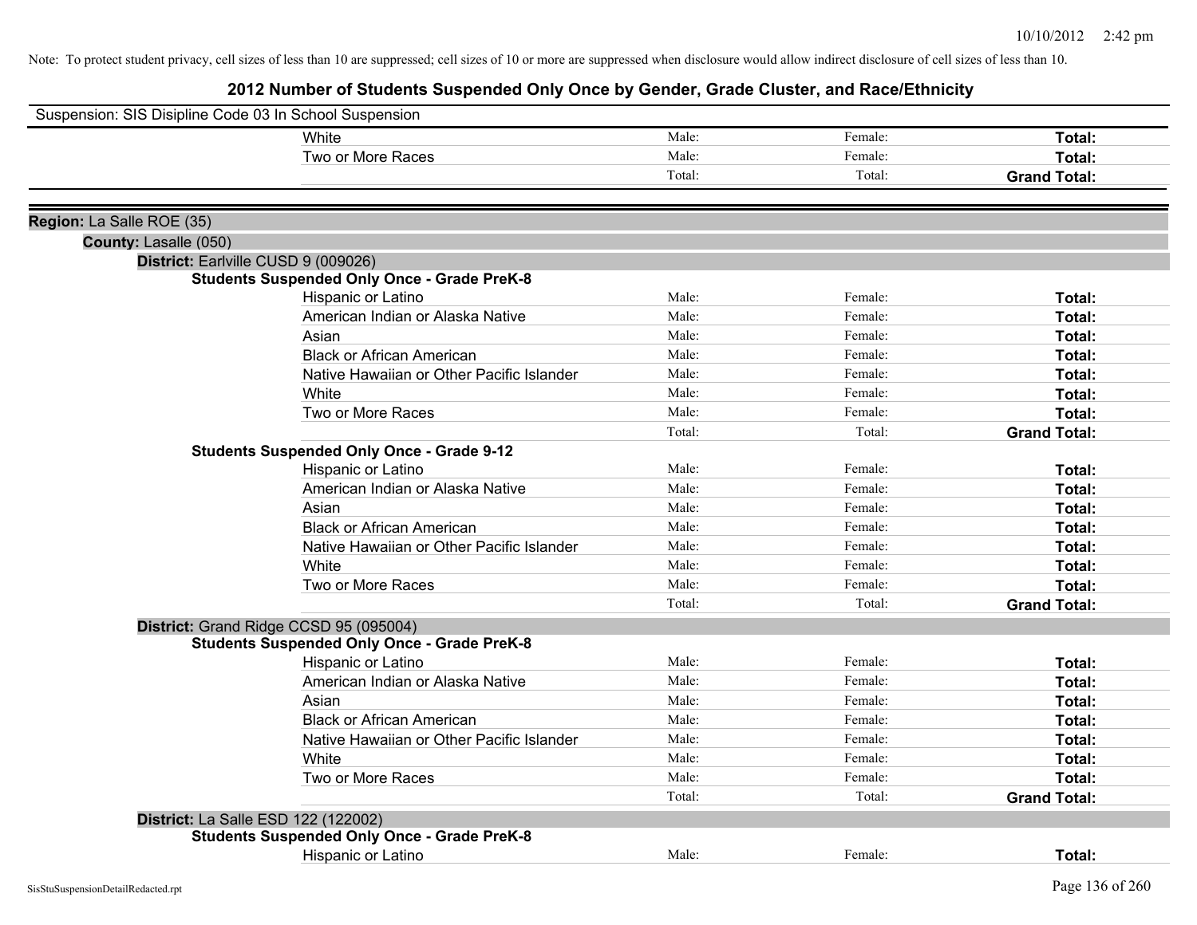Note: To protect student privacy, cell sizes of less than 10 are suppressed; cell sizes of 10 or more are suppressed when disclosure would allow indirect disclosure of cell sizes of less than 10.

# 2012 Number of Students Suspended Only Once by Gender, Grade Cluster, and Race/Ethnicity

Suspension: SIS Disipline Code 03 In School Suspension

| | | | |
|---|---|---|---|
| White | Male: | Female: | **Total:** |
| Two or More Races | Male: | Female: | **Total:** |
| | Total: | Total: | **Grand Total:** |

**Region:** La Salle ROE (35)

**County:** Lasalle (050)

**District:** Earlville CUSD 9 (009026)

**Students Suspended Only Once - Grade PreK-8**

| | | | |
|---|---|---|---|
| Hispanic or Latino | Male: | Female: | **Total:** |
| American Indian or Alaska Native | Male: | Female: | **Total:** |
| Asian | Male: | Female: | **Total:** |
| Black or African American | Male: | Female: | **Total:** |
| Native Hawaiian or Other Pacific Islander | Male: | Female: | **Total:** |
| White | Male: | Female: | **Total:** |
| Two or More Races | Male: | Female: | **Total:** |
| | Total: | Total: | **Grand Total:** |

**Students Suspended Only Once - Grade 9-12**

| | | | |
|---|---|---|---|
| Hispanic or Latino | Male: | Female: | **Total:** |
| American Indian or Alaska Native | Male: | Female: | **Total:** |
| Asian | Male: | Female: | **Total:** |
| Black or African American | Male: | Female: | **Total:** |
| Native Hawaiian or Other Pacific Islander | Male: | Female: | **Total:** |
| White | Male: | Female: | **Total:** |
| Two or More Races | Male: | Female: | **Total:** |
| | Total: | Total: | **Grand Total:** |

**District:** Grand Ridge CCSD 95 (095004)

**Students Suspended Only Once - Grade PreK-8**

| | | | |
|---|---|---|---|
| Hispanic or Latino | Male: | Female: | **Total:** |
| American Indian or Alaska Native | Male: | Female: | **Total:** |
| Asian | Male: | Female: | **Total:** |
| Black or African American | Male: | Female: | **Total:** |
| Native Hawaiian or Other Pacific Islander | Male: | Female: | **Total:** |
| White | Male: | Female: | **Total:** |
| Two or More Races | Male: | Female: | **Total:** |
| | Total: | Total: | **Grand Total:** |

**District:** La Salle ESD 122 (122002)

**Students Suspended Only Once - Grade PreK-8**

| | | | |
|---|---|---|---|
| Hispanic or Latino | Male: | Female: | **Total:** |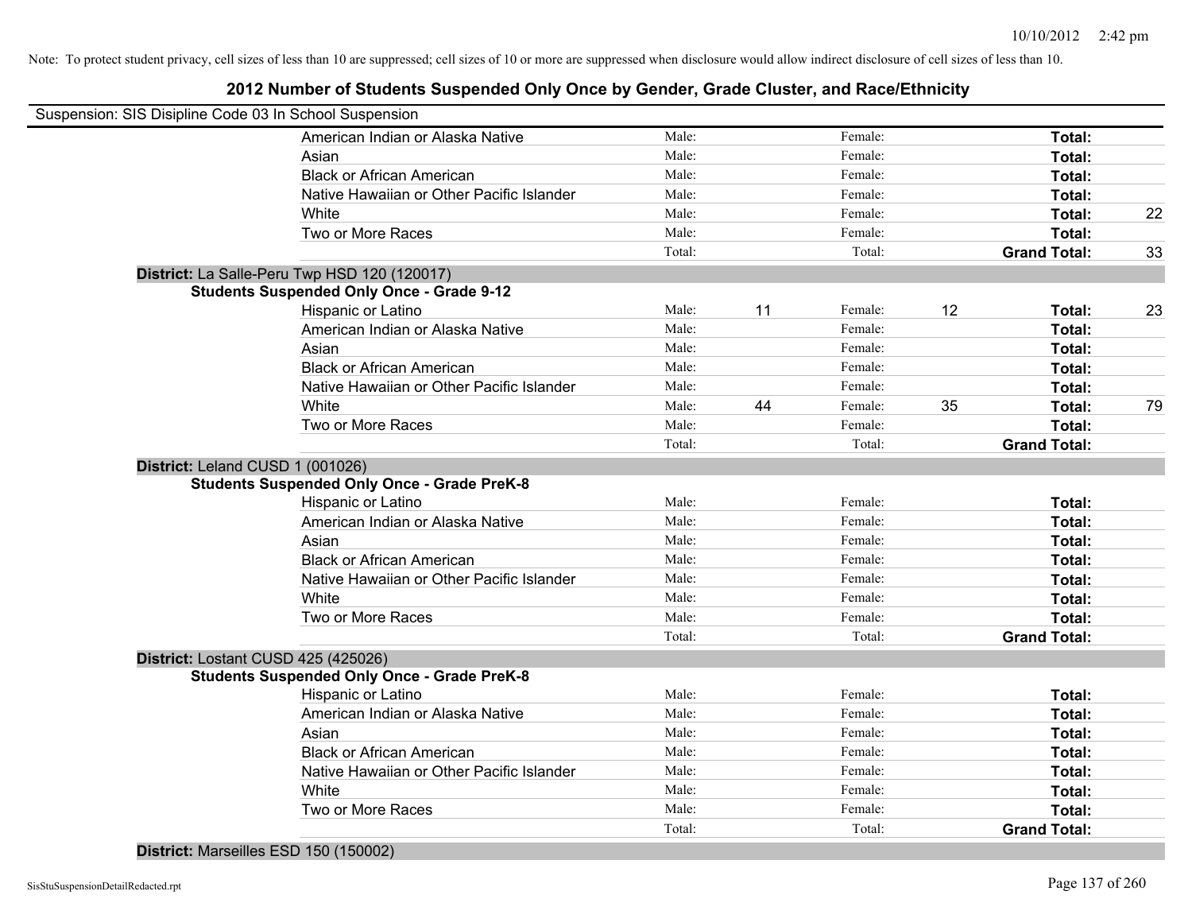Note: To protect student privacy, cell sizes of less than 10 are suppressed; cell sizes of 10 or more are suppressed when disclosure would allow indirect disclosure of cell sizes of less than 10.

# 2012 Number of Students Suspended Only Once by Gender, Grade Cluster, and Race/Ethnicity

Suspension: SIS Disipline Code 03 In School Suspension

| | | | | | | |
|---|---|---|---|---|---|---|
| American Indian or Alaska Native | Male: | | Female: | | **Total:** | |
| Asian | Male: | | Female: | | **Total:** | |
| Black or African American | Male: | | Female: | | **Total:** | |
| Native Hawaiian or Other Pacific Islander | Male: | | Female: | | **Total:** | |
| White | Male: | | Female: | | **Total:** | 22 |
| Two or More Races | Male: | | Female: | | **Total:** | |
| | Total: | | Total: | | **Grand Total:** | 33 |

**District:** La Salle-Peru Twp HSD 120 (120017)

**Students Suspended Only Once - Grade 9-12**

| | | | | | | |
|---|---|---|---|---|---|---|
| Hispanic or Latino | Male: | 11 | Female: | 12 | **Total:** | 23 |
| American Indian or Alaska Native | Male: | | Female: | | **Total:** | |
| Asian | Male: | | Female: | | **Total:** | |
| Black or African American | Male: | | Female: | | **Total:** | |
| Native Hawaiian or Other Pacific Islander | Male: | | Female: | | **Total:** | |
| White | Male: | 44 | Female: | 35 | **Total:** | 79 |
| Two or More Races | Male: | | Female: | | **Total:** | |
| | Total: | | Total: | | **Grand Total:** | |

**District:** Leland CUSD 1 (001026)

**Students Suspended Only Once - Grade PreK-8**

| | | | | | | |
|---|---|---|---|---|---|---|
| Hispanic or Latino | Male: | | Female: | | **Total:** | |
| American Indian or Alaska Native | Male: | | Female: | | **Total:** | |
| Asian | Male: | | Female: | | **Total:** | |
| Black or African American | Male: | | Female: | | **Total:** | |
| Native Hawaiian or Other Pacific Islander | Male: | | Female: | | **Total:** | |
| White | Male: | | Female: | | **Total:** | |
| Two or More Races | Male: | | Female: | | **Total:** | |
| | Total: | | Total: | | **Grand Total:** | |

**District:** Lostant CUSD 425 (425026)

**Students Suspended Only Once - Grade PreK-8**

| | | | | | | |
|---|---|---|---|---|---|---|
| Hispanic or Latino | Male: | | Female: | | **Total:** | |
| American Indian or Alaska Native | Male: | | Female: | | **Total:** | |
| Asian | Male: | | Female: | | **Total:** | |
| Black or African American | Male: | | Female: | | **Total:** | |
| Native Hawaiian or Other Pacific Islander | Male: | | Female: | | **Total:** | |
| White | Male: | | Female: | | **Total:** | |
| Two or More Races | Male: | | Female: | | **Total:** | |
| | Total: | | Total: | | **Grand Total:** | |

**District:** Marseilles ESD 150 (150002)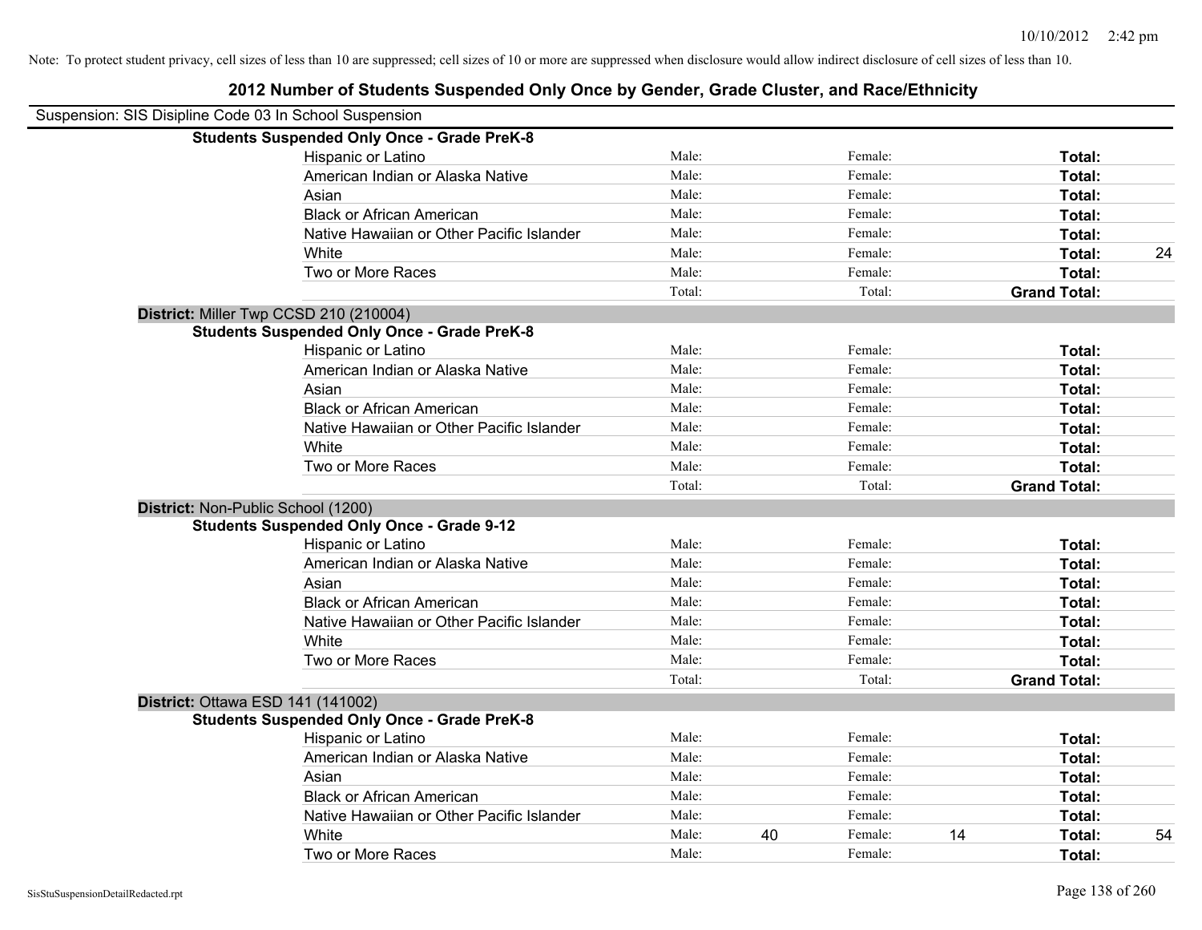Note: To protect student privacy, cell sizes of less than 10 are suppressed; cell sizes of 10 or more are suppressed when disclosure would allow indirect disclosure of cell sizes of less than 10.

# 2012 Number of Students Suspended Only Once by Gender, Grade Cluster, and Race/Ethnicity

Suspension: SIS Disipline Code 03 In School Suspension

**Students Suspended Only Once - Grade PreK-8**

| | | | | | | |
|---|---|---|---|---|---|---|
| Hispanic or Latino | Male: | | Female: | | **Total:** | |
| American Indian or Alaska Native | Male: | | Female: | | **Total:** | |
| Asian | Male: | | Female: | | **Total:** | |
| Black or African American | Male: | | Female: | | **Total:** | |
| Native Hawaiian or Other Pacific Islander | Male: | | Female: | | **Total:** | |
| White | Male: | | Female: | | **Total:** | 24 |
| Two or More Races | Male: | | Female: | | **Total:** | |
| | Total: | | Total: | | **Grand Total:** | |

**District:** Miller Twp CCSD 210 (210004)

**Students Suspended Only Once - Grade PreK-8**

| | | | | | | |
|---|---|---|---|---|---|---|
| Hispanic or Latino | Male: | | Female: | | **Total:** | |
| American Indian or Alaska Native | Male: | | Female: | | **Total:** | |
| Asian | Male: | | Female: | | **Total:** | |
| Black or African American | Male: | | Female: | | **Total:** | |
| Native Hawaiian or Other Pacific Islander | Male: | | Female: | | **Total:** | |
| White | Male: | | Female: | | **Total:** | |
| Two or More Races | Male: | | Female: | | **Total:** | |
| | Total: | | Total: | | **Grand Total:** | |

**District:** Non-Public School (1200)

**Students Suspended Only Once - Grade 9-12**

| | | | | | | |
|---|---|---|---|---|---|---|
| Hispanic or Latino | Male: | | Female: | | **Total:** | |
| American Indian or Alaska Native | Male: | | Female: | | **Total:** | |
| Asian | Male: | | Female: | | **Total:** | |
| Black or African American | Male: | | Female: | | **Total:** | |
| Native Hawaiian or Other Pacific Islander | Male: | | Female: | | **Total:** | |
| White | Male: | | Female: | | **Total:** | |
| Two or More Races | Male: | | Female: | | **Total:** | |
| | Total: | | Total: | | **Grand Total:** | |

**District:** Ottawa ESD 141 (141002)

**Students Suspended Only Once - Grade PreK-8**

| | | | | | | |
|---|---|---|---|---|---|---|
| Hispanic or Latino | Male: | | Female: | | **Total:** | |
| American Indian or Alaska Native | Male: | | Female: | | **Total:** | |
| Asian | Male: | | Female: | | **Total:** | |
| Black or African American | Male: | | Female: | | **Total:** | |
| Native Hawaiian or Other Pacific Islander | Male: | | Female: | | **Total:** | |
| White | Male: | 40 | Female: | 14 | **Total:** | 54 |
| Two or More Races | Male: | | Female: | | **Total:** | |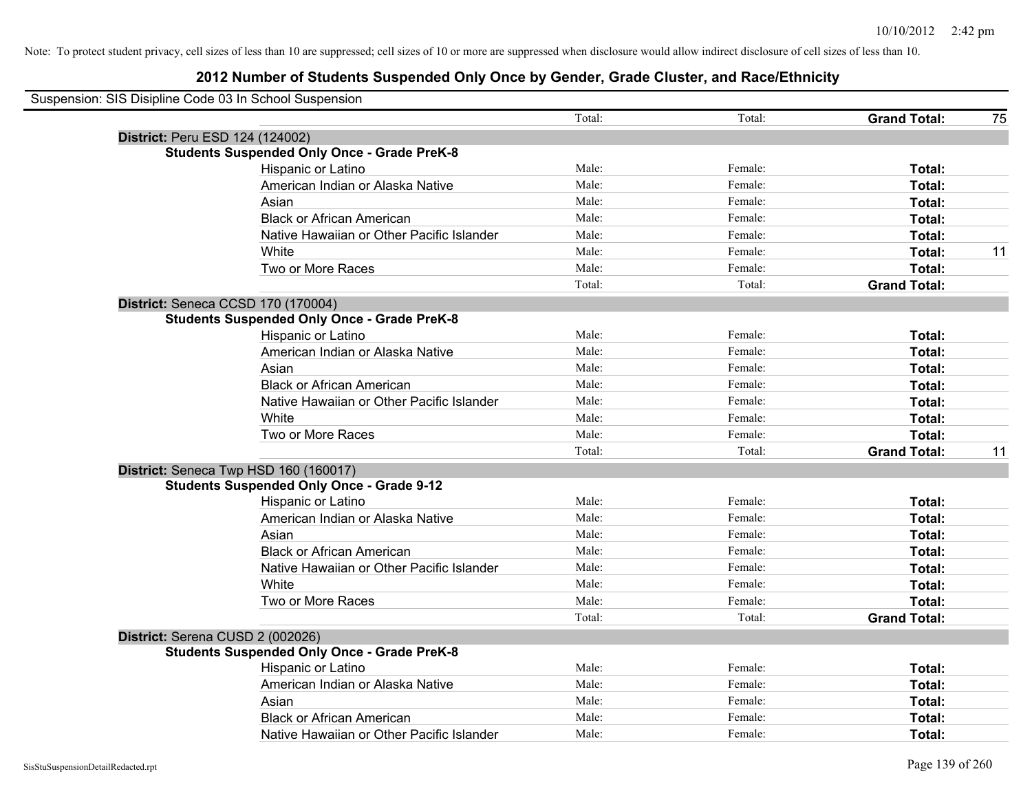Note: To protect student privacy, cell sizes of less than 10 are suppressed; cell sizes of 10 or more are suppressed when disclosure would allow indirect disclosure of cell sizes of less than 10.

# 2012 Number of Students Suspended Only Once by Gender, Grade Cluster, and Race/Ethnicity

Suspension: SIS Disipline Code 03 In School Suspension

| | | | | |
|---|---|---|---|---|
| | Total: | Total: | **Grand Total:** | 75 |
| **District:** Peru ESD 124 (124002) | | | | |
| **Students Suspended Only Once - Grade PreK-8** | | | | |
| Hispanic or Latino | Male: | Female: | **Total:** | |
| American Indian or Alaska Native | Male: | Female: | **Total:** | |
| Asian | Male: | Female: | **Total:** | |
| Black or African American | Male: | Female: | **Total:** | |
| Native Hawaiian or Other Pacific Islander | Male: | Female: | **Total:** | |
| White | Male: | Female: | **Total:** | 11 |
| Two or More Races | Male: | Female: | **Total:** | |
| | Total: | Total: | **Grand Total:** | |
| **District:** Seneca CCSD 170 (170004) | | | | |
| **Students Suspended Only Once - Grade PreK-8** | | | | |
| Hispanic or Latino | Male: | Female: | **Total:** | |
| American Indian or Alaska Native | Male: | Female: | **Total:** | |
| Asian | Male: | Female: | **Total:** | |
| Black or African American | Male: | Female: | **Total:** | |
| Native Hawaiian or Other Pacific Islander | Male: | Female: | **Total:** | |
| White | Male: | Female: | **Total:** | |
| Two or More Races | Male: | Female: | **Total:** | |
| | Total: | Total: | **Grand Total:** | 11 |
| **District:** Seneca Twp HSD 160 (160017) | | | | |
| **Students Suspended Only Once - Grade 9-12** | | | | |
| Hispanic or Latino | Male: | Female: | **Total:** | |
| American Indian or Alaska Native | Male: | Female: | **Total:** | |
| Asian | Male: | Female: | **Total:** | |
| Black or African American | Male: | Female: | **Total:** | |
| Native Hawaiian or Other Pacific Islander | Male: | Female: | **Total:** | |
| White | Male: | Female: | **Total:** | |
| Two or More Races | Male: | Female: | **Total:** | |
| | Total: | Total: | **Grand Total:** | |
| **District:** Serena CUSD 2 (002026) | | | | |
| **Students Suspended Only Once - Grade PreK-8** | | | | |
| Hispanic or Latino | Male: | Female: | **Total:** | |
| American Indian or Alaska Native | Male: | Female: | **Total:** | |
| Asian | Male: | Female: | **Total:** | |
| Black or African American | Male: | Female: | **Total:** | |
| Native Hawaiian or Other Pacific Islander | Male: | Female: | **Total:** | |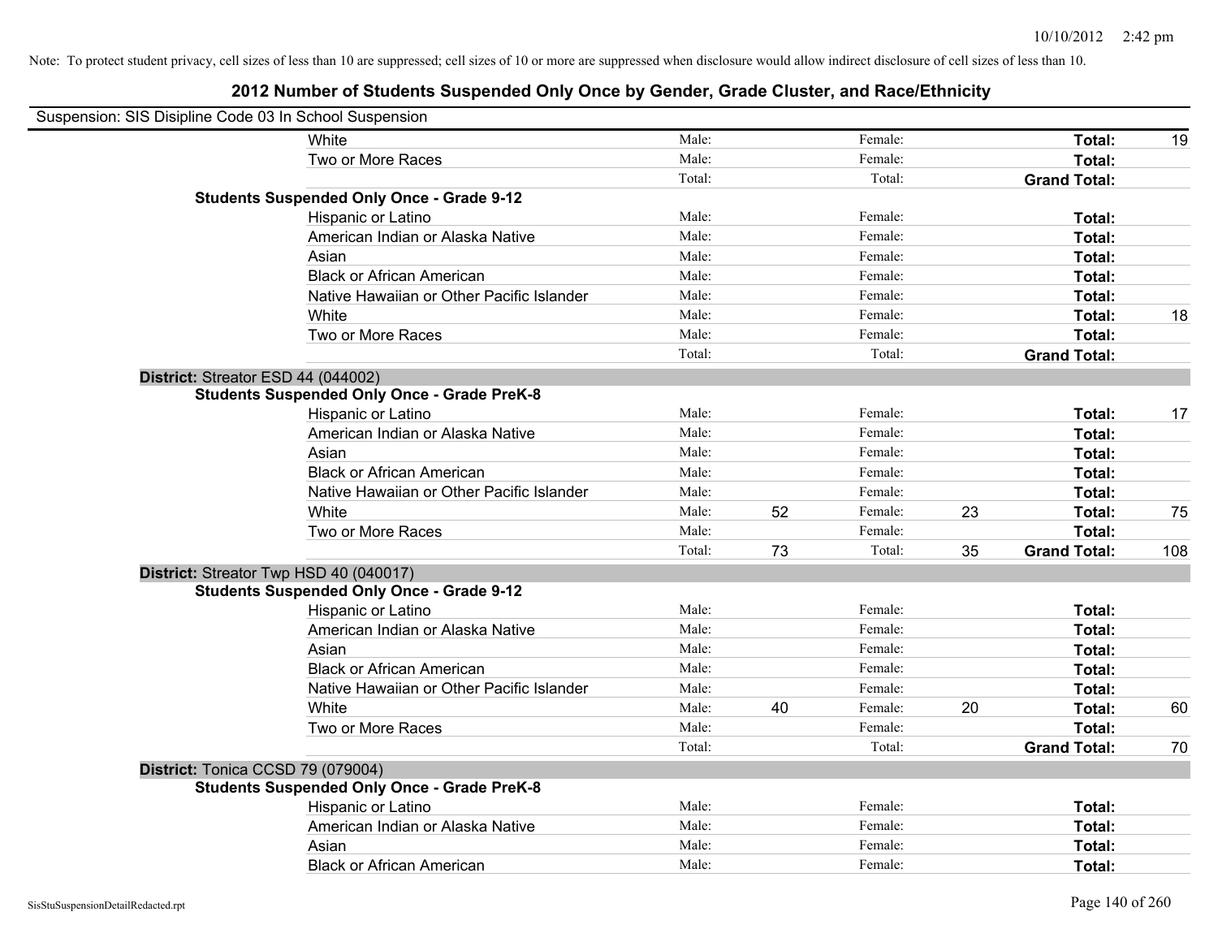Note: To protect student privacy, cell sizes of less than 10 are suppressed; cell sizes of 10 or more are suppressed when disclosure would allow indirect disclosure of cell sizes of less than 10.

## 2012 Number of Students Suspended Only Once by Gender, Grade Cluster, and Race/Ethnicity

Suspension: SIS Disipline Code 03 In School Suspension

| | | | | | | | |
|---|---|---|---|---|---|---|---|
| White | Male: | | Female: | | **Total:** | 19 |
| Two or More Races | Male: | | Female: | | **Total:** | |
| | Total: | | Total: | | **Grand Total:** | |

**Students Suspended Only Once - Grade 9-12**

| | | | | | | |
|---|---|---|---|---|---|---|
| Hispanic or Latino | Male: | | Female: | | **Total:** | |
| American Indian or Alaska Native | Male: | | Female: | | **Total:** | |
| Asian | Male: | | Female: | | **Total:** | |
| Black or African American | Male: | | Female: | | **Total:** | |
| Native Hawaiian or Other Pacific Islander | Male: | | Female: | | **Total:** | |
| White | Male: | | Female: | | **Total:** | 18 |
| Two or More Races | Male: | | Female: | | **Total:** | |
| | Total: | | Total: | | **Grand Total:** | |

**District:** Streator ESD 44 (044002)

**Students Suspended Only Once - Grade PreK-8**

| | | | | | | |
|---|---|---|---|---|---|---|
| Hispanic or Latino | Male: | | Female: | | **Total:** | 17 |
| American Indian or Alaska Native | Male: | | Female: | | **Total:** | |
| Asian | Male: | | Female: | | **Total:** | |
| Black or African American | Male: | | Female: | | **Total:** | |
| Native Hawaiian or Other Pacific Islander | Male: | | Female: | | **Total:** | |
| White | Male: | 52 | Female: | 23 | **Total:** | 75 |
| Two or More Races | Male: | | Female: | | **Total:** | |
| | Total: | 73 | Total: | 35 | **Grand Total:** | 108 |

**District:** Streator Twp HSD 40 (040017)

**Students Suspended Only Once - Grade 9-12**

| | | | | | | |
|---|---|---|---|---|---|---|
| Hispanic or Latino | Male: | | Female: | | **Total:** | |
| American Indian or Alaska Native | Male: | | Female: | | **Total:** | |
| Asian | Male: | | Female: | | **Total:** | |
| Black or African American | Male: | | Female: | | **Total:** | |
| Native Hawaiian or Other Pacific Islander | Male: | | Female: | | **Total:** | |
| White | Male: | 40 | Female: | 20 | **Total:** | 60 |
| Two or More Races | Male: | | Female: | | **Total:** | |
| | Total: | | Total: | | **Grand Total:** | 70 |

**District:** Tonica CCSD 79 (079004)

**Students Suspended Only Once - Grade PreK-8**

| | | | | | | |
|---|---|---|---|---|---|---|
| Hispanic or Latino | Male: | | Female: | | **Total:** | |
| American Indian or Alaska Native | Male: | | Female: | | **Total:** | |
| Asian | Male: | | Female: | | **Total:** | |
| Black or African American | Male: | | Female: | | **Total:** | |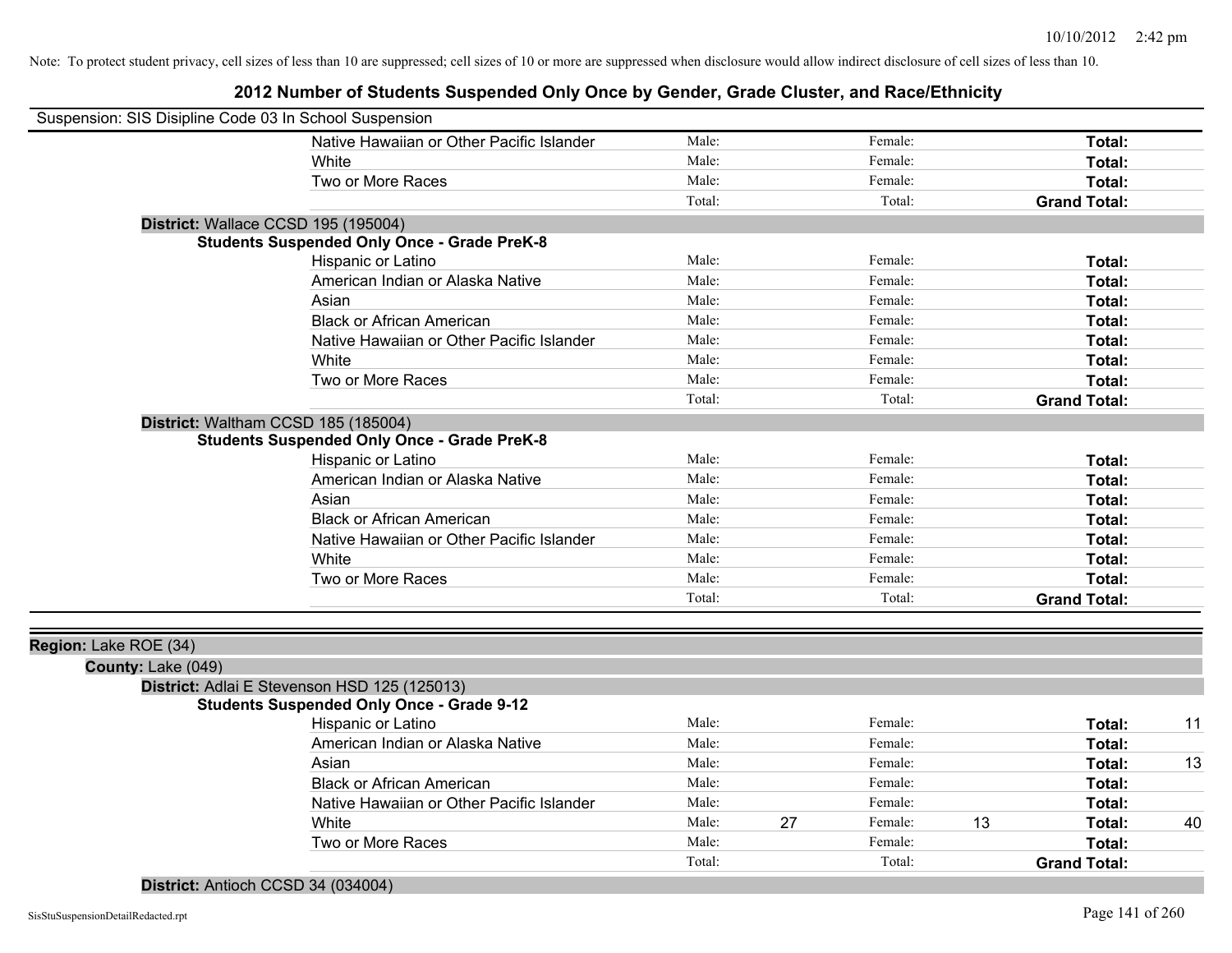Note: To protect student privacy, cell sizes of less than 10 are suppressed; cell sizes of 10 or more are suppressed when disclosure would allow indirect disclosure of cell sizes of less than 10.

# 2012 Number of Students Suspended Only Once by Gender, Grade Cluster, and Race/Ethnicity

Suspension: SIS Disipline Code 03 In School Suspension

| | Male: | | Female: | | | |
|---|---|---|---|---|---|---|
| Native Hawaiian or Other Pacific Islander | Male: | | Female: | | **Total:** | |
| White | Male: | | Female: | | **Total:** | |
| Two or More Races | Male: | | Female: | | **Total:** | |
| | Total: | | Total: | | **Grand Total:** | |

**District:** Wallace CCSD 195 (195004)

**Students Suspended Only Once - Grade PreK-8**

| | | | | | | |
|---|---|---|---|---|---|---|
| Hispanic or Latino | Male: | | Female: | | **Total:** | |
| American Indian or Alaska Native | Male: | | Female: | | **Total:** | |
| Asian | Male: | | Female: | | **Total:** | |
| Black or African American | Male: | | Female: | | **Total:** | |
| Native Hawaiian or Other Pacific Islander | Male: | | Female: | | **Total:** | |
| White | Male: | | Female: | | **Total:** | |
| Two or More Races | Male: | | Female: | | **Total:** | |
| | Total: | | Total: | | **Grand Total:** | |

**District:** Waltham CCSD 185 (185004)

**Students Suspended Only Once - Grade PreK-8**

| | | | | | | |
|---|---|---|---|---|---|---|
| Hispanic or Latino | Male: | | Female: | | **Total:** | |
| American Indian or Alaska Native | Male: | | Female: | | **Total:** | |
| Asian | Male: | | Female: | | **Total:** | |
| Black or African American | Male: | | Female: | | **Total:** | |
| Native Hawaiian or Other Pacific Islander | Male: | | Female: | | **Total:** | |
| White | Male: | | Female: | | **Total:** | |
| Two or More Races | Male: | | Female: | | **Total:** | |
| | Total: | | Total: | | **Grand Total:** | |

**Region:** Lake ROE (34)

**County:** Lake (049)

**District:** Adlai E Stevenson HSD 125 (125013)

**Students Suspended Only Once - Grade 9-12**

| | | | | | | |
|---|---|---|---|---|---|---|
| Hispanic or Latino | Male: | | Female: | | **Total:** | 11 |
| American Indian or Alaska Native | Male: | | Female: | | **Total:** | |
| Asian | Male: | | Female: | | **Total:** | 13 |
| Black or African American | Male: | | Female: | | **Total:** | |
| Native Hawaiian or Other Pacific Islander | Male: | | Female: | | **Total:** | |
| White | Male: | 27 | Female: | 13 | **Total:** | 40 |
| Two or More Races | Male: | | Female: | | **Total:** | |
| | Total: | | Total: | | **Grand Total:** | |

**District:** Antioch CCSD 34 (034004)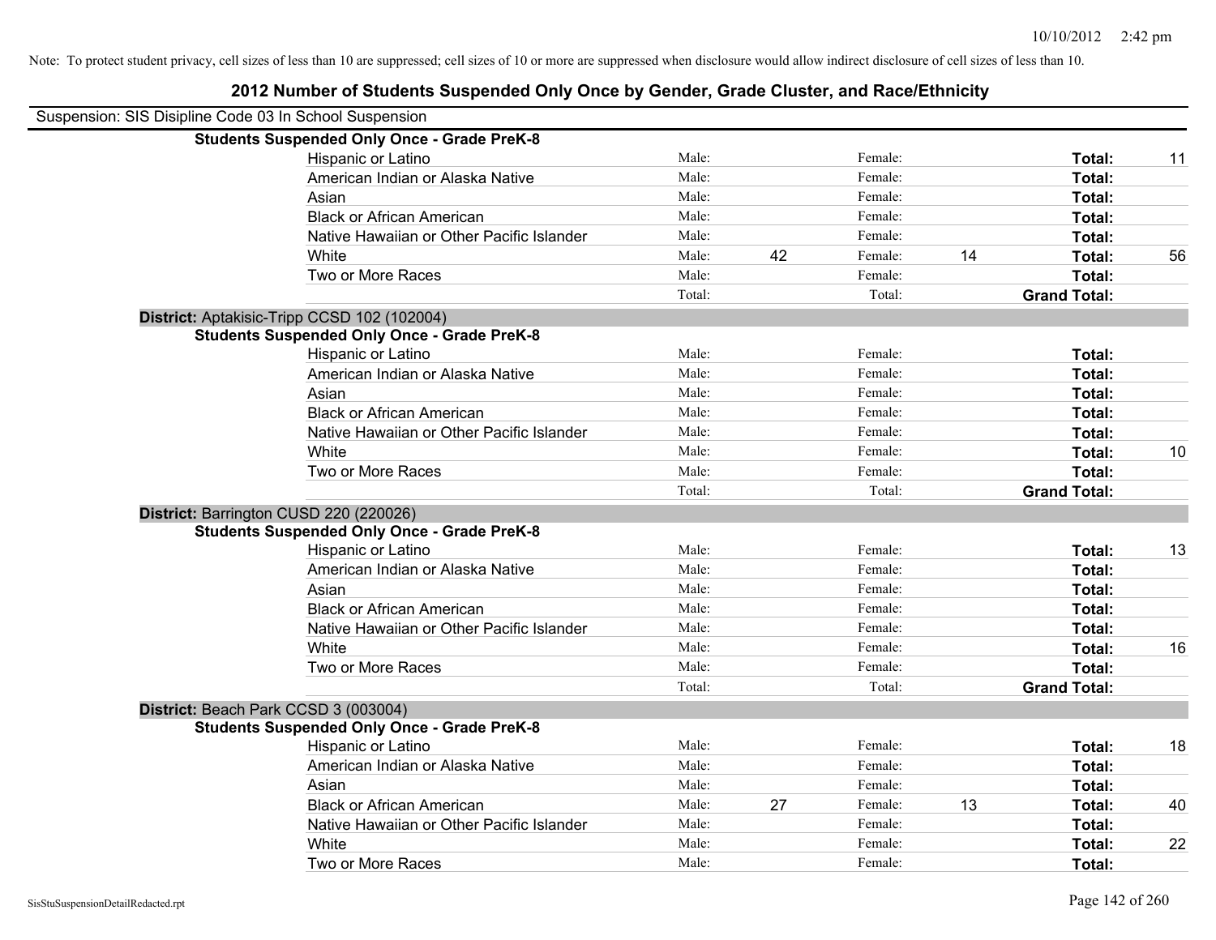Note: To protect student privacy, cell sizes of less than 10 are suppressed; cell sizes of 10 or more are suppressed when disclosure would allow indirect disclosure of cell sizes of less than 10.

## 2012 Number of Students Suspended Only Once by Gender, Grade Cluster, and Race/Ethnicity

Suspension: SIS Disipline Code 03 In School Suspension

**Students Suspended Only Once - Grade PreK-8**

| | | | | | | |
|---|---|---|---|---|---|---|
| Hispanic or Latino | Male: | | Female: | | **Total:** | 11 |
| American Indian or Alaska Native | Male: | | Female: | | **Total:** | |
| Asian | Male: | | Female: | | **Total:** | |
| Black or African American | Male: | | Female: | | **Total:** | |
| Native Hawaiian or Other Pacific Islander | Male: | | Female: | | **Total:** | |
| White | Male: | 42 | Female: | 14 | **Total:** | 56 |
| Two or More Races | Male: | | Female: | | **Total:** | |
| | Total: | | Total: | | **Grand Total:** | |

**District:** Aptakisic-Tripp CCSD 102 (102004)

**Students Suspended Only Once - Grade PreK-8**

| | | | | | | |
|---|---|---|---|---|---|---|
| Hispanic or Latino | Male: | | Female: | | **Total:** | |
| American Indian or Alaska Native | Male: | | Female: | | **Total:** | |
| Asian | Male: | | Female: | | **Total:** | |
| Black or African American | Male: | | Female: | | **Total:** | |
| Native Hawaiian or Other Pacific Islander | Male: | | Female: | | **Total:** | |
| White | Male: | | Female: | | **Total:** | 10 |
| Two or More Races | Male: | | Female: | | **Total:** | |
| | Total: | | Total: | | **Grand Total:** | |

**District:** Barrington CUSD 220 (220026)

**Students Suspended Only Once - Grade PreK-8**

| | | | | | | |
|---|---|---|---|---|---|---|
| Hispanic or Latino | Male: | | Female: | | **Total:** | 13 |
| American Indian or Alaska Native | Male: | | Female: | | **Total:** | |
| Asian | Male: | | Female: | | **Total:** | |
| Black or African American | Male: | | Female: | | **Total:** | |
| Native Hawaiian or Other Pacific Islander | Male: | | Female: | | **Total:** | |
| White | Male: | | Female: | | **Total:** | 16 |
| Two or More Races | Male: | | Female: | | **Total:** | |
| | Total: | | Total: | | **Grand Total:** | |

**District:** Beach Park CCSD 3 (003004)

**Students Suspended Only Once - Grade PreK-8**

| | | | | | | |
|---|---|---|---|---|---|---|
| Hispanic or Latino | Male: | | Female: | | **Total:** | 18 |
| American Indian or Alaska Native | Male: | | Female: | | **Total:** | |
| Asian | Male: | | Female: | | **Total:** | |
| Black or African American | Male: | 27 | Female: | 13 | **Total:** | 40 |
| Native Hawaiian or Other Pacific Islander | Male: | | Female: | | **Total:** | |
| White | Male: | | Female: | | **Total:** | 22 |
| Two or More Races | Male: | | Female: | | **Total:** | |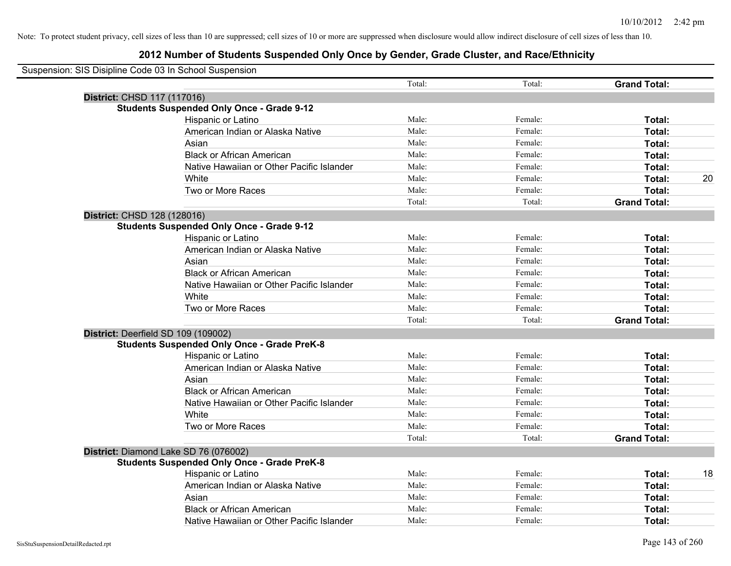Note: To protect student privacy, cell sizes of less than 10 are suppressed; cell sizes of 10 or more are suppressed when disclosure would allow indirect disclosure of cell sizes of less than 10.

# 2012 Number of Students Suspended Only Once by Gender, Grade Cluster, and Race/Ethnicity

Suspension: SIS Disipline Code 03 In School Suspension

| | | Total: | | Total: | | **Grand Total:** | |
|---|---|---|---|---|---|---|---|
| **District:** CHSD 117 (117016) | | | | | | | |
| **Students Suspended Only Once - Grade 9-12** | | | | | | | |
| | Hispanic or Latino | Male: | | Female: | | **Total:** | |
| | American Indian or Alaska Native | Male: | | Female: | | **Total:** | |
| | Asian | Male: | | Female: | | **Total:** | |
| | Black or African American | Male: | | Female: | | **Total:** | |
| | Native Hawaiian or Other Pacific Islander | Male: | | Female: | | **Total:** | |
| | White | Male: | | Female: | | **Total:** | 20 |
| | Two or More Races | Male: | | Female: | | **Total:** | |
| | | Total: | | Total: | | **Grand Total:** | |
| **District:** CHSD 128 (128016) | | | | | | | |
| **Students Suspended Only Once - Grade 9-12** | | | | | | | |
| | Hispanic or Latino | Male: | | Female: | | **Total:** | |
| | American Indian or Alaska Native | Male: | | Female: | | **Total:** | |
| | Asian | Male: | | Female: | | **Total:** | |
| | Black or African American | Male: | | Female: | | **Total:** | |
| | Native Hawaiian or Other Pacific Islander | Male: | | Female: | | **Total:** | |
| | White | Male: | | Female: | | **Total:** | |
| | Two or More Races | Male: | | Female: | | **Total:** | |
| | | Total: | | Total: | | **Grand Total:** | |
| **District:** Deerfield SD 109 (109002) | | | | | | | |
| **Students Suspended Only Once - Grade PreK-8** | | | | | | | |
| | Hispanic or Latino | Male: | | Female: | | **Total:** | |
| | American Indian or Alaska Native | Male: | | Female: | | **Total:** | |
| | Asian | Male: | | Female: | | **Total:** | |
| | Black or African American | Male: | | Female: | | **Total:** | |
| | Native Hawaiian or Other Pacific Islander | Male: | | Female: | | **Total:** | |
| | White | Male: | | Female: | | **Total:** | |
| | Two or More Races | Male: | | Female: | | **Total:** | |
| | | Total: | | Total: | | **Grand Total:** | |
| **District:** Diamond Lake SD 76 (076002) | | | | | | | |
| **Students Suspended Only Once - Grade PreK-8** | | | | | | | |
| | Hispanic or Latino | Male: | | Female: | | **Total:** | 18 |
| | American Indian or Alaska Native | Male: | | Female: | | **Total:** | |
| | Asian | Male: | | Female: | | **Total:** | |
| | Black or African American | Male: | | Female: | | **Total:** | |
| | Native Hawaiian or Other Pacific Islander | Male: | | Female: | | **Total:** | |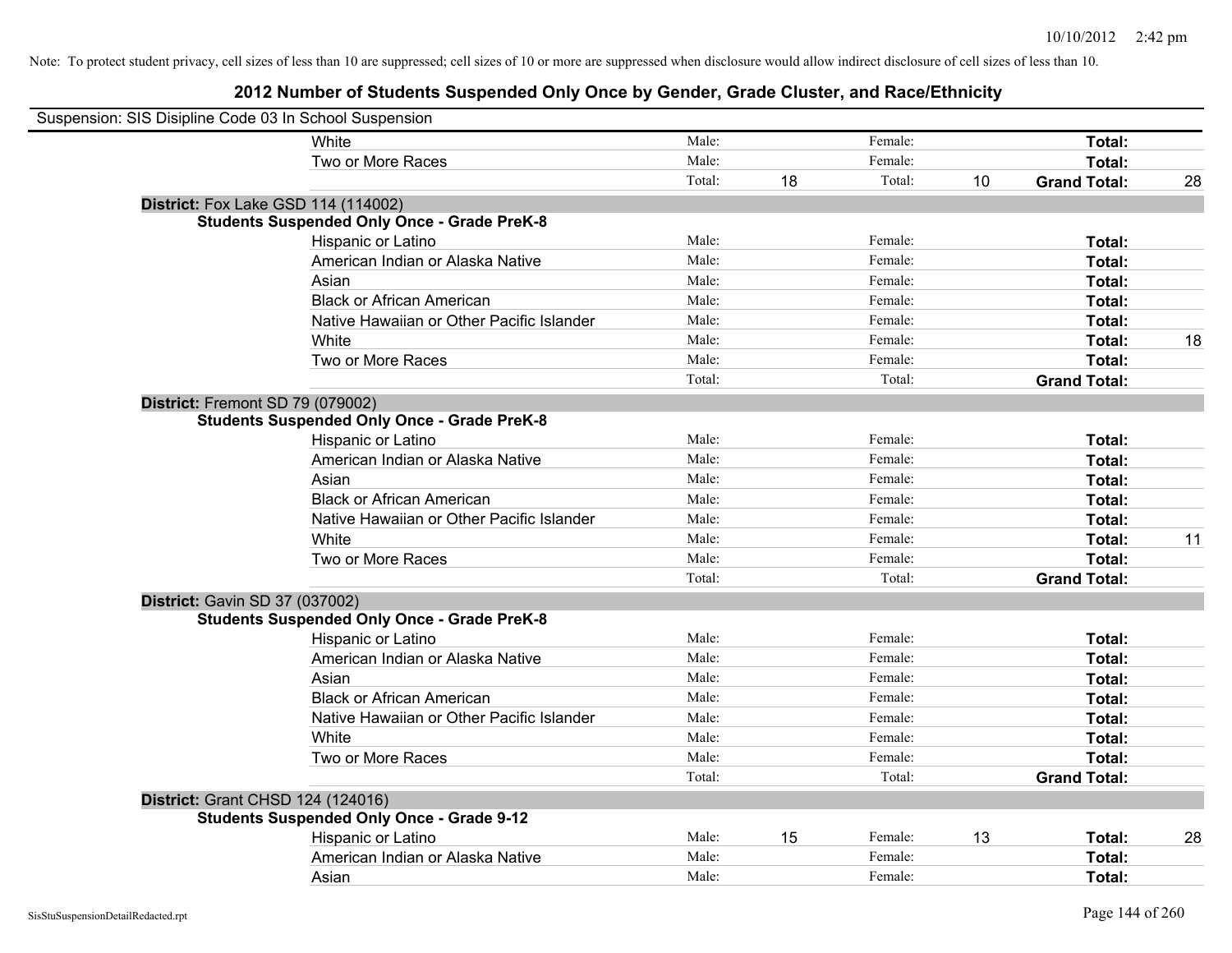Note: To protect student privacy, cell sizes of less than 10 are suppressed; cell sizes of 10 or more are suppressed when disclosure would allow indirect disclosure of cell sizes of less than 10.

# 2012 Number of Students Suspended Only Once by Gender, Grade Cluster, and Race/Ethnicity

Suspension: SIS Disipline Code 03 In School Suspension

| | | | | | | | |
|---|---|---|---|---|---|---|---|
| White | Male: | | Female: | | **Total:** | |
| Two or More Races | Male: | | Female: | | **Total:** | |
| | Total: | 18 | Total: | 10 | **Grand Total:** | 28 |

**District:** Fox Lake GSD 114 (114002)

**Students Suspended Only Once - Grade PreK-8**

| | | | | | | |
|---|---|---|---|---|---|---|
| Hispanic or Latino | Male: | | Female: | | **Total:** | |
| American Indian or Alaska Native | Male: | | Female: | | **Total:** | |
| Asian | Male: | | Female: | | **Total:** | |
| Black or African American | Male: | | Female: | | **Total:** | |
| Native Hawaiian or Other Pacific Islander | Male: | | Female: | | **Total:** | |
| White | Male: | | Female: | | **Total:** | 18 |
| Two or More Races | Male: | | Female: | | **Total:** | |
| | Total: | | Total: | | **Grand Total:** | |

**District:** Fremont SD 79 (079002)

**Students Suspended Only Once - Grade PreK-8**

| | | | | | | |
|---|---|---|---|---|---|---|
| Hispanic or Latino | Male: | | Female: | | **Total:** | |
| American Indian or Alaska Native | Male: | | Female: | | **Total:** | |
| Asian | Male: | | Female: | | **Total:** | |
| Black or African American | Male: | | Female: | | **Total:** | |
| Native Hawaiian or Other Pacific Islander | Male: | | Female: | | **Total:** | |
| White | Male: | | Female: | | **Total:** | 11 |
| Two or More Races | Male: | | Female: | | **Total:** | |
| | Total: | | Total: | | **Grand Total:** | |

**District:** Gavin SD 37 (037002)

**Students Suspended Only Once - Grade PreK-8**

| | | | | | | |
|---|---|---|---|---|---|---|
| Hispanic or Latino | Male: | | Female: | | **Total:** | |
| American Indian or Alaska Native | Male: | | Female: | | **Total:** | |
| Asian | Male: | | Female: | | **Total:** | |
| Black or African American | Male: | | Female: | | **Total:** | |
| Native Hawaiian or Other Pacific Islander | Male: | | Female: | | **Total:** | |
| White | Male: | | Female: | | **Total:** | |
| Two or More Races | Male: | | Female: | | **Total:** | |
| | Total: | | Total: | | **Grand Total:** | |

**District:** Grant CHSD 124 (124016)

**Students Suspended Only Once - Grade 9-12**

| | | | | | | |
|---|---|---|---|---|---|---|
| Hispanic or Latino | Male: | 15 | Female: | 13 | **Total:** | 28 |
| American Indian or Alaska Native | Male: | | Female: | | **Total:** | |
| Asian | Male: | | Female: | | **Total:** | |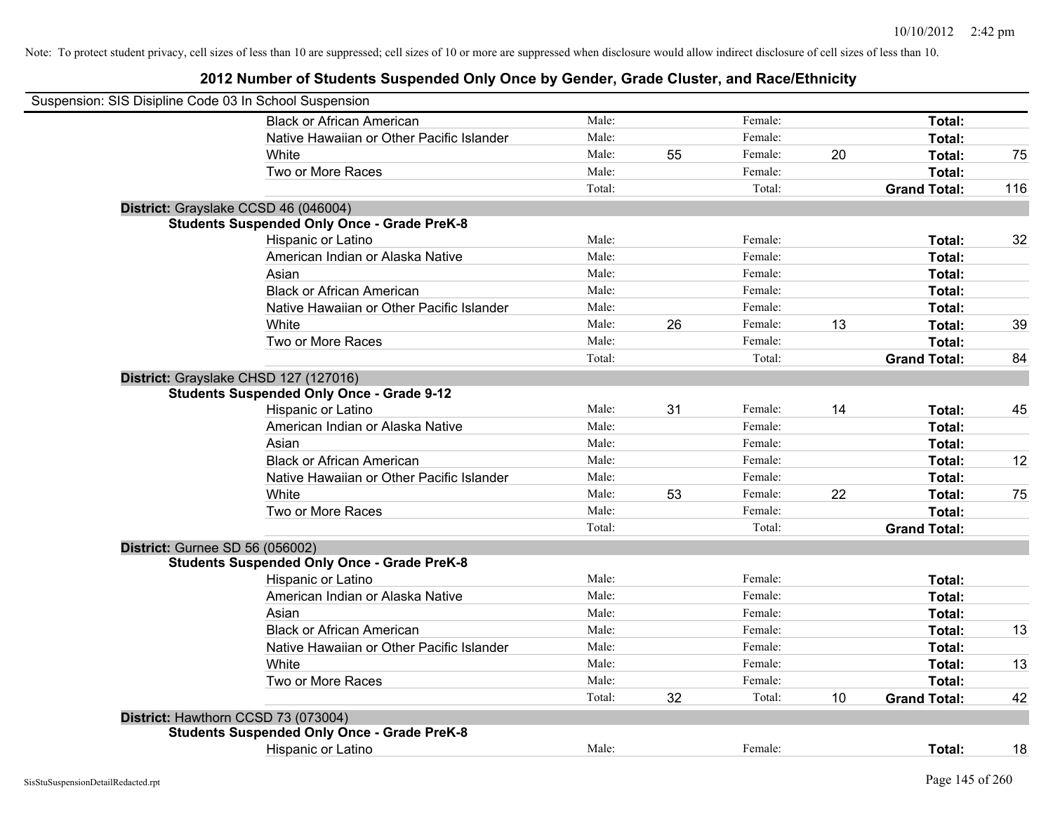Note: To protect student privacy, cell sizes of less than 10 are suppressed; cell sizes of 10 or more are suppressed when disclosure would allow indirect disclosure of cell sizes of less than 10.

## 2012 Number of Students Suspended Only Once by Gender, Grade Cluster, and Race/Ethnicity

Suspension: SIS Disipline Code 03 In School Suspension

| | | | | | | |
|---|---|---|---|---|---|---|
| Black or African American | Male: | | Female: | | Total: | |
| Native Hawaiian or Other Pacific Islander | Male: | | Female: | | Total: | |
| White | Male: | 55 | Female: | 20 | Total: | 75 |
| Two or More Races | Male: | | Female: | | Total: | |
| | Total: | | Total: | | Grand Total: | 116 |

**District:** Grayslake CCSD 46 (046004)

**Students Suspended Only Once - Grade PreK-8**

| | | | | | | |
|---|---|---|---|---|---|---|
| Hispanic or Latino | Male: | | Female: | | Total: | 32 |
| American Indian or Alaska Native | Male: | | Female: | | Total: | |
| Asian | Male: | | Female: | | Total: | |
| Black or African American | Male: | | Female: | | Total: | |
| Native Hawaiian or Other Pacific Islander | Male: | | Female: | | Total: | |
| White | Male: | 26 | Female: | 13 | Total: | 39 |
| Two or More Races | Male: | | Female: | | Total: | |
| | Total: | | Total: | | Grand Total: | 84 |

**District:** Grayslake CHSD 127 (127016)

**Students Suspended Only Once - Grade 9-12**

| | | | | | | |
|---|---|---|---|---|---|---|
| Hispanic or Latino | Male: | 31 | Female: | 14 | Total: | 45 |
| American Indian or Alaska Native | Male: | | Female: | | Total: | |
| Asian | Male: | | Female: | | Total: | |
| Black or African American | Male: | | Female: | | Total: | 12 |
| Native Hawaiian or Other Pacific Islander | Male: | | Female: | | Total: | |
| White | Male: | 53 | Female: | 22 | Total: | 75 |
| Two or More Races | Male: | | Female: | | Total: | |
| | Total: | | Total: | | Grand Total: | |

**District:** Gurnee SD 56 (056002)

**Students Suspended Only Once - Grade PreK-8**

| | | | | | | |
|---|---|---|---|---|---|---|
| Hispanic or Latino | Male: | | Female: | | Total: | |
| American Indian or Alaska Native | Male: | | Female: | | Total: | |
| Asian | Male: | | Female: | | Total: | |
| Black or African American | Male: | | Female: | | Total: | 13 |
| Native Hawaiian or Other Pacific Islander | Male: | | Female: | | Total: | |
| White | Male: | | Female: | | Total: | 13 |
| Two or More Races | Male: | | Female: | | Total: | |
| | Total: | 32 | Total: | 10 | Grand Total: | 42 |

**District:** Hawthorn CCSD 73 (073004)

**Students Suspended Only Once - Grade PreK-8**

| | | | | | | |
|---|---|---|---|---|---|---|
| Hispanic or Latino | Male: | | Female: | | Total: | 18 |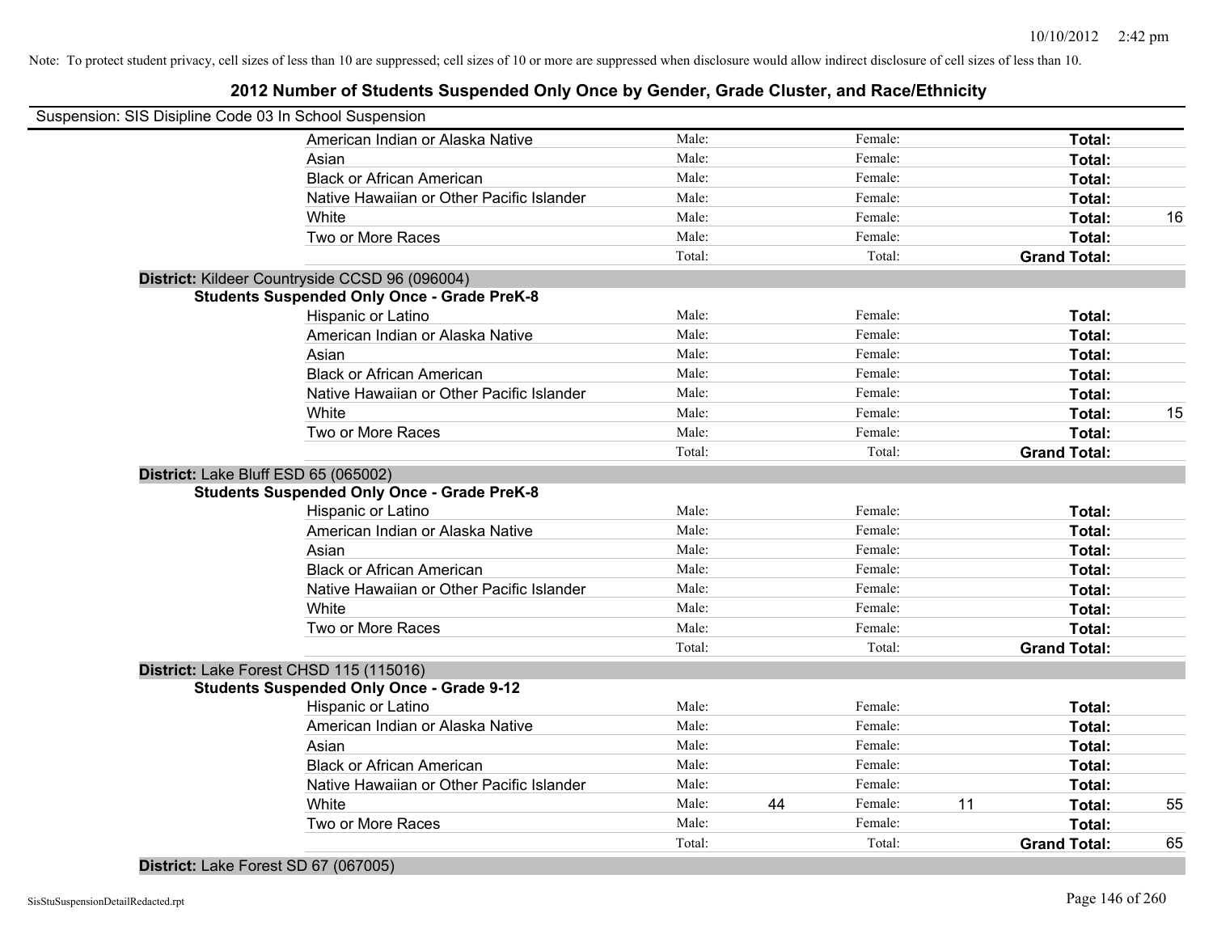Note: To protect student privacy, cell sizes of less than 10 are suppressed; cell sizes of 10 or more are suppressed when disclosure would allow indirect disclosure of cell sizes of less than 10.

# 2012 Number of Students Suspended Only Once by Gender, Grade Cluster, and Race/Ethnicity

Suspension: SIS Disipline Code 03 In School Suspension

| | Male: | | Female: | | | |
|---|---|---|---|---|---|---|
| American Indian or Alaska Native | Male: | | Female: | | **Total:** | |
| Asian | Male: | | Female: | | **Total:** | |
| Black or African American | Male: | | Female: | | **Total:** | |
| Native Hawaiian or Other Pacific Islander | Male: | | Female: | | **Total:** | |
| White | Male: | | Female: | | **Total:** | 16 |
| Two or More Races | Male: | | Female: | | **Total:** | |
| | Total: | | Total: | | **Grand Total:** | |

**District:** Kildeer Countryside CCSD 96 (096004)

**Students Suspended Only Once - Grade PreK-8**

| | | | | | | |
|---|---|---|---|---|---|---|
| Hispanic or Latino | Male: | | Female: | | **Total:** | |
| American Indian or Alaska Native | Male: | | Female: | | **Total:** | |
| Asian | Male: | | Female: | | **Total:** | |
| Black or African American | Male: | | Female: | | **Total:** | |
| Native Hawaiian or Other Pacific Islander | Male: | | Female: | | **Total:** | |
| White | Male: | | Female: | | **Total:** | 15 |
| Two or More Races | Male: | | Female: | | **Total:** | |
| | Total: | | Total: | | **Grand Total:** | |

**District:** Lake Bluff ESD 65 (065002)

**Students Suspended Only Once - Grade PreK-8**

| | | | | | | |
|---|---|---|---|---|---|---|
| Hispanic or Latino | Male: | | Female: | | **Total:** | |
| American Indian or Alaska Native | Male: | | Female: | | **Total:** | |
| Asian | Male: | | Female: | | **Total:** | |
| Black or African American | Male: | | Female: | | **Total:** | |
| Native Hawaiian or Other Pacific Islander | Male: | | Female: | | **Total:** | |
| White | Male: | | Female: | | **Total:** | |
| Two or More Races | Male: | | Female: | | **Total:** | |
| | Total: | | Total: | | **Grand Total:** | |

**District:** Lake Forest CHSD 115 (115016)

**Students Suspended Only Once - Grade 9-12**

| | | | | | | |
|---|---|---|---|---|---|---|
| Hispanic or Latino | Male: | | Female: | | **Total:** | |
| American Indian or Alaska Native | Male: | | Female: | | **Total:** | |
| Asian | Male: | | Female: | | **Total:** | |
| Black or African American | Male: | | Female: | | **Total:** | |
| Native Hawaiian or Other Pacific Islander | Male: | | Female: | | **Total:** | |
| White | Male: | 44 | Female: | 11 | **Total:** | 55 |
| Two or More Races | Male: | | Female: | | **Total:** | |
| | Total: | | Total: | | **Grand Total:** | 65 |

**District:** Lake Forest SD 67 (067005)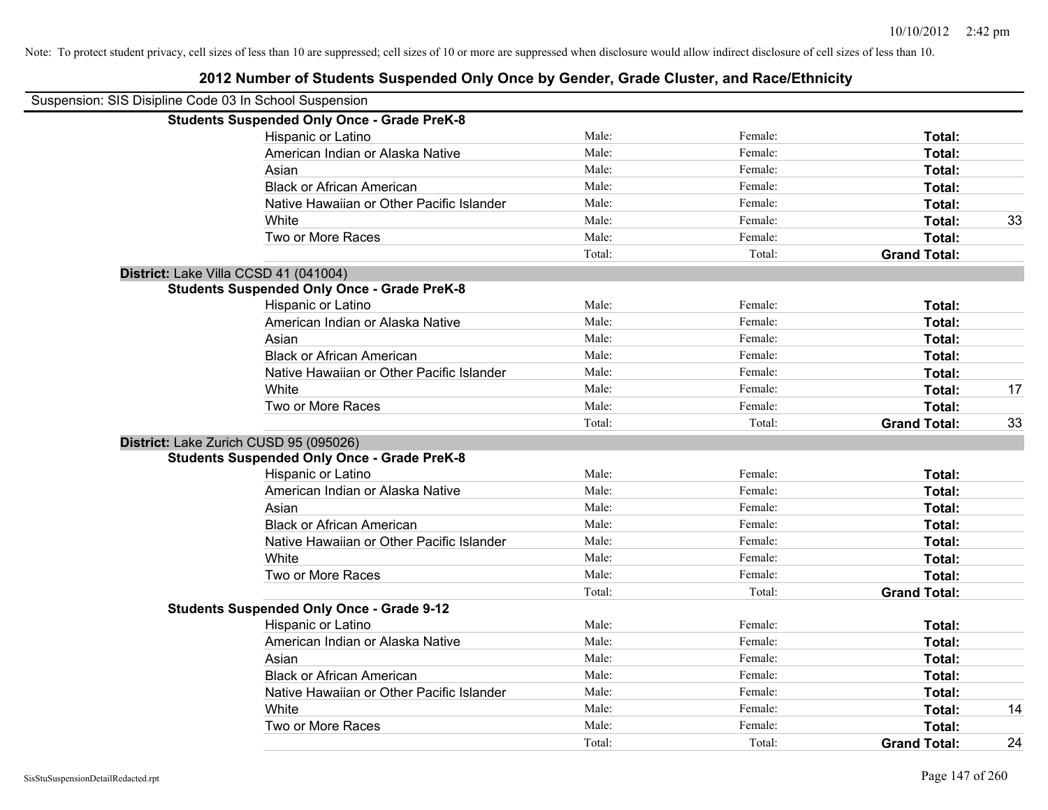Note: To protect student privacy, cell sizes of less than 10 are suppressed; cell sizes of 10 or more are suppressed when disclosure would allow indirect disclosure of cell sizes of less than 10.

## 2012 Number of Students Suspended Only Once by Gender, Grade Cluster, and Race/Ethnicity

Suspension: SIS Disipline Code 03 In School Suspension

**Students Suspended Only Once - Grade PreK-8**

| | | | | |
|---|---|---|---|---|
| Hispanic or Latino | Male: | Female: | **Total:** | |
| American Indian or Alaska Native | Male: | Female: | **Total:** | |
| Asian | Male: | Female: | **Total:** | |
| Black or African American | Male: | Female: | **Total:** | |
| Native Hawaiian or Other Pacific Islander | Male: | Female: | **Total:** | |
| White | Male: | Female: | **Total:** | 33 |
| Two or More Races | Male: | Female: | **Total:** | |
| | Total: | Total: | **Grand Total:** | |

**District:** Lake Villa CCSD 41 (041004)

**Students Suspended Only Once - Grade PreK-8**

| | | | | |
|---|---|---|---|---|
| Hispanic or Latino | Male: | Female: | **Total:** | |
| American Indian or Alaska Native | Male: | Female: | **Total:** | |
| Asian | Male: | Female: | **Total:** | |
| Black or African American | Male: | Female: | **Total:** | |
| Native Hawaiian or Other Pacific Islander | Male: | Female: | **Total:** | |
| White | Male: | Female: | **Total:** | 17 |
| Two or More Races | Male: | Female: | **Total:** | |
| | Total: | Total: | **Grand Total:** | 33 |

**District:** Lake Zurich CUSD 95 (095026)

**Students Suspended Only Once - Grade PreK-8**

| | | | | |
|---|---|---|---|---|
| Hispanic or Latino | Male: | Female: | **Total:** | |
| American Indian or Alaska Native | Male: | Female: | **Total:** | |
| Asian | Male: | Female: | **Total:** | |
| Black or African American | Male: | Female: | **Total:** | |
| Native Hawaiian or Other Pacific Islander | Male: | Female: | **Total:** | |
| White | Male: | Female: | **Total:** | |
| Two or More Races | Male: | Female: | **Total:** | |
| | Total: | Total: | **Grand Total:** | |

**Students Suspended Only Once - Grade 9-12**

| | | | | |
|---|---|---|---|---|
| Hispanic or Latino | Male: | Female: | **Total:** | |
| American Indian or Alaska Native | Male: | Female: | **Total:** | |
| Asian | Male: | Female: | **Total:** | |
| Black or African American | Male: | Female: | **Total:** | |
| Native Hawaiian or Other Pacific Islander | Male: | Female: | **Total:** | |
| White | Male: | Female: | **Total:** | 14 |
| Two or More Races | Male: | Female: | **Total:** | |
| | Total: | Total: | **Grand Total:** | 24 |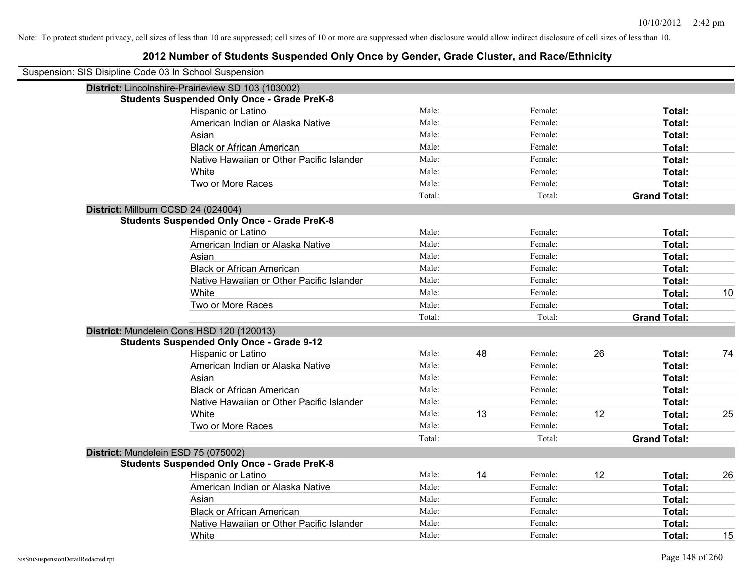Note: To protect student privacy, cell sizes of less than 10 are suppressed; cell sizes of 10 or more are suppressed when disclosure would allow indirect disclosure of cell sizes of less than 10.

# 2012 Number of Students Suspended Only Once by Gender, Grade Cluster, and Race/Ethnicity

Suspension: SIS Disipline Code 03 In School Suspension

**District:** Lincolnshire-Prairieview SD 103 (103002)

**Students Suspended Only Once - Grade PreK-8**

| | | | | | | |
|---|---|---|---|---|---|---|
| Hispanic or Latino | Male: | | Female: | | **Total:** | |
| American Indian or Alaska Native | Male: | | Female: | | **Total:** | |
| Asian | Male: | | Female: | | **Total:** | |
| Black or African American | Male: | | Female: | | **Total:** | |
| Native Hawaiian or Other Pacific Islander | Male: | | Female: | | **Total:** | |
| White | Male: | | Female: | | **Total:** | |
| Two or More Races | Male: | | Female: | | **Total:** | |
| | Total: | | Total: | | **Grand Total:** | |

**District:** Millburn CCSD 24 (024004)

**Students Suspended Only Once - Grade PreK-8**

| | | | | | | |
|---|---|---|---|---|---|---|
| Hispanic or Latino | Male: | | Female: | | **Total:** | |
| American Indian or Alaska Native | Male: | | Female: | | **Total:** | |
| Asian | Male: | | Female: | | **Total:** | |
| Black or African American | Male: | | Female: | | **Total:** | |
| Native Hawaiian or Other Pacific Islander | Male: | | Female: | | **Total:** | |
| White | Male: | | Female: | | **Total:** | 10 |
| Two or More Races | Male: | | Female: | | **Total:** | |
| | Total: | | Total: | | **Grand Total:** | |

**District:** Mundelein Cons HSD 120 (120013)

**Students Suspended Only Once - Grade 9-12**

| | | | | | | |
|---|---|---|---|---|---|---|
| Hispanic or Latino | Male: | 48 | Female: | 26 | **Total:** | 74 |
| American Indian or Alaska Native | Male: | | Female: | | **Total:** | |
| Asian | Male: | | Female: | | **Total:** | |
| Black or African American | Male: | | Female: | | **Total:** | |
| Native Hawaiian or Other Pacific Islander | Male: | | Female: | | **Total:** | |
| White | Male: | 13 | Female: | 12 | **Total:** | 25 |
| Two or More Races | Male: | | Female: | | **Total:** | |
| | Total: | | Total: | | **Grand Total:** | |

**District:** Mundelein ESD 75 (075002)

**Students Suspended Only Once - Grade PreK-8**

| | | | | | | |
|---|---|---|---|---|---|---|
| Hispanic or Latino | Male: | 14 | Female: | 12 | **Total:** | 26 |
| American Indian or Alaska Native | Male: | | Female: | | **Total:** | |
| Asian | Male: | | Female: | | **Total:** | |
| Black or African American | Male: | | Female: | | **Total:** | |
| Native Hawaiian or Other Pacific Islander | Male: | | Female: | | **Total:** | |
| White | Male: | | Female: | | **Total:** | 15 |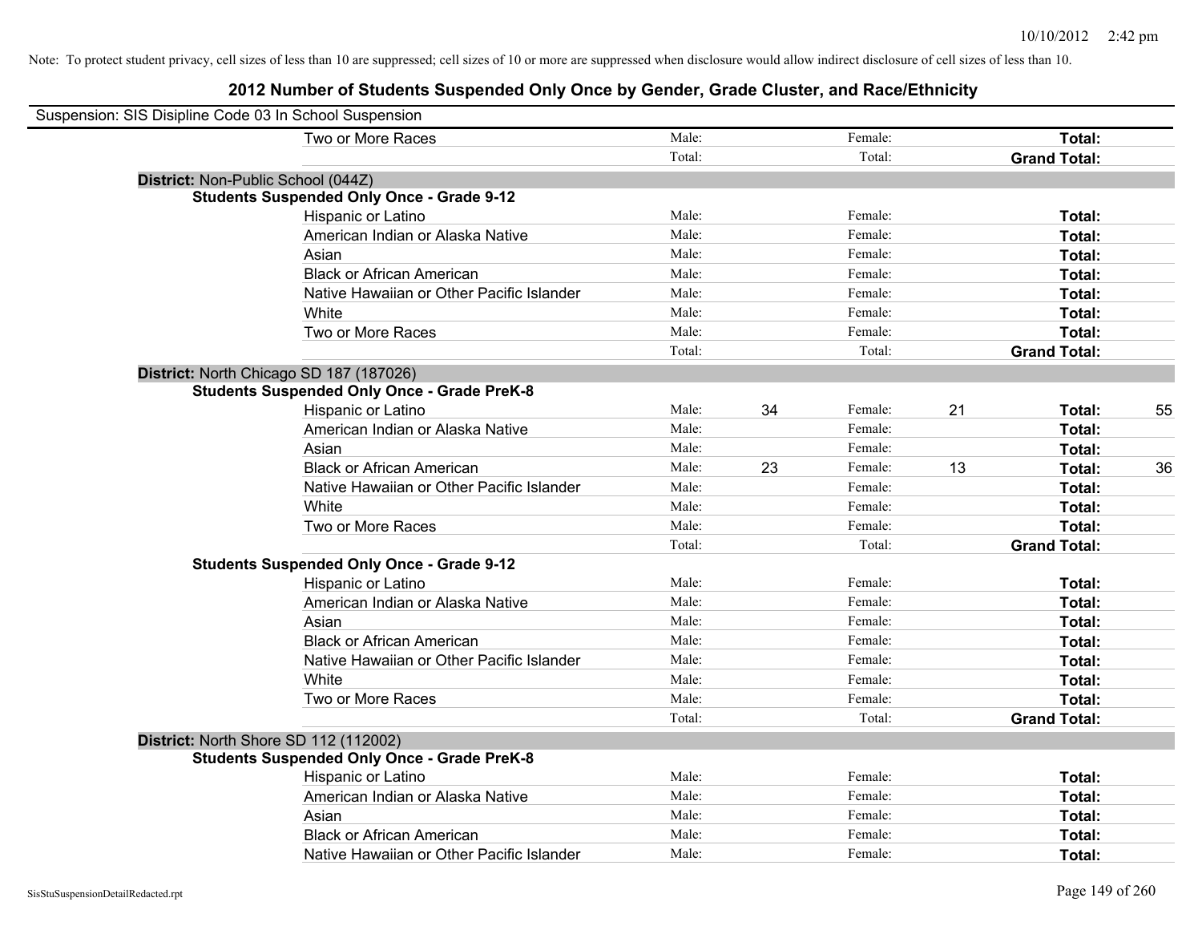Note: To protect student privacy, cell sizes of less than 10 are suppressed; cell sizes of 10 or more are suppressed when disclosure would allow indirect disclosure of cell sizes of less than 10.

# 2012 Number of Students Suspended Only Once by Gender, Grade Cluster, and Race/Ethnicity

Suspension: SIS Disipline Code 03 In School Suspension

| | | | | | | |
|---|---|---|---|---|---|---|
| Two or More Races | Male: | | Female: | | **Total:** | |
| | Total: | | Total: | | **Grand Total:** | |

**District:** Non-Public School (044Z)

**Students Suspended Only Once - Grade 9-12**

| | | | | | | |
|---|---|---|---|---|---|---|
| Hispanic or Latino | Male: | | Female: | | **Total:** | |
| American Indian or Alaska Native | Male: | | Female: | | **Total:** | |
| Asian | Male: | | Female: | | **Total:** | |
| Black or African American | Male: | | Female: | | **Total:** | |
| Native Hawaiian or Other Pacific Islander | Male: | | Female: | | **Total:** | |
| White | Male: | | Female: | | **Total:** | |
| Two or More Races | Male: | | Female: | | **Total:** | |
| | Total: | | Total: | | **Grand Total:** | |

**District:** North Chicago SD 187 (187026)

**Students Suspended Only Once - Grade PreK-8**

| | | | | | | |
|---|---|---|---|---|---|---|
| Hispanic or Latino | Male: | 34 | Female: | 21 | **Total:** | 55 |
| American Indian or Alaska Native | Male: | | Female: | | **Total:** | |
| Asian | Male: | | Female: | | **Total:** | |
| Black or African American | Male: | 23 | Female: | 13 | **Total:** | 36 |
| Native Hawaiian or Other Pacific Islander | Male: | | Female: | | **Total:** | |
| White | Male: | | Female: | | **Total:** | |
| Two or More Races | Male: | | Female: | | **Total:** | |
| | Total: | | Total: | | **Grand Total:** | |

**Students Suspended Only Once - Grade 9-12**

| | | | | | | |
|---|---|---|---|---|---|---|
| Hispanic or Latino | Male: | | Female: | | **Total:** | |
| American Indian or Alaska Native | Male: | | Female: | | **Total:** | |
| Asian | Male: | | Female: | | **Total:** | |
| Black or African American | Male: | | Female: | | **Total:** | |
| Native Hawaiian or Other Pacific Islander | Male: | | Female: | | **Total:** | |
| White | Male: | | Female: | | **Total:** | |
| Two or More Races | Male: | | Female: | | **Total:** | |
| | Total: | | Total: | | **Grand Total:** | |

**District:** North Shore SD 112 (112002)

**Students Suspended Only Once - Grade PreK-8**

| | | | | | | |
|---|---|---|---|---|---|---|
| Hispanic or Latino | Male: | | Female: | | **Total:** | |
| American Indian or Alaska Native | Male: | | Female: | | **Total:** | |
| Asian | Male: | | Female: | | **Total:** | |
| Black or African American | Male: | | Female: | | **Total:** | |
| Native Hawaiian or Other Pacific Islander | Male: | | Female: | | **Total:** | |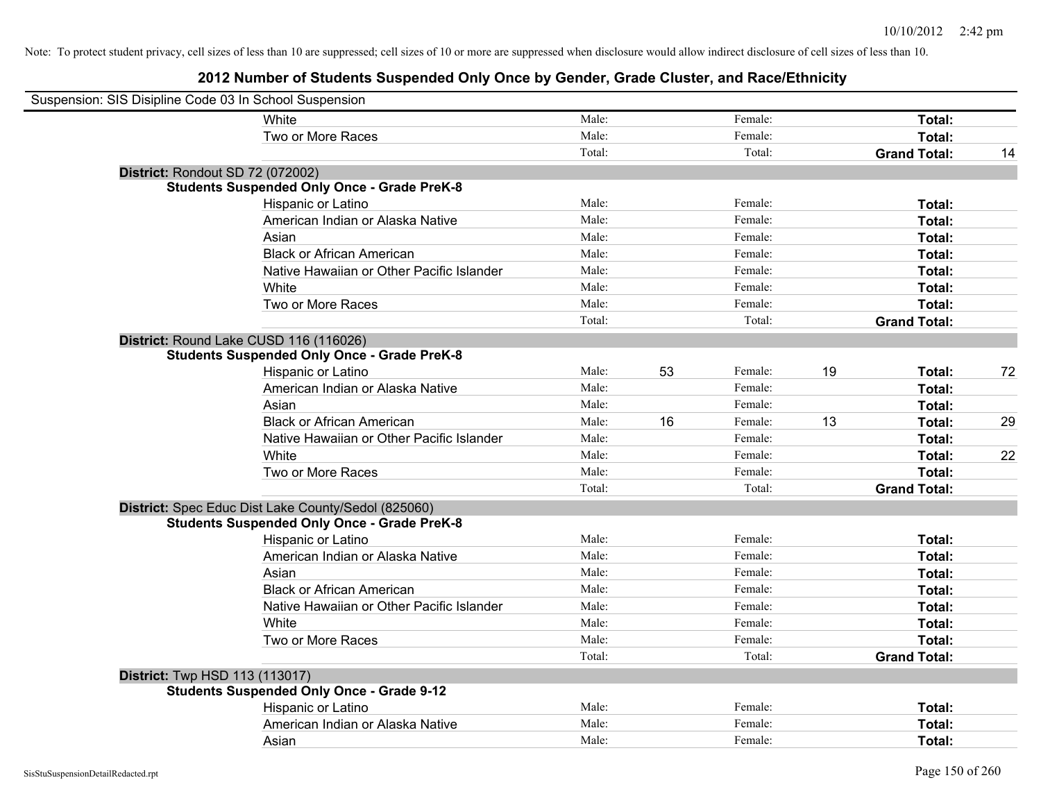Note: To protect student privacy, cell sizes of less than 10 are suppressed; cell sizes of 10 or more are suppressed when disclosure would allow indirect disclosure of cell sizes of less than 10.

## 2012 Number of Students Suspended Only Once by Gender, Grade Cluster, and Race/Ethnicity

Suspension: SIS Disipline Code 03 In School Suspension

| | | | | | | |
|---|---|---|---|---|---|---|
| White | Male: | | Female: | | **Total:** | |
| Two or More Races | Male: | | Female: | | **Total:** | |
| | Total: | | Total: | | **Grand Total:** | 14 |

**District:** Rondout SD 72 (072002)

**Students Suspended Only Once - Grade PreK-8**

| | | | | | | |
|---|---|---|---|---|---|---|
| Hispanic or Latino | Male: | | Female: | | **Total:** | |
| American Indian or Alaska Native | Male: | | Female: | | **Total:** | |
| Asian | Male: | | Female: | | **Total:** | |
| Black or African American | Male: | | Female: | | **Total:** | |
| Native Hawaiian or Other Pacific Islander | Male: | | Female: | | **Total:** | |
| White | Male: | | Female: | | **Total:** | |
| Two or More Races | Male: | | Female: | | **Total:** | |
| | Total: | | Total: | | **Grand Total:** | |

**District:** Round Lake CUSD 116 (116026)

**Students Suspended Only Once - Grade PreK-8**

| | | | | | | |
|---|---|---|---|---|---|---|
| Hispanic or Latino | Male: | 53 | Female: | 19 | **Total:** | 72 |
| American Indian or Alaska Native | Male: | | Female: | | **Total:** | |
| Asian | Male: | | Female: | | **Total:** | |
| Black or African American | Male: | 16 | Female: | 13 | **Total:** | 29 |
| Native Hawaiian or Other Pacific Islander | Male: | | Female: | | **Total:** | |
| White | Male: | | Female: | | **Total:** | 22 |
| Two or More Races | Male: | | Female: | | **Total:** | |
| | Total: | | Total: | | **Grand Total:** | |

**District:** Spec Educ Dist Lake County/Sedol (825060)

**Students Suspended Only Once - Grade PreK-8**

| | | | | | | |
|---|---|---|---|---|---|---|
| Hispanic or Latino | Male: | | Female: | | **Total:** | |
| American Indian or Alaska Native | Male: | | Female: | | **Total:** | |
| Asian | Male: | | Female: | | **Total:** | |
| Black or African American | Male: | | Female: | | **Total:** | |
| Native Hawaiian or Other Pacific Islander | Male: | | Female: | | **Total:** | |
| White | Male: | | Female: | | **Total:** | |
| Two or More Races | Male: | | Female: | | **Total:** | |
| | Total: | | Total: | | **Grand Total:** | |

**District:** Twp HSD 113 (113017)

**Students Suspended Only Once - Grade 9-12**

| | | | | | | |
|---|---|---|---|---|---|---|
| Hispanic or Latino | Male: | | Female: | | **Total:** | |
| American Indian or Alaska Native | Male: | | Female: | | **Total:** | |
| Asian | Male: | | Female: | | **Total:** | |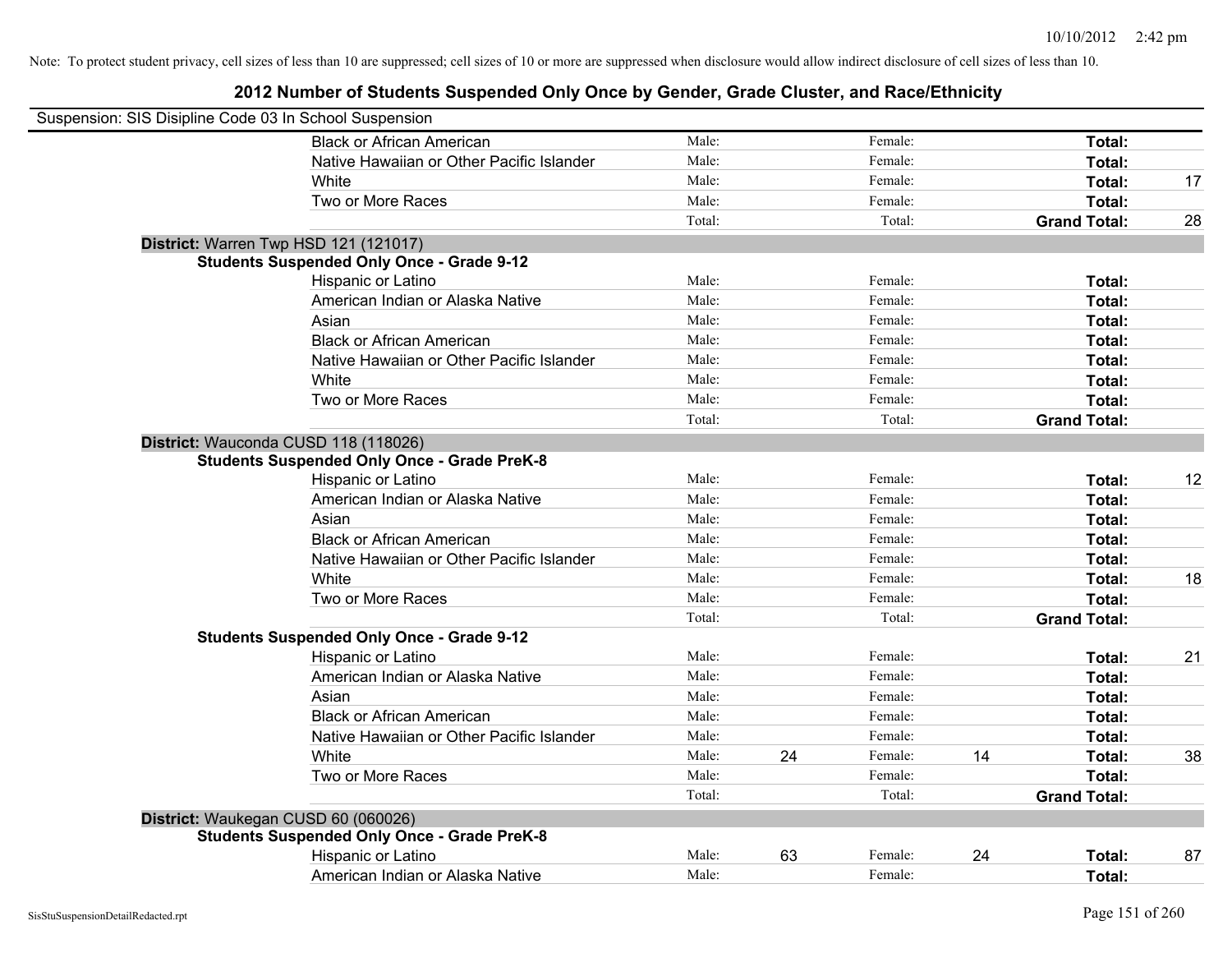Note: To protect student privacy, cell sizes of less than 10 are suppressed; cell sizes of 10 or more are suppressed when disclosure would allow indirect disclosure of cell sizes of less than 10.

# 2012 Number of Students Suspended Only Once by Gender, Grade Cluster, and Race/Ethnicity

Suspension: SIS Disipline Code 03 In School Suspension

| | | | | | | |
|---|---|---|---|---|---|---|
| Black or African American | Male: | | Female: | | **Total:** | |
| Native Hawaiian or Other Pacific Islander | Male: | | Female: | | **Total:** | |
| White | Male: | | Female: | | **Total:** | 17 |
| Two or More Races | Male: | | Female: | | **Total:** | |
| | Total: | | Total: | | **Grand Total:** | 28 |

**District:** Warren Twp HSD 121 (121017)

**Students Suspended Only Once - Grade 9-12**

| | | | | | | |
|---|---|---|---|---|---|---|
| Hispanic or Latino | Male: | | Female: | | **Total:** | |
| American Indian or Alaska Native | Male: | | Female: | | **Total:** | |
| Asian | Male: | | Female: | | **Total:** | |
| Black or African American | Male: | | Female: | | **Total:** | |
| Native Hawaiian or Other Pacific Islander | Male: | | Female: | | **Total:** | |
| White | Male: | | Female: | | **Total:** | |
| Two or More Races | Male: | | Female: | | **Total:** | |
| | Total: | | Total: | | **Grand Total:** | |

**District:** Wauconda CUSD 118 (118026)

**Students Suspended Only Once - Grade PreK-8**

| | | | | | | |
|---|---|---|---|---|---|---|
| Hispanic or Latino | Male: | | Female: | | **Total:** | 12 |
| American Indian or Alaska Native | Male: | | Female: | | **Total:** | |
| Asian | Male: | | Female: | | **Total:** | |
| Black or African American | Male: | | Female: | | **Total:** | |
| Native Hawaiian or Other Pacific Islander | Male: | | Female: | | **Total:** | |
| White | Male: | | Female: | | **Total:** | 18 |
| Two or More Races | Male: | | Female: | | **Total:** | |
| | Total: | | Total: | | **Grand Total:** | |

**Students Suspended Only Once - Grade 9-12**

| | | | | | | |
|---|---|---|---|---|---|---|
| Hispanic or Latino | Male: | | Female: | | **Total:** | 21 |
| American Indian or Alaska Native | Male: | | Female: | | **Total:** | |
| Asian | Male: | | Female: | | **Total:** | |
| Black or African American | Male: | | Female: | | **Total:** | |
| Native Hawaiian or Other Pacific Islander | Male: | | Female: | | **Total:** | |
| White | Male: | 24 | Female: | 14 | **Total:** | 38 |
| Two or More Races | Male: | | Female: | | **Total:** | |
| | Total: | | Total: | | **Grand Total:** | |

**District:** Waukegan CUSD 60 (060026)

**Students Suspended Only Once - Grade PreK-8**

| | | | | | | |
|---|---|---|---|---|---|---|
| Hispanic or Latino | Male: | 63 | Female: | 24 | **Total:** | 87 |
| American Indian or Alaska Native | Male: | | Female: | | **Total:** | |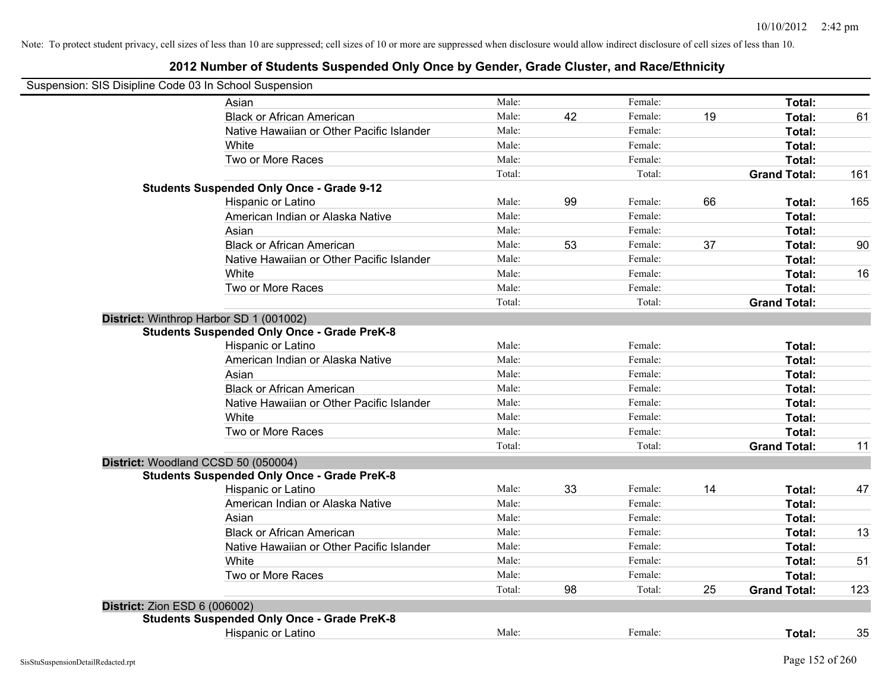Note: To protect student privacy, cell sizes of less than 10 are suppressed; cell sizes of 10 or more are suppressed when disclosure would allow indirect disclosure of cell sizes of less than 10.

## 2012 Number of Students Suspended Only Once by Gender, Grade Cluster, and Race/Ethnicity

Suspension: SIS Disipline Code 03 In School Suspension

| | | | | | | | |
|---|---|---|---|---|---|---|---|
| Asian | Male: | | Female: | | **Total:** | |
| Black or African American | Male: | 42 | Female: | 19 | **Total:** | 61 |
| Native Hawaiian or Other Pacific Islander | Male: | | Female: | | **Total:** | |
| White | Male: | | Female: | | **Total:** | |
| Two or More Races | Male: | | Female: | | **Total:** | |
| | Total: | | Total: | | **Grand Total:** | 161 |

**Students Suspended Only Once - Grade 9-12**

| | | | | | | |
|---|---|---|---|---|---|---|
| Hispanic or Latino | Male: | 99 | Female: | 66 | **Total:** | 165 |
| American Indian or Alaska Native | Male: | | Female: | | **Total:** | |
| Asian | Male: | | Female: | | **Total:** | |
| Black or African American | Male: | 53 | Female: | 37 | **Total:** | 90 |
| Native Hawaiian or Other Pacific Islander | Male: | | Female: | | **Total:** | |
| White | Male: | | Female: | | **Total:** | 16 |
| Two or More Races | Male: | | Female: | | **Total:** | |
| | Total: | | Total: | | **Grand Total:** | |

**District:** Winthrop Harbor SD 1 (001002)

**Students Suspended Only Once - Grade PreK-8**

| | | | | | | |
|---|---|---|---|---|---|---|
| Hispanic or Latino | Male: | | Female: | | **Total:** | |
| American Indian or Alaska Native | Male: | | Female: | | **Total:** | |
| Asian | Male: | | Female: | | **Total:** | |
| Black or African American | Male: | | Female: | | **Total:** | |
| Native Hawaiian or Other Pacific Islander | Male: | | Female: | | **Total:** | |
| White | Male: | | Female: | | **Total:** | |
| Two or More Races | Male: | | Female: | | **Total:** | |
| | Total: | | Total: | | **Grand Total:** | 11 |

**District:** Woodland CCSD 50 (050004)

**Students Suspended Only Once - Grade PreK-8**

| | | | | | | |
|---|---|---|---|---|---|---|
| Hispanic or Latino | Male: | 33 | Female: | 14 | **Total:** | 47 |
| American Indian or Alaska Native | Male: | | Female: | | **Total:** | |
| Asian | Male: | | Female: | | **Total:** | |
| Black or African American | Male: | | Female: | | **Total:** | 13 |
| Native Hawaiian or Other Pacific Islander | Male: | | Female: | | **Total:** | |
| White | Male: | | Female: | | **Total:** | 51 |
| Two or More Races | Male: | | Female: | | **Total:** | |
| | Total: | 98 | Total: | 25 | **Grand Total:** | 123 |

**District:** Zion ESD 6 (006002)

**Students Suspended Only Once - Grade PreK-8**

| | | | | | | |
|---|---|---|---|---|---|---|
| Hispanic or Latino | Male: | | Female: | | **Total:** | 35 |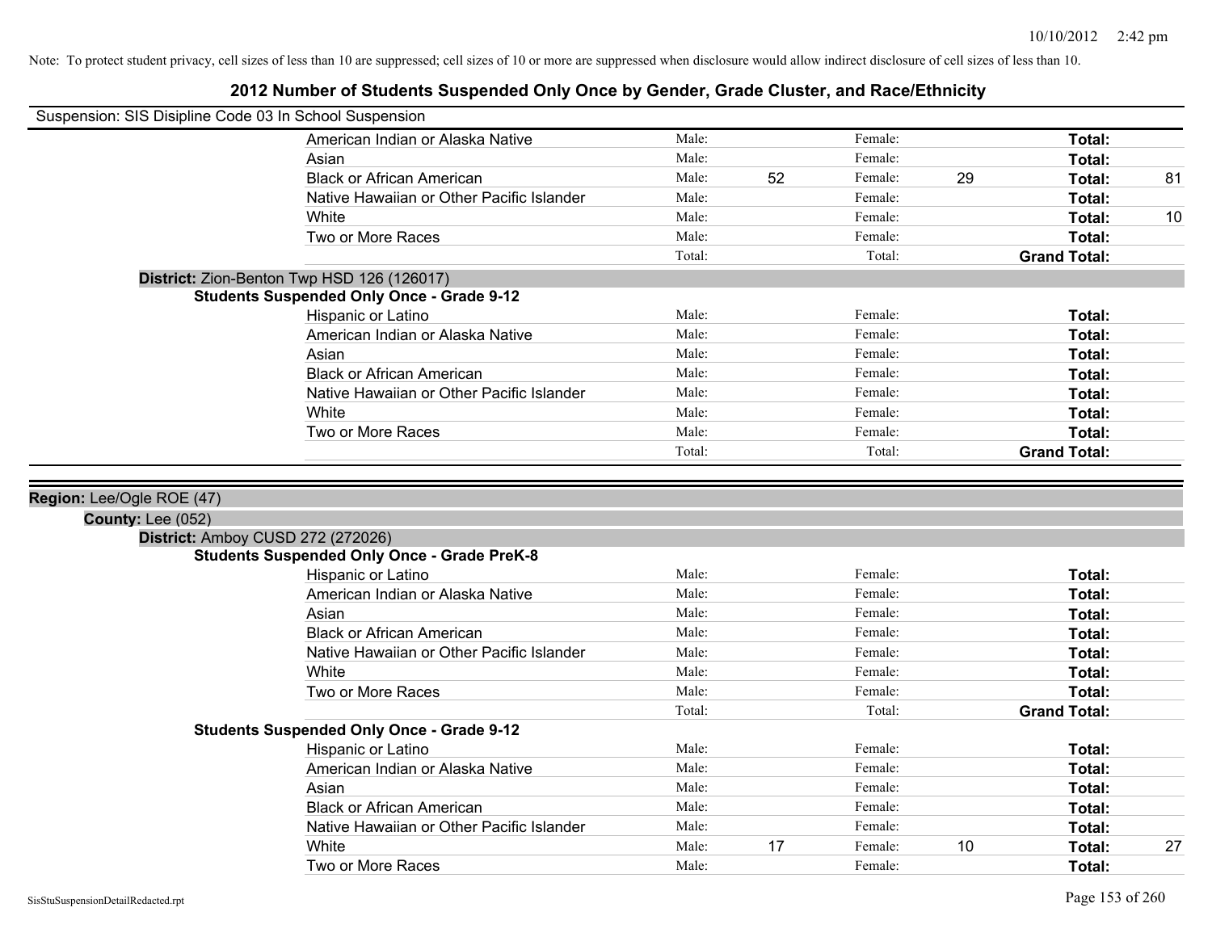Note: To protect student privacy, cell sizes of less than 10 are suppressed; cell sizes of 10 or more are suppressed when disclosure would allow indirect disclosure of cell sizes of less than 10.

# 2012 Number of Students Suspended Only Once by Gender, Grade Cluster, and Race/Ethnicity

Suspension: SIS Disipline Code 03 In School Suspension

| | | | | | | |
|---|---|---|---|---|---|---|
| American Indian or Alaska Native | Male: | | Female: | | **Total:** | |
| Asian | Male: | | Female: | | **Total:** | |
| Black or African American | Male: | 52 | Female: | 29 | **Total:** | 81 |
| Native Hawaiian or Other Pacific Islander | Male: | | Female: | | **Total:** | |
| White | Male: | | Female: | | **Total:** | 10 |
| Two or More Races | Male: | | Female: | | **Total:** | |
| | Total: | | Total: | | **Grand Total:** | |

**District:** Zion-Benton Twp HSD 126 (126017)

**Students Suspended Only Once - Grade 9-12**

| | | | | | | |
|---|---|---|---|---|---|---|
| Hispanic or Latino | Male: | | Female: | | **Total:** | |
| American Indian or Alaska Native | Male: | | Female: | | **Total:** | |
| Asian | Male: | | Female: | | **Total:** | |
| Black or African American | Male: | | Female: | | **Total:** | |
| Native Hawaiian or Other Pacific Islander | Male: | | Female: | | **Total:** | |
| White | Male: | | Female: | | **Total:** | |
| Two or More Races | Male: | | Female: | | **Total:** | |
| | Total: | | Total: | | **Grand Total:** | |

**Region:** Lee/Ogle ROE (47)

**County:** Lee (052)

**District:** Amboy CUSD 272 (272026)

**Students Suspended Only Once - Grade PreK-8**

| | | | | | | |
|---|---|---|---|---|---|---|
| Hispanic or Latino | Male: | | Female: | | **Total:** | |
| American Indian or Alaska Native | Male: | | Female: | | **Total:** | |
| Asian | Male: | | Female: | | **Total:** | |
| Black or African American | Male: | | Female: | | **Total:** | |
| Native Hawaiian or Other Pacific Islander | Male: | | Female: | | **Total:** | |
| White | Male: | | Female: | | **Total:** | |
| Two or More Races | Male: | | Female: | | **Total:** | |
| | Total: | | Total: | | **Grand Total:** | |

**Students Suspended Only Once - Grade 9-12**

| | | | | | | |
|---|---|---|---|---|---|---|
| Hispanic or Latino | Male: | | Female: | | **Total:** | |
| American Indian or Alaska Native | Male: | | Female: | | **Total:** | |
| Asian | Male: | | Female: | | **Total:** | |
| Black or African American | Male: | | Female: | | **Total:** | |
| Native Hawaiian or Other Pacific Islander | Male: | | Female: | | **Total:** | |
| White | Male: | 17 | Female: | 10 | **Total:** | 27 |
| Two or More Races | Male: | | Female: | | **Total:** | |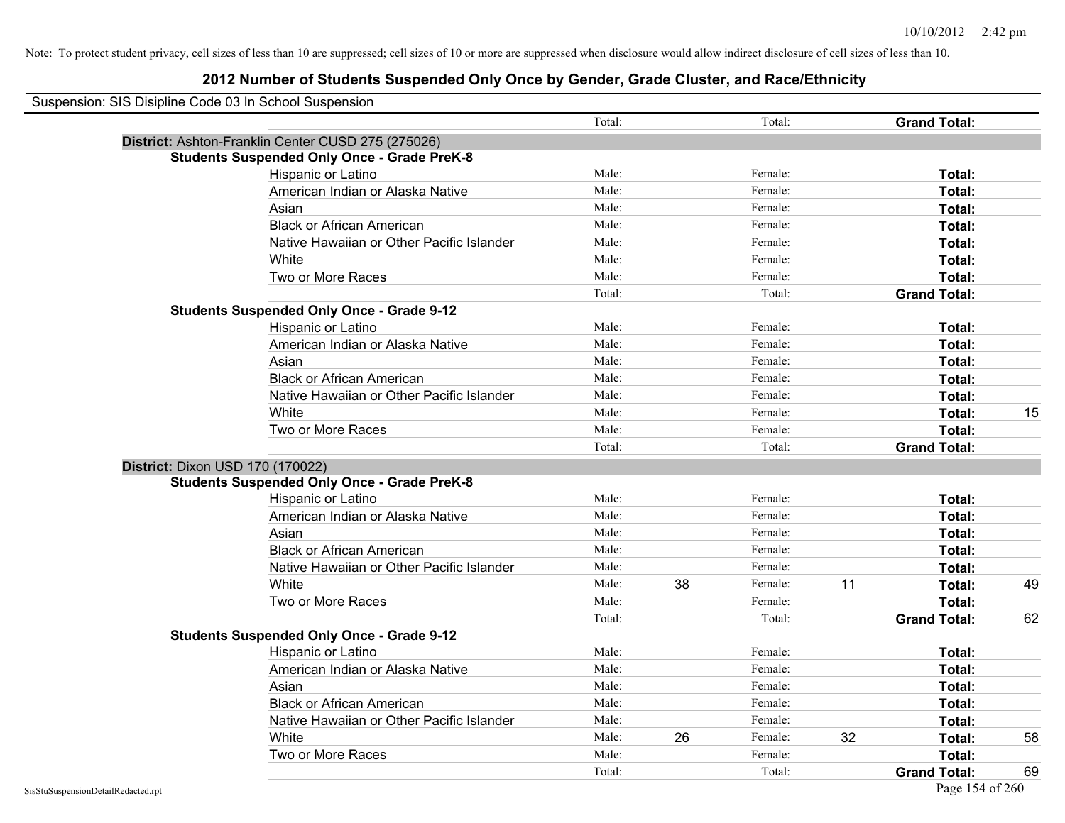Note: To protect student privacy, cell sizes of less than 10 are suppressed; cell sizes of 10 or more are suppressed when disclosure would allow indirect disclosure of cell sizes of less than 10.

## 2012 Number of Students Suspended Only Once by Gender, Grade Cluster, and Race/Ethnicity

Suspension: SIS Disipline Code 03 In School Suspension

| | | | | | | |
|---|---|---|---|---|---|---|
| | Total: | | Total: | | **Grand Total:** | |
| **District:** Ashton-Franklin Center CUSD 275 (275026) | | | | | | |
| **Students Suspended Only Once - Grade PreK-8** | | | | | | |
| Hispanic or Latino | Male: | | Female: | | **Total:** | |
| American Indian or Alaska Native | Male: | | Female: | | **Total:** | |
| Asian | Male: | | Female: | | **Total:** | |
| Black or African American | Male: | | Female: | | **Total:** | |
| Native Hawaiian or Other Pacific Islander | Male: | | Female: | | **Total:** | |
| White | Male: | | Female: | | **Total:** | |
| Two or More Races | Male: | | Female: | | **Total:** | |
| | Total: | | Total: | | **Grand Total:** | |
| **Students Suspended Only Once - Grade 9-12** | | | | | | |
| Hispanic or Latino | Male: | | Female: | | **Total:** | |
| American Indian or Alaska Native | Male: | | Female: | | **Total:** | |
| Asian | Male: | | Female: | | **Total:** | |
| Black or African American | Male: | | Female: | | **Total:** | |
| Native Hawaiian or Other Pacific Islander | Male: | | Female: | | **Total:** | |
| White | Male: | | Female: | | **Total:** | 15 |
| Two or More Races | Male: | | Female: | | **Total:** | |
| | Total: | | Total: | | **Grand Total:** | |
| **District:** Dixon USD 170 (170022) | | | | | | |
| **Students Suspended Only Once - Grade PreK-8** | | | | | | |
| Hispanic or Latino | Male: | | Female: | | **Total:** | |
| American Indian or Alaska Native | Male: | | Female: | | **Total:** | |
| Asian | Male: | | Female: | | **Total:** | |
| Black or African American | Male: | | Female: | | **Total:** | |
| Native Hawaiian or Other Pacific Islander | Male: | | Female: | | **Total:** | |
| White | Male: | 38 | Female: | 11 | **Total:** | 49 |
| Two or More Races | Male: | | Female: | | **Total:** | |
| | Total: | | Total: | | **Grand Total:** | 62 |
| **Students Suspended Only Once - Grade 9-12** | | | | | | |
| Hispanic or Latino | Male: | | Female: | | **Total:** | |
| American Indian or Alaska Native | Male: | | Female: | | **Total:** | |
| Asian | Male: | | Female: | | **Total:** | |
| Black or African American | Male: | | Female: | | **Total:** | |
| Native Hawaiian or Other Pacific Islander | Male: | | Female: | | **Total:** | |
| White | Male: | 26 | Female: | 32 | **Total:** | 58 |
| Two or More Races | Male: | | Female: | | **Total:** | |
| | Total: | | Total: | | **Grand Total:** | 69 |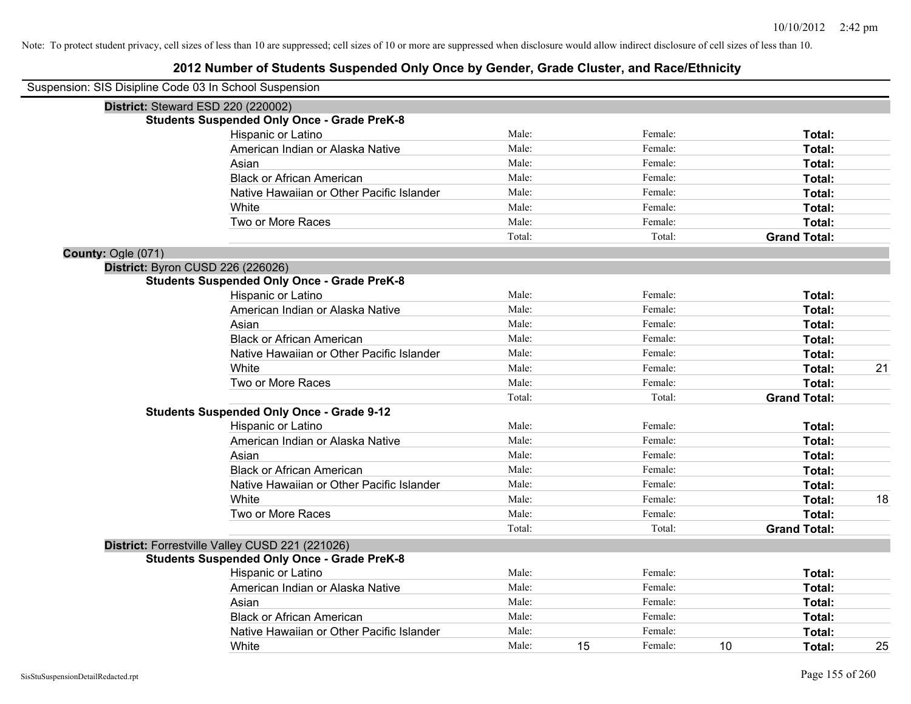Note: To protect student privacy, cell sizes of less than 10 are suppressed; cell sizes of 10 or more are suppressed when disclosure would allow indirect disclosure of cell sizes of less than 10.

# 2012 Number of Students Suspended Only Once by Gender, Grade Cluster, and Race/Ethnicity

Suspension: SIS Disipline Code 03 In School Suspension

**District:** Steward ESD 220 (220002)

**Students Suspended Only Once - Grade PreK-8**

| | | | | | | |
|---|---|---|---|---|---|---|
| Hispanic or Latino | Male: | | Female: | | **Total:** | |
| American Indian or Alaska Native | Male: | | Female: | | **Total:** | |
| Asian | Male: | | Female: | | **Total:** | |
| Black or African American | Male: | | Female: | | **Total:** | |
| Native Hawaiian or Other Pacific Islander | Male: | | Female: | | **Total:** | |
| White | Male: | | Female: | | **Total:** | |
| Two or More Races | Male: | | Female: | | **Total:** | |
| | Total: | | Total: | | **Grand Total:** | |

**County:** Ogle (071)

**District:** Byron CUSD 226 (226026)

**Students Suspended Only Once - Grade PreK-8**

| | | | | | | |
|---|---|---|---|---|---|---|
| Hispanic or Latino | Male: | | Female: | | **Total:** | |
| American Indian or Alaska Native | Male: | | Female: | | **Total:** | |
| Asian | Male: | | Female: | | **Total:** | |
| Black or African American | Male: | | Female: | | **Total:** | |
| Native Hawaiian or Other Pacific Islander | Male: | | Female: | | **Total:** | |
| White | Male: | | Female: | | **Total:** | 21 |
| Two or More Races | Male: | | Female: | | **Total:** | |
| | Total: | | Total: | | **Grand Total:** | |

**Students Suspended Only Once - Grade 9-12**

| | | | | | | |
|---|---|---|---|---|---|---|
| Hispanic or Latino | Male: | | Female: | | **Total:** | |
| American Indian or Alaska Native | Male: | | Female: | | **Total:** | |
| Asian | Male: | | Female: | | **Total:** | |
| Black or African American | Male: | | Female: | | **Total:** | |
| Native Hawaiian or Other Pacific Islander | Male: | | Female: | | **Total:** | |
| White | Male: | | Female: | | **Total:** | 18 |
| Two or More Races | Male: | | Female: | | **Total:** | |
| | Total: | | Total: | | **Grand Total:** | |

**District:** Forrestville Valley CUSD 221 (221026)

**Students Suspended Only Once - Grade PreK-8**

| | | | | | | |
|---|---|---|---|---|---|---|
| Hispanic or Latino | Male: | | Female: | | **Total:** | |
| American Indian or Alaska Native | Male: | | Female: | | **Total:** | |
| Asian | Male: | | Female: | | **Total:** | |
| Black or African American | Male: | | Female: | | **Total:** | |
| Native Hawaiian or Other Pacific Islander | Male: | | Female: | | **Total:** | |
| White | Male: | 15 | Female: | 10 | **Total:** | 25 |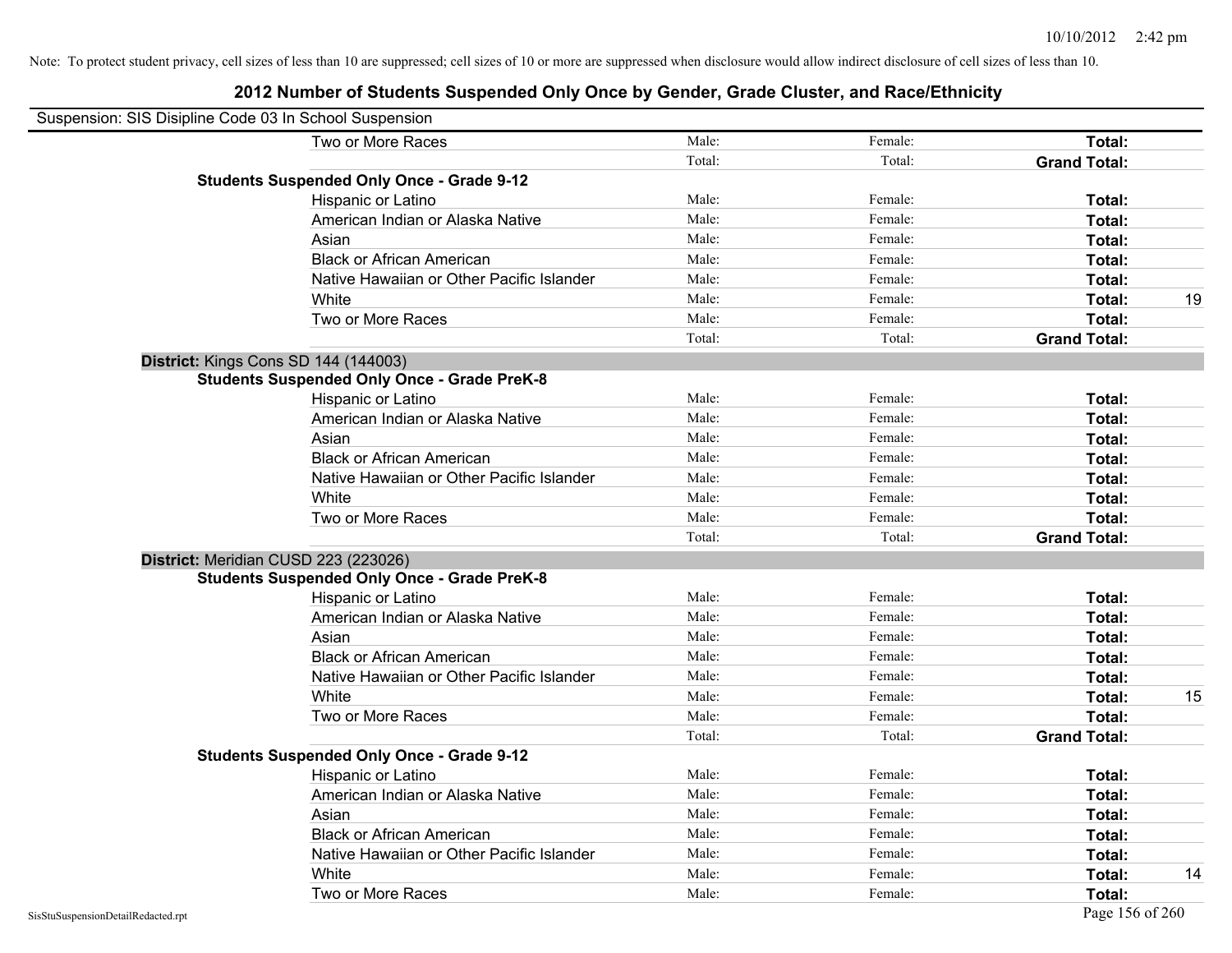Note: To protect student privacy, cell sizes of less than 10 are suppressed; cell sizes of 10 or more are suppressed when disclosure would allow indirect disclosure of cell sizes of less than 10.

# 2012 Number of Students Suspended Only Once by Gender, Grade Cluster, and Race/Ethnicity

Suspension: SIS Disipline Code 03 In School Suspension

| | | | | |
|---|---|---|---|---|
| Two or More Races | Male: | Female: | **Total:** | |
| | Total: | Total: | **Grand Total:** | |
| **Students Suspended Only Once - Grade 9-12** | | | | |
| Hispanic or Latino | Male: | Female: | **Total:** | |
| American Indian or Alaska Native | Male: | Female: | **Total:** | |
| Asian | Male: | Female: | **Total:** | |
| Black or African American | Male: | Female: | **Total:** | |
| Native Hawaiian or Other Pacific Islander | Male: | Female: | **Total:** | |
| White | Male: | Female: | **Total:** | 19 |
| Two or More Races | Male: | Female: | **Total:** | |
| | Total: | Total: | **Grand Total:** | |
| **District:** Kings Cons SD 144 (144003) | | | | |
| **Students Suspended Only Once - Grade PreK-8** | | | | |
| Hispanic or Latino | Male: | Female: | **Total:** | |
| American Indian or Alaska Native | Male: | Female: | **Total:** | |
| Asian | Male: | Female: | **Total:** | |
| Black or African American | Male: | Female: | **Total:** | |
| Native Hawaiian or Other Pacific Islander | Male: | Female: | **Total:** | |
| White | Male: | Female: | **Total:** | |
| Two or More Races | Male: | Female: | **Total:** | |
| | Total: | Total: | **Grand Total:** | |
| **District:** Meridian CUSD 223 (223026) | | | | |
| **Students Suspended Only Once - Grade PreK-8** | | | | |
| Hispanic or Latino | Male: | Female: | **Total:** | |
| American Indian or Alaska Native | Male: | Female: | **Total:** | |
| Asian | Male: | Female: | **Total:** | |
| Black or African American | Male: | Female: | **Total:** | |
| Native Hawaiian or Other Pacific Islander | Male: | Female: | **Total:** | |
| White | Male: | Female: | **Total:** | 15 |
| Two or More Races | Male: | Female: | **Total:** | |
| | Total: | Total: | **Grand Total:** | |
| **Students Suspended Only Once - Grade 9-12** | | | | |
| Hispanic or Latino | Male: | Female: | **Total:** | |
| American Indian or Alaska Native | Male: | Female: | **Total:** | |
| Asian | Male: | Female: | **Total:** | |
| Black or African American | Male: | Female: | **Total:** | |
| Native Hawaiian or Other Pacific Islander | Male: | Female: | **Total:** | |
| White | Male: | Female: | **Total:** | 14 |
| Two or More Races | Male: | Female: | **Total:** | |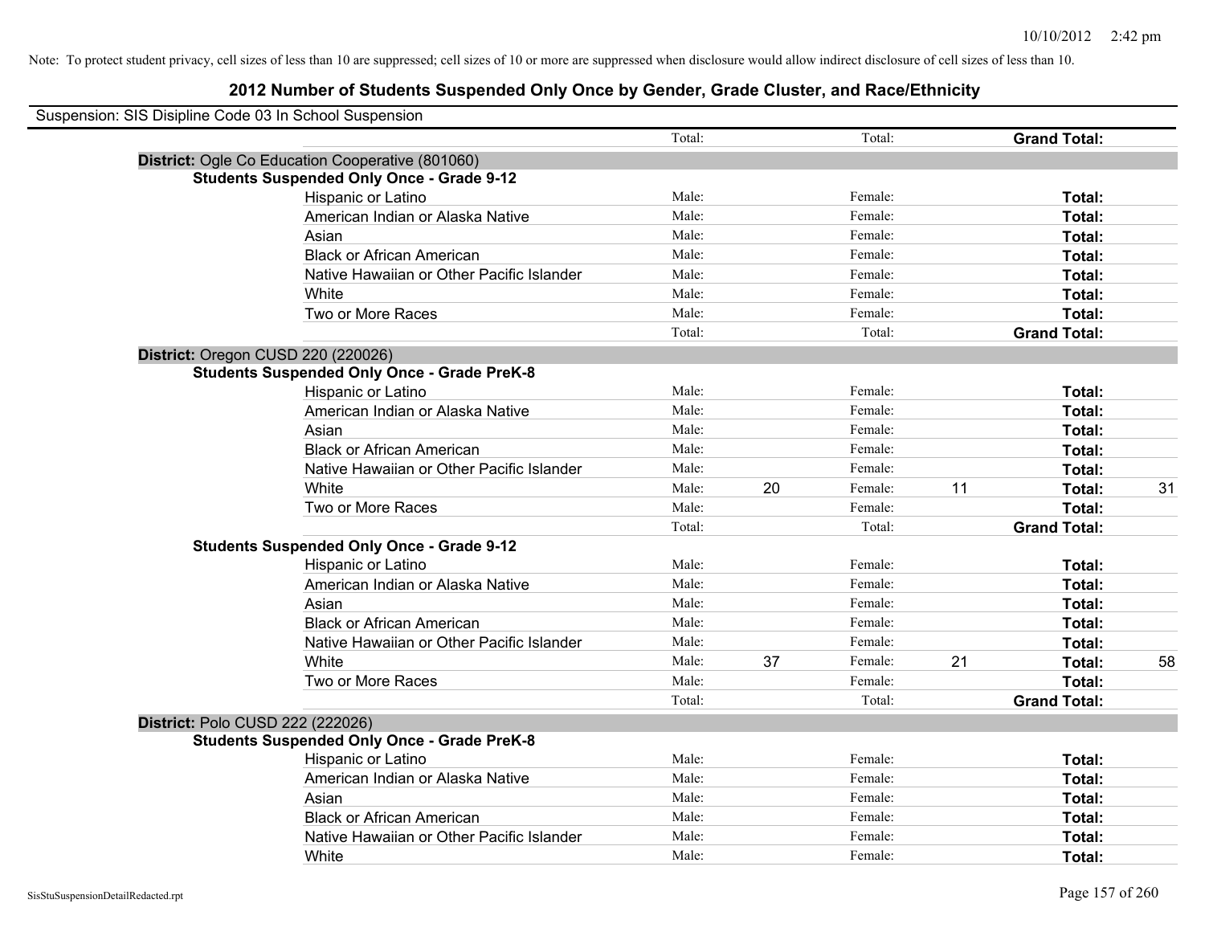Note: To protect student privacy, cell sizes of less than 10 are suppressed; cell sizes of 10 or more are suppressed when disclosure would allow indirect disclosure of cell sizes of less than 10.

## 2012 Number of Students Suspended Only Once by Gender, Grade Cluster, and Race/Ethnicity

Suspension: SIS Disipline Code 03 In School Suspension

| | | | | | | |
|---|---|---|---|---|---|---|
| | Total: | | Total: | | **Grand Total:** | |
| **District:** Ogle Co Education Cooperative (801060) | | | | | | |
| **Students Suspended Only Once - Grade 9-12** | | | | | | |
| Hispanic or Latino | Male: | | Female: | | **Total:** | |
| American Indian or Alaska Native | Male: | | Female: | | **Total:** | |
| Asian | Male: | | Female: | | **Total:** | |
| Black or African American | Male: | | Female: | | **Total:** | |
| Native Hawaiian or Other Pacific Islander | Male: | | Female: | | **Total:** | |
| White | Male: | | Female: | | **Total:** | |
| Two or More Races | Male: | | Female: | | **Total:** | |
| | Total: | | Total: | | **Grand Total:** | |
| **District:** Oregon CUSD 220 (220026) | | | | | | |
| **Students Suspended Only Once - Grade PreK-8** | | | | | | |
| Hispanic or Latino | Male: | | Female: | | **Total:** | |
| American Indian or Alaska Native | Male: | | Female: | | **Total:** | |
| Asian | Male: | | Female: | | **Total:** | |
| Black or African American | Male: | | Female: | | **Total:** | |
| Native Hawaiian or Other Pacific Islander | Male: | | Female: | | **Total:** | |
| White | Male: | 20 | Female: | 11 | **Total:** | 31 |
| Two or More Races | Male: | | Female: | | **Total:** | |
| | Total: | | Total: | | **Grand Total:** | |
| **Students Suspended Only Once - Grade 9-12** | | | | | | |
| Hispanic or Latino | Male: | | Female: | | **Total:** | |
| American Indian or Alaska Native | Male: | | Female: | | **Total:** | |
| Asian | Male: | | Female: | | **Total:** | |
| Black or African American | Male: | | Female: | | **Total:** | |
| Native Hawaiian or Other Pacific Islander | Male: | | Female: | | **Total:** | |
| White | Male: | 37 | Female: | 21 | **Total:** | 58 |
| Two or More Races | Male: | | Female: | | **Total:** | |
| | Total: | | Total: | | **Grand Total:** | |
| **District:** Polo CUSD 222 (222026) | | | | | | |
| **Students Suspended Only Once - Grade PreK-8** | | | | | | |
| Hispanic or Latino | Male: | | Female: | | **Total:** | |
| American Indian or Alaska Native | Male: | | Female: | | **Total:** | |
| Asian | Male: | | Female: | | **Total:** | |
| Black or African American | Male: | | Female: | | **Total:** | |
| Native Hawaiian or Other Pacific Islander | Male: | | Female: | | **Total:** | |
| White | Male: | | Female: | | **Total:** | |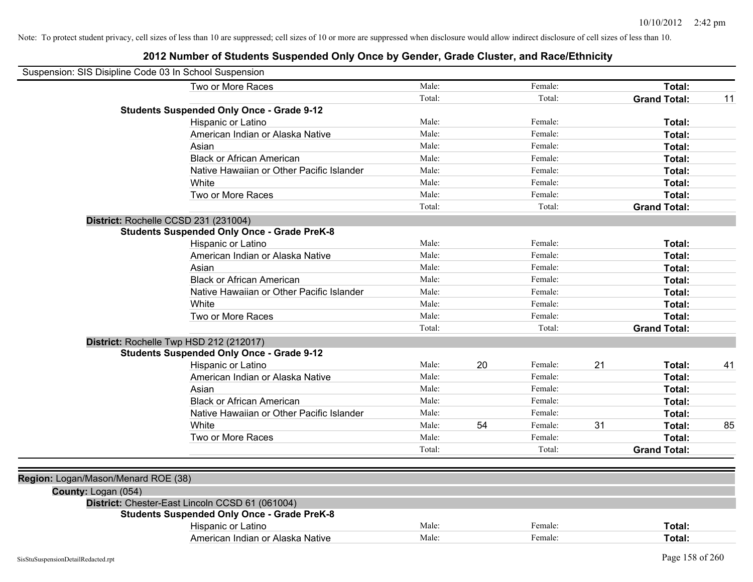Note: To protect student privacy, cell sizes of less than 10 are suppressed; cell sizes of 10 or more are suppressed when disclosure would allow indirect disclosure of cell sizes of less than 10.

## 2012 Number of Students Suspended Only Once by Gender, Grade Cluster, and Race/Ethnicity

Suspension: SIS Disipline Code 03 In School Suspension

| | | | | | | | |
|---|---|---|---|---|---|---|---|
| Two or More Races | Male: | | Female: | | **Total:** | |
| | Total: | | Total: | | **Grand Total:** | 11 |

**Students Suspended Only Once - Grade 9-12**

| | | | | | | |
|---|---|---|---|---|---|---|
| Hispanic or Latino | Male: | | Female: | | **Total:** | |
| American Indian or Alaska Native | Male: | | Female: | | **Total:** | |
| Asian | Male: | | Female: | | **Total:** | |
| Black or African American | Male: | | Female: | | **Total:** | |
| Native Hawaiian or Other Pacific Islander | Male: | | Female: | | **Total:** | |
| White | Male: | | Female: | | **Total:** | |
| Two or More Races | Male: | | Female: | | **Total:** | |
| | Total: | | Total: | | **Grand Total:** | |

**District:** Rochelle CCSD 231 (231004)

**Students Suspended Only Once - Grade PreK-8**

| | | | | | | |
|---|---|---|---|---|---|---|
| Hispanic or Latino | Male: | | Female: | | **Total:** | |
| American Indian or Alaska Native | Male: | | Female: | | **Total:** | |
| Asian | Male: | | Female: | | **Total:** | |
| Black or African American | Male: | | Female: | | **Total:** | |
| Native Hawaiian or Other Pacific Islander | Male: | | Female: | | **Total:** | |
| White | Male: | | Female: | | **Total:** | |
| Two or More Races | Male: | | Female: | | **Total:** | |
| | Total: | | Total: | | **Grand Total:** | |

**District:** Rochelle Twp HSD 212 (212017)

**Students Suspended Only Once - Grade 9-12**

| | | | | | | |
|---|---|---|---|---|---|---|
| Hispanic or Latino | Male: | 20 | Female: | 21 | **Total:** | 41 |
| American Indian or Alaska Native | Male: | | Female: | | **Total:** | |
| Asian | Male: | | Female: | | **Total:** | |
| Black or African American | Male: | | Female: | | **Total:** | |
| Native Hawaiian or Other Pacific Islander | Male: | | Female: | | **Total:** | |
| White | Male: | 54 | Female: | 31 | **Total:** | 85 |
| Two or More Races | Male: | | Female: | | **Total:** | |
| | Total: | | Total: | | **Grand Total:** | |

**Region:** Logan/Mason/Menard ROE (38)

**County:** Logan (054)

**District:** Chester-East Lincoln CCSD 61 (061004)

**Students Suspended Only Once - Grade PreK-8**

| | | | | | | |
|---|---|---|---|---|---|---|
| Hispanic or Latino | Male: | | Female: | | **Total:** | |
| American Indian or Alaska Native | Male: | | Female: | | **Total:** | |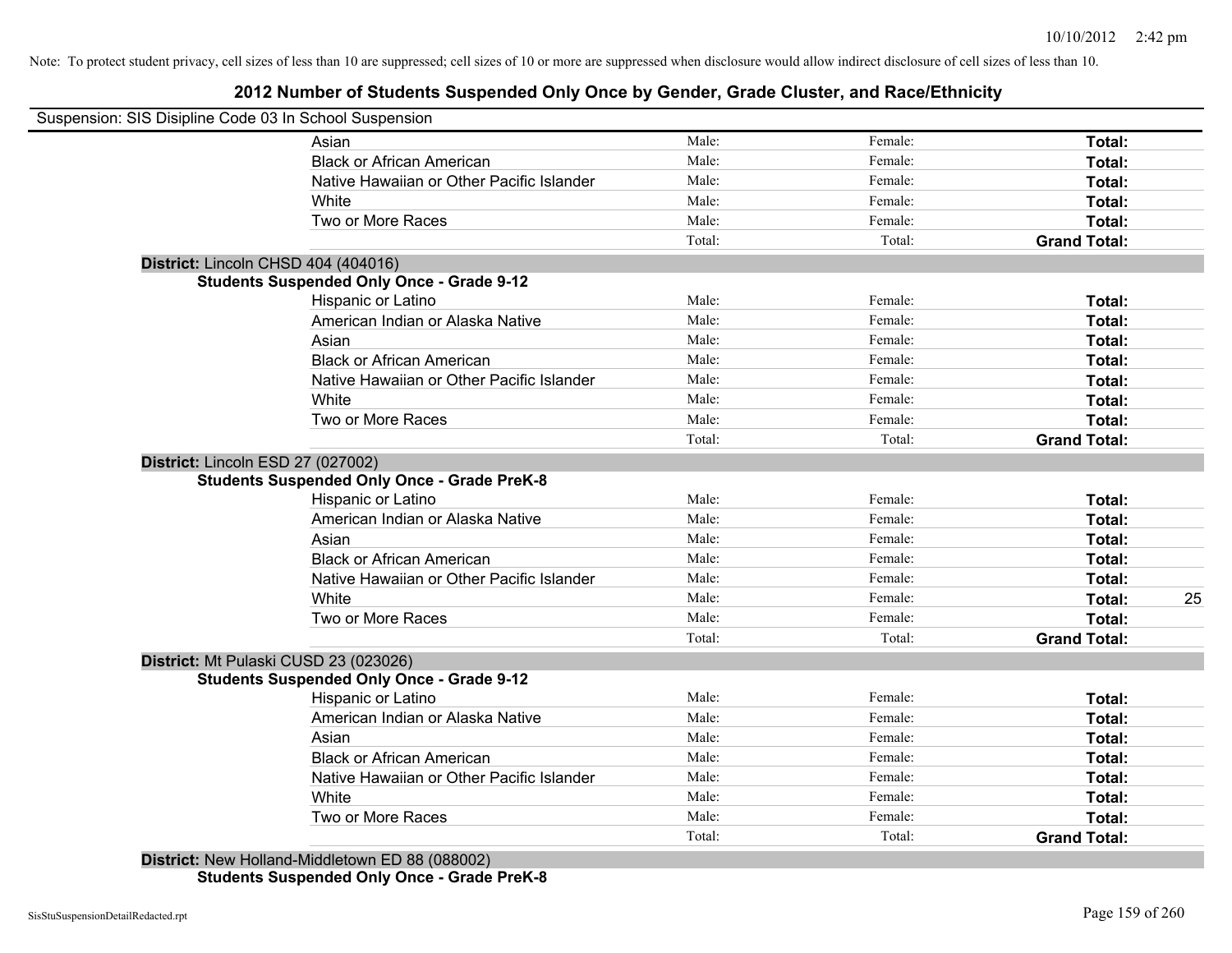Note: To protect student privacy, cell sizes of less than 10 are suppressed; cell sizes of 10 or more are suppressed when disclosure would allow indirect disclosure of cell sizes of less than 10.

## 2012 Number of Students Suspended Only Once by Gender, Grade Cluster, and Race/Ethnicity

Suspension: SIS Disipline Code 03 In School Suspension

| | | | | |
|---|---|---|---|---|
| Asian | Male: | Female: | **Total:** | |
| Black or African American | Male: | Female: | **Total:** | |
| Native Hawaiian or Other Pacific Islander | Male: | Female: | **Total:** | |
| White | Male: | Female: | **Total:** | |
| Two or More Races | Male: | Female: | **Total:** | |
| | Total: | Total: | **Grand Total:** | |

**District:** Lincoln CHSD 404 (404016)

**Students Suspended Only Once - Grade 9-12**

| | | | | |
|---|---|---|---|---|
| Hispanic or Latino | Male: | Female: | **Total:** | |
| American Indian or Alaska Native | Male: | Female: | **Total:** | |
| Asian | Male: | Female: | **Total:** | |
| Black or African American | Male: | Female: | **Total:** | |
| Native Hawaiian or Other Pacific Islander | Male: | Female: | **Total:** | |
| White | Male: | Female: | **Total:** | |
| Two or More Races | Male: | Female: | **Total:** | |
| | Total: | Total: | **Grand Total:** | |

**District:** Lincoln ESD 27 (027002)

**Students Suspended Only Once - Grade PreK-8**

| | | | | |
|---|---|---|---|---|
| Hispanic or Latino | Male: | Female: | **Total:** | |
| American Indian or Alaska Native | Male: | Female: | **Total:** | |
| Asian | Male: | Female: | **Total:** | |
| Black or African American | Male: | Female: | **Total:** | |
| Native Hawaiian or Other Pacific Islander | Male: | Female: | **Total:** | |
| White | Male: | Female: | **Total:** | 25 |
| Two or More Races | Male: | Female: | **Total:** | |
| | Total: | Total: | **Grand Total:** | |

**District:** Mt Pulaski CUSD 23 (023026)

**Students Suspended Only Once - Grade 9-12**

| | | | | |
|---|---|---|---|---|
| Hispanic or Latino | Male: | Female: | **Total:** | |
| American Indian or Alaska Native | Male: | Female: | **Total:** | |
| Asian | Male: | Female: | **Total:** | |
| Black or African American | Male: | Female: | **Total:** | |
| Native Hawaiian or Other Pacific Islander | Male: | Female: | **Total:** | |
| White | Male: | Female: | **Total:** | |
| Two or More Races | Male: | Female: | **Total:** | |
| | Total: | Total: | **Grand Total:** | |

**District:** New Holland-Middletown ED 88 (088002)

**Students Suspended Only Once - Grade PreK-8**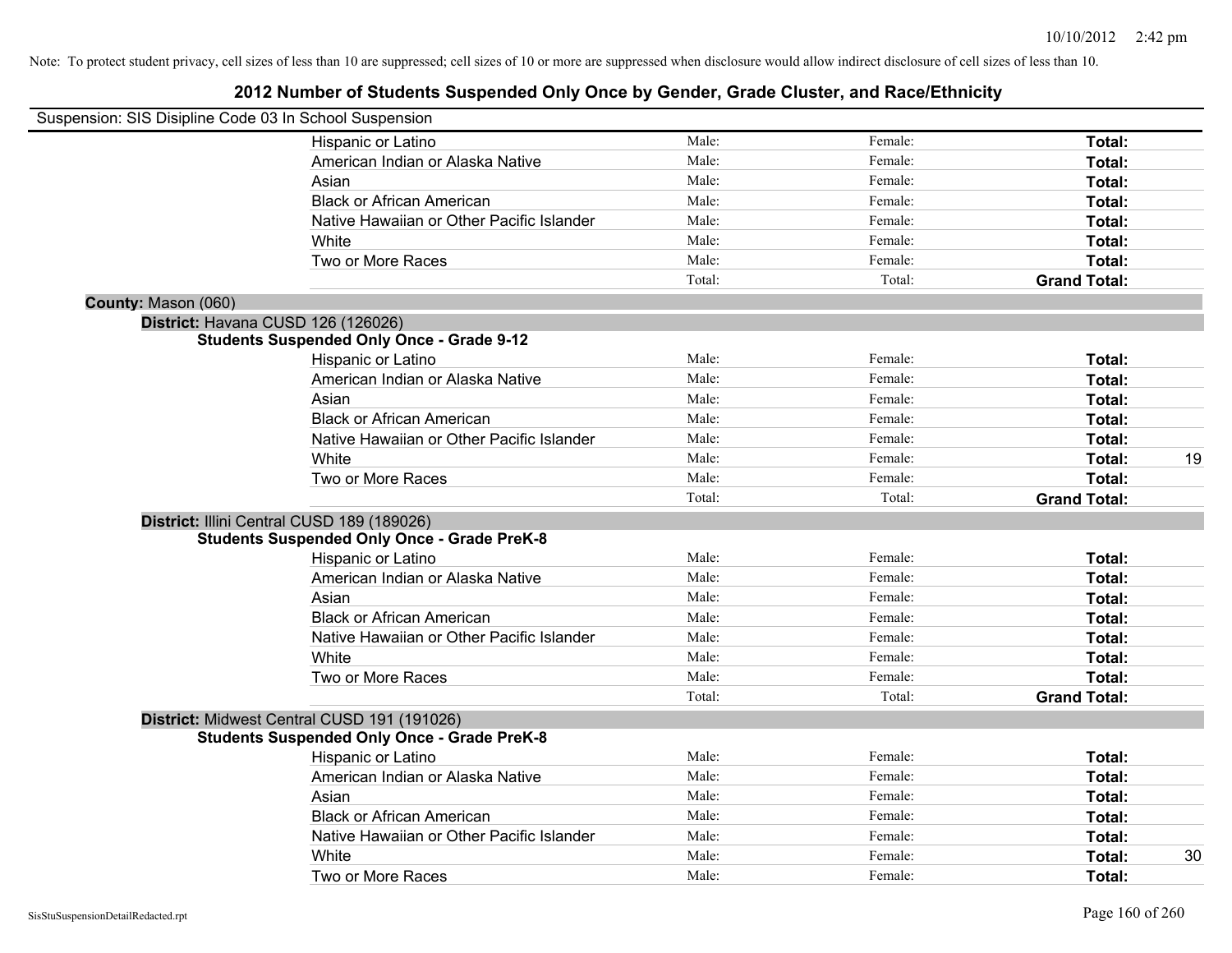Note: To protect student privacy, cell sizes of less than 10 are suppressed; cell sizes of 10 or more are suppressed when disclosure would allow indirect disclosure of cell sizes of less than 10.

## 2012 Number of Students Suspended Only Once by Gender, Grade Cluster, and Race/Ethnicity

Suspension: SIS Disipline Code 03 In School Suspension

| | | | | |
|---|---|---|---|---|
| Hispanic or Latino | Male: | Female: | **Total:** | |
| American Indian or Alaska Native | Male: | Female: | **Total:** | |
| Asian | Male: | Female: | **Total:** | |
| Black or African American | Male: | Female: | **Total:** | |
| Native Hawaiian or Other Pacific Islander | Male: | Female: | **Total:** | |
| White | Male: | Female: | **Total:** | |
| Two or More Races | Male: | Female: | **Total:** | |
| | Total: | Total: | **Grand Total:** | |

**County:** Mason (060)

**District:** Havana CUSD 126 (126026)

**Students Suspended Only Once - Grade 9-12**

| | | | | |
|---|---|---|---|---|
| Hispanic or Latino | Male: | Female: | **Total:** | |
| American Indian or Alaska Native | Male: | Female: | **Total:** | |
| Asian | Male: | Female: | **Total:** | |
| Black or African American | Male: | Female: | **Total:** | |
| Native Hawaiian or Other Pacific Islander | Male: | Female: | **Total:** | |
| White | Male: | Female: | **Total:** | 19 |
| Two or More Races | Male: | Female: | **Total:** | |
| | Total: | Total: | **Grand Total:** | |

**District:** Illini Central CUSD 189 (189026)

**Students Suspended Only Once - Grade PreK-8**

| | | | | |
|---|---|---|---|---|
| Hispanic or Latino | Male: | Female: | **Total:** | |
| American Indian or Alaska Native | Male: | Female: | **Total:** | |
| Asian | Male: | Female: | **Total:** | |
| Black or African American | Male: | Female: | **Total:** | |
| Native Hawaiian or Other Pacific Islander | Male: | Female: | **Total:** | |
| White | Male: | Female: | **Total:** | |
| Two or More Races | Male: | Female: | **Total:** | |
| | Total: | Total: | **Grand Total:** | |

**District:** Midwest Central CUSD 191 (191026)

**Students Suspended Only Once - Grade PreK-8**

| | | | | |
|---|---|---|---|---|
| Hispanic or Latino | Male: | Female: | **Total:** | |
| American Indian or Alaska Native | Male: | Female: | **Total:** | |
| Asian | Male: | Female: | **Total:** | |
| Black or African American | Male: | Female: | **Total:** | |
| Native Hawaiian or Other Pacific Islander | Male: | Female: | **Total:** | |
| White | Male: | Female: | **Total:** | 30 |
| Two or More Races | Male: | Female: | **Total:** | |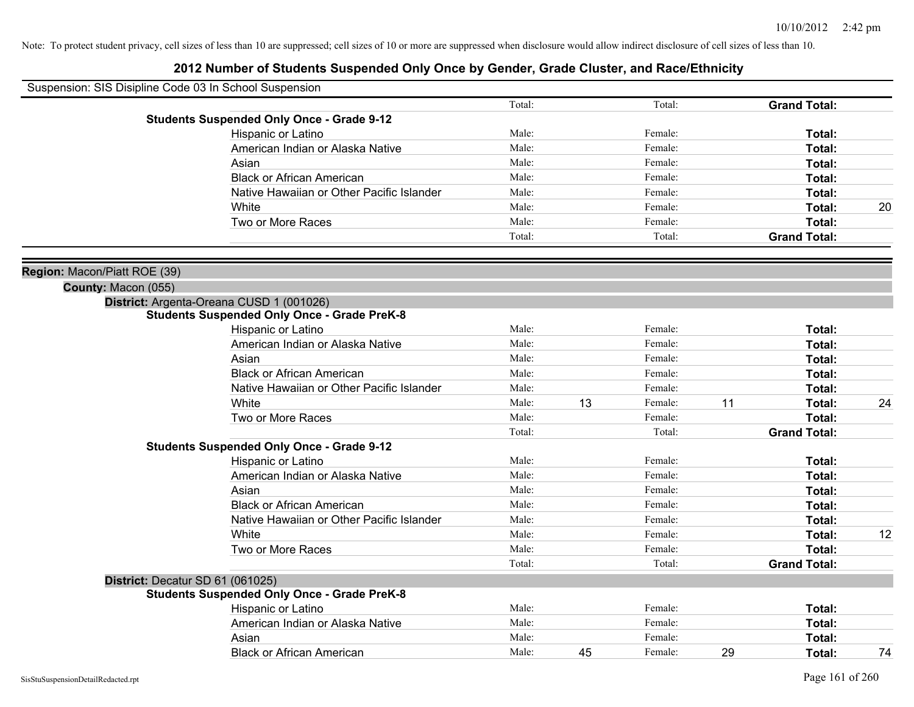Note: To protect student privacy, cell sizes of less than 10 are suppressed; cell sizes of 10 or more are suppressed when disclosure would allow indirect disclosure of cell sizes of less than 10.

# 2012 Number of Students Suspended Only Once by Gender, Grade Cluster, and Race/Ethnicity

Suspension: SIS Disipline Code 03 In School Suspension

| | Male | | Female | | | |
|---|---|---|---|---|---|---|
| | Total: | | Total: | | **Grand Total:** | |
| **Students Suspended Only Once - Grade 9-12** | | | | | | |
| Hispanic or Latino | Male: | | Female: | | **Total:** | |
| American Indian or Alaska Native | Male: | | Female: | | **Total:** | |
| Asian | Male: | | Female: | | **Total:** | |
| Black or African American | Male: | | Female: | | **Total:** | |
| Native Hawaiian or Other Pacific Islander | Male: | | Female: | | **Total:** | |
| White | Male: | | Female: | | **Total:** | 20 |
| Two or More Races | Male: | | Female: | | **Total:** | |
| | Total: | | Total: | | **Grand Total:** | |

**Region:** Macon/Piatt ROE (39)

**County:** Macon (055)

**District:** Argenta-Oreana CUSD 1 (001026)

| | | | | | | |
|---|---|---|---|---|---|---|
| **Students Suspended Only Once - Grade PreK-8** | | | | | | |
| Hispanic or Latino | Male: | | Female: | | **Total:** | |
| American Indian or Alaska Native | Male: | | Female: | | **Total:** | |
| Asian | Male: | | Female: | | **Total:** | |
| Black or African American | Male: | | Female: | | **Total:** | |
| Native Hawaiian or Other Pacific Islander | Male: | | Female: | | **Total:** | |
| White | Male: | 13 | Female: | 11 | **Total:** | 24 |
| Two or More Races | Male: | | Female: | | **Total:** | |
| | Total: | | Total: | | **Grand Total:** | |
| **Students Suspended Only Once - Grade 9-12** | | | | | | |
| Hispanic or Latino | Male: | | Female: | | **Total:** | |
| American Indian or Alaska Native | Male: | | Female: | | **Total:** | |
| Asian | Male: | | Female: | | **Total:** | |
| Black or African American | Male: | | Female: | | **Total:** | |
| Native Hawaiian or Other Pacific Islander | Male: | | Female: | | **Total:** | |
| White | Male: | | Female: | | **Total:** | 12 |
| Two or More Races | Male: | | Female: | | **Total:** | |
| | Total: | | Total: | | **Grand Total:** | |

**District:** Decatur SD 61 (061025)

| | | | | | | |
|---|---|---|---|---|---|---|
| **Students Suspended Only Once - Grade PreK-8** | | | | | | |
| Hispanic or Latino | Male: | | Female: | | **Total:** | |
| American Indian or Alaska Native | Male: | | Female: | | **Total:** | |
| Asian | Male: | | Female: | | **Total:** | |
| Black or African American | Male: | 45 | Female: | 29 | **Total:** | 74 |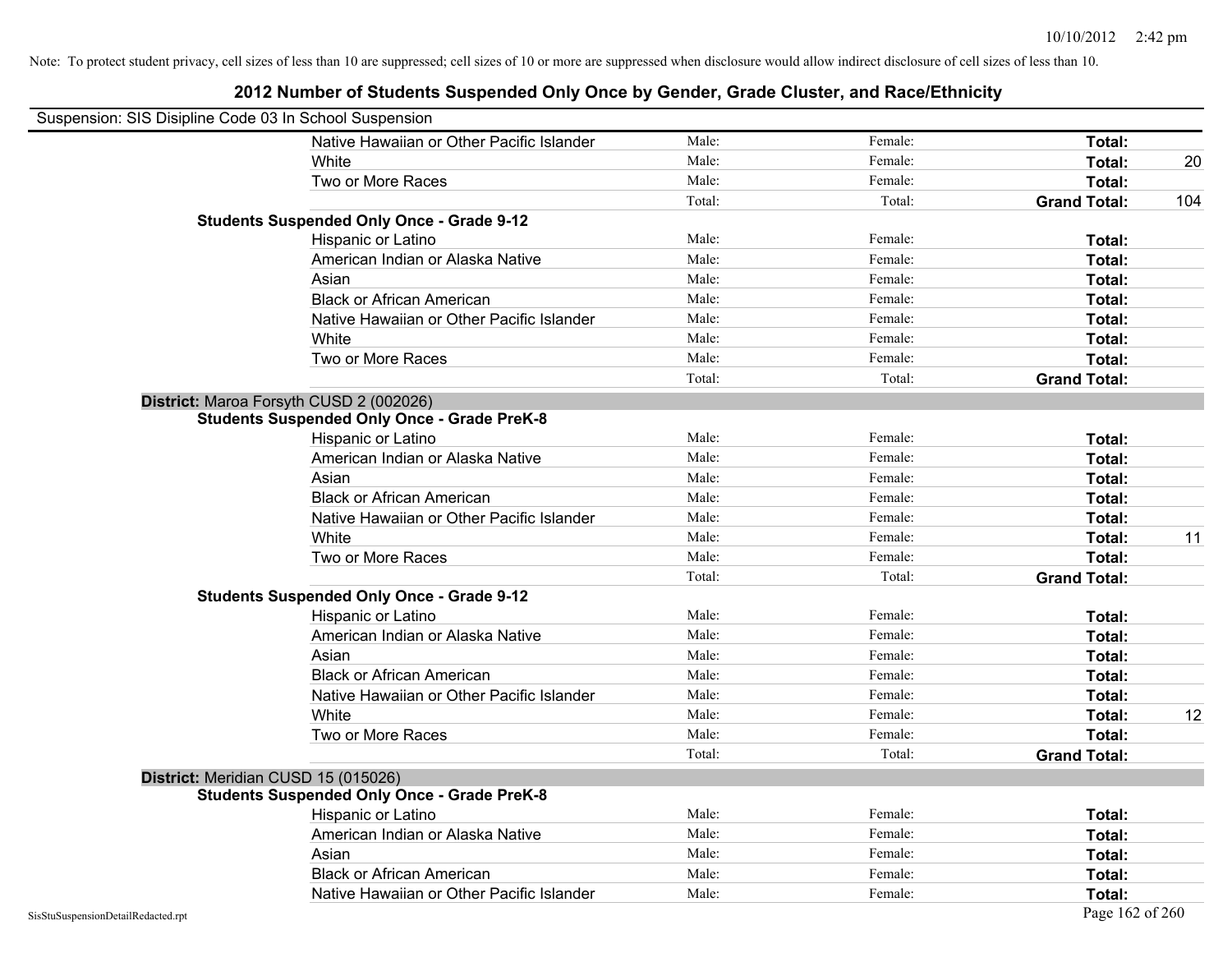Note: To protect student privacy, cell sizes of less than 10 are suppressed; cell sizes of 10 or more are suppressed when disclosure would allow indirect disclosure of cell sizes of less than 10.

# 2012 Number of Students Suspended Only Once by Gender, Grade Cluster, and Race/Ethnicity

Suspension: SIS Disipline Code 03 In School Suspension

| | | | | |
|---|---|---|---|---|
| Native Hawaiian or Other Pacific Islander | Male: | Female: | **Total:** | |
| White | Male: | Female: | **Total:** | 20 |
| Two or More Races | Male: | Female: | **Total:** | |
| | Total: | Total: | **Grand Total:** | 104 |
| **Students Suspended Only Once - Grade 9-12** | | | | |
| Hispanic or Latino | Male: | Female: | **Total:** | |
| American Indian or Alaska Native | Male: | Female: | **Total:** | |
| Asian | Male: | Female: | **Total:** | |
| Black or African American | Male: | Female: | **Total:** | |
| Native Hawaiian or Other Pacific Islander | Male: | Female: | **Total:** | |
| White | Male: | Female: | **Total:** | |
| Two or More Races | Male: | Female: | **Total:** | |
| | Total: | Total: | **Grand Total:** | |
| **District:** Maroa Forsyth CUSD 2 (002026) | | | | |
| **Students Suspended Only Once - Grade PreK-8** | | | | |
| Hispanic or Latino | Male: | Female: | **Total:** | |
| American Indian or Alaska Native | Male: | Female: | **Total:** | |
| Asian | Male: | Female: | **Total:** | |
| Black or African American | Male: | Female: | **Total:** | |
| Native Hawaiian or Other Pacific Islander | Male: | Female: | **Total:** | |
| White | Male: | Female: | **Total:** | 11 |
| Two or More Races | Male: | Female: | **Total:** | |
| | Total: | Total: | **Grand Total:** | |
| **Students Suspended Only Once - Grade 9-12** | | | | |
| Hispanic or Latino | Male: | Female: | **Total:** | |
| American Indian or Alaska Native | Male: | Female: | **Total:** | |
| Asian | Male: | Female: | **Total:** | |
| Black or African American | Male: | Female: | **Total:** | |
| Native Hawaiian or Other Pacific Islander | Male: | Female: | **Total:** | |
| White | Male: | Female: | **Total:** | 12 |
| Two or More Races | Male: | Female: | **Total:** | |
| | Total: | Total: | **Grand Total:** | |
| **District:** Meridian CUSD 15 (015026) | | | | |
| **Students Suspended Only Once - Grade PreK-8** | | | | |
| Hispanic or Latino | Male: | Female: | **Total:** | |
| American Indian or Alaska Native | Male: | Female: | **Total:** | |
| Asian | Male: | Female: | **Total:** | |
| Black or African American | Male: | Female: | **Total:** | |
| Native Hawaiian or Other Pacific Islander | Male: | Female: | **Total:** | |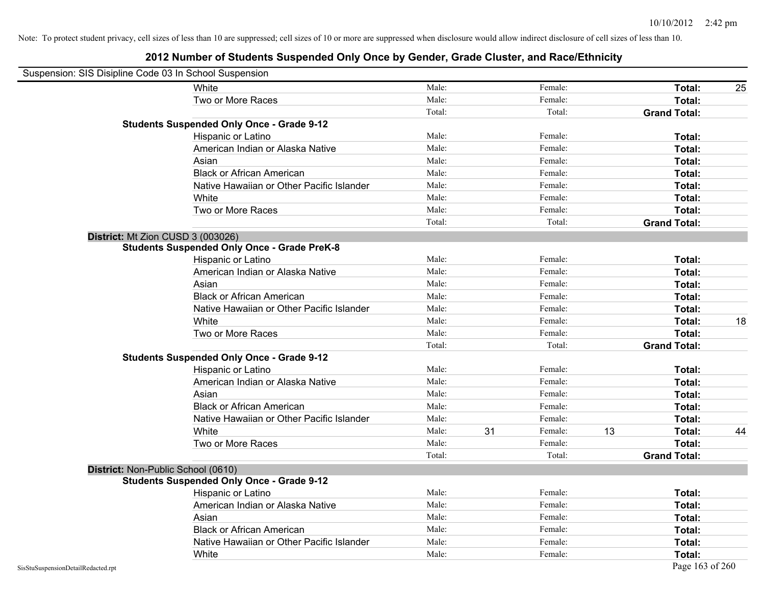Note: To protect student privacy, cell sizes of less than 10 are suppressed; cell sizes of 10 or more are suppressed when disclosure would allow indirect disclosure of cell sizes of less than 10.

# 2012 Number of Students Suspended Only Once by Gender, Grade Cluster, and Race/Ethnicity

Suspension: SIS Disipline Code 03 In School Suspension

| | | | | | | | |
|---|---|---|---|---|---|---|---|
| White | Male: | | Female: | | **Total:** | 25 |
| Two or More Races | Male: | | Female: | | **Total:** | |
| | Total: | | Total: | | **Grand Total:** | |
| **Students Suspended Only Once - Grade 9-12** | | | | | | |
| Hispanic or Latino | Male: | | Female: | | **Total:** | |
| American Indian or Alaska Native | Male: | | Female: | | **Total:** | |
| Asian | Male: | | Female: | | **Total:** | |
| Black or African American | Male: | | Female: | | **Total:** | |
| Native Hawaiian or Other Pacific Islander | Male: | | Female: | | **Total:** | |
| White | Male: | | Female: | | **Total:** | |
| Two or More Races | Male: | | Female: | | **Total:** | |
| | Total: | | Total: | | **Grand Total:** | |

**District:** Mt Zion CUSD 3 (003026)

| | | | | | | |
|---|---|---|---|---|---|---|
| **Students Suspended Only Once - Grade PreK-8** | | | | | | |
| Hispanic or Latino | Male: | | Female: | | **Total:** | |
| American Indian or Alaska Native | Male: | | Female: | | **Total:** | |
| Asian | Male: | | Female: | | **Total:** | |
| Black or African American | Male: | | Female: | | **Total:** | |
| Native Hawaiian or Other Pacific Islander | Male: | | Female: | | **Total:** | |
| White | Male: | | Female: | | **Total:** | 18 |
| Two or More Races | Male: | | Female: | | **Total:** | |
| | Total: | | Total: | | **Grand Total:** | |
| **Students Suspended Only Once - Grade 9-12** | | | | | | |
| Hispanic or Latino | Male: | | Female: | | **Total:** | |
| American Indian or Alaska Native | Male: | | Female: | | **Total:** | |
| Asian | Male: | | Female: | | **Total:** | |
| Black or African American | Male: | | Female: | | **Total:** | |
| Native Hawaiian or Other Pacific Islander | Male: | | Female: | | **Total:** | |
| White | Male: | 31 | Female: | 13 | **Total:** | 44 |
| Two or More Races | Male: | | Female: | | **Total:** | |
| | Total: | | Total: | | **Grand Total:** | |

**District:** Non-Public School (0610)

| | | | | | | |
|---|---|---|---|---|---|---|
| **Students Suspended Only Once - Grade 9-12** | | | | | | |
| Hispanic or Latino | Male: | | Female: | | **Total:** | |
| American Indian or Alaska Native | Male: | | Female: | | **Total:** | |
| Asian | Male: | | Female: | | **Total:** | |
| Black or African American | Male: | | Female: | | **Total:** | |
| Native Hawaiian or Other Pacific Islander | Male: | | Female: | | **Total:** | |
| White | Male: | | Female: | | **Total:** | |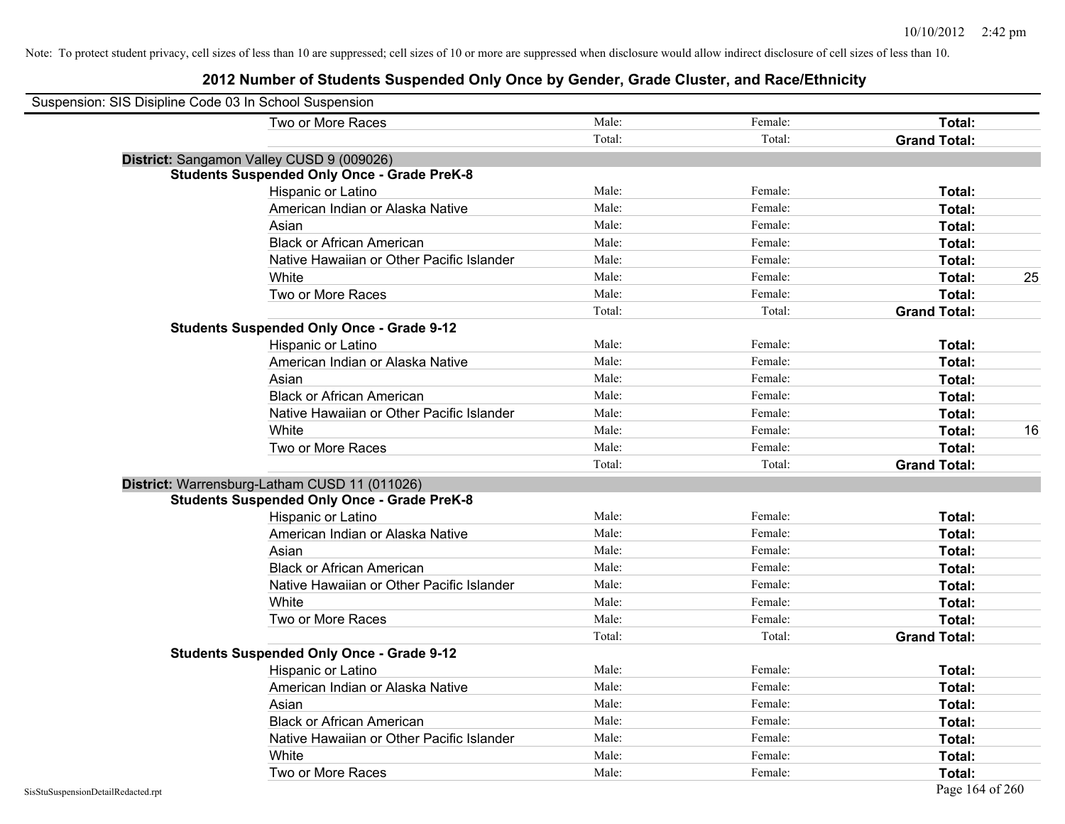Note: To protect student privacy, cell sizes of less than 10 are suppressed; cell sizes of 10 or more are suppressed when disclosure would allow indirect disclosure of cell sizes of less than 10.

## 2012 Number of Students Suspended Only Once by Gender, Grade Cluster, and Race/Ethnicity

Suspension: SIS Disipline Code 03 In School Suspension

| | Male | Female | Total |
|---|---|---|---|
| Two or More Races | Male: | Female: | **Total:** |
| | Total: | Total: | **Grand Total:** |

**District:** Sangamon Valley CUSD 9 (009026)

**Students Suspended Only Once - Grade PreK-8**

| | Male | Female | Total |
|---|---|---|---|
| Hispanic or Latino | Male: | Female: | **Total:** |
| American Indian or Alaska Native | Male: | Female: | **Total:** |
| Asian | Male: | Female: | **Total:** |
| Black or African American | Male: | Female: | **Total:** |
| Native Hawaiian or Other Pacific Islander | Male: | Female: | **Total:** |
| White | Male: | Female: | **Total:** 25 |
| Two or More Races | Male: | Female: | **Total:** |
| | Total: | Total: | **Grand Total:** |

**Students Suspended Only Once - Grade 9-12**

| | Male | Female | Total |
|---|---|---|---|
| Hispanic or Latino | Male: | Female: | **Total:** |
| American Indian or Alaska Native | Male: | Female: | **Total:** |
| Asian | Male: | Female: | **Total:** |
| Black or African American | Male: | Female: | **Total:** |
| Native Hawaiian or Other Pacific Islander | Male: | Female: | **Total:** |
| White | Male: | Female: | **Total:** 16 |
| Two or More Races | Male: | Female: | **Total:** |
| | Total: | Total: | **Grand Total:** |

**District:** Warrensburg-Latham CUSD 11 (011026)

**Students Suspended Only Once - Grade PreK-8**

| | Male | Female | Total |
|---|---|---|---|
| Hispanic or Latino | Male: | Female: | **Total:** |
| American Indian or Alaska Native | Male: | Female: | **Total:** |
| Asian | Male: | Female: | **Total:** |
| Black or African American | Male: | Female: | **Total:** |
| Native Hawaiian or Other Pacific Islander | Male: | Female: | **Total:** |
| White | Male: | Female: | **Total:** |
| Two or More Races | Male: | Female: | **Total:** |
| | Total: | Total: | **Grand Total:** |

**Students Suspended Only Once - Grade 9-12**

| | Male | Female | Total |
|---|---|---|---|
| Hispanic or Latino | Male: | Female: | **Total:** |
| American Indian or Alaska Native | Male: | Female: | **Total:** |
| Asian | Male: | Female: | **Total:** |
| Black or African American | Male: | Female: | **Total:** |
| Native Hawaiian or Other Pacific Islander | Male: | Female: | **Total:** |
| White | Male: | Female: | **Total:** |
| Two or More Races | Male: | Female: | **Total:** |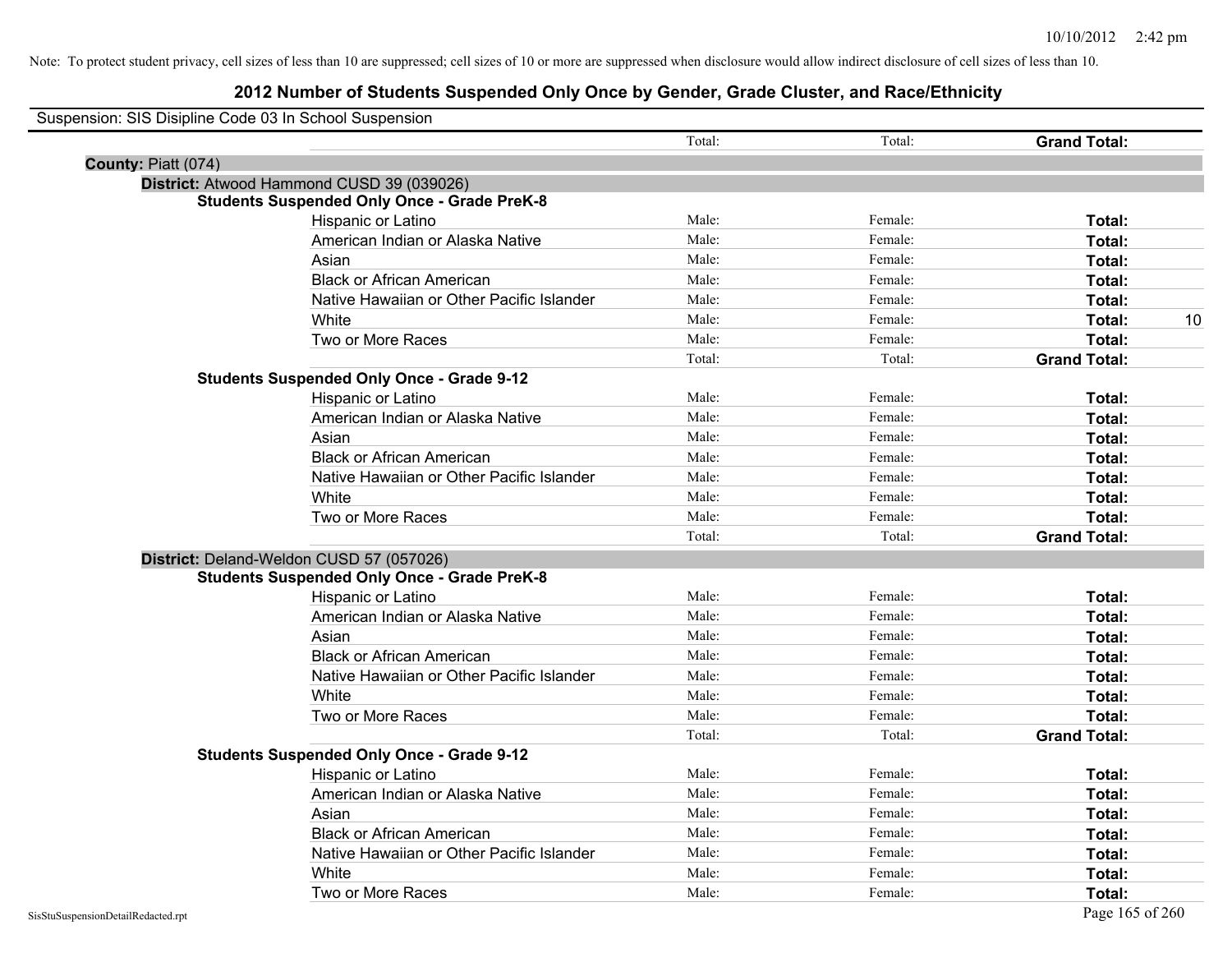Note: To protect student privacy, cell sizes of less than 10 are suppressed; cell sizes of 10 or more are suppressed when disclosure would allow indirect disclosure of cell sizes of less than 10.

# 2012 Number of Students Suspended Only Once by Gender, Grade Cluster, and Race/Ethnicity

Suspension: SIS Disipline Code 03 In School Suspension

| | Total: | Total: | Grand Total: | |
|---|---|---|---|---|

**County:** Piatt (074)

**District:** Atwood Hammond CUSD 39 (039026)

**Students Suspended Only Once - Grade PreK-8**

| | | | | |
|---|---|---|---|---|
| Hispanic or Latino | Male: | Female: | Total: | |
| American Indian or Alaska Native | Male: | Female: | Total: | |
| Asian | Male: | Female: | Total: | |
| Black or African American | Male: | Female: | Total: | |
| Native Hawaiian or Other Pacific Islander | Male: | Female: | Total: | |
| White | Male: | Female: | Total: | 10 |
| Two or More Races | Male: | Female: | Total: | |
| | Total: | Total: | Grand Total: | |

**Students Suspended Only Once - Grade 9-12**

| | | | | |
|---|---|---|---|---|
| Hispanic or Latino | Male: | Female: | Total: | |
| American Indian or Alaska Native | Male: | Female: | Total: | |
| Asian | Male: | Female: | Total: | |
| Black or African American | Male: | Female: | Total: | |
| Native Hawaiian or Other Pacific Islander | Male: | Female: | Total: | |
| White | Male: | Female: | Total: | |
| Two or More Races | Male: | Female: | Total: | |
| | Total: | Total: | Grand Total: | |

**District:** Deland-Weldon CUSD 57 (057026)

**Students Suspended Only Once - Grade PreK-8**

| | | | | |
|---|---|---|---|---|
| Hispanic or Latino | Male: | Female: | Total: | |
| American Indian or Alaska Native | Male: | Female: | Total: | |
| Asian | Male: | Female: | Total: | |
| Black or African American | Male: | Female: | Total: | |
| Native Hawaiian or Other Pacific Islander | Male: | Female: | Total: | |
| White | Male: | Female: | Total: | |
| Two or More Races | Male: | Female: | Total: | |
| | Total: | Total: | Grand Total: | |

**Students Suspended Only Once - Grade 9-12**

| | | | | |
|---|---|---|---|---|
| Hispanic or Latino | Male: | Female: | Total: | |
| American Indian or Alaska Native | Male: | Female: | Total: | |
| Asian | Male: | Female: | Total: | |
| Black or African American | Male: | Female: | Total: | |
| Native Hawaiian or Other Pacific Islander | Male: | Female: | Total: | |
| White | Male: | Female: | Total: | |
| Two or More Races | Male: | Female: | Total: | |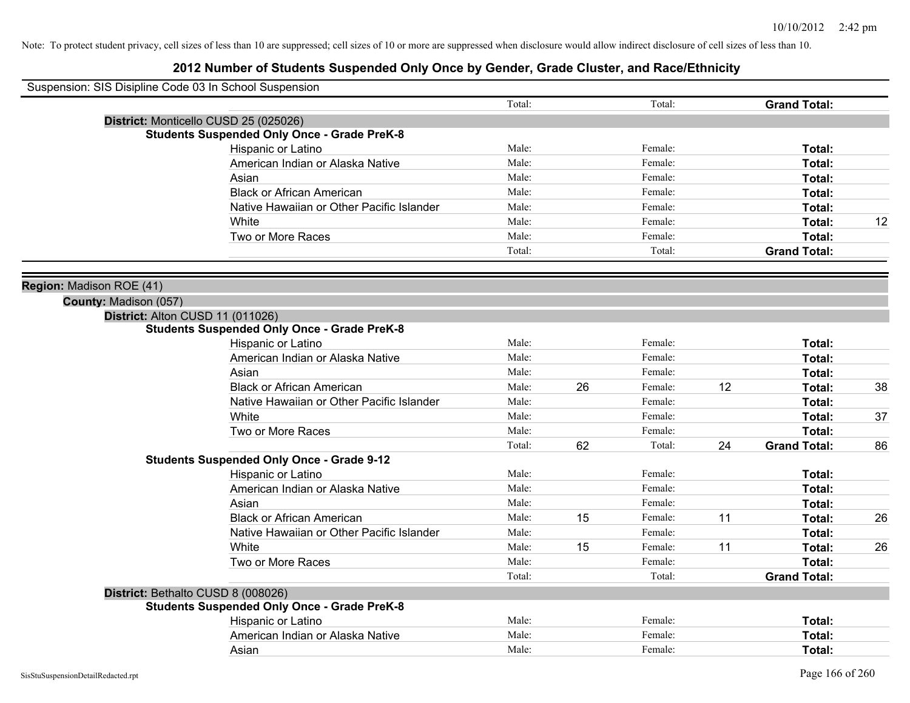Note: To protect student privacy, cell sizes of less than 10 are suppressed; cell sizes of 10 or more are suppressed when disclosure would allow indirect disclosure of cell sizes of less than 10.

# 2012 Number of Students Suspended Only Once by Gender, Grade Cluster, and Race/Ethnicity

Suspension: SIS Disipline Code 03 In School Suspension

| | | | | | | |
|---|---|---|---|---|---|---|
| | Total: | | Total: | | **Grand Total:** | |

**District:** Monticello CUSD 25 (025026)

**Students Suspended Only Once - Grade PreK-8**

| Race/Ethnicity | | Male | | Female | | Total |
|---|---|---|---|---|---|---|
| Hispanic or Latino | Male: | | Female: | | **Total:** | |
| American Indian or Alaska Native | Male: | | Female: | | **Total:** | |
| Asian | Male: | | Female: | | **Total:** | |
| Black or African American | Male: | | Female: | | **Total:** | |
| Native Hawaiian or Other Pacific Islander | Male: | | Female: | | **Total:** | |
| White | Male: | | Female: | | **Total:** | 12 |
| Two or More Races | Male: | | Female: | | **Total:** | |
| | Total: | | Total: | | **Grand Total:** | |

**Region:** Madison ROE (41)

**County:** Madison (057)

**District:** Alton CUSD 11 (011026)

**Students Suspended Only Once - Grade PreK-8**

| Race/Ethnicity | | Male | | Female | | Total |
|---|---|---|---|---|---|---|
| Hispanic or Latino | Male: | | Female: | | **Total:** | |
| American Indian or Alaska Native | Male: | | Female: | | **Total:** | |
| Asian | Male: | | Female: | | **Total:** | |
| Black or African American | Male: | 26 | Female: | 12 | **Total:** | 38 |
| Native Hawaiian or Other Pacific Islander | Male: | | Female: | | **Total:** | |
| White | Male: | | Female: | | **Total:** | 37 |
| Two or More Races | Male: | | Female: | | **Total:** | |
| | Total: | 62 | Total: | 24 | **Grand Total:** | 86 |

**Students Suspended Only Once - Grade 9-12**

| Race/Ethnicity | | Male | | Female | | Total |
|---|---|---|---|---|---|---|
| Hispanic or Latino | Male: | | Female: | | **Total:** | |
| American Indian or Alaska Native | Male: | | Female: | | **Total:** | |
| Asian | Male: | | Female: | | **Total:** | |
| Black or African American | Male: | 15 | Female: | 11 | **Total:** | 26 |
| Native Hawaiian or Other Pacific Islander | Male: | | Female: | | **Total:** | |
| White | Male: | 15 | Female: | 11 | **Total:** | 26 |
| Two or More Races | Male: | | Female: | | **Total:** | |
| | Total: | | Total: | | **Grand Total:** | |

**District:** Bethalto CUSD 8 (008026)

**Students Suspended Only Once - Grade PreK-8**

| Race/Ethnicity | | Male | | Female | | Total |
|---|---|---|---|---|---|---|
| Hispanic or Latino | Male: | | Female: | | **Total:** | |
| American Indian or Alaska Native | Male: | | Female: | | **Total:** | |
| Asian | Male: | | Female: | | **Total:** | |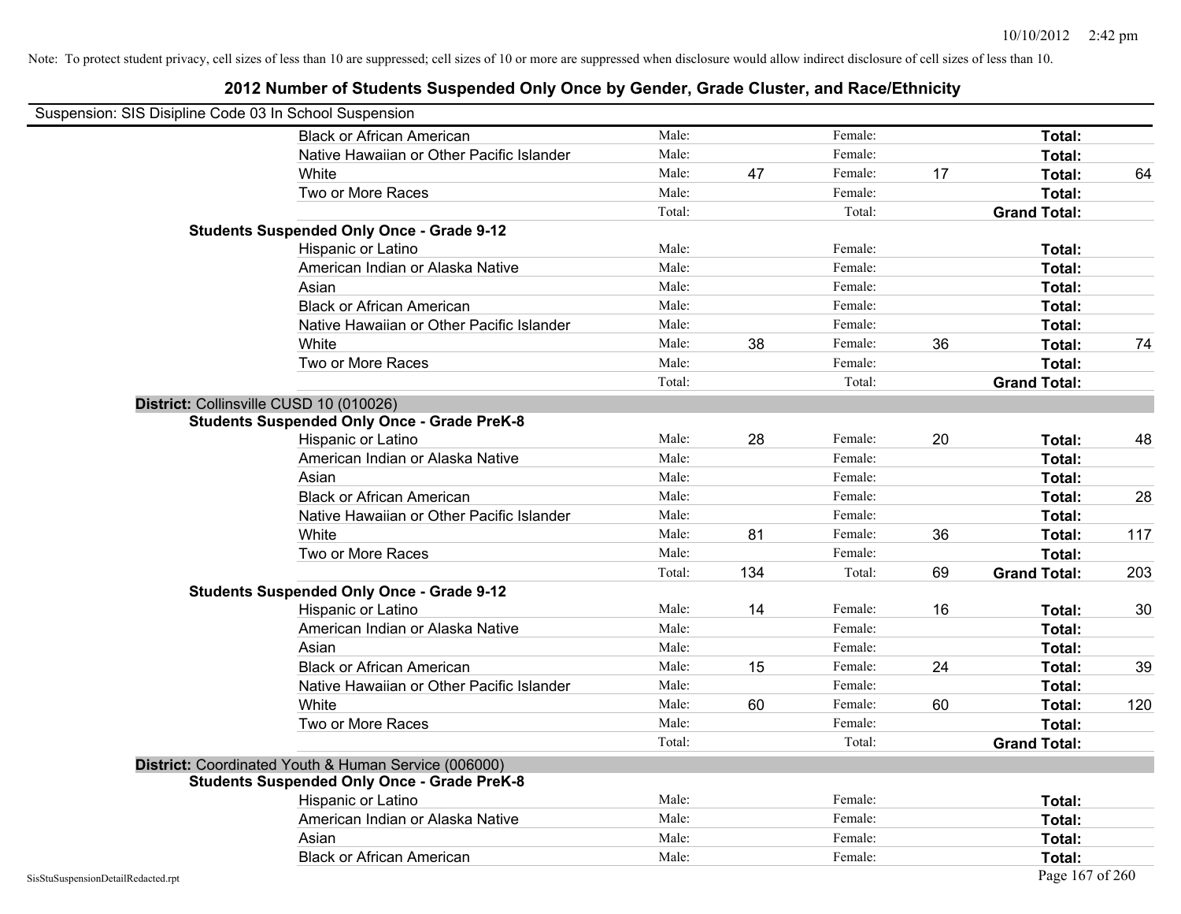Note: To protect student privacy, cell sizes of less than 10 are suppressed; cell sizes of 10 or more are suppressed when disclosure would allow indirect disclosure of cell sizes of less than 10.

# 2012 Number of Students Suspended Only Once by Gender, Grade Cluster, and Race/Ethnicity

Suspension: SIS Disipline Code 03 In School Suspension

| | | | | | | |
|---|---|---|---|---|---|---|
| Black or African American | Male: | | Female: | | **Total:** | |
| Native Hawaiian or Other Pacific Islander | Male: | | Female: | | **Total:** | |
| White | Male: | 47 | Female: | 17 | **Total:** | 64 |
| Two or More Races | Male: | | Female: | | **Total:** | |
| | Total: | | Total: | | **Grand Total:** | |

**Students Suspended Only Once - Grade 9-12**

| | | | | | | |
|---|---|---|---|---|---|---|
| Hispanic or Latino | Male: | | Female: | | **Total:** | |
| American Indian or Alaska Native | Male: | | Female: | | **Total:** | |
| Asian | Male: | | Female: | | **Total:** | |
| Black or African American | Male: | | Female: | | **Total:** | |
| Native Hawaiian or Other Pacific Islander | Male: | | Female: | | **Total:** | |
| White | Male: | 38 | Female: | 36 | **Total:** | 74 |
| Two or More Races | Male: | | Female: | | **Total:** | |
| | Total: | | Total: | | **Grand Total:** | |

**District:** Collinsville CUSD 10 (010026)

**Students Suspended Only Once - Grade PreK-8**

| | | | | | | |
|---|---|---|---|---|---|---|
| Hispanic or Latino | Male: | 28 | Female: | 20 | **Total:** | 48 |
| American Indian or Alaska Native | Male: | | Female: | | **Total:** | |
| Asian | Male: | | Female: | | **Total:** | |
| Black or African American | Male: | | Female: | | **Total:** | 28 |
| Native Hawaiian or Other Pacific Islander | Male: | | Female: | | **Total:** | |
| White | Male: | 81 | Female: | 36 | **Total:** | 117 |
| Two or More Races | Male: | | Female: | | **Total:** | |
| | Total: | 134 | Total: | 69 | **Grand Total:** | 203 |

**Students Suspended Only Once - Grade 9-12**

| | | | | | | |
|---|---|---|---|---|---|---|
| Hispanic or Latino | Male: | 14 | Female: | 16 | **Total:** | 30 |
| American Indian or Alaska Native | Male: | | Female: | | **Total:** | |
| Asian | Male: | | Female: | | **Total:** | |
| Black or African American | Male: | 15 | Female: | 24 | **Total:** | 39 |
| Native Hawaiian or Other Pacific Islander | Male: | | Female: | | **Total:** | |
| White | Male: | 60 | Female: | 60 | **Total:** | 120 |
| Two or More Races | Male: | | Female: | | **Total:** | |
| | Total: | | Total: | | **Grand Total:** | |

**District:** Coordinated Youth & Human Service (006000)

**Students Suspended Only Once - Grade PreK-8**

| | | | | | | |
|---|---|---|---|---|---|---|
| Hispanic or Latino | Male: | | Female: | | **Total:** | |
| American Indian or Alaska Native | Male: | | Female: | | **Total:** | |
| Asian | Male: | | Female: | | **Total:** | |
| Black or African American | Male: | | Female: | | **Total:** | |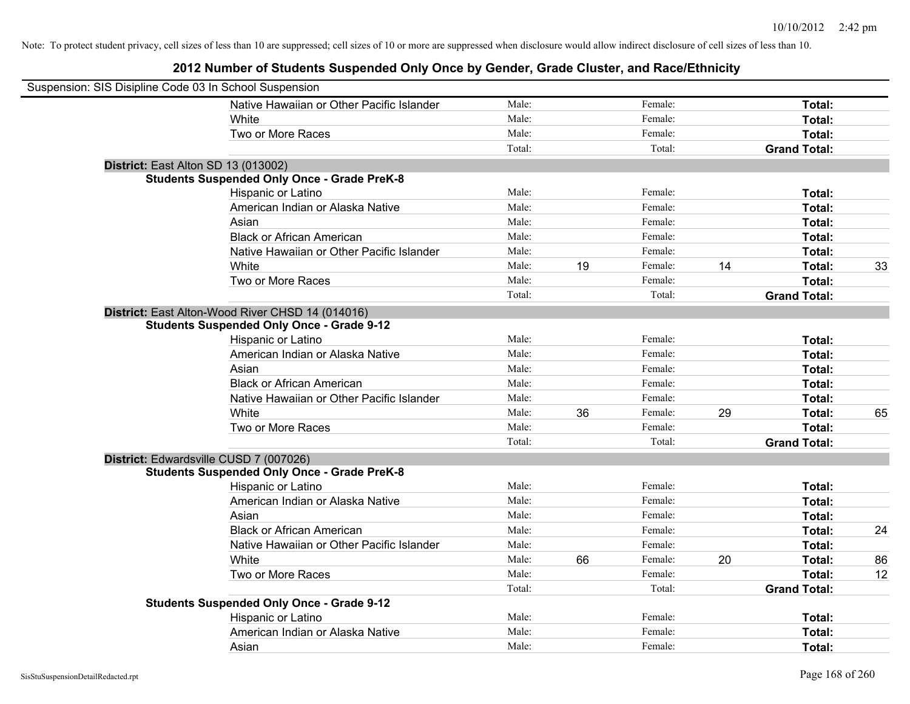Note: To protect student privacy, cell sizes of less than 10 are suppressed; cell sizes of 10 or more are suppressed when disclosure would allow indirect disclosure of cell sizes of less than 10.

# 2012 Number of Students Suspended Only Once by Gender, Grade Cluster, and Race/Ethnicity

Suspension: SIS Disipline Code 03 In School Suspension

| | | | | | | |
|---|---|---|---|---|---|---|
| Native Hawaiian or Other Pacific Islander | Male: | | Female: | | **Total:** | |
| White | Male: | | Female: | | **Total:** | |
| Two or More Races | Male: | | Female: | | **Total:** | |
| | Total: | | Total: | | **Grand Total:** | |

**District:** East Alton SD 13 (013002)

**Students Suspended Only Once - Grade PreK-8**

| | | | | | | |
|---|---|---|---|---|---|---|
| Hispanic or Latino | Male: | | Female: | | **Total:** | |
| American Indian or Alaska Native | Male: | | Female: | | **Total:** | |
| Asian | Male: | | Female: | | **Total:** | |
| Black or African American | Male: | | Female: | | **Total:** | |
| Native Hawaiian or Other Pacific Islander | Male: | | Female: | | **Total:** | |
| White | Male: | 19 | Female: | 14 | **Total:** | 33 |
| Two or More Races | Male: | | Female: | | **Total:** | |
| | Total: | | Total: | | **Grand Total:** | |

**District:** East Alton-Wood River CHSD 14 (014016)

**Students Suspended Only Once - Grade 9-12**

| | | | | | | |
|---|---|---|---|---|---|---|
| Hispanic or Latino | Male: | | Female: | | **Total:** | |
| American Indian or Alaska Native | Male: | | Female: | | **Total:** | |
| Asian | Male: | | Female: | | **Total:** | |
| Black or African American | Male: | | Female: | | **Total:** | |
| Native Hawaiian or Other Pacific Islander | Male: | | Female: | | **Total:** | |
| White | Male: | 36 | Female: | 29 | **Total:** | 65 |
| Two or More Races | Male: | | Female: | | **Total:** | |
| | Total: | | Total: | | **Grand Total:** | |

**District:** Edwardsville CUSD 7 (007026)

**Students Suspended Only Once - Grade PreK-8**

| | | | | | | |
|---|---|---|---|---|---|---|
| Hispanic or Latino | Male: | | Female: | | **Total:** | |
| American Indian or Alaska Native | Male: | | Female: | | **Total:** | |
| Asian | Male: | | Female: | | **Total:** | |
| Black or African American | Male: | | Female: | | **Total:** | 24 |
| Native Hawaiian or Other Pacific Islander | Male: | | Female: | | **Total:** | |
| White | Male: | 66 | Female: | 20 | **Total:** | 86 |
| Two or More Races | Male: | | Female: | | **Total:** | 12 |
| | Total: | | Total: | | **Grand Total:** | |

**Students Suspended Only Once - Grade 9-12**

| | | | | | | |
|---|---|---|---|---|---|---|
| Hispanic or Latino | Male: | | Female: | | **Total:** | |
| American Indian or Alaska Native | Male: | | Female: | | **Total:** | |
| Asian | Male: | | Female: | | **Total:** | |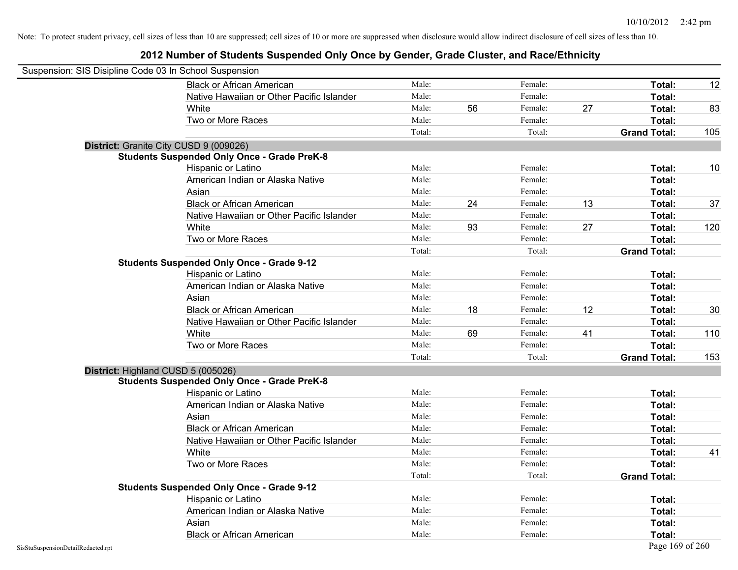Note: To protect student privacy, cell sizes of less than 10 are suppressed; cell sizes of 10 or more are suppressed when disclosure would allow indirect disclosure of cell sizes of less than 10.

## 2012 Number of Students Suspended Only Once by Gender, Grade Cluster, and Race/Ethnicity

Suspension: SIS Disipline Code 03 In School Suspension

| | Male: | | Female: | | | |
|---|---|---|---|---|---|---|
| Black or African American | Male: | | Female: | | **Total:** | 12 |
| Native Hawaiian or Other Pacific Islander | Male: | | Female: | | **Total:** | |
| White | Male: | 56 | Female: | 27 | **Total:** | 83 |
| Two or More Races | Male: | | Female: | | **Total:** | |
| | Total: | | Total: | | **Grand Total:** | 105 |

**District:** Granite City CUSD 9 (009026)

**Students Suspended Only Once - Grade PreK-8**

| | | | | | | |
|---|---|---|---|---|---|---|
| Hispanic or Latino | Male: | | Female: | | **Total:** | 10 |
| American Indian or Alaska Native | Male: | | Female: | | **Total:** | |
| Asian | Male: | | Female: | | **Total:** | |
| Black or African American | Male: | 24 | Female: | 13 | **Total:** | 37 |
| Native Hawaiian or Other Pacific Islander | Male: | | Female: | | **Total:** | |
| White | Male: | 93 | Female: | 27 | **Total:** | 120 |
| Two or More Races | Male: | | Female: | | **Total:** | |
| | Total: | | Total: | | **Grand Total:** | |

**Students Suspended Only Once - Grade 9-12**

| | | | | | | |
|---|---|---|---|---|---|---|
| Hispanic or Latino | Male: | | Female: | | **Total:** | |
| American Indian or Alaska Native | Male: | | Female: | | **Total:** | |
| Asian | Male: | | Female: | | **Total:** | |
| Black or African American | Male: | 18 | Female: | 12 | **Total:** | 30 |
| Native Hawaiian or Other Pacific Islander | Male: | | Female: | | **Total:** | |
| White | Male: | 69 | Female: | 41 | **Total:** | 110 |
| Two or More Races | Male: | | Female: | | **Total:** | |
| | Total: | | Total: | | **Grand Total:** | 153 |

**District:** Highland CUSD 5 (005026)

**Students Suspended Only Once - Grade PreK-8**

| | | | | | | |
|---|---|---|---|---|---|---|
| Hispanic or Latino | Male: | | Female: | | **Total:** | |
| American Indian or Alaska Native | Male: | | Female: | | **Total:** | |
| Asian | Male: | | Female: | | **Total:** | |
| Black or African American | Male: | | Female: | | **Total:** | |
| Native Hawaiian or Other Pacific Islander | Male: | | Female: | | **Total:** | |
| White | Male: | | Female: | | **Total:** | 41 |
| Two or More Races | Male: | | Female: | | **Total:** | |
| | Total: | | Total: | | **Grand Total:** | |

**Students Suspended Only Once - Grade 9-12**

| | | | | | | |
|---|---|---|---|---|---|---|
| Hispanic or Latino | Male: | | Female: | | **Total:** | |
| American Indian or Alaska Native | Male: | | Female: | | **Total:** | |
| Asian | Male: | | Female: | | **Total:** | |
| Black or African American | Male: | | Female: | | **Total:** | |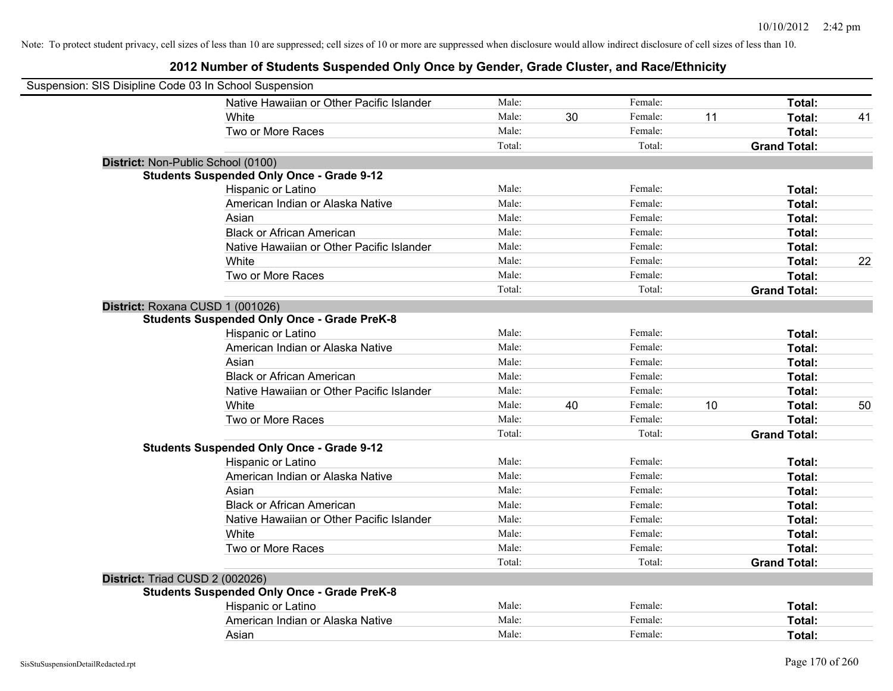Note: To protect student privacy, cell sizes of less than 10 are suppressed; cell sizes of 10 or more are suppressed when disclosure would allow indirect disclosure of cell sizes of less than 10.

## 2012 Number of Students Suspended Only Once by Gender, Grade Cluster, and Race/Ethnicity

Suspension: SIS Disipline Code 03 In School Suspension

| | | | | | | |
|---|---|---|---|---|---|---|
| Native Hawaiian or Other Pacific Islander | Male: | | Female: | | **Total:** | |
| White | Male: | 30 | Female: | 11 | **Total:** | 41 |
| Two or More Races | Male: | | Female: | | **Total:** | |
| | Total: | | Total: | | **Grand Total:** | |

**District:** Non-Public School (0100)

**Students Suspended Only Once - Grade 9-12**

| | | | | | | |
|---|---|---|---|---|---|---|
| Hispanic or Latino | Male: | | Female: | | **Total:** | |
| American Indian or Alaska Native | Male: | | Female: | | **Total:** | |
| Asian | Male: | | Female: | | **Total:** | |
| Black or African American | Male: | | Female: | | **Total:** | |
| Native Hawaiian or Other Pacific Islander | Male: | | Female: | | **Total:** | |
| White | Male: | | Female: | | **Total:** | 22 |
| Two or More Races | Male: | | Female: | | **Total:** | |
| | Total: | | Total: | | **Grand Total:** | |

**District:** Roxana CUSD 1 (001026)

**Students Suspended Only Once - Grade PreK-8**

| | | | | | | |
|---|---|---|---|---|---|---|
| Hispanic or Latino | Male: | | Female: | | **Total:** | |
| American Indian or Alaska Native | Male: | | Female: | | **Total:** | |
| Asian | Male: | | Female: | | **Total:** | |
| Black or African American | Male: | | Female: | | **Total:** | |
| Native Hawaiian or Other Pacific Islander | Male: | | Female: | | **Total:** | |
| White | Male: | 40 | Female: | 10 | **Total:** | 50 |
| Two or More Races | Male: | | Female: | | **Total:** | |
| | Total: | | Total: | | **Grand Total:** | |

**Students Suspended Only Once - Grade 9-12**

| | | | | | | |
|---|---|---|---|---|---|---|
| Hispanic or Latino | Male: | | Female: | | **Total:** | |
| American Indian or Alaska Native | Male: | | Female: | | **Total:** | |
| Asian | Male: | | Female: | | **Total:** | |
| Black or African American | Male: | | Female: | | **Total:** | |
| Native Hawaiian or Other Pacific Islander | Male: | | Female: | | **Total:** | |
| White | Male: | | Female: | | **Total:** | |
| Two or More Races | Male: | | Female: | | **Total:** | |
| | Total: | | Total: | | **Grand Total:** | |

**District:** Triad CUSD 2 (002026)

**Students Suspended Only Once - Grade PreK-8**

| | | | | | | |
|---|---|---|---|---|---|---|
| Hispanic or Latino | Male: | | Female: | | **Total:** | |
| American Indian or Alaska Native | Male: | | Female: | | **Total:** | |
| Asian | Male: | | Female: | | **Total:** | |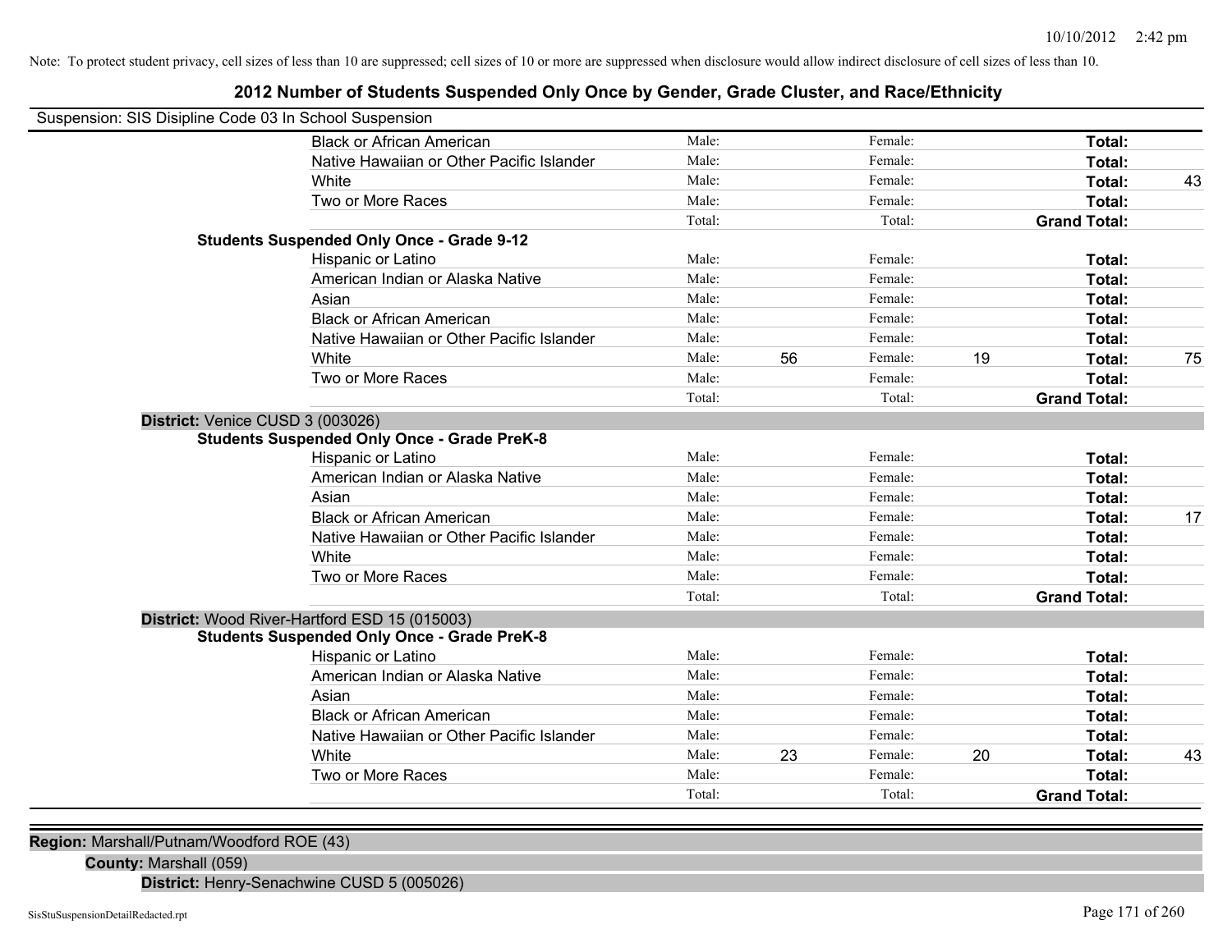Note: To protect student privacy, cell sizes of less than 10 are suppressed; cell sizes of 10 or more are suppressed when disclosure would allow indirect disclosure of cell sizes of less than 10.

## 2012 Number of Students Suspended Only Once by Gender, Grade Cluster, and Race/Ethnicity

Suspension: SIS Disipline Code 03 In School Suspension

| | | | | | |
|---|---|---|---|---|---|
| Black or African American | Male: | | Female: | | **Total:** |
| Native Hawaiian or Other Pacific Islander | Male: | | Female: | | **Total:** |
| White | Male: | | Female: | | **Total:** 43 |
| Two or More Races | Male: | | Female: | | **Total:** |
| | Total: | | Total: | | **Grand Total:** |

**Students Suspended Only Once - Grade 9-12**

| | | | | | |
|---|---|---|---|---|---|
| Hispanic or Latino | Male: | | Female: | | **Total:** |
| American Indian or Alaska Native | Male: | | Female: | | **Total:** |
| Asian | Male: | | Female: | | **Total:** |
| Black or African American | Male: | | Female: | | **Total:** |
| Native Hawaiian or Other Pacific Islander | Male: | | Female: | | **Total:** |
| White | Male: 56 | | Female: 19 | | **Total:** 75 |
| Two or More Races | Male: | | Female: | | **Total:** |
| | Total: | | Total: | | **Grand Total:** |

**District:** Venice CUSD 3 (003026)

**Students Suspended Only Once - Grade PreK-8**

| | | | | | |
|---|---|---|---|---|---|
| Hispanic or Latino | Male: | | Female: | | **Total:** |
| American Indian or Alaska Native | Male: | | Female: | | **Total:** |
| Asian | Male: | | Female: | | **Total:** |
| Black or African American | Male: | | Female: | | **Total:** 17 |
| Native Hawaiian or Other Pacific Islander | Male: | | Female: | | **Total:** |
| White | Male: | | Female: | | **Total:** |
| Two or More Races | Male: | | Female: | | **Total:** |
| | Total: | | Total: | | **Grand Total:** |

**District:** Wood River-Hartford ESD 15 (015003)

**Students Suspended Only Once - Grade PreK-8**

| | | | | | |
|---|---|---|---|---|---|
| Hispanic or Latino | Male: | | Female: | | **Total:** |
| American Indian or Alaska Native | Male: | | Female: | | **Total:** |
| Asian | Male: | | Female: | | **Total:** |
| Black or African American | Male: | | Female: | | **Total:** |
| Native Hawaiian or Other Pacific Islander | Male: | | Female: | | **Total:** |
| White | Male: 23 | | Female: 20 | | **Total:** 43 |
| Two or More Races | Male: | | Female: | | **Total:** |
| | Total: | | Total: | | **Grand Total:** |

**Region:** Marshall/Putnam/Woodford ROE (43)

**County:** Marshall (059)

**District:** Henry-Senachwine CUSD 5 (005026)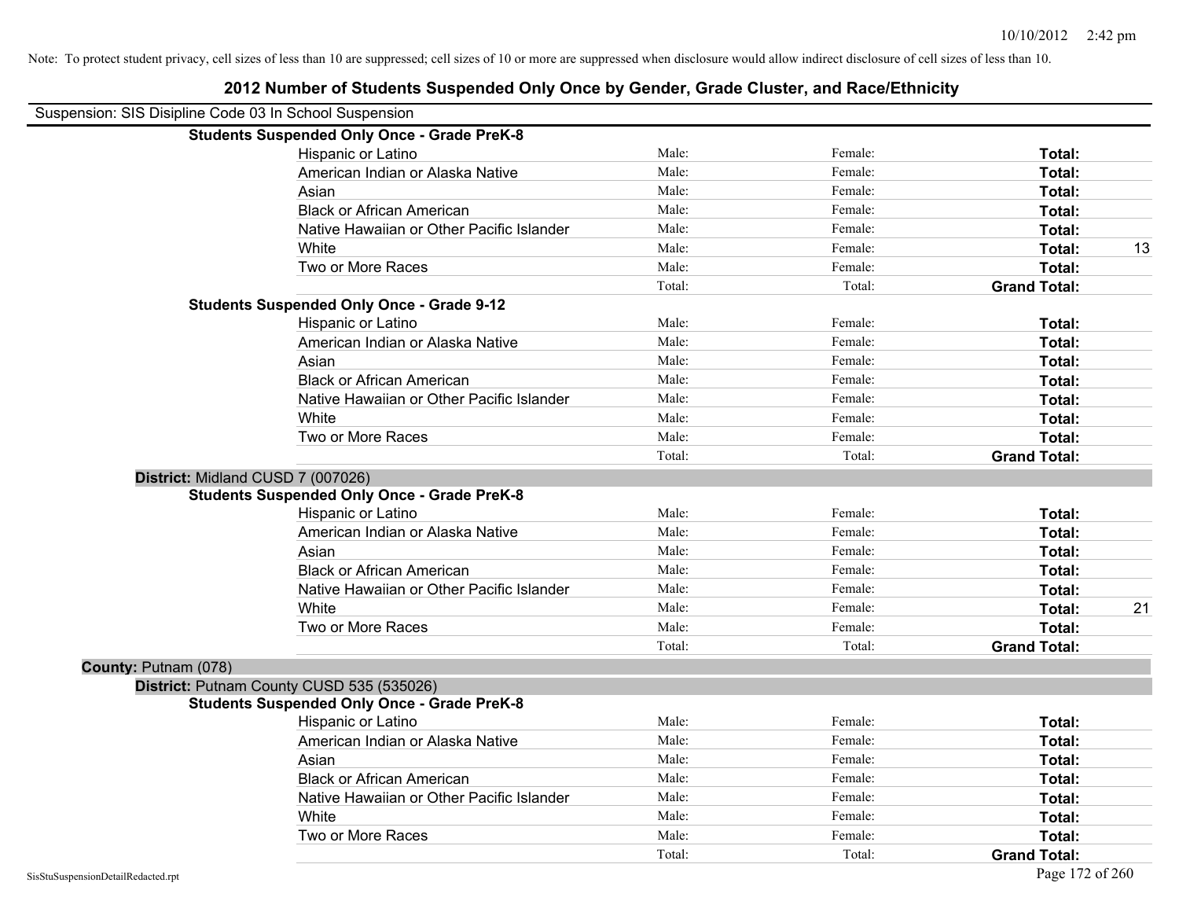Note: To protect student privacy, cell sizes of less than 10 are suppressed; cell sizes of 10 or more are suppressed when disclosure would allow indirect disclosure of cell sizes of less than 10.

## 2012 Number of Students Suspended Only Once by Gender, Grade Cluster, and Race/Ethnicity

Suspension: SIS Disipline Code 03 In School Suspension

**Students Suspended Only Once - Grade PreK-8**

| Race/Ethnicity | Male | Female | Total |
|---|---|---|---|
| Hispanic or Latino | Male: | Female: | **Total:** |
| American Indian or Alaska Native | Male: | Female: | **Total:** |
| Asian | Male: | Female: | **Total:** |
| Black or African American | Male: | Female: | **Total:** |
| Native Hawaiian or Other Pacific Islander | Male: | Female: | **Total:** |
| White | Male: | Female: | **Total:** 13 |
| Two or More Races | Male: | Female: | **Total:** |
| | Total: | Total: | **Grand Total:** |

**Students Suspended Only Once - Grade 9-12**

| Race/Ethnicity | Male | Female | Total |
|---|---|---|---|
| Hispanic or Latino | Male: | Female: | **Total:** |
| American Indian or Alaska Native | Male: | Female: | **Total:** |
| Asian | Male: | Female: | **Total:** |
| Black or African American | Male: | Female: | **Total:** |
| Native Hawaiian or Other Pacific Islander | Male: | Female: | **Total:** |
| White | Male: | Female: | **Total:** |
| Two or More Races | Male: | Female: | **Total:** |
| | Total: | Total: | **Grand Total:** |

**District:** Midland CUSD 7 (007026)

**Students Suspended Only Once - Grade PreK-8**

| Race/Ethnicity | Male | Female | Total |
|---|---|---|---|
| Hispanic or Latino | Male: | Female: | **Total:** |
| American Indian or Alaska Native | Male: | Female: | **Total:** |
| Asian | Male: | Female: | **Total:** |
| Black or African American | Male: | Female: | **Total:** |
| Native Hawaiian or Other Pacific Islander | Male: | Female: | **Total:** |
| White | Male: | Female: | **Total:** 21 |
| Two or More Races | Male: | Female: | **Total:** |
| | Total: | Total: | **Grand Total:** |

**County:** Putnam (078)

**District:** Putnam County CUSD 535 (535026)

**Students Suspended Only Once - Grade PreK-8**

| Race/Ethnicity | Male | Female | Total |
|---|---|---|---|
| Hispanic or Latino | Male: | Female: | **Total:** |
| American Indian or Alaska Native | Male: | Female: | **Total:** |
| Asian | Male: | Female: | **Total:** |
| Black or African American | Male: | Female: | **Total:** |
| Native Hawaiian or Other Pacific Islander | Male: | Female: | **Total:** |
| White | Male: | Female: | **Total:** |
| Two or More Races | Male: | Female: | **Total:** |
| | Total: | Total: | **Grand Total:** |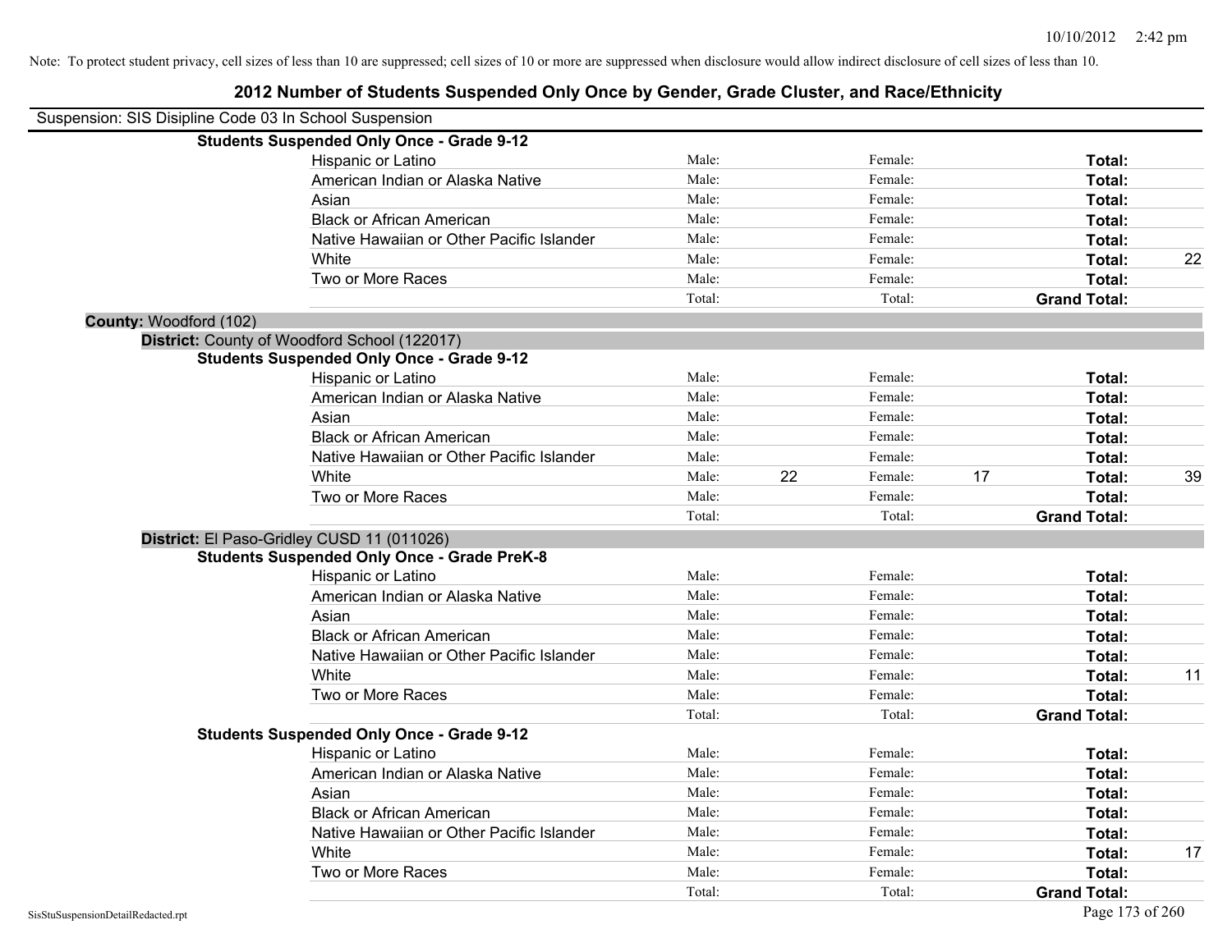Note: To protect student privacy, cell sizes of less than 10 are suppressed; cell sizes of 10 or more are suppressed when disclosure would allow indirect disclosure of cell sizes of less than 10.

# 2012 Number of Students Suspended Only Once by Gender, Grade Cluster, and Race/Ethnicity

Suspension: SIS Disipline Code 03 In School Suspension

**Students Suspended Only Once - Grade 9-12**

| | | | | | | |
|---|---|---|---|---|---|---|
| Hispanic or Latino | Male: | | Female: | | **Total:** | |
| American Indian or Alaska Native | Male: | | Female: | | **Total:** | |
| Asian | Male: | | Female: | | **Total:** | |
| Black or African American | Male: | | Female: | | **Total:** | |
| Native Hawaiian or Other Pacific Islander | Male: | | Female: | | **Total:** | |
| White | Male: | | Female: | | **Total:** | 22 |
| Two or More Races | Male: | | Female: | | **Total:** | |
| | Total: | | Total: | | **Grand Total:** | |

**County:** Woodford (102)

**District:** County of Woodford School (122017)

**Students Suspended Only Once - Grade 9-12**

| | | | | | | |
|---|---|---|---|---|---|---|
| Hispanic or Latino | Male: | | Female: | | **Total:** | |
| American Indian or Alaska Native | Male: | | Female: | | **Total:** | |
| Asian | Male: | | Female: | | **Total:** | |
| Black or African American | Male: | | Female: | | **Total:** | |
| Native Hawaiian or Other Pacific Islander | Male: | | Female: | | **Total:** | |
| White | Male: | 22 | Female: | 17 | **Total:** | 39 |
| Two or More Races | Male: | | Female: | | **Total:** | |
| | Total: | | Total: | | **Grand Total:** | |

**District:** El Paso-Gridley CUSD 11 (011026)

**Students Suspended Only Once - Grade PreK-8**

| | | | | | | |
|---|---|---|---|---|---|---|
| Hispanic or Latino | Male: | | Female: | | **Total:** | |
| American Indian or Alaska Native | Male: | | Female: | | **Total:** | |
| Asian | Male: | | Female: | | **Total:** | |
| Black or African American | Male: | | Female: | | **Total:** | |
| Native Hawaiian or Other Pacific Islander | Male: | | Female: | | **Total:** | |
| White | Male: | | Female: | | **Total:** | 11 |
| Two or More Races | Male: | | Female: | | **Total:** | |
| | Total: | | Total: | | **Grand Total:** | |

**Students Suspended Only Once - Grade 9-12**

| | | | | | | |
|---|---|---|---|---|---|---|
| Hispanic or Latino | Male: | | Female: | | **Total:** | |
| American Indian or Alaska Native | Male: | | Female: | | **Total:** | |
| Asian | Male: | | Female: | | **Total:** | |
| Black or African American | Male: | | Female: | | **Total:** | |
| Native Hawaiian or Other Pacific Islander | Male: | | Female: | | **Total:** | |
| White | Male: | | Female: | | **Total:** | 17 |
| Two or More Races | Male: | | Female: | | **Total:** | |
| | Total: | | Total: | | **Grand Total:** | |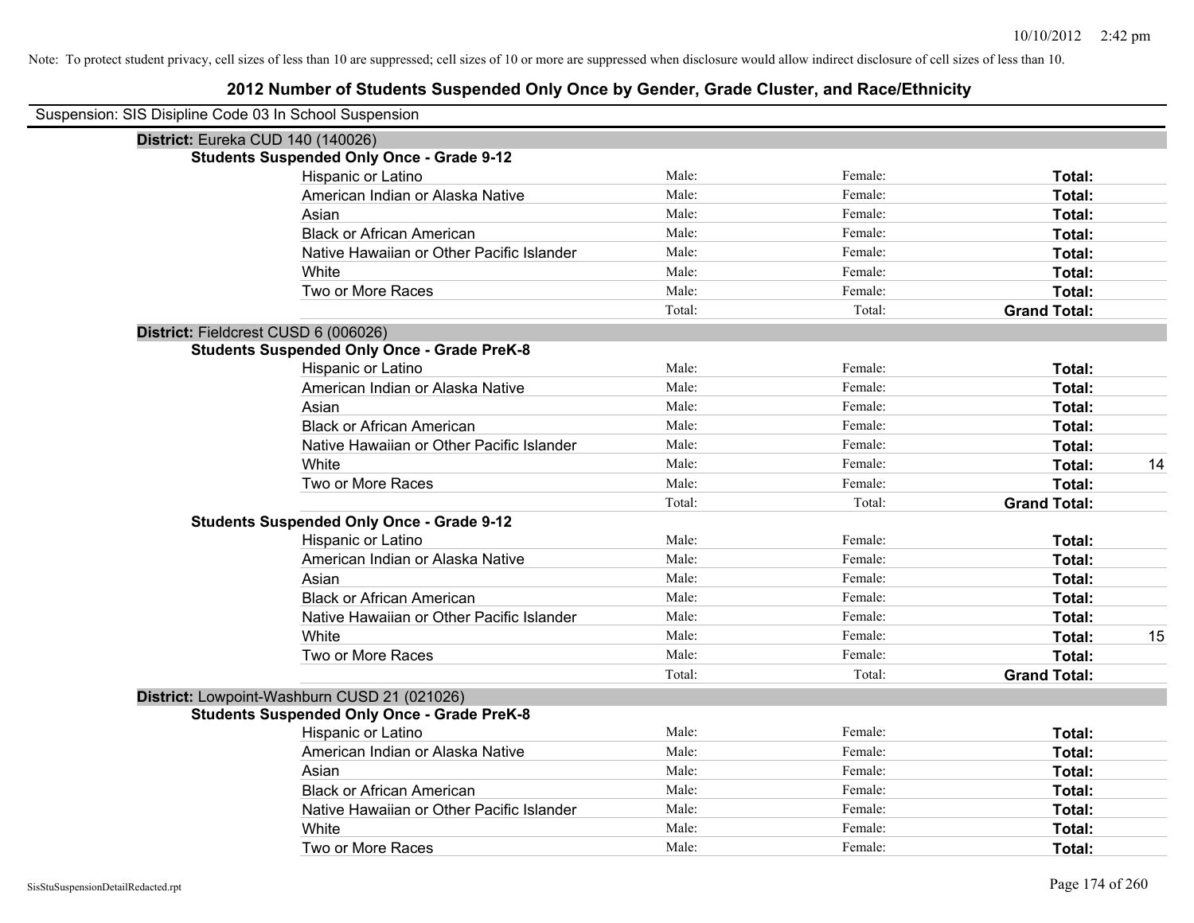Note: To protect student privacy, cell sizes of less than 10 are suppressed; cell sizes of 10 or more are suppressed when disclosure would allow indirect disclosure of cell sizes of less than 10.

## 2012 Number of Students Suspended Only Once by Gender, Grade Cluster, and Race/Ethnicity

Suspension: SIS Disipline Code 03 In School Suspension

### District: Eureka CUD 140 (140026)

**Students Suspended Only Once - Grade 9-12**

| | | | | |
|---|---|---|---|---|
| Hispanic or Latino | Male: | Female: | **Total:** | |
| American Indian or Alaska Native | Male: | Female: | **Total:** | |
| Asian | Male: | Female: | **Total:** | |
| Black or African American | Male: | Female: | **Total:** | |
| Native Hawaiian or Other Pacific Islander | Male: | Female: | **Total:** | |
| White | Male: | Female: | **Total:** | |
| Two or More Races | Male: | Female: | **Total:** | |
| | Total: | Total: | **Grand Total:** | |

### District: Fieldcrest CUSD 6 (006026)

**Students Suspended Only Once - Grade PreK-8**

| | | | | |
|---|---|---|---|---|
| Hispanic or Latino | Male: | Female: | **Total:** | |
| American Indian or Alaska Native | Male: | Female: | **Total:** | |
| Asian | Male: | Female: | **Total:** | |
| Black or African American | Male: | Female: | **Total:** | |
| Native Hawaiian or Other Pacific Islander | Male: | Female: | **Total:** | |
| White | Male: | Female: | **Total:** | 14 |
| Two or More Races | Male: | Female: | **Total:** | |
| | Total: | Total: | **Grand Total:** | |

**Students Suspended Only Once - Grade 9-12**

| | | | | |
|---|---|---|---|---|
| Hispanic or Latino | Male: | Female: | **Total:** | |
| American Indian or Alaska Native | Male: | Female: | **Total:** | |
| Asian | Male: | Female: | **Total:** | |
| Black or African American | Male: | Female: | **Total:** | |
| Native Hawaiian or Other Pacific Islander | Male: | Female: | **Total:** | |
| White | Male: | Female: | **Total:** | 15 |
| Two or More Races | Male: | Female: | **Total:** | |
| | Total: | Total: | **Grand Total:** | |

### District: Lowpoint-Washburn CUSD 21 (021026)

**Students Suspended Only Once - Grade PreK-8**

| | | | | |
|---|---|---|---|---|
| Hispanic or Latino | Male: | Female: | **Total:** | |
| American Indian or Alaska Native | Male: | Female: | **Total:** | |
| Asian | Male: | Female: | **Total:** | |
| Black or African American | Male: | Female: | **Total:** | |
| Native Hawaiian or Other Pacific Islander | Male: | Female: | **Total:** | |
| White | Male: | Female: | **Total:** | |
| Two or More Races | Male: | Female: | **Total:** | |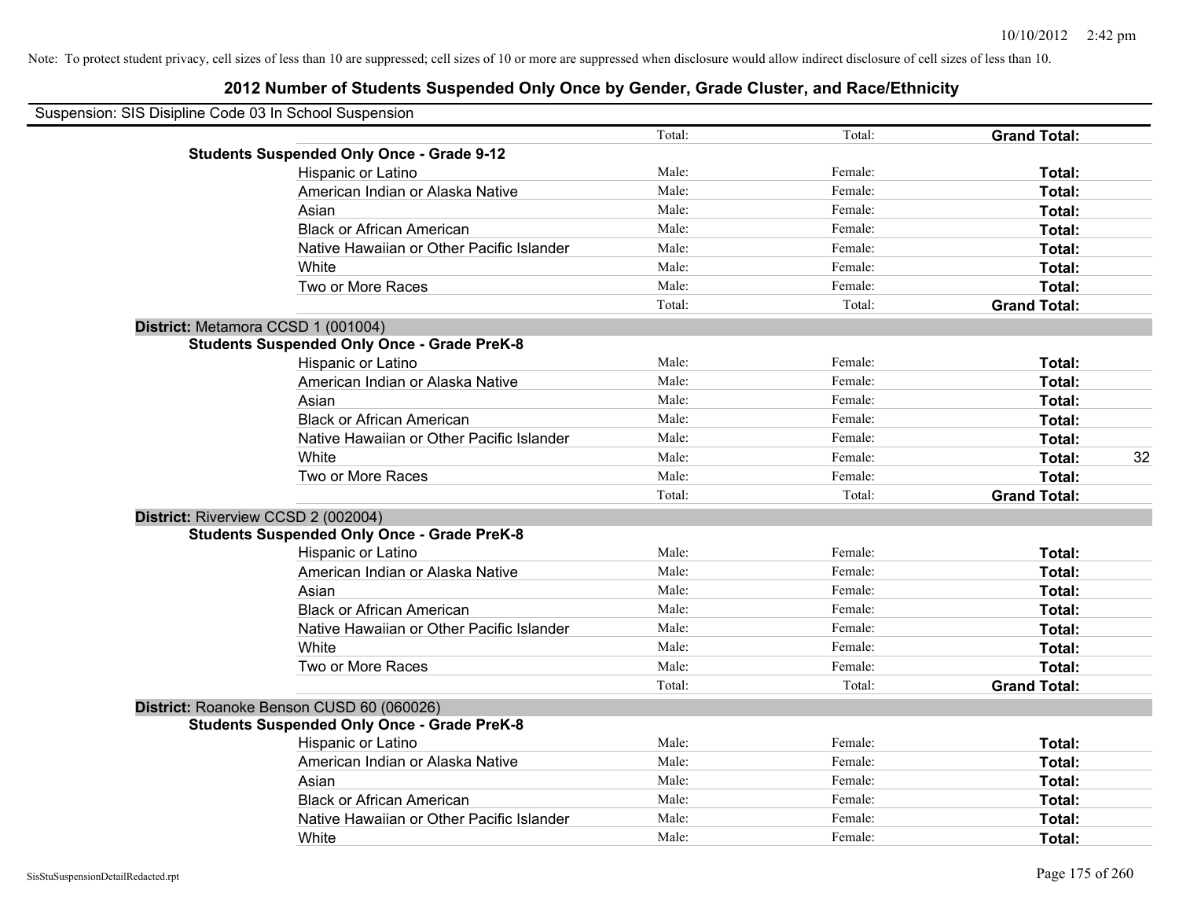Note: To protect student privacy, cell sizes of less than 10 are suppressed; cell sizes of 10 or more are suppressed when disclosure would allow indirect disclosure of cell sizes of less than 10.

# 2012 Number of Students Suspended Only Once by Gender, Grade Cluster, and Race/Ethnicity

Suspension: SIS Disipline Code 03 In School Suspension

| | | | | |
|---|---|---|---|---|
| | Total: | Total: | **Grand Total:** | |
| **Students Suspended Only Once - Grade 9-12** | | | | |
| Hispanic or Latino | Male: | Female: | **Total:** | |
| American Indian or Alaska Native | Male: | Female: | **Total:** | |
| Asian | Male: | Female: | **Total:** | |
| Black or African American | Male: | Female: | **Total:** | |
| Native Hawaiian or Other Pacific Islander | Male: | Female: | **Total:** | |
| White | Male: | Female: | **Total:** | |
| Two or More Races | Male: | Female: | **Total:** | |
| | Total: | Total: | **Grand Total:** | |
| **District:** Metamora CCSD 1 (001004) | | | | |
| **Students Suspended Only Once - Grade PreK-8** | | | | |
| Hispanic or Latino | Male: | Female: | **Total:** | |
| American Indian or Alaska Native | Male: | Female: | **Total:** | |
| Asian | Male: | Female: | **Total:** | |
| Black or African American | Male: | Female: | **Total:** | |
| Native Hawaiian or Other Pacific Islander | Male: | Female: | **Total:** | |
| White | Male: | Female: | **Total:** | 32 |
| Two or More Races | Male: | Female: | **Total:** | |
| | Total: | Total: | **Grand Total:** | |
| **District:** Riverview CCSD 2 (002004) | | | | |
| **Students Suspended Only Once - Grade PreK-8** | | | | |
| Hispanic or Latino | Male: | Female: | **Total:** | |
| American Indian or Alaska Native | Male: | Female: | **Total:** | |
| Asian | Male: | Female: | **Total:** | |
| Black or African American | Male: | Female: | **Total:** | |
| Native Hawaiian or Other Pacific Islander | Male: | Female: | **Total:** | |
| White | Male: | Female: | **Total:** | |
| Two or More Races | Male: | Female: | **Total:** | |
| | Total: | Total: | **Grand Total:** | |
| **District:** Roanoke Benson CUSD 60 (060026) | | | | |
| **Students Suspended Only Once - Grade PreK-8** | | | | |
| Hispanic or Latino | Male: | Female: | **Total:** | |
| American Indian or Alaska Native | Male: | Female: | **Total:** | |
| Asian | Male: | Female: | **Total:** | |
| Black or African American | Male: | Female: | **Total:** | |
| Native Hawaiian or Other Pacific Islander | Male: | Female: | **Total:** | |
| White | Male: | Female: | **Total:** | |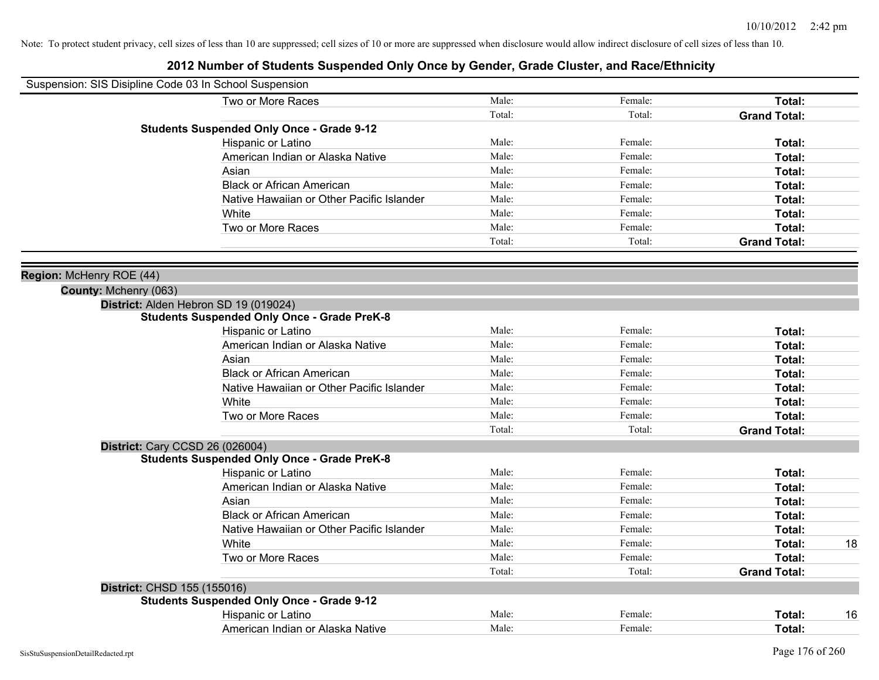Note: To protect student privacy, cell sizes of less than 10 are suppressed; cell sizes of 10 or more are suppressed when disclosure would allow indirect disclosure of cell sizes of less than 10.

# 2012 Number of Students Suspended Only Once by Gender, Grade Cluster, and Race/Ethnicity

Suspension: SIS Disipline Code 03 In School Suspension

| | | | | |
|---|---|---|---|---|
| Two or More Races | Male: | Female: | **Total:** | |
| | Total: | Total: | **Grand Total:** | |

**Students Suspended Only Once - Grade 9-12**

| | | | | |
|---|---|---|---|---|
| Hispanic or Latino | Male: | Female: | **Total:** | |
| American Indian or Alaska Native | Male: | Female: | **Total:** | |
| Asian | Male: | Female: | **Total:** | |
| Black or African American | Male: | Female: | **Total:** | |
| Native Hawaiian or Other Pacific Islander | Male: | Female: | **Total:** | |
| White | Male: | Female: | **Total:** | |
| Two or More Races | Male: | Female: | **Total:** | |
| | Total: | Total: | **Grand Total:** | |

**Region:** McHenry ROE (44)

**County:** Mchenry (063)

**District:** Alden Hebron SD 19 (019024)

**Students Suspended Only Once - Grade PreK-8**

| | | | | |
|---|---|---|---|---|
| Hispanic or Latino | Male: | Female: | **Total:** | |
| American Indian or Alaska Native | Male: | Female: | **Total:** | |
| Asian | Male: | Female: | **Total:** | |
| Black or African American | Male: | Female: | **Total:** | |
| Native Hawaiian or Other Pacific Islander | Male: | Female: | **Total:** | |
| White | Male: | Female: | **Total:** | |
| Two or More Races | Male: | Female: | **Total:** | |
| | Total: | Total: | **Grand Total:** | |

**District:** Cary CCSD 26 (026004)

**Students Suspended Only Once - Grade PreK-8**

| | | | | |
|---|---|---|---|---|
| Hispanic or Latino | Male: | Female: | **Total:** | |
| American Indian or Alaska Native | Male: | Female: | **Total:** | |
| Asian | Male: | Female: | **Total:** | |
| Black or African American | Male: | Female: | **Total:** | |
| Native Hawaiian or Other Pacific Islander | Male: | Female: | **Total:** | |
| White | Male: | Female: | **Total:** | 18 |
| Two or More Races | Male: | Female: | **Total:** | |
| | Total: | Total: | **Grand Total:** | |

**District:** CHSD 155 (155016)

**Students Suspended Only Once - Grade 9-12**

| | | | | |
|---|---|---|---|---|
| Hispanic or Latino | Male: | Female: | **Total:** | 16 |
| American Indian or Alaska Native | Male: | Female: | **Total:** | |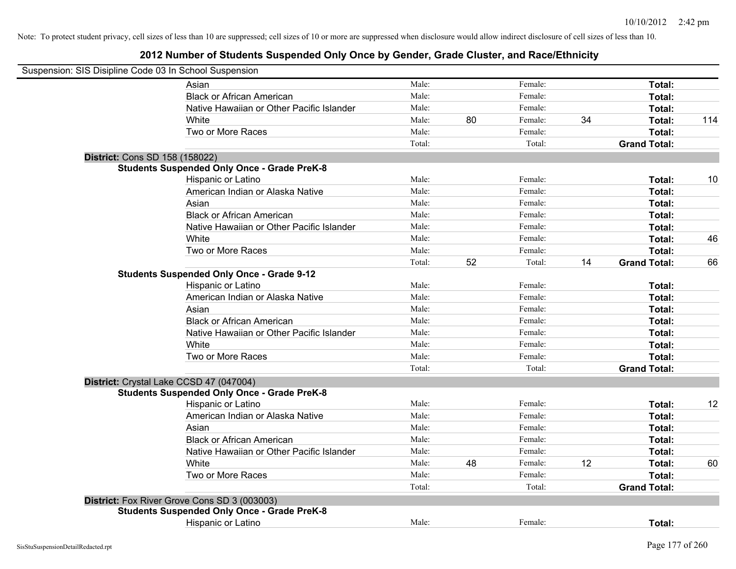Note: To protect student privacy, cell sizes of less than 10 are suppressed; cell sizes of 10 or more are suppressed when disclosure would allow indirect disclosure of cell sizes of less than 10.

# 2012 Number of Students Suspended Only Once by Gender, Grade Cluster, and Race/Ethnicity

Suspension: SIS Disipline Code 03 In School Suspension

| | | | | | | |
|---|---|---|---|---|---|---|
| Asian | Male: | | Female: | | **Total:** | |
| Black or African American | Male: | | Female: | | **Total:** | |
| Native Hawaiian or Other Pacific Islander | Male: | | Female: | | **Total:** | |
| White | Male: | 80 | Female: | 34 | **Total:** | 114 |
| Two or More Races | Male: | | Female: | | **Total:** | |
| | Total: | | Total: | | **Grand Total:** | |

**District:** Cons SD 158 (158022)

**Students Suspended Only Once - Grade PreK-8**

| | | | | | | |
|---|---|---|---|---|---|---|
| Hispanic or Latino | Male: | | Female: | | **Total:** | 10 |
| American Indian or Alaska Native | Male: | | Female: | | **Total:** | |
| Asian | Male: | | Female: | | **Total:** | |
| Black or African American | Male: | | Female: | | **Total:** | |
| Native Hawaiian or Other Pacific Islander | Male: | | Female: | | **Total:** | |
| White | Male: | | Female: | | **Total:** | 46 |
| Two or More Races | Male: | | Female: | | **Total:** | |
| | Total: | 52 | Total: | 14 | **Grand Total:** | 66 |

**Students Suspended Only Once - Grade 9-12**

| | | | | | | |
|---|---|---|---|---|---|---|
| Hispanic or Latino | Male: | | Female: | | **Total:** | |
| American Indian or Alaska Native | Male: | | Female: | | **Total:** | |
| Asian | Male: | | Female: | | **Total:** | |
| Black or African American | Male: | | Female: | | **Total:** | |
| Native Hawaiian or Other Pacific Islander | Male: | | Female: | | **Total:** | |
| White | Male: | | Female: | | **Total:** | |
| Two or More Races | Male: | | Female: | | **Total:** | |
| | Total: | | Total: | | **Grand Total:** | |

**District:** Crystal Lake CCSD 47 (047004)

**Students Suspended Only Once - Grade PreK-8**

| | | | | | | |
|---|---|---|---|---|---|---|
| Hispanic or Latino | Male: | | Female: | | **Total:** | 12 |
| American Indian or Alaska Native | Male: | | Female: | | **Total:** | |
| Asian | Male: | | Female: | | **Total:** | |
| Black or African American | Male: | | Female: | | **Total:** | |
| Native Hawaiian or Other Pacific Islander | Male: | | Female: | | **Total:** | |
| White | Male: | 48 | Female: | 12 | **Total:** | 60 |
| Two or More Races | Male: | | Female: | | **Total:** | |
| | Total: | | Total: | | **Grand Total:** | |

**District:** Fox River Grove Cons SD 3 (003003)

**Students Suspended Only Once - Grade PreK-8**

| | | | | | | |
|---|---|---|---|---|---|---|
| Hispanic or Latino | Male: | | Female: | | **Total:** | |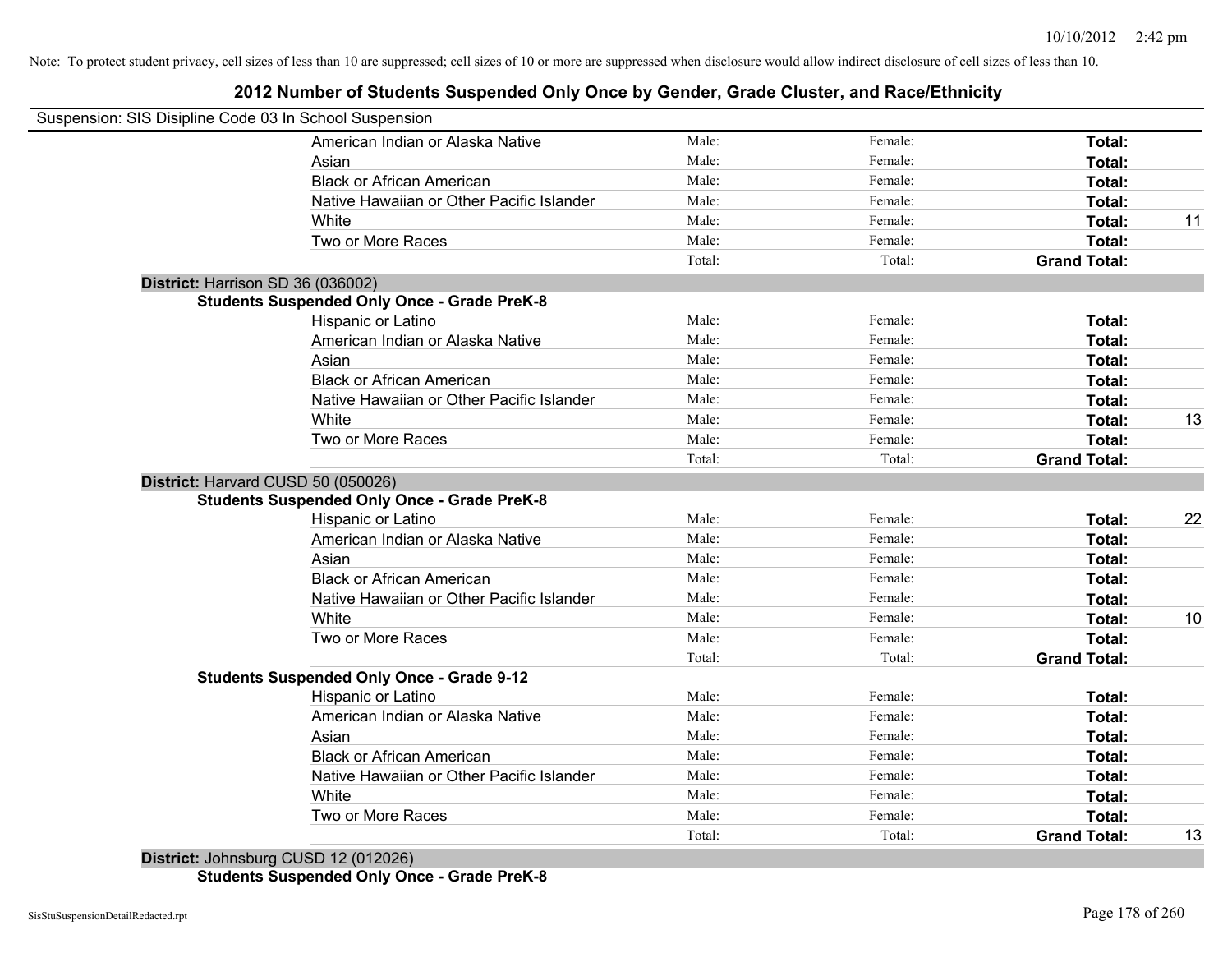Note: To protect student privacy, cell sizes of less than 10 are suppressed; cell sizes of 10 or more are suppressed when disclosure would allow indirect disclosure of cell sizes of less than 10.

# 2012 Number of Students Suspended Only Once by Gender, Grade Cluster, and Race/Ethnicity

Suspension: SIS Disipline Code 03 In School Suspension

| | Male | Female | Total | |
|---|---|---|---|---|
| American Indian or Alaska Native | Male: | Female: | Total: | |
| Asian | Male: | Female: | Total: | |
| Black or African American | Male: | Female: | Total: | |
| Native Hawaiian or Other Pacific Islander | Male: | Female: | Total: | |
| White | Male: | Female: | Total: | 11 |
| Two or More Races | Male: | Female: | Total: | |
| | Total: | Total: | Grand Total: | |

**District:** Harrison SD 36 (036002)

**Students Suspended Only Once - Grade PreK-8**

| | Male | Female | Total | |
|---|---|---|---|---|
| Hispanic or Latino | Male: | Female: | Total: | |
| American Indian or Alaska Native | Male: | Female: | Total: | |
| Asian | Male: | Female: | Total: | |
| Black or African American | Male: | Female: | Total: | |
| Native Hawaiian or Other Pacific Islander | Male: | Female: | Total: | |
| White | Male: | Female: | Total: | 13 |
| Two or More Races | Male: | Female: | Total: | |
| | Total: | Total: | Grand Total: | |

**District:** Harvard CUSD 50 (050026)

**Students Suspended Only Once - Grade PreK-8**

| | Male | Female | Total | |
|---|---|---|---|---|
| Hispanic or Latino | Male: | Female: | Total: | 22 |
| American Indian or Alaska Native | Male: | Female: | Total: | |
| Asian | Male: | Female: | Total: | |
| Black or African American | Male: | Female: | Total: | |
| Native Hawaiian or Other Pacific Islander | Male: | Female: | Total: | |
| White | Male: | Female: | Total: | 10 |
| Two or More Races | Male: | Female: | Total: | |
| | Total: | Total: | Grand Total: | |

**Students Suspended Only Once - Grade 9-12**

| | Male | Female | Total | |
|---|---|---|---|---|
| Hispanic or Latino | Male: | Female: | Total: | |
| American Indian or Alaska Native | Male: | Female: | Total: | |
| Asian | Male: | Female: | Total: | |
| Black or African American | Male: | Female: | Total: | |
| Native Hawaiian or Other Pacific Islander | Male: | Female: | Total: | |
| White | Male: | Female: | Total: | |
| Two or More Races | Male: | Female: | Total: | |
| | Total: | Total: | Grand Total: | 13 |

**District:** Johnsburg CUSD 12 (012026)

**Students Suspended Only Once - Grade PreK-8**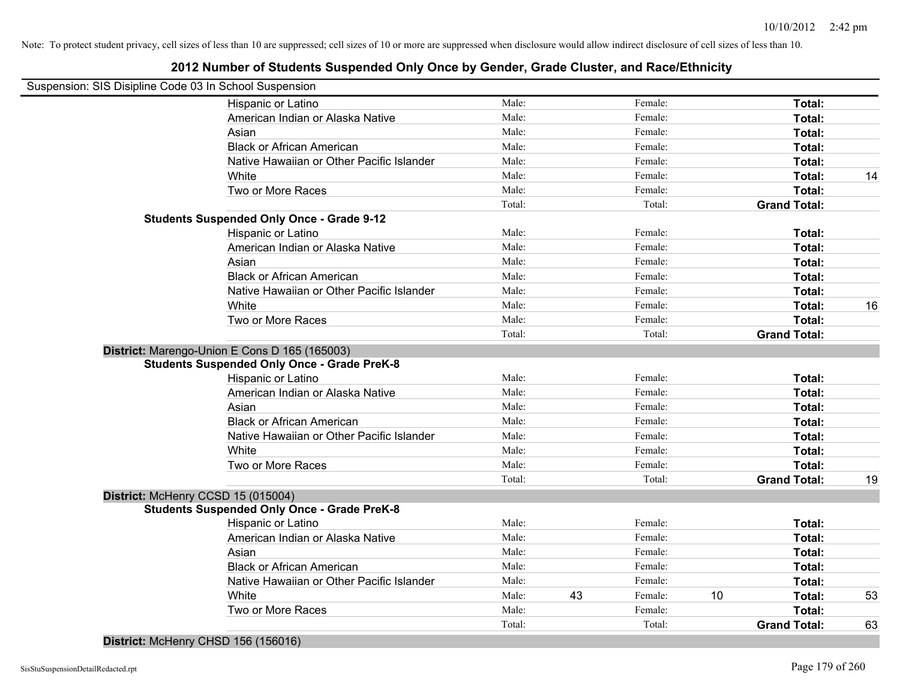Note: To protect student privacy, cell sizes of less than 10 are suppressed; cell sizes of 10 or more are suppressed when disclosure would allow indirect disclosure of cell sizes of less than 10.

# 2012 Number of Students Suspended Only Once by Gender, Grade Cluster, and Race/Ethnicity

Suspension: SIS Disipline Code 03 In School Suspension

| | Male: | | Female: | | Total: | |
|---|---|---|---|---|---|---|
| Hispanic or Latino | Male: | | Female: | | **Total:** | |
| American Indian or Alaska Native | Male: | | Female: | | **Total:** | |
| Asian | Male: | | Female: | | **Total:** | |
| Black or African American | Male: | | Female: | | **Total:** | |
| Native Hawaiian or Other Pacific Islander | Male: | | Female: | | **Total:** | |
| White | Male: | | Female: | | **Total:** | 14 |
| Two or More Races | Male: | | Female: | | **Total:** | |
| | Total: | | Total: | | **Grand Total:** | |

**Students Suspended Only Once - Grade 9-12**

| | Male: | | Female: | | Total: | |
|---|---|---|---|---|---|---|
| Hispanic or Latino | Male: | | Female: | | **Total:** | |
| American Indian or Alaska Native | Male: | | Female: | | **Total:** | |
| Asian | Male: | | Female: | | **Total:** | |
| Black or African American | Male: | | Female: | | **Total:** | |
| Native Hawaiian or Other Pacific Islander | Male: | | Female: | | **Total:** | |
| White | Male: | | Female: | | **Total:** | 16 |
| Two or More Races | Male: | | Female: | | **Total:** | |
| | Total: | | Total: | | **Grand Total:** | |

**District:** Marengo-Union E Cons D 165 (165003)

**Students Suspended Only Once - Grade PreK-8**

| | Male: | | Female: | | Total: | |
|---|---|---|---|---|---|---|
| Hispanic or Latino | Male: | | Female: | | **Total:** | |
| American Indian or Alaska Native | Male: | | Female: | | **Total:** | |
| Asian | Male: | | Female: | | **Total:** | |
| Black or African American | Male: | | Female: | | **Total:** | |
| Native Hawaiian or Other Pacific Islander | Male: | | Female: | | **Total:** | |
| White | Male: | | Female: | | **Total:** | |
| Two or More Races | Male: | | Female: | | **Total:** | |
| | Total: | | Total: | | **Grand Total:** | 19 |

**District:** McHenry CCSD 15 (015004)

**Students Suspended Only Once - Grade PreK-8**

| | Male: | | Female: | | Total: | |
|---|---|---|---|---|---|---|
| Hispanic or Latino | Male: | | Female: | | **Total:** | |
| American Indian or Alaska Native | Male: | | Female: | | **Total:** | |
| Asian | Male: | | Female: | | **Total:** | |
| Black or African American | Male: | | Female: | | **Total:** | |
| Native Hawaiian or Other Pacific Islander | Male: | | Female: | | **Total:** | |
| White | Male: | 43 | Female: | 10 | **Total:** | 53 |
| Two or More Races | Male: | | Female: | | **Total:** | |
| | Total: | | Total: | | **Grand Total:** | 63 |

**District:** McHenry CHSD 156 (156016)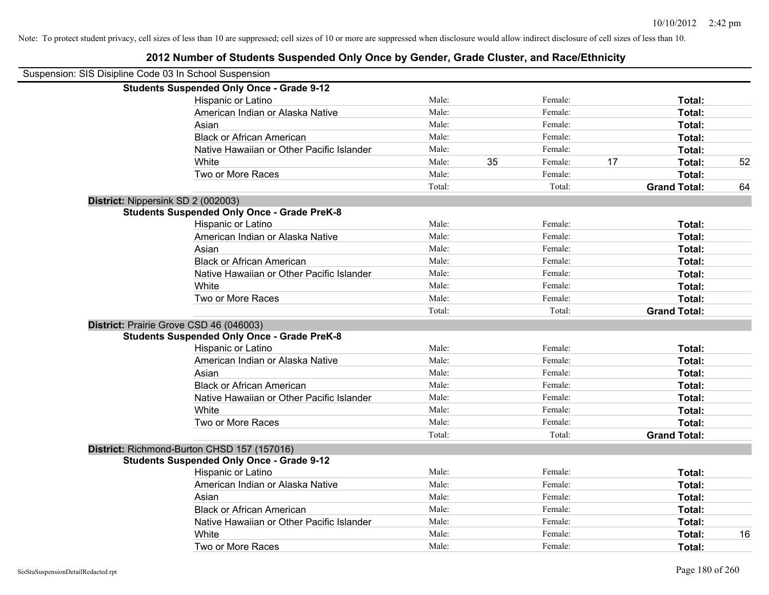Note: To protect student privacy, cell sizes of less than 10 are suppressed; cell sizes of 10 or more are suppressed when disclosure would allow indirect disclosure of cell sizes of less than 10.

## 2012 Number of Students Suspended Only Once by Gender, Grade Cluster, and Race/Ethnicity

Suspension: SIS Disipline Code 03 In School Suspension

**Students Suspended Only Once - Grade 9-12**

| | | | | | | |
|---|---|---|---|---|---|---|
| Hispanic or Latino | Male: | | Female: | | **Total:** | |
| American Indian or Alaska Native | Male: | | Female: | | **Total:** | |
| Asian | Male: | | Female: | | **Total:** | |
| Black or African American | Male: | | Female: | | **Total:** | |
| Native Hawaiian or Other Pacific Islander | Male: | | Female: | | **Total:** | |
| White | Male: | 35 | Female: | 17 | **Total:** | 52 |
| Two or More Races | Male: | | Female: | | **Total:** | |
| | Total: | | Total: | | **Grand Total:** | 64 |

**District:** Nippersink SD 2 (002003)

**Students Suspended Only Once - Grade PreK-8**

| | | | | | | |
|---|---|---|---|---|---|---|
| Hispanic or Latino | Male: | | Female: | | **Total:** | |
| American Indian or Alaska Native | Male: | | Female: | | **Total:** | |
| Asian | Male: | | Female: | | **Total:** | |
| Black or African American | Male: | | Female: | | **Total:** | |
| Native Hawaiian or Other Pacific Islander | Male: | | Female: | | **Total:** | |
| White | Male: | | Female: | | **Total:** | |
| Two or More Races | Male: | | Female: | | **Total:** | |
| | Total: | | Total: | | **Grand Total:** | |

**District:** Prairie Grove CSD 46 (046003)

**Students Suspended Only Once - Grade PreK-8**

| | | | | | | |
|---|---|---|---|---|---|---|
| Hispanic or Latino | Male: | | Female: | | **Total:** | |
| American Indian or Alaska Native | Male: | | Female: | | **Total:** | |
| Asian | Male: | | Female: | | **Total:** | |
| Black or African American | Male: | | Female: | | **Total:** | |
| Native Hawaiian or Other Pacific Islander | Male: | | Female: | | **Total:** | |
| White | Male: | | Female: | | **Total:** | |
| Two or More Races | Male: | | Female: | | **Total:** | |
| | Total: | | Total: | | **Grand Total:** | |

**District:** Richmond-Burton CHSD 157 (157016)

**Students Suspended Only Once - Grade 9-12**

| | | | | | | |
|---|---|---|---|---|---|---|
| Hispanic or Latino | Male: | | Female: | | **Total:** | |
| American Indian or Alaska Native | Male: | | Female: | | **Total:** | |
| Asian | Male: | | Female: | | **Total:** | |
| Black or African American | Male: | | Female: | | **Total:** | |
| Native Hawaiian or Other Pacific Islander | Male: | | Female: | | **Total:** | |
| White | Male: | | Female: | | **Total:** | 16 |
| Two or More Races | Male: | | Female: | | **Total:** | |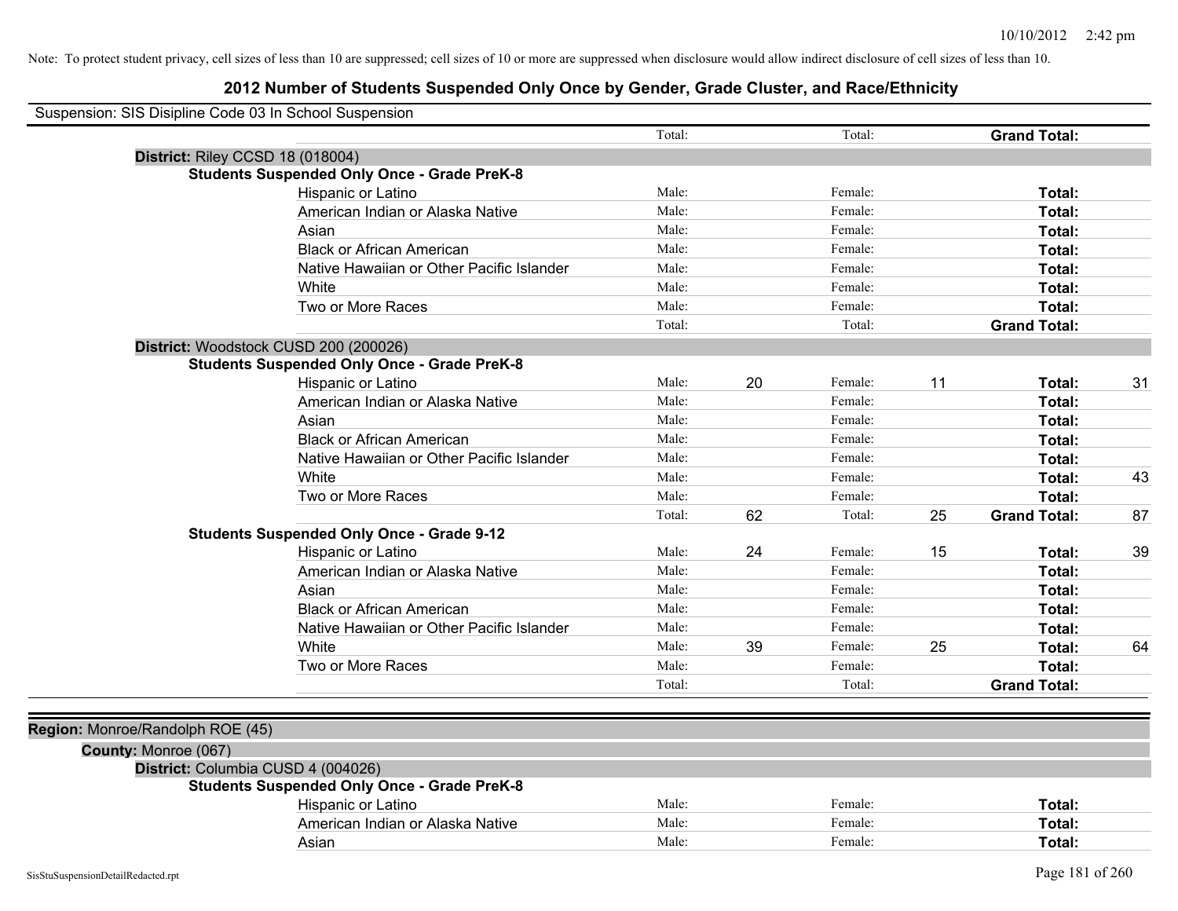Note: To protect student privacy, cell sizes of less than 10 are suppressed; cell sizes of 10 or more are suppressed when disclosure would allow indirect disclosure of cell sizes of less than 10.

# 2012 Number of Students Suspended Only Once by Gender, Grade Cluster, and Race/Ethnicity

Suspension: SIS Disipline Code 03 In School Suspension

| | | | | | | |
|---|---|---|---|---|---|---|
| | Total: | | Total: | | **Grand Total:** | |
| **District:** Riley CCSD 18 (018004) | | | | | | |
| **Students Suspended Only Once - Grade PreK-8** | | | | | | |
| Hispanic or Latino | Male: | | Female: | | **Total:** | |
| American Indian or Alaska Native | Male: | | Female: | | **Total:** | |
| Asian | Male: | | Female: | | **Total:** | |
| Black or African American | Male: | | Female: | | **Total:** | |
| Native Hawaiian or Other Pacific Islander | Male: | | Female: | | **Total:** | |
| White | Male: | | Female: | | **Total:** | |
| Two or More Races | Male: | | Female: | | **Total:** | |
| | Total: | | Total: | | **Grand Total:** | |
| **District:** Woodstock CUSD 200 (200026) | | | | | | |
| **Students Suspended Only Once - Grade PreK-8** | | | | | | |
| Hispanic or Latino | Male: | 20 | Female: | 11 | **Total:** | 31 |
| American Indian or Alaska Native | Male: | | Female: | | **Total:** | |
| Asian | Male: | | Female: | | **Total:** | |
| Black or African American | Male: | | Female: | | **Total:** | |
| Native Hawaiian or Other Pacific Islander | Male: | | Female: | | **Total:** | |
| White | Male: | | Female: | | **Total:** | 43 |
| Two or More Races | Male: | | Female: | | **Total:** | |
| | Total: | 62 | Total: | 25 | **Grand Total:** | 87 |
| **Students Suspended Only Once - Grade 9-12** | | | | | | |
| Hispanic or Latino | Male: | 24 | Female: | 15 | **Total:** | 39 |
| American Indian or Alaska Native | Male: | | Female: | | **Total:** | |
| Asian | Male: | | Female: | | **Total:** | |
| Black or African American | Male: | | Female: | | **Total:** | |
| Native Hawaiian or Other Pacific Islander | Male: | | Female: | | **Total:** | |
| White | Male: | 39 | Female: | 25 | **Total:** | 64 |
| Two or More Races | Male: | | Female: | | **Total:** | |
| | Total: | | Total: | | **Grand Total:** | |

**Region:** Monroe/Randolph ROE (45)

**County:** Monroe (067)

| | | | | | | |
|---|---|---|---|---|---|---|
| **District:** Columbia CUSD 4 (004026) | | | | | | |
| **Students Suspended Only Once - Grade PreK-8** | | | | | | |
| Hispanic or Latino | Male: | | Female: | | **Total:** | |
| American Indian or Alaska Native | Male: | | Female: | | **Total:** | |
| Asian | Male: | | Female: | | **Total:** | |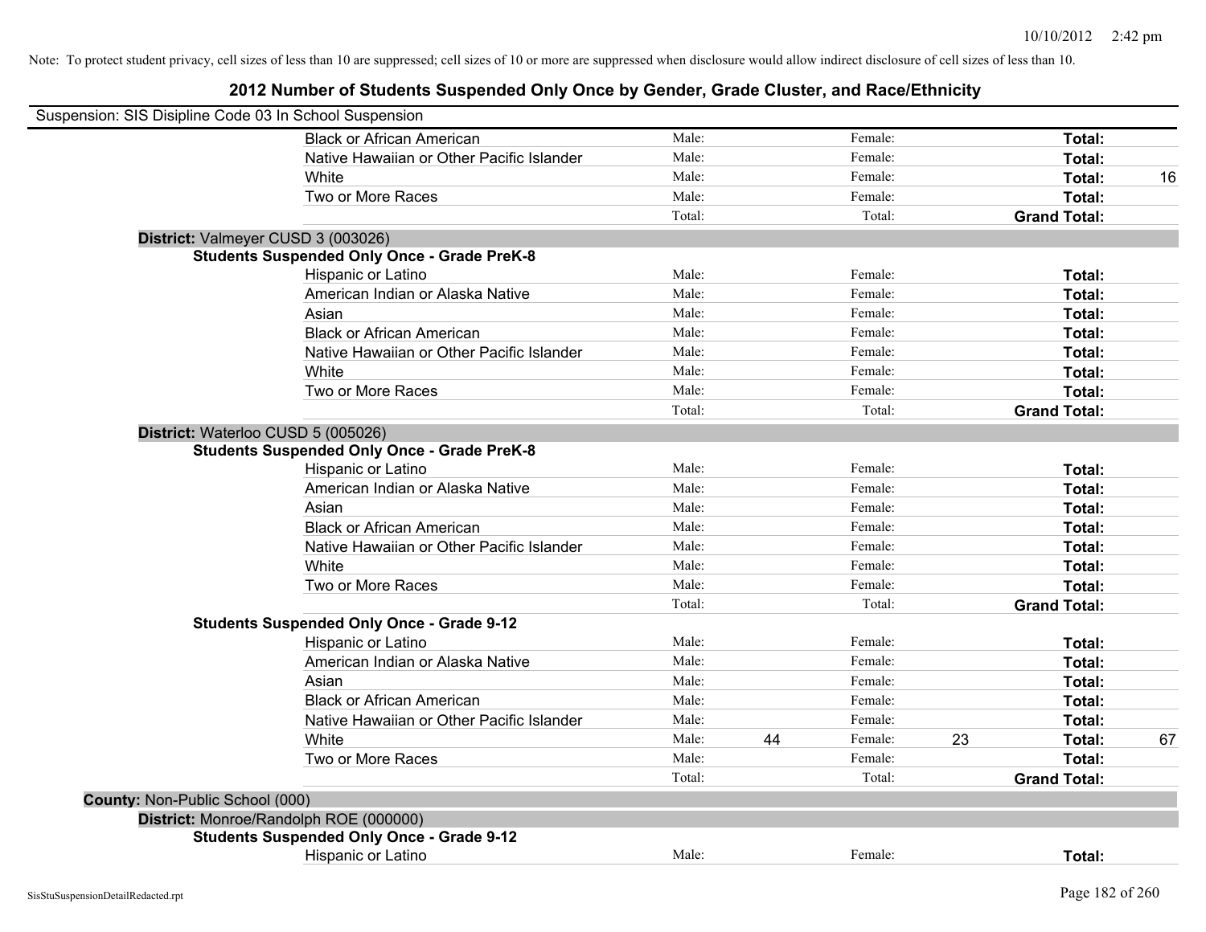Note: To protect student privacy, cell sizes of less than 10 are suppressed; cell sizes of 10 or more are suppressed when disclosure would allow indirect disclosure of cell sizes of less than 10.

# 2012 Number of Students Suspended Only Once by Gender, Grade Cluster, and Race/Ethnicity

Suspension: SIS Disipline Code 03 In School Suspension

| | | | | | | | |
|---|---|---|---|---|---|---|---|
| | Black or African American | Male: | | Female: | | **Total:** | |
| | Native Hawaiian or Other Pacific Islander | Male: | | Female: | | **Total:** | |
| | White | Male: | | Female: | | **Total:** | 16 |
| | Two or More Races | Male: | | Female: | | **Total:** | |
| | | Total: | | Total: | | **Grand Total:** | |
| **District:** Valmeyer CUSD 3 (003026) | | | | | | | |
| **Students Suspended Only Once - Grade PreK-8** | | | | | | | |
| | Hispanic or Latino | Male: | | Female: | | **Total:** | |
| | American Indian or Alaska Native | Male: | | Female: | | **Total:** | |
| | Asian | Male: | | Female: | | **Total:** | |
| | Black or African American | Male: | | Female: | | **Total:** | |
| | Native Hawaiian or Other Pacific Islander | Male: | | Female: | | **Total:** | |
| | White | Male: | | Female: | | **Total:** | |
| | Two or More Races | Male: | | Female: | | **Total:** | |
| | | Total: | | Total: | | **Grand Total:** | |
| **District:** Waterloo CUSD 5 (005026) | | | | | | | |
| **Students Suspended Only Once - Grade PreK-8** | | | | | | | |
| | Hispanic or Latino | Male: | | Female: | | **Total:** | |
| | American Indian or Alaska Native | Male: | | Female: | | **Total:** | |
| | Asian | Male: | | Female: | | **Total:** | |
| | Black or African American | Male: | | Female: | | **Total:** | |
| | Native Hawaiian or Other Pacific Islander | Male: | | Female: | | **Total:** | |
| | White | Male: | | Female: | | **Total:** | |
| | Two or More Races | Male: | | Female: | | **Total:** | |
| | | Total: | | Total: | | **Grand Total:** | |
| **Students Suspended Only Once - Grade 9-12** | | | | | | | |
| | Hispanic or Latino | Male: | | Female: | | **Total:** | |
| | American Indian or Alaska Native | Male: | | Female: | | **Total:** | |
| | Asian | Male: | | Female: | | **Total:** | |
| | Black or African American | Male: | | Female: | | **Total:** | |
| | Native Hawaiian or Other Pacific Islander | Male: | | Female: | | **Total:** | |
| | White | Male: | 44 | Female: | 23 | **Total:** | 67 |
| | Two or More Races | Male: | | Female: | | **Total:** | |
| | | Total: | | Total: | | **Grand Total:** | |
| **County:** Non-Public School (000) | | | | | | | |
| **District:** Monroe/Randolph ROE (000000) | | | | | | | |
| **Students Suspended Only Once - Grade 9-12** | | | | | | | |
| | Hispanic or Latino | Male: | | Female: | | **Total:** | |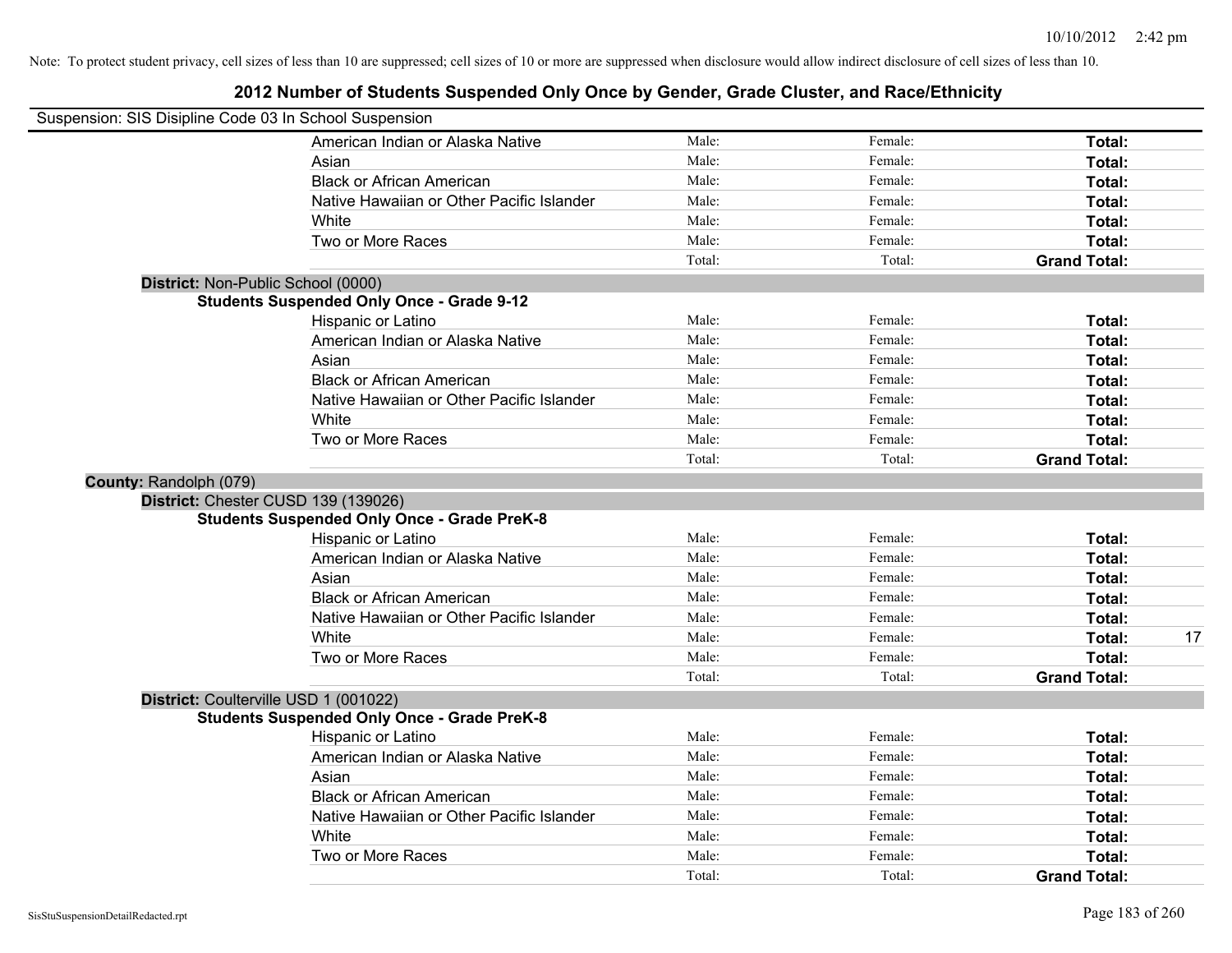Note: To protect student privacy, cell sizes of less than 10 are suppressed; cell sizes of 10 or more are suppressed when disclosure would allow indirect disclosure of cell sizes of less than 10.

## 2012 Number of Students Suspended Only Once by Gender, Grade Cluster, and Race/Ethnicity

Suspension: SIS Disipline Code 03 In School Suspension

| | Male: | Female: | Total: | |
|---|---|---|---|---|
| American Indian or Alaska Native | Male: | Female: | **Total:** | |
| Asian | Male: | Female: | **Total:** | |
| Black or African American | Male: | Female: | **Total:** | |
| Native Hawaiian or Other Pacific Islander | Male: | Female: | **Total:** | |
| White | Male: | Female: | **Total:** | |
| Two or More Races | Male: | Female: | **Total:** | |
| | Total: | Total: | **Grand Total:** | |

**District:** Non-Public School (0000)

**Students Suspended Only Once - Grade 9-12**

| | | | | |
|---|---|---|---|---|
| Hispanic or Latino | Male: | Female: | **Total:** | |
| American Indian or Alaska Native | Male: | Female: | **Total:** | |
| Asian | Male: | Female: | **Total:** | |
| Black or African American | Male: | Female: | **Total:** | |
| Native Hawaiian or Other Pacific Islander | Male: | Female: | **Total:** | |
| White | Male: | Female: | **Total:** | |
| Two or More Races | Male: | Female: | **Total:** | |
| | Total: | Total: | **Grand Total:** | |

**County:** Randolph (079)

**District:** Chester CUSD 139 (139026)

**Students Suspended Only Once - Grade PreK-8**

| | | | | |
|---|---|---|---|---|
| Hispanic or Latino | Male: | Female: | **Total:** | |
| American Indian or Alaska Native | Male: | Female: | **Total:** | |
| Asian | Male: | Female: | **Total:** | |
| Black or African American | Male: | Female: | **Total:** | |
| Native Hawaiian or Other Pacific Islander | Male: | Female: | **Total:** | |
| White | Male: | Female: | **Total:** | 17 |
| Two or More Races | Male: | Female: | **Total:** | |
| | Total: | Total: | **Grand Total:** | |

**District:** Coulterville USD 1 (001022)

**Students Suspended Only Once - Grade PreK-8**

| | | | | |
|---|---|---|---|---|
| Hispanic or Latino | Male: | Female: | **Total:** | |
| American Indian or Alaska Native | Male: | Female: | **Total:** | |
| Asian | Male: | Female: | **Total:** | |
| Black or African American | Male: | Female: | **Total:** | |
| Native Hawaiian or Other Pacific Islander | Male: | Female: | **Total:** | |
| White | Male: | Female: | **Total:** | |
| Two or More Races | Male: | Female: | **Total:** | |
| | Total: | Total: | **Grand Total:** | |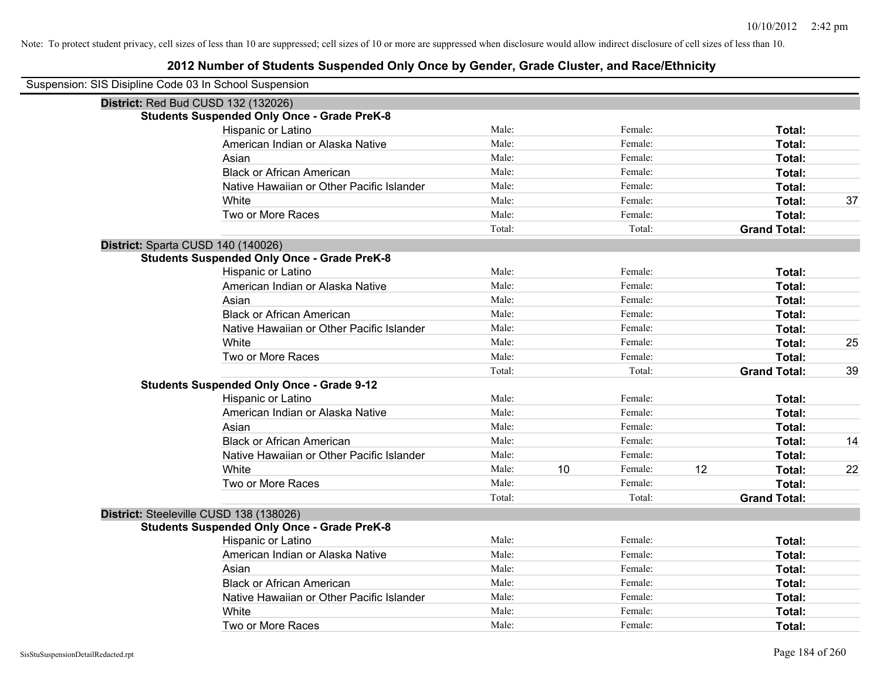Note: To protect student privacy, cell sizes of less than 10 are suppressed; cell sizes of 10 or more are suppressed when disclosure would allow indirect disclosure of cell sizes of less than 10.

# 2012 Number of Students Suspended Only Once by Gender, Grade Cluster, and Race/Ethnicity

Suspension: SIS Disipline Code 03 In School Suspension

## District: Red Bud CUSD 132 (132026)

### Students Suspended Only Once - Grade PreK-8

| | | | | | | |
|---|---|---|---|---|---|---|
| Hispanic or Latino | Male: | | Female: | | **Total:** | |
| American Indian or Alaska Native | Male: | | Female: | | **Total:** | |
| Asian | Male: | | Female: | | **Total:** | |
| Black or African American | Male: | | Female: | | **Total:** | |
| Native Hawaiian or Other Pacific Islander | Male: | | Female: | | **Total:** | |
| White | Male: | | Female: | | **Total:** | 37 |
| Two or More Races | Male: | | Female: | | **Total:** | |
| | Total: | | Total: | | **Grand Total:** | |

## District: Sparta CUSD 140 (140026)

### Students Suspended Only Once - Grade PreK-8

| | | | | | | |
|---|---|---|---|---|---|---|
| Hispanic or Latino | Male: | | Female: | | **Total:** | |
| American Indian or Alaska Native | Male: | | Female: | | **Total:** | |
| Asian | Male: | | Female: | | **Total:** | |
| Black or African American | Male: | | Female: | | **Total:** | |
| Native Hawaiian or Other Pacific Islander | Male: | | Female: | | **Total:** | |
| White | Male: | | Female: | | **Total:** | 25 |
| Two or More Races | Male: | | Female: | | **Total:** | |
| | Total: | | Total: | | **Grand Total:** | 39 |

### Students Suspended Only Once - Grade 9-12

| | | | | | | |
|---|---|---|---|---|---|---|
| Hispanic or Latino | Male: | | Female: | | **Total:** | |
| American Indian or Alaska Native | Male: | | Female: | | **Total:** | |
| Asian | Male: | | Female: | | **Total:** | |
| Black or African American | Male: | | Female: | | **Total:** | 14 |
| Native Hawaiian or Other Pacific Islander | Male: | | Female: | | **Total:** | |
| White | Male: | 10 | Female: | 12 | **Total:** | 22 |
| Two or More Races | Male: | | Female: | | **Total:** | |
| | Total: | | Total: | | **Grand Total:** | |

## District: Steeleville CUSD 138 (138026)

### Students Suspended Only Once - Grade PreK-8

| | | | | | | |
|---|---|---|---|---|---|---|
| Hispanic or Latino | Male: | | Female: | | **Total:** | |
| American Indian or Alaska Native | Male: | | Female: | | **Total:** | |
| Asian | Male: | | Female: | | **Total:** | |
| Black or African American | Male: | | Female: | | **Total:** | |
| Native Hawaiian or Other Pacific Islander | Male: | | Female: | | **Total:** | |
| White | Male: | | Female: | | **Total:** | |
| Two or More Races | Male: | | Female: | | **Total:** | |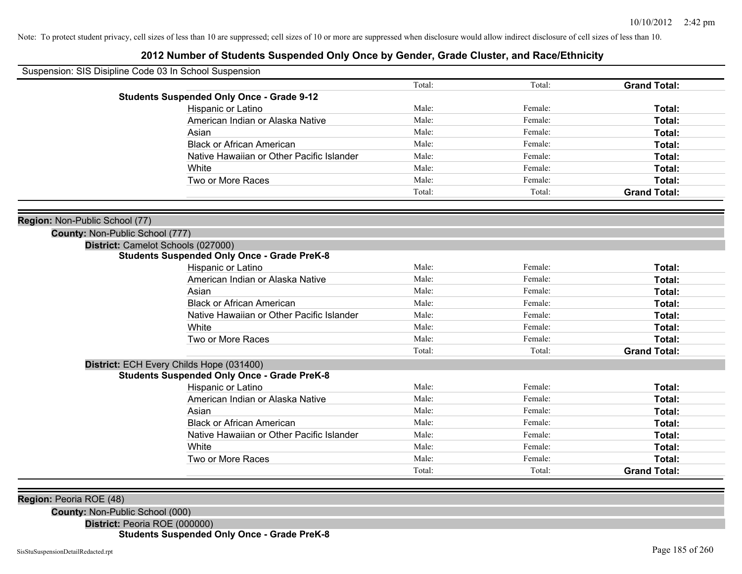Note: To protect student privacy, cell sizes of less than 10 are suppressed; cell sizes of 10 or more are suppressed when disclosure would allow indirect disclosure of cell sizes of less than 10.

# 2012 Number of Students Suspended Only Once by Gender, Grade Cluster, and Race/Ethnicity

Suspension: SIS Disipline Code 03 In School Suspension

| | Total: | Total: | **Grand Total:** |
|---|---|---|---|
| **Students Suspended Only Once - Grade 9-12** | | | |
| Hispanic or Latino | Male: | Female: | **Total:** |
| American Indian or Alaska Native | Male: | Female: | **Total:** |
| Asian | Male: | Female: | **Total:** |
| Black or African American | Male: | Female: | **Total:** |
| Native Hawaiian or Other Pacific Islander | Male: | Female: | **Total:** |
| White | Male: | Female: | **Total:** |
| Two or More Races | Male: | Female: | **Total:** |
| | Total: | Total: | **Grand Total:** |

**Region:** Non-Public School (77)

**County:** Non-Public School (777)

**District:** Camelot Schools (027000)

| **Students Suspended Only Once - Grade PreK-8** | | | |
|---|---|---|---|
| Hispanic or Latino | Male: | Female: | **Total:** |
| American Indian or Alaska Native | Male: | Female: | **Total:** |
| Asian | Male: | Female: | **Total:** |
| Black or African American | Male: | Female: | **Total:** |
| Native Hawaiian or Other Pacific Islander | Male: | Female: | **Total:** |
| White | Male: | Female: | **Total:** |
| Two or More Races | Male: | Female: | **Total:** |
| | Total: | Total: | **Grand Total:** |

**District:** ECH Every Childs Hope (031400)

| **Students Suspended Only Once - Grade PreK-8** | | | |
|---|---|---|---|
| Hispanic or Latino | Male: | Female: | **Total:** |
| American Indian or Alaska Native | Male: | Female: | **Total:** |
| Asian | Male: | Female: | **Total:** |
| Black or African American | Male: | Female: | **Total:** |
| Native Hawaiian or Other Pacific Islander | Male: | Female: | **Total:** |
| White | Male: | Female: | **Total:** |
| Two or More Races | Male: | Female: | **Total:** |
| | Total: | Total: | **Grand Total:** |

**Region:** Peoria ROE (48)

**County:** Non-Public School (000)

**District:** Peoria ROE (000000)

**Students Suspended Only Once - Grade PreK-8**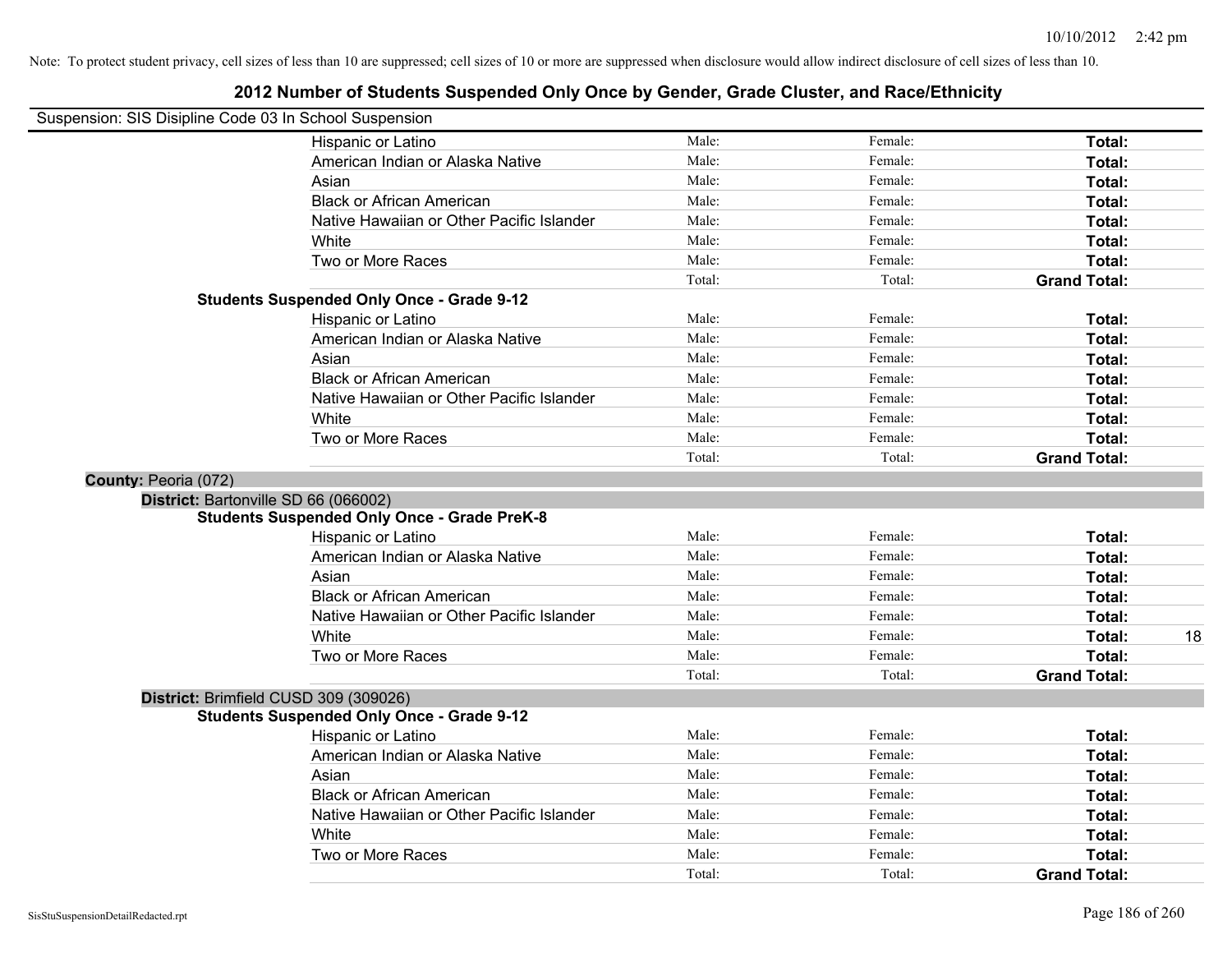Note: To protect student privacy, cell sizes of less than 10 are suppressed; cell sizes of 10 or more are suppressed when disclosure would allow indirect disclosure of cell sizes of less than 10.

# 2012 Number of Students Suspended Only Once by Gender, Grade Cluster, and Race/Ethnicity

Suspension: SIS Disipline Code 03 In School Suspension

| | | | | |
|---|---|---|---|---|
| Hispanic or Latino | Male: | Female: | **Total:** | |
| American Indian or Alaska Native | Male: | Female: | **Total:** | |
| Asian | Male: | Female: | **Total:** | |
| Black or African American | Male: | Female: | **Total:** | |
| Native Hawaiian or Other Pacific Islander | Male: | Female: | **Total:** | |
| White | Male: | Female: | **Total:** | |
| Two or More Races | Male: | Female: | **Total:** | |
| | Total: | Total: | **Grand Total:** | |

**Students Suspended Only Once - Grade 9-12**

| | | | | |
|---|---|---|---|---|
| Hispanic or Latino | Male: | Female: | **Total:** | |
| American Indian or Alaska Native | Male: | Female: | **Total:** | |
| Asian | Male: | Female: | **Total:** | |
| Black or African American | Male: | Female: | **Total:** | |
| Native Hawaiian or Other Pacific Islander | Male: | Female: | **Total:** | |
| White | Male: | Female: | **Total:** | |
| Two or More Races | Male: | Female: | **Total:** | |
| | Total: | Total: | **Grand Total:** | |

**County:** Peoria (072)

**District:** Bartonville SD 66 (066002)

**Students Suspended Only Once - Grade PreK-8**

| | | | | |
|---|---|---|---|---|
| Hispanic or Latino | Male: | Female: | **Total:** | |
| American Indian or Alaska Native | Male: | Female: | **Total:** | |
| Asian | Male: | Female: | **Total:** | |
| Black or African American | Male: | Female: | **Total:** | |
| Native Hawaiian or Other Pacific Islander | Male: | Female: | **Total:** | |
| White | Male: | Female: | **Total:** | 18 |
| Two or More Races | Male: | Female: | **Total:** | |
| | Total: | Total: | **Grand Total:** | |

**District:** Brimfield CUSD 309 (309026)

**Students Suspended Only Once - Grade 9-12**

| | | | | |
|---|---|---|---|---|
| Hispanic or Latino | Male: | Female: | **Total:** | |
| American Indian or Alaska Native | Male: | Female: | **Total:** | |
| Asian | Male: | Female: | **Total:** | |
| Black or African American | Male: | Female: | **Total:** | |
| Native Hawaiian or Other Pacific Islander | Male: | Female: | **Total:** | |
| White | Male: | Female: | **Total:** | |
| Two or More Races | Male: | Female: | **Total:** | |
| | Total: | Total: | **Grand Total:** | |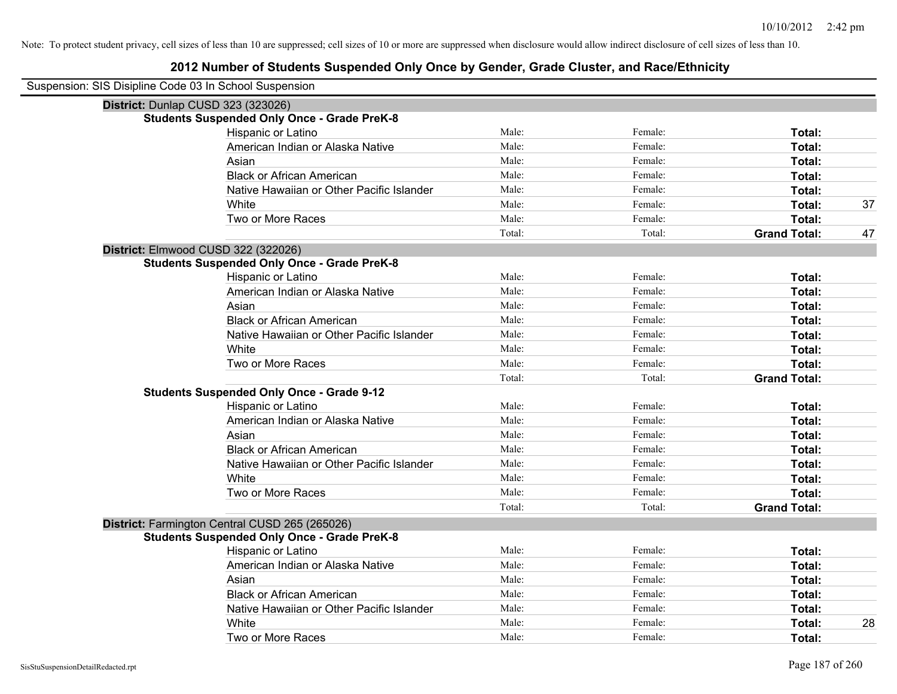Note: To protect student privacy, cell sizes of less than 10 are suppressed; cell sizes of 10 or more are suppressed when disclosure would allow indirect disclosure of cell sizes of less than 10.

# 2012 Number of Students Suspended Only Once by Gender, Grade Cluster, and Race/Ethnicity

Suspension: SIS Disipline Code 03 In School Suspension

## District: Dunlap CUSD 323 (323026)

### Students Suspended Only Once - Grade PreK-8

| Race/Ethnicity | Male | Female | Total |
|---|---|---|---|
| Hispanic or Latino | Male: | Female: | Total: |
| American Indian or Alaska Native | Male: | Female: | Total: |
| Asian | Male: | Female: | Total: |
| Black or African American | Male: | Female: | Total: |
| Native Hawaiian or Other Pacific Islander | Male: | Female: | Total: |
| White | Male: | Female: | Total: 37 |
| Two or More Races | Male: | Female: | Total: |
| | Total: | Total: | **Grand Total:** 47 |

## District: Elmwood CUSD 322 (322026)

### Students Suspended Only Once - Grade PreK-8

| Race/Ethnicity | Male | Female | Total |
|---|---|---|---|
| Hispanic or Latino | Male: | Female: | Total: |
| American Indian or Alaska Native | Male: | Female: | Total: |
| Asian | Male: | Female: | Total: |
| Black or African American | Male: | Female: | Total: |
| Native Hawaiian or Other Pacific Islander | Male: | Female: | Total: |
| White | Male: | Female: | Total: |
| Two or More Races | Male: | Female: | Total: |
| | Total: | Total: | **Grand Total:** |

### Students Suspended Only Once - Grade 9-12

| Race/Ethnicity | Male | Female | Total |
|---|---|---|---|
| Hispanic or Latino | Male: | Female: | Total: |
| American Indian or Alaska Native | Male: | Female: | Total: |
| Asian | Male: | Female: | Total: |
| Black or African American | Male: | Female: | Total: |
| Native Hawaiian or Other Pacific Islander | Male: | Female: | Total: |
| White | Male: | Female: | Total: |
| Two or More Races | Male: | Female: | Total: |
| | Total: | Total: | **Grand Total:** |

## District: Farmington Central CUSD 265 (265026)

### Students Suspended Only Once - Grade PreK-8

| Race/Ethnicity | Male | Female | Total |
|---|---|---|---|
| Hispanic or Latino | Male: | Female: | Total: |
| American Indian or Alaska Native | Male: | Female: | Total: |
| Asian | Male: | Female: | Total: |
| Black or African American | Male: | Female: | Total: |
| Native Hawaiian or Other Pacific Islander | Male: | Female: | Total: |
| White | Male: | Female: | Total: 28 |
| Two or More Races | Male: | Female: | Total: |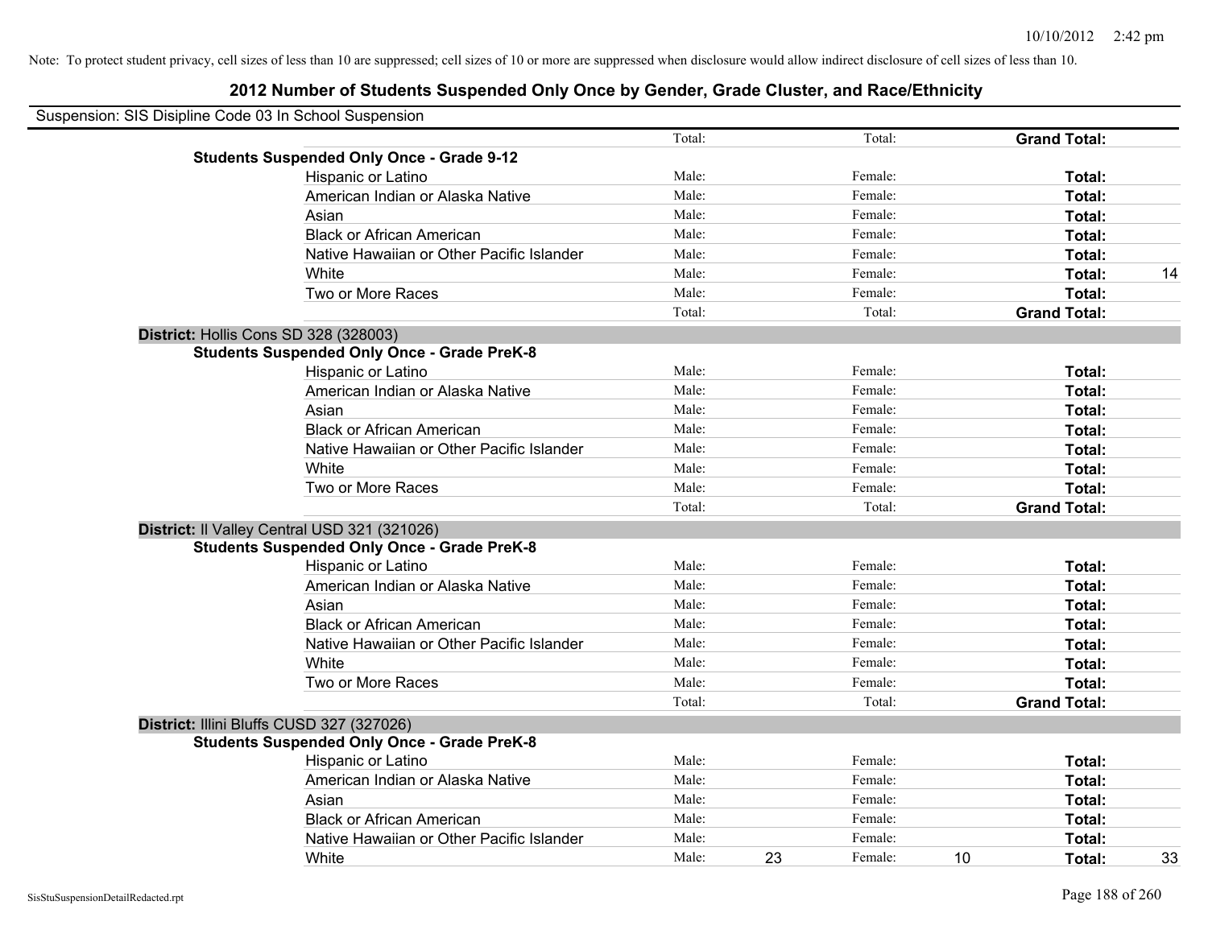Note: To protect student privacy, cell sizes of less than 10 are suppressed; cell sizes of 10 or more are suppressed when disclosure would allow indirect disclosure of cell sizes of less than 10.

## 2012 Number of Students Suspended Only Once by Gender, Grade Cluster, and Race/Ethnicity

Suspension: SIS Disipline Code 03 In School Suspension

| | | | | | | |
|---|---|---|---|---|---|---|
| | Total: | | Total: | | **Grand Total:** | |
| **Students Suspended Only Once - Grade 9-12** | | | | | | |
| Hispanic or Latino | Male: | | Female: | | **Total:** | |
| American Indian or Alaska Native | Male: | | Female: | | **Total:** | |
| Asian | Male: | | Female: | | **Total:** | |
| Black or African American | Male: | | Female: | | **Total:** | |
| Native Hawaiian or Other Pacific Islander | Male: | | Female: | | **Total:** | |
| White | Male: | | Female: | | **Total:** | 14 |
| Two or More Races | Male: | | Female: | | **Total:** | |
| | Total: | | Total: | | **Grand Total:** | |
| **District:** Hollis Cons SD 328 (328003) | | | | | | |
| **Students Suspended Only Once - Grade PreK-8** | | | | | | |
| Hispanic or Latino | Male: | | Female: | | **Total:** | |
| American Indian or Alaska Native | Male: | | Female: | | **Total:** | |
| Asian | Male: | | Female: | | **Total:** | |
| Black or African American | Male: | | Female: | | **Total:** | |
| Native Hawaiian or Other Pacific Islander | Male: | | Female: | | **Total:** | |
| White | Male: | | Female: | | **Total:** | |
| Two or More Races | Male: | | Female: | | **Total:** | |
| | Total: | | Total: | | **Grand Total:** | |
| **District:** Il Valley Central USD 321 (321026) | | | | | | |
| **Students Suspended Only Once - Grade PreK-8** | | | | | | |
| Hispanic or Latino | Male: | | Female: | | **Total:** | |
| American Indian or Alaska Native | Male: | | Female: | | **Total:** | |
| Asian | Male: | | Female: | | **Total:** | |
| Black or African American | Male: | | Female: | | **Total:** | |
| Native Hawaiian or Other Pacific Islander | Male: | | Female: | | **Total:** | |
| White | Male: | | Female: | | **Total:** | |
| Two or More Races | Male: | | Female: | | **Total:** | |
| | Total: | | Total: | | **Grand Total:** | |
| **District:** Illini Bluffs CUSD 327 (327026) | | | | | | |
| **Students Suspended Only Once - Grade PreK-8** | | | | | | |
| Hispanic or Latino | Male: | | Female: | | **Total:** | |
| American Indian or Alaska Native | Male: | | Female: | | **Total:** | |
| Asian | Male: | | Female: | | **Total:** | |
| Black or African American | Male: | | Female: | | **Total:** | |
| Native Hawaiian or Other Pacific Islander | Male: | | Female: | | **Total:** | |
| White | Male: | 23 | Female: | 10 | **Total:** | 33 |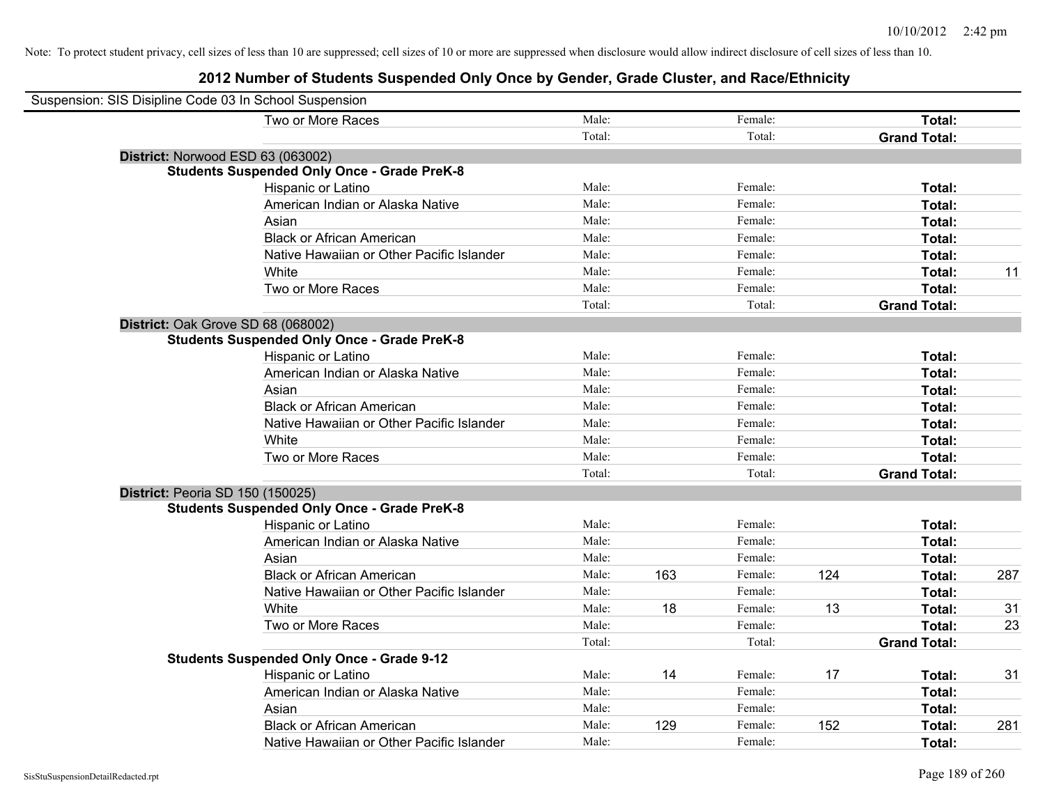Note: To protect student privacy, cell sizes of less than 10 are suppressed; cell sizes of 10 or more are suppressed when disclosure would allow indirect disclosure of cell sizes of less than 10.

# 2012 Number of Students Suspended Only Once by Gender, Grade Cluster, and Race/Ethnicity

Suspension: SIS Disipline Code 03 In School Suspension

| | | | | | | | |
|---|---|---|---|---|---|---|---|
| Two or More Races | Male: | | Female: | | Total: | |
| | Total: | | Total: | | Grand Total: | |

**District:** Norwood ESD 63 (063002)

**Students Suspended Only Once - Grade PreK-8**

| | | | | | | |
|---|---|---|---|---|---|---|
| Hispanic or Latino | Male: | | Female: | | Total: | |
| American Indian or Alaska Native | Male: | | Female: | | Total: | |
| Asian | Male: | | Female: | | Total: | |
| Black or African American | Male: | | Female: | | Total: | |
| Native Hawaiian or Other Pacific Islander | Male: | | Female: | | Total: | |
| White | Male: | | Female: | | Total: | 11 |
| Two or More Races | Male: | | Female: | | Total: | |
| | Total: | | Total: | | Grand Total: | |

**District:** Oak Grove SD 68 (068002)

**Students Suspended Only Once - Grade PreK-8**

| | | | | | | |
|---|---|---|---|---|---|---|
| Hispanic or Latino | Male: | | Female: | | Total: | |
| American Indian or Alaska Native | Male: | | Female: | | Total: | |
| Asian | Male: | | Female: | | Total: | |
| Black or African American | Male: | | Female: | | Total: | |
| Native Hawaiian or Other Pacific Islander | Male: | | Female: | | Total: | |
| White | Male: | | Female: | | Total: | |
| Two or More Races | Male: | | Female: | | Total: | |
| | Total: | | Total: | | Grand Total: | |

**District:** Peoria SD 150 (150025)

**Students Suspended Only Once - Grade PreK-8**

| | | | | | | |
|---|---|---|---|---|---|---|
| Hispanic or Latino | Male: | | Female: | | Total: | |
| American Indian or Alaska Native | Male: | | Female: | | Total: | |
| Asian | Male: | | Female: | | Total: | |
| Black or African American | Male: | 163 | Female: | 124 | Total: | 287 |
| Native Hawaiian or Other Pacific Islander | Male: | | Female: | | Total: | |
| White | Male: | 18 | Female: | 13 | Total: | 31 |
| Two or More Races | Male: | | Female: | | Total: | 23 |
| | Total: | | Total: | | Grand Total: | |

**Students Suspended Only Once - Grade 9-12**

| | | | | | | |
|---|---|---|---|---|---|---|
| Hispanic or Latino | Male: | 14 | Female: | 17 | Total: | 31 |
| American Indian or Alaska Native | Male: | | Female: | | Total: | |
| Asian | Male: | | Female: | | Total: | |
| Black or African American | Male: | 129 | Female: | 152 | Total: | 281 |
| Native Hawaiian or Other Pacific Islander | Male: | | Female: | | Total: | |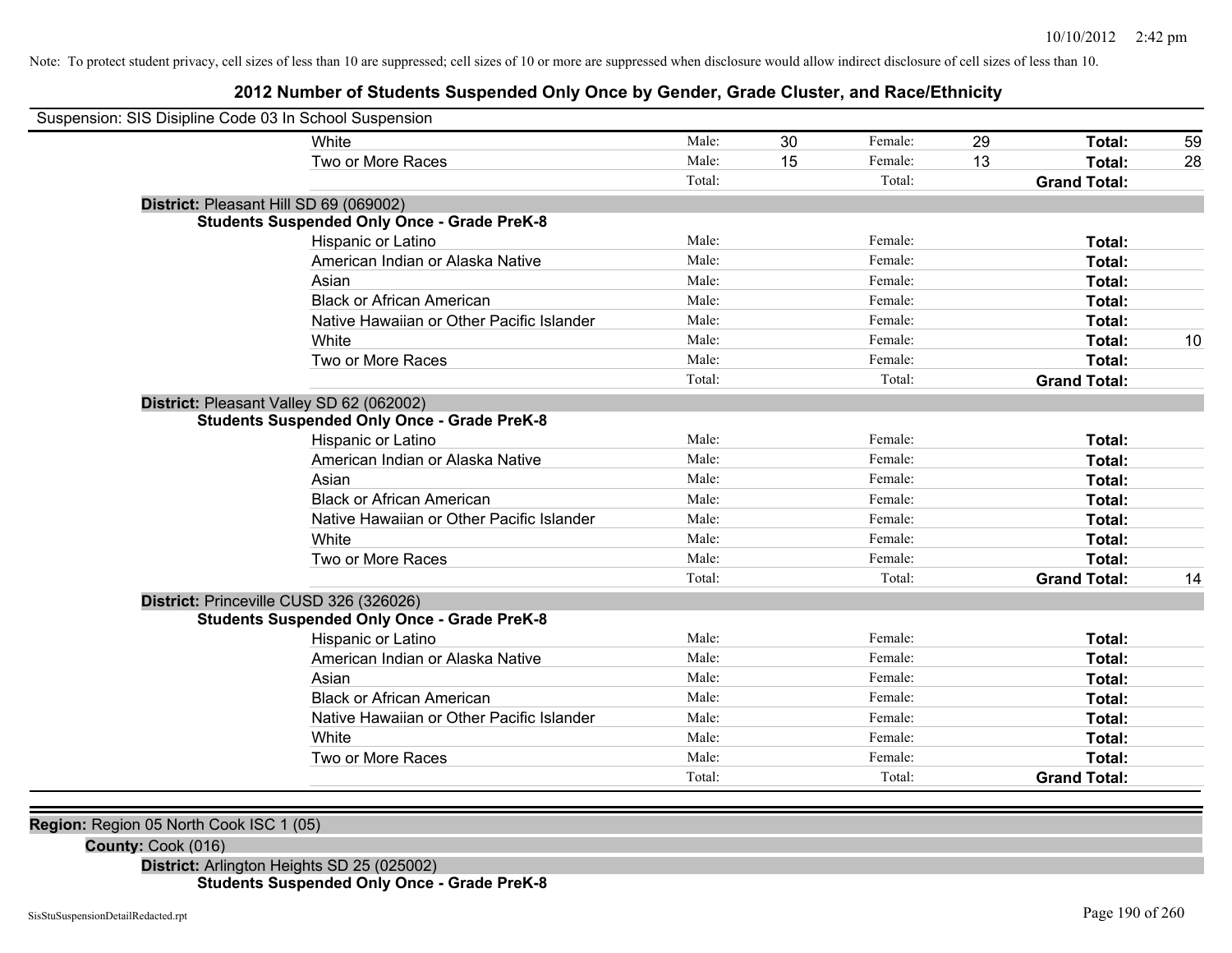Note: To protect student privacy, cell sizes of less than 10 are suppressed; cell sizes of 10 or more are suppressed when disclosure would allow indirect disclosure of cell sizes of less than 10.

# 2012 Number of Students Suspended Only Once by Gender, Grade Cluster, and Race/Ethnicity

Suspension: SIS Disipline Code 03 In School Suspension

| | | | | | | |
|---|---|---|---|---|---|---|
| White | Male: | 30 | Female: | 29 | **Total:** | 59 |
| Two or More Races | Male: | 15 | Female: | 13 | **Total:** | 28 |
| | Total: | | Total: | | **Grand Total:** | |

**District:** Pleasant Hill SD 69 (069002)

**Students Suspended Only Once - Grade PreK-8**

| | | | | | | |
|---|---|---|---|---|---|---|
| Hispanic or Latino | Male: | | Female: | | **Total:** | |
| American Indian or Alaska Native | Male: | | Female: | | **Total:** | |
| Asian | Male: | | Female: | | **Total:** | |
| Black or African American | Male: | | Female: | | **Total:** | |
| Native Hawaiian or Other Pacific Islander | Male: | | Female: | | **Total:** | |
| White | Male: | | Female: | | **Total:** | 10 |
| Two or More Races | Male: | | Female: | | **Total:** | |
| | Total: | | Total: | | **Grand Total:** | |

**District:** Pleasant Valley SD 62 (062002)

**Students Suspended Only Once - Grade PreK-8**

| | | | | | | |
|---|---|---|---|---|---|---|
| Hispanic or Latino | Male: | | Female: | | **Total:** | |
| American Indian or Alaska Native | Male: | | Female: | | **Total:** | |
| Asian | Male: | | Female: | | **Total:** | |
| Black or African American | Male: | | Female: | | **Total:** | |
| Native Hawaiian or Other Pacific Islander | Male: | | Female: | | **Total:** | |
| White | Male: | | Female: | | **Total:** | |
| Two or More Races | Male: | | Female: | | **Total:** | |
| | Total: | | Total: | | **Grand Total:** | 14 |

**District:** Princeville CUSD 326 (326026)

**Students Suspended Only Once - Grade PreK-8**

| | | | | | | |
|---|---|---|---|---|---|---|
| Hispanic or Latino | Male: | | Female: | | **Total:** | |
| American Indian or Alaska Native | Male: | | Female: | | **Total:** | |
| Asian | Male: | | Female: | | **Total:** | |
| Black or African American | Male: | | Female: | | **Total:** | |
| Native Hawaiian or Other Pacific Islander | Male: | | Female: | | **Total:** | |
| White | Male: | | Female: | | **Total:** | |
| Two or More Races | Male: | | Female: | | **Total:** | |
| | Total: | | Total: | | **Grand Total:** | |

**Region:** Region 05 North Cook ISC 1 (05)

**County:** Cook (016)

**District:** Arlington Heights SD 25 (025002)

**Students Suspended Only Once - Grade PreK-8**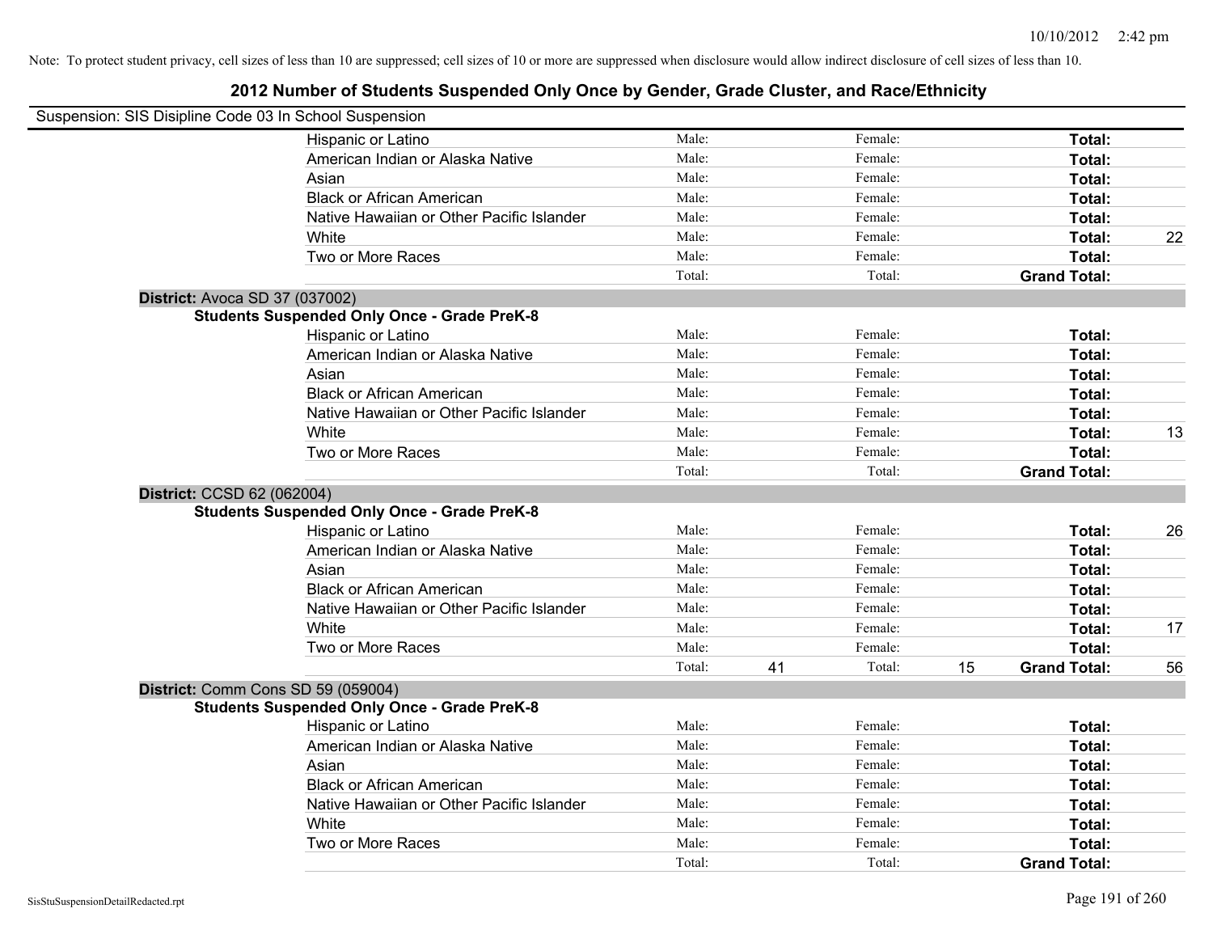Note: To protect student privacy, cell sizes of less than 10 are suppressed; cell sizes of 10 or more are suppressed when disclosure would allow indirect disclosure of cell sizes of less than 10.

# 2012 Number of Students Suspended Only Once by Gender, Grade Cluster, and Race/Ethnicity

Suspension: SIS Disipline Code 03 In School Suspension

| | Male: | | Female: | | | |
|---|---|---|---|---|---|---|
| Hispanic or Latino | Male: | | Female: | | **Total:** | |
| American Indian or Alaska Native | Male: | | Female: | | **Total:** | |
| Asian | Male: | | Female: | | **Total:** | |
| Black or African American | Male: | | Female: | | **Total:** | |
| Native Hawaiian or Other Pacific Islander | Male: | | Female: | | **Total:** | |
| White | Male: | | Female: | | **Total:** | 22 |
| Two or More Races | Male: | | Female: | | **Total:** | |
| | Total: | | Total: | | **Grand Total:** | |

**District:** Avoca SD 37 (037002)

**Students Suspended Only Once - Grade PreK-8**

| | | | | | | |
|---|---|---|---|---|---|---|
| Hispanic or Latino | Male: | | Female: | | **Total:** | |
| American Indian or Alaska Native | Male: | | Female: | | **Total:** | |
| Asian | Male: | | Female: | | **Total:** | |
| Black or African American | Male: | | Female: | | **Total:** | |
| Native Hawaiian or Other Pacific Islander | Male: | | Female: | | **Total:** | |
| White | Male: | | Female: | | **Total:** | 13 |
| Two or More Races | Male: | | Female: | | **Total:** | |
| | Total: | | Total: | | **Grand Total:** | |

**District:** CCSD 62 (062004)

**Students Suspended Only Once - Grade PreK-8**

| | | | | | | |
|---|---|---|---|---|---|---|
| Hispanic or Latino | Male: | | Female: | | **Total:** | 26 |
| American Indian or Alaska Native | Male: | | Female: | | **Total:** | |
| Asian | Male: | | Female: | | **Total:** | |
| Black or African American | Male: | | Female: | | **Total:** | |
| Native Hawaiian or Other Pacific Islander | Male: | | Female: | | **Total:** | |
| White | Male: | | Female: | | **Total:** | 17 |
| Two or More Races | Male: | | Female: | | **Total:** | |
| | Total: | 41 | Total: | 15 | **Grand Total:** | 56 |

**District:** Comm Cons SD 59 (059004)

**Students Suspended Only Once - Grade PreK-8**

| | | | | | | |
|---|---|---|---|---|---|---|
| Hispanic or Latino | Male: | | Female: | | **Total:** | |
| American Indian or Alaska Native | Male: | | Female: | | **Total:** | |
| Asian | Male: | | Female: | | **Total:** | |
| Black or African American | Male: | | Female: | | **Total:** | |
| Native Hawaiian or Other Pacific Islander | Male: | | Female: | | **Total:** | |
| White | Male: | | Female: | | **Total:** | |
| Two or More Races | Male: | | Female: | | **Total:** | |
| | Total: | | Total: | | **Grand Total:** | |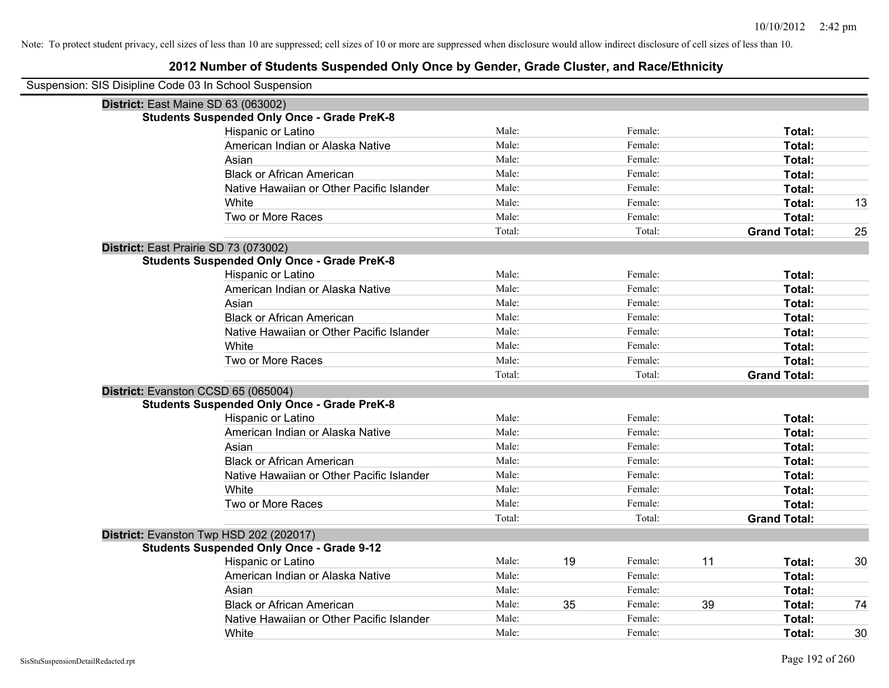Note: To protect student privacy, cell sizes of less than 10 are suppressed; cell sizes of 10 or more are suppressed when disclosure would allow indirect disclosure of cell sizes of less than 10.

# 2012 Number of Students Suspended Only Once by Gender, Grade Cluster, and Race/Ethnicity

Suspension: SIS Disipline Code 03 In School Suspension

**District:** East Maine SD 63 (063002)

**Students Suspended Only Once - Grade PreK-8**

| | | | | | | |
|---|---|---|---|---|---|---|
| Hispanic or Latino | Male: | | Female: | | **Total:** | |
| American Indian or Alaska Native | Male: | | Female: | | **Total:** | |
| Asian | Male: | | Female: | | **Total:** | |
| Black or African American | Male: | | Female: | | **Total:** | |
| Native Hawaiian or Other Pacific Islander | Male: | | Female: | | **Total:** | |
| White | Male: | | Female: | | **Total:** | 13 |
| Two or More Races | Male: | | Female: | | **Total:** | |
| | Total: | | Total: | | **Grand Total:** | 25 |

**District:** East Prairie SD 73 (073002)

**Students Suspended Only Once - Grade PreK-8**

| | | | | | | |
|---|---|---|---|---|---|---|
| Hispanic or Latino | Male: | | Female: | | **Total:** | |
| American Indian or Alaska Native | Male: | | Female: | | **Total:** | |
| Asian | Male: | | Female: | | **Total:** | |
| Black or African American | Male: | | Female: | | **Total:** | |
| Native Hawaiian or Other Pacific Islander | Male: | | Female: | | **Total:** | |
| White | Male: | | Female: | | **Total:** | |
| Two or More Races | Male: | | Female: | | **Total:** | |
| | Total: | | Total: | | **Grand Total:** | |

**District:** Evanston CCSD 65 (065004)

**Students Suspended Only Once - Grade PreK-8**

| | | | | | | |
|---|---|---|---|---|---|---|
| Hispanic or Latino | Male: | | Female: | | **Total:** | |
| American Indian or Alaska Native | Male: | | Female: | | **Total:** | |
| Asian | Male: | | Female: | | **Total:** | |
| Black or African American | Male: | | Female: | | **Total:** | |
| Native Hawaiian or Other Pacific Islander | Male: | | Female: | | **Total:** | |
| White | Male: | | Female: | | **Total:** | |
| Two or More Races | Male: | | Female: | | **Total:** | |
| | Total: | | Total: | | **Grand Total:** | |

**District:** Evanston Twp HSD 202 (202017)

**Students Suspended Only Once - Grade 9-12**

| | | | | | | |
|---|---|---|---|---|---|---|
| Hispanic or Latino | Male: | 19 | Female: | 11 | **Total:** | 30 |
| American Indian or Alaska Native | Male: | | Female: | | **Total:** | |
| Asian | Male: | | Female: | | **Total:** | |
| Black or African American | Male: | 35 | Female: | 39 | **Total:** | 74 |
| Native Hawaiian or Other Pacific Islander | Male: | | Female: | | **Total:** | |
| White | Male: | | Female: | | **Total:** | 30 |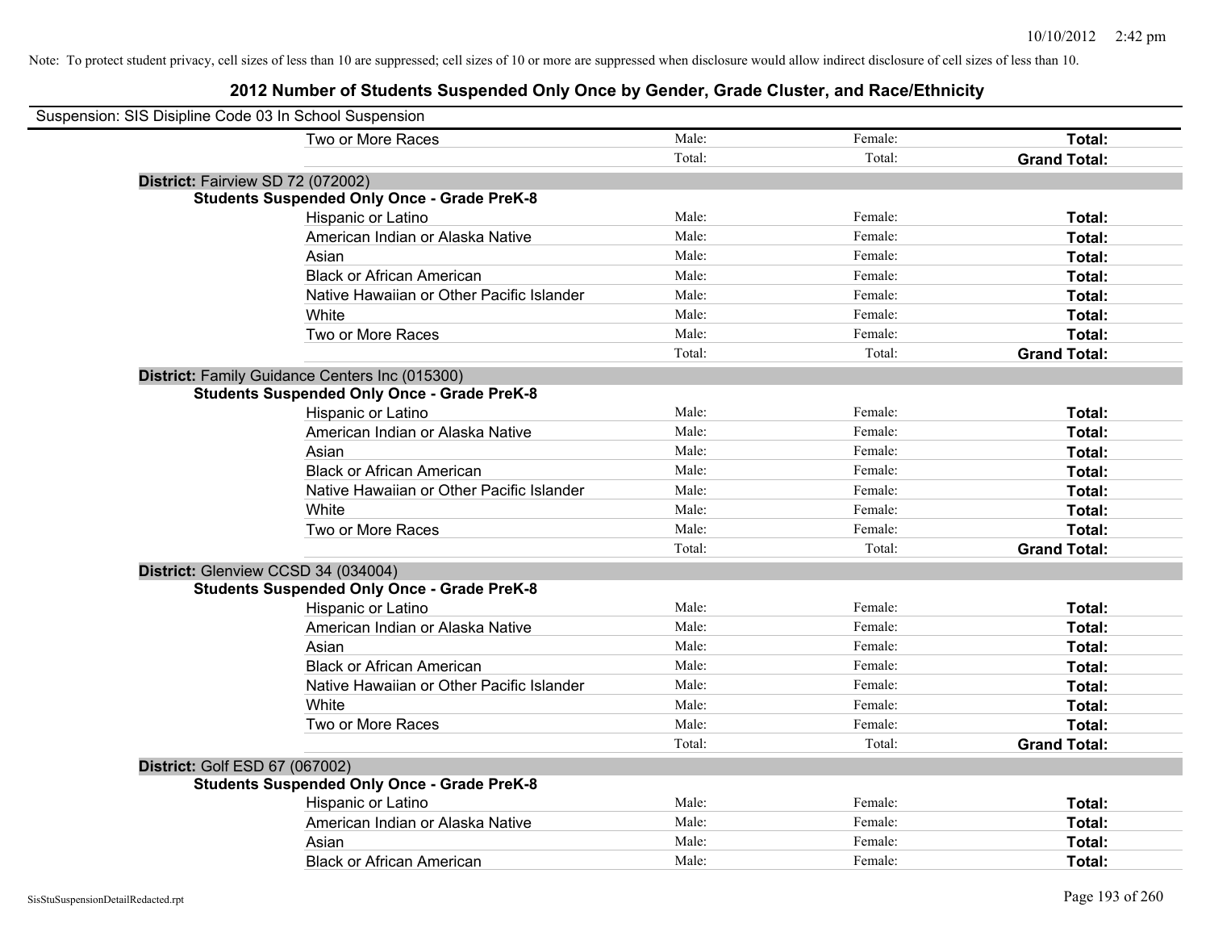Note: To protect student privacy, cell sizes of less than 10 are suppressed; cell sizes of 10 or more are suppressed when disclosure would allow indirect disclosure of cell sizes of less than 10.

## 2012 Number of Students Suspended Only Once by Gender, Grade Cluster, and Race/Ethnicity

Suspension: SIS Disipline Code 03 In School Suspension

| | | | |
|---|---|---|---|
| Two or More Races | Male: | Female: | **Total:** |
| | Total: | Total: | **Grand Total:** |

**District:** Fairview SD 72 (072002)

**Students Suspended Only Once - Grade PreK-8**

| | | | |
|---|---|---|---|
| Hispanic or Latino | Male: | Female: | **Total:** |
| American Indian or Alaska Native | Male: | Female: | **Total:** |
| Asian | Male: | Female: | **Total:** |
| Black or African American | Male: | Female: | **Total:** |
| Native Hawaiian or Other Pacific Islander | Male: | Female: | **Total:** |
| White | Male: | Female: | **Total:** |
| Two or More Races | Male: | Female: | **Total:** |
| | Total: | Total: | **Grand Total:** |

**District:** Family Guidance Centers Inc (015300)

**Students Suspended Only Once - Grade PreK-8**

| | | | |
|---|---|---|---|
| Hispanic or Latino | Male: | Female: | **Total:** |
| American Indian or Alaska Native | Male: | Female: | **Total:** |
| Asian | Male: | Female: | **Total:** |
| Black or African American | Male: | Female: | **Total:** |
| Native Hawaiian or Other Pacific Islander | Male: | Female: | **Total:** |
| White | Male: | Female: | **Total:** |
| Two or More Races | Male: | Female: | **Total:** |
| | Total: | Total: | **Grand Total:** |

**District:** Glenview CCSD 34 (034004)

**Students Suspended Only Once - Grade PreK-8**

| | | | |
|---|---|---|---|
| Hispanic or Latino | Male: | Female: | **Total:** |
| American Indian or Alaska Native | Male: | Female: | **Total:** |
| Asian | Male: | Female: | **Total:** |
| Black or African American | Male: | Female: | **Total:** |
| Native Hawaiian or Other Pacific Islander | Male: | Female: | **Total:** |
| White | Male: | Female: | **Total:** |
| Two or More Races | Male: | Female: | **Total:** |
| | Total: | Total: | **Grand Total:** |

**District:** Golf ESD 67 (067002)

**Students Suspended Only Once - Grade PreK-8**

| | | | |
|---|---|---|---|
| Hispanic or Latino | Male: | Female: | **Total:** |
| American Indian or Alaska Native | Male: | Female: | **Total:** |
| Asian | Male: | Female: | **Total:** |
| Black or African American | Male: | Female: | **Total:** |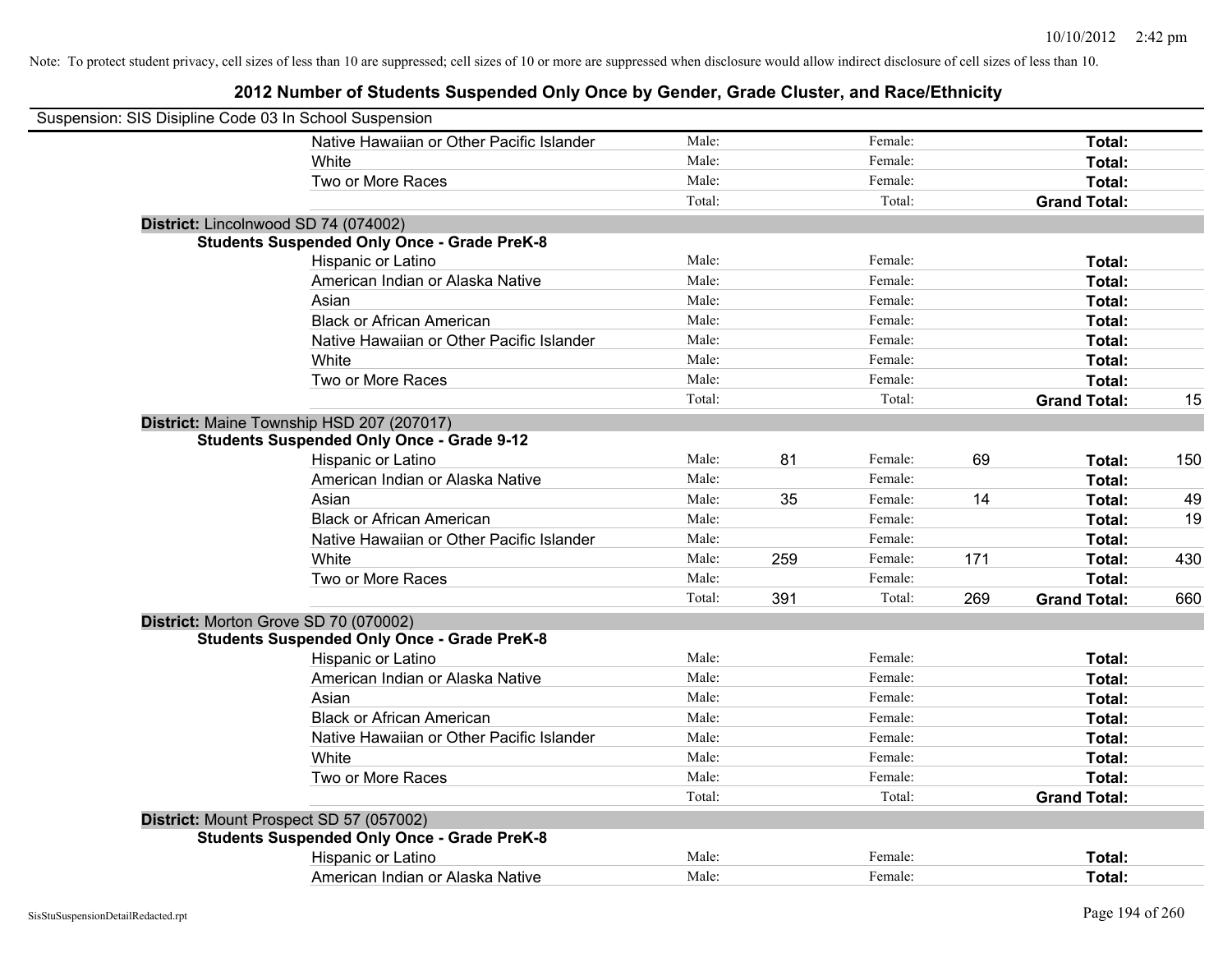Note: To protect student privacy, cell sizes of less than 10 are suppressed; cell sizes of 10 or more are suppressed when disclosure would allow indirect disclosure of cell sizes of less than 10.

# 2012 Number of Students Suspended Only Once by Gender, Grade Cluster, and Race/Ethnicity

Suspension: SIS Disipline Code 03 In School Suspension

| | | | | | | | |
|---|---|---|---|---|---|---|---|
| Native Hawaiian or Other Pacific Islander | Male: | | Female: | | **Total:** | |
| White | Male: | | Female: | | **Total:** | |
| Two or More Races | Male: | | Female: | | **Total:** | |
| | Total: | | Total: | | **Grand Total:** | |

**District:** Lincolnwood SD 74 (074002)

**Students Suspended Only Once - Grade PreK-8**

| | | | | | | |
|---|---|---|---|---|---|---|
| Hispanic or Latino | Male: | | Female: | | **Total:** | |
| American Indian or Alaska Native | Male: | | Female: | | **Total:** | |
| Asian | Male: | | Female: | | **Total:** | |
| Black or African American | Male: | | Female: | | **Total:** | |
| Native Hawaiian or Other Pacific Islander | Male: | | Female: | | **Total:** | |
| White | Male: | | Female: | | **Total:** | |
| Two or More Races | Male: | | Female: | | **Total:** | |
| | Total: | | Total: | | **Grand Total:** | 15 |

**District:** Maine Township HSD 207 (207017)

**Students Suspended Only Once - Grade 9-12**

| | | | | | | |
|---|---|---|---|---|---|---|
| Hispanic or Latino | Male: | 81 | Female: | 69 | **Total:** | 150 |
| American Indian or Alaska Native | Male: | | Female: | | **Total:** | |
| Asian | Male: | 35 | Female: | 14 | **Total:** | 49 |
| Black or African American | Male: | | Female: | | **Total:** | 19 |
| Native Hawaiian or Other Pacific Islander | Male: | | Female: | | **Total:** | |
| White | Male: | 259 | Female: | 171 | **Total:** | 430 |
| Two or More Races | Male: | | Female: | | **Total:** | |
| | Total: | 391 | Total: | 269 | **Grand Total:** | 660 |

**District:** Morton Grove SD 70 (070002)

**Students Suspended Only Once - Grade PreK-8**

| | | | | | | |
|---|---|---|---|---|---|---|
| Hispanic or Latino | Male: | | Female: | | **Total:** | |
| American Indian or Alaska Native | Male: | | Female: | | **Total:** | |
| Asian | Male: | | Female: | | **Total:** | |
| Black or African American | Male: | | Female: | | **Total:** | |
| Native Hawaiian or Other Pacific Islander | Male: | | Female: | | **Total:** | |
| White | Male: | | Female: | | **Total:** | |
| Two or More Races | Male: | | Female: | | **Total:** | |
| | Total: | | Total: | | **Grand Total:** | |

**District:** Mount Prospect SD 57 (057002)

**Students Suspended Only Once - Grade PreK-8**

| | | | | | | |
|---|---|---|---|---|---|---|
| Hispanic or Latino | Male: | | Female: | | **Total:** | |
| American Indian or Alaska Native | Male: | | Female: | | **Total:** | |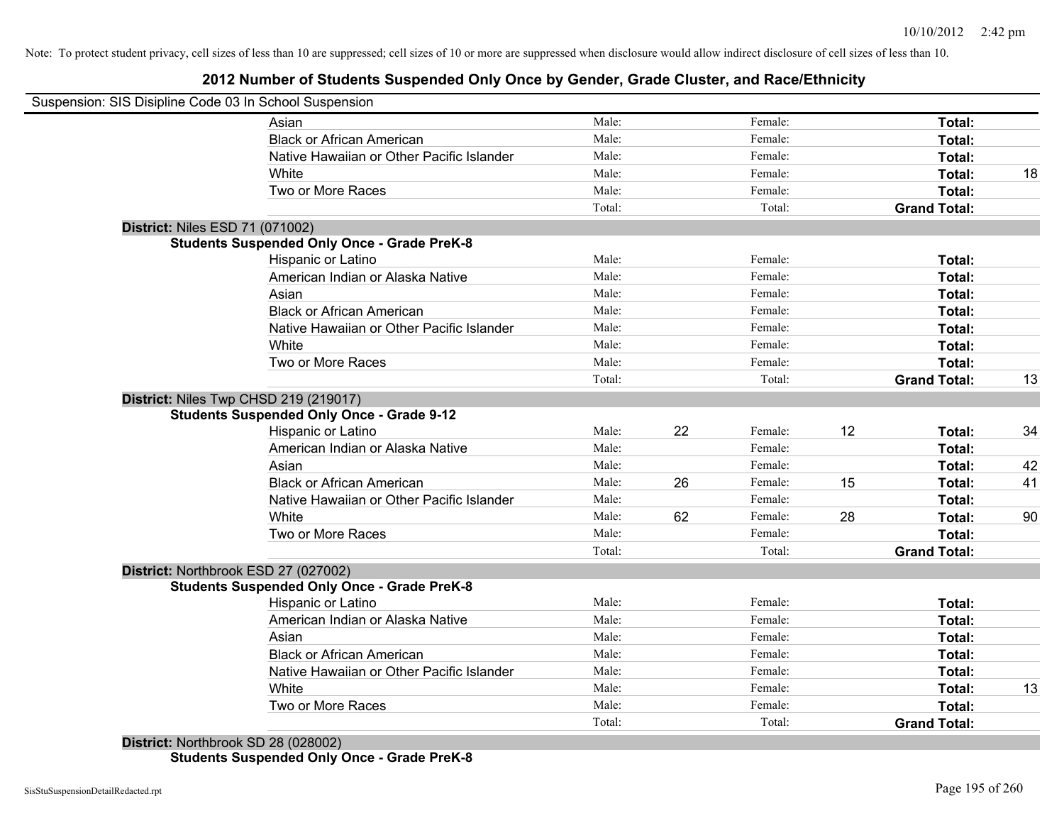Note: To protect student privacy, cell sizes of less than 10 are suppressed; cell sizes of 10 or more are suppressed when disclosure would allow indirect disclosure of cell sizes of less than 10.

# 2012 Number of Students Suspended Only Once by Gender, Grade Cluster, and Race/Ethnicity

Suspension: SIS Disipline Code 03 In School Suspension

| | Male: | | Female: | | | |
|---|---|---|---|---|---|---|
| Asian | Male: | | Female: | | **Total:** | |
| Black or African American | Male: | | Female: | | **Total:** | |
| Native Hawaiian or Other Pacific Islander | Male: | | Female: | | **Total:** | |
| White | Male: | | Female: | | **Total:** | 18 |
| Two or More Races | Male: | | Female: | | **Total:** | |
| | Total: | | Total: | | **Grand Total:** | |

**District:** Niles ESD 71 (071002)

**Students Suspended Only Once - Grade PreK-8**

| | | | | | | |
|---|---|---|---|---|---|---|
| Hispanic or Latino | Male: | | Female: | | **Total:** | |
| American Indian or Alaska Native | Male: | | Female: | | **Total:** | |
| Asian | Male: | | Female: | | **Total:** | |
| Black or African American | Male: | | Female: | | **Total:** | |
| Native Hawaiian or Other Pacific Islander | Male: | | Female: | | **Total:** | |
| White | Male: | | Female: | | **Total:** | |
| Two or More Races | Male: | | Female: | | **Total:** | |
| | Total: | | Total: | | **Grand Total:** | 13 |

**District:** Niles Twp CHSD 219 (219017)

**Students Suspended Only Once - Grade 9-12**

| | | | | | | |
|---|---|---|---|---|---|---|
| Hispanic or Latino | Male: | 22 | Female: | 12 | **Total:** | 34 |
| American Indian or Alaska Native | Male: | | Female: | | **Total:** | |
| Asian | Male: | | Female: | | **Total:** | 42 |
| Black or African American | Male: | 26 | Female: | 15 | **Total:** | 41 |
| Native Hawaiian or Other Pacific Islander | Male: | | Female: | | **Total:** | |
| White | Male: | 62 | Female: | 28 | **Total:** | 90 |
| Two or More Races | Male: | | Female: | | **Total:** | |
| | Total: | | Total: | | **Grand Total:** | |

**District:** Northbrook ESD 27 (027002)

**Students Suspended Only Once - Grade PreK-8**

| | | | | | | |
|---|---|---|---|---|---|---|
| Hispanic or Latino | Male: | | Female: | | **Total:** | |
| American Indian or Alaska Native | Male: | | Female: | | **Total:** | |
| Asian | Male: | | Female: | | **Total:** | |
| Black or African American | Male: | | Female: | | **Total:** | |
| Native Hawaiian or Other Pacific Islander | Male: | | Female: | | **Total:** | |
| White | Male: | | Female: | | **Total:** | 13 |
| Two or More Races | Male: | | Female: | | **Total:** | |
| | Total: | | Total: | | **Grand Total:** | |

**District:** Northbrook SD 28 (028002)

**Students Suspended Only Once - Grade PreK-8**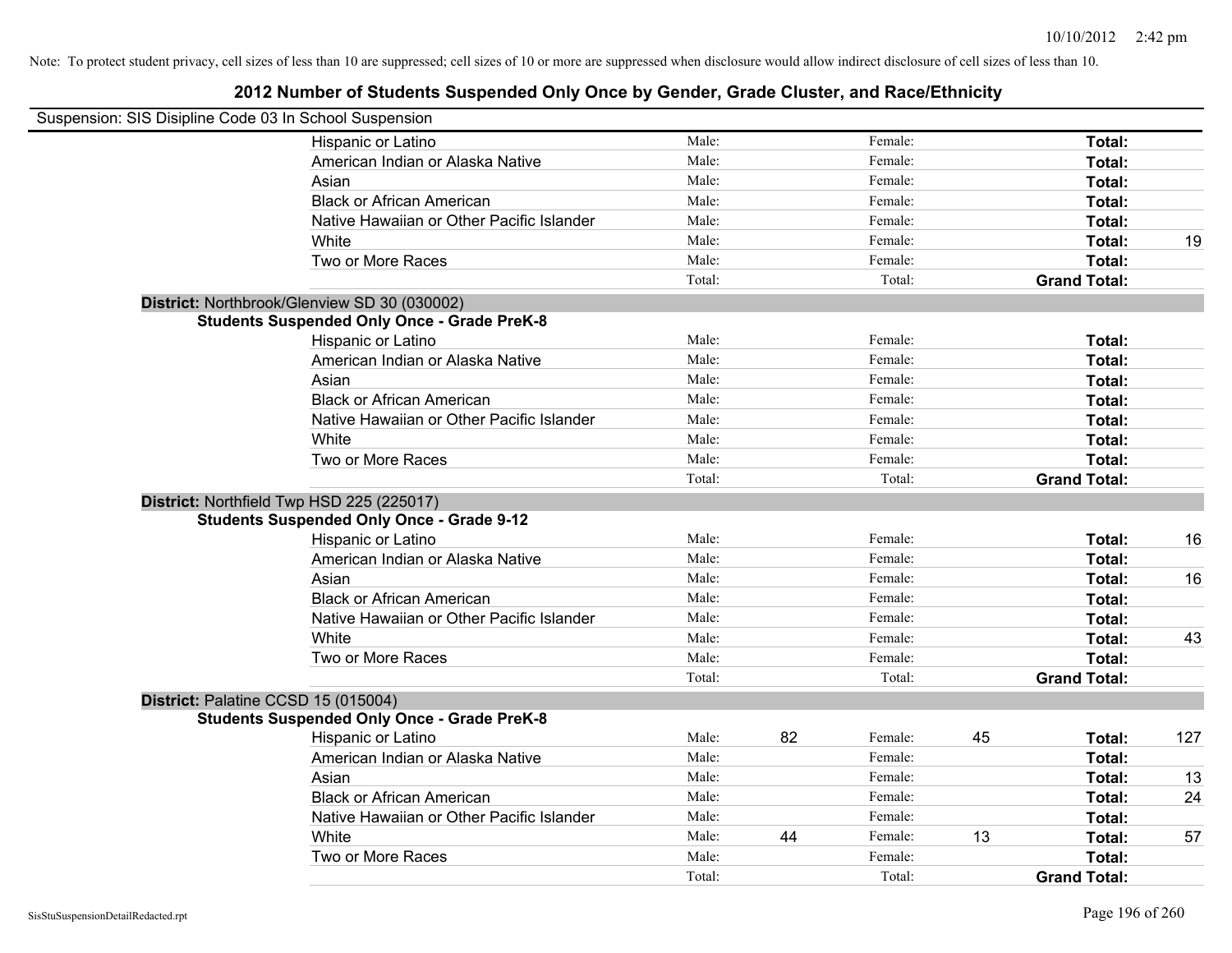Note: To protect student privacy, cell sizes of less than 10 are suppressed; cell sizes of 10 or more are suppressed when disclosure would allow indirect disclosure of cell sizes of less than 10.

## 2012 Number of Students Suspended Only Once by Gender, Grade Cluster, and Race/Ethnicity

Suspension: SIS Disipline Code 03 In School Suspension

| | | | | | | |
|---|---|---|---|---|---|---|
| Hispanic or Latino | Male: | | Female: | | **Total:** | |
| American Indian or Alaska Native | Male: | | Female: | | **Total:** | |
| Asian | Male: | | Female: | | **Total:** | |
| Black or African American | Male: | | Female: | | **Total:** | |
| Native Hawaiian or Other Pacific Islander | Male: | | Female: | | **Total:** | |
| White | Male: | | Female: | | **Total:** | 19 |
| Two or More Races | Male: | | Female: | | **Total:** | |
| | Total: | | Total: | | **Grand Total:** | |

**District:** Northbrook/Glenview SD 30 (030002)

**Students Suspended Only Once - Grade PreK-8**

| | | | | | | |
|---|---|---|---|---|---|---|
| Hispanic or Latino | Male: | | Female: | | **Total:** | |
| American Indian or Alaska Native | Male: | | Female: | | **Total:** | |
| Asian | Male: | | Female: | | **Total:** | |
| Black or African American | Male: | | Female: | | **Total:** | |
| Native Hawaiian or Other Pacific Islander | Male: | | Female: | | **Total:** | |
| White | Male: | | Female: | | **Total:** | |
| Two or More Races | Male: | | Female: | | **Total:** | |
| | Total: | | Total: | | **Grand Total:** | |

**District:** Northfield Twp HSD 225 (225017)

**Students Suspended Only Once - Grade 9-12**

| | | | | | | |
|---|---|---|---|---|---|---|
| Hispanic or Latino | Male: | | Female: | | **Total:** | 16 |
| American Indian or Alaska Native | Male: | | Female: | | **Total:** | |
| Asian | Male: | | Female: | | **Total:** | 16 |
| Black or African American | Male: | | Female: | | **Total:** | |
| Native Hawaiian or Other Pacific Islander | Male: | | Female: | | **Total:** | |
| White | Male: | | Female: | | **Total:** | 43 |
| Two or More Races | Male: | | Female: | | **Total:** | |
| | Total: | | Total: | | **Grand Total:** | |

**District:** Palatine CCSD 15 (015004)

**Students Suspended Only Once - Grade PreK-8**

| | | | | | | |
|---|---|---|---|---|---|---|
| Hispanic or Latino | Male: | 82 | Female: | 45 | **Total:** | 127 |
| American Indian or Alaska Native | Male: | | Female: | | **Total:** | |
| Asian | Male: | | Female: | | **Total:** | 13 |
| Black or African American | Male: | | Female: | | **Total:** | 24 |
| Native Hawaiian or Other Pacific Islander | Male: | | Female: | | **Total:** | |
| White | Male: | 44 | Female: | 13 | **Total:** | 57 |
| Two or More Races | Male: | | Female: | | **Total:** | |
| | Total: | | Total: | | **Grand Total:** | |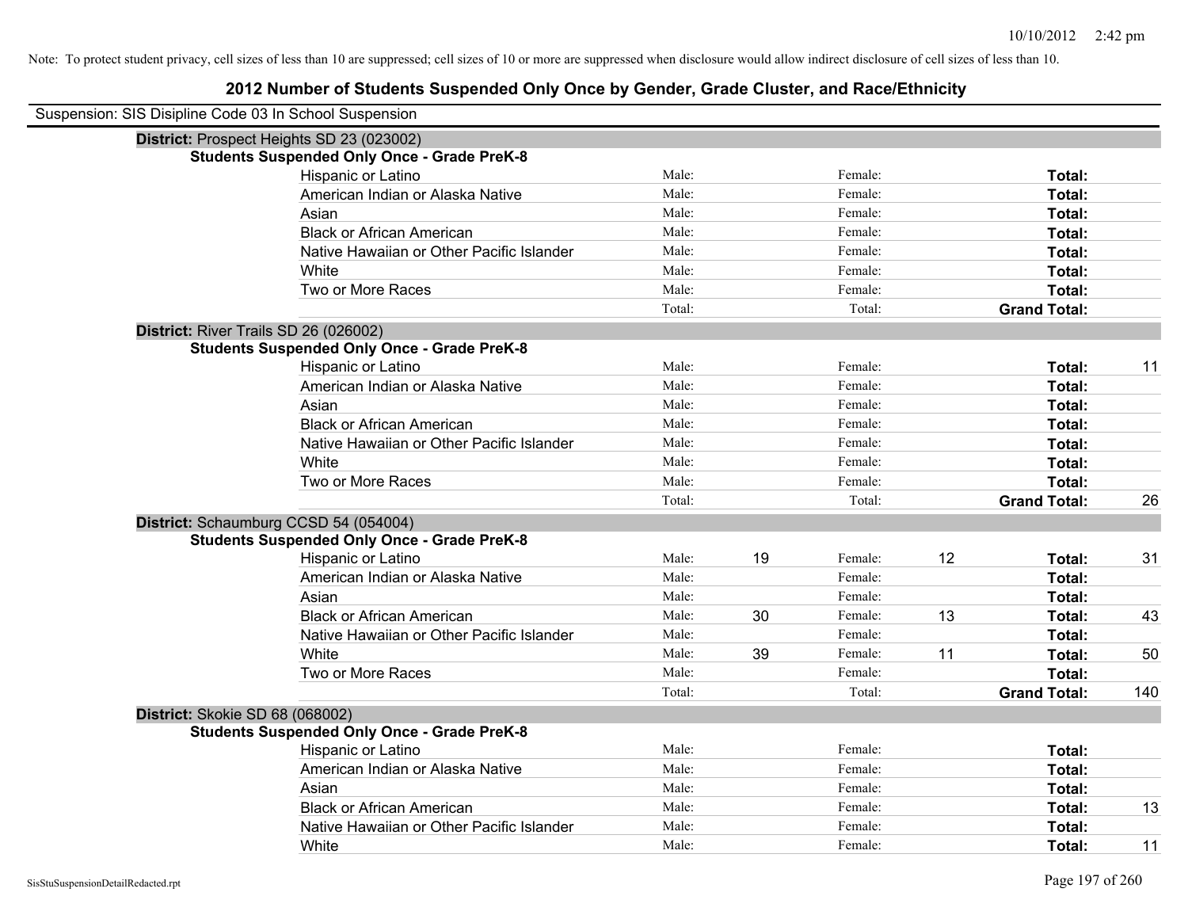Note: To protect student privacy, cell sizes of less than 10 are suppressed; cell sizes of 10 or more are suppressed when disclosure would allow indirect disclosure of cell sizes of less than 10.

# 2012 Number of Students Suspended Only Once by Gender, Grade Cluster, and Race/Ethnicity

Suspension: SIS Disipline Code 03 In School Suspension

## District: Prospect Heights SD 23 (023002)

### Students Suspended Only Once - Grade PreK-8

| Race/Ethnicity | Male: | | Female: | | Total: | |
|---|---|---|---|---|---|---|
| Hispanic or Latino | Male: | | Female: | | **Total:** | |
| American Indian or Alaska Native | Male: | | Female: | | **Total:** | |
| Asian | Male: | | Female: | | **Total:** | |
| Black or African American | Male: | | Female: | | **Total:** | |
| Native Hawaiian or Other Pacific Islander | Male: | | Female: | | **Total:** | |
| White | Male: | | Female: | | **Total:** | |
| Two or More Races | Male: | | Female: | | **Total:** | |
| | Total: | | Total: | | **Grand Total:** | |

## District: River Trails SD 26 (026002)

### Students Suspended Only Once - Grade PreK-8

| Race/Ethnicity | Male: | | Female: | | Total: | |
|---|---|---|---|---|---|---|
| Hispanic or Latino | Male: | | Female: | | **Total:** | 11 |
| American Indian or Alaska Native | Male: | | Female: | | **Total:** | |
| Asian | Male: | | Female: | | **Total:** | |
| Black or African American | Male: | | Female: | | **Total:** | |
| Native Hawaiian or Other Pacific Islander | Male: | | Female: | | **Total:** | |
| White | Male: | | Female: | | **Total:** | |
| Two or More Races | Male: | | Female: | | **Total:** | |
| | Total: | | Total: | | **Grand Total:** | 26 |

## District: Schaumburg CCSD 54 (054004)

### Students Suspended Only Once - Grade PreK-8

| Race/Ethnicity | Male: | | Female: | | Total: | |
|---|---|---|---|---|---|---|
| Hispanic or Latino | Male: | 19 | Female: | 12 | **Total:** | 31 |
| American Indian or Alaska Native | Male: | | Female: | | **Total:** | |
| Asian | Male: | | Female: | | **Total:** | |
| Black or African American | Male: | 30 | Female: | 13 | **Total:** | 43 |
| Native Hawaiian or Other Pacific Islander | Male: | | Female: | | **Total:** | |
| White | Male: | 39 | Female: | 11 | **Total:** | 50 |
| Two or More Races | Male: | | Female: | | **Total:** | |
| | Total: | | Total: | | **Grand Total:** | 140 |

## District: Skokie SD 68 (068002)

### Students Suspended Only Once - Grade PreK-8

| Race/Ethnicity | Male: | | Female: | | Total: | |
|---|---|---|---|---|---|---|
| Hispanic or Latino | Male: | | Female: | | **Total:** | |
| American Indian or Alaska Native | Male: | | Female: | | **Total:** | |
| Asian | Male: | | Female: | | **Total:** | |
| Black or African American | Male: | | Female: | | **Total:** | 13 |
| Native Hawaiian or Other Pacific Islander | Male: | | Female: | | **Total:** | |
| White | Male: | | Female: | | **Total:** | 11 |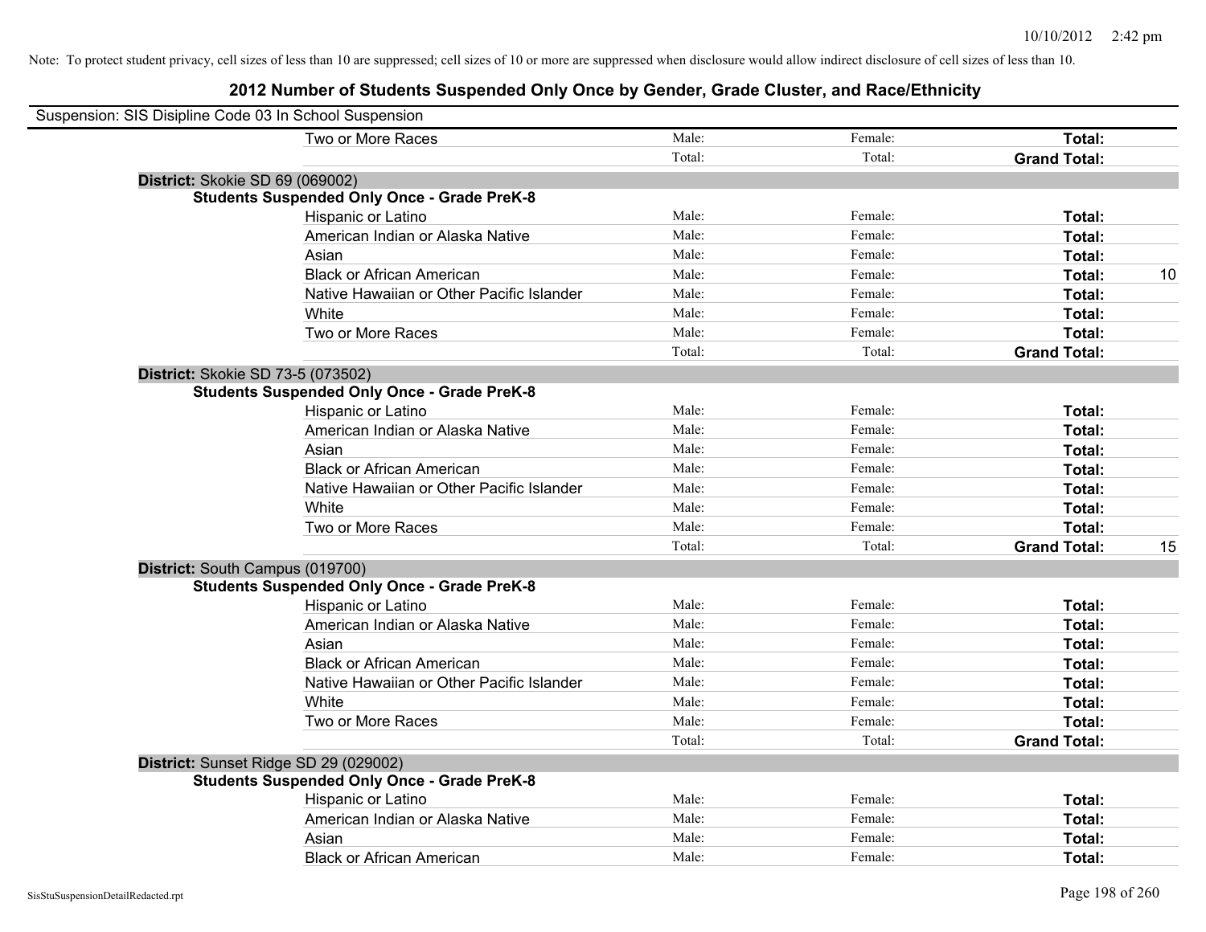Note: To protect student privacy, cell sizes of less than 10 are suppressed; cell sizes of 10 or more are suppressed when disclosure would allow indirect disclosure of cell sizes of less than 10.

# 2012 Number of Students Suspended Only Once by Gender, Grade Cluster, and Race/Ethnicity

Suspension: SIS Disipline Code 03 In School Suspension

| | | | | |
|---|---|---|---|---|
| Two or More Races | Male: | Female: | **Total:** | |
| | Total: | Total: | **Grand Total:** | |

**District:** Skokie SD 69 (069002)

**Students Suspended Only Once - Grade PreK-8**

| | | | | |
|---|---|---|---|---|
| Hispanic or Latino | Male: | Female: | **Total:** | |
| American Indian or Alaska Native | Male: | Female: | **Total:** | |
| Asian | Male: | Female: | **Total:** | |
| Black or African American | Male: | Female: | **Total:** | 10 |
| Native Hawaiian or Other Pacific Islander | Male: | Female: | **Total:** | |
| White | Male: | Female: | **Total:** | |
| Two or More Races | Male: | Female: | **Total:** | |
| | Total: | Total: | **Grand Total:** | |

**District:** Skokie SD 73-5 (073502)

**Students Suspended Only Once - Grade PreK-8**

| | | | | |
|---|---|---|---|---|
| Hispanic or Latino | Male: | Female: | **Total:** | |
| American Indian or Alaska Native | Male: | Female: | **Total:** | |
| Asian | Male: | Female: | **Total:** | |
| Black or African American | Male: | Female: | **Total:** | |
| Native Hawaiian or Other Pacific Islander | Male: | Female: | **Total:** | |
| White | Male: | Female: | **Total:** | |
| Two or More Races | Male: | Female: | **Total:** | |
| | Total: | Total: | **Grand Total:** | 15 |

**District:** South Campus (019700)

**Students Suspended Only Once - Grade PreK-8**

| | | | | |
|---|---|---|---|---|
| Hispanic or Latino | Male: | Female: | **Total:** | |
| American Indian or Alaska Native | Male: | Female: | **Total:** | |
| Asian | Male: | Female: | **Total:** | |
| Black or African American | Male: | Female: | **Total:** | |
| Native Hawaiian or Other Pacific Islander | Male: | Female: | **Total:** | |
| White | Male: | Female: | **Total:** | |
| Two or More Races | Male: | Female: | **Total:** | |
| | Total: | Total: | **Grand Total:** | |

**District:** Sunset Ridge SD 29 (029002)

**Students Suspended Only Once - Grade PreK-8**

| | | | | |
|---|---|---|---|---|
| Hispanic or Latino | Male: | Female: | **Total:** | |
| American Indian or Alaska Native | Male: | Female: | **Total:** | |
| Asian | Male: | Female: | **Total:** | |
| Black or African American | Male: | Female: | **Total:** | |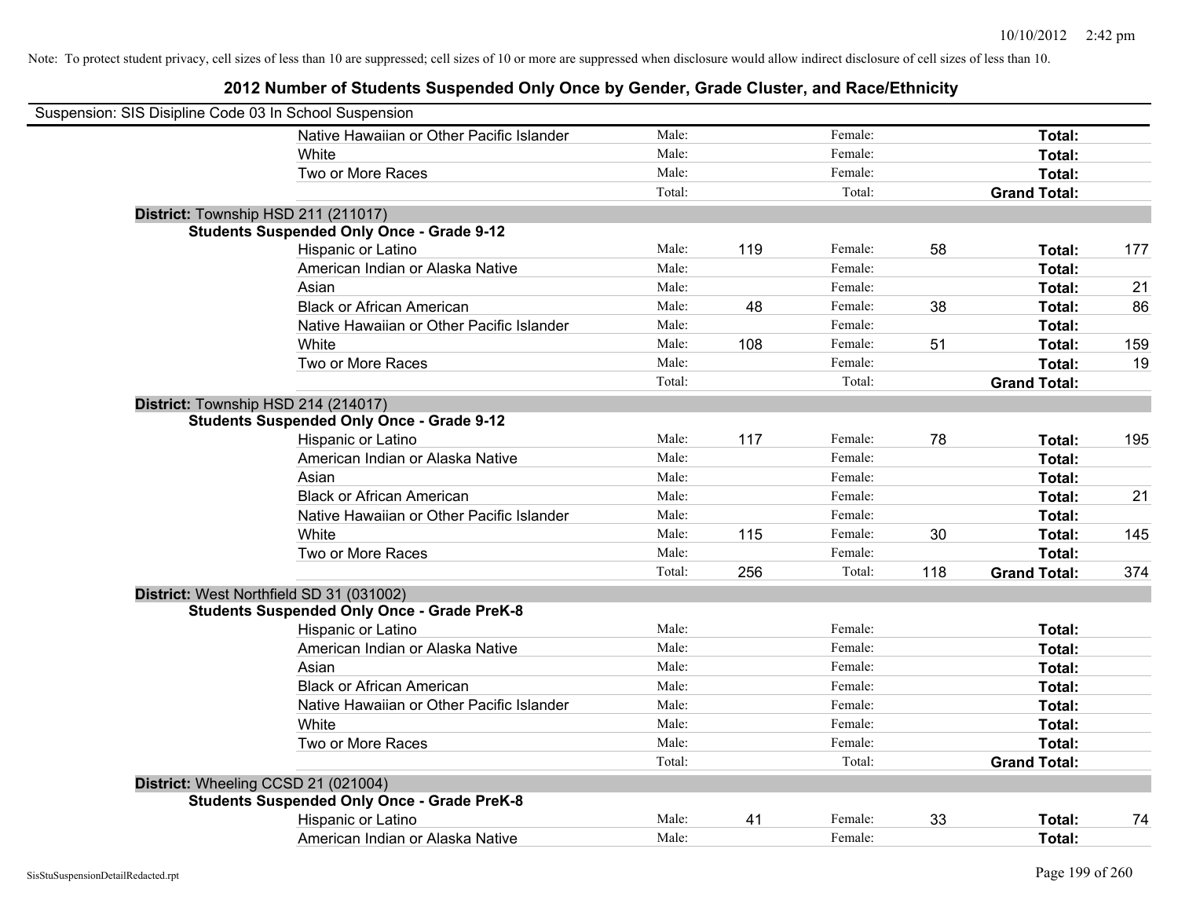Note: To protect student privacy, cell sizes of less than 10 are suppressed; cell sizes of 10 or more are suppressed when disclosure would allow indirect disclosure of cell sizes of less than 10.

# 2012 Number of Students Suspended Only Once by Gender, Grade Cluster, and Race/Ethnicity

Suspension: SIS Disipline Code 03 In School Suspension

| | | | | | | |
|---|---|---|---|---|---|---|
| Native Hawaiian or Other Pacific Islander | Male: | | Female: | | **Total:** | |
| White | Male: | | Female: | | **Total:** | |
| Two or More Races | Male: | | Female: | | **Total:** | |
| | Total: | | Total: | | **Grand Total:** | |

**District:** Township HSD 211 (211017)

**Students Suspended Only Once - Grade 9-12**

| | | | | | | |
|---|---|---|---|---|---|---|
| Hispanic or Latino | Male: | 119 | Female: | 58 | **Total:** | 177 |
| American Indian or Alaska Native | Male: | | Female: | | **Total:** | |
| Asian | Male: | | Female: | | **Total:** | 21 |
| Black or African American | Male: | 48 | Female: | 38 | **Total:** | 86 |
| Native Hawaiian or Other Pacific Islander | Male: | | Female: | | **Total:** | |
| White | Male: | 108 | Female: | 51 | **Total:** | 159 |
| Two or More Races | Male: | | Female: | | **Total:** | 19 |
| | Total: | | Total: | | **Grand Total:** | |

**District:** Township HSD 214 (214017)

**Students Suspended Only Once - Grade 9-12**

| | | | | | | |
|---|---|---|---|---|---|---|
| Hispanic or Latino | Male: | 117 | Female: | 78 | **Total:** | 195 |
| American Indian or Alaska Native | Male: | | Female: | | **Total:** | |
| Asian | Male: | | Female: | | **Total:** | |
| Black or African American | Male: | | Female: | | **Total:** | 21 |
| Native Hawaiian or Other Pacific Islander | Male: | | Female: | | **Total:** | |
| White | Male: | 115 | Female: | 30 | **Total:** | 145 |
| Two or More Races | Male: | | Female: | | **Total:** | |
| | Total: | 256 | Total: | 118 | **Grand Total:** | 374 |

**District:** West Northfield SD 31 (031002)

**Students Suspended Only Once - Grade PreK-8**

| | | | | | | |
|---|---|---|---|---|---|---|
| Hispanic or Latino | Male: | | Female: | | **Total:** | |
| American Indian or Alaska Native | Male: | | Female: | | **Total:** | |
| Asian | Male: | | Female: | | **Total:** | |
| Black or African American | Male: | | Female: | | **Total:** | |
| Native Hawaiian or Other Pacific Islander | Male: | | Female: | | **Total:** | |
| White | Male: | | Female: | | **Total:** | |
| Two or More Races | Male: | | Female: | | **Total:** | |
| | Total: | | Total: | | **Grand Total:** | |

**District:** Wheeling CCSD 21 (021004)

**Students Suspended Only Once - Grade PreK-8**

| | | | | | | |
|---|---|---|---|---|---|---|
| Hispanic or Latino | Male: | 41 | Female: | 33 | **Total:** | 74 |
| American Indian or Alaska Native | Male: | | Female: | | **Total:** | |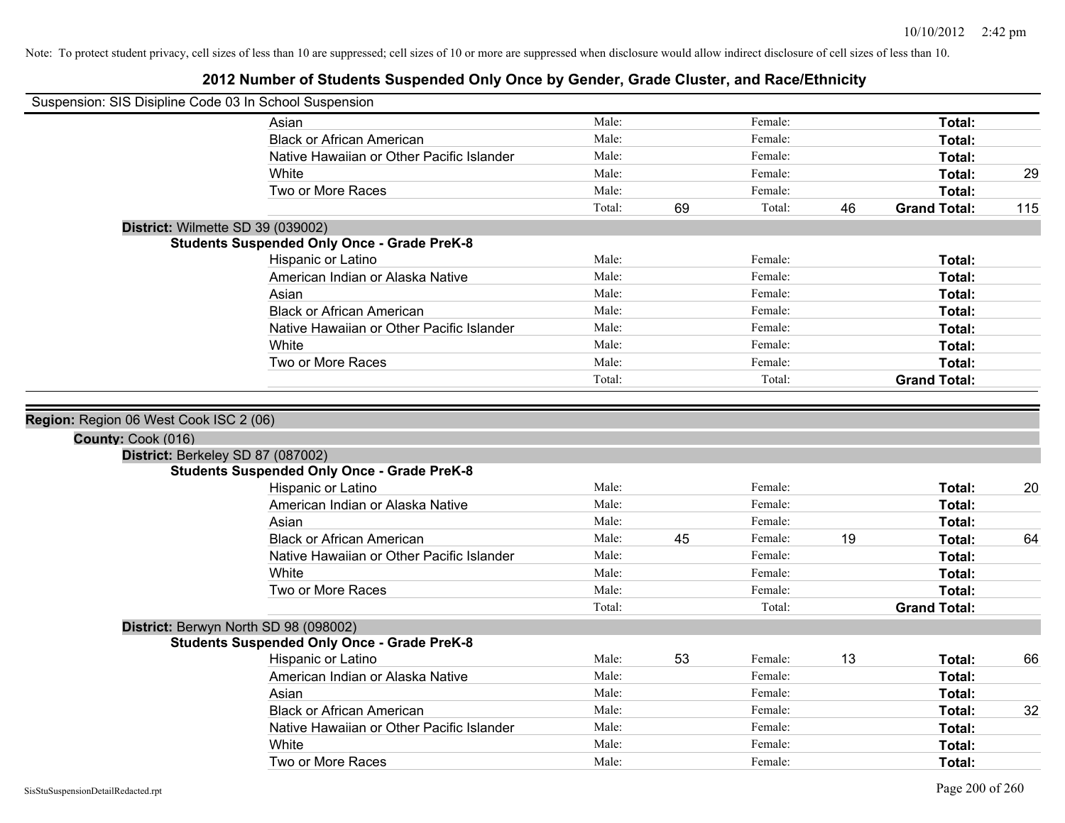Note: To protect student privacy, cell sizes of less than 10 are suppressed; cell sizes of 10 or more are suppressed when disclosure would allow indirect disclosure of cell sizes of less than 10.

# 2012 Number of Students Suspended Only Once by Gender, Grade Cluster, and Race/Ethnicity

Suspension: SIS Disipline Code 03 In School Suspension

| | | | | | | |
|---|---|---|---|---|---|---|
| Asian | Male: | | Female: | | **Total:** | |
| Black or African American | Male: | | Female: | | **Total:** | |
| Native Hawaiian or Other Pacific Islander | Male: | | Female: | | **Total:** | |
| White | Male: | | Female: | | **Total:** | 29 |
| Two or More Races | Male: | | Female: | | **Total:** | |
| | Total: | 69 | Total: | 46 | **Grand Total:** | 115 |

**District:** Wilmette SD 39 (039002)

**Students Suspended Only Once - Grade PreK-8**

| | | | | | | |
|---|---|---|---|---|---|---|
| Hispanic or Latino | Male: | | Female: | | **Total:** | |
| American Indian or Alaska Native | Male: | | Female: | | **Total:** | |
| Asian | Male: | | Female: | | **Total:** | |
| Black or African American | Male: | | Female: | | **Total:** | |
| Native Hawaiian or Other Pacific Islander | Male: | | Female: | | **Total:** | |
| White | Male: | | Female: | | **Total:** | |
| Two or More Races | Male: | | Female: | | **Total:** | |
| | Total: | | Total: | | **Grand Total:** | |

**Region:** Region 06 West Cook ISC 2 (06)

**County:** Cook (016)

**District:** Berkeley SD 87 (087002)

**Students Suspended Only Once - Grade PreK-8**

| | | | | | | |
|---|---|---|---|---|---|---|
| Hispanic or Latino | Male: | | Female: | | **Total:** | 20 |
| American Indian or Alaska Native | Male: | | Female: | | **Total:** | |
| Asian | Male: | | Female: | | **Total:** | |
| Black or African American | Male: | 45 | Female: | 19 | **Total:** | 64 |
| Native Hawaiian or Other Pacific Islander | Male: | | Female: | | **Total:** | |
| White | Male: | | Female: | | **Total:** | |
| Two or More Races | Male: | | Female: | | **Total:** | |
| | Total: | | Total: | | **Grand Total:** | |

**District:** Berwyn North SD 98 (098002)

**Students Suspended Only Once - Grade PreK-8**

| | | | | | | |
|---|---|---|---|---|---|---|
| Hispanic or Latino | Male: | 53 | Female: | 13 | **Total:** | 66 |
| American Indian or Alaska Native | Male: | | Female: | | **Total:** | |
| Asian | Male: | | Female: | | **Total:** | |
| Black or African American | Male: | | Female: | | **Total:** | 32 |
| Native Hawaiian or Other Pacific Islander | Male: | | Female: | | **Total:** | |
| White | Male: | | Female: | | **Total:** | |
| Two or More Races | Male: | | Female: | | **Total:** | |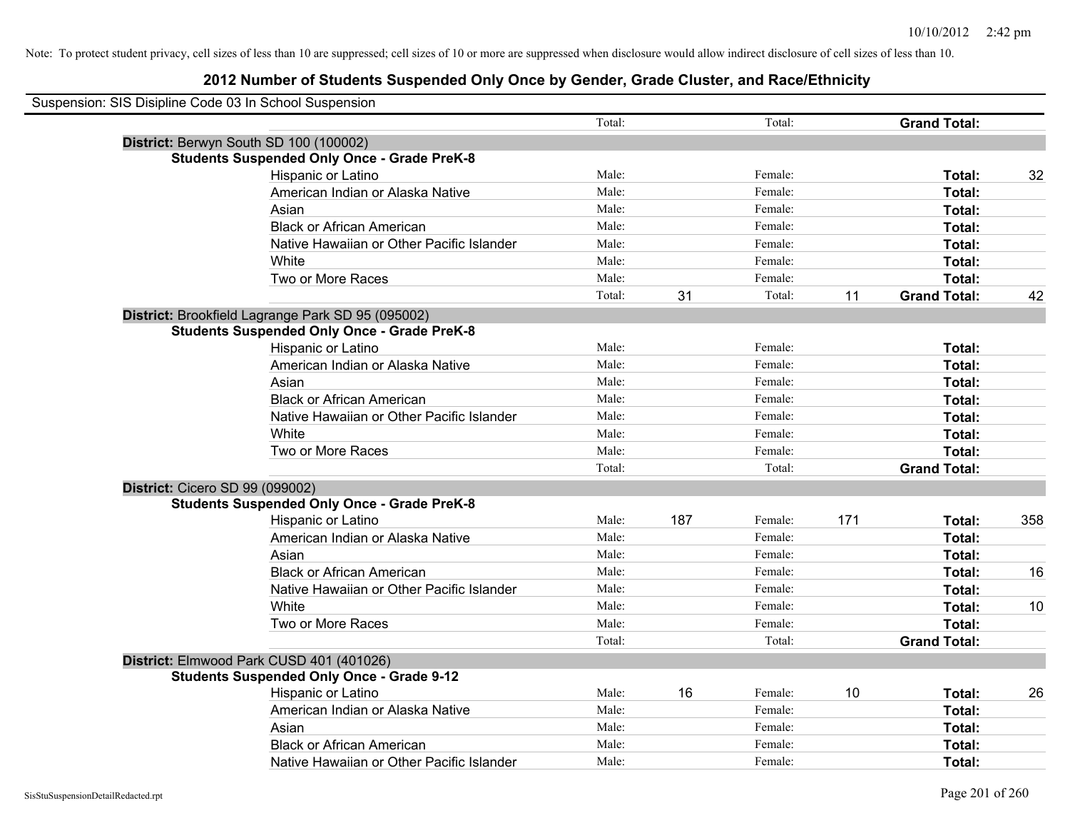Note: To protect student privacy, cell sizes of less than 10 are suppressed; cell sizes of 10 or more are suppressed when disclosure would allow indirect disclosure of cell sizes of less than 10.

## 2012 Number of Students Suspended Only Once by Gender, Grade Cluster, and Race/Ethnicity

Suspension: SIS Disipline Code 03 In School Suspension

| | | | | | | | |
|---|---|---|---|---|---|---|---|
| | Total: | | Total: | | **Grand Total:** | |
| **District:** Berwyn South SD 100 (100002) | | | | | | |
| **Students Suspended Only Once - Grade PreK-8** | | | | | | |
| Hispanic or Latino | Male: | | Female: | | **Total:** | 32 |
| American Indian or Alaska Native | Male: | | Female: | | **Total:** | |
| Asian | Male: | | Female: | | **Total:** | |
| Black or African American | Male: | | Female: | | **Total:** | |
| Native Hawaiian or Other Pacific Islander | Male: | | Female: | | **Total:** | |
| White | Male: | | Female: | | **Total:** | |
| Two or More Races | Male: | | Female: | | **Total:** | |
| | Total: | 31 | Total: | 11 | **Grand Total:** | 42 |
| **District:** Brookfield Lagrange Park SD 95 (095002) | | | | | | |
| **Students Suspended Only Once - Grade PreK-8** | | | | | | |
| Hispanic or Latino | Male: | | Female: | | **Total:** | |
| American Indian or Alaska Native | Male: | | Female: | | **Total:** | |
| Asian | Male: | | Female: | | **Total:** | |
| Black or African American | Male: | | Female: | | **Total:** | |
| Native Hawaiian or Other Pacific Islander | Male: | | Female: | | **Total:** | |
| White | Male: | | Female: | | **Total:** | |
| Two or More Races | Male: | | Female: | | **Total:** | |
| | Total: | | Total: | | **Grand Total:** | |
| **District:** Cicero SD 99 (099002) | | | | | | |
| **Students Suspended Only Once - Grade PreK-8** | | | | | | |
| Hispanic or Latino | Male: | 187 | Female: | 171 | **Total:** | 358 |
| American Indian or Alaska Native | Male: | | Female: | | **Total:** | |
| Asian | Male: | | Female: | | **Total:** | |
| Black or African American | Male: | | Female: | | **Total:** | 16 |
| Native Hawaiian or Other Pacific Islander | Male: | | Female: | | **Total:** | |
| White | Male: | | Female: | | **Total:** | 10 |
| Two or More Races | Male: | | Female: | | **Total:** | |
| | Total: | | Total: | | **Grand Total:** | |
| **District:** Elmwood Park CUSD 401 (401026) | | | | | | |
| **Students Suspended Only Once - Grade 9-12** | | | | | | |
| Hispanic or Latino | Male: | 16 | Female: | 10 | **Total:** | 26 |
| American Indian or Alaska Native | Male: | | Female: | | **Total:** | |
| Asian | Male: | | Female: | | **Total:** | |
| Black or African American | Male: | | Female: | | **Total:** | |
| Native Hawaiian or Other Pacific Islander | Male: | | Female: | | **Total:** | |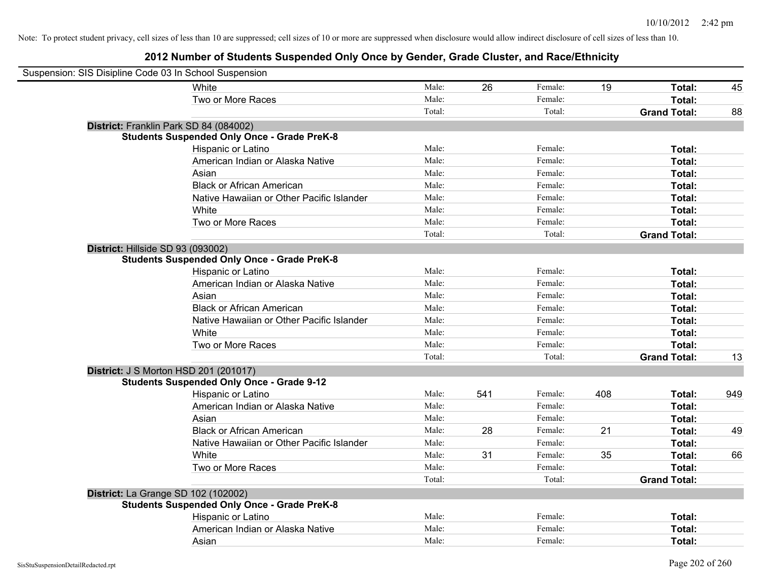Note: To protect student privacy, cell sizes of less than 10 are suppressed; cell sizes of 10 or more are suppressed when disclosure would allow indirect disclosure of cell sizes of less than 10.

## 2012 Number of Students Suspended Only Once by Gender, Grade Cluster, and Race/Ethnicity

Suspension: SIS Disipline Code 03 In School Suspension

| | | | | | | |
|---|---|---|---|---|---|---|
| White | Male: | 26 | Female: | 19 | **Total:** | 45 |
| Two or More Races | Male: | | Female: | | **Total:** | |
| | Total: | | Total: | | **Grand Total:** | 88 |

**District:** Franklin Park SD 84 (084002)

**Students Suspended Only Once - Grade PreK-8**

| | | | | | | |
|---|---|---|---|---|---|---|
| Hispanic or Latino | Male: | | Female: | | **Total:** | |
| American Indian or Alaska Native | Male: | | Female: | | **Total:** | |
| Asian | Male: | | Female: | | **Total:** | |
| Black or African American | Male: | | Female: | | **Total:** | |
| Native Hawaiian or Other Pacific Islander | Male: | | Female: | | **Total:** | |
| White | Male: | | Female: | | **Total:** | |
| Two or More Races | Male: | | Female: | | **Total:** | |
| | Total: | | Total: | | **Grand Total:** | |

**District:** Hillside SD 93 (093002)

**Students Suspended Only Once - Grade PreK-8**

| | | | | | | |
|---|---|---|---|---|---|---|
| Hispanic or Latino | Male: | | Female: | | **Total:** | |
| American Indian or Alaska Native | Male: | | Female: | | **Total:** | |
| Asian | Male: | | Female: | | **Total:** | |
| Black or African American | Male: | | Female: | | **Total:** | |
| Native Hawaiian or Other Pacific Islander | Male: | | Female: | | **Total:** | |
| White | Male: | | Female: | | **Total:** | |
| Two or More Races | Male: | | Female: | | **Total:** | |
| | Total: | | Total: | | **Grand Total:** | 13 |

**District:** J S Morton HSD 201 (201017)

**Students Suspended Only Once - Grade 9-12**

| | | | | | | |
|---|---|---|---|---|---|---|
| Hispanic or Latino | Male: | 541 | Female: | 408 | **Total:** | 949 |
| American Indian or Alaska Native | Male: | | Female: | | **Total:** | |
| Asian | Male: | | Female: | | **Total:** | |
| Black or African American | Male: | 28 | Female: | 21 | **Total:** | 49 |
| Native Hawaiian or Other Pacific Islander | Male: | | Female: | | **Total:** | |
| White | Male: | 31 | Female: | 35 | **Total:** | 66 |
| Two or More Races | Male: | | Female: | | **Total:** | |
| | Total: | | Total: | | **Grand Total:** | |

**District:** La Grange SD 102 (102002)

**Students Suspended Only Once - Grade PreK-8**

| | | | | | | |
|---|---|---|---|---|---|---|
| Hispanic or Latino | Male: | | Female: | | **Total:** | |
| American Indian or Alaska Native | Male: | | Female: | | **Total:** | |
| Asian | Male: | | Female: | | **Total:** | |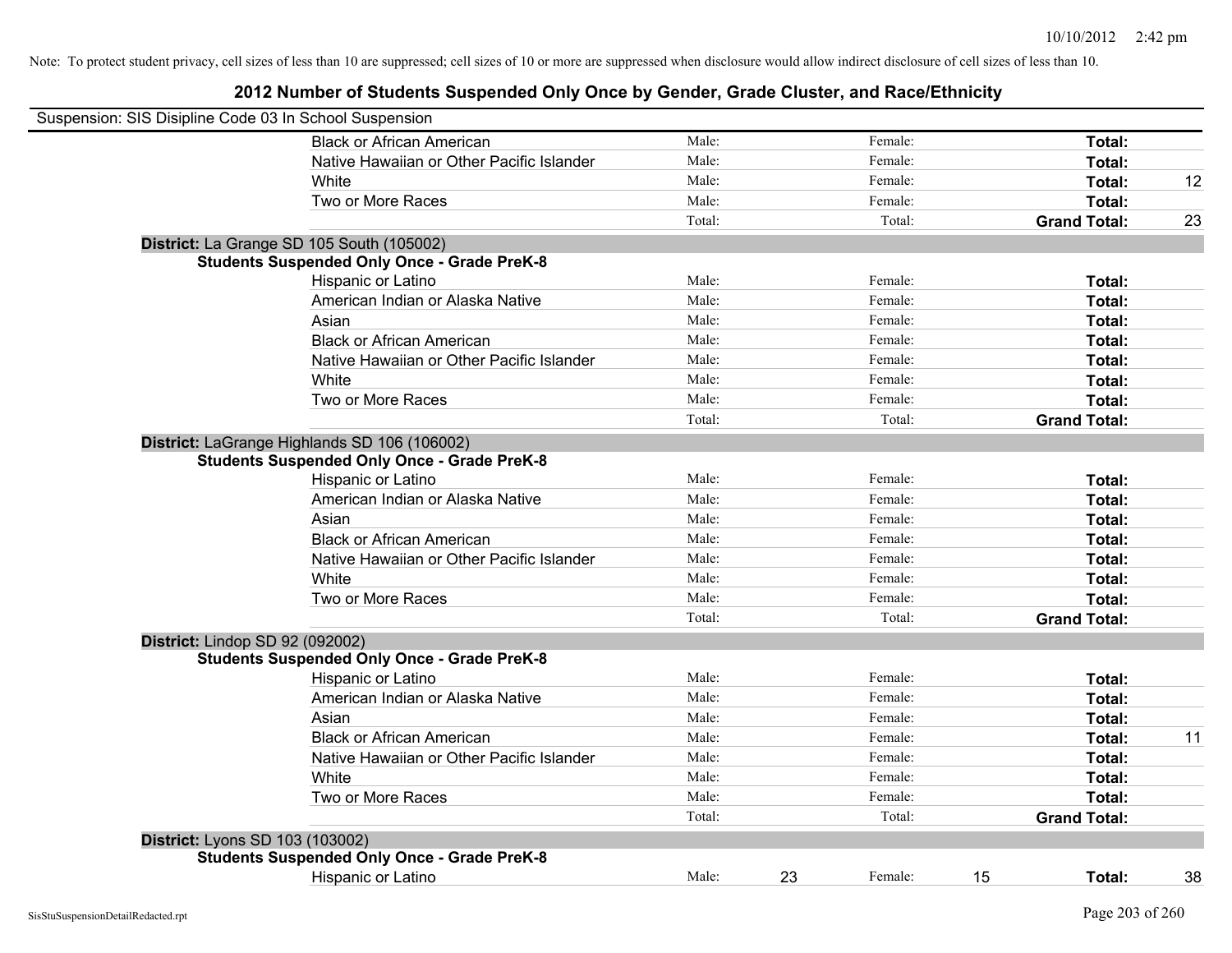Note: To protect student privacy, cell sizes of less than 10 are suppressed; cell sizes of 10 or more are suppressed when disclosure would allow indirect disclosure of cell sizes of less than 10.

## 2012 Number of Students Suspended Only Once by Gender, Grade Cluster, and Race/Ethnicity

Suspension: SIS Disipline Code 03 In School Suspension

| | | | | | | |
|---|---|---|---|---|---|---|
| Black or African American | Male: | | Female: | | **Total:** | |
| Native Hawaiian or Other Pacific Islander | Male: | | Female: | | **Total:** | |
| White | Male: | | Female: | | **Total:** | 12 |
| Two or More Races | Male: | | Female: | | **Total:** | |
| | Total: | | Total: | | **Grand Total:** | 23 |

**District:** La Grange SD 105 South (105002)

**Students Suspended Only Once - Grade PreK-8**

| | | | | | | |
|---|---|---|---|---|---|---|
| Hispanic or Latino | Male: | | Female: | | **Total:** | |
| American Indian or Alaska Native | Male: | | Female: | | **Total:** | |
| Asian | Male: | | Female: | | **Total:** | |
| Black or African American | Male: | | Female: | | **Total:** | |
| Native Hawaiian or Other Pacific Islander | Male: | | Female: | | **Total:** | |
| White | Male: | | Female: | | **Total:** | |
| Two or More Races | Male: | | Female: | | **Total:** | |
| | Total: | | Total: | | **Grand Total:** | |

**District:** LaGrange Highlands SD 106 (106002)

**Students Suspended Only Once - Grade PreK-8**

| | | | | | | |
|---|---|---|---|---|---|---|
| Hispanic or Latino | Male: | | Female: | | **Total:** | |
| American Indian or Alaska Native | Male: | | Female: | | **Total:** | |
| Asian | Male: | | Female: | | **Total:** | |
| Black or African American | Male: | | Female: | | **Total:** | |
| Native Hawaiian or Other Pacific Islander | Male: | | Female: | | **Total:** | |
| White | Male: | | Female: | | **Total:** | |
| Two or More Races | Male: | | Female: | | **Total:** | |
| | Total: | | Total: | | **Grand Total:** | |

**District:** Lindop SD 92 (092002)

**Students Suspended Only Once - Grade PreK-8**

| | | | | | | |
|---|---|---|---|---|---|---|
| Hispanic or Latino | Male: | | Female: | | **Total:** | |
| American Indian or Alaska Native | Male: | | Female: | | **Total:** | |
| Asian | Male: | | Female: | | **Total:** | |
| Black or African American | Male: | | Female: | | **Total:** | 11 |
| Native Hawaiian or Other Pacific Islander | Male: | | Female: | | **Total:** | |
| White | Male: | | Female: | | **Total:** | |
| Two or More Races | Male: | | Female: | | **Total:** | |
| | Total: | | Total: | | **Grand Total:** | |

**District:** Lyons SD 103 (103002)

**Students Suspended Only Once - Grade PreK-8**

| | | | | | | |
|---|---|---|---|---|---|---|
| Hispanic or Latino | Male: | 23 | Female: | 15 | **Total:** | 38 |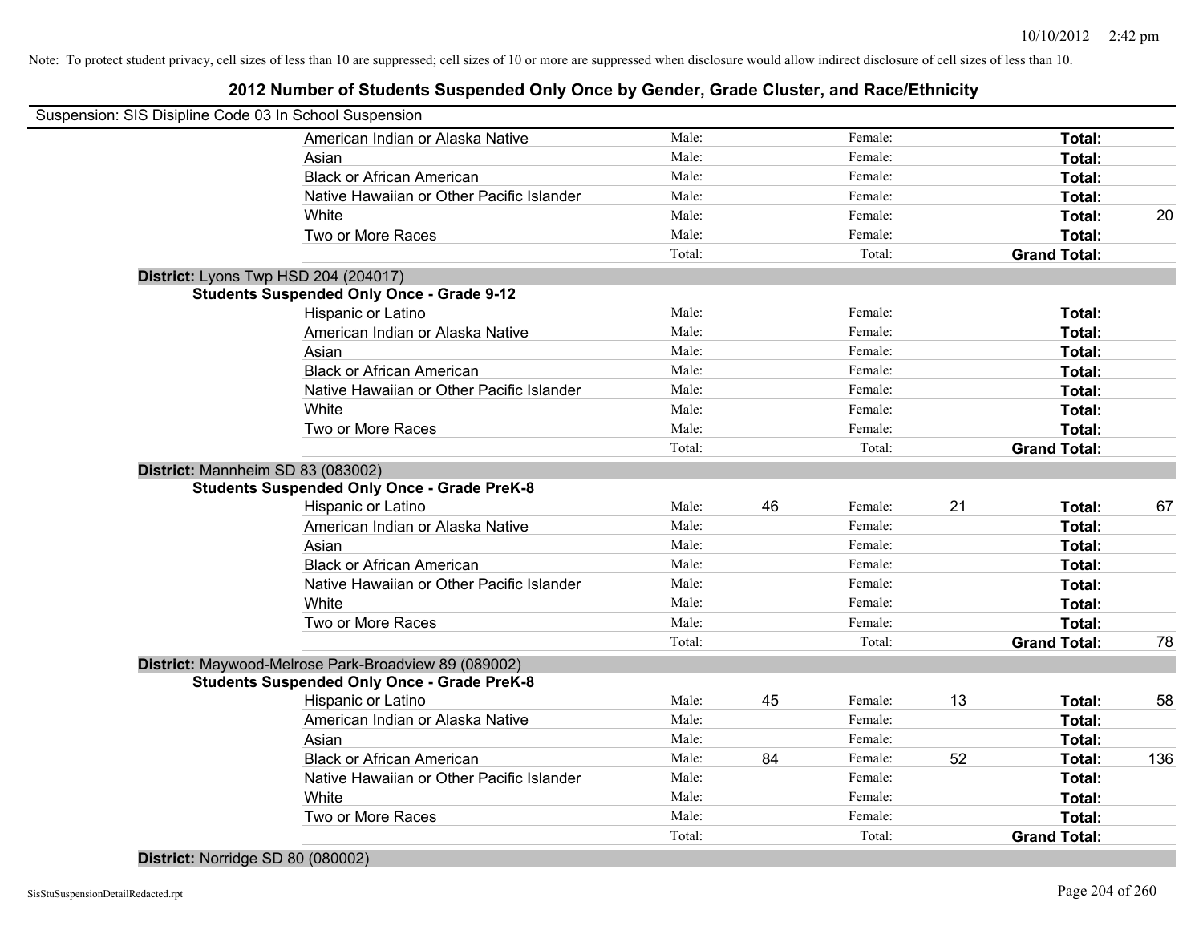Note: To protect student privacy, cell sizes of less than 10 are suppressed; cell sizes of 10 or more are suppressed when disclosure would allow indirect disclosure of cell sizes of less than 10.

## 2012 Number of Students Suspended Only Once by Gender, Grade Cluster, and Race/Ethnicity

Suspension: SIS Disipline Code 03 In School Suspension

| | | | | | | |
|---|---|---|---|---|---|---|
| American Indian or Alaska Native | Male: | | Female: | | **Total:** | |
| Asian | Male: | | Female: | | **Total:** | |
| Black or African American | Male: | | Female: | | **Total:** | |
| Native Hawaiian or Other Pacific Islander | Male: | | Female: | | **Total:** | |
| White | Male: | | Female: | | **Total:** | 20 |
| Two or More Races | Male: | | Female: | | **Total:** | |
| | Total: | | Total: | | **Grand Total:** | |

**District:** Lyons Twp HSD 204 (204017)

**Students Suspended Only Once - Grade 9-12**

| | | | | | | |
|---|---|---|---|---|---|---|
| Hispanic or Latino | Male: | | Female: | | **Total:** | |
| American Indian or Alaska Native | Male: | | Female: | | **Total:** | |
| Asian | Male: | | Female: | | **Total:** | |
| Black or African American | Male: | | Female: | | **Total:** | |
| Native Hawaiian or Other Pacific Islander | Male: | | Female: | | **Total:** | |
| White | Male: | | Female: | | **Total:** | |
| Two or More Races | Male: | | Female: | | **Total:** | |
| | Total: | | Total: | | **Grand Total:** | |

**District:** Mannheim SD 83 (083002)

**Students Suspended Only Once - Grade PreK-8**

| | | | | | | |
|---|---|---|---|---|---|---|
| Hispanic or Latino | Male: | 46 | Female: | 21 | **Total:** | 67 |
| American Indian or Alaska Native | Male: | | Female: | | **Total:** | |
| Asian | Male: | | Female: | | **Total:** | |
| Black or African American | Male: | | Female: | | **Total:** | |
| Native Hawaiian or Other Pacific Islander | Male: | | Female: | | **Total:** | |
| White | Male: | | Female: | | **Total:** | |
| Two or More Races | Male: | | Female: | | **Total:** | |
| | Total: | | Total: | | **Grand Total:** | 78 |

**District:** Maywood-Melrose Park-Broadview 89 (089002)

**Students Suspended Only Once - Grade PreK-8**

| | | | | | | |
|---|---|---|---|---|---|---|
| Hispanic or Latino | Male: | 45 | Female: | 13 | **Total:** | 58 |
| American Indian or Alaska Native | Male: | | Female: | | **Total:** | |
| Asian | Male: | | Female: | | **Total:** | |
| Black or African American | Male: | 84 | Female: | 52 | **Total:** | 136 |
| Native Hawaiian or Other Pacific Islander | Male: | | Female: | | **Total:** | |
| White | Male: | | Female: | | **Total:** | |
| Two or More Races | Male: | | Female: | | **Total:** | |
| | Total: | | Total: | | **Grand Total:** | |

**District:** Norridge SD 80 (080002)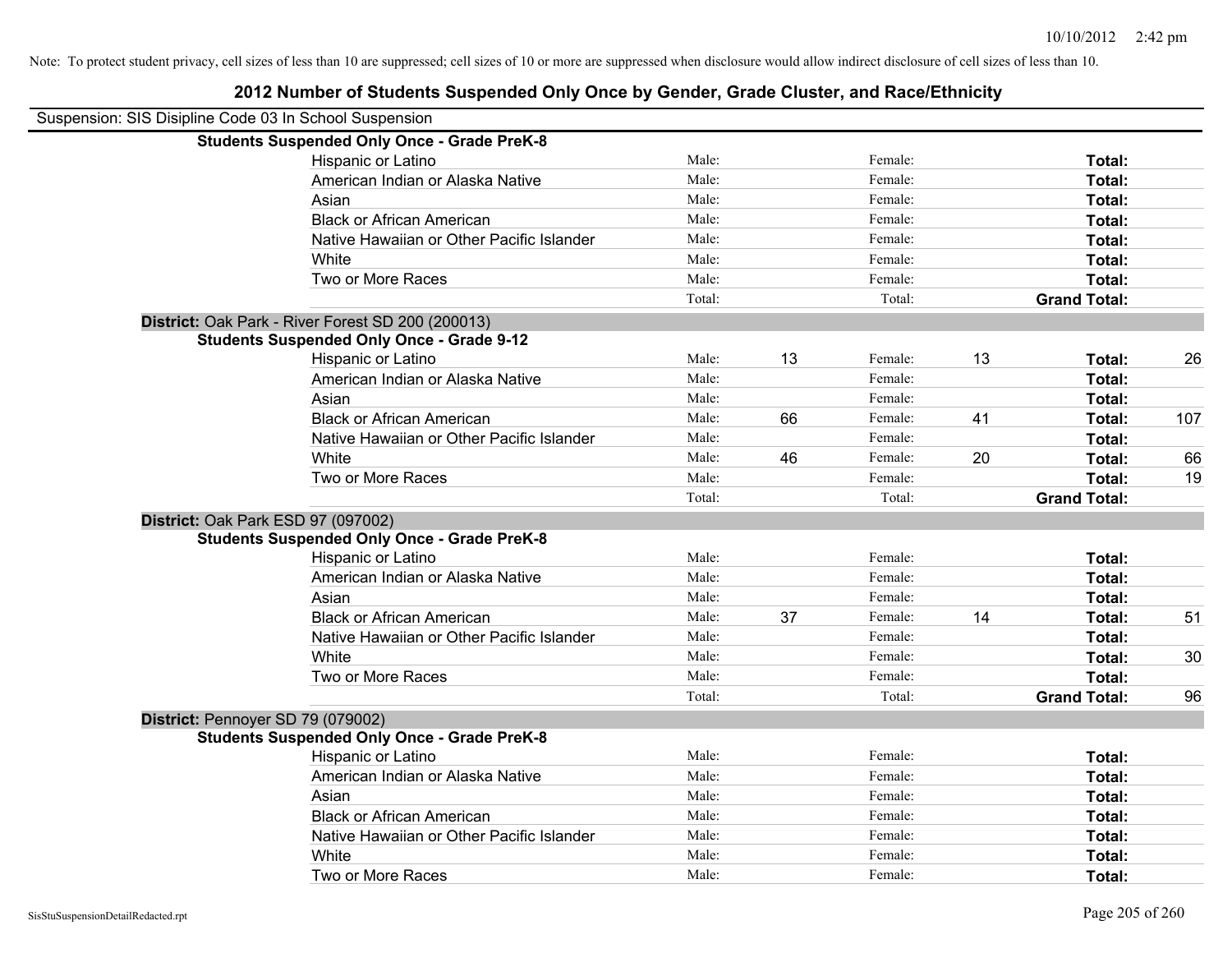Note: To protect student privacy, cell sizes of less than 10 are suppressed; cell sizes of 10 or more are suppressed when disclosure would allow indirect disclosure of cell sizes of less than 10.

## 2012 Number of Students Suspended Only Once by Gender, Grade Cluster, and Race/Ethnicity

Suspension: SIS Disipline Code 03 In School Suspension

| | | | | | | |
|---|---|---|---|---|---|---|
| **Students Suspended Only Once - Grade PreK-8** | | | | | | |
| Hispanic or Latino | Male: | | Female: | | **Total:** | |
| American Indian or Alaska Native | Male: | | Female: | | **Total:** | |
| Asian | Male: | | Female: | | **Total:** | |
| Black or African American | Male: | | Female: | | **Total:** | |
| Native Hawaiian or Other Pacific Islander | Male: | | Female: | | **Total:** | |
| White | Male: | | Female: | | **Total:** | |
| Two or More Races | Male: | | Female: | | **Total:** | |
| | Total: | | Total: | | **Grand Total:** | |
| **District:** Oak Park - River Forest SD 200 (200013) | | | | | | |
| **Students Suspended Only Once - Grade 9-12** | | | | | | |
| Hispanic or Latino | Male: | 13 | Female: | 13 | **Total:** | 26 |
| American Indian or Alaska Native | Male: | | Female: | | **Total:** | |
| Asian | Male: | | Female: | | **Total:** | |
| Black or African American | Male: | 66 | Female: | 41 | **Total:** | 107 |
| Native Hawaiian or Other Pacific Islander | Male: | | Female: | | **Total:** | |
| White | Male: | 46 | Female: | 20 | **Total:** | 66 |
| Two or More Races | Male: | | Female: | | **Total:** | 19 |
| | Total: | | Total: | | **Grand Total:** | |
| **District:** Oak Park ESD 97 (097002) | | | | | | |
| **Students Suspended Only Once - Grade PreK-8** | | | | | | |
| Hispanic or Latino | Male: | | Female: | | **Total:** | |
| American Indian or Alaska Native | Male: | | Female: | | **Total:** | |
| Asian | Male: | | Female: | | **Total:** | |
| Black or African American | Male: | 37 | Female: | 14 | **Total:** | 51 |
| Native Hawaiian or Other Pacific Islander | Male: | | Female: | | **Total:** | |
| White | Male: | | Female: | | **Total:** | 30 |
| Two or More Races | Male: | | Female: | | **Total:** | |
| | Total: | | Total: | | **Grand Total:** | 96 |
| **District:** Pennoyer SD 79 (079002) | | | | | | |
| **Students Suspended Only Once - Grade PreK-8** | | | | | | |
| Hispanic or Latino | Male: | | Female: | | **Total:** | |
| American Indian or Alaska Native | Male: | | Female: | | **Total:** | |
| Asian | Male: | | Female: | | **Total:** | |
| Black or African American | Male: | | Female: | | **Total:** | |
| Native Hawaiian or Other Pacific Islander | Male: | | Female: | | **Total:** | |
| White | Male: | | Female: | | **Total:** | |
| Two or More Races | Male: | | Female: | | **Total:** | |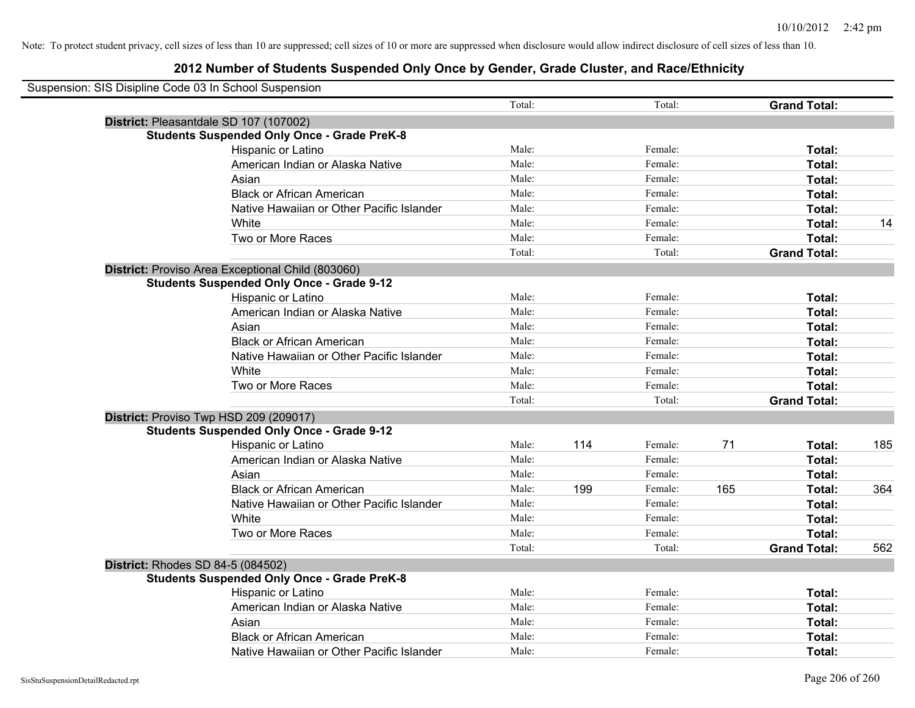Note: To protect student privacy, cell sizes of less than 10 are suppressed; cell sizes of 10 or more are suppressed when disclosure would allow indirect disclosure of cell sizes of less than 10.

## 2012 Number of Students Suspended Only Once by Gender, Grade Cluster, and Race/Ethnicity

Suspension: SIS Disipline Code 03 In School Suspension

| | | | | | | |
|---|---|---|---|---|---|---|
| | Total: | | Total: | | **Grand Total:** | |
| **District:** Pleasantdale SD 107 (107002) | | | | | | |
| **Students Suspended Only Once - Grade PreK-8** | | | | | | |
| Hispanic or Latino | Male: | | Female: | | **Total:** | |
| American Indian or Alaska Native | Male: | | Female: | | **Total:** | |
| Asian | Male: | | Female: | | **Total:** | |
| Black or African American | Male: | | Female: | | **Total:** | |
| Native Hawaiian or Other Pacific Islander | Male: | | Female: | | **Total:** | |
| White | Male: | | Female: | | **Total:** | 14 |
| Two or More Races | Male: | | Female: | | **Total:** | |
| | Total: | | Total: | | **Grand Total:** | |
| **District:** Proviso Area Exceptional Child (803060) | | | | | | |
| **Students Suspended Only Once - Grade 9-12** | | | | | | |
| Hispanic or Latino | Male: | | Female: | | **Total:** | |
| American Indian or Alaska Native | Male: | | Female: | | **Total:** | |
| Asian | Male: | | Female: | | **Total:** | |
| Black or African American | Male: | | Female: | | **Total:** | |
| Native Hawaiian or Other Pacific Islander | Male: | | Female: | | **Total:** | |
| White | Male: | | Female: | | **Total:** | |
| Two or More Races | Male: | | Female: | | **Total:** | |
| | Total: | | Total: | | **Grand Total:** | |
| **District:** Proviso Twp HSD 209 (209017) | | | | | | |
| **Students Suspended Only Once - Grade 9-12** | | | | | | |
| Hispanic or Latino | Male: | 114 | Female: | 71 | **Total:** | 185 |
| American Indian or Alaska Native | Male: | | Female: | | **Total:** | |
| Asian | Male: | | Female: | | **Total:** | |
| Black or African American | Male: | 199 | Female: | 165 | **Total:** | 364 |
| Native Hawaiian or Other Pacific Islander | Male: | | Female: | | **Total:** | |
| White | Male: | | Female: | | **Total:** | |
| Two or More Races | Male: | | Female: | | **Total:** | |
| | Total: | | Total: | | **Grand Total:** | 562 |
| **District:** Rhodes SD 84-5 (084502) | | | | | | |
| **Students Suspended Only Once - Grade PreK-8** | | | | | | |
| Hispanic or Latino | Male: | | Female: | | **Total:** | |
| American Indian or Alaska Native | Male: | | Female: | | **Total:** | |
| Asian | Male: | | Female: | | **Total:** | |
| Black or African American | Male: | | Female: | | **Total:** | |
| Native Hawaiian or Other Pacific Islander | Male: | | Female: | | **Total:** | |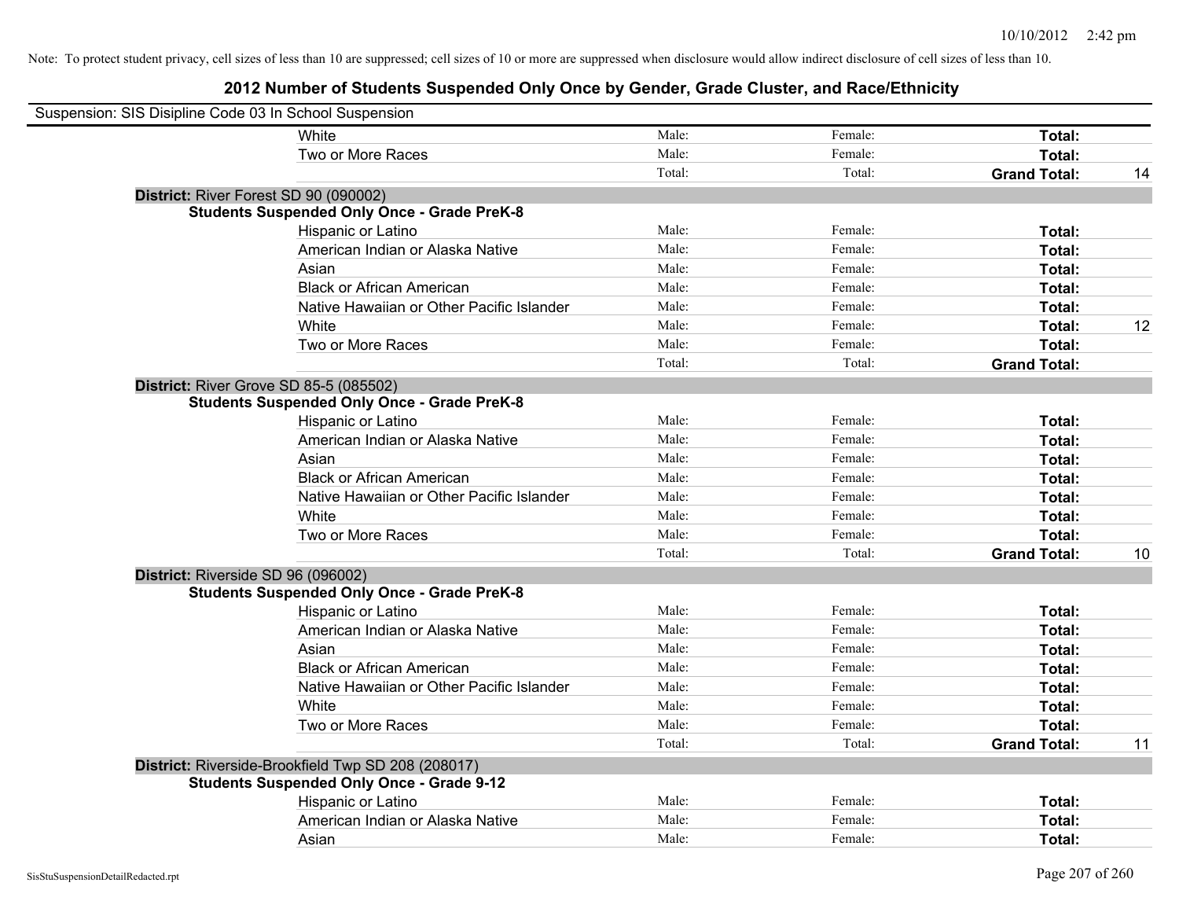Note: To protect student privacy, cell sizes of less than 10 are suppressed; cell sizes of 10 or more are suppressed when disclosure would allow indirect disclosure of cell sizes of less than 10.

## 2012 Number of Students Suspended Only Once by Gender, Grade Cluster, and Race/Ethnicity

Suspension: SIS Disipline Code 03 In School Suspension

| | | | | | |
|---|---|---|---|---|---|
| | White | Male: | Female: | **Total:** | |
| | Two or More Races | Male: | Female: | **Total:** | |
| | | Total: | Total: | **Grand Total:** | 14 |
| **District:** River Forest SD 90 (090002) | | | | | |
| **Students Suspended Only Once - Grade PreK-8** | | | | | |
| | Hispanic or Latino | Male: | Female: | **Total:** | |
| | American Indian or Alaska Native | Male: | Female: | **Total:** | |
| | Asian | Male: | Female: | **Total:** | |
| | Black or African American | Male: | Female: | **Total:** | |
| | Native Hawaiian or Other Pacific Islander | Male: | Female: | **Total:** | |
| | White | Male: | Female: | **Total:** | 12 |
| | Two or More Races | Male: | Female: | **Total:** | |
| | | Total: | Total: | **Grand Total:** | |
| **District:** River Grove SD 85-5 (085502) | | | | | |
| **Students Suspended Only Once - Grade PreK-8** | | | | | |
| | Hispanic or Latino | Male: | Female: | **Total:** | |
| | American Indian or Alaska Native | Male: | Female: | **Total:** | |
| | Asian | Male: | Female: | **Total:** | |
| | Black or African American | Male: | Female: | **Total:** | |
| | Native Hawaiian or Other Pacific Islander | Male: | Female: | **Total:** | |
| | White | Male: | Female: | **Total:** | |
| | Two or More Races | Male: | Female: | **Total:** | |
| | | Total: | Total: | **Grand Total:** | 10 |
| **District:** Riverside SD 96 (096002) | | | | | |
| **Students Suspended Only Once - Grade PreK-8** | | | | | |
| | Hispanic or Latino | Male: | Female: | **Total:** | |
| | American Indian or Alaska Native | Male: | Female: | **Total:** | |
| | Asian | Male: | Female: | **Total:** | |
| | Black or African American | Male: | Female: | **Total:** | |
| | Native Hawaiian or Other Pacific Islander | Male: | Female: | **Total:** | |
| | White | Male: | Female: | **Total:** | |
| | Two or More Races | Male: | Female: | **Total:** | |
| | | Total: | Total: | **Grand Total:** | 11 |
| **District:** Riverside-Brookfield Twp SD 208 (208017) | | | | | |
| **Students Suspended Only Once - Grade 9-12** | | | | | |
| | Hispanic or Latino | Male: | Female: | **Total:** | |
| | American Indian or Alaska Native | Male: | Female: | **Total:** | |
| | Asian | Male: | Female: | **Total:** | |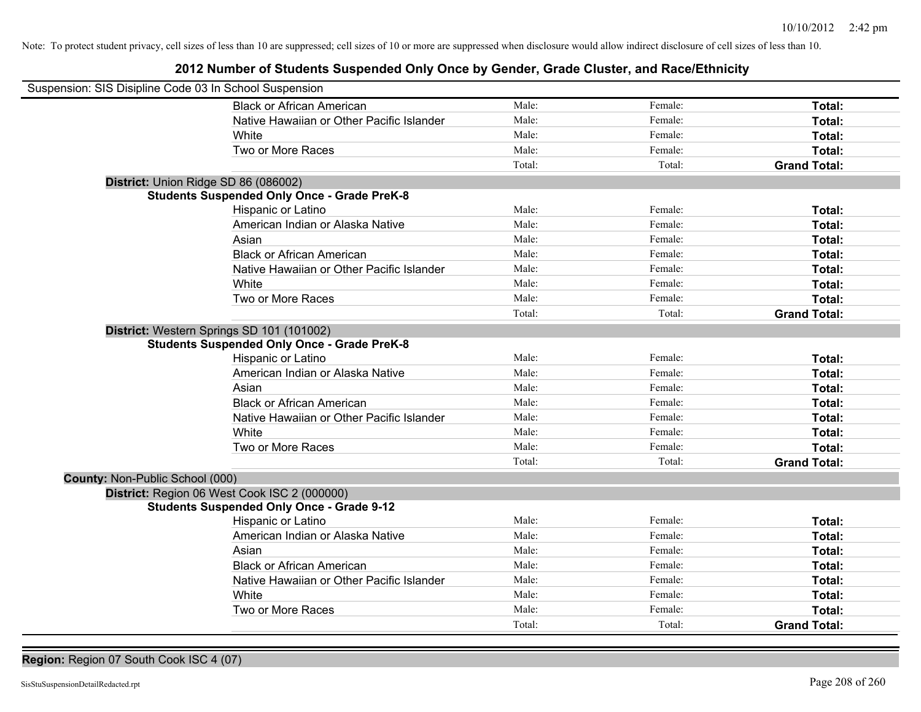Note: To protect student privacy, cell sizes of less than 10 are suppressed; cell sizes of 10 or more are suppressed when disclosure would allow indirect disclosure of cell sizes of less than 10.

# 2012 Number of Students Suspended Only Once by Gender, Grade Cluster, and Race/Ethnicity

Suspension: SIS Disipline Code 03 In School Suspension

| | | | |
|---|---|---|---|
| Black or African American | Male: | Female: | **Total:** |
| Native Hawaiian or Other Pacific Islander | Male: | Female: | **Total:** |
| White | Male: | Female: | **Total:** |
| Two or More Races | Male: | Female: | **Total:** |
| | Total: | Total: | **Grand Total:** |

**District:** Union Ridge SD 86 (086002)

**Students Suspended Only Once - Grade PreK-8**

| | | | |
|---|---|---|---|
| Hispanic or Latino | Male: | Female: | **Total:** |
| American Indian or Alaska Native | Male: | Female: | **Total:** |
| Asian | Male: | Female: | **Total:** |
| Black or African American | Male: | Female: | **Total:** |
| Native Hawaiian or Other Pacific Islander | Male: | Female: | **Total:** |
| White | Male: | Female: | **Total:** |
| Two or More Races | Male: | Female: | **Total:** |
| | Total: | Total: | **Grand Total:** |

**District:** Western Springs SD 101 (101002)

**Students Suspended Only Once - Grade PreK-8**

| | | | |
|---|---|---|---|
| Hispanic or Latino | Male: | Female: | **Total:** |
| American Indian or Alaska Native | Male: | Female: | **Total:** |
| Asian | Male: | Female: | **Total:** |
| Black or African American | Male: | Female: | **Total:** |
| Native Hawaiian or Other Pacific Islander | Male: | Female: | **Total:** |
| White | Male: | Female: | **Total:** |
| Two or More Races | Male: | Female: | **Total:** |
| | Total: | Total: | **Grand Total:** |

**County:** Non-Public School (000)

**District:** Region 06 West Cook ISC 2 (000000)

**Students Suspended Only Once - Grade 9-12**

| | | | |
|---|---|---|---|
| Hispanic or Latino | Male: | Female: | **Total:** |
| American Indian or Alaska Native | Male: | Female: | **Total:** |
| Asian | Male: | Female: | **Total:** |
| Black or African American | Male: | Female: | **Total:** |
| Native Hawaiian or Other Pacific Islander | Male: | Female: | **Total:** |
| White | Male: | Female: | **Total:** |
| Two or More Races | Male: | Female: | **Total:** |
| | Total: | Total: | **Grand Total:** |

**Region:** Region 07 South Cook ISC 4 (07)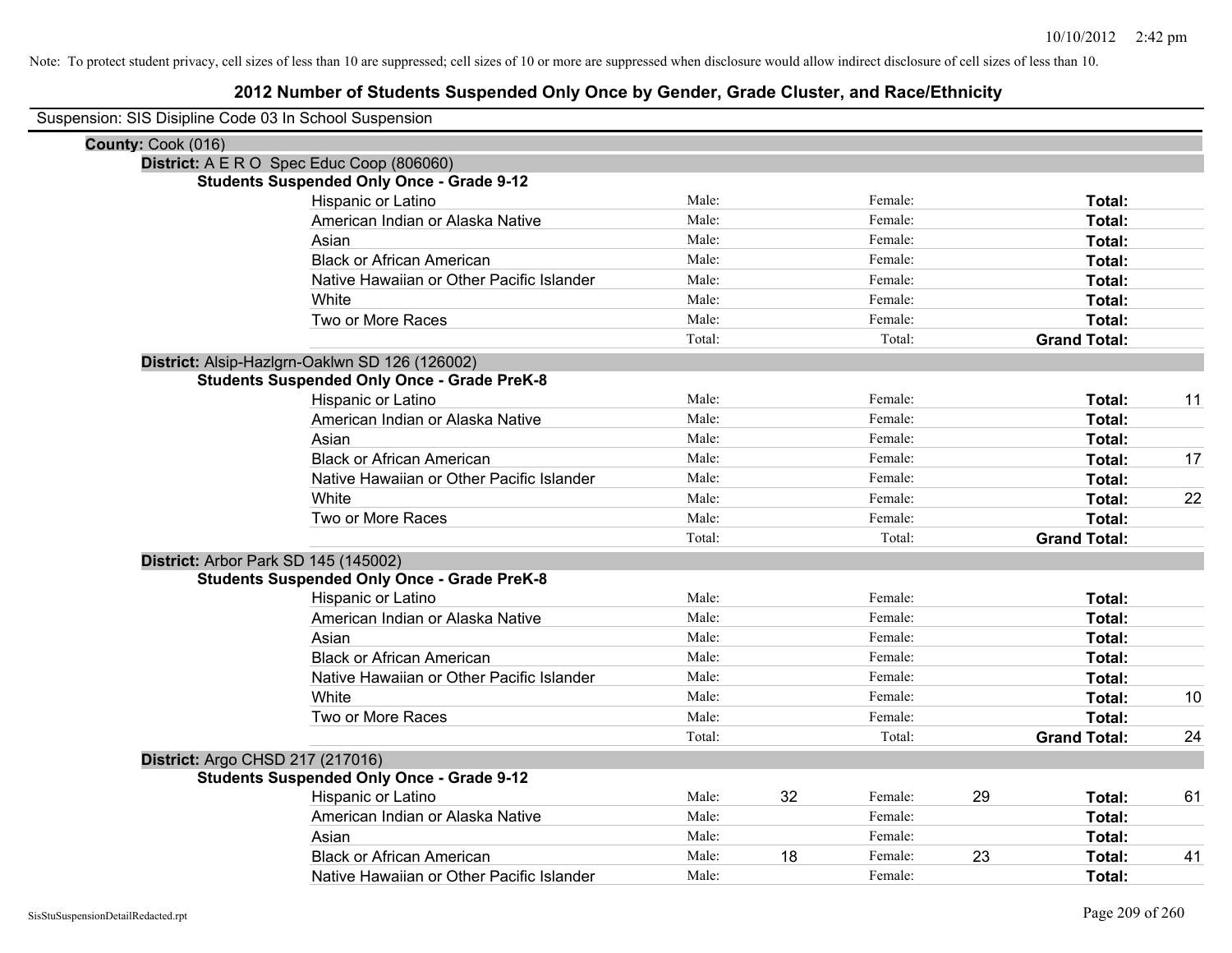Note: To protect student privacy, cell sizes of less than 10 are suppressed; cell sizes of 10 or more are suppressed when disclosure would allow indirect disclosure of cell sizes of less than 10.

# 2012 Number of Students Suspended Only Once by Gender, Grade Cluster, and Race/Ethnicity

Suspension: SIS Disipline Code 03 In School Suspension

**County:** Cook (016)

**District:** A E R O Spec Educ Coop (806060)

**Students Suspended Only Once - Grade 9-12**

| Race/Ethnicity | | Male | | Female | | Total |
|---|---|---|---|---|---|---|
| Hispanic or Latino | Male: | | Female: | | **Total:** | |
| American Indian or Alaska Native | Male: | | Female: | | **Total:** | |
| Asian | Male: | | Female: | | **Total:** | |
| Black or African American | Male: | | Female: | | **Total:** | |
| Native Hawaiian or Other Pacific Islander | Male: | | Female: | | **Total:** | |
| White | Male: | | Female: | | **Total:** | |
| Two or More Races | Male: | | Female: | | **Total:** | |
| | Total: | | Total: | | **Grand Total:** | |

**District:** Alsip-Hazlgrn-Oaklwn SD 126 (126002)

**Students Suspended Only Once - Grade PreK-8**

| Race/Ethnicity | | Male | | Female | | Total |
|---|---|---|---|---|---|---|
| Hispanic or Latino | Male: | | Female: | | **Total:** | 11 |
| American Indian or Alaska Native | Male: | | Female: | | **Total:** | |
| Asian | Male: | | Female: | | **Total:** | |
| Black or African American | Male: | | Female: | | **Total:** | 17 |
| Native Hawaiian or Other Pacific Islander | Male: | | Female: | | **Total:** | |
| White | Male: | | Female: | | **Total:** | 22 |
| Two or More Races | Male: | | Female: | | **Total:** | |
| | Total: | | Total: | | **Grand Total:** | |

**District:** Arbor Park SD 145 (145002)

**Students Suspended Only Once - Grade PreK-8**

| Race/Ethnicity | | Male | | Female | | Total |
|---|---|---|---|---|---|---|
| Hispanic or Latino | Male: | | Female: | | **Total:** | |
| American Indian or Alaska Native | Male: | | Female: | | **Total:** | |
| Asian | Male: | | Female: | | **Total:** | |
| Black or African American | Male: | | Female: | | **Total:** | |
| Native Hawaiian or Other Pacific Islander | Male: | | Female: | | **Total:** | |
| White | Male: | | Female: | | **Total:** | 10 |
| Two or More Races | Male: | | Female: | | **Total:** | |
| | Total: | | Total: | | **Grand Total:** | 24 |

**District:** Argo CHSD 217 (217016)

**Students Suspended Only Once - Grade 9-12**

| Race/Ethnicity | | Male | | Female | | Total |
|---|---|---|---|---|---|---|
| Hispanic or Latino | Male: | 32 | Female: | 29 | **Total:** | 61 |
| American Indian or Alaska Native | Male: | | Female: | | **Total:** | |
| Asian | Male: | | Female: | | **Total:** | |
| Black or African American | Male: | 18 | Female: | 23 | **Total:** | 41 |
| Native Hawaiian or Other Pacific Islander | Male: | | Female: | | **Total:** | |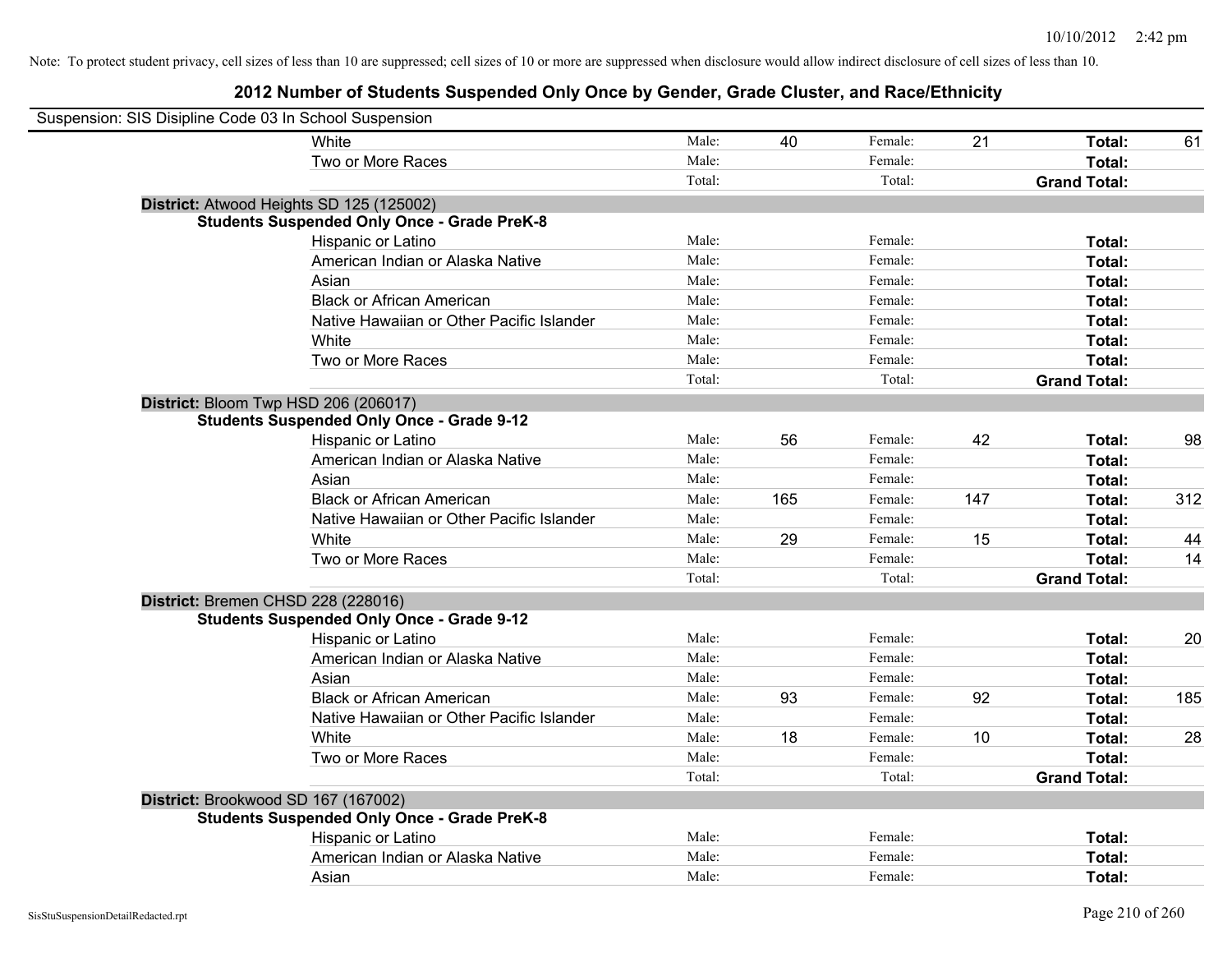Note: To protect student privacy, cell sizes of less than 10 are suppressed; cell sizes of 10 or more are suppressed when disclosure would allow indirect disclosure of cell sizes of less than 10.

## 2012 Number of Students Suspended Only Once by Gender, Grade Cluster, and Race/Ethnicity

Suspension: SIS Disipline Code 03 In School Suspension

| | | | | | | |
|---|---|---|---|---|---|---|
| White | Male: | 40 | Female: | 21 | **Total:** | 61 |
| Two or More Races | Male: | | Female: | | **Total:** | |
| | Total: | | Total: | | **Grand Total:** | |

**District:** Atwood Heights SD 125 (125002)

**Students Suspended Only Once - Grade PreK-8**

| | | | | | | |
|---|---|---|---|---|---|---|
| Hispanic or Latino | Male: | | Female: | | **Total:** | |
| American Indian or Alaska Native | Male: | | Female: | | **Total:** | |
| Asian | Male: | | Female: | | **Total:** | |
| Black or African American | Male: | | Female: | | **Total:** | |
| Native Hawaiian or Other Pacific Islander | Male: | | Female: | | **Total:** | |
| White | Male: | | Female: | | **Total:** | |
| Two or More Races | Male: | | Female: | | **Total:** | |
| | Total: | | Total: | | **Grand Total:** | |

**District:** Bloom Twp HSD 206 (206017)

**Students Suspended Only Once - Grade 9-12**

| | | | | | | |
|---|---|---|---|---|---|---|
| Hispanic or Latino | Male: | 56 | Female: | 42 | **Total:** | 98 |
| American Indian or Alaska Native | Male: | | Female: | | **Total:** | |
| Asian | Male: | | Female: | | **Total:** | |
| Black or African American | Male: | 165 | Female: | 147 | **Total:** | 312 |
| Native Hawaiian or Other Pacific Islander | Male: | | Female: | | **Total:** | |
| White | Male: | 29 | Female: | 15 | **Total:** | 44 |
| Two or More Races | Male: | | Female: | | **Total:** | 14 |
| | Total: | | Total: | | **Grand Total:** | |

**District:** Bremen CHSD 228 (228016)

**Students Suspended Only Once - Grade 9-12**

| | | | | | | |
|---|---|---|---|---|---|---|
| Hispanic or Latino | Male: | | Female: | | **Total:** | 20 |
| American Indian or Alaska Native | Male: | | Female: | | **Total:** | |
| Asian | Male: | | Female: | | **Total:** | |
| Black or African American | Male: | 93 | Female: | 92 | **Total:** | 185 |
| Native Hawaiian or Other Pacific Islander | Male: | | Female: | | **Total:** | |
| White | Male: | 18 | Female: | 10 | **Total:** | 28 |
| Two or More Races | Male: | | Female: | | **Total:** | |
| | Total: | | Total: | | **Grand Total:** | |

**District:** Brookwood SD 167 (167002)

**Students Suspended Only Once - Grade PreK-8**

| | | | | | | |
|---|---|---|---|---|---|---|
| Hispanic or Latino | Male: | | Female: | | **Total:** | |
| American Indian or Alaska Native | Male: | | Female: | | **Total:** | |
| Asian | Male: | | Female: | | **Total:** | |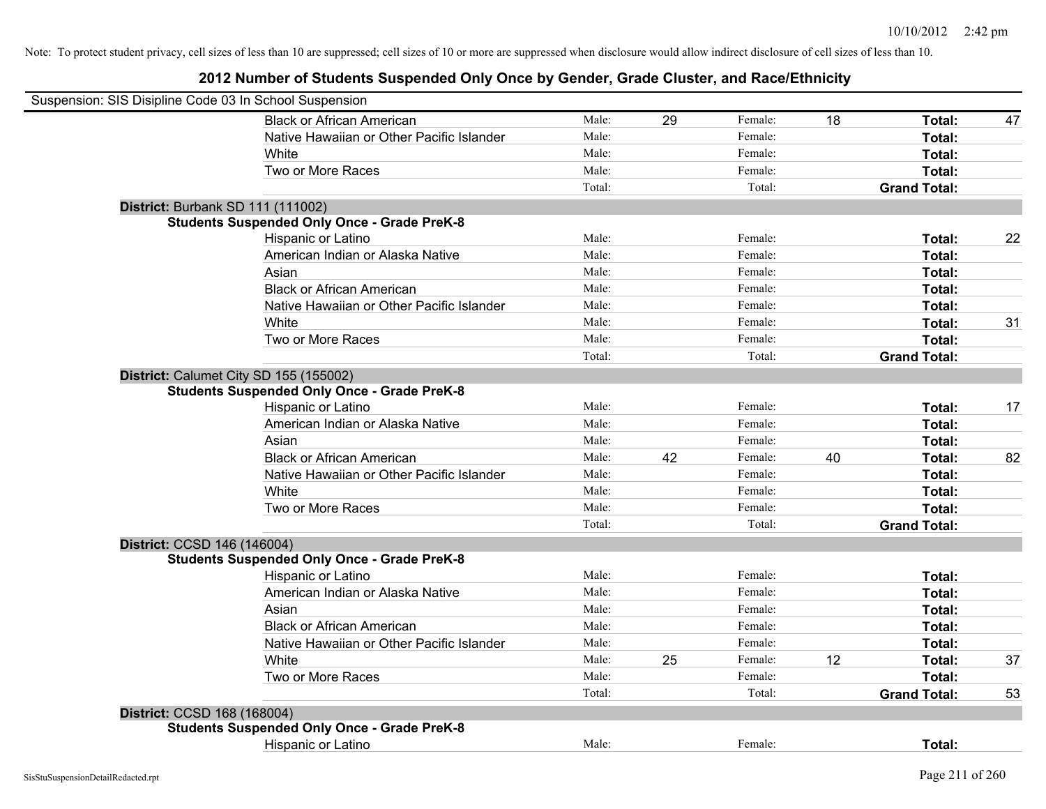Note: To protect student privacy, cell sizes of less than 10 are suppressed; cell sizes of 10 or more are suppressed when disclosure would allow indirect disclosure of cell sizes of less than 10.

## 2012 Number of Students Suspended Only Once by Gender, Grade Cluster, and Race/Ethnicity

Suspension: SIS Disipline Code 03 In School Suspension

| | Race/Ethnicity | | Male | | Female | | Total |
|---|---|---|---|---|---|---|---|
| | Black or African American | Male: | 29 | Female: | 18 | **Total:** | 47 |
| | Native Hawaiian or Other Pacific Islander | Male: | | Female: | | **Total:** | |
| | White | Male: | | Female: | | **Total:** | |
| | Two or More Races | Male: | | Female: | | **Total:** | |
| | | Total: | | Total: | | **Grand Total:** | |
| **District:** Burbank SD 111 (111002) | | | | | | | |
| **Students Suspended Only Once - Grade PreK-8** | | | | | | | |
| | Hispanic or Latino | Male: | | Female: | | **Total:** | 22 |
| | American Indian or Alaska Native | Male: | | Female: | | **Total:** | |
| | Asian | Male: | | Female: | | **Total:** | |
| | Black or African American | Male: | | Female: | | **Total:** | |
| | Native Hawaiian or Other Pacific Islander | Male: | | Female: | | **Total:** | |
| | White | Male: | | Female: | | **Total:** | 31 |
| | Two or More Races | Male: | | Female: | | **Total:** | |
| | | Total: | | Total: | | **Grand Total:** | |
| **District:** Calumet City SD 155 (155002) | | | | | | | |
| **Students Suspended Only Once - Grade PreK-8** | | | | | | | |
| | Hispanic or Latino | Male: | | Female: | | **Total:** | 17 |
| | American Indian or Alaska Native | Male: | | Female: | | **Total:** | |
| | Asian | Male: | | Female: | | **Total:** | |
| | Black or African American | Male: | 42 | Female: | 40 | **Total:** | 82 |
| | Native Hawaiian or Other Pacific Islander | Male: | | Female: | | **Total:** | |
| | White | Male: | | Female: | | **Total:** | |
| | Two or More Races | Male: | | Female: | | **Total:** | |
| | | Total: | | Total: | | **Grand Total:** | |
| **District:** CCSD 146 (146004) | | | | | | | |
| **Students Suspended Only Once - Grade PreK-8** | | | | | | | |
| | Hispanic or Latino | Male: | | Female: | | **Total:** | |
| | American Indian or Alaska Native | Male: | | Female: | | **Total:** | |
| | Asian | Male: | | Female: | | **Total:** | |
| | Black or African American | Male: | | Female: | | **Total:** | |
| | Native Hawaiian or Other Pacific Islander | Male: | | Female: | | **Total:** | |
| | White | Male: | 25 | Female: | 12 | **Total:** | 37 |
| | Two or More Races | Male: | | Female: | | **Total:** | |
| | | Total: | | Total: | | **Grand Total:** | 53 |
| **District:** CCSD 168 (168004) | | | | | | | |
| **Students Suspended Only Once - Grade PreK-8** | | | | | | | |
| | Hispanic or Latino | Male: | | Female: | | **Total:** | |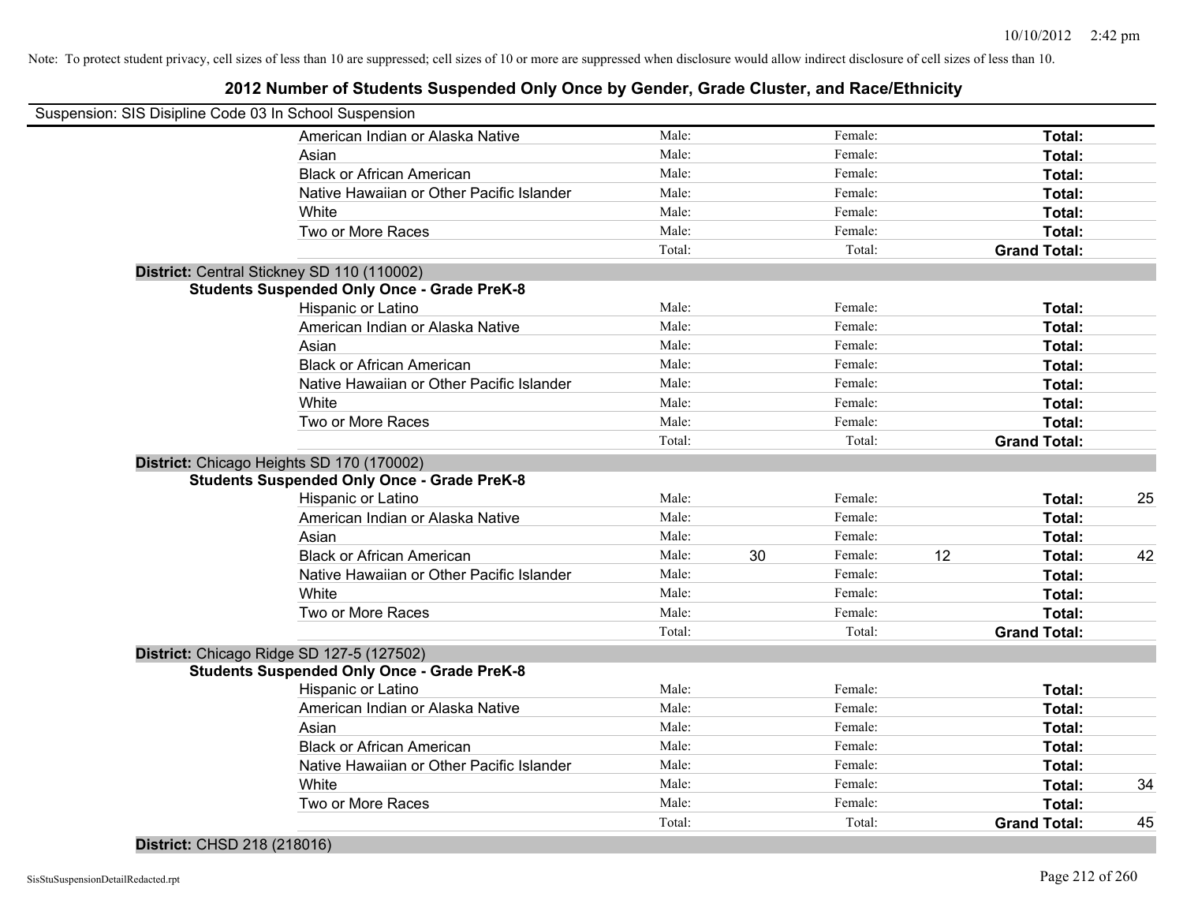Note: To protect student privacy, cell sizes of less than 10 are suppressed; cell sizes of 10 or more are suppressed when disclosure would allow indirect disclosure of cell sizes of less than 10.

# 2012 Number of Students Suspended Only Once by Gender, Grade Cluster, and Race/Ethnicity

Suspension: SIS Disipline Code 03 In School Suspension

| Race/Ethnicity | | | | | | |
|---|---|---|---|---|---|---|
| American Indian or Alaska Native | Male: | | Female: | | **Total:** | |
| Asian | Male: | | Female: | | **Total:** | |
| Black or African American | Male: | | Female: | | **Total:** | |
| Native Hawaiian or Other Pacific Islander | Male: | | Female: | | **Total:** | |
| White | Male: | | Female: | | **Total:** | |
| Two or More Races | Male: | | Female: | | **Total:** | |
| | Total: | | Total: | | **Grand Total:** | |

**District:** Central Stickney SD 110 (110002)

**Students Suspended Only Once - Grade PreK-8**

| Race/Ethnicity | | | | | | |
|---|---|---|---|---|---|---|
| Hispanic or Latino | Male: | | Female: | | **Total:** | |
| American Indian or Alaska Native | Male: | | Female: | | **Total:** | |
| Asian | Male: | | Female: | | **Total:** | |
| Black or African American | Male: | | Female: | | **Total:** | |
| Native Hawaiian or Other Pacific Islander | Male: | | Female: | | **Total:** | |
| White | Male: | | Female: | | **Total:** | |
| Two or More Races | Male: | | Female: | | **Total:** | |
| | Total: | | Total: | | **Grand Total:** | |

**District:** Chicago Heights SD 170 (170002)

**Students Suspended Only Once - Grade PreK-8**

| Race/Ethnicity | | | | | | |
|---|---|---|---|---|---|---|
| Hispanic or Latino | Male: | | Female: | | **Total:** | 25 |
| American Indian or Alaska Native | Male: | | Female: | | **Total:** | |
| Asian | Male: | | Female: | | **Total:** | |
| Black or African American | Male: | 30 | Female: | 12 | **Total:** | 42 |
| Native Hawaiian or Other Pacific Islander | Male: | | Female: | | **Total:** | |
| White | Male: | | Female: | | **Total:** | |
| Two or More Races | Male: | | Female: | | **Total:** | |
| | Total: | | Total: | | **Grand Total:** | |

**District:** Chicago Ridge SD 127-5 (127502)

**Students Suspended Only Once - Grade PreK-8**

| Race/Ethnicity | | | | | | |
|---|---|---|---|---|---|---|
| Hispanic or Latino | Male: | | Female: | | **Total:** | |
| American Indian or Alaska Native | Male: | | Female: | | **Total:** | |
| Asian | Male: | | Female: | | **Total:** | |
| Black or African American | Male: | | Female: | | **Total:** | |
| Native Hawaiian or Other Pacific Islander | Male: | | Female: | | **Total:** | |
| White | Male: | | Female: | | **Total:** | 34 |
| Two or More Races | Male: | | Female: | | **Total:** | |
| | Total: | | Total: | | **Grand Total:** | 45 |

**District:** CHSD 218 (218016)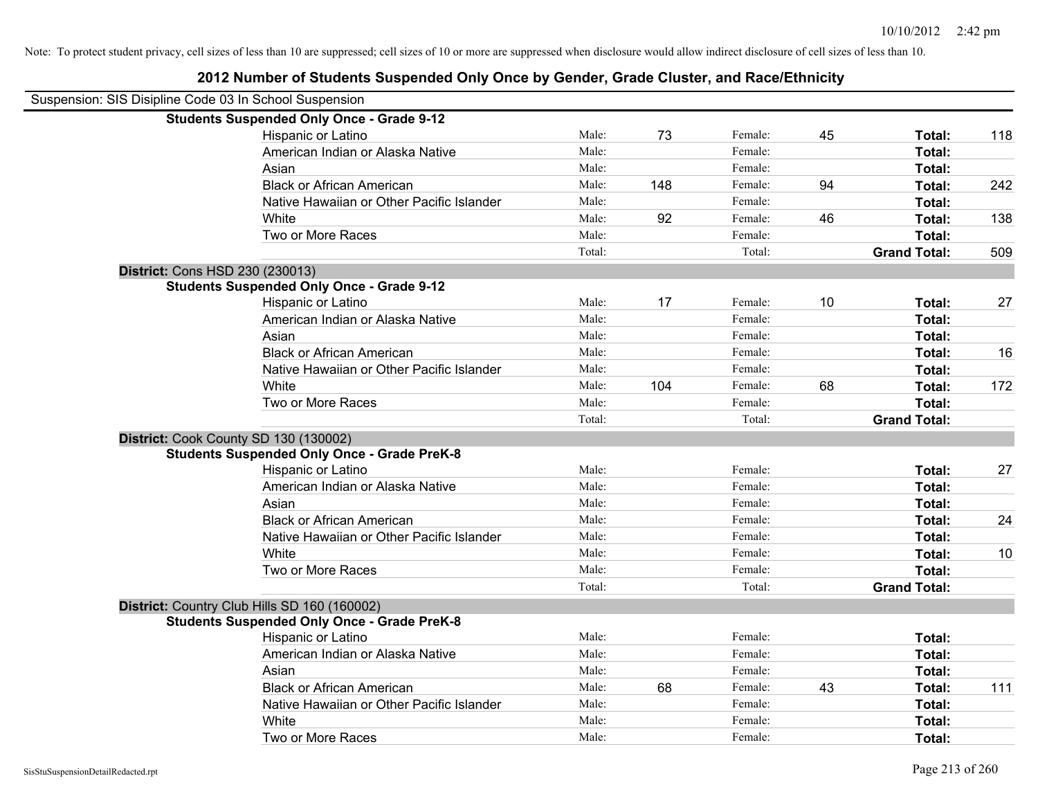Note: To protect student privacy, cell sizes of less than 10 are suppressed; cell sizes of 10 or more are suppressed when disclosure would allow indirect disclosure of cell sizes of less than 10.

# 2012 Number of Students Suspended Only Once by Gender, Grade Cluster, and Race/Ethnicity

Suspension: SIS Disipline Code 03 In School Suspension

**Students Suspended Only Once - Grade 9-12**

| Race/Ethnicity | | Male | | Female | | Total |
|---|---|---|---|---|---|---|
| Hispanic or Latino | Male: | 73 | Female: | 45 | **Total:** | 118 |
| American Indian or Alaska Native | Male: | | Female: | | **Total:** | |
| Asian | Male: | | Female: | | **Total:** | |
| Black or African American | Male: | 148 | Female: | 94 | **Total:** | 242 |
| Native Hawaiian or Other Pacific Islander | Male: | | Female: | | **Total:** | |
| White | Male: | 92 | Female: | 46 | **Total:** | 138 |
| Two or More Races | Male: | | Female: | | **Total:** | |
| | Total: | | Total: | | **Grand Total:** | 509 |

**District:** Cons HSD 230 (230013)

**Students Suspended Only Once - Grade 9-12**

| Race/Ethnicity | | Male | | Female | | Total |
|---|---|---|---|---|---|---|
| Hispanic or Latino | Male: | 17 | Female: | 10 | **Total:** | 27 |
| American Indian or Alaska Native | Male: | | Female: | | **Total:** | |
| Asian | Male: | | Female: | | **Total:** | |
| Black or African American | Male: | | Female: | | **Total:** | 16 |
| Native Hawaiian or Other Pacific Islander | Male: | | Female: | | **Total:** | |
| White | Male: | 104 | Female: | 68 | **Total:** | 172 |
| Two or More Races | Male: | | Female: | | **Total:** | |
| | Total: | | Total: | | **Grand Total:** | |

**District:** Cook County SD 130 (130002)

**Students Suspended Only Once - Grade PreK-8**

| Race/Ethnicity | | Male | | Female | | Total |
|---|---|---|---|---|---|---|
| Hispanic or Latino | Male: | | Female: | | **Total:** | 27 |
| American Indian or Alaska Native | Male: | | Female: | | **Total:** | |
| Asian | Male: | | Female: | | **Total:** | |
| Black or African American | Male: | | Female: | | **Total:** | 24 |
| Native Hawaiian or Other Pacific Islander | Male: | | Female: | | **Total:** | |
| White | Male: | | Female: | | **Total:** | 10 |
| Two or More Races | Male: | | Female: | | **Total:** | |
| | Total: | | Total: | | **Grand Total:** | |

**District:** Country Club Hills SD 160 (160002)

**Students Suspended Only Once - Grade PreK-8**

| Race/Ethnicity | | Male | | Female | | Total |
|---|---|---|---|---|---|---|
| Hispanic or Latino | Male: | | Female: | | **Total:** | |
| American Indian or Alaska Native | Male: | | Female: | | **Total:** | |
| Asian | Male: | | Female: | | **Total:** | |
| Black or African American | Male: | 68 | Female: | 43 | **Total:** | 111 |
| Native Hawaiian or Other Pacific Islander | Male: | | Female: | | **Total:** | |
| White | Male: | | Female: | | **Total:** | |
| Two or More Races | Male: | | Female: | | **Total:** | |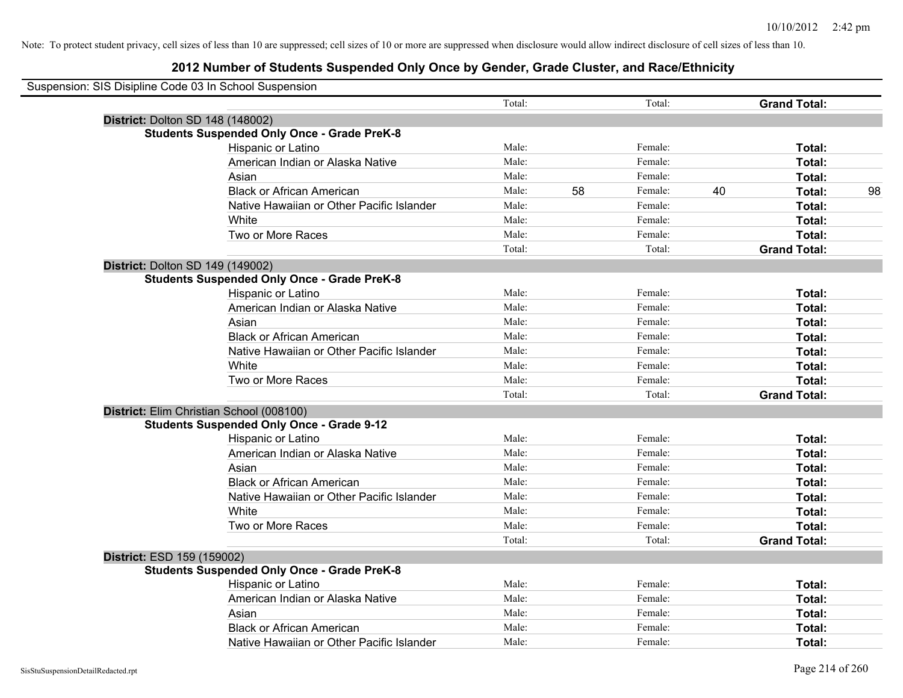Note: To protect student privacy, cell sizes of less than 10 are suppressed; cell sizes of 10 or more are suppressed when disclosure would allow indirect disclosure of cell sizes of less than 10.

# 2012 Number of Students Suspended Only Once by Gender, Grade Cluster, and Race/Ethnicity

Suspension: SIS Disipline Code 03 In School Suspension

| | Total: | | Total: | | **Grand Total:** | |
|---|---|---|---|---|---|---|
| **District:** Dolton SD 148 (148002) | | | | | | |
| **Students Suspended Only Once - Grade PreK-8** | | | | | | |
| Hispanic or Latino | Male: | | Female: | | **Total:** | |
| American Indian or Alaska Native | Male: | | Female: | | **Total:** | |
| Asian | Male: | | Female: | | **Total:** | |
| Black or African American | Male: | 58 | Female: | 40 | **Total:** | 98 |
| Native Hawaiian or Other Pacific Islander | Male: | | Female: | | **Total:** | |
| White | Male: | | Female: | | **Total:** | |
| Two or More Races | Male: | | Female: | | **Total:** | |
| | Total: | | Total: | | **Grand Total:** | |
| **District:** Dolton SD 149 (149002) | | | | | | |
| **Students Suspended Only Once - Grade PreK-8** | | | | | | |
| Hispanic or Latino | Male: | | Female: | | **Total:** | |
| American Indian or Alaska Native | Male: | | Female: | | **Total:** | |
| Asian | Male: | | Female: | | **Total:** | |
| Black or African American | Male: | | Female: | | **Total:** | |
| Native Hawaiian or Other Pacific Islander | Male: | | Female: | | **Total:** | |
| White | Male: | | Female: | | **Total:** | |
| Two or More Races | Male: | | Female: | | **Total:** | |
| | Total: | | Total: | | **Grand Total:** | |
| **District:** Elim Christian School (008100) | | | | | | |
| **Students Suspended Only Once - Grade 9-12** | | | | | | |
| Hispanic or Latino | Male: | | Female: | | **Total:** | |
| American Indian or Alaska Native | Male: | | Female: | | **Total:** | |
| Asian | Male: | | Female: | | **Total:** | |
| Black or African American | Male: | | Female: | | **Total:** | |
| Native Hawaiian or Other Pacific Islander | Male: | | Female: | | **Total:** | |
| White | Male: | | Female: | | **Total:** | |
| Two or More Races | Male: | | Female: | | **Total:** | |
| | Total: | | Total: | | **Grand Total:** | |
| **District:** ESD 159 (159002) | | | | | | |
| **Students Suspended Only Once - Grade PreK-8** | | | | | | |
| Hispanic or Latino | Male: | | Female: | | **Total:** | |
| American Indian or Alaska Native | Male: | | Female: | | **Total:** | |
| Asian | Male: | | Female: | | **Total:** | |
| Black or African American | Male: | | Female: | | **Total:** | |
| Native Hawaiian or Other Pacific Islander | Male: | | Female: | | **Total:** | |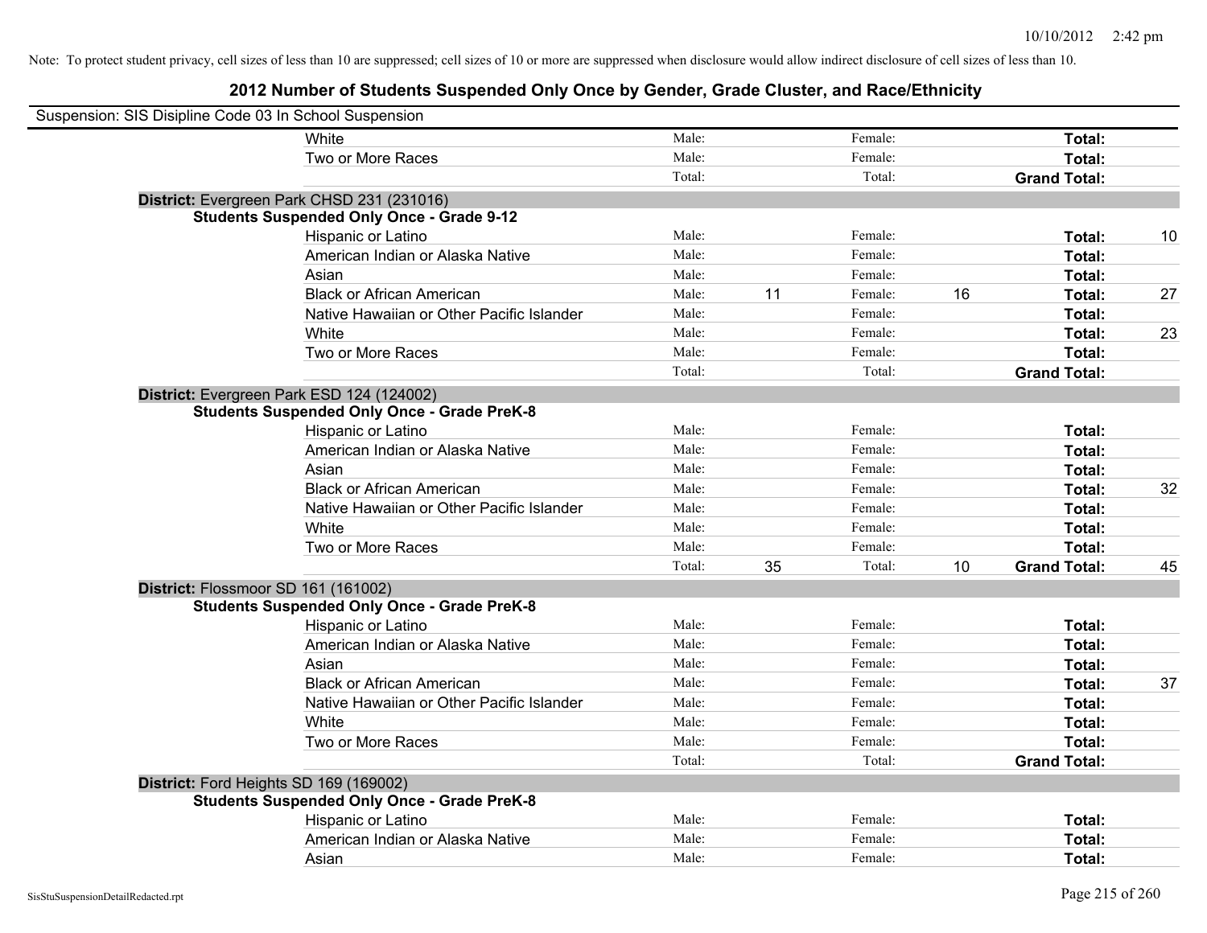Note: To protect student privacy, cell sizes of less than 10 are suppressed; cell sizes of 10 or more are suppressed when disclosure would allow indirect disclosure of cell sizes of less than 10.

## 2012 Number of Students Suspended Only Once by Gender, Grade Cluster, and Race/Ethnicity

Suspension: SIS Disipline Code 03 In School Suspension

| | | | | | | |
|---|---|---|---|---|---|---|
| White | Male: | | Female: | | **Total:** | |
| Two or More Races | Male: | | Female: | | **Total:** | |
| | Total: | | Total: | | **Grand Total:** | |

**District:** Evergreen Park CHSD 231 (231016)

**Students Suspended Only Once - Grade 9-12**

| | | | | | | |
|---|---|---|---|---|---|---|
| Hispanic or Latino | Male: | | Female: | | **Total:** | 10 |
| American Indian or Alaska Native | Male: | | Female: | | **Total:** | |
| Asian | Male: | | Female: | | **Total:** | |
| Black or African American | Male: | 11 | Female: | 16 | **Total:** | 27 |
| Native Hawaiian or Other Pacific Islander | Male: | | Female: | | **Total:** | |
| White | Male: | | Female: | | **Total:** | 23 |
| Two or More Races | Male: | | Female: | | **Total:** | |
| | Total: | | Total: | | **Grand Total:** | |

**District:** Evergreen Park ESD 124 (124002)

**Students Suspended Only Once - Grade PreK-8**

| | | | | | | |
|---|---|---|---|---|---|---|
| Hispanic or Latino | Male: | | Female: | | **Total:** | |
| American Indian or Alaska Native | Male: | | Female: | | **Total:** | |
| Asian | Male: | | Female: | | **Total:** | |
| Black or African American | Male: | | Female: | | **Total:** | 32 |
| Native Hawaiian or Other Pacific Islander | Male: | | Female: | | **Total:** | |
| White | Male: | | Female: | | **Total:** | |
| Two or More Races | Male: | | Female: | | **Total:** | |
| | Total: | 35 | Total: | 10 | **Grand Total:** | 45 |

**District:** Flossmoor SD 161 (161002)

**Students Suspended Only Once - Grade PreK-8**

| | | | | | | |
|---|---|---|---|---|---|---|
| Hispanic or Latino | Male: | | Female: | | **Total:** | |
| American Indian or Alaska Native | Male: | | Female: | | **Total:** | |
| Asian | Male: | | Female: | | **Total:** | |
| Black or African American | Male: | | Female: | | **Total:** | 37 |
| Native Hawaiian or Other Pacific Islander | Male: | | Female: | | **Total:** | |
| White | Male: | | Female: | | **Total:** | |
| Two or More Races | Male: | | Female: | | **Total:** | |
| | Total: | | Total: | | **Grand Total:** | |

**District:** Ford Heights SD 169 (169002)

**Students Suspended Only Once - Grade PreK-8**

| | | | | | | |
|---|---|---|---|---|---|---|
| Hispanic or Latino | Male: | | Female: | | **Total:** | |
| American Indian or Alaska Native | Male: | | Female: | | **Total:** | |
| Asian | Male: | | Female: | | **Total:** | |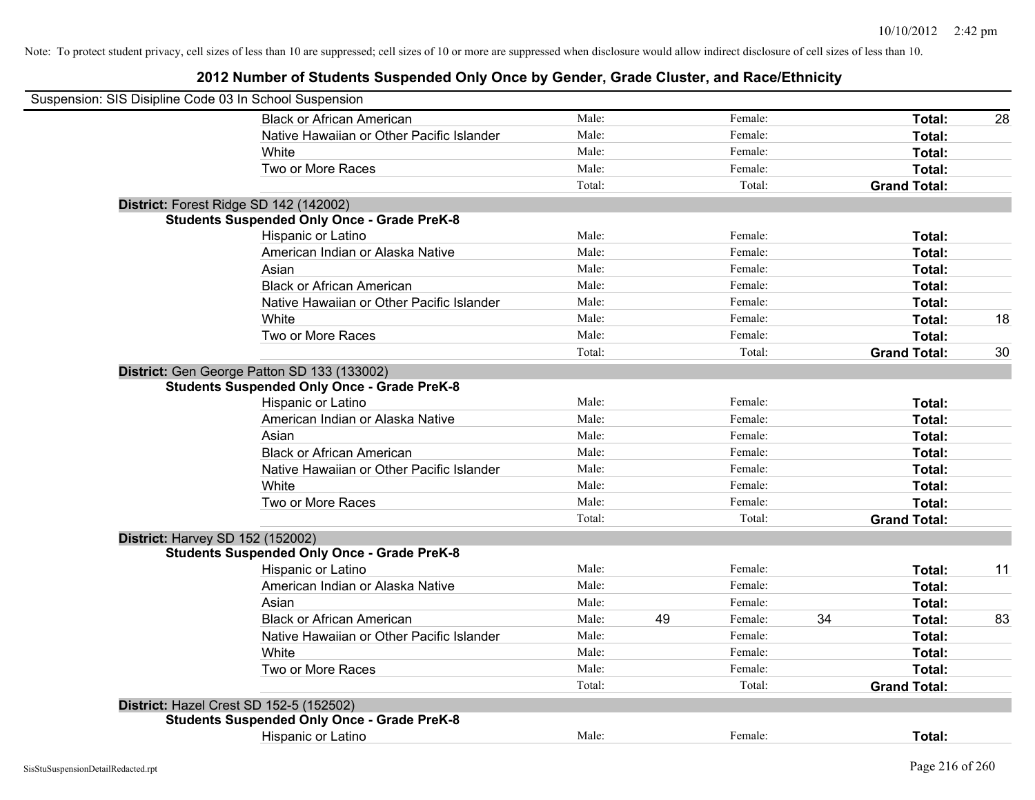Note: To protect student privacy, cell sizes of less than 10 are suppressed; cell sizes of 10 or more are suppressed when disclosure would allow indirect disclosure of cell sizes of less than 10.

## 2012 Number of Students Suspended Only Once by Gender, Grade Cluster, and Race/Ethnicity

Suspension: SIS Disipline Code 03 In School Suspension

| | | | | | | | |
|---|---|---|---|---|---|---|---|
| Black or African American | Male: | | Female: | | **Total:** | 28 |
| Native Hawaiian or Other Pacific Islander | Male: | | Female: | | **Total:** | |
| White | Male: | | Female: | | **Total:** | |
| Two or More Races | Male: | | Female: | | **Total:** | |
| | Total: | | Total: | | **Grand Total:** | |

**District:** Forest Ridge SD 142 (142002)

**Students Suspended Only Once - Grade PreK-8**

| | | | | | | |
|---|---|---|---|---|---|---|
| Hispanic or Latino | Male: | | Female: | | **Total:** | |
| American Indian or Alaska Native | Male: | | Female: | | **Total:** | |
| Asian | Male: | | Female: | | **Total:** | |
| Black or African American | Male: | | Female: | | **Total:** | |
| Native Hawaiian or Other Pacific Islander | Male: | | Female: | | **Total:** | |
| White | Male: | | Female: | | **Total:** | 18 |
| Two or More Races | Male: | | Female: | | **Total:** | |
| | Total: | | Total: | | **Grand Total:** | 30 |

**District:** Gen George Patton SD 133 (133002)

**Students Suspended Only Once - Grade PreK-8**

| | | | | | | |
|---|---|---|---|---|---|---|
| Hispanic or Latino | Male: | | Female: | | **Total:** | |
| American Indian or Alaska Native | Male: | | Female: | | **Total:** | |
| Asian | Male: | | Female: | | **Total:** | |
| Black or African American | Male: | | Female: | | **Total:** | |
| Native Hawaiian or Other Pacific Islander | Male: | | Female: | | **Total:** | |
| White | Male: | | Female: | | **Total:** | |
| Two or More Races | Male: | | Female: | | **Total:** | |
| | Total: | | Total: | | **Grand Total:** | |

**District:** Harvey SD 152 (152002)

**Students Suspended Only Once - Grade PreK-8**

| | | | | | | |
|---|---|---|---|---|---|---|
| Hispanic or Latino | Male: | | Female: | | **Total:** | 11 |
| American Indian or Alaska Native | Male: | | Female: | | **Total:** | |
| Asian | Male: | | Female: | | **Total:** | |
| Black or African American | Male: | 49 | Female: | 34 | **Total:** | 83 |
| Native Hawaiian or Other Pacific Islander | Male: | | Female: | | **Total:** | |
| White | Male: | | Female: | | **Total:** | |
| Two or More Races | Male: | | Female: | | **Total:** | |
| | Total: | | Total: | | **Grand Total:** | |

**District:** Hazel Crest SD 152-5 (152502)

**Students Suspended Only Once - Grade PreK-8**

| | | | | | | |
|---|---|---|---|---|---|---|
| Hispanic or Latino | Male: | | Female: | | **Total:** | |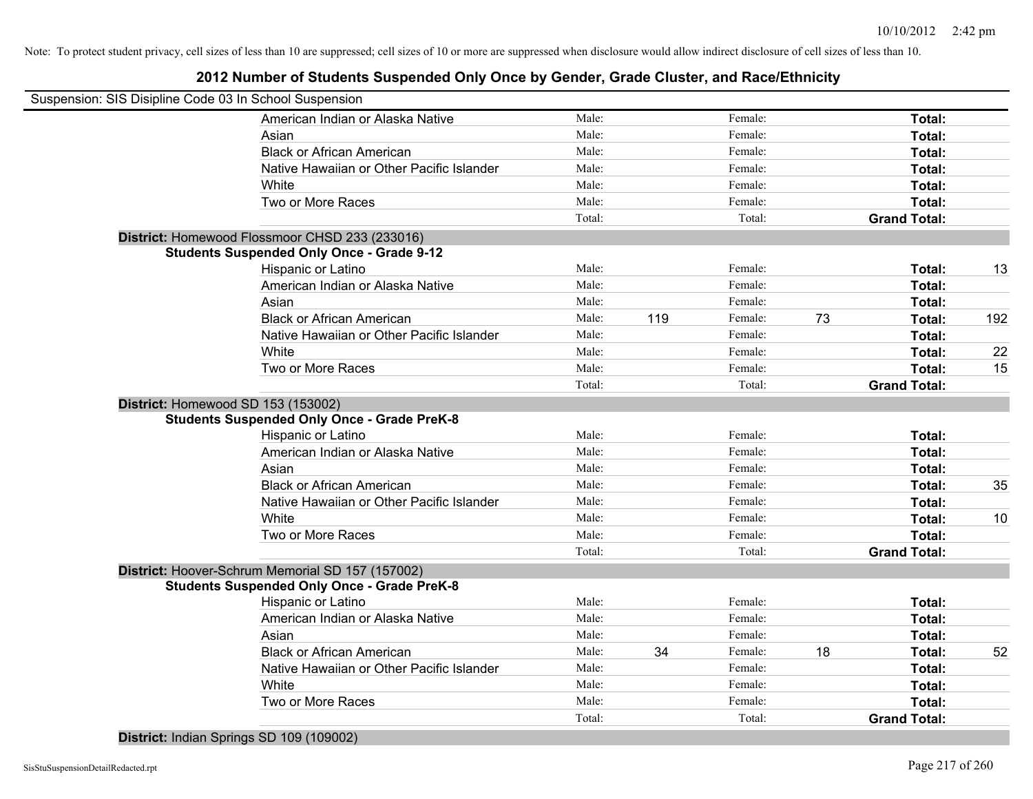Note: To protect student privacy, cell sizes of less than 10 are suppressed; cell sizes of 10 or more are suppressed when disclosure would allow indirect disclosure of cell sizes of less than 10.

## 2012 Number of Students Suspended Only Once by Gender, Grade Cluster, and Race/Ethnicity

Suspension: SIS Disipline Code 03 In School Suspension

| | | | | | | |
|---|---|---|---|---|---|---|
| American Indian or Alaska Native | Male: | | Female: | | **Total:** | |
| Asian | Male: | | Female: | | **Total:** | |
| Black or African American | Male: | | Female: | | **Total:** | |
| Native Hawaiian or Other Pacific Islander | Male: | | Female: | | **Total:** | |
| White | Male: | | Female: | | **Total:** | |
| Two or More Races | Male: | | Female: | | **Total:** | |
| | Total: | | Total: | | **Grand Total:** | |

**District:** Homewood Flossmoor CHSD 233 (233016)

**Students Suspended Only Once - Grade 9-12**

| | | | | | | |
|---|---|---|---|---|---|---|
| Hispanic or Latino | Male: | | Female: | | **Total:** | 13 |
| American Indian or Alaska Native | Male: | | Female: | | **Total:** | |
| Asian | Male: | | Female: | | **Total:** | |
| Black or African American | Male: | 119 | Female: | 73 | **Total:** | 192 |
| Native Hawaiian or Other Pacific Islander | Male: | | Female: | | **Total:** | |
| White | Male: | | Female: | | **Total:** | 22 |
| Two or More Races | Male: | | Female: | | **Total:** | 15 |
| | Total: | | Total: | | **Grand Total:** | |

**District:** Homewood SD 153 (153002)

**Students Suspended Only Once - Grade PreK-8**

| | | | | | | |
|---|---|---|---|---|---|---|
| Hispanic or Latino | Male: | | Female: | | **Total:** | |
| American Indian or Alaska Native | Male: | | Female: | | **Total:** | |
| Asian | Male: | | Female: | | **Total:** | |
| Black or African American | Male: | | Female: | | **Total:** | 35 |
| Native Hawaiian or Other Pacific Islander | Male: | | Female: | | **Total:** | |
| White | Male: | | Female: | | **Total:** | 10 |
| Two or More Races | Male: | | Female: | | **Total:** | |
| | Total: | | Total: | | **Grand Total:** | |

**District:** Hoover-Schrum Memorial SD 157 (157002)

**Students Suspended Only Once - Grade PreK-8**

| | | | | | | |
|---|---|---|---|---|---|---|
| Hispanic or Latino | Male: | | Female: | | **Total:** | |
| American Indian or Alaska Native | Male: | | Female: | | **Total:** | |
| Asian | Male: | | Female: | | **Total:** | |
| Black or African American | Male: | 34 | Female: | 18 | **Total:** | 52 |
| Native Hawaiian or Other Pacific Islander | Male: | | Female: | | **Total:** | |
| White | Male: | | Female: | | **Total:** | |
| Two or More Races | Male: | | Female: | | **Total:** | |
| | Total: | | Total: | | **Grand Total:** | |

**District:** Indian Springs SD 109 (109002)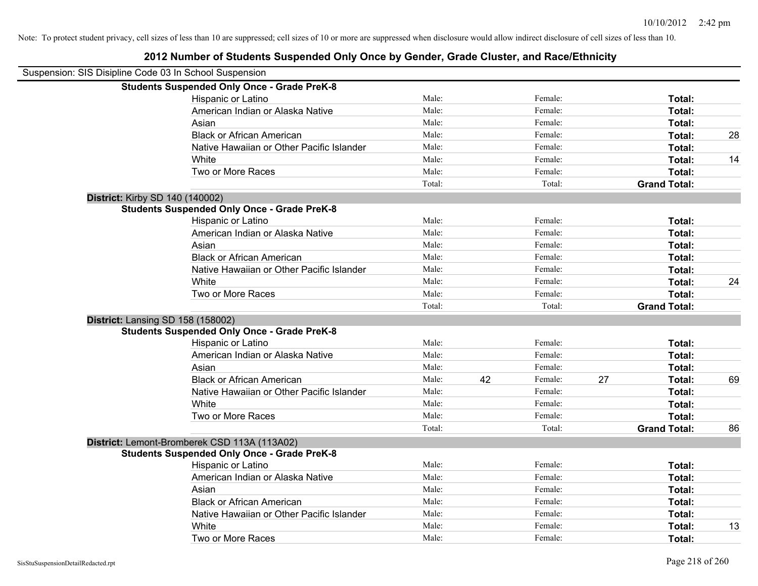Note: To protect student privacy, cell sizes of less than 10 are suppressed; cell sizes of 10 or more are suppressed when disclosure would allow indirect disclosure of cell sizes of less than 10.

## 2012 Number of Students Suspended Only Once by Gender, Grade Cluster, and Race/Ethnicity

Suspension: SIS Disipline Code 03 In School Suspension

**Students Suspended Only Once - Grade PreK-8**

| | | | | | | |
|---|---|---|---|---|---|---|
| Hispanic or Latino | Male: | | Female: | | **Total:** | |
| American Indian or Alaska Native | Male: | | Female: | | **Total:** | |
| Asian | Male: | | Female: | | **Total:** | |
| Black or African American | Male: | | Female: | | **Total:** | 28 |
| Native Hawaiian or Other Pacific Islander | Male: | | Female: | | **Total:** | |
| White | Male: | | Female: | | **Total:** | 14 |
| Two or More Races | Male: | | Female: | | **Total:** | |
| | Total: | | Total: | | **Grand Total:** | |

**District:** Kirby SD 140 (140002)

**Students Suspended Only Once - Grade PreK-8**

| | | | | | | |
|---|---|---|---|---|---|---|
| Hispanic or Latino | Male: | | Female: | | **Total:** | |
| American Indian or Alaska Native | Male: | | Female: | | **Total:** | |
| Asian | Male: | | Female: | | **Total:** | |
| Black or African American | Male: | | Female: | | **Total:** | |
| Native Hawaiian or Other Pacific Islander | Male: | | Female: | | **Total:** | |
| White | Male: | | Female: | | **Total:** | 24 |
| Two or More Races | Male: | | Female: | | **Total:** | |
| | Total: | | Total: | | **Grand Total:** | |

**District:** Lansing SD 158 (158002)

**Students Suspended Only Once - Grade PreK-8**

| | | | | | | |
|---|---|---|---|---|---|---|
| Hispanic or Latino | Male: | | Female: | | **Total:** | |
| American Indian or Alaska Native | Male: | | Female: | | **Total:** | |
| Asian | Male: | | Female: | | **Total:** | |
| Black or African American | Male: | 42 | Female: | 27 | **Total:** | 69 |
| Native Hawaiian or Other Pacific Islander | Male: | | Female: | | **Total:** | |
| White | Male: | | Female: | | **Total:** | |
| Two or More Races | Male: | | Female: | | **Total:** | |
| | Total: | | Total: | | **Grand Total:** | 86 |

**District:** Lemont-Bromberek CSD 113A (113A02)

**Students Suspended Only Once - Grade PreK-8**

| | | | | | | |
|---|---|---|---|---|---|---|
| Hispanic or Latino | Male: | | Female: | | **Total:** | |
| American Indian or Alaska Native | Male: | | Female: | | **Total:** | |
| Asian | Male: | | Female: | | **Total:** | |
| Black or African American | Male: | | Female: | | **Total:** | |
| Native Hawaiian or Other Pacific Islander | Male: | | Female: | | **Total:** | |
| White | Male: | | Female: | | **Total:** | 13 |
| Two or More Races | Male: | | Female: | | **Total:** | |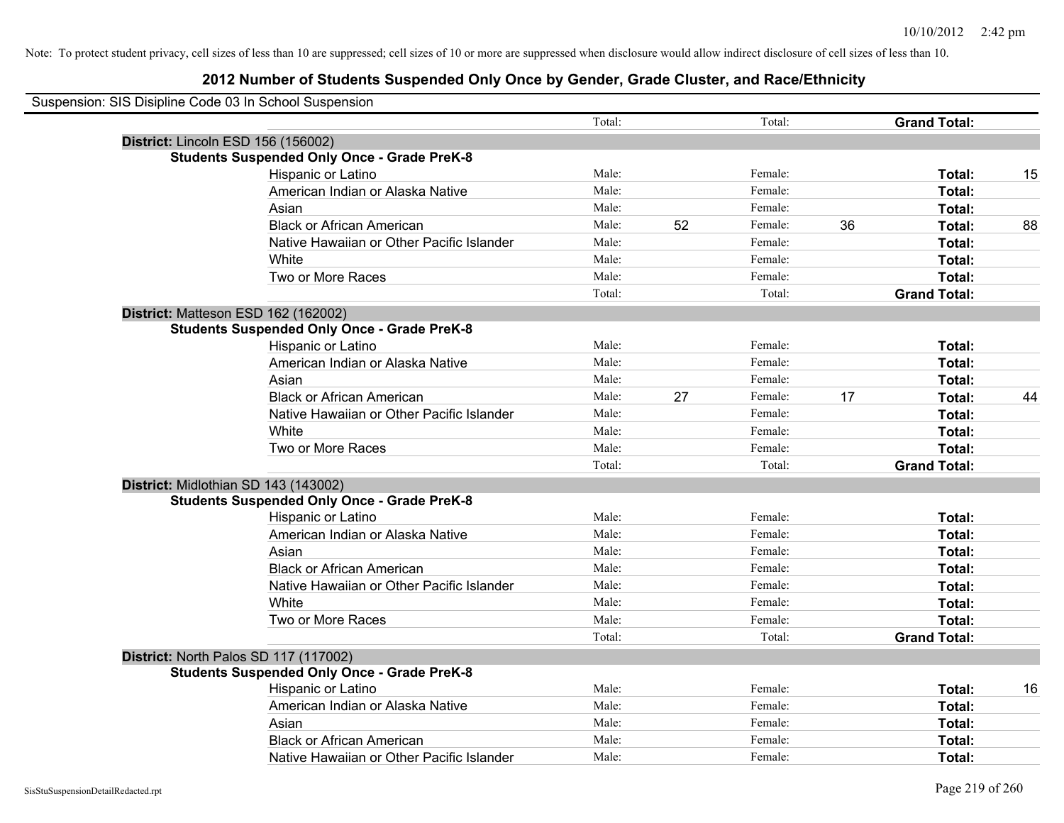Note: To protect student privacy, cell sizes of less than 10 are suppressed; cell sizes of 10 or more are suppressed when disclosure would allow indirect disclosure of cell sizes of less than 10.

# 2012 Number of Students Suspended Only Once by Gender, Grade Cluster, and Race/Ethnicity

Suspension: SIS Disipline Code 03 In School Suspension

| | | | | | | | |
|---|---|---|---|---|---|---|---|
| | Total: | | Total: | | **Grand Total:** | |

**District:** Lincoln ESD 156 (156002)

**Students Suspended Only Once - Grade PreK-8**

| Race/Ethnicity | | | | | | |
|---|---|---|---|---|---|---|
| Hispanic or Latino | Male: | | Female: | | **Total:** | 15 |
| American Indian or Alaska Native | Male: | | Female: | | **Total:** | |
| Asian | Male: | | Female: | | **Total:** | |
| Black or African American | Male: | 52 | Female: | 36 | **Total:** | 88 |
| Native Hawaiian or Other Pacific Islander | Male: | | Female: | | **Total:** | |
| White | Male: | | Female: | | **Total:** | |
| Two or More Races | Male: | | Female: | | **Total:** | |
| | Total: | | Total: | | **Grand Total:** | |

**District:** Matteson ESD 162 (162002)

**Students Suspended Only Once - Grade PreK-8**

| Race/Ethnicity | | | | | | |
|---|---|---|---|---|---|---|
| Hispanic or Latino | Male: | | Female: | | **Total:** | |
| American Indian or Alaska Native | Male: | | Female: | | **Total:** | |
| Asian | Male: | | Female: | | **Total:** | |
| Black or African American | Male: | 27 | Female: | 17 | **Total:** | 44 |
| Native Hawaiian or Other Pacific Islander | Male: | | Female: | | **Total:** | |
| White | Male: | | Female: | | **Total:** | |
| Two or More Races | Male: | | Female: | | **Total:** | |
| | Total: | | Total: | | **Grand Total:** | |

**District:** Midlothian SD 143 (143002)

**Students Suspended Only Once - Grade PreK-8**

| Race/Ethnicity | | | | | | |
|---|---|---|---|---|---|---|
| Hispanic or Latino | Male: | | Female: | | **Total:** | |
| American Indian or Alaska Native | Male: | | Female: | | **Total:** | |
| Asian | Male: | | Female: | | **Total:** | |
| Black or African American | Male: | | Female: | | **Total:** | |
| Native Hawaiian or Other Pacific Islander | Male: | | Female: | | **Total:** | |
| White | Male: | | Female: | | **Total:** | |
| Two or More Races | Male: | | Female: | | **Total:** | |
| | Total: | | Total: | | **Grand Total:** | |

**District:** North Palos SD 117 (117002)

**Students Suspended Only Once - Grade PreK-8**

| Race/Ethnicity | | | | | | |
|---|---|---|---|---|---|---|
| Hispanic or Latino | Male: | | Female: | | **Total:** | 16 |
| American Indian or Alaska Native | Male: | | Female: | | **Total:** | |
| Asian | Male: | | Female: | | **Total:** | |
| Black or African American | Male: | | Female: | | **Total:** | |
| Native Hawaiian or Other Pacific Islander | Male: | | Female: | | **Total:** | |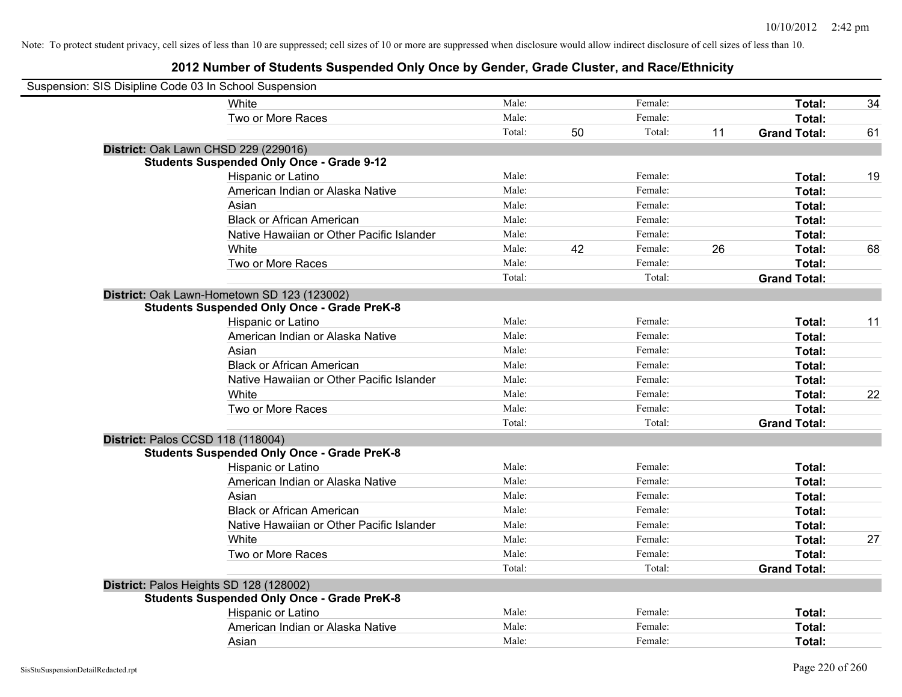Note: To protect student privacy, cell sizes of less than 10 are suppressed; cell sizes of 10 or more are suppressed when disclosure would allow indirect disclosure of cell sizes of less than 10.

## 2012 Number of Students Suspended Only Once by Gender, Grade Cluster, and Race/Ethnicity

Suspension: SIS Disipline Code 03 In School Suspension

| | | | | | | |
|---|---|---|---|---|---|---|
| White | Male: | | Female: | | **Total:** | 34 |
| Two or More Races | Male: | | Female: | | **Total:** | |
| | Total: | 50 | Total: | 11 | **Grand Total:** | 61 |

**District:** Oak Lawn CHSD 229 (229016)

**Students Suspended Only Once - Grade 9-12**

| | | | | | | |
|---|---|---|---|---|---|---|
| Hispanic or Latino | Male: | | Female: | | **Total:** | 19 |
| American Indian or Alaska Native | Male: | | Female: | | **Total:** | |
| Asian | Male: | | Female: | | **Total:** | |
| Black or African American | Male: | | Female: | | **Total:** | |
| Native Hawaiian or Other Pacific Islander | Male: | | Female: | | **Total:** | |
| White | Male: | 42 | Female: | 26 | **Total:** | 68 |
| Two or More Races | Male: | | Female: | | **Total:** | |
| | Total: | | Total: | | **Grand Total:** | |

**District:** Oak Lawn-Hometown SD 123 (123002)

**Students Suspended Only Once - Grade PreK-8**

| | | | | | | |
|---|---|---|---|---|---|---|
| Hispanic or Latino | Male: | | Female: | | **Total:** | 11 |
| American Indian or Alaska Native | Male: | | Female: | | **Total:** | |
| Asian | Male: | | Female: | | **Total:** | |
| Black or African American | Male: | | Female: | | **Total:** | |
| Native Hawaiian or Other Pacific Islander | Male: | | Female: | | **Total:** | |
| White | Male: | | Female: | | **Total:** | 22 |
| Two or More Races | Male: | | Female: | | **Total:** | |
| | Total: | | Total: | | **Grand Total:** | |

**District:** Palos CCSD 118 (118004)

**Students Suspended Only Once - Grade PreK-8**

| | | | | | | |
|---|---|---|---|---|---|---|
| Hispanic or Latino | Male: | | Female: | | **Total:** | |
| American Indian or Alaska Native | Male: | | Female: | | **Total:** | |
| Asian | Male: | | Female: | | **Total:** | |
| Black or African American | Male: | | Female: | | **Total:** | |
| Native Hawaiian or Other Pacific Islander | Male: | | Female: | | **Total:** | |
| White | Male: | | Female: | | **Total:** | 27 |
| Two or More Races | Male: | | Female: | | **Total:** | |
| | Total: | | Total: | | **Grand Total:** | |

**District:** Palos Heights SD 128 (128002)

**Students Suspended Only Once - Grade PreK-8**

| | | | | | | |
|---|---|---|---|---|---|---|
| Hispanic or Latino | Male: | | Female: | | **Total:** | |
| American Indian or Alaska Native | Male: | | Female: | | **Total:** | |
| Asian | Male: | | Female: | | **Total:** | |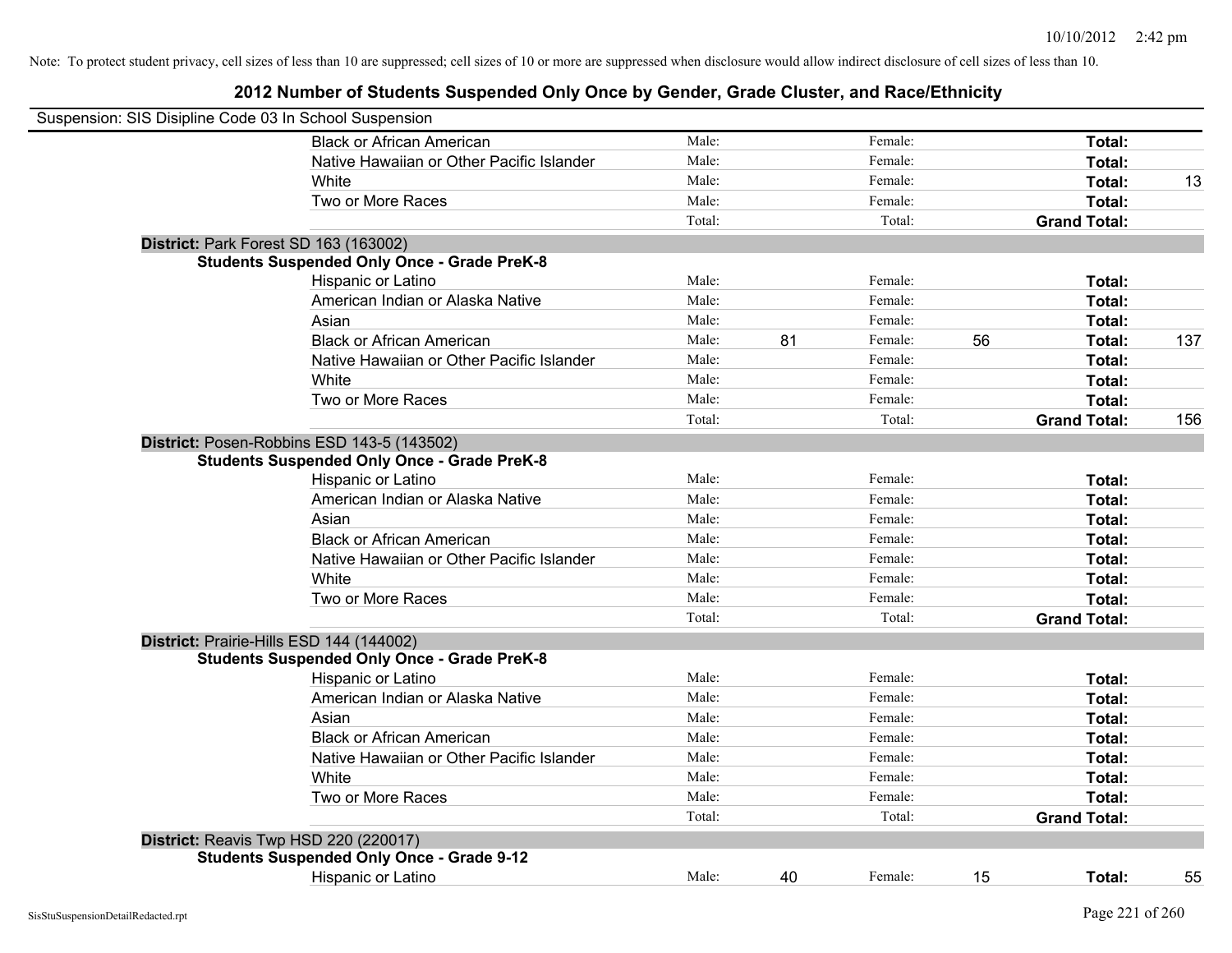Note: To protect student privacy, cell sizes of less than 10 are suppressed; cell sizes of 10 or more are suppressed when disclosure would allow indirect disclosure of cell sizes of less than 10.

## 2012 Number of Students Suspended Only Once by Gender, Grade Cluster, and Race/Ethnicity

Suspension: SIS Disipline Code 03 In School Suspension

| | | | | | | |
|---|---|---|---|---|---|---|
| Black or African American | Male: | | Female: | | **Total:** | |
| Native Hawaiian or Other Pacific Islander | Male: | | Female: | | **Total:** | |
| White | Male: | | Female: | | **Total:** | 13 |
| Two or More Races | Male: | | Female: | | **Total:** | |
| | Total: | | Total: | | **Grand Total:** | |

**District:** Park Forest SD 163 (163002)

**Students Suspended Only Once - Grade PreK-8**

| | | | | | | |
|---|---|---|---|---|---|---|
| Hispanic or Latino | Male: | | Female: | | **Total:** | |
| American Indian or Alaska Native | Male: | | Female: | | **Total:** | |
| Asian | Male: | | Female: | | **Total:** | |
| Black or African American | Male: | 81 | Female: | 56 | **Total:** | 137 |
| Native Hawaiian or Other Pacific Islander | Male: | | Female: | | **Total:** | |
| White | Male: | | Female: | | **Total:** | |
| Two or More Races | Male: | | Female: | | **Total:** | |
| | Total: | | Total: | | **Grand Total:** | 156 |

**District:** Posen-Robbins ESD 143-5 (143502)

**Students Suspended Only Once - Grade PreK-8**

| | | | | | | |
|---|---|---|---|---|---|---|
| Hispanic or Latino | Male: | | Female: | | **Total:** | |
| American Indian or Alaska Native | Male: | | Female: | | **Total:** | |
| Asian | Male: | | Female: | | **Total:** | |
| Black or African American | Male: | | Female: | | **Total:** | |
| Native Hawaiian or Other Pacific Islander | Male: | | Female: | | **Total:** | |
| White | Male: | | Female: | | **Total:** | |
| Two or More Races | Male: | | Female: | | **Total:** | |
| | Total: | | Total: | | **Grand Total:** | |

**District:** Prairie-Hills ESD 144 (144002)

**Students Suspended Only Once - Grade PreK-8**

| | | | | | | |
|---|---|---|---|---|---|---|
| Hispanic or Latino | Male: | | Female: | | **Total:** | |
| American Indian or Alaska Native | Male: | | Female: | | **Total:** | |
| Asian | Male: | | Female: | | **Total:** | |
| Black or African American | Male: | | Female: | | **Total:** | |
| Native Hawaiian or Other Pacific Islander | Male: | | Female: | | **Total:** | |
| White | Male: | | Female: | | **Total:** | |
| Two or More Races | Male: | | Female: | | **Total:** | |
| | Total: | | Total: | | **Grand Total:** | |

**District:** Reavis Twp HSD 220 (220017)

**Students Suspended Only Once - Grade 9-12**

| | | | | | | |
|---|---|---|---|---|---|---|
| Hispanic or Latino | Male: | 40 | Female: | 15 | **Total:** | 55 |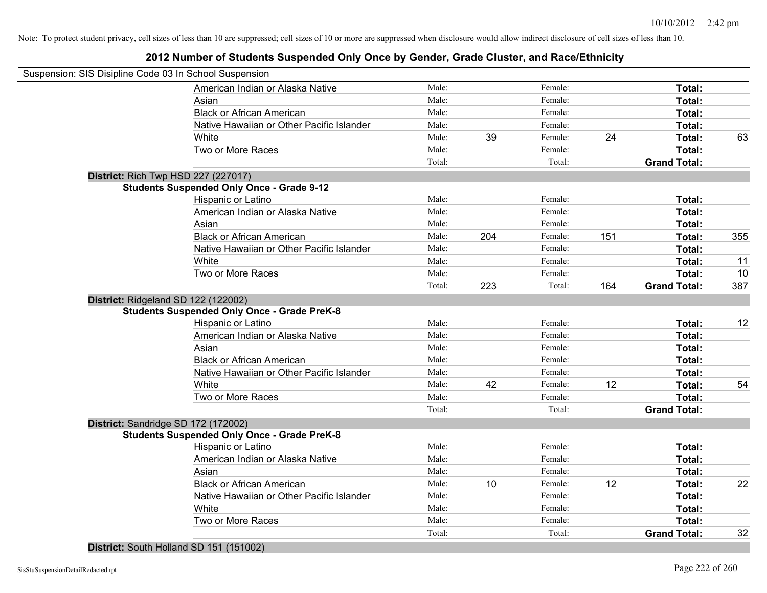Note: To protect student privacy, cell sizes of less than 10 are suppressed; cell sizes of 10 or more are suppressed when disclosure would allow indirect disclosure of cell sizes of less than 10.

# 2012 Number of Students Suspended Only Once by Gender, Grade Cluster, and Race/Ethnicity

Suspension: SIS Disipline Code 03 In School Suspension

| | Male: | | Female: | | | |
|---|---|---|---|---|---|---|
| American Indian or Alaska Native | Male: | | Female: | | **Total:** | |
| Asian | Male: | | Female: | | **Total:** | |
| Black or African American | Male: | | Female: | | **Total:** | |
| Native Hawaiian or Other Pacific Islander | Male: | | Female: | | **Total:** | |
| White | Male: | 39 | Female: | 24 | **Total:** | 63 |
| Two or More Races | Male: | | Female: | | **Total:** | |
| | Total: | | Total: | | **Grand Total:** | |

**District:** Rich Twp HSD 227 (227017)

**Students Suspended Only Once - Grade 9-12**

| | | | | | | |
|---|---|---|---|---|---|---|
| Hispanic or Latino | Male: | | Female: | | **Total:** | |
| American Indian or Alaska Native | Male: | | Female: | | **Total:** | |
| Asian | Male: | | Female: | | **Total:** | |
| Black or African American | Male: | 204 | Female: | 151 | **Total:** | 355 |
| Native Hawaiian or Other Pacific Islander | Male: | | Female: | | **Total:** | |
| White | Male: | | Female: | | **Total:** | 11 |
| Two or More Races | Male: | | Female: | | **Total:** | 10 |
| | Total: | 223 | Total: | 164 | **Grand Total:** | 387 |

**District:** Ridgeland SD 122 (122002)

**Students Suspended Only Once - Grade PreK-8**

| | | | | | | |
|---|---|---|---|---|---|---|
| Hispanic or Latino | Male: | | Female: | | **Total:** | 12 |
| American Indian or Alaska Native | Male: | | Female: | | **Total:** | |
| Asian | Male: | | Female: | | **Total:** | |
| Black or African American | Male: | | Female: | | **Total:** | |
| Native Hawaiian or Other Pacific Islander | Male: | | Female: | | **Total:** | |
| White | Male: | 42 | Female: | 12 | **Total:** | 54 |
| Two or More Races | Male: | | Female: | | **Total:** | |
| | Total: | | Total: | | **Grand Total:** | |

**District:** Sandridge SD 172 (172002)

**Students Suspended Only Once - Grade PreK-8**

| | | | | | | |
|---|---|---|---|---|---|---|
| Hispanic or Latino | Male: | | Female: | | **Total:** | |
| American Indian or Alaska Native | Male: | | Female: | | **Total:** | |
| Asian | Male: | | Female: | | **Total:** | |
| Black or African American | Male: | 10 | Female: | 12 | **Total:** | 22 |
| Native Hawaiian or Other Pacific Islander | Male: | | Female: | | **Total:** | |
| White | Male: | | Female: | | **Total:** | |
| Two or More Races | Male: | | Female: | | **Total:** | |
| | Total: | | Total: | | **Grand Total:** | 32 |

**District:** South Holland SD 151 (151002)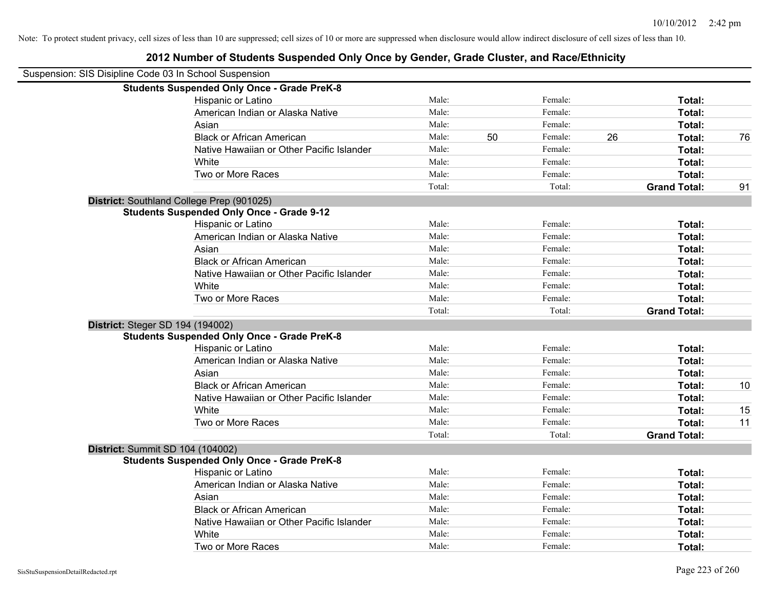Note: To protect student privacy, cell sizes of less than 10 are suppressed; cell sizes of 10 or more are suppressed when disclosure would allow indirect disclosure of cell sizes of less than 10.

## 2012 Number of Students Suspended Only Once by Gender, Grade Cluster, and Race/Ethnicity

Suspension: SIS Disipline Code 03 In School Suspension

**Students Suspended Only Once - Grade PreK-8**

| Race/Ethnicity | | Male | | Female | | Total |
|---|---|---|---|---|---|---|
| Hispanic or Latino | Male: | | Female: | | **Total:** | |
| American Indian or Alaska Native | Male: | | Female: | | **Total:** | |
| Asian | Male: | | Female: | | **Total:** | |
| Black or African American | Male: | 50 | Female: | 26 | **Total:** | 76 |
| Native Hawaiian or Other Pacific Islander | Male: | | Female: | | **Total:** | |
| White | Male: | | Female: | | **Total:** | |
| Two or More Races | Male: | | Female: | | **Total:** | |
| | Total: | | Total: | | **Grand Total:** | 91 |

**District:** Southland College Prep (901025)

**Students Suspended Only Once - Grade 9-12**

| Race/Ethnicity | | Male | | Female | | Total |
|---|---|---|---|---|---|---|
| Hispanic or Latino | Male: | | Female: | | **Total:** | |
| American Indian or Alaska Native | Male: | | Female: | | **Total:** | |
| Asian | Male: | | Female: | | **Total:** | |
| Black or African American | Male: | | Female: | | **Total:** | |
| Native Hawaiian or Other Pacific Islander | Male: | | Female: | | **Total:** | |
| White | Male: | | Female: | | **Total:** | |
| Two or More Races | Male: | | Female: | | **Total:** | |
| | Total: | | Total: | | **Grand Total:** | |

**District:** Steger SD 194 (194002)

**Students Suspended Only Once - Grade PreK-8**

| Race/Ethnicity | | Male | | Female | | Total |
|---|---|---|---|---|---|---|
| Hispanic or Latino | Male: | | Female: | | **Total:** | |
| American Indian or Alaska Native | Male: | | Female: | | **Total:** | |
| Asian | Male: | | Female: | | **Total:** | |
| Black or African American | Male: | | Female: | | **Total:** | 10 |
| Native Hawaiian or Other Pacific Islander | Male: | | Female: | | **Total:** | |
| White | Male: | | Female: | | **Total:** | 15 |
| Two or More Races | Male: | | Female: | | **Total:** | 11 |
| | Total: | | Total: | | **Grand Total:** | |

**District:** Summit SD 104 (104002)

**Students Suspended Only Once - Grade PreK-8**

| Race/Ethnicity | | Male | | Female | | Total |
|---|---|---|---|---|---|---|
| Hispanic or Latino | Male: | | Female: | | **Total:** | |
| American Indian or Alaska Native | Male: | | Female: | | **Total:** | |
| Asian | Male: | | Female: | | **Total:** | |
| Black or African American | Male: | | Female: | | **Total:** | |
| Native Hawaiian or Other Pacific Islander | Male: | | Female: | | **Total:** | |
| White | Male: | | Female: | | **Total:** | |
| Two or More Races | Male: | | Female: | | **Total:** | |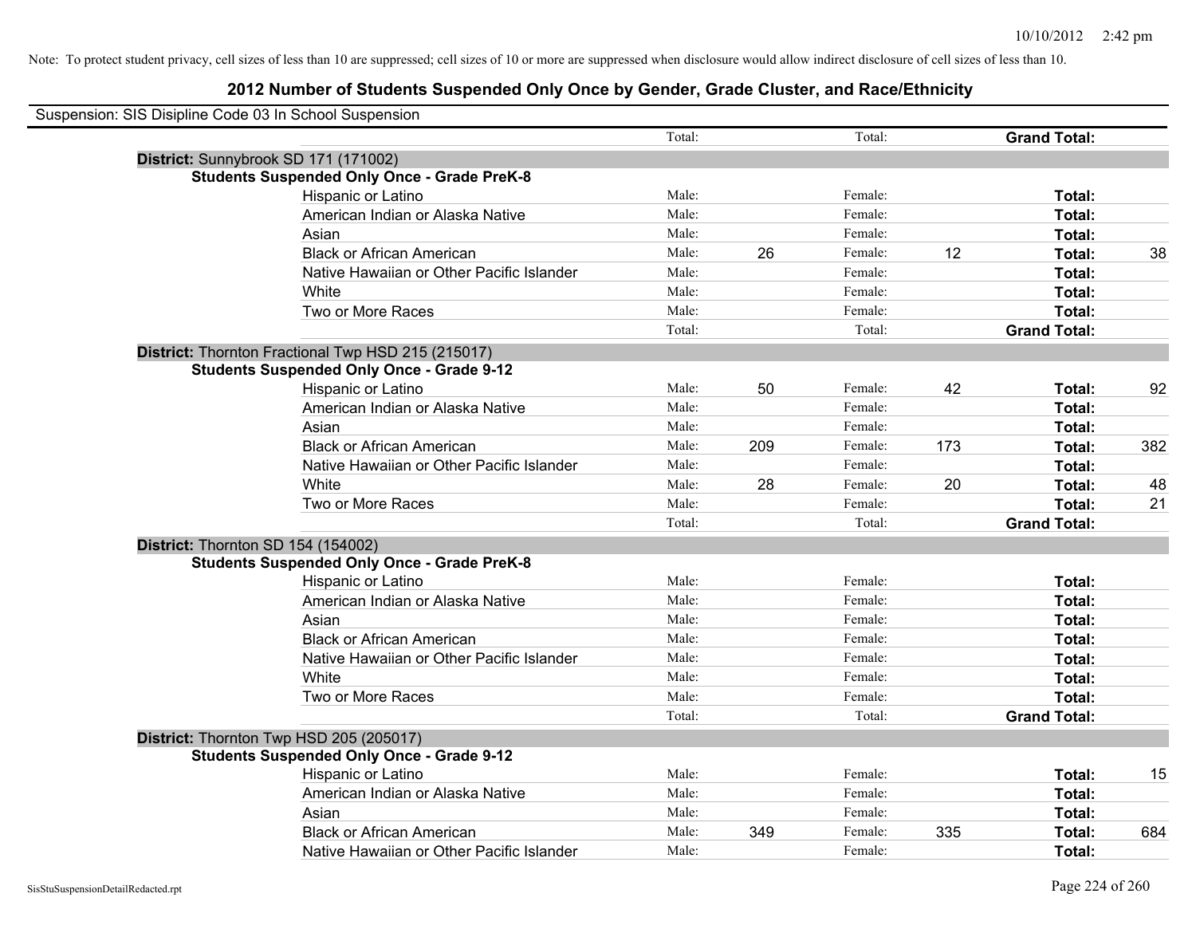Note: To protect student privacy, cell sizes of less than 10 are suppressed; cell sizes of 10 or more are suppressed when disclosure would allow indirect disclosure of cell sizes of less than 10.

# 2012 Number of Students Suspended Only Once by Gender, Grade Cluster, and Race/Ethnicity

Suspension: SIS Disipline Code 03 In School Suspension

| | | | | | | | |
|---|---|---|---|---|---|---|---|
| | Total: | | Total: | | **Grand Total:** | |
| **District:** Sunnybrook SD 171 (171002) | | | | | | |
| **Students Suspended Only Once - Grade PreK-8** | | | | | | |
| Hispanic or Latino | Male: | | Female: | | **Total:** | |
| American Indian or Alaska Native | Male: | | Female: | | **Total:** | |
| Asian | Male: | | Female: | | **Total:** | |
| Black or African American | Male: | 26 | Female: | 12 | **Total:** | 38 |
| Native Hawaiian or Other Pacific Islander | Male: | | Female: | | **Total:** | |
| White | Male: | | Female: | | **Total:** | |
| Two or More Races | Male: | | Female: | | **Total:** | |
| | Total: | | Total: | | **Grand Total:** | |
| **District:** Thornton Fractional Twp HSD 215 (215017) | | | | | | |
| **Students Suspended Only Once - Grade 9-12** | | | | | | |
| Hispanic or Latino | Male: | 50 | Female: | 42 | **Total:** | 92 |
| American Indian or Alaska Native | Male: | | Female: | | **Total:** | |
| Asian | Male: | | Female: | | **Total:** | |
| Black or African American | Male: | 209 | Female: | 173 | **Total:** | 382 |
| Native Hawaiian or Other Pacific Islander | Male: | | Female: | | **Total:** | |
| White | Male: | 28 | Female: | 20 | **Total:** | 48 |
| Two or More Races | Male: | | Female: | | **Total:** | 21 |
| | Total: | | Total: | | **Grand Total:** | |
| **District:** Thornton SD 154 (154002) | | | | | | |
| **Students Suspended Only Once - Grade PreK-8** | | | | | | |
| Hispanic or Latino | Male: | | Female: | | **Total:** | |
| American Indian or Alaska Native | Male: | | Female: | | **Total:** | |
| Asian | Male: | | Female: | | **Total:** | |
| Black or African American | Male: | | Female: | | **Total:** | |
| Native Hawaiian or Other Pacific Islander | Male: | | Female: | | **Total:** | |
| White | Male: | | Female: | | **Total:** | |
| Two or More Races | Male: | | Female: | | **Total:** | |
| | Total: | | Total: | | **Grand Total:** | |
| **District:** Thornton Twp HSD 205 (205017) | | | | | | |
| **Students Suspended Only Once - Grade 9-12** | | | | | | |
| Hispanic or Latino | Male: | | Female: | | **Total:** | 15 |
| American Indian or Alaska Native | Male: | | Female: | | **Total:** | |
| Asian | Male: | | Female: | | **Total:** | |
| Black or African American | Male: | 349 | Female: | 335 | **Total:** | 684 |
| Native Hawaiian or Other Pacific Islander | Male: | | Female: | | **Total:** | |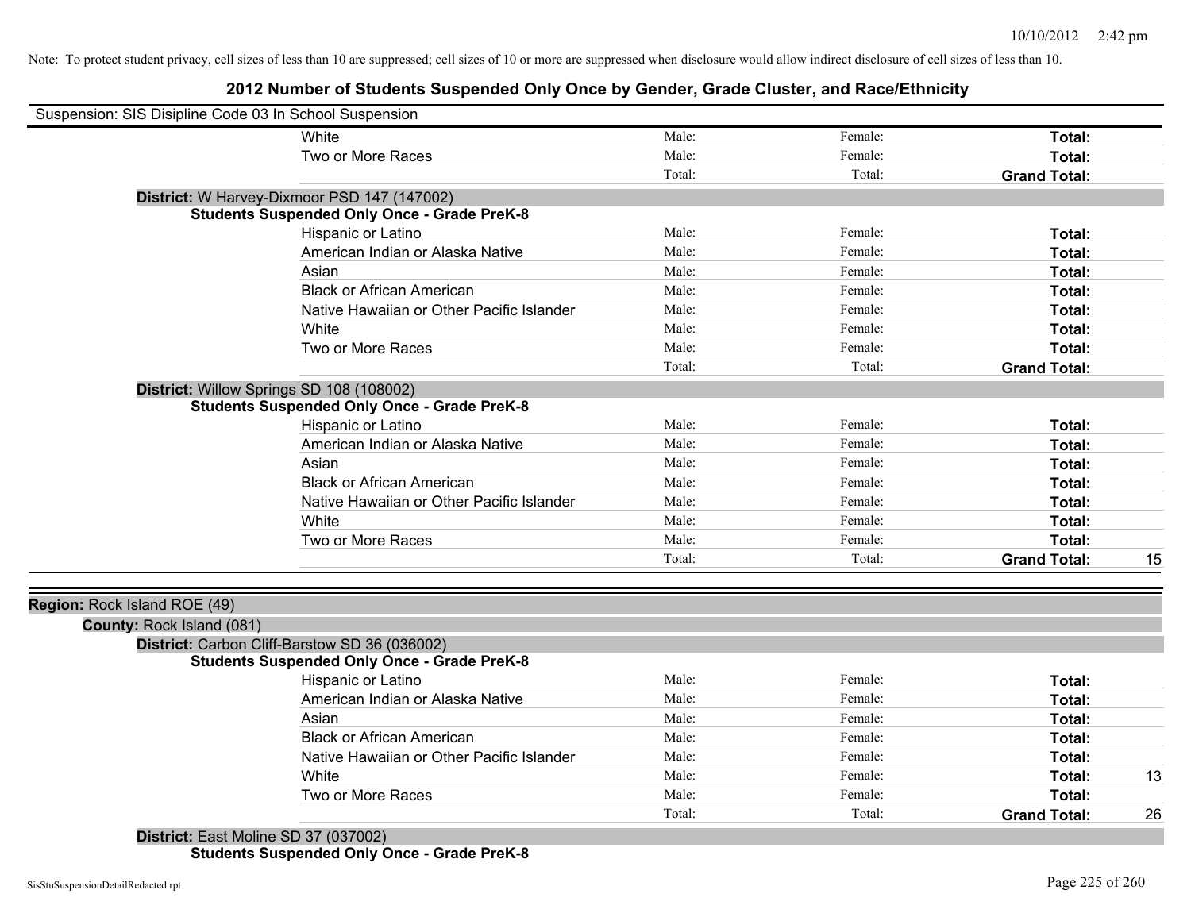Note: To protect student privacy, cell sizes of less than 10 are suppressed; cell sizes of 10 or more are suppressed when disclosure would allow indirect disclosure of cell sizes of less than 10.

# 2012 Number of Students Suspended Only Once by Gender, Grade Cluster, and Race/Ethnicity

Suspension: SIS Disipline Code 03 In School Suspension

| | | | | |
|---|---|---|---|---|
| White | Male: | Female: | **Total:** | |
| Two or More Races | Male: | Female: | **Total:** | |
| | Total: | Total: | **Grand Total:** | |

**District:** W Harvey-Dixmoor PSD 147 (147002)

**Students Suspended Only Once - Grade PreK-8**

| | | | | |
|---|---|---|---|---|
| Hispanic or Latino | Male: | Female: | **Total:** | |
| American Indian or Alaska Native | Male: | Female: | **Total:** | |
| Asian | Male: | Female: | **Total:** | |
| Black or African American | Male: | Female: | **Total:** | |
| Native Hawaiian or Other Pacific Islander | Male: | Female: | **Total:** | |
| White | Male: | Female: | **Total:** | |
| Two or More Races | Male: | Female: | **Total:** | |
| | Total: | Total: | **Grand Total:** | |

**District:** Willow Springs SD 108 (108002)

**Students Suspended Only Once - Grade PreK-8**

| | | | | |
|---|---|---|---|---|
| Hispanic or Latino | Male: | Female: | **Total:** | |
| American Indian or Alaska Native | Male: | Female: | **Total:** | |
| Asian | Male: | Female: | **Total:** | |
| Black or African American | Male: | Female: | **Total:** | |
| Native Hawaiian or Other Pacific Islander | Male: | Female: | **Total:** | |
| White | Male: | Female: | **Total:** | |
| Two or More Races | Male: | Female: | **Total:** | |
| | Total: | Total: | **Grand Total:** | 15 |

**Region:** Rock Island ROE (49)

**County:** Rock Island (081)

**District:** Carbon Cliff-Barstow SD 36 (036002)

**Students Suspended Only Once - Grade PreK-8**

| | | | | |
|---|---|---|---|---|
| Hispanic or Latino | Male: | Female: | **Total:** | |
| American Indian or Alaska Native | Male: | Female: | **Total:** | |
| Asian | Male: | Female: | **Total:** | |
| Black or African American | Male: | Female: | **Total:** | |
| Native Hawaiian or Other Pacific Islander | Male: | Female: | **Total:** | |
| White | Male: | Female: | **Total:** | 13 |
| Two or More Races | Male: | Female: | **Total:** | |
| | Total: | Total: | **Grand Total:** | 26 |

**District:** East Moline SD 37 (037002)

**Students Suspended Only Once - Grade PreK-8**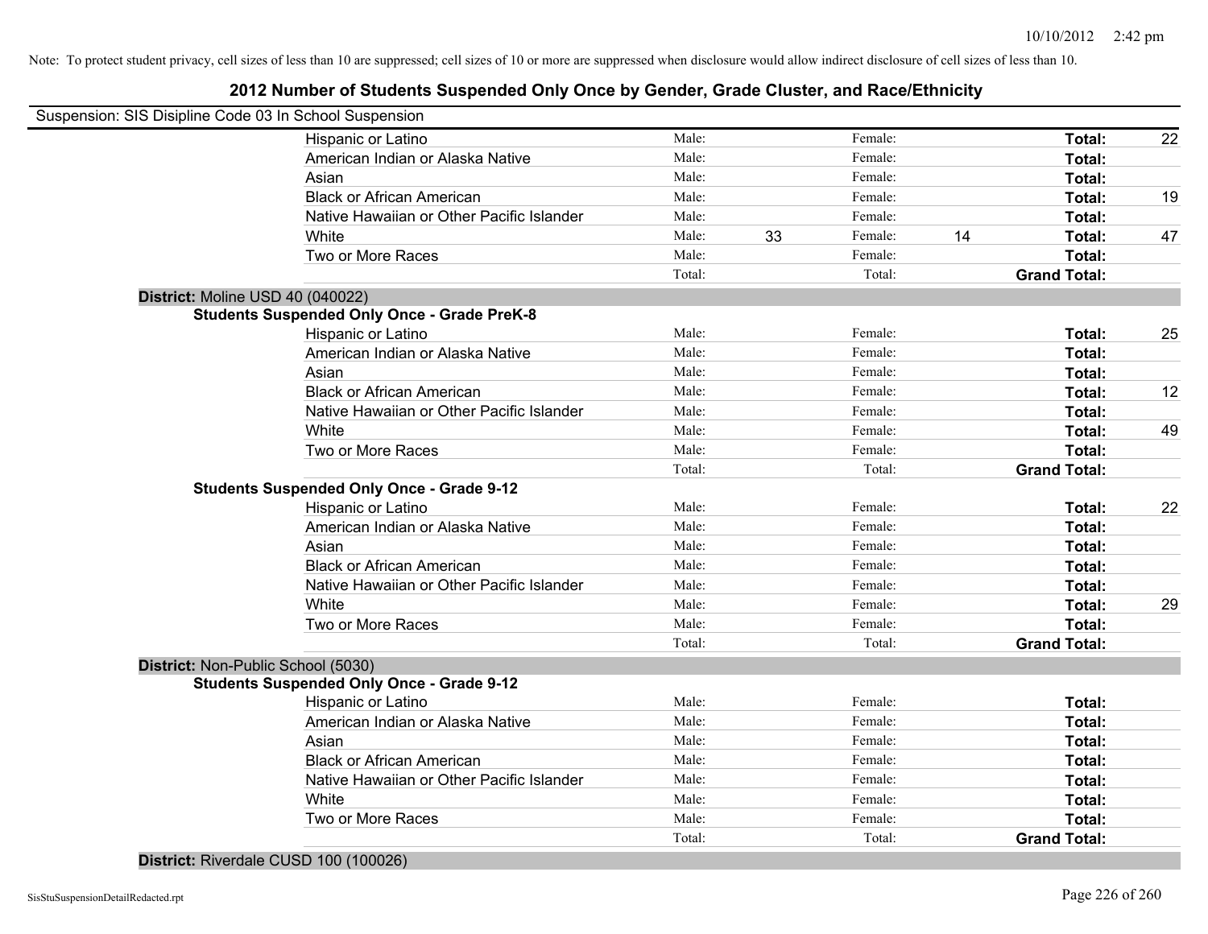Note: To protect student privacy, cell sizes of less than 10 are suppressed; cell sizes of 10 or more are suppressed when disclosure would allow indirect disclosure of cell sizes of less than 10.

# 2012 Number of Students Suspended Only Once by Gender, Grade Cluster, and Race/Ethnicity

Suspension: SIS Disipline Code 03 In School Suspension

| | Male: | | Female: | | | |
|---|---|---|---|---|---|---|
| Hispanic or Latino | Male: | | Female: | | **Total:** | 22 |
| American Indian or Alaska Native | Male: | | Female: | | **Total:** | |
| Asian | Male: | | Female: | | **Total:** | |
| Black or African American | Male: | | Female: | | **Total:** | 19 |
| Native Hawaiian or Other Pacific Islander | Male: | | Female: | | **Total:** | |
| White | Male: | 33 | Female: | 14 | **Total:** | 47 |
| Two or More Races | Male: | | Female: | | **Total:** | |
| | Total: | | Total: | | **Grand Total:** | |

**District:** Moline USD 40 (040022)

**Students Suspended Only Once - Grade PreK-8**

| | | | | | | |
|---|---|---|---|---|---|---|
| Hispanic or Latino | Male: | | Female: | | **Total:** | 25 |
| American Indian or Alaska Native | Male: | | Female: | | **Total:** | |
| Asian | Male: | | Female: | | **Total:** | |
| Black or African American | Male: | | Female: | | **Total:** | 12 |
| Native Hawaiian or Other Pacific Islander | Male: | | Female: | | **Total:** | |
| White | Male: | | Female: | | **Total:** | 49 |
| Two or More Races | Male: | | Female: | | **Total:** | |
| | Total: | | Total: | | **Grand Total:** | |

**Students Suspended Only Once - Grade 9-12**

| | | | | | | |
|---|---|---|---|---|---|---|
| Hispanic or Latino | Male: | | Female: | | **Total:** | 22 |
| American Indian or Alaska Native | Male: | | Female: | | **Total:** | |
| Asian | Male: | | Female: | | **Total:** | |
| Black or African American | Male: | | Female: | | **Total:** | |
| Native Hawaiian or Other Pacific Islander | Male: | | Female: | | **Total:** | |
| White | Male: | | Female: | | **Total:** | 29 |
| Two or More Races | Male: | | Female: | | **Total:** | |
| | Total: | | Total: | | **Grand Total:** | |

**District:** Non-Public School (5030)

**Students Suspended Only Once - Grade 9-12**

| | | | | | | |
|---|---|---|---|---|---|---|
| Hispanic or Latino | Male: | | Female: | | **Total:** | |
| American Indian or Alaska Native | Male: | | Female: | | **Total:** | |
| Asian | Male: | | Female: | | **Total:** | |
| Black or African American | Male: | | Female: | | **Total:** | |
| Native Hawaiian or Other Pacific Islander | Male: | | Female: | | **Total:** | |
| White | Male: | | Female: | | **Total:** | |
| Two or More Races | Male: | | Female: | | **Total:** | |
| | Total: | | Total: | | **Grand Total:** | |

**District:** Riverdale CUSD 100 (100026)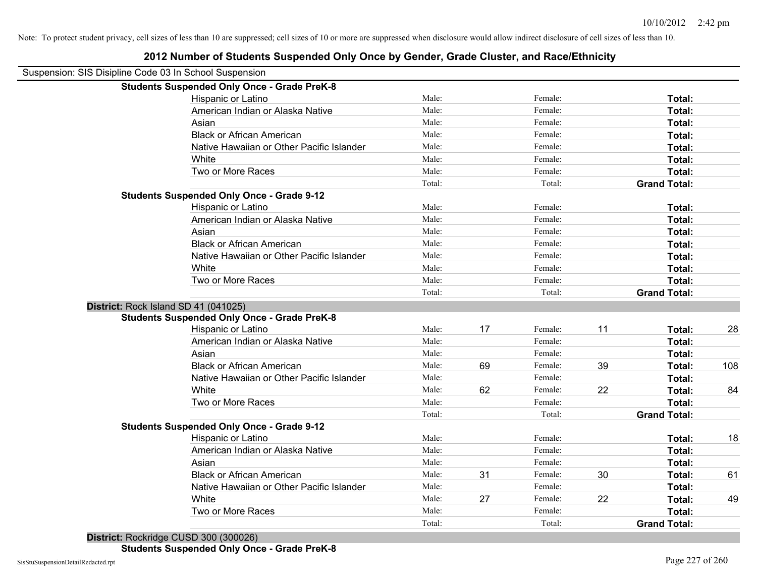Note: To protect student privacy, cell sizes of less than 10 are suppressed; cell sizes of 10 or more are suppressed when disclosure would allow indirect disclosure of cell sizes of less than 10.

## 2012 Number of Students Suspended Only Once by Gender, Grade Cluster, and Race/Ethnicity

Suspension: SIS Disipline Code 03 In School Suspension

| | | | | | | |
|---|---|---|---|---|---|---|
| **Students Suspended Only Once - Grade PreK-8** | | | | | | |
| Hispanic or Latino | Male: | | Female: | | **Total:** | |
| American Indian or Alaska Native | Male: | | Female: | | **Total:** | |
| Asian | Male: | | Female: | | **Total:** | |
| Black or African American | Male: | | Female: | | **Total:** | |
| Native Hawaiian or Other Pacific Islander | Male: | | Female: | | **Total:** | |
| White | Male: | | Female: | | **Total:** | |
| Two or More Races | Male: | | Female: | | **Total:** | |
| | Total: | | Total: | | **Grand Total:** | |
| **Students Suspended Only Once - Grade 9-12** | | | | | | |
| Hispanic or Latino | Male: | | Female: | | **Total:** | |
| American Indian or Alaska Native | Male: | | Female: | | **Total:** | |
| Asian | Male: | | Female: | | **Total:** | |
| Black or African American | Male: | | Female: | | **Total:** | |
| Native Hawaiian or Other Pacific Islander | Male: | | Female: | | **Total:** | |
| White | Male: | | Female: | | **Total:** | |
| Two or More Races | Male: | | Female: | | **Total:** | |
| | Total: | | Total: | | **Grand Total:** | |

**District:** Rock Island SD 41 (041025)

| | | | | | | |
|---|---|---|---|---|---|---|
| **Students Suspended Only Once - Grade PreK-8** | | | | | | |
| Hispanic or Latino | Male: | 17 | Female: | 11 | **Total:** | 28 |
| American Indian or Alaska Native | Male: | | Female: | | **Total:** | |
| Asian | Male: | | Female: | | **Total:** | |
| Black or African American | Male: | 69 | Female: | 39 | **Total:** | 108 |
| Native Hawaiian or Other Pacific Islander | Male: | | Female: | | **Total:** | |
| White | Male: | 62 | Female: | 22 | **Total:** | 84 |
| Two or More Races | Male: | | Female: | | **Total:** | |
| | Total: | | Total: | | **Grand Total:** | |
| **Students Suspended Only Once - Grade 9-12** | | | | | | |
| Hispanic or Latino | Male: | | Female: | | **Total:** | 18 |
| American Indian or Alaska Native | Male: | | Female: | | **Total:** | |
| Asian | Male: | | Female: | | **Total:** | |
| Black or African American | Male: | 31 | Female: | 30 | **Total:** | 61 |
| Native Hawaiian or Other Pacific Islander | Male: | | Female: | | **Total:** | |
| White | Male: | 27 | Female: | 22 | **Total:** | 49 |
| Two or More Races | Male: | | Female: | | **Total:** | |
| | Total: | | Total: | | **Grand Total:** | |

**District:** Rockridge CUSD 300 (300026)

**Students Suspended Only Once - Grade PreK-8**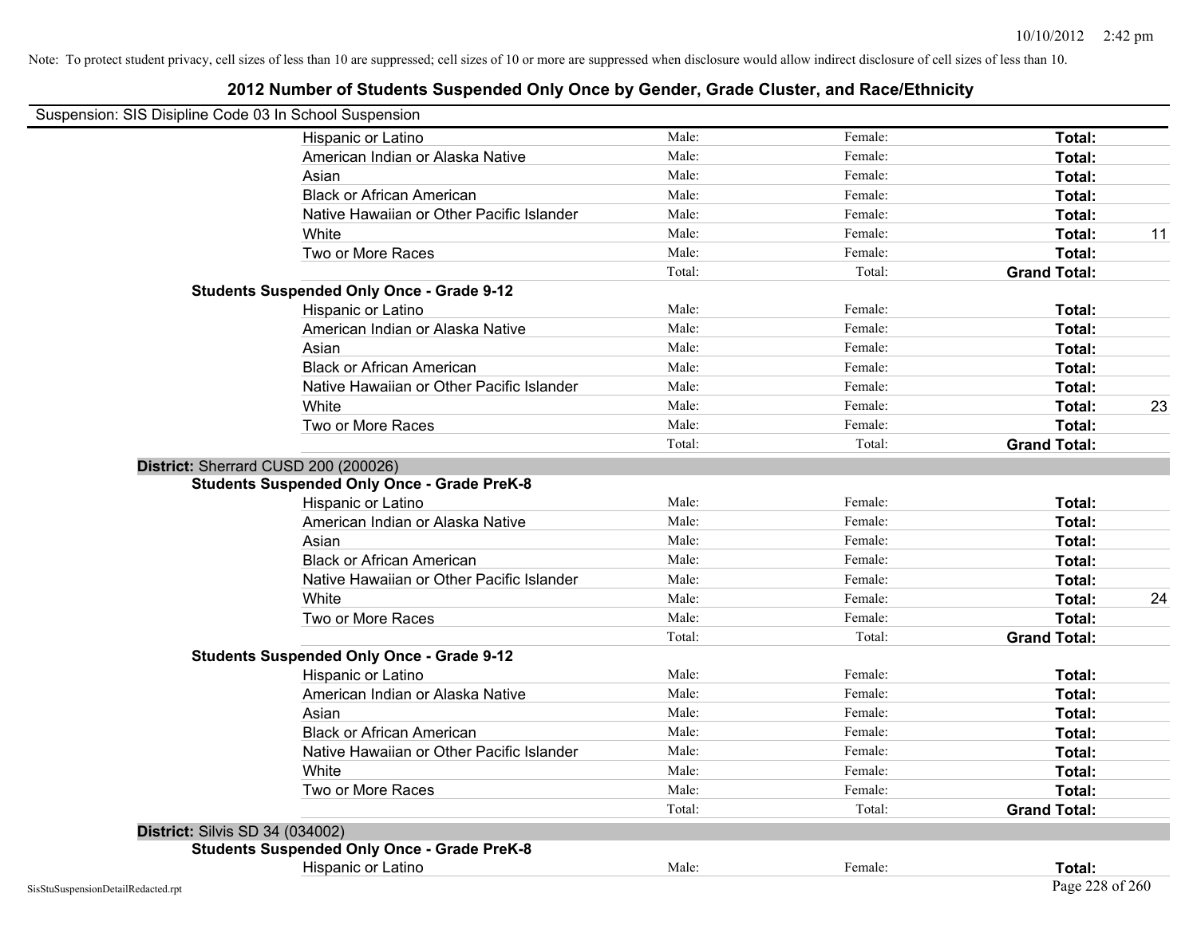Note: To protect student privacy, cell sizes of less than 10 are suppressed; cell sizes of 10 or more are suppressed when disclosure would allow indirect disclosure of cell sizes of less than 10.

## 2012 Number of Students Suspended Only Once by Gender, Grade Cluster, and Race/Ethnicity

Suspension: SIS Disipline Code 03 In School Suspension

| | | | | |
|---|---|---|---|---|
| Hispanic or Latino | Male: | Female: | **Total:** | |
| American Indian or Alaska Native | Male: | Female: | **Total:** | |
| Asian | Male: | Female: | **Total:** | |
| Black or African American | Male: | Female: | **Total:** | |
| Native Hawaiian or Other Pacific Islander | Male: | Female: | **Total:** | |
| White | Male: | Female: | **Total:** | 11 |
| Two or More Races | Male: | Female: | **Total:** | |
| | Total: | Total: | **Grand Total:** | |

**Students Suspended Only Once - Grade 9-12**

| | | | | |
|---|---|---|---|---|
| Hispanic or Latino | Male: | Female: | **Total:** | |
| American Indian or Alaska Native | Male: | Female: | **Total:** | |
| Asian | Male: | Female: | **Total:** | |
| Black or African American | Male: | Female: | **Total:** | |
| Native Hawaiian or Other Pacific Islander | Male: | Female: | **Total:** | |
| White | Male: | Female: | **Total:** | 23 |
| Two or More Races | Male: | Female: | **Total:** | |
| | Total: | Total: | **Grand Total:** | |

**District:** Sherrard CUSD 200 (200026)

**Students Suspended Only Once - Grade PreK-8**

| | | | | |
|---|---|---|---|---|
| Hispanic or Latino | Male: | Female: | **Total:** | |
| American Indian or Alaska Native | Male: | Female: | **Total:** | |
| Asian | Male: | Female: | **Total:** | |
| Black or African American | Male: | Female: | **Total:** | |
| Native Hawaiian or Other Pacific Islander | Male: | Female: | **Total:** | |
| White | Male: | Female: | **Total:** | 24 |
| Two or More Races | Male: | Female: | **Total:** | |
| | Total: | Total: | **Grand Total:** | |

**Students Suspended Only Once - Grade 9-12**

| | | | | |
|---|---|---|---|---|
| Hispanic or Latino | Male: | Female: | **Total:** | |
| American Indian or Alaska Native | Male: | Female: | **Total:** | |
| Asian | Male: | Female: | **Total:** | |
| Black or African American | Male: | Female: | **Total:** | |
| Native Hawaiian or Other Pacific Islander | Male: | Female: | **Total:** | |
| White | Male: | Female: | **Total:** | |
| Two or More Races | Male: | Female: | **Total:** | |
| | Total: | Total: | **Grand Total:** | |

**District:** Silvis SD 34 (034002)

**Students Suspended Only Once - Grade PreK-8**

| | | | | |
|---|---|---|---|---|
| Hispanic or Latino | Male: | Female: | **Total:** | |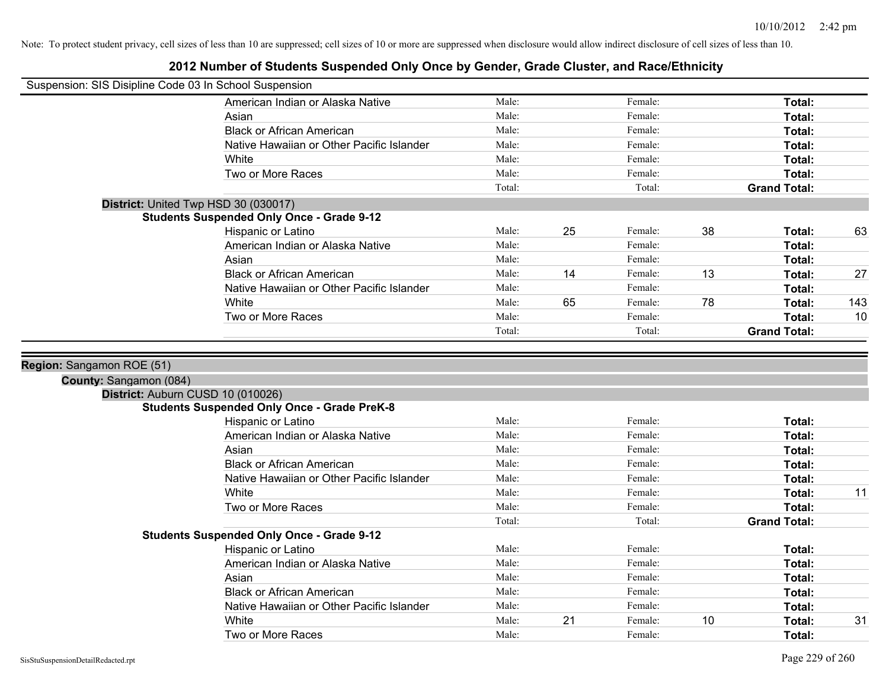Note: To protect student privacy, cell sizes of less than 10 are suppressed; cell sizes of 10 or more are suppressed when disclosure would allow indirect disclosure of cell sizes of less than 10.

# 2012 Number of Students Suspended Only Once by Gender, Grade Cluster, and Race/Ethnicity

Suspension: SIS Disipline Code 03 In School Suspension

| | Male: | | Female: | | Total: | |
|---|---|---|---|---|---|---|
| American Indian or Alaska Native | Male: | | Female: | | **Total:** | |
| Asian | Male: | | Female: | | **Total:** | |
| Black or African American | Male: | | Female: | | **Total:** | |
| Native Hawaiian or Other Pacific Islander | Male: | | Female: | | **Total:** | |
| White | Male: | | Female: | | **Total:** | |
| Two or More Races | Male: | | Female: | | **Total:** | |
| | Total: | | Total: | | **Grand Total:** | |

**District:** United Twp HSD 30 (030017)

**Students Suspended Only Once - Grade 9-12**

| Race/Ethnicity | | Male | | Female | | Total |
|---|---|---|---|---|---|---|
| Hispanic or Latino | Male: | 25 | Female: | 38 | **Total:** | 63 |
| American Indian or Alaska Native | Male: | | Female: | | **Total:** | |
| Asian | Male: | | Female: | | **Total:** | |
| Black or African American | Male: | 14 | Female: | 13 | **Total:** | 27 |
| Native Hawaiian or Other Pacific Islander | Male: | | Female: | | **Total:** | |
| White | Male: | 65 | Female: | 78 | **Total:** | 143 |
| Two or More Races | Male: | | Female: | | **Total:** | 10 |
| | Total: | | Total: | | **Grand Total:** | |

**Region:** Sangamon ROE (51)

**County:** Sangamon (084)

**District:** Auburn CUSD 10 (010026)

**Students Suspended Only Once - Grade PreK-8**

| Race/Ethnicity | | Male | | Female | | Total |
|---|---|---|---|---|---|---|
| Hispanic or Latino | Male: | | Female: | | **Total:** | |
| American Indian or Alaska Native | Male: | | Female: | | **Total:** | |
| Asian | Male: | | Female: | | **Total:** | |
| Black or African American | Male: | | Female: | | **Total:** | |
| Native Hawaiian or Other Pacific Islander | Male: | | Female: | | **Total:** | |
| White | Male: | | Female: | | **Total:** | 11 |
| Two or More Races | Male: | | Female: | | **Total:** | |
| | Total: | | Total: | | **Grand Total:** | |

**Students Suspended Only Once - Grade 9-12**

| Race/Ethnicity | | Male | | Female | | Total |
|---|---|---|---|---|---|---|
| Hispanic or Latino | Male: | | Female: | | **Total:** | |
| American Indian or Alaska Native | Male: | | Female: | | **Total:** | |
| Asian | Male: | | Female: | | **Total:** | |
| Black or African American | Male: | | Female: | | **Total:** | |
| Native Hawaiian or Other Pacific Islander | Male: | | Female: | | **Total:** | |
| White | Male: | 21 | Female: | 10 | **Total:** | 31 |
| Two or More Races | Male: | | Female: | | **Total:** | |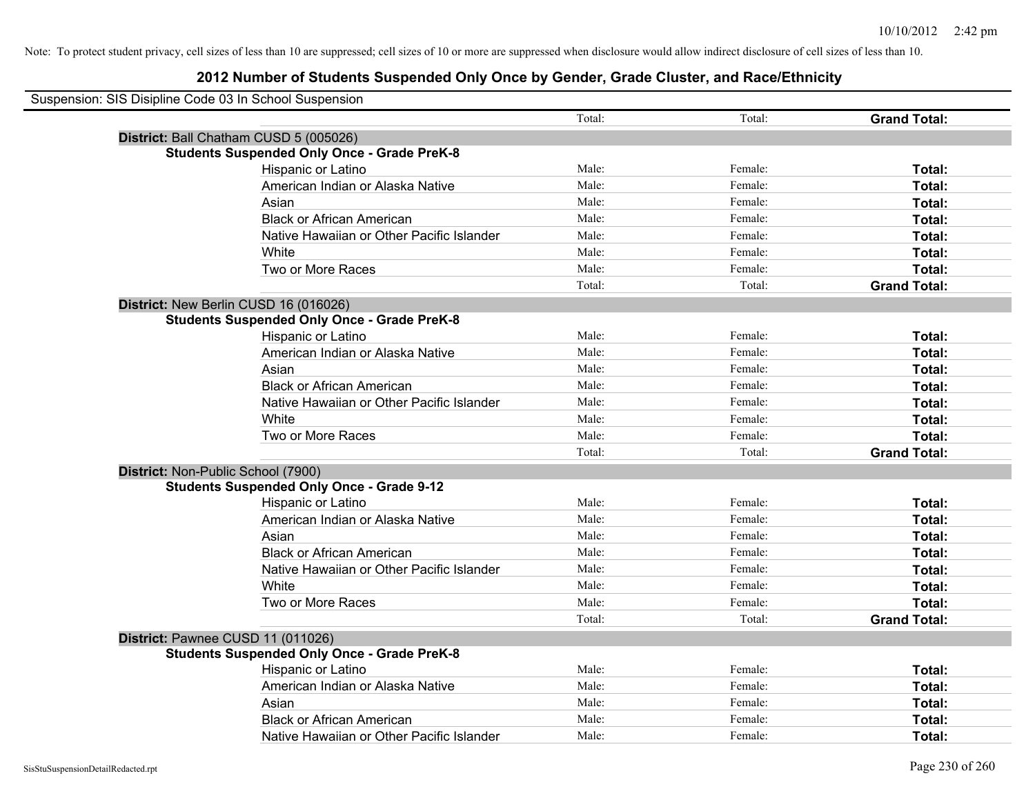Note: To protect student privacy, cell sizes of less than 10 are suppressed; cell sizes of 10 or more are suppressed when disclosure would allow indirect disclosure of cell sizes of less than 10.

# 2012 Number of Students Suspended Only Once by Gender, Grade Cluster, and Race/Ethnicity

Suspension: SIS Disipline Code 03 In School Suspension

| | | | | |
|---|---|---|---|---|
| | | Total: | Total: | **Grand Total:** |
| **District:** Ball Chatham CUSD 5 (005026) | | | | |
| **Students Suspended Only Once - Grade PreK-8** | | | | |
| | Hispanic or Latino | Male: | Female: | **Total:** |
| | American Indian or Alaska Native | Male: | Female: | **Total:** |
| | Asian | Male: | Female: | **Total:** |
| | Black or African American | Male: | Female: | **Total:** |
| | Native Hawaiian or Other Pacific Islander | Male: | Female: | **Total:** |
| | White | Male: | Female: | **Total:** |
| | Two or More Races | Male: | Female: | **Total:** |
| | | Total: | Total: | **Grand Total:** |
| **District:** New Berlin CUSD 16 (016026) | | | | |
| **Students Suspended Only Once - Grade PreK-8** | | | | |
| | Hispanic or Latino | Male: | Female: | **Total:** |
| | American Indian or Alaska Native | Male: | Female: | **Total:** |
| | Asian | Male: | Female: | **Total:** |
| | Black or African American | Male: | Female: | **Total:** |
| | Native Hawaiian or Other Pacific Islander | Male: | Female: | **Total:** |
| | White | Male: | Female: | **Total:** |
| | Two or More Races | Male: | Female: | **Total:** |
| | | Total: | Total: | **Grand Total:** |
| **District:** Non-Public School (7900) | | | | |
| **Students Suspended Only Once - Grade 9-12** | | | | |
| | Hispanic or Latino | Male: | Female: | **Total:** |
| | American Indian or Alaska Native | Male: | Female: | **Total:** |
| | Asian | Male: | Female: | **Total:** |
| | Black or African American | Male: | Female: | **Total:** |
| | Native Hawaiian or Other Pacific Islander | Male: | Female: | **Total:** |
| | White | Male: | Female: | **Total:** |
| | Two or More Races | Male: | Female: | **Total:** |
| | | Total: | Total: | **Grand Total:** |
| **District:** Pawnee CUSD 11 (011026) | | | | |
| **Students Suspended Only Once - Grade PreK-8** | | | | |
| | Hispanic or Latino | Male: | Female: | **Total:** |
| | American Indian or Alaska Native | Male: | Female: | **Total:** |
| | Asian | Male: | Female: | **Total:** |
| | Black or African American | Male: | Female: | **Total:** |
| | Native Hawaiian or Other Pacific Islander | Male: | Female: | **Total:** |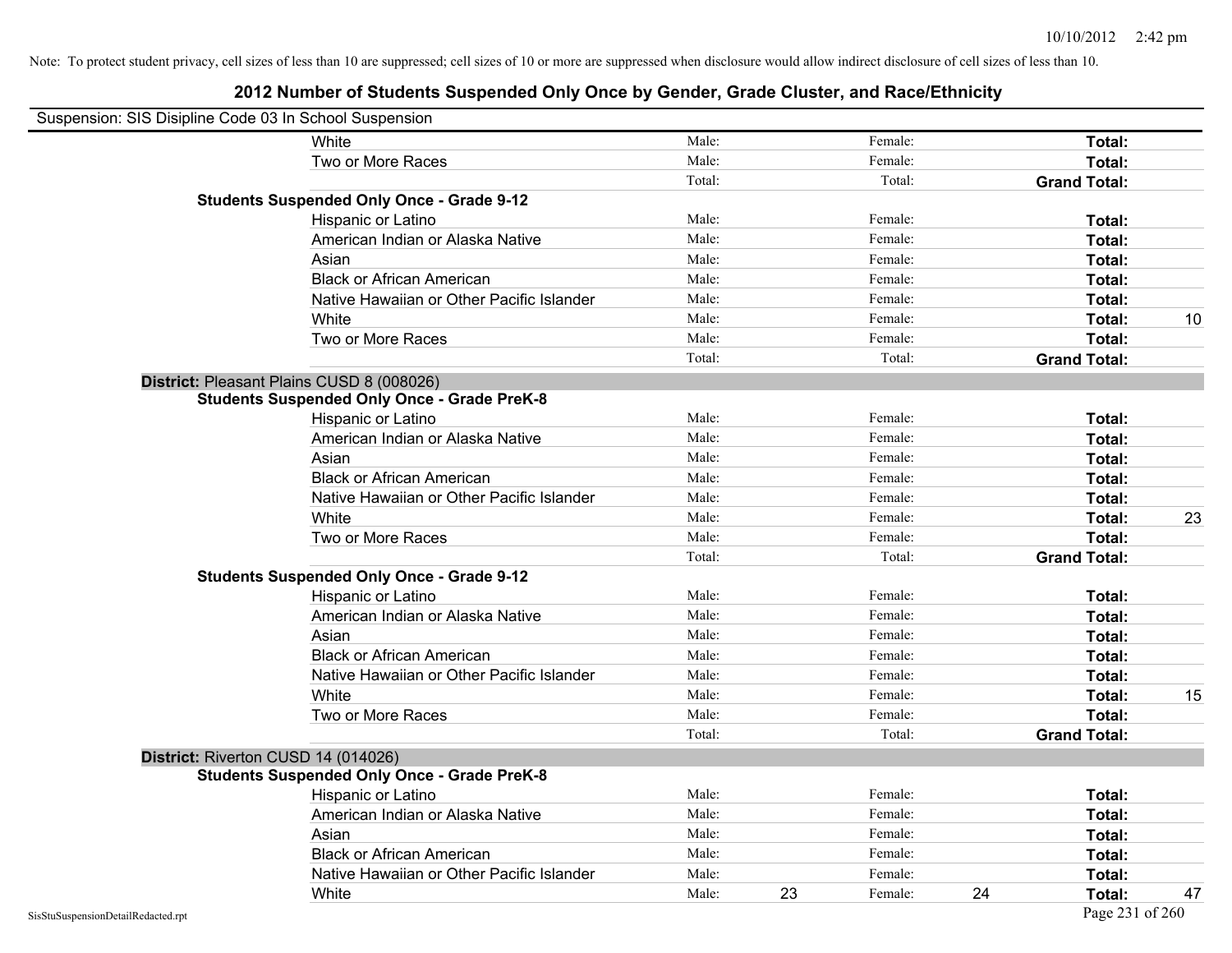Note: To protect student privacy, cell sizes of less than 10 are suppressed; cell sizes of 10 or more are suppressed when disclosure would allow indirect disclosure of cell sizes of less than 10.

## 2012 Number of Students Suspended Only Once by Gender, Grade Cluster, and Race/Ethnicity

Suspension: SIS Disipline Code 03 In School Suspension

| | Male | | Female | | Total | |
|---|---|---|---|---|---|---|
| White | Male: | | Female: | | **Total:** | |
| Two or More Races | Male: | | Female: | | **Total:** | |
| | Total: | | Total: | | **Grand Total:** | |
| **Students Suspended Only Once - Grade 9-12** | | | | | | |
| Hispanic or Latino | Male: | | Female: | | **Total:** | |
| American Indian or Alaska Native | Male: | | Female: | | **Total:** | |
| Asian | Male: | | Female: | | **Total:** | |
| Black or African American | Male: | | Female: | | **Total:** | |
| Native Hawaiian or Other Pacific Islander | Male: | | Female: | | **Total:** | |
| White | Male: | | Female: | | **Total:** | 10 |
| Two or More Races | Male: | | Female: | | **Total:** | |
| | Total: | | Total: | | **Grand Total:** | |
| **District:** Pleasant Plains CUSD 8 (008026) | | | | | | |
| **Students Suspended Only Once - Grade PreK-8** | | | | | | |
| Hispanic or Latino | Male: | | Female: | | **Total:** | |
| American Indian or Alaska Native | Male: | | Female: | | **Total:** | |
| Asian | Male: | | Female: | | **Total:** | |
| Black or African American | Male: | | Female: | | **Total:** | |
| Native Hawaiian or Other Pacific Islander | Male: | | Female: | | **Total:** | |
| White | Male: | | Female: | | **Total:** | 23 |
| Two or More Races | Male: | | Female: | | **Total:** | |
| | Total: | | Total: | | **Grand Total:** | |
| **Students Suspended Only Once - Grade 9-12** | | | | | | |
| Hispanic or Latino | Male: | | Female: | | **Total:** | |
| American Indian or Alaska Native | Male: | | Female: | | **Total:** | |
| Asian | Male: | | Female: | | **Total:** | |
| Black or African American | Male: | | Female: | | **Total:** | |
| Native Hawaiian or Other Pacific Islander | Male: | | Female: | | **Total:** | |
| White | Male: | | Female: | | **Total:** | 15 |
| Two or More Races | Male: | | Female: | | **Total:** | |
| | Total: | | Total: | | **Grand Total:** | |
| **District:** Riverton CUSD 14 (014026) | | | | | | |
| **Students Suspended Only Once - Grade PreK-8** | | | | | | |
| Hispanic or Latino | Male: | | Female: | | **Total:** | |
| American Indian or Alaska Native | Male: | | Female: | | **Total:** | |
| Asian | Male: | | Female: | | **Total:** | |
| Black or African American | Male: | | Female: | | **Total:** | |
| Native Hawaiian or Other Pacific Islander | Male: | | Female: | | **Total:** | |
| White | Male: | 23 | Female: | 24 | **Total:** | 47 |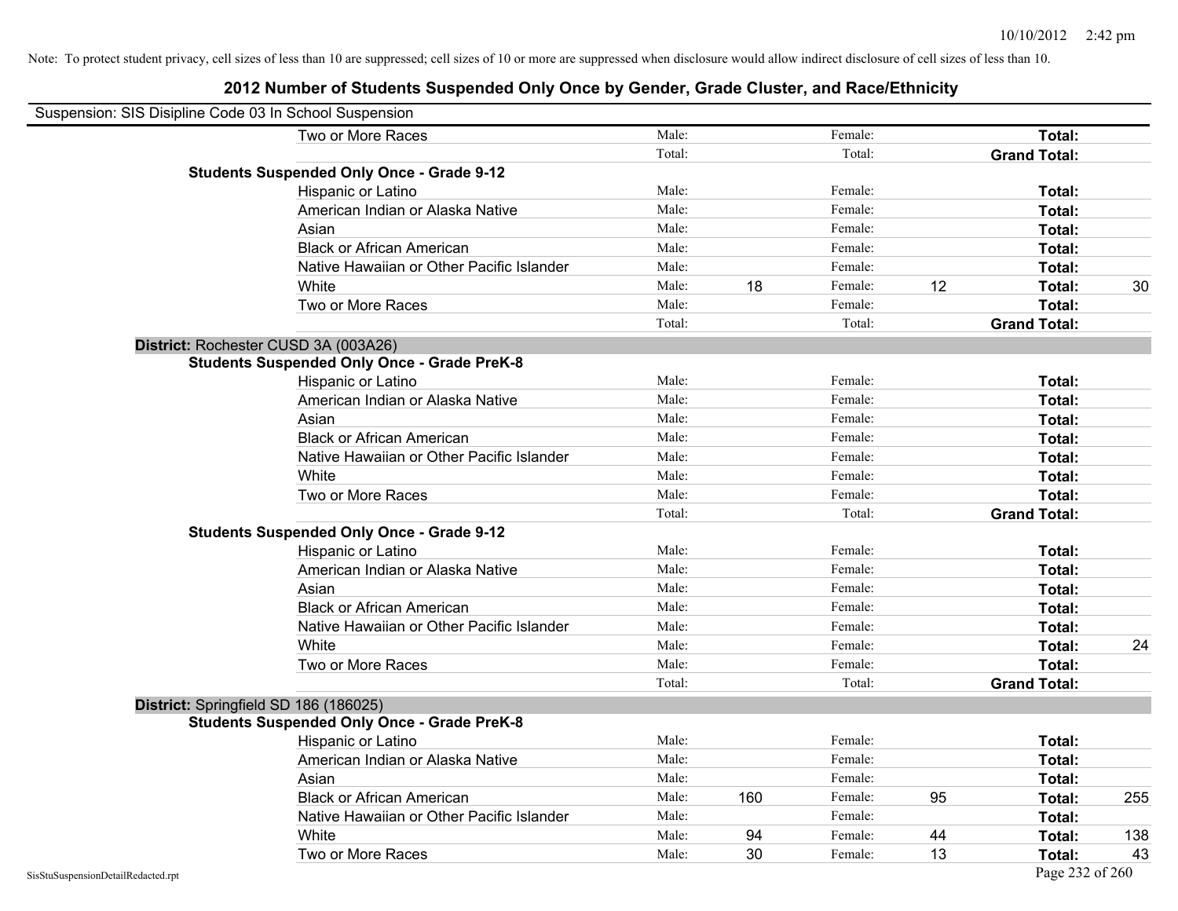Note: To protect student privacy, cell sizes of less than 10 are suppressed; cell sizes of 10 or more are suppressed when disclosure would allow indirect disclosure of cell sizes of less than 10.

# 2012 Number of Students Suspended Only Once by Gender, Grade Cluster, and Race/Ethnicity

Suspension: SIS Disipline Code 03 In School Suspension

| | | | | | | |
|---|---|---|---|---|---|---|
| Two or More Races | Male: | | Female: | | **Total:** | |
| | Total: | | Total: | | **Grand Total:** | |
| **Students Suspended Only Once - Grade 9-12** | | | | | | |
| Hispanic or Latino | Male: | | Female: | | **Total:** | |
| American Indian or Alaska Native | Male: | | Female: | | **Total:** | |
| Asian | Male: | | Female: | | **Total:** | |
| Black or African American | Male: | | Female: | | **Total:** | |
| Native Hawaiian or Other Pacific Islander | Male: | | Female: | | **Total:** | |
| White | Male: | 18 | Female: | 12 | **Total:** | 30 |
| Two or More Races | Male: | | Female: | | **Total:** | |
| | Total: | | Total: | | **Grand Total:** | |

**District:** Rochester CUSD 3A (003A26)

| | | | | | | |
|---|---|---|---|---|---|---|
| **Students Suspended Only Once - Grade PreK-8** | | | | | | |
| Hispanic or Latino | Male: | | Female: | | **Total:** | |
| American Indian or Alaska Native | Male: | | Female: | | **Total:** | |
| Asian | Male: | | Female: | | **Total:** | |
| Black or African American | Male: | | Female: | | **Total:** | |
| Native Hawaiian or Other Pacific Islander | Male: | | Female: | | **Total:** | |
| White | Male: | | Female: | | **Total:** | |
| Two or More Races | Male: | | Female: | | **Total:** | |
| | Total: | | Total: | | **Grand Total:** | |
| **Students Suspended Only Once - Grade 9-12** | | | | | | |
| Hispanic or Latino | Male: | | Female: | | **Total:** | |
| American Indian or Alaska Native | Male: | | Female: | | **Total:** | |
| Asian | Male: | | Female: | | **Total:** | |
| Black or African American | Male: | | Female: | | **Total:** | |
| Native Hawaiian or Other Pacific Islander | Male: | | Female: | | **Total:** | |
| White | Male: | | Female: | | **Total:** | 24 |
| Two or More Races | Male: | | Female: | | **Total:** | |
| | Total: | | Total: | | **Grand Total:** | |

**District:** Springfield SD 186 (186025)

| | | | | | | |
|---|---|---|---|---|---|---|
| **Students Suspended Only Once - Grade PreK-8** | | | | | | |
| Hispanic or Latino | Male: | | Female: | | **Total:** | |
| American Indian or Alaska Native | Male: | | Female: | | **Total:** | |
| Asian | Male: | | Female: | | **Total:** | |
| Black or African American | Male: | 160 | Female: | 95 | **Total:** | 255 |
| Native Hawaiian or Other Pacific Islander | Male: | | Female: | | **Total:** | |
| White | Male: | 94 | Female: | 44 | **Total:** | 138 |
| Two or More Races | Male: | 30 | Female: | 13 | **Total:** | 43 |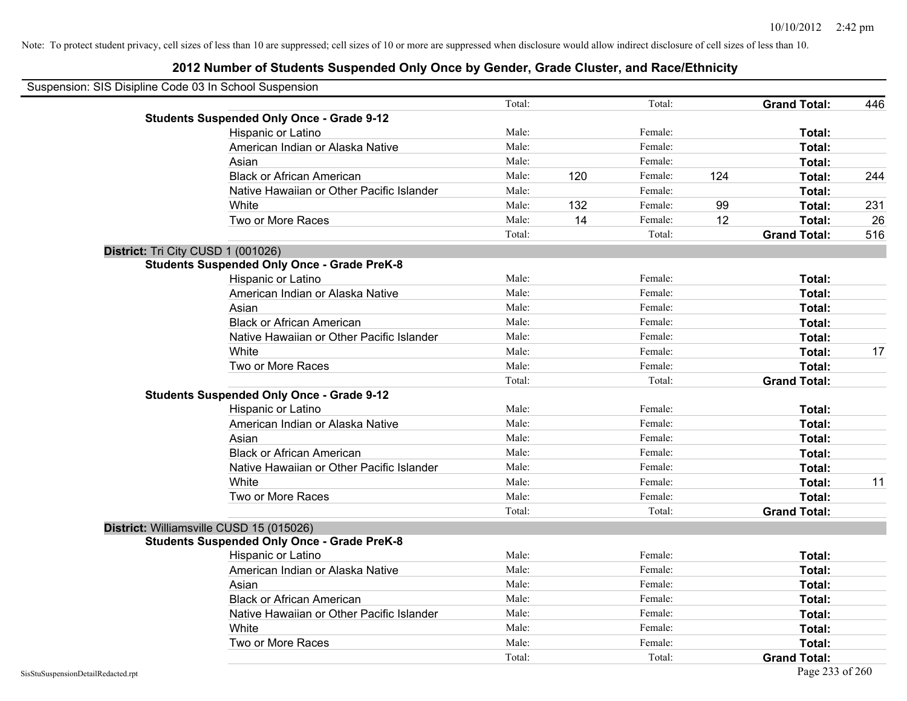Note: To protect student privacy, cell sizes of less than 10 are suppressed; cell sizes of 10 or more are suppressed when disclosure would allow indirect disclosure of cell sizes of less than 10.

# 2012 Number of Students Suspended Only Once by Gender, Grade Cluster, and Race/Ethnicity

Suspension: SIS Disipline Code 03 In School Suspension

| | | | | | | | |
|---|---|---|---|---|---|---|---|
| | Total: | | Total: | | **Grand Total:** | 446 |
| **Students Suspended Only Once - Grade 9-12** | | | | | | |
| Hispanic or Latino | Male: | | Female: | | **Total:** | |
| American Indian or Alaska Native | Male: | | Female: | | **Total:** | |
| Asian | Male: | | Female: | | **Total:** | |
| Black or African American | Male: | 120 | Female: | 124 | **Total:** | 244 |
| Native Hawaiian or Other Pacific Islander | Male: | | Female: | | **Total:** | |
| White | Male: | 132 | Female: | 99 | **Total:** | 231 |
| Two or More Races | Male: | 14 | Female: | 12 | **Total:** | 26 |
| | Total: | | Total: | | **Grand Total:** | 516 |

**District:** Tri City CUSD 1 (001026)

| | | | | | | |
|---|---|---|---|---|---|---|
| **Students Suspended Only Once - Grade PreK-8** | | | | | | |
| Hispanic or Latino | Male: | | Female: | | **Total:** | |
| American Indian or Alaska Native | Male: | | Female: | | **Total:** | |
| Asian | Male: | | Female: | | **Total:** | |
| Black or African American | Male: | | Female: | | **Total:** | |
| Native Hawaiian or Other Pacific Islander | Male: | | Female: | | **Total:** | |
| White | Male: | | Female: | | **Total:** | 17 |
| Two or More Races | Male: | | Female: | | **Total:** | |
| | Total: | | Total: | | **Grand Total:** | |
| **Students Suspended Only Once - Grade 9-12** | | | | | | |
| Hispanic or Latino | Male: | | Female: | | **Total:** | |
| American Indian or Alaska Native | Male: | | Female: | | **Total:** | |
| Asian | Male: | | Female: | | **Total:** | |
| Black or African American | Male: | | Female: | | **Total:** | |
| Native Hawaiian or Other Pacific Islander | Male: | | Female: | | **Total:** | |
| White | Male: | | Female: | | **Total:** | 11 |
| Two or More Races | Male: | | Female: | | **Total:** | |
| | Total: | | Total: | | **Grand Total:** | |

**District:** Williamsville CUSD 15 (015026)

| | | | | | | |
|---|---|---|---|---|---|---|
| **Students Suspended Only Once - Grade PreK-8** | | | | | | |
| Hispanic or Latino | Male: | | Female: | | **Total:** | |
| American Indian or Alaska Native | Male: | | Female: | | **Total:** | |
| Asian | Male: | | Female: | | **Total:** | |
| Black or African American | Male: | | Female: | | **Total:** | |
| Native Hawaiian or Other Pacific Islander | Male: | | Female: | | **Total:** | |
| White | Male: | | Female: | | **Total:** | |
| Two or More Races | Male: | | Female: | | **Total:** | |
| | Total: | | Total: | | **Grand Total:** | |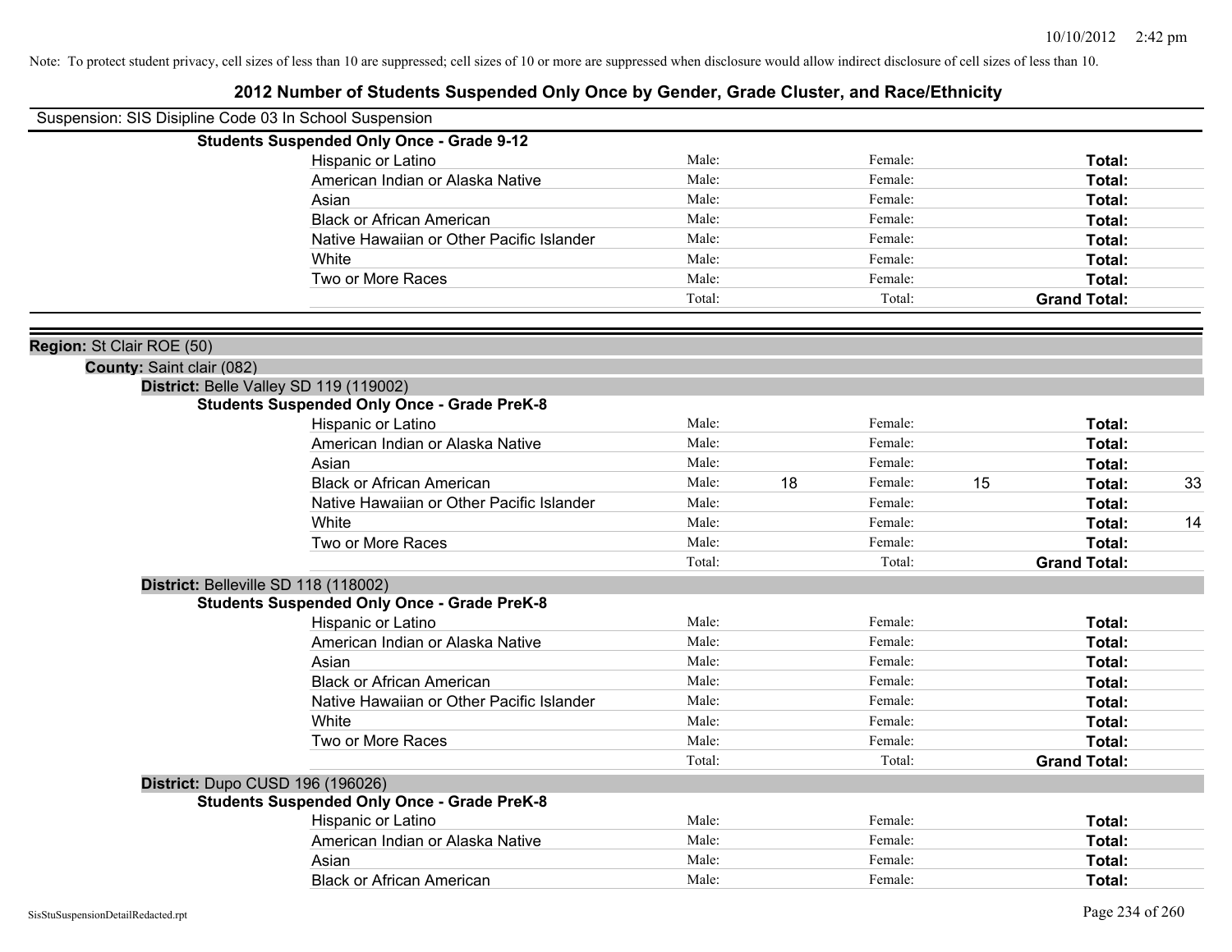Note: To protect student privacy, cell sizes of less than 10 are suppressed; cell sizes of 10 or more are suppressed when disclosure would allow indirect disclosure of cell sizes of less than 10.

# 2012 Number of Students Suspended Only Once by Gender, Grade Cluster, and Race/Ethnicity

Suspension: SIS Disipline Code 03 In School Suspension

**Students Suspended Only Once - Grade 9-12**

| | Male: | | Female: | | | |
|---|---|---|---|---|---|---|
| Hispanic or Latino | Male: | | Female: | | **Total:** | |
| American Indian or Alaska Native | Male: | | Female: | | **Total:** | |
| Asian | Male: | | Female: | | **Total:** | |
| Black or African American | Male: | | Female: | | **Total:** | |
| Native Hawaiian or Other Pacific Islander | Male: | | Female: | | **Total:** | |
| White | Male: | | Female: | | **Total:** | |
| Two or More Races | Male: | | Female: | | **Total:** | |
| | Total: | | Total: | | **Grand Total:** | |

**Region:** St Clair ROE (50)

**County:** Saint clair (082)

**District:** Belle Valley SD 119 (119002)

**Students Suspended Only Once - Grade PreK-8**

| | | | | | | |
|---|---|---|---|---|---|---|
| Hispanic or Latino | Male: | | Female: | | **Total:** | |
| American Indian or Alaska Native | Male: | | Female: | | **Total:** | |
| Asian | Male: | | Female: | | **Total:** | |
| Black or African American | Male: | 18 | Female: | 15 | **Total:** | 33 |
| Native Hawaiian or Other Pacific Islander | Male: | | Female: | | **Total:** | |
| White | Male: | | Female: | | **Total:** | 14 |
| Two or More Races | Male: | | Female: | | **Total:** | |
| | Total: | | Total: | | **Grand Total:** | |

**District:** Belleville SD 118 (118002)

**Students Suspended Only Once - Grade PreK-8**

| | | | | | | |
|---|---|---|---|---|---|---|
| Hispanic or Latino | Male: | | Female: | | **Total:** | |
| American Indian or Alaska Native | Male: | | Female: | | **Total:** | |
| Asian | Male: | | Female: | | **Total:** | |
| Black or African American | Male: | | Female: | | **Total:** | |
| Native Hawaiian or Other Pacific Islander | Male: | | Female: | | **Total:** | |
| White | Male: | | Female: | | **Total:** | |
| Two or More Races | Male: | | Female: | | **Total:** | |
| | Total: | | Total: | | **Grand Total:** | |

**District:** Dupo CUSD 196 (196026)

**Students Suspended Only Once - Grade PreK-8**

| | | | | | | |
|---|---|---|---|---|---|---|
| Hispanic or Latino | Male: | | Female: | | **Total:** | |
| American Indian or Alaska Native | Male: | | Female: | | **Total:** | |
| Asian | Male: | | Female: | | **Total:** | |
| Black or African American | Male: | | Female: | | **Total:** | |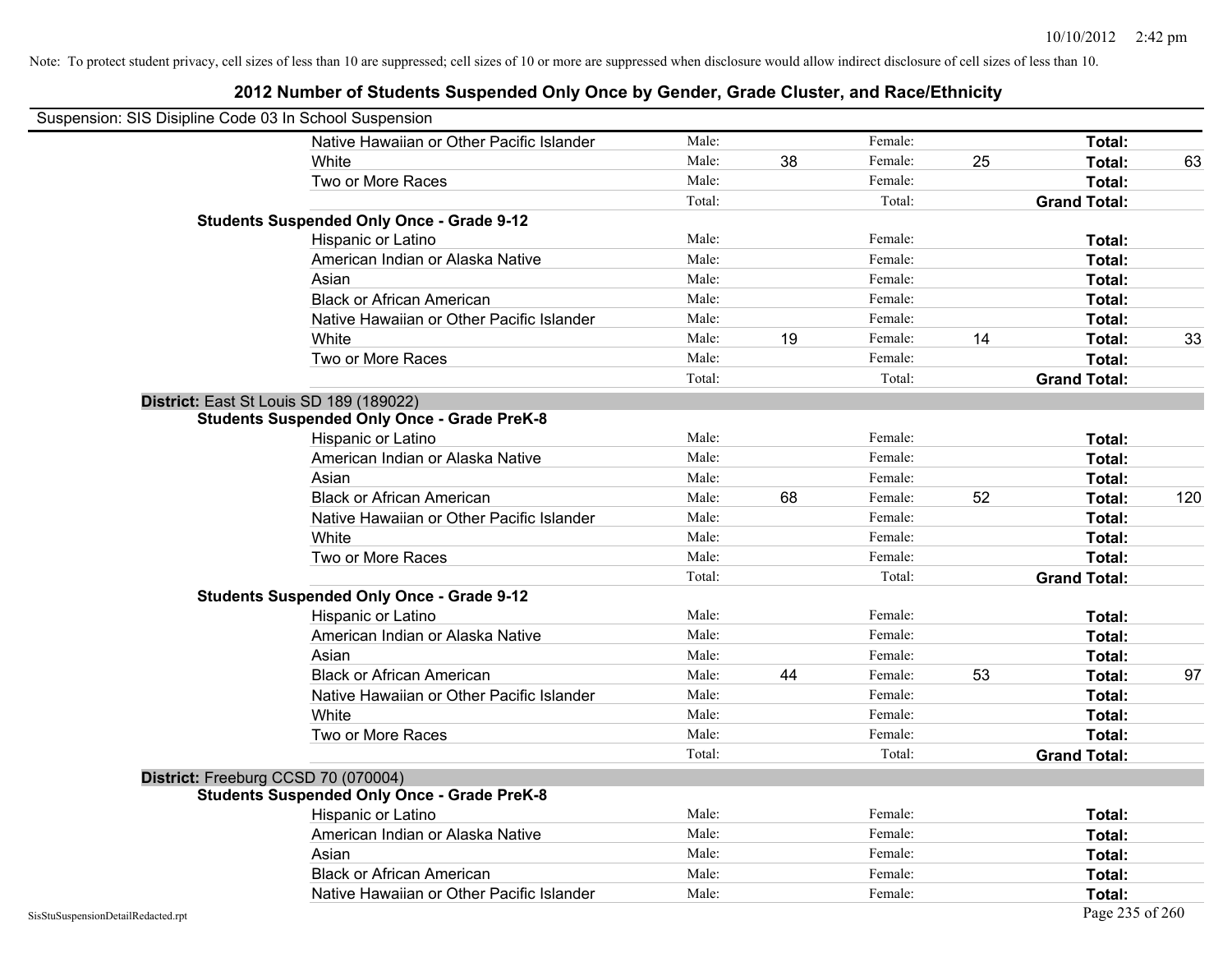Note: To protect student privacy, cell sizes of less than 10 are suppressed; cell sizes of 10 or more are suppressed when disclosure would allow indirect disclosure of cell sizes of less than 10.

## 2012 Number of Students Suspended Only Once by Gender, Grade Cluster, and Race/Ethnicity

Suspension: SIS Disipline Code 03 In School Suspension

| | | | | | | |
|---|---|---|---|---|---|---|
| Native Hawaiian or Other Pacific Islander | Male: | | Female: | | **Total:** | |
| White | Male: | 38 | Female: | 25 | **Total:** | 63 |
| Two or More Races | Male: | | Female: | | **Total:** | |
| | Total: | | Total: | | **Grand Total:** | |
| **Students Suspended Only Once - Grade 9-12** | | | | | | |
| Hispanic or Latino | Male: | | Female: | | **Total:** | |
| American Indian or Alaska Native | Male: | | Female: | | **Total:** | |
| Asian | Male: | | Female: | | **Total:** | |
| Black or African American | Male: | | Female: | | **Total:** | |
| Native Hawaiian or Other Pacific Islander | Male: | | Female: | | **Total:** | |
| White | Male: | 19 | Female: | 14 | **Total:** | 33 |
| Two or More Races | Male: | | Female: | | **Total:** | |
| | Total: | | Total: | | **Grand Total:** | |
| **District:** East St Louis SD 189 (189022) | | | | | | |
| **Students Suspended Only Once - Grade PreK-8** | | | | | | |
| Hispanic or Latino | Male: | | Female: | | **Total:** | |
| American Indian or Alaska Native | Male: | | Female: | | **Total:** | |
| Asian | Male: | | Female: | | **Total:** | |
| Black or African American | Male: | 68 | Female: | 52 | **Total:** | 120 |
| Native Hawaiian or Other Pacific Islander | Male: | | Female: | | **Total:** | |
| White | Male: | | Female: | | **Total:** | |
| Two or More Races | Male: | | Female: | | **Total:** | |
| | Total: | | Total: | | **Grand Total:** | |
| **Students Suspended Only Once - Grade 9-12** | | | | | | |
| Hispanic or Latino | Male: | | Female: | | **Total:** | |
| American Indian or Alaska Native | Male: | | Female: | | **Total:** | |
| Asian | Male: | | Female: | | **Total:** | |
| Black or African American | Male: | 44 | Female: | 53 | **Total:** | 97 |
| Native Hawaiian or Other Pacific Islander | Male: | | Female: | | **Total:** | |
| White | Male: | | Female: | | **Total:** | |
| Two or More Races | Male: | | Female: | | **Total:** | |
| | Total: | | Total: | | **Grand Total:** | |
| **District:** Freeburg CCSD 70 (070004) | | | | | | |
| **Students Suspended Only Once - Grade PreK-8** | | | | | | |
| Hispanic or Latino | Male: | | Female: | | **Total:** | |
| American Indian or Alaska Native | Male: | | Female: | | **Total:** | |
| Asian | Male: | | Female: | | **Total:** | |
| Black or African American | Male: | | Female: | | **Total:** | |
| Native Hawaiian or Other Pacific Islander | Male: | | Female: | | **Total:** | |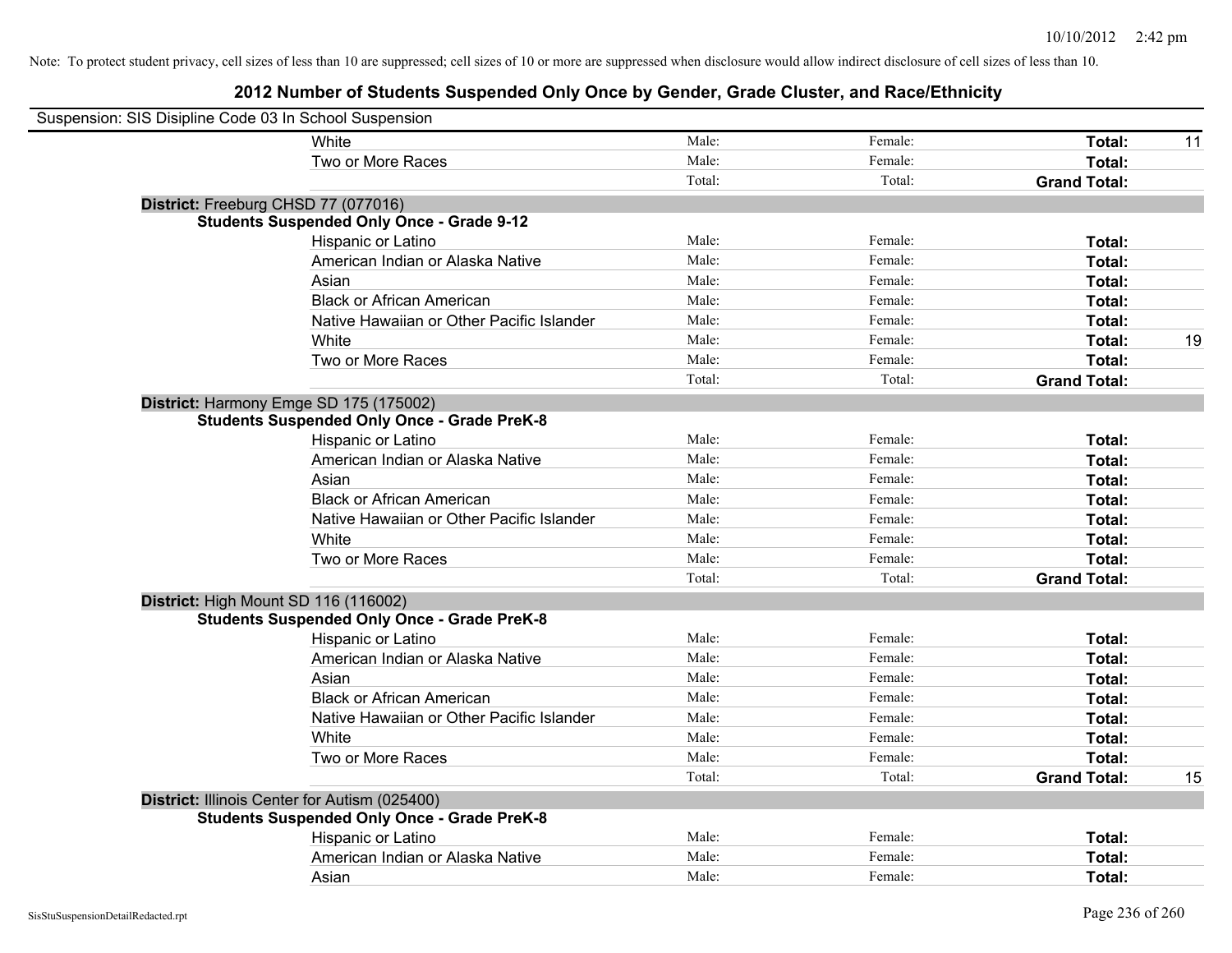Note: To protect student privacy, cell sizes of less than 10 are suppressed; cell sizes of 10 or more are suppressed when disclosure would allow indirect disclosure of cell sizes of less than 10.

## 2012 Number of Students Suspended Only Once by Gender, Grade Cluster, and Race/Ethnicity

Suspension: SIS Disipline Code 03 In School Suspension

| | | | | | |
|---|---|---|---|---|---|
| | White | Male: | Female: | **Total:** | 11 |
| | Two or More Races | Male: | Female: | **Total:** | |
| | | Total: | Total: | **Grand Total:** | |
| **District:** Freeburg CHSD 77 (077016) | | | | | |
| **Students Suspended Only Once - Grade 9-12** | | | | | |
| | Hispanic or Latino | Male: | Female: | **Total:** | |
| | American Indian or Alaska Native | Male: | Female: | **Total:** | |
| | Asian | Male: | Female: | **Total:** | |
| | Black or African American | Male: | Female: | **Total:** | |
| | Native Hawaiian or Other Pacific Islander | Male: | Female: | **Total:** | |
| | White | Male: | Female: | **Total:** | 19 |
| | Two or More Races | Male: | Female: | **Total:** | |
| | | Total: | Total: | **Grand Total:** | |
| **District:** Harmony Emge SD 175 (175002) | | | | | |
| **Students Suspended Only Once - Grade PreK-8** | | | | | |
| | Hispanic or Latino | Male: | Female: | **Total:** | |
| | American Indian or Alaska Native | Male: | Female: | **Total:** | |
| | Asian | Male: | Female: | **Total:** | |
| | Black or African American | Male: | Female: | **Total:** | |
| | Native Hawaiian or Other Pacific Islander | Male: | Female: | **Total:** | |
| | White | Male: | Female: | **Total:** | |
| | Two or More Races | Male: | Female: | **Total:** | |
| | | Total: | Total: | **Grand Total:** | |
| **District:** High Mount SD 116 (116002) | | | | | |
| **Students Suspended Only Once - Grade PreK-8** | | | | | |
| | Hispanic or Latino | Male: | Female: | **Total:** | |
| | American Indian or Alaska Native | Male: | Female: | **Total:** | |
| | Asian | Male: | Female: | **Total:** | |
| | Black or African American | Male: | Female: | **Total:** | |
| | Native Hawaiian or Other Pacific Islander | Male: | Female: | **Total:** | |
| | White | Male: | Female: | **Total:** | |
| | Two or More Races | Male: | Female: | **Total:** | |
| | | Total: | Total: | **Grand Total:** | 15 |
| **District:** Illinois Center for Autism (025400) | | | | | |
| **Students Suspended Only Once - Grade PreK-8** | | | | | |
| | Hispanic or Latino | Male: | Female: | **Total:** | |
| | American Indian or Alaska Native | Male: | Female: | **Total:** | |
| | Asian | Male: | Female: | **Total:** | |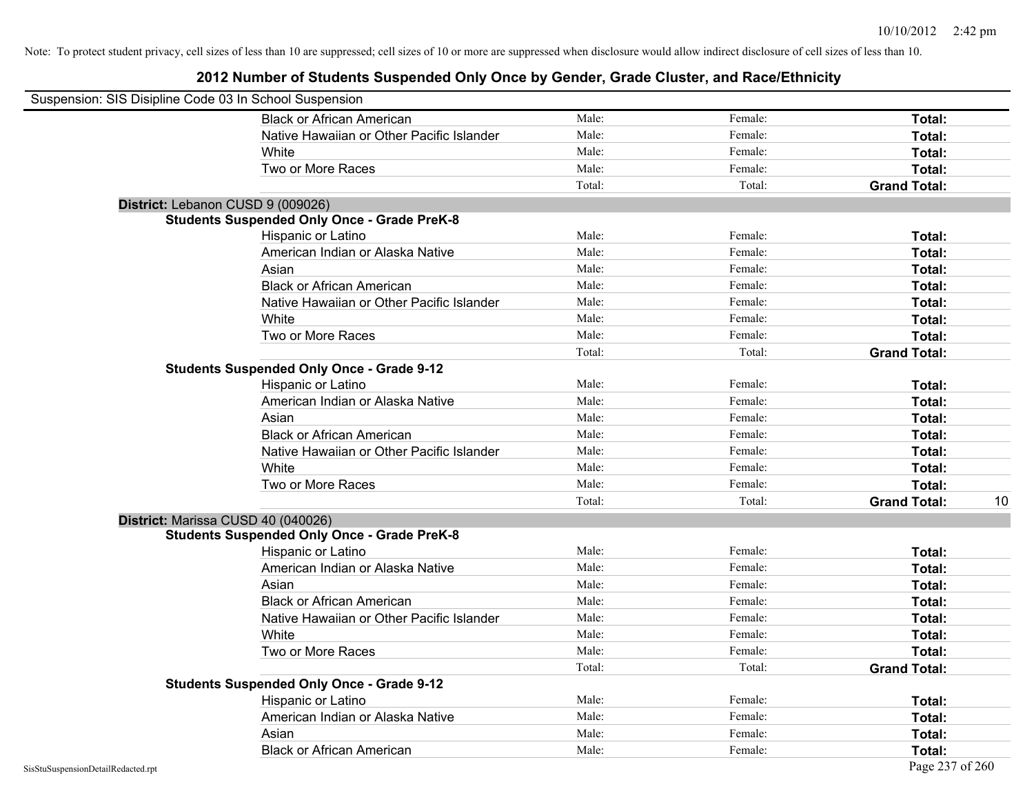Note: To protect student privacy, cell sizes of less than 10 are suppressed; cell sizes of 10 or more are suppressed when disclosure would allow indirect disclosure of cell sizes of less than 10.

# 2012 Number of Students Suspended Only Once by Gender, Grade Cluster, and Race/Ethnicity

Suspension: SIS Disipline Code 03 In School Suspension

| | | | | |
|---|---|---|---|---|
| Black or African American | Male: | Female: | **Total:** | |
| Native Hawaiian or Other Pacific Islander | Male: | Female: | **Total:** | |
| White | Male: | Female: | **Total:** | |
| Two or More Races | Male: | Female: | **Total:** | |
| | Total: | Total: | **Grand Total:** | |

**District:** Lebanon CUSD 9 (009026)

**Students Suspended Only Once - Grade PreK-8**

| | | | | |
|---|---|---|---|---|
| Hispanic or Latino | Male: | Female: | **Total:** | |
| American Indian or Alaska Native | Male: | Female: | **Total:** | |
| Asian | Male: | Female: | **Total:** | |
| Black or African American | Male: | Female: | **Total:** | |
| Native Hawaiian or Other Pacific Islander | Male: | Female: | **Total:** | |
| White | Male: | Female: | **Total:** | |
| Two or More Races | Male: | Female: | **Total:** | |
| | Total: | Total: | **Grand Total:** | |

**Students Suspended Only Once - Grade 9-12**

| | | | | |
|---|---|---|---|---|
| Hispanic or Latino | Male: | Female: | **Total:** | |
| American Indian or Alaska Native | Male: | Female: | **Total:** | |
| Asian | Male: | Female: | **Total:** | |
| Black or African American | Male: | Female: | **Total:** | |
| Native Hawaiian or Other Pacific Islander | Male: | Female: | **Total:** | |
| White | Male: | Female: | **Total:** | |
| Two or More Races | Male: | Female: | **Total:** | |
| | Total: | Total: | **Grand Total:** | 10 |

**District:** Marissa CUSD 40 (040026)

**Students Suspended Only Once - Grade PreK-8**

| | | | | |
|---|---|---|---|---|
| Hispanic or Latino | Male: | Female: | **Total:** | |
| American Indian or Alaska Native | Male: | Female: | **Total:** | |
| Asian | Male: | Female: | **Total:** | |
| Black or African American | Male: | Female: | **Total:** | |
| Native Hawaiian or Other Pacific Islander | Male: | Female: | **Total:** | |
| White | Male: | Female: | **Total:** | |
| Two or More Races | Male: | Female: | **Total:** | |
| | Total: | Total: | **Grand Total:** | |

**Students Suspended Only Once - Grade 9-12**

| | | | | |
|---|---|---|---|---|
| Hispanic or Latino | Male: | Female: | **Total:** | |
| American Indian or Alaska Native | Male: | Female: | **Total:** | |
| Asian | Male: | Female: | **Total:** | |
| Black or African American | Male: | Female: | **Total:** | |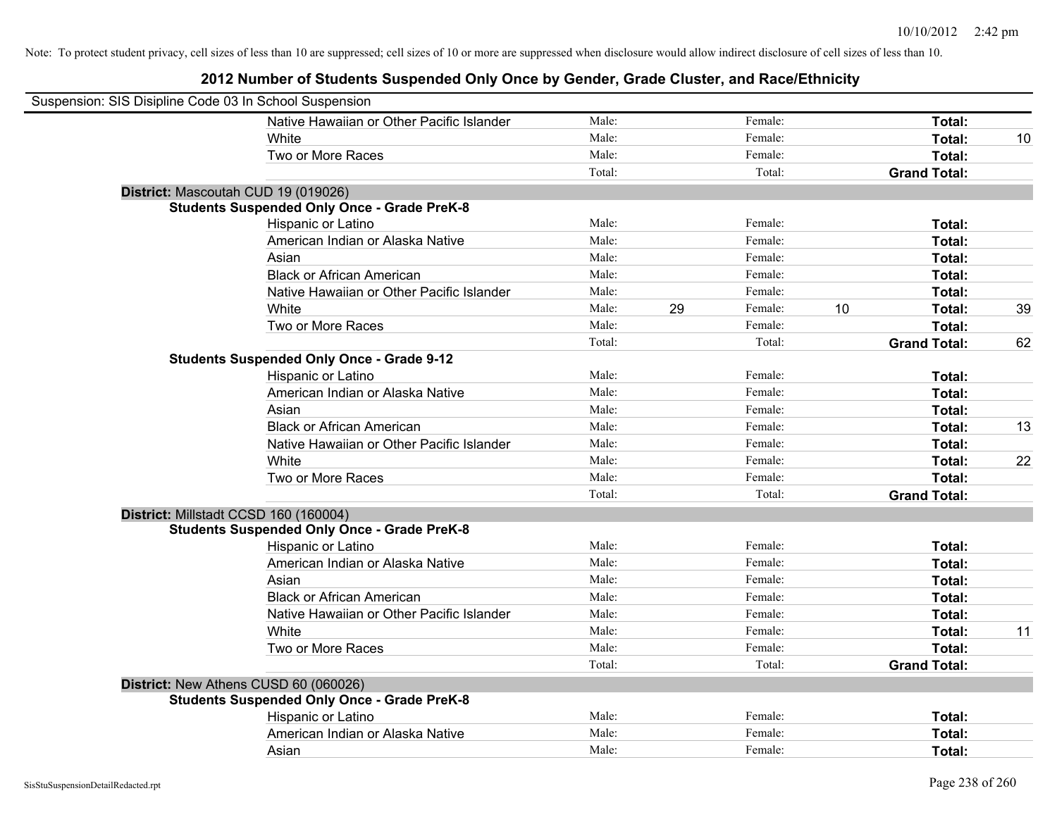Note: To protect student privacy, cell sizes of less than 10 are suppressed; cell sizes of 10 or more are suppressed when disclosure would allow indirect disclosure of cell sizes of less than 10.

## 2012 Number of Students Suspended Only Once by Gender, Grade Cluster, and Race/Ethnicity

Suspension: SIS Disipline Code 03 In School Suspension

| | | | | | | | |
|---|---|---|---|---|---|---|---|
| Native Hawaiian or Other Pacific Islander | Male: | | Female: | | **Total:** | |
| White | Male: | | Female: | | **Total:** | 10 |
| Two or More Races | Male: | | Female: | | **Total:** | |
| | Total: | | Total: | | **Grand Total:** | |

**District:** Mascoutah CUD 19 (019026)

**Students Suspended Only Once - Grade PreK-8**

| | | | | | | |
|---|---|---|---|---|---|---|
| Hispanic or Latino | Male: | | Female: | | **Total:** | |
| American Indian or Alaska Native | Male: | | Female: | | **Total:** | |
| Asian | Male: | | Female: | | **Total:** | |
| Black or African American | Male: | | Female: | | **Total:** | |
| Native Hawaiian or Other Pacific Islander | Male: | | Female: | | **Total:** | |
| White | Male: | 29 | Female: | 10 | **Total:** | 39 |
| Two or More Races | Male: | | Female: | | **Total:** | |
| | Total: | | Total: | | **Grand Total:** | 62 |

**Students Suspended Only Once - Grade 9-12**

| | | | | | | |
|---|---|---|---|---|---|---|
| Hispanic or Latino | Male: | | Female: | | **Total:** | |
| American Indian or Alaska Native | Male: | | Female: | | **Total:** | |
| Asian | Male: | | Female: | | **Total:** | |
| Black or African American | Male: | | Female: | | **Total:** | 13 |
| Native Hawaiian or Other Pacific Islander | Male: | | Female: | | **Total:** | |
| White | Male: | | Female: | | **Total:** | 22 |
| Two or More Races | Male: | | Female: | | **Total:** | |
| | Total: | | Total: | | **Grand Total:** | |

**District:** Millstadt CCSD 160 (160004)

**Students Suspended Only Once - Grade PreK-8**

| | | | | | | |
|---|---|---|---|---|---|---|
| Hispanic or Latino | Male: | | Female: | | **Total:** | |
| American Indian or Alaska Native | Male: | | Female: | | **Total:** | |
| Asian | Male: | | Female: | | **Total:** | |
| Black or African American | Male: | | Female: | | **Total:** | |
| Native Hawaiian or Other Pacific Islander | Male: | | Female: | | **Total:** | |
| White | Male: | | Female: | | **Total:** | 11 |
| Two or More Races | Male: | | Female: | | **Total:** | |
| | Total: | | Total: | | **Grand Total:** | |

**District:** New Athens CUSD 60 (060026)

**Students Suspended Only Once - Grade PreK-8**

| | | | | | | |
|---|---|---|---|---|---|---|
| Hispanic or Latino | Male: | | Female: | | **Total:** | |
| American Indian or Alaska Native | Male: | | Female: | | **Total:** | |
| Asian | Male: | | Female: | | **Total:** | |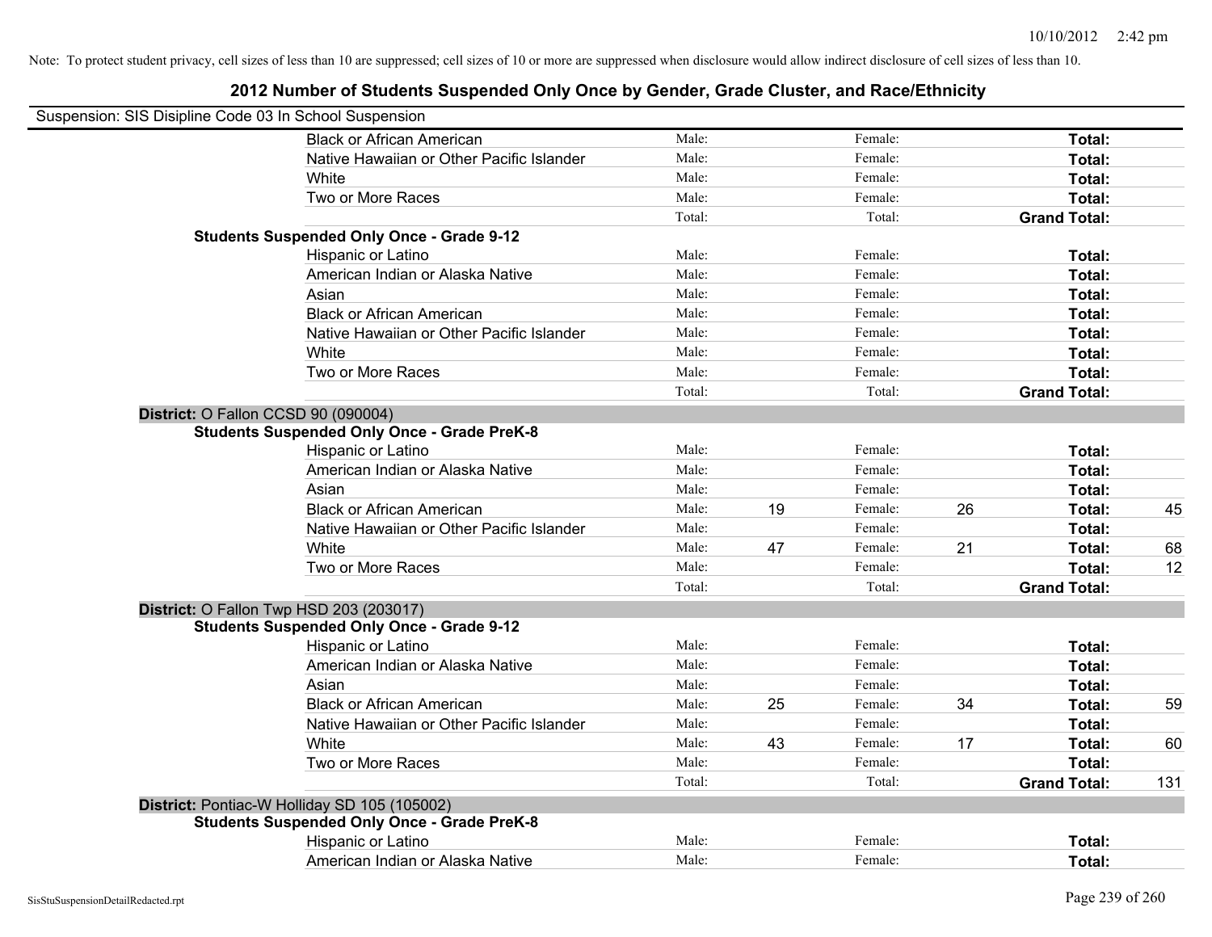Note: To protect student privacy, cell sizes of less than 10 are suppressed; cell sizes of 10 or more are suppressed when disclosure would allow indirect disclosure of cell sizes of less than 10.

## 2012 Number of Students Suspended Only Once by Gender, Grade Cluster, and Race/Ethnicity

Suspension: SIS Disipline Code 03 In School Suspension

| | | | | | | |
|---|---|---|---|---|---|---|
| Black or African American | Male: | | Female: | | Total: | |
| Native Hawaiian or Other Pacific Islander | Male: | | Female: | | Total: | |
| White | Male: | | Female: | | Total: | |
| Two or More Races | Male: | | Female: | | Total: | |
| | Total: | | Total: | | Grand Total: | |

**Students Suspended Only Once - Grade 9-12**

| | | | | | | |
|---|---|---|---|---|---|---|
| Hispanic or Latino | Male: | | Female: | | Total: | |
| American Indian or Alaska Native | Male: | | Female: | | Total: | |
| Asian | Male: | | Female: | | Total: | |
| Black or African American | Male: | | Female: | | Total: | |
| Native Hawaiian or Other Pacific Islander | Male: | | Female: | | Total: | |
| White | Male: | | Female: | | Total: | |
| Two or More Races | Male: | | Female: | | Total: | |
| | Total: | | Total: | | Grand Total: | |

**District:** O Fallon CCSD 90 (090004)

**Students Suspended Only Once - Grade PreK-8**

| | | | | | | |
|---|---|---|---|---|---|---|
| Hispanic or Latino | Male: | | Female: | | Total: | |
| American Indian or Alaska Native | Male: | | Female: | | Total: | |
| Asian | Male: | | Female: | | Total: | |
| Black or African American | Male: | 19 | Female: | 26 | Total: | 45 |
| Native Hawaiian or Other Pacific Islander | Male: | | Female: | | Total: | |
| White | Male: | 47 | Female: | 21 | Total: | 68 |
| Two or More Races | Male: | | Female: | | Total: | 12 |
| | Total: | | Total: | | Grand Total: | |

**District:** O Fallon Twp HSD 203 (203017)

**Students Suspended Only Once - Grade 9-12**

| | | | | | | |
|---|---|---|---|---|---|---|
| Hispanic or Latino | Male: | | Female: | | Total: | |
| American Indian or Alaska Native | Male: | | Female: | | Total: | |
| Asian | Male: | | Female: | | Total: | |
| Black or African American | Male: | 25 | Female: | 34 | Total: | 59 |
| Native Hawaiian or Other Pacific Islander | Male: | | Female: | | Total: | |
| White | Male: | 43 | Female: | 17 | Total: | 60 |
| Two or More Races | Male: | | Female: | | Total: | |
| | Total: | | Total: | | Grand Total: | 131 |

**District:** Pontiac-W Holliday SD 105 (105002)

**Students Suspended Only Once - Grade PreK-8**

| | | | | | | |
|---|---|---|---|---|---|---|
| Hispanic or Latino | Male: | | Female: | | Total: | |
| American Indian or Alaska Native | Male: | | Female: | | Total: | |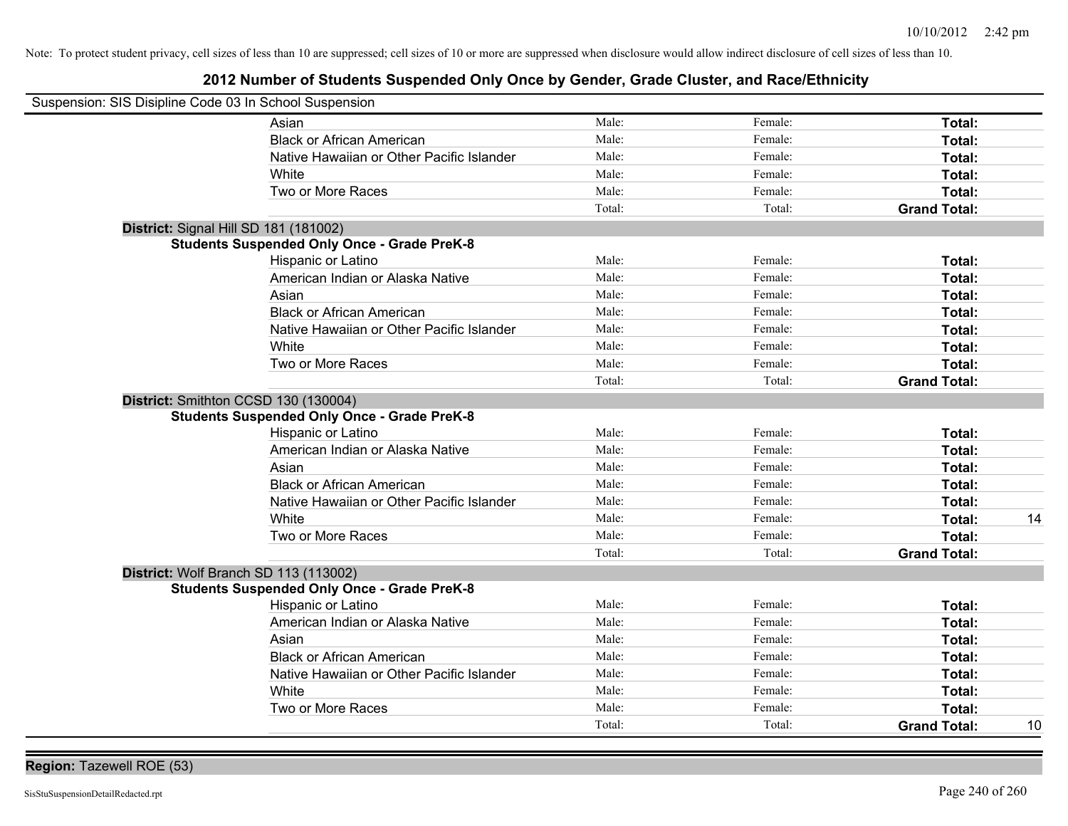Note: To protect student privacy, cell sizes of less than 10 are suppressed; cell sizes of 10 or more are suppressed when disclosure would allow indirect disclosure of cell sizes of less than 10.

# 2012 Number of Students Suspended Only Once by Gender, Grade Cluster, and Race/Ethnicity

Suspension: SIS Disipline Code 03 In School Suspension

| | | | | |
|---|---|---|---|---|
| Asian | Male: | Female: | **Total:** | |
| Black or African American | Male: | Female: | **Total:** | |
| Native Hawaiian or Other Pacific Islander | Male: | Female: | **Total:** | |
| White | Male: | Female: | **Total:** | |
| Two or More Races | Male: | Female: | **Total:** | |
| | Total: | Total: | **Grand Total:** | |

**District:** Signal Hill SD 181 (181002)

**Students Suspended Only Once - Grade PreK-8**

| | | | | |
|---|---|---|---|---|
| Hispanic or Latino | Male: | Female: | **Total:** | |
| American Indian or Alaska Native | Male: | Female: | **Total:** | |
| Asian | Male: | Female: | **Total:** | |
| Black or African American | Male: | Female: | **Total:** | |
| Native Hawaiian or Other Pacific Islander | Male: | Female: | **Total:** | |
| White | Male: | Female: | **Total:** | |
| Two or More Races | Male: | Female: | **Total:** | |
| | Total: | Total: | **Grand Total:** | |

**District:** Smithton CCSD 130 (130004)

**Students Suspended Only Once - Grade PreK-8**

| | | | | |
|---|---|---|---|---|
| Hispanic or Latino | Male: | Female: | **Total:** | |
| American Indian or Alaska Native | Male: | Female: | **Total:** | |
| Asian | Male: | Female: | **Total:** | |
| Black or African American | Male: | Female: | **Total:** | |
| Native Hawaiian or Other Pacific Islander | Male: | Female: | **Total:** | |
| White | Male: | Female: | **Total:** | 14 |
| Two or More Races | Male: | Female: | **Total:** | |
| | Total: | Total: | **Grand Total:** | |

**District:** Wolf Branch SD 113 (113002)

**Students Suspended Only Once - Grade PreK-8**

| | | | | |
|---|---|---|---|---|
| Hispanic or Latino | Male: | Female: | **Total:** | |
| American Indian or Alaska Native | Male: | Female: | **Total:** | |
| Asian | Male: | Female: | **Total:** | |
| Black or African American | Male: | Female: | **Total:** | |
| Native Hawaiian or Other Pacific Islander | Male: | Female: | **Total:** | |
| White | Male: | Female: | **Total:** | |
| Two or More Races | Male: | Female: | **Total:** | |
| | Total: | Total: | **Grand Total:** | 10 |

**Region:** Tazewell ROE (53)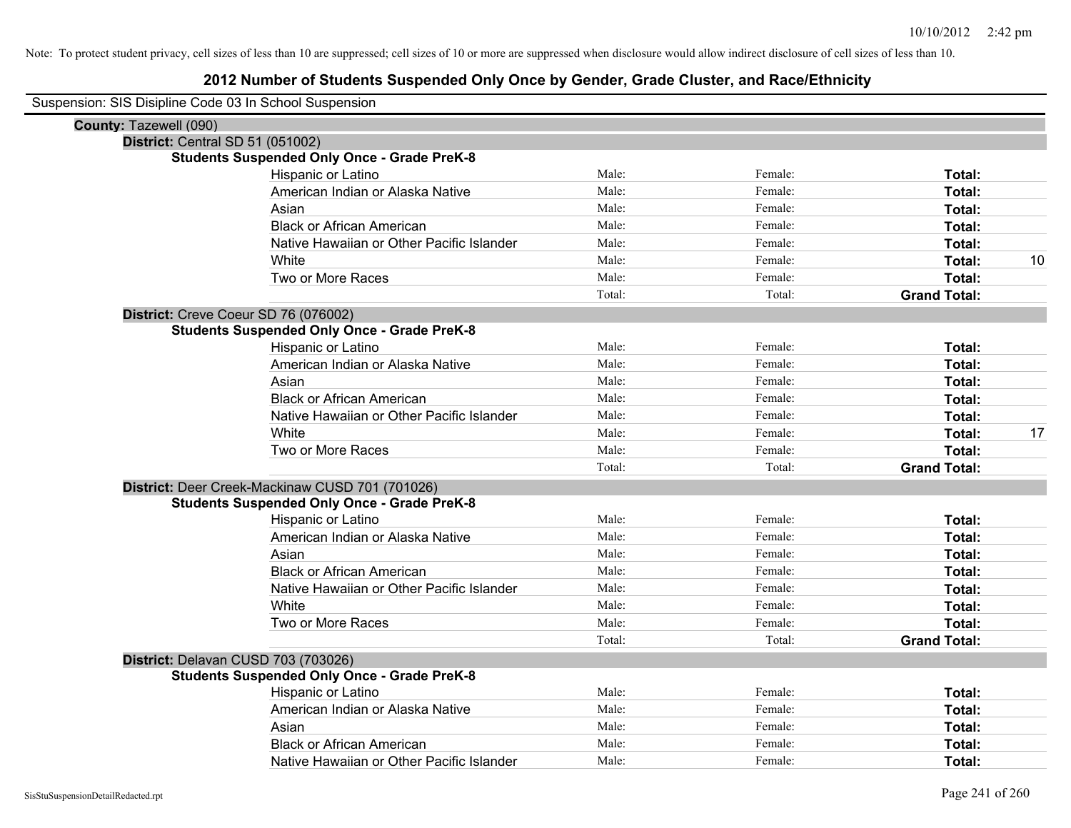Note: To protect student privacy, cell sizes of less than 10 are suppressed; cell sizes of 10 or more are suppressed when disclosure would allow indirect disclosure of cell sizes of less than 10.

# 2012 Number of Students Suspended Only Once by Gender, Grade Cluster, and Race/Ethnicity

Suspension: SIS Disipline Code 03 In School Suspension

**County:** Tazewell (090)

**District:** Central SD 51 (051002)

**Students Suspended Only Once - Grade PreK-8**

| | | | | |
|---|---|---|---|---|
| Hispanic or Latino | Male: | Female: | **Total:** | |
| American Indian or Alaska Native | Male: | Female: | **Total:** | |
| Asian | Male: | Female: | **Total:** | |
| Black or African American | Male: | Female: | **Total:** | |
| Native Hawaiian or Other Pacific Islander | Male: | Female: | **Total:** | |
| White | Male: | Female: | **Total:** | 10 |
| Two or More Races | Male: | Female: | **Total:** | |
| | Total: | Total: | **Grand Total:** | |

**District:** Creve Coeur SD 76 (076002)

**Students Suspended Only Once - Grade PreK-8**

| | | | | |
|---|---|---|---|---|
| Hispanic or Latino | Male: | Female: | **Total:** | |
| American Indian or Alaska Native | Male: | Female: | **Total:** | |
| Asian | Male: | Female: | **Total:** | |
| Black or African American | Male: | Female: | **Total:** | |
| Native Hawaiian or Other Pacific Islander | Male: | Female: | **Total:** | |
| White | Male: | Female: | **Total:** | 17 |
| Two or More Races | Male: | Female: | **Total:** | |
| | Total: | Total: | **Grand Total:** | |

**District:** Deer Creek-Mackinaw CUSD 701 (701026)

**Students Suspended Only Once - Grade PreK-8**

| | | | | |
|---|---|---|---|---|
| Hispanic or Latino | Male: | Female: | **Total:** | |
| American Indian or Alaska Native | Male: | Female: | **Total:** | |
| Asian | Male: | Female: | **Total:** | |
| Black or African American | Male: | Female: | **Total:** | |
| Native Hawaiian or Other Pacific Islander | Male: | Female: | **Total:** | |
| White | Male: | Female: | **Total:** | |
| Two or More Races | Male: | Female: | **Total:** | |
| | Total: | Total: | **Grand Total:** | |

**District:** Delavan CUSD 703 (703026)

**Students Suspended Only Once - Grade PreK-8**

| | | | | |
|---|---|---|---|---|
| Hispanic or Latino | Male: | Female: | **Total:** | |
| American Indian or Alaska Native | Male: | Female: | **Total:** | |
| Asian | Male: | Female: | **Total:** | |
| Black or African American | Male: | Female: | **Total:** | |
| Native Hawaiian or Other Pacific Islander | Male: | Female: | **Total:** | |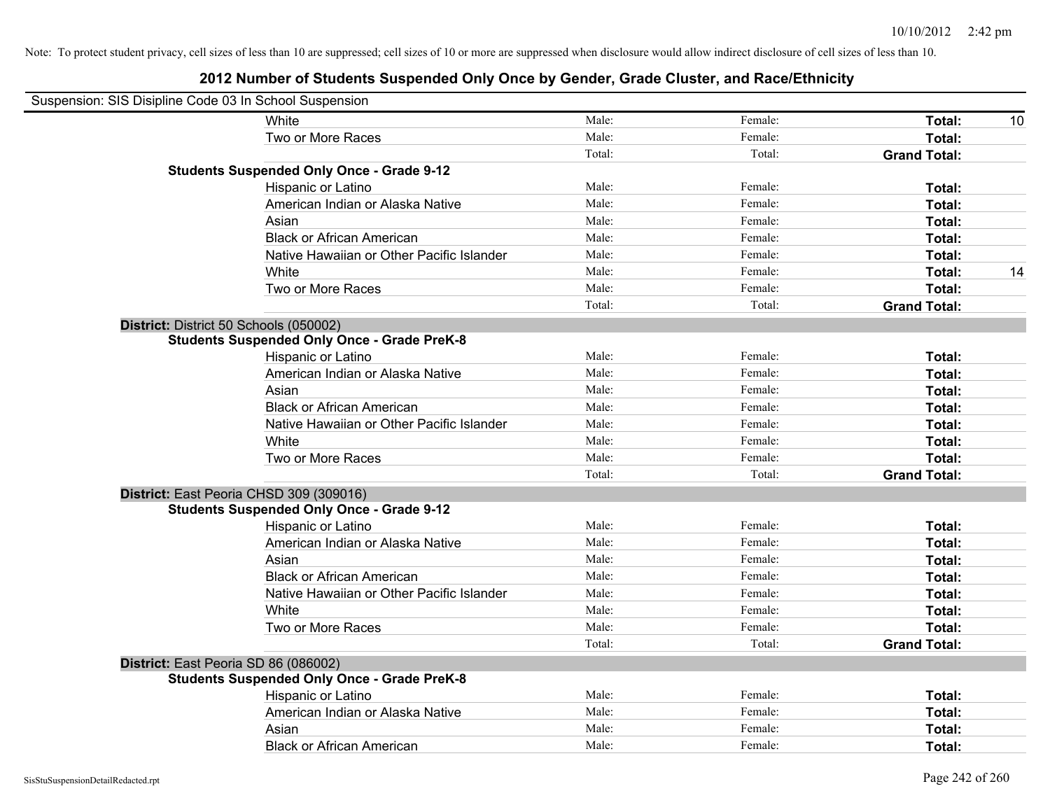Note: To protect student privacy, cell sizes of less than 10 are suppressed; cell sizes of 10 or more are suppressed when disclosure would allow indirect disclosure of cell sizes of less than 10.

## 2012 Number of Students Suspended Only Once by Gender, Grade Cluster, and Race/Ethnicity

Suspension: SIS Disipline Code 03 In School Suspension

| | | | | | |
|---|---|---|---|---|---|
| | White | Male: | Female: | **Total:** | 10 |
| | Two or More Races | Male: | Female: | **Total:** | |
| | | Total: | Total: | **Grand Total:** | |
| **Students Suspended Only Once - Grade 9-12** | | | | | |
| | Hispanic or Latino | Male: | Female: | **Total:** | |
| | American Indian or Alaska Native | Male: | Female: | **Total:** | |
| | Asian | Male: | Female: | **Total:** | |
| | Black or African American | Male: | Female: | **Total:** | |
| | Native Hawaiian or Other Pacific Islander | Male: | Female: | **Total:** | |
| | White | Male: | Female: | **Total:** | 14 |
| | Two or More Races | Male: | Female: | **Total:** | |
| | | Total: | Total: | **Grand Total:** | |
| **District:** District 50 Schools (050002) | | | | | |
| **Students Suspended Only Once - Grade PreK-8** | | | | | |
| | Hispanic or Latino | Male: | Female: | **Total:** | |
| | American Indian or Alaska Native | Male: | Female: | **Total:** | |
| | Asian | Male: | Female: | **Total:** | |
| | Black or African American | Male: | Female: | **Total:** | |
| | Native Hawaiian or Other Pacific Islander | Male: | Female: | **Total:** | |
| | White | Male: | Female: | **Total:** | |
| | Two or More Races | Male: | Female: | **Total:** | |
| | | Total: | Total: | **Grand Total:** | |
| **District:** East Peoria CHSD 309 (309016) | | | | | |
| **Students Suspended Only Once - Grade 9-12** | | | | | |
| | Hispanic or Latino | Male: | Female: | **Total:** | |
| | American Indian or Alaska Native | Male: | Female: | **Total:** | |
| | Asian | Male: | Female: | **Total:** | |
| | Black or African American | Male: | Female: | **Total:** | |
| | Native Hawaiian or Other Pacific Islander | Male: | Female: | **Total:** | |
| | White | Male: | Female: | **Total:** | |
| | Two or More Races | Male: | Female: | **Total:** | |
| | | Total: | Total: | **Grand Total:** | |
| **District:** East Peoria SD 86 (086002) | | | | | |
| **Students Suspended Only Once - Grade PreK-8** | | | | | |
| | Hispanic or Latino | Male: | Female: | **Total:** | |
| | American Indian or Alaska Native | Male: | Female: | **Total:** | |
| | Asian | Male: | Female: | **Total:** | |
| | Black or African American | Male: | Female: | **Total:** | |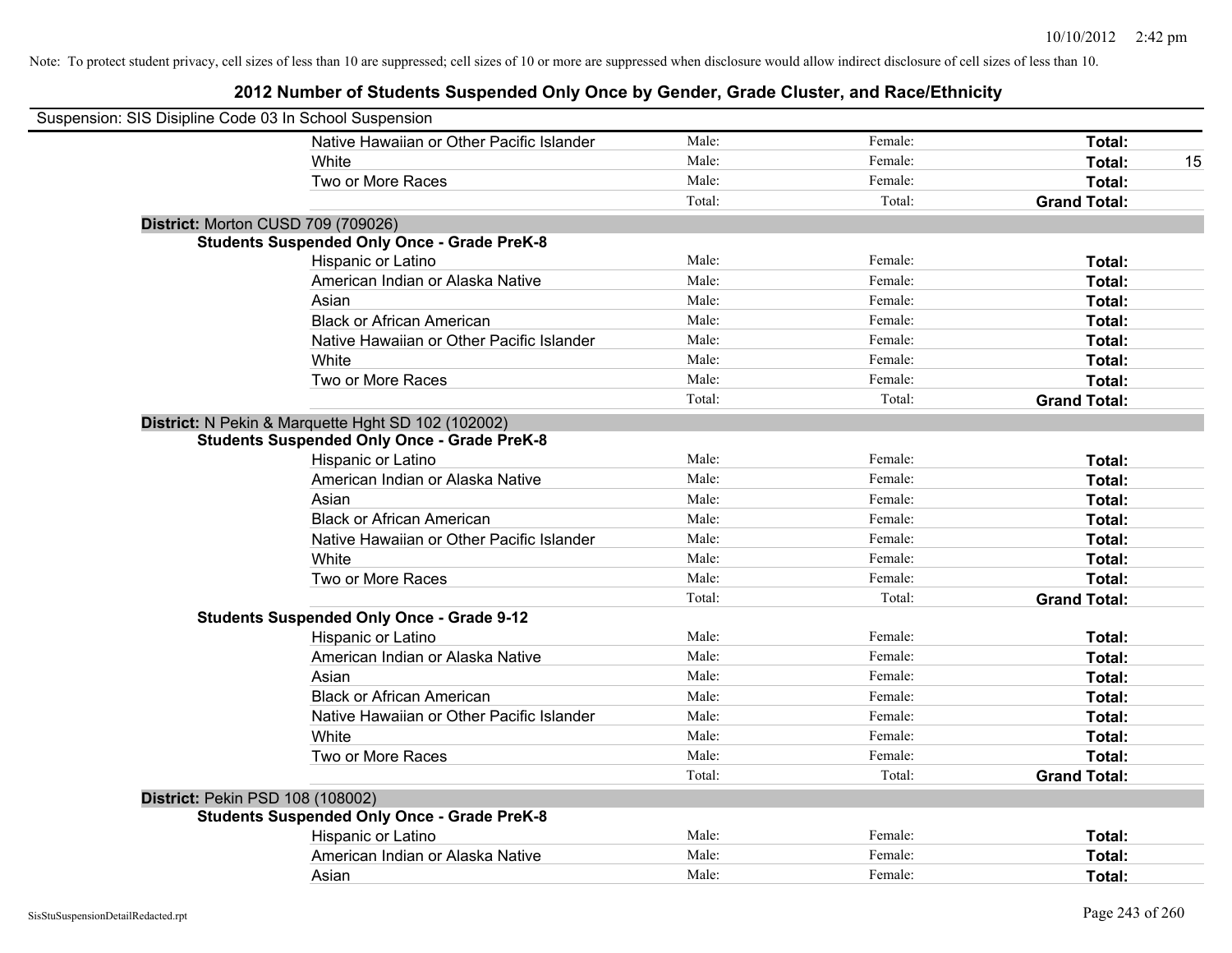Note: To protect student privacy, cell sizes of less than 10 are suppressed; cell sizes of 10 or more are suppressed when disclosure would allow indirect disclosure of cell sizes of less than 10.

## 2012 Number of Students Suspended Only Once by Gender, Grade Cluster, and Race/Ethnicity

Suspension: SIS Disipline Code 03 In School Suspension

| | Male | Female | Total |
|---|---|---|---|
| Native Hawaiian or Other Pacific Islander | Male: | Female: | Total: |
| White | Male: | Female: | Total: 15 |
| Two or More Races | Male: | Female: | Total: |
| | Total: | Total: | Grand Total: |

**District:** Morton CUSD 709 (709026)

**Students Suspended Only Once - Grade PreK-8**

| | Male | Female | Total |
|---|---|---|---|
| Hispanic or Latino | Male: | Female: | Total: |
| American Indian or Alaska Native | Male: | Female: | Total: |
| Asian | Male: | Female: | Total: |
| Black or African American | Male: | Female: | Total: |
| Native Hawaiian or Other Pacific Islander | Male: | Female: | Total: |
| White | Male: | Female: | Total: |
| Two or More Races | Male: | Female: | Total: |
| | Total: | Total: | Grand Total: |

**District:** N Pekin & Marquette Hght SD 102 (102002)

**Students Suspended Only Once - Grade PreK-8**

| | Male | Female | Total |
|---|---|---|---|
| Hispanic or Latino | Male: | Female: | Total: |
| American Indian or Alaska Native | Male: | Female: | Total: |
| Asian | Male: | Female: | Total: |
| Black or African American | Male: | Female: | Total: |
| Native Hawaiian or Other Pacific Islander | Male: | Female: | Total: |
| White | Male: | Female: | Total: |
| Two or More Races | Male: | Female: | Total: |
| | Total: | Total: | Grand Total: |

**Students Suspended Only Once - Grade 9-12**

| | Male | Female | Total |
|---|---|---|---|
| Hispanic or Latino | Male: | Female: | Total: |
| American Indian or Alaska Native | Male: | Female: | Total: |
| Asian | Male: | Female: | Total: |
| Black or African American | Male: | Female: | Total: |
| Native Hawaiian or Other Pacific Islander | Male: | Female: | Total: |
| White | Male: | Female: | Total: |
| Two or More Races | Male: | Female: | Total: |
| | Total: | Total: | Grand Total: |

**District:** Pekin PSD 108 (108002)

**Students Suspended Only Once - Grade PreK-8**

| | Male | Female | Total |
|---|---|---|---|
| Hispanic or Latino | Male: | Female: | Total: |
| American Indian or Alaska Native | Male: | Female: | Total: |
| Asian | Male: | Female: | Total: |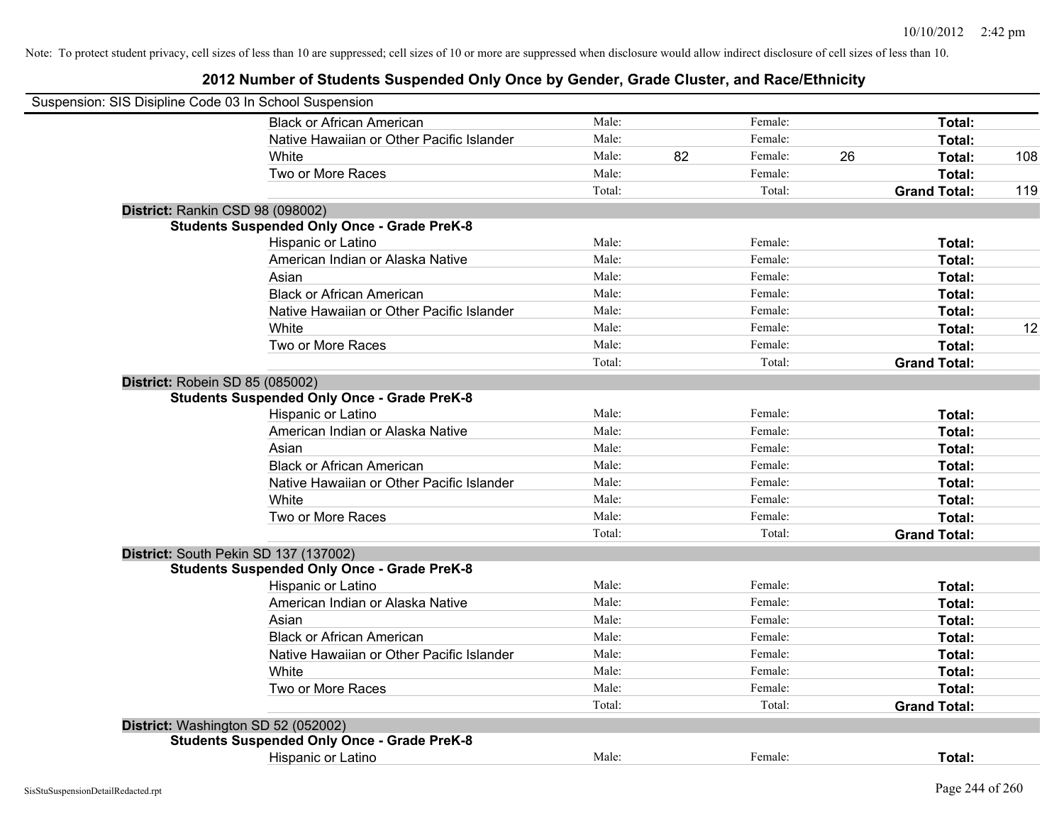Note: To protect student privacy, cell sizes of less than 10 are suppressed; cell sizes of 10 or more are suppressed when disclosure would allow indirect disclosure of cell sizes of less than 10.

## 2012 Number of Students Suspended Only Once by Gender, Grade Cluster, and Race/Ethnicity

Suspension: SIS Disipline Code 03 In School Suspension

| | | | | | | |
|---|---|---|---|---|---|---|
| Black or African American | Male: | | Female: | | **Total:** | |
| Native Hawaiian or Other Pacific Islander | Male: | | Female: | | **Total:** | |
| White | Male: | 82 | Female: | 26 | **Total:** | 108 |
| Two or More Races | Male: | | Female: | | **Total:** | |
| | Total: | | Total: | | **Grand Total:** | 119 |

**District:** Rankin CSD 98 (098002)

**Students Suspended Only Once - Grade PreK-8**

| | | | | | | |
|---|---|---|---|---|---|---|
| Hispanic or Latino | Male: | | Female: | | **Total:** | |
| American Indian or Alaska Native | Male: | | Female: | | **Total:** | |
| Asian | Male: | | Female: | | **Total:** | |
| Black or African American | Male: | | Female: | | **Total:** | |
| Native Hawaiian or Other Pacific Islander | Male: | | Female: | | **Total:** | |
| White | Male: | | Female: | | **Total:** | 12 |
| Two or More Races | Male: | | Female: | | **Total:** | |
| | Total: | | Total: | | **Grand Total:** | |

**District:** Robein SD 85 (085002)

**Students Suspended Only Once - Grade PreK-8**

| | | | | | | |
|---|---|---|---|---|---|---|
| Hispanic or Latino | Male: | | Female: | | **Total:** | |
| American Indian or Alaska Native | Male: | | Female: | | **Total:** | |
| Asian | Male: | | Female: | | **Total:** | |
| Black or African American | Male: | | Female: | | **Total:** | |
| Native Hawaiian or Other Pacific Islander | Male: | | Female: | | **Total:** | |
| White | Male: | | Female: | | **Total:** | |
| Two or More Races | Male: | | Female: | | **Total:** | |
| | Total: | | Total: | | **Grand Total:** | |

**District:** South Pekin SD 137 (137002)

**Students Suspended Only Once - Grade PreK-8**

| | | | | | | |
|---|---|---|---|---|---|---|
| Hispanic or Latino | Male: | | Female: | | **Total:** | |
| American Indian or Alaska Native | Male: | | Female: | | **Total:** | |
| Asian | Male: | | Female: | | **Total:** | |
| Black or African American | Male: | | Female: | | **Total:** | |
| Native Hawaiian or Other Pacific Islander | Male: | | Female: | | **Total:** | |
| White | Male: | | Female: | | **Total:** | |
| Two or More Races | Male: | | Female: | | **Total:** | |
| | Total: | | Total: | | **Grand Total:** | |

**District:** Washington SD 52 (052002)

**Students Suspended Only Once - Grade PreK-8**

| | | | | | | |
|---|---|---|---|---|---|---|
| Hispanic or Latino | Male: | | Female: | | **Total:** | |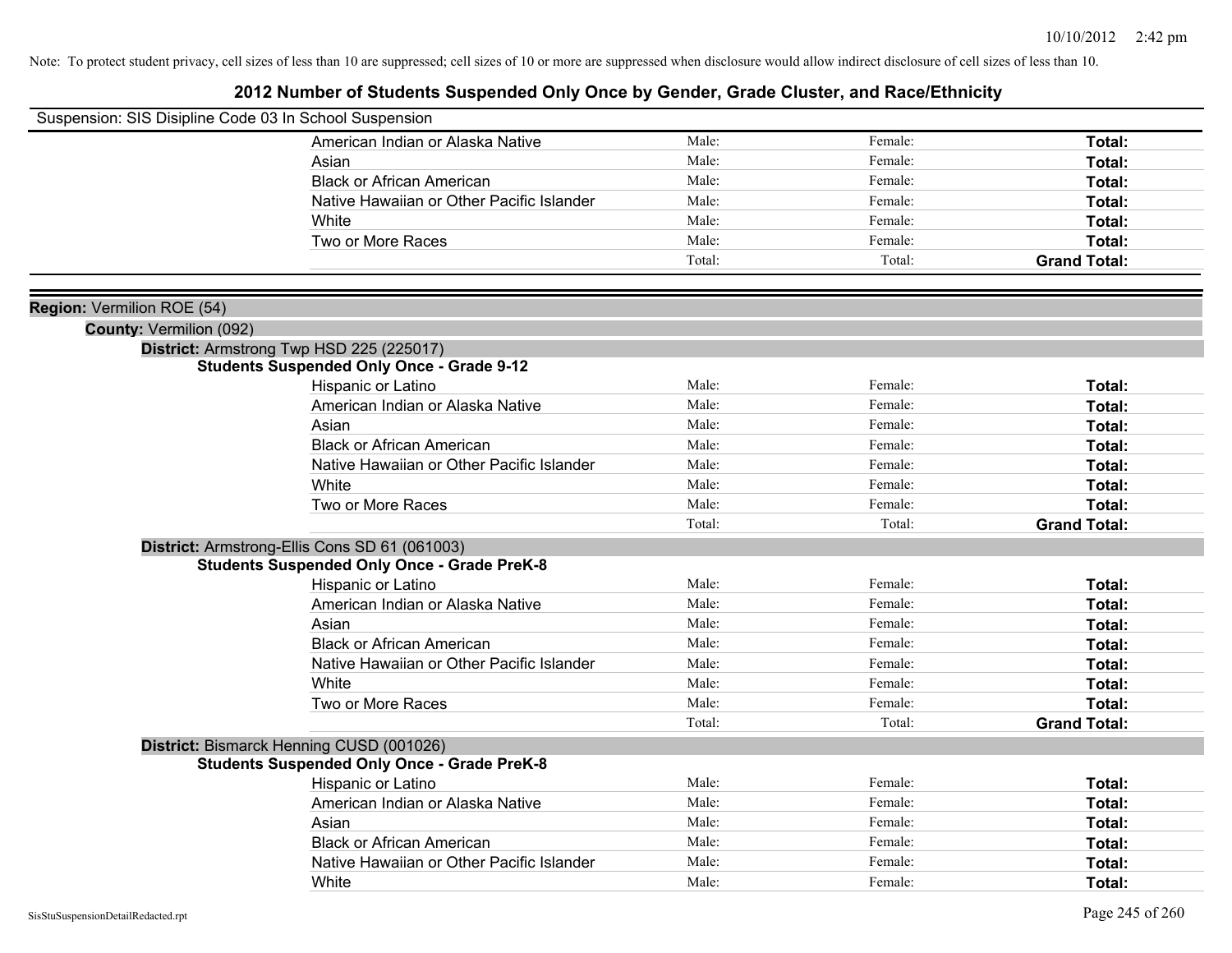Note: To protect student privacy, cell sizes of less than 10 are suppressed; cell sizes of 10 or more are suppressed when disclosure would allow indirect disclosure of cell sizes of less than 10.

# 2012 Number of Students Suspended Only Once by Gender, Grade Cluster, and Race/Ethnicity

Suspension: SIS Disipline Code 03 In School Suspension

| | | | |
|---|---|---|---|
| American Indian or Alaska Native | Male: | Female: | **Total:** |
| Asian | Male: | Female: | **Total:** |
| Black or African American | Male: | Female: | **Total:** |
| Native Hawaiian or Other Pacific Islander | Male: | Female: | **Total:** |
| White | Male: | Female: | **Total:** |
| Two or More Races | Male: | Female: | **Total:** |
| | Total: | Total: | **Grand Total:** |

**Region:** Vermilion ROE (54)

**County:** Vermilion (092)

**District:** Armstrong Twp HSD 225 (225017)

**Students Suspended Only Once - Grade 9-12**

| | | | |
|---|---|---|---|
| Hispanic or Latino | Male: | Female: | **Total:** |
| American Indian or Alaska Native | Male: | Female: | **Total:** |
| Asian | Male: | Female: | **Total:** |
| Black or African American | Male: | Female: | **Total:** |
| Native Hawaiian or Other Pacific Islander | Male: | Female: | **Total:** |
| White | Male: | Female: | **Total:** |
| Two or More Races | Male: | Female: | **Total:** |
| | Total: | Total: | **Grand Total:** |

**District:** Armstrong-Ellis Cons SD 61 (061003)

**Students Suspended Only Once - Grade PreK-8**

| | | | |
|---|---|---|---|
| Hispanic or Latino | Male: | Female: | **Total:** |
| American Indian or Alaska Native | Male: | Female: | **Total:** |
| Asian | Male: | Female: | **Total:** |
| Black or African American | Male: | Female: | **Total:** |
| Native Hawaiian or Other Pacific Islander | Male: | Female: | **Total:** |
| White | Male: | Female: | **Total:** |
| Two or More Races | Male: | Female: | **Total:** |
| | Total: | Total: | **Grand Total:** |

**District:** Bismarck Henning CUSD (001026)

**Students Suspended Only Once - Grade PreK-8**

| | | | |
|---|---|---|---|
| Hispanic or Latino | Male: | Female: | **Total:** |
| American Indian or Alaska Native | Male: | Female: | **Total:** |
| Asian | Male: | Female: | **Total:** |
| Black or African American | Male: | Female: | **Total:** |
| Native Hawaiian or Other Pacific Islander | Male: | Female: | **Total:** |
| White | Male: | Female: | **Total:** |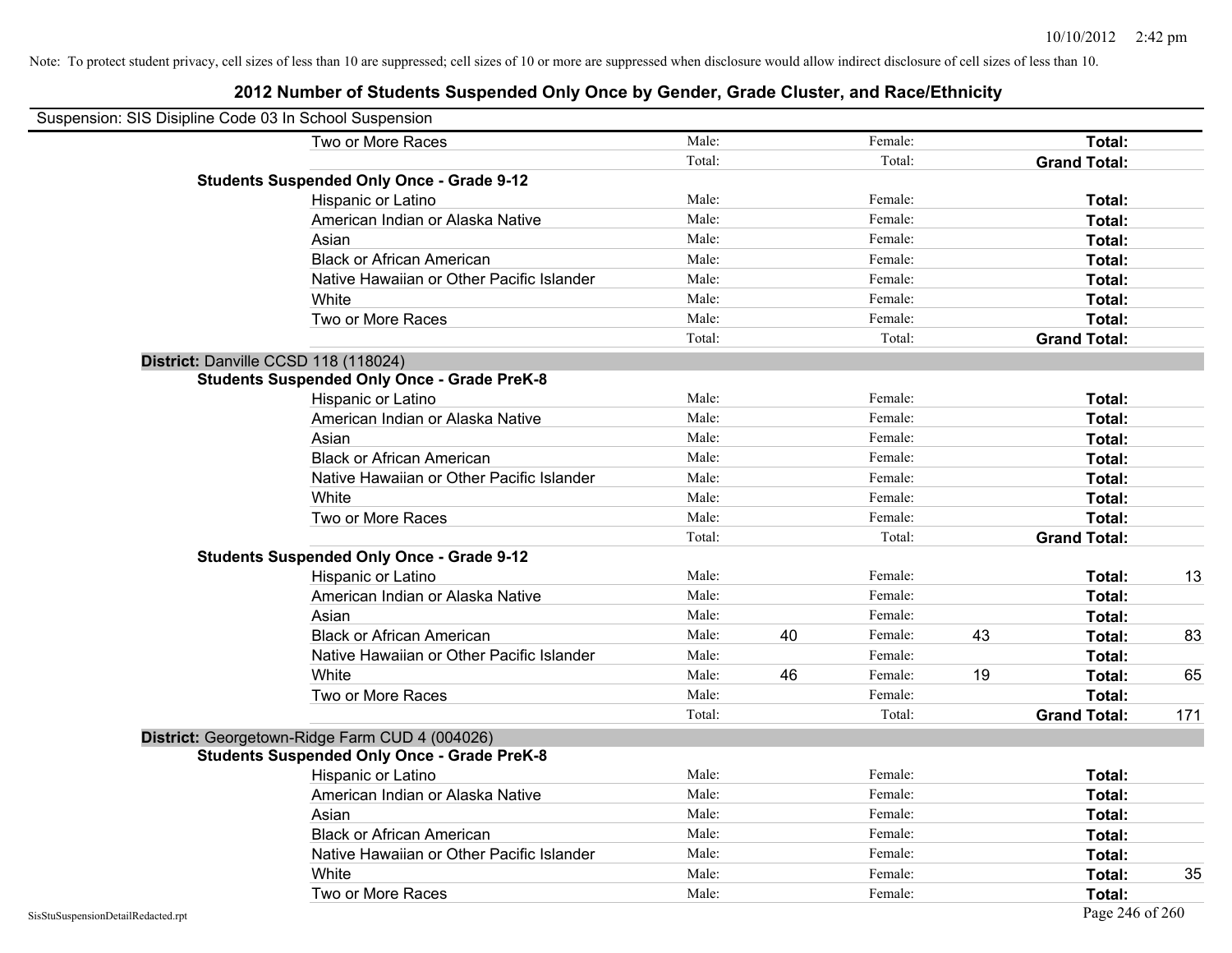Note: To protect student privacy, cell sizes of less than 10 are suppressed; cell sizes of 10 or more are suppressed when disclosure would allow indirect disclosure of cell sizes of less than 10.

## 2012 Number of Students Suspended Only Once by Gender, Grade Cluster, and Race/Ethnicity

Suspension: SIS Disipline Code 03 In School Suspension

| | | | | | | | |
|---|---|---|---|---|---|---|---|
| Two or More Races | Male: | | Female: | | **Total:** | |
| | Total: | | Total: | | **Grand Total:** | |

**Students Suspended Only Once - Grade 9-12**

| | | | | | | |
|---|---|---|---|---|---|---|
| Hispanic or Latino | Male: | | Female: | | **Total:** | |
| American Indian or Alaska Native | Male: | | Female: | | **Total:** | |
| Asian | Male: | | Female: | | **Total:** | |
| Black or African American | Male: | | Female: | | **Total:** | |
| Native Hawaiian or Other Pacific Islander | Male: | | Female: | | **Total:** | |
| White | Male: | | Female: | | **Total:** | |
| Two or More Races | Male: | | Female: | | **Total:** | |
| | Total: | | Total: | | **Grand Total:** | |

**District:** Danville CCSD 118 (118024)

**Students Suspended Only Once - Grade PreK-8**

| | | | | | | |
|---|---|---|---|---|---|---|
| Hispanic or Latino | Male: | | Female: | | **Total:** | |
| American Indian or Alaska Native | Male: | | Female: | | **Total:** | |
| Asian | Male: | | Female: | | **Total:** | |
| Black or African American | Male: | | Female: | | **Total:** | |
| Native Hawaiian or Other Pacific Islander | Male: | | Female: | | **Total:** | |
| White | Male: | | Female: | | **Total:** | |
| Two or More Races | Male: | | Female: | | **Total:** | |
| | Total: | | Total: | | **Grand Total:** | |

**Students Suspended Only Once - Grade 9-12**

| | | | | | | |
|---|---|---|---|---|---|---|
| Hispanic or Latino | Male: | | Female: | | **Total:** | 13 |
| American Indian or Alaska Native | Male: | | Female: | | **Total:** | |
| Asian | Male: | | Female: | | **Total:** | |
| Black or African American | Male: | 40 | Female: | 43 | **Total:** | 83 |
| Native Hawaiian or Other Pacific Islander | Male: | | Female: | | **Total:** | |
| White | Male: | 46 | Female: | 19 | **Total:** | 65 |
| Two or More Races | Male: | | Female: | | **Total:** | |
| | Total: | | Total: | | **Grand Total:** | 171 |

**District:** Georgetown-Ridge Farm CUD 4 (004026)

**Students Suspended Only Once - Grade PreK-8**

| | | | | | | |
|---|---|---|---|---|---|---|
| Hispanic or Latino | Male: | | Female: | | **Total:** | |
| American Indian or Alaska Native | Male: | | Female: | | **Total:** | |
| Asian | Male: | | Female: | | **Total:** | |
| Black or African American | Male: | | Female: | | **Total:** | |
| Native Hawaiian or Other Pacific Islander | Male: | | Female: | | **Total:** | |
| White | Male: | | Female: | | **Total:** | 35 |
| Two or More Races | Male: | | Female: | | **Total:** | |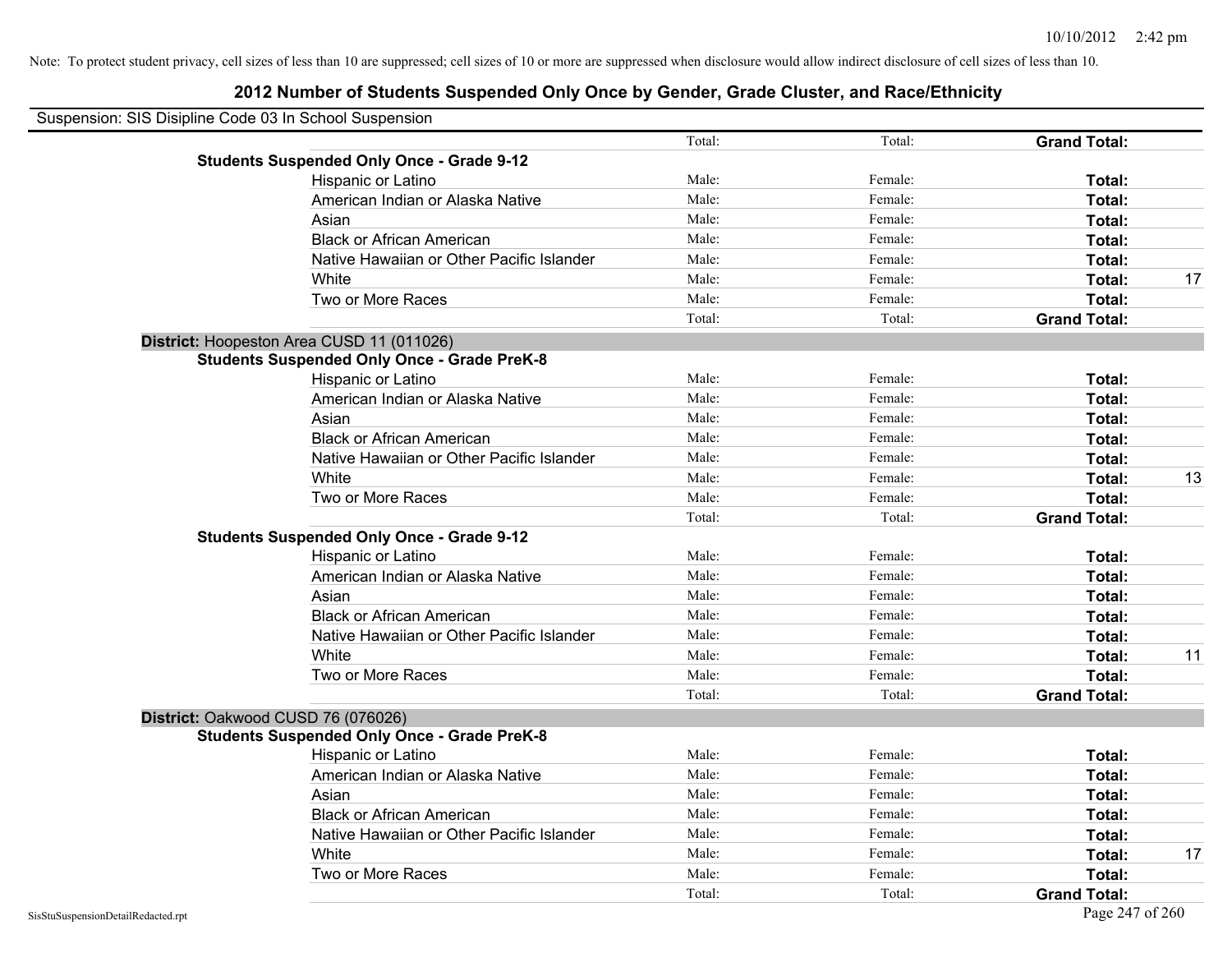Note: To protect student privacy, cell sizes of less than 10 are suppressed; cell sizes of 10 or more are suppressed when disclosure would allow indirect disclosure of cell sizes of less than 10.

## 2012 Number of Students Suspended Only Once by Gender, Grade Cluster, and Race/Ethnicity

Suspension: SIS Disipline Code 03 In School Suspension

| | | | | |
|---|---|---|---|---|
| | Total: | Total: | **Grand Total:** | |
| **Students Suspended Only Once - Grade 9-12** | | | | |
| Hispanic or Latino | Male: | Female: | **Total:** | |
| American Indian or Alaska Native | Male: | Female: | **Total:** | |
| Asian | Male: | Female: | **Total:** | |
| Black or African American | Male: | Female: | **Total:** | |
| Native Hawaiian or Other Pacific Islander | Male: | Female: | **Total:** | |
| White | Male: | Female: | **Total:** | 17 |
| Two or More Races | Male: | Female: | **Total:** | |
| | Total: | Total: | **Grand Total:** | |

**District:** Hoopeston Area CUSD 11 (011026)

| | | | | |
|---|---|---|---|---|
| **Students Suspended Only Once - Grade PreK-8** | | | | |
| Hispanic or Latino | Male: | Female: | **Total:** | |
| American Indian or Alaska Native | Male: | Female: | **Total:** | |
| Asian | Male: | Female: | **Total:** | |
| Black or African American | Male: | Female: | **Total:** | |
| Native Hawaiian or Other Pacific Islander | Male: | Female: | **Total:** | |
| White | Male: | Female: | **Total:** | 13 |
| Two or More Races | Male: | Female: | **Total:** | |
| | Total: | Total: | **Grand Total:** | |
| **Students Suspended Only Once - Grade 9-12** | | | | |
| Hispanic or Latino | Male: | Female: | **Total:** | |
| American Indian or Alaska Native | Male: | Female: | **Total:** | |
| Asian | Male: | Female: | **Total:** | |
| Black or African American | Male: | Female: | **Total:** | |
| Native Hawaiian or Other Pacific Islander | Male: | Female: | **Total:** | |
| White | Male: | Female: | **Total:** | 11 |
| Two or More Races | Male: | Female: | **Total:** | |
| | Total: | Total: | **Grand Total:** | |

**District:** Oakwood CUSD 76 (076026)

| | | | | |
|---|---|---|---|---|
| **Students Suspended Only Once - Grade PreK-8** | | | | |
| Hispanic or Latino | Male: | Female: | **Total:** | |
| American Indian or Alaska Native | Male: | Female: | **Total:** | |
| Asian | Male: | Female: | **Total:** | |
| Black or African American | Male: | Female: | **Total:** | |
| Native Hawaiian or Other Pacific Islander | Male: | Female: | **Total:** | |
| White | Male: | Female: | **Total:** | 17 |
| Two or More Races | Male: | Female: | **Total:** | |
| | Total: | Total: | **Grand Total:** | |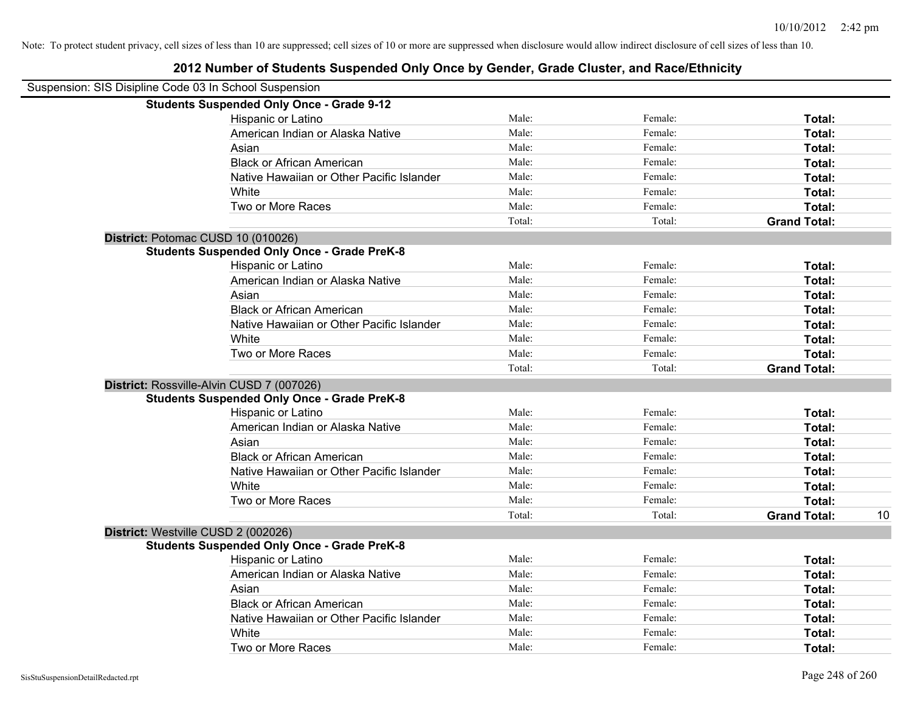Note: To protect student privacy, cell sizes of less than 10 are suppressed; cell sizes of 10 or more are suppressed when disclosure would allow indirect disclosure of cell sizes of less than 10.

## 2012 Number of Students Suspended Only Once by Gender, Grade Cluster, and Race/Ethnicity

Suspension: SIS Disipline Code 03 In School Suspension

**Students Suspended Only Once - Grade 9-12**

| | | | | |
|---|---|---|---|---|
| Hispanic or Latino | Male: | Female: | **Total:** | |
| American Indian or Alaska Native | Male: | Female: | **Total:** | |
| Asian | Male: | Female: | **Total:** | |
| Black or African American | Male: | Female: | **Total:** | |
| Native Hawaiian or Other Pacific Islander | Male: | Female: | **Total:** | |
| White | Male: | Female: | **Total:** | |
| Two or More Races | Male: | Female: | **Total:** | |
| | Total: | Total: | **Grand Total:** | |

**District:** Potomac CUSD 10 (010026)

**Students Suspended Only Once - Grade PreK-8**

| | | | | |
|---|---|---|---|---|
| Hispanic or Latino | Male: | Female: | **Total:** | |
| American Indian or Alaska Native | Male: | Female: | **Total:** | |
| Asian | Male: | Female: | **Total:** | |
| Black or African American | Male: | Female: | **Total:** | |
| Native Hawaiian or Other Pacific Islander | Male: | Female: | **Total:** | |
| White | Male: | Female: | **Total:** | |
| Two or More Races | Male: | Female: | **Total:** | |
| | Total: | Total: | **Grand Total:** | |

**District:** Rossville-Alvin CUSD 7 (007026)

**Students Suspended Only Once - Grade PreK-8**

| | | | | |
|---|---|---|---|---|
| Hispanic or Latino | Male: | Female: | **Total:** | |
| American Indian or Alaska Native | Male: | Female: | **Total:** | |
| Asian | Male: | Female: | **Total:** | |
| Black or African American | Male: | Female: | **Total:** | |
| Native Hawaiian or Other Pacific Islander | Male: | Female: | **Total:** | |
| White | Male: | Female: | **Total:** | |
| Two or More Races | Male: | Female: | **Total:** | |
| | Total: | Total: | **Grand Total:** | 10 |

**District:** Westville CUSD 2 (002026)

**Students Suspended Only Once - Grade PreK-8**

| | | | | |
|---|---|---|---|---|
| Hispanic or Latino | Male: | Female: | **Total:** | |
| American Indian or Alaska Native | Male: | Female: | **Total:** | |
| Asian | Male: | Female: | **Total:** | |
| Black or African American | Male: | Female: | **Total:** | |
| Native Hawaiian or Other Pacific Islander | Male: | Female: | **Total:** | |
| White | Male: | Female: | **Total:** | |
| Two or More Races | Male: | Female: | **Total:** | |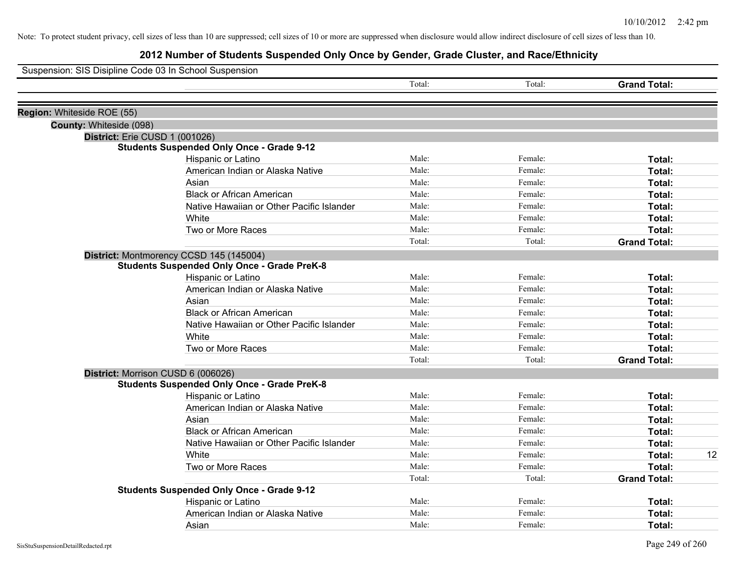Note: To protect student privacy, cell sizes of less than 10 are suppressed; cell sizes of 10 or more are suppressed when disclosure would allow indirect disclosure of cell sizes of less than 10.

# 2012 Number of Students Suspended Only Once by Gender, Grade Cluster, and Race/Ethnicity

Suspension: SIS Disipline Code 03 In School Suspension

| | Total: | Total: | Grand Total: | |
|---|---|---|---|---|

**Region:** Whiteside ROE (55)

**County:** Whiteside (098)

**District:** Erie CUSD 1 (001026)

**Students Suspended Only Once - Grade 9-12**

| | | | | |
|---|---|---|---|---|
| Hispanic or Latino | Male: | Female: | Total: | |
| American Indian or Alaska Native | Male: | Female: | Total: | |
| Asian | Male: | Female: | Total: | |
| Black or African American | Male: | Female: | Total: | |
| Native Hawaiian or Other Pacific Islander | Male: | Female: | Total: | |
| White | Male: | Female: | Total: | |
| Two or More Races | Male: | Female: | Total: | |
| | Total: | Total: | Grand Total: | |

**District:** Montmorency CCSD 145 (145004)

**Students Suspended Only Once - Grade PreK-8**

| | | | | |
|---|---|---|---|---|
| Hispanic or Latino | Male: | Female: | Total: | |
| American Indian or Alaska Native | Male: | Female: | Total: | |
| Asian | Male: | Female: | Total: | |
| Black or African American | Male: | Female: | Total: | |
| Native Hawaiian or Other Pacific Islander | Male: | Female: | Total: | |
| White | Male: | Female: | Total: | |
| Two or More Races | Male: | Female: | Total: | |
| | Total: | Total: | Grand Total: | |

**District:** Morrison CUSD 6 (006026)

**Students Suspended Only Once - Grade PreK-8**

| | | | | |
|---|---|---|---|---|
| Hispanic or Latino | Male: | Female: | Total: | |
| American Indian or Alaska Native | Male: | Female: | Total: | |
| Asian | Male: | Female: | Total: | |
| Black or African American | Male: | Female: | Total: | |
| Native Hawaiian or Other Pacific Islander | Male: | Female: | Total: | |
| White | Male: | Female: | Total: | 12 |
| Two or More Races | Male: | Female: | Total: | |
| | Total: | Total: | Grand Total: | |

**Students Suspended Only Once - Grade 9-12**

| | | | | |
|---|---|---|---|---|
| Hispanic or Latino | Male: | Female: | Total: | |
| American Indian or Alaska Native | Male: | Female: | Total: | |
| Asian | Male: | Female: | Total: | |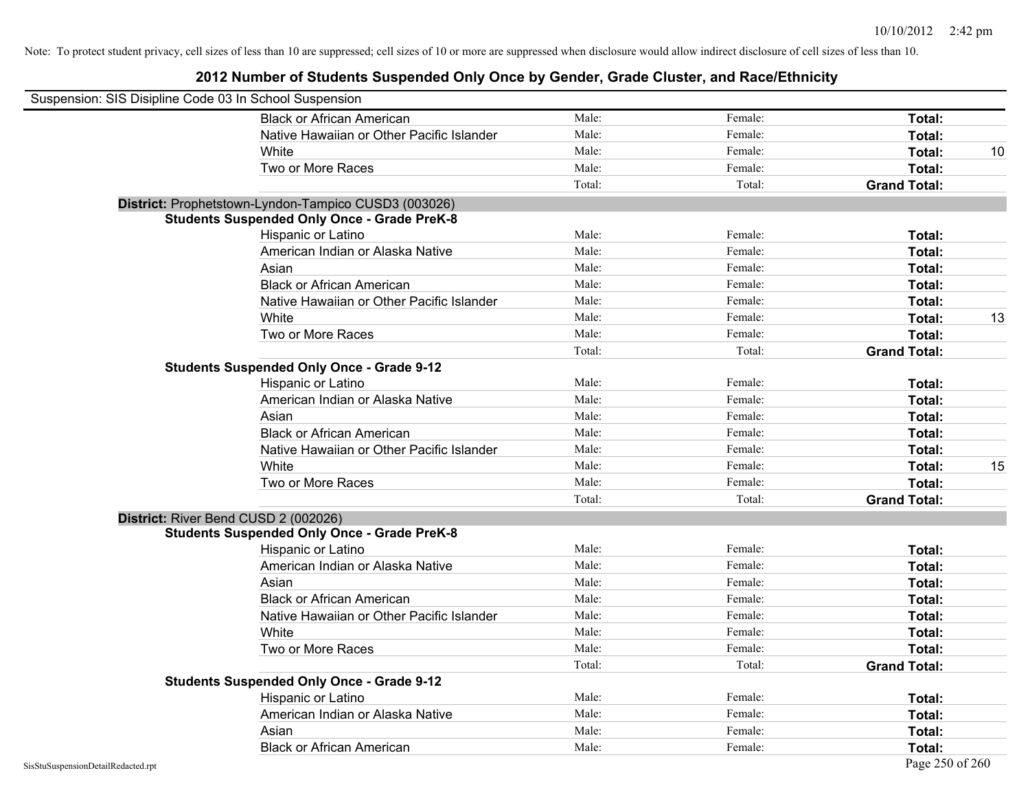Note: To protect student privacy, cell sizes of less than 10 are suppressed; cell sizes of 10 or more are suppressed when disclosure would allow indirect disclosure of cell sizes of less than 10.

# 2012 Number of Students Suspended Only Once by Gender, Grade Cluster, and Race/Ethnicity

Suspension: SIS Disipline Code 03 In School Suspension

| | Male | Female | Total |
|---|---|---|---|
| Black or African American | Male: | Female: | Total: |
| Native Hawaiian or Other Pacific Islander | Male: | Female: | Total: |
| White | Male: | Female: | Total: 10 |
| Two or More Races | Male: | Female: | Total: |
| | Total: | Total: | Grand Total: |

**District:** Prophetstown-Lyndon-Tampico CUSD3 (003026)

**Students Suspended Only Once - Grade PreK-8**

| | Male | Female | Total |
|---|---|---|---|
| Hispanic or Latino | Male: | Female: | Total: |
| American Indian or Alaska Native | Male: | Female: | Total: |
| Asian | Male: | Female: | Total: |
| Black or African American | Male: | Female: | Total: |
| Native Hawaiian or Other Pacific Islander | Male: | Female: | Total: |
| White | Male: | Female: | Total: 13 |
| Two or More Races | Male: | Female: | Total: |
| | Total: | Total: | Grand Total: |

**Students Suspended Only Once - Grade 9-12**

| | Male | Female | Total |
|---|---|---|---|
| Hispanic or Latino | Male: | Female: | Total: |
| American Indian or Alaska Native | Male: | Female: | Total: |
| Asian | Male: | Female: | Total: |
| Black or African American | Male: | Female: | Total: |
| Native Hawaiian or Other Pacific Islander | Male: | Female: | Total: |
| White | Male: | Female: | Total: 15 |
| Two or More Races | Male: | Female: | Total: |
| | Total: | Total: | Grand Total: |

**District:** River Bend CUSD 2 (002026)

**Students Suspended Only Once - Grade PreK-8**

| | Male | Female | Total |
|---|---|---|---|
| Hispanic or Latino | Male: | Female: | Total: |
| American Indian or Alaska Native | Male: | Female: | Total: |
| Asian | Male: | Female: | Total: |
| Black or African American | Male: | Female: | Total: |
| Native Hawaiian or Other Pacific Islander | Male: | Female: | Total: |
| White | Male: | Female: | Total: |
| Two or More Races | Male: | Female: | Total: |
| | Total: | Total: | Grand Total: |

**Students Suspended Only Once - Grade 9-12**

| | Male | Female | Total |
|---|---|---|---|
| Hispanic or Latino | Male: | Female: | Total: |
| American Indian or Alaska Native | Male: | Female: | Total: |
| Asian | Male: | Female: | Total: |
| Black or African American | Male: | Female: | Total: |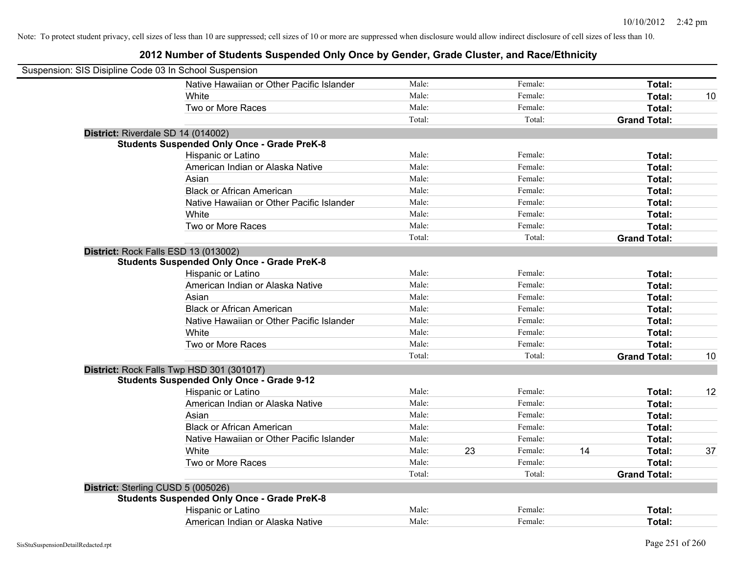Note: To protect student privacy, cell sizes of less than 10 are suppressed; cell sizes of 10 or more are suppressed when disclosure would allow indirect disclosure of cell sizes of less than 10.

# 2012 Number of Students Suspended Only Once by Gender, Grade Cluster, and Race/Ethnicity

Suspension: SIS Disipline Code 03 In School Suspension

| | Male: | | Female: | | Total: | |
|---|---|---|---|---|---|---|
| Native Hawaiian or Other Pacific Islander | Male: | | Female: | | **Total:** | |
| White | Male: | | Female: | | **Total:** | 10 |
| Two or More Races | Male: | | Female: | | **Total:** | |
| | Total: | | Total: | | **Grand Total:** | |

**District:** Riverdale SD 14 (014002)

**Students Suspended Only Once - Grade PreK-8**

| | | | | | | |
|---|---|---|---|---|---|---|
| Hispanic or Latino | Male: | | Female: | | **Total:** | |
| American Indian or Alaska Native | Male: | | Female: | | **Total:** | |
| Asian | Male: | | Female: | | **Total:** | |
| Black or African American | Male: | | Female: | | **Total:** | |
| Native Hawaiian or Other Pacific Islander | Male: | | Female: | | **Total:** | |
| White | Male: | | Female: | | **Total:** | |
| Two or More Races | Male: | | Female: | | **Total:** | |
| | Total: | | Total: | | **Grand Total:** | |

**District:** Rock Falls ESD 13 (013002)

**Students Suspended Only Once - Grade PreK-8**

| | | | | | | |
|---|---|---|---|---|---|---|
| Hispanic or Latino | Male: | | Female: | | **Total:** | |
| American Indian or Alaska Native | Male: | | Female: | | **Total:** | |
| Asian | Male: | | Female: | | **Total:** | |
| Black or African American | Male: | | Female: | | **Total:** | |
| Native Hawaiian or Other Pacific Islander | Male: | | Female: | | **Total:** | |
| White | Male: | | Female: | | **Total:** | |
| Two or More Races | Male: | | Female: | | **Total:** | |
| | Total: | | Total: | | **Grand Total:** | 10 |

**District:** Rock Falls Twp HSD 301 (301017)

**Students Suspended Only Once - Grade 9-12**

| | | | | | | |
|---|---|---|---|---|---|---|
| Hispanic or Latino | Male: | | Female: | | **Total:** | 12 |
| American Indian or Alaska Native | Male: | | Female: | | **Total:** | |
| Asian | Male: | | Female: | | **Total:** | |
| Black or African American | Male: | | Female: | | **Total:** | |
| Native Hawaiian or Other Pacific Islander | Male: | | Female: | | **Total:** | |
| White | Male: | 23 | Female: | 14 | **Total:** | 37 |
| Two or More Races | Male: | | Female: | | **Total:** | |
| | Total: | | Total: | | **Grand Total:** | |

**District:** Sterling CUSD 5 (005026)

**Students Suspended Only Once - Grade PreK-8**

| | | | | | | |
|---|---|---|---|---|---|---|
| Hispanic or Latino | Male: | | Female: | | **Total:** | |
| American Indian or Alaska Native | Male: | | Female: | | **Total:** | |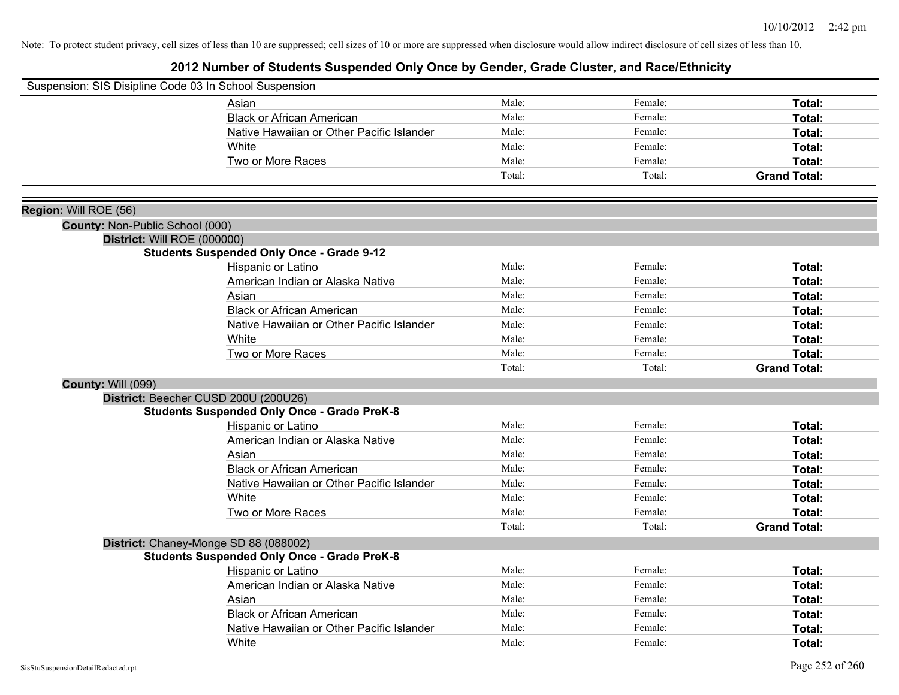Note: To protect student privacy, cell sizes of less than 10 are suppressed; cell sizes of 10 or more are suppressed when disclosure would allow indirect disclosure of cell sizes of less than 10.

# 2012 Number of Students Suspended Only Once by Gender, Grade Cluster, and Race/Ethnicity

Suspension: SIS Disipline Code 03 In School Suspension

| | | | |
|---|---|---|---|
| Asian | Male: | Female: | **Total:** |
| Black or African American | Male: | Female: | **Total:** |
| Native Hawaiian or Other Pacific Islander | Male: | Female: | **Total:** |
| White | Male: | Female: | **Total:** |
| Two or More Races | Male: | Female: | **Total:** |
| | Total: | Total: | **Grand Total:** |

**Region:** Will ROE (56)

**County:** Non-Public School (000)

**District:** Will ROE (000000)

**Students Suspended Only Once - Grade 9-12**

| | | | |
|---|---|---|---|
| Hispanic or Latino | Male: | Female: | **Total:** |
| American Indian or Alaska Native | Male: | Female: | **Total:** |
| Asian | Male: | Female: | **Total:** |
| Black or African American | Male: | Female: | **Total:** |
| Native Hawaiian or Other Pacific Islander | Male: | Female: | **Total:** |
| White | Male: | Female: | **Total:** |
| Two or More Races | Male: | Female: | **Total:** |
| | Total: | Total: | **Grand Total:** |

**County:** Will (099)

**District:** Beecher CUSD 200U (200U26)

**Students Suspended Only Once - Grade PreK-8**

| | | | |
|---|---|---|---|
| Hispanic or Latino | Male: | Female: | **Total:** |
| American Indian or Alaska Native | Male: | Female: | **Total:** |
| Asian | Male: | Female: | **Total:** |
| Black or African American | Male: | Female: | **Total:** |
| Native Hawaiian or Other Pacific Islander | Male: | Female: | **Total:** |
| White | Male: | Female: | **Total:** |
| Two or More Races | Male: | Female: | **Total:** |
| | Total: | Total: | **Grand Total:** |

**District:** Chaney-Monge SD 88 (088002)

**Students Suspended Only Once - Grade PreK-8**

| | | | |
|---|---|---|---|
| Hispanic or Latino | Male: | Female: | **Total:** |
| American Indian or Alaska Native | Male: | Female: | **Total:** |
| Asian | Male: | Female: | **Total:** |
| Black or African American | Male: | Female: | **Total:** |
| Native Hawaiian or Other Pacific Islander | Male: | Female: | **Total:** |
| White | Male: | Female: | **Total:** |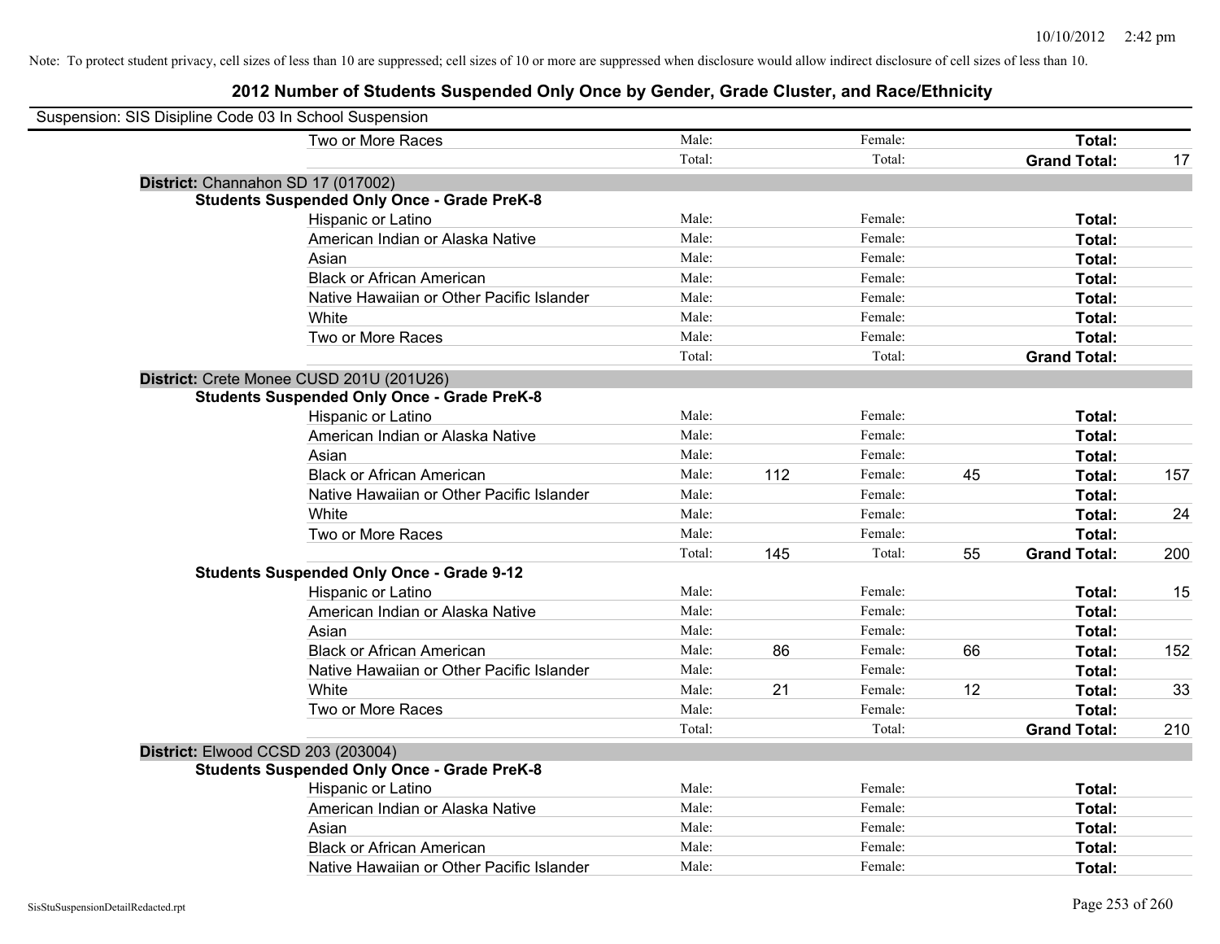Note: To protect student privacy, cell sizes of less than 10 are suppressed; cell sizes of 10 or more are suppressed when disclosure would allow indirect disclosure of cell sizes of less than 10.

# 2012 Number of Students Suspended Only Once by Gender, Grade Cluster, and Race/Ethnicity

Suspension: SIS Disipline Code 03 In School Suspension

| | | | | | | |
|---|---|---|---|---|---|---|
| Two or More Races | Male: | | Female: | | **Total:** | |
| | Total: | | Total: | | **Grand Total:** | 17 |

**District:** Channahon SD 17 (017002)

**Students Suspended Only Once - Grade PreK-8**

| | | | | | | |
|---|---|---|---|---|---|---|
| Hispanic or Latino | Male: | | Female: | | **Total:** | |
| American Indian or Alaska Native | Male: | | Female: | | **Total:** | |
| Asian | Male: | | Female: | | **Total:** | |
| Black or African American | Male: | | Female: | | **Total:** | |
| Native Hawaiian or Other Pacific Islander | Male: | | Female: | | **Total:** | |
| White | Male: | | Female: | | **Total:** | |
| Two or More Races | Male: | | Female: | | **Total:** | |
| | Total: | | Total: | | **Grand Total:** | |

**District:** Crete Monee CUSD 201U (201U26)

**Students Suspended Only Once - Grade PreK-8**

| | | | | | | |
|---|---|---|---|---|---|---|
| Hispanic or Latino | Male: | | Female: | | **Total:** | |
| American Indian or Alaska Native | Male: | | Female: | | **Total:** | |
| Asian | Male: | | Female: | | **Total:** | |
| Black or African American | Male: | 112 | Female: | 45 | **Total:** | 157 |
| Native Hawaiian or Other Pacific Islander | Male: | | Female: | | **Total:** | |
| White | Male: | | Female: | | **Total:** | 24 |
| Two or More Races | Male: | | Female: | | **Total:** | |
| | Total: | 145 | Total: | 55 | **Grand Total:** | 200 |

**Students Suspended Only Once - Grade 9-12**

| | | | | | | |
|---|---|---|---|---|---|---|
| Hispanic or Latino | Male: | | Female: | | **Total:** | 15 |
| American Indian or Alaska Native | Male: | | Female: | | **Total:** | |
| Asian | Male: | | Female: | | **Total:** | |
| Black or African American | Male: | 86 | Female: | 66 | **Total:** | 152 |
| Native Hawaiian or Other Pacific Islander | Male: | | Female: | | **Total:** | |
| White | Male: | 21 | Female: | 12 | **Total:** | 33 |
| Two or More Races | Male: | | Female: | | **Total:** | |
| | Total: | | Total: | | **Grand Total:** | 210 |

**District:** Elwood CCSD 203 (203004)

**Students Suspended Only Once - Grade PreK-8**

| | | | | | | |
|---|---|---|---|---|---|---|
| Hispanic or Latino | Male: | | Female: | | **Total:** | |
| American Indian or Alaska Native | Male: | | Female: | | **Total:** | |
| Asian | Male: | | Female: | | **Total:** | |
| Black or African American | Male: | | Female: | | **Total:** | |
| Native Hawaiian or Other Pacific Islander | Male: | | Female: | | **Total:** | |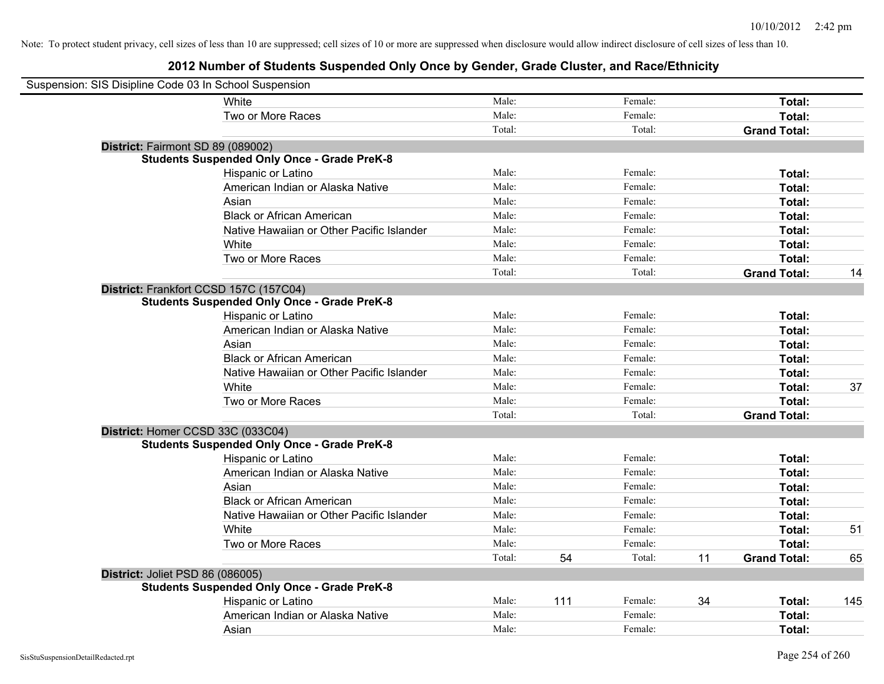Note: To protect student privacy, cell sizes of less than 10 are suppressed; cell sizes of 10 or more are suppressed when disclosure would allow indirect disclosure of cell sizes of less than 10.

# 2012 Number of Students Suspended Only Once by Gender, Grade Cluster, and Race/Ethnicity

Suspension: SIS Disipline Code 03 In School Suspension

| | | | | | | |
|---|---|---|---|---|---|---|
| White | Male: | | Female: | | **Total:** | |
| Two or More Races | Male: | | Female: | | **Total:** | |
| | Total: | | Total: | | **Grand Total:** | |

**District:** Fairmont SD 89 (089002)

**Students Suspended Only Once - Grade PreK-8**

| | | | | | | |
|---|---|---|---|---|---|---|
| Hispanic or Latino | Male: | | Female: | | **Total:** | |
| American Indian or Alaska Native | Male: | | Female: | | **Total:** | |
| Asian | Male: | | Female: | | **Total:** | |
| Black or African American | Male: | | Female: | | **Total:** | |
| Native Hawaiian or Other Pacific Islander | Male: | | Female: | | **Total:** | |
| White | Male: | | Female: | | **Total:** | |
| Two or More Races | Male: | | Female: | | **Total:** | |
| | Total: | | Total: | | **Grand Total:** | 14 |

**District:** Frankfort CCSD 157C (157C04)

**Students Suspended Only Once - Grade PreK-8**

| | | | | | | |
|---|---|---|---|---|---|---|
| Hispanic or Latino | Male: | | Female: | | **Total:** | |
| American Indian or Alaska Native | Male: | | Female: | | **Total:** | |
| Asian | Male: | | Female: | | **Total:** | |
| Black or African American | Male: | | Female: | | **Total:** | |
| Native Hawaiian or Other Pacific Islander | Male: | | Female: | | **Total:** | |
| White | Male: | | Female: | | **Total:** | 37 |
| Two or More Races | Male: | | Female: | | **Total:** | |
| | Total: | | Total: | | **Grand Total:** | |

**District:** Homer CCSD 33C (033C04)

**Students Suspended Only Once - Grade PreK-8**

| | | | | | | |
|---|---|---|---|---|---|---|
| Hispanic or Latino | Male: | | Female: | | **Total:** | |
| American Indian or Alaska Native | Male: | | Female: | | **Total:** | |
| Asian | Male: | | Female: | | **Total:** | |
| Black or African American | Male: | | Female: | | **Total:** | |
| Native Hawaiian or Other Pacific Islander | Male: | | Female: | | **Total:** | |
| White | Male: | | Female: | | **Total:** | 51 |
| Two or More Races | Male: | | Female: | | **Total:** | |
| | Total: | 54 | Total: | 11 | **Grand Total:** | 65 |

**District:** Joliet PSD 86 (086005)

**Students Suspended Only Once - Grade PreK-8**

| | | | | | | |
|---|---|---|---|---|---|---|
| Hispanic or Latino | Male: | 111 | Female: | 34 | **Total:** | 145 |
| American Indian or Alaska Native | Male: | | Female: | | **Total:** | |
| Asian | Male: | | Female: | | **Total:** | |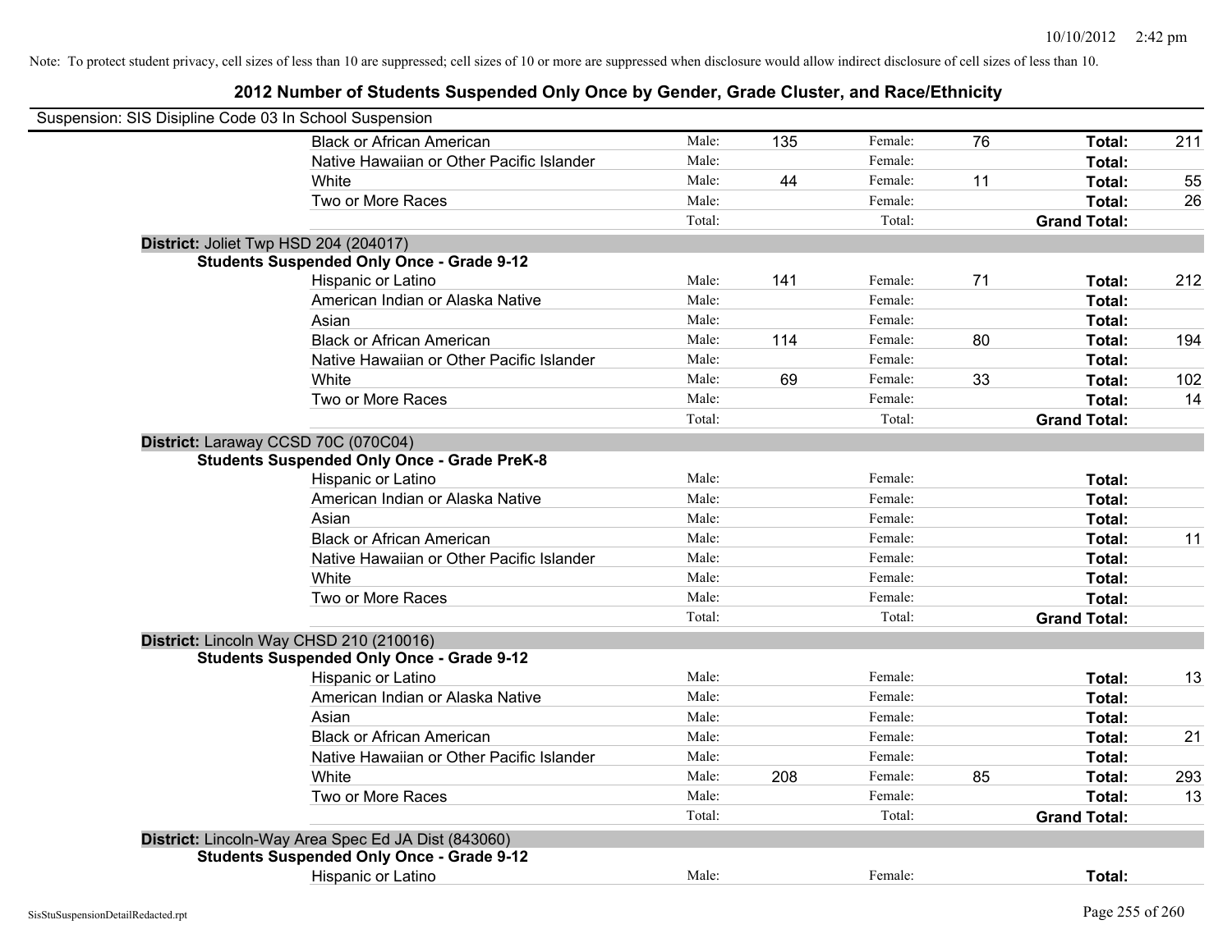Note: To protect student privacy, cell sizes of less than 10 are suppressed; cell sizes of 10 or more are suppressed when disclosure would allow indirect disclosure of cell sizes of less than 10.

## 2012 Number of Students Suspended Only Once by Gender, Grade Cluster, and Race/Ethnicity

Suspension: SIS Disipline Code 03 In School Suspension

| | | | | | | |
|---|---|---|---|---|---|---|
| Black or African American | Male: | 135 | Female: | 76 | Total: | 211 |
| Native Hawaiian or Other Pacific Islander | Male: | | Female: | | Total: | |
| White | Male: | 44 | Female: | 11 | Total: | 55 |
| Two or More Races | Male: | | Female: | | Total: | 26 |
| | Total: | | Total: | | Grand Total: | |

**District:** Joliet Twp HSD 204 (204017)

**Students Suspended Only Once - Grade 9-12**

| | | | | | | |
|---|---|---|---|---|---|---|
| Hispanic or Latino | Male: | 141 | Female: | 71 | Total: | 212 |
| American Indian or Alaska Native | Male: | | Female: | | Total: | |
| Asian | Male: | | Female: | | Total: | |
| Black or African American | Male: | 114 | Female: | 80 | Total: | 194 |
| Native Hawaiian or Other Pacific Islander | Male: | | Female: | | Total: | |
| White | Male: | 69 | Female: | 33 | Total: | 102 |
| Two or More Races | Male: | | Female: | | Total: | 14 |
| | Total: | | Total: | | Grand Total: | |

**District:** Laraway CCSD 70C (070C04)

**Students Suspended Only Once - Grade PreK-8**

| | | | | | | |
|---|---|---|---|---|---|---|
| Hispanic or Latino | Male: | | Female: | | Total: | |
| American Indian or Alaska Native | Male: | | Female: | | Total: | |
| Asian | Male: | | Female: | | Total: | |
| Black or African American | Male: | | Female: | | Total: | 11 |
| Native Hawaiian or Other Pacific Islander | Male: | | Female: | | Total: | |
| White | Male: | | Female: | | Total: | |
| Two or More Races | Male: | | Female: | | Total: | |
| | Total: | | Total: | | Grand Total: | |

**District:** Lincoln Way CHSD 210 (210016)

**Students Suspended Only Once - Grade 9-12**

| | | | | | | |
|---|---|---|---|---|---|---|
| Hispanic or Latino | Male: | | Female: | | Total: | 13 |
| American Indian or Alaska Native | Male: | | Female: | | Total: | |
| Asian | Male: | | Female: | | Total: | |
| Black or African American | Male: | | Female: | | Total: | 21 |
| Native Hawaiian or Other Pacific Islander | Male: | | Female: | | Total: | |
| White | Male: | 208 | Female: | 85 | Total: | 293 |
| Two or More Races | Male: | | Female: | | Total: | 13 |
| | Total: | | Total: | | Grand Total: | |

**District:** Lincoln-Way Area Spec Ed JA Dist (843060)

**Students Suspended Only Once - Grade 9-12**

| | | | | | | |
|---|---|---|---|---|---|---|
| Hispanic or Latino | Male: | | Female: | | Total: | |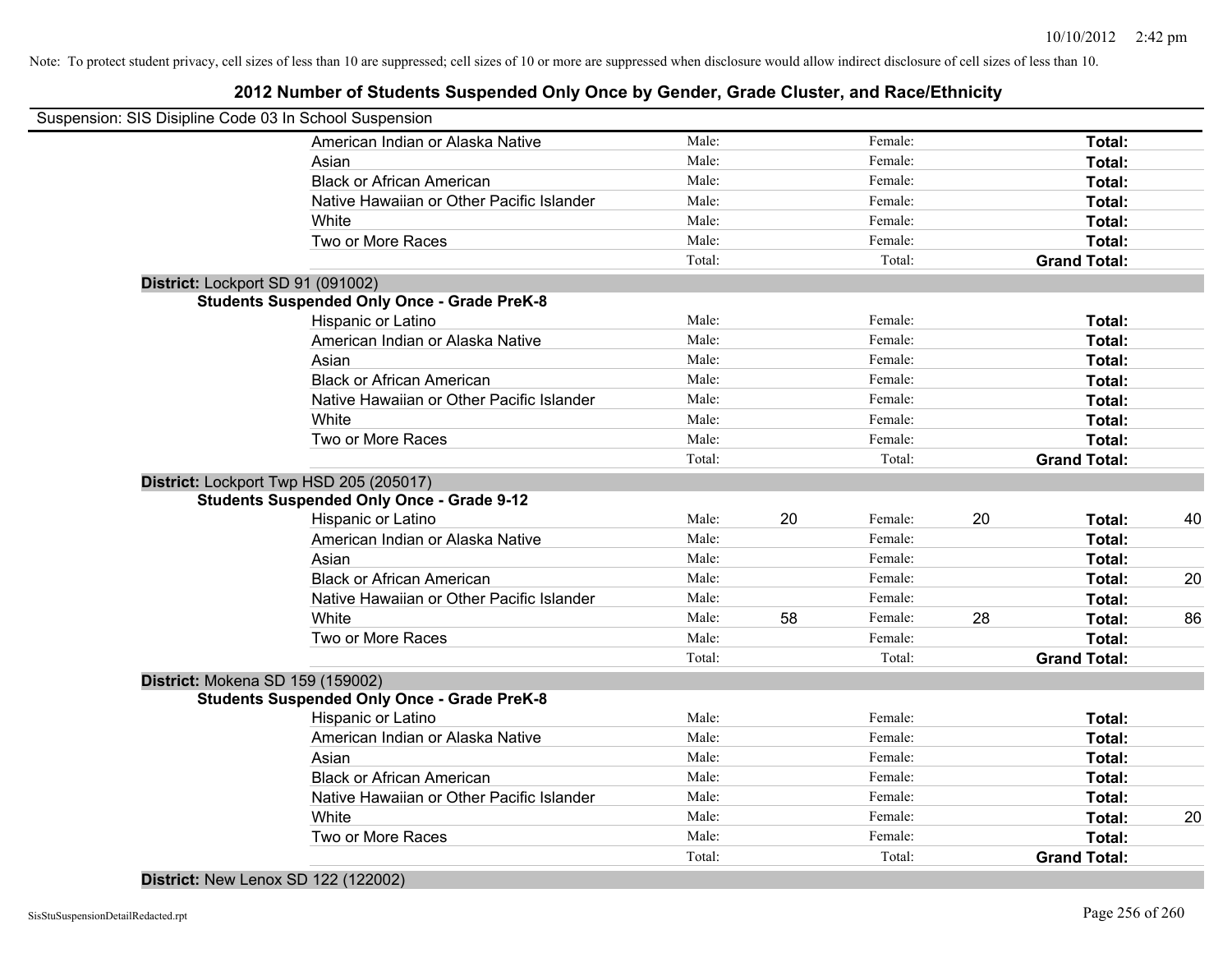Note: To protect student privacy, cell sizes of less than 10 are suppressed; cell sizes of 10 or more are suppressed when disclosure would allow indirect disclosure of cell sizes of less than 10.

## 2012 Number of Students Suspended Only Once by Gender, Grade Cluster, and Race/Ethnicity

Suspension: SIS Disipline Code 03 In School Suspension

| | Male: | | Female: | | | |
|---|---|---|---|---|---|---|
| American Indian or Alaska Native | Male: | | Female: | | **Total:** | |
| Asian | Male: | | Female: | | **Total:** | |
| Black or African American | Male: | | Female: | | **Total:** | |
| Native Hawaiian or Other Pacific Islander | Male: | | Female: | | **Total:** | |
| White | Male: | | Female: | | **Total:** | |
| Two or More Races | Male: | | Female: | | **Total:** | |
| | Total: | | Total: | | **Grand Total:** | |

**District:** Lockport SD 91 (091002)

**Students Suspended Only Once - Grade PreK-8**

| | | | | | | |
|---|---|---|---|---|---|---|
| Hispanic or Latino | Male: | | Female: | | **Total:** | |
| American Indian or Alaska Native | Male: | | Female: | | **Total:** | |
| Asian | Male: | | Female: | | **Total:** | |
| Black or African American | Male: | | Female: | | **Total:** | |
| Native Hawaiian or Other Pacific Islander | Male: | | Female: | | **Total:** | |
| White | Male: | | Female: | | **Total:** | |
| Two or More Races | Male: | | Female: | | **Total:** | |
| | Total: | | Total: | | **Grand Total:** | |

**District:** Lockport Twp HSD 205 (205017)

**Students Suspended Only Once - Grade 9-12**

| | | | | | | |
|---|---|---|---|---|---|---|
| Hispanic or Latino | Male: | 20 | Female: | 20 | **Total:** | 40 |
| American Indian or Alaska Native | Male: | | Female: | | **Total:** | |
| Asian | Male: | | Female: | | **Total:** | |
| Black or African American | Male: | | Female: | | **Total:** | 20 |
| Native Hawaiian or Other Pacific Islander | Male: | | Female: | | **Total:** | |
| White | Male: | 58 | Female: | 28 | **Total:** | 86 |
| Two or More Races | Male: | | Female: | | **Total:** | |
| | Total: | | Total: | | **Grand Total:** | |

**District:** Mokena SD 159 (159002)

**Students Suspended Only Once - Grade PreK-8**

| | | | | | | |
|---|---|---|---|---|---|---|
| Hispanic or Latino | Male: | | Female: | | **Total:** | |
| American Indian or Alaska Native | Male: | | Female: | | **Total:** | |
| Asian | Male: | | Female: | | **Total:** | |
| Black or African American | Male: | | Female: | | **Total:** | |
| Native Hawaiian or Other Pacific Islander | Male: | | Female: | | **Total:** | |
| White | Male: | | Female: | | **Total:** | 20 |
| Two or More Races | Male: | | Female: | | **Total:** | |
| | Total: | | Total: | | **Grand Total:** | |

**District:** New Lenox SD 122 (122002)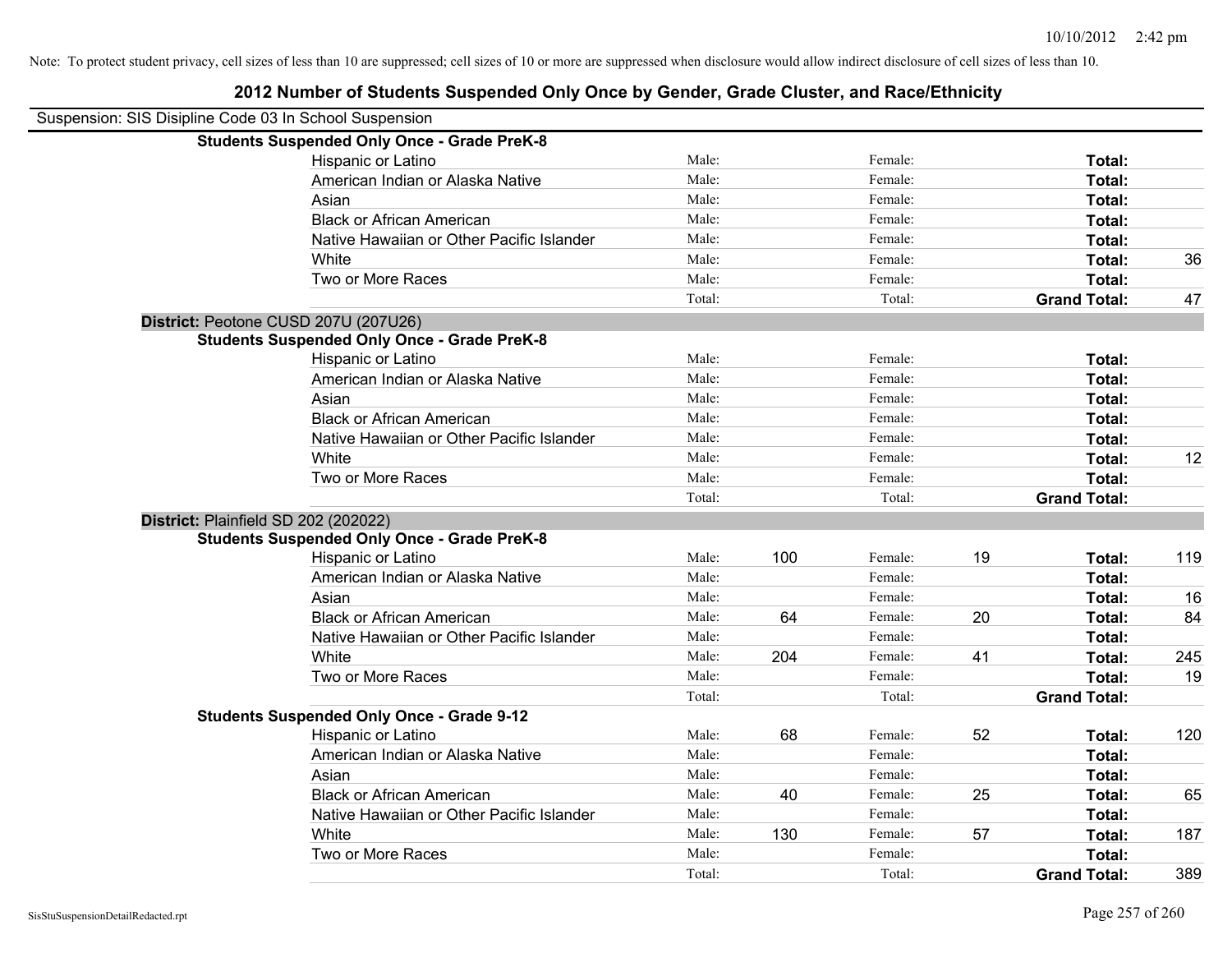Note: To protect student privacy, cell sizes of less than 10 are suppressed; cell sizes of 10 or more are suppressed when disclosure would allow indirect disclosure of cell sizes of less than 10.

## 2012 Number of Students Suspended Only Once by Gender, Grade Cluster, and Race/Ethnicity

Suspension: SIS Disipline Code 03 In School Suspension

**Students Suspended Only Once - Grade PreK-8**

| | | | | | | |
|---|---|---|---|---|---|---|
| Hispanic or Latino | Male: | | Female: | | **Total:** | |
| American Indian or Alaska Native | Male: | | Female: | | **Total:** | |
| Asian | Male: | | Female: | | **Total:** | |
| Black or African American | Male: | | Female: | | **Total:** | |
| Native Hawaiian or Other Pacific Islander | Male: | | Female: | | **Total:** | |
| White | Male: | | Female: | | **Total:** | 36 |
| Two or More Races | Male: | | Female: | | **Total:** | |
| | Total: | | Total: | | **Grand Total:** | 47 |

**District:** Peotone CUSD 207U (207U26)

**Students Suspended Only Once - Grade PreK-8**

| | | | | | | |
|---|---|---|---|---|---|---|
| Hispanic or Latino | Male: | | Female: | | **Total:** | |
| American Indian or Alaska Native | Male: | | Female: | | **Total:** | |
| Asian | Male: | | Female: | | **Total:** | |
| Black or African American | Male: | | Female: | | **Total:** | |
| Native Hawaiian or Other Pacific Islander | Male: | | Female: | | **Total:** | |
| White | Male: | | Female: | | **Total:** | 12 |
| Two or More Races | Male: | | Female: | | **Total:** | |
| | Total: | | Total: | | **Grand Total:** | |

**District:** Plainfield SD 202 (202022)

**Students Suspended Only Once - Grade PreK-8**

| | | | | | | |
|---|---|---|---|---|---|---|
| Hispanic or Latino | Male: | 100 | Female: | 19 | **Total:** | 119 |
| American Indian or Alaska Native | Male: | | Female: | | **Total:** | |
| Asian | Male: | | Female: | | **Total:** | 16 |
| Black or African American | Male: | 64 | Female: | 20 | **Total:** | 84 |
| Native Hawaiian or Other Pacific Islander | Male: | | Female: | | **Total:** | |
| White | Male: | 204 | Female: | 41 | **Total:** | 245 |
| Two or More Races | Male: | | Female: | | **Total:** | 19 |
| | Total: | | Total: | | **Grand Total:** | |

**Students Suspended Only Once - Grade 9-12**

| | | | | | | |
|---|---|---|---|---|---|---|
| Hispanic or Latino | Male: | 68 | Female: | 52 | **Total:** | 120 |
| American Indian or Alaska Native | Male: | | Female: | | **Total:** | |
| Asian | Male: | | Female: | | **Total:** | |
| Black or African American | Male: | 40 | Female: | 25 | **Total:** | 65 |
| Native Hawaiian or Other Pacific Islander | Male: | | Female: | | **Total:** | |
| White | Male: | 130 | Female: | 57 | **Total:** | 187 |
| Two or More Races | Male: | | Female: | | **Total:** | |
| | Total: | | Total: | | **Grand Total:** | 389 |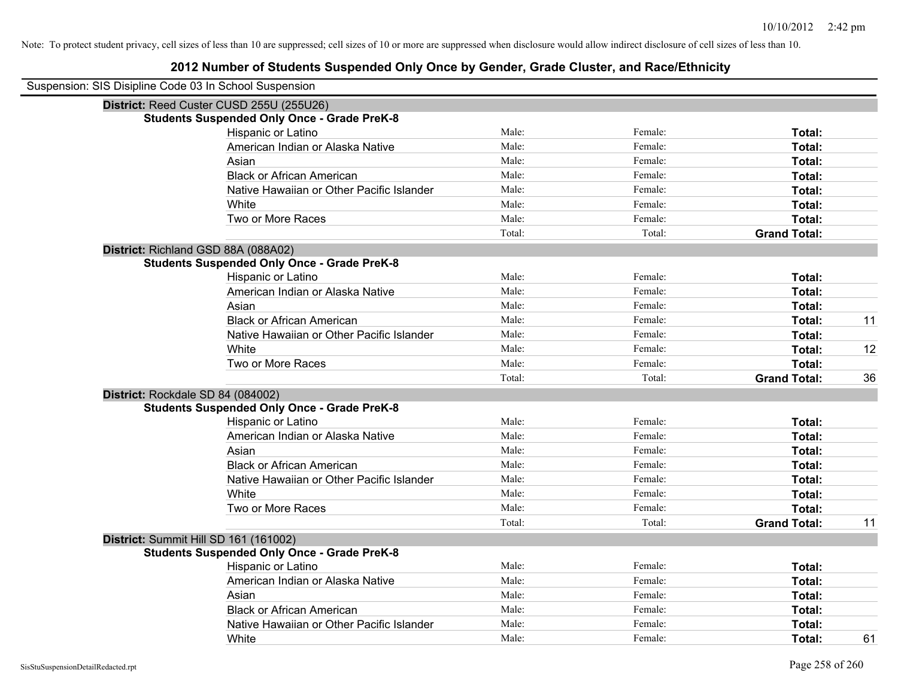Note: To protect student privacy, cell sizes of less than 10 are suppressed; cell sizes of 10 or more are suppressed when disclosure would allow indirect disclosure of cell sizes of less than 10.

# 2012 Number of Students Suspended Only Once by Gender, Grade Cluster, and Race/Ethnicity

Suspension: SIS Disipline Code 03 In School Suspension

**District:** Reed Custer CUSD 255U (255U26)

**Students Suspended Only Once - Grade PreK-8**

| | | | | |
|---|---|---|---|---|
| Hispanic or Latino | Male: | Female: | **Total:** | |
| American Indian or Alaska Native | Male: | Female: | **Total:** | |
| Asian | Male: | Female: | **Total:** | |
| Black or African American | Male: | Female: | **Total:** | |
| Native Hawaiian or Other Pacific Islander | Male: | Female: | **Total:** | |
| White | Male: | Female: | **Total:** | |
| Two or More Races | Male: | Female: | **Total:** | |
| | Total: | Total: | **Grand Total:** | |

**District:** Richland GSD 88A (088A02)

**Students Suspended Only Once - Grade PreK-8**

| | | | | |
|---|---|---|---|---|
| Hispanic or Latino | Male: | Female: | **Total:** | |
| American Indian or Alaska Native | Male: | Female: | **Total:** | |
| Asian | Male: | Female: | **Total:** | |
| Black or African American | Male: | Female: | **Total:** | 11 |
| Native Hawaiian or Other Pacific Islander | Male: | Female: | **Total:** | |
| White | Male: | Female: | **Total:** | 12 |
| Two or More Races | Male: | Female: | **Total:** | |
| | Total: | Total: | **Grand Total:** | 36 |

**District:** Rockdale SD 84 (084002)

**Students Suspended Only Once - Grade PreK-8**

| | | | | |
|---|---|---|---|---|
| Hispanic or Latino | Male: | Female: | **Total:** | |
| American Indian or Alaska Native | Male: | Female: | **Total:** | |
| Asian | Male: | Female: | **Total:** | |
| Black or African American | Male: | Female: | **Total:** | |
| Native Hawaiian or Other Pacific Islander | Male: | Female: | **Total:** | |
| White | Male: | Female: | **Total:** | |
| Two or More Races | Male: | Female: | **Total:** | |
| | Total: | Total: | **Grand Total:** | 11 |

**District:** Summit Hill SD 161 (161002)

**Students Suspended Only Once - Grade PreK-8**

| | | | | |
|---|---|---|---|---|
| Hispanic or Latino | Male: | Female: | **Total:** | |
| American Indian or Alaska Native | Male: | Female: | **Total:** | |
| Asian | Male: | Female: | **Total:** | |
| Black or African American | Male: | Female: | **Total:** | |
| Native Hawaiian or Other Pacific Islander | Male: | Female: | **Total:** | |
| White | Male: | Female: | **Total:** | 61 |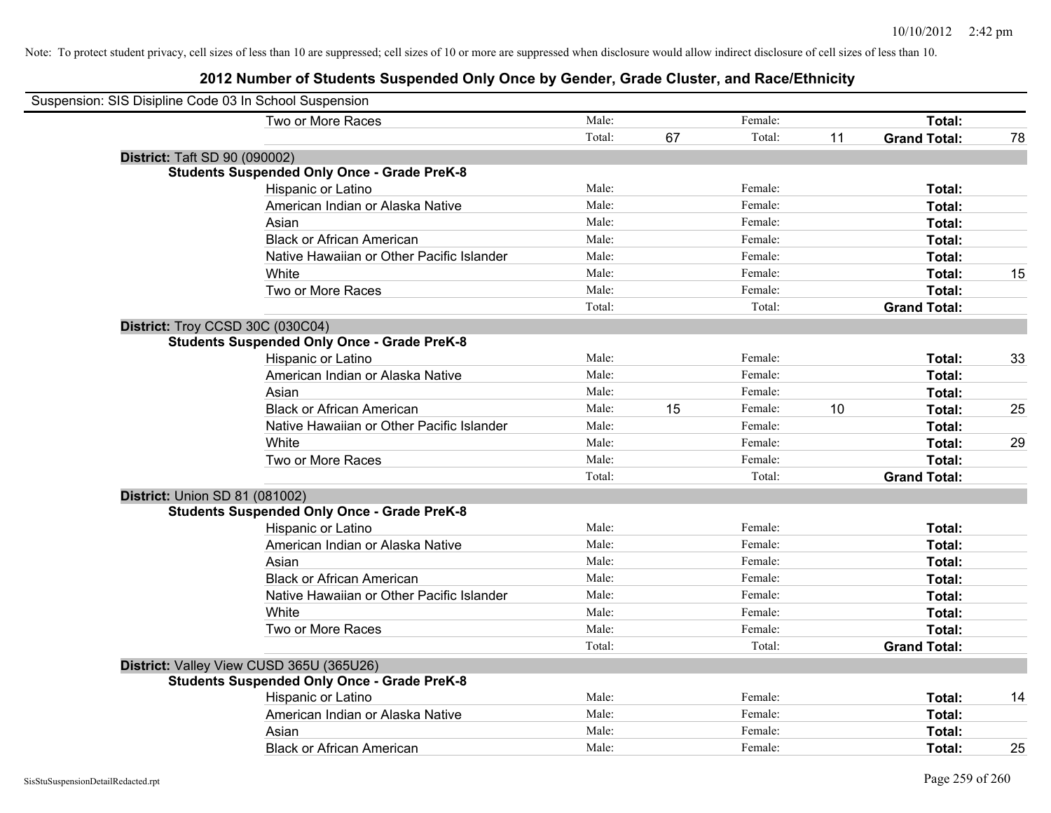Note: To protect student privacy, cell sizes of less than 10 are suppressed; cell sizes of 10 or more are suppressed when disclosure would allow indirect disclosure of cell sizes of less than 10.

## 2012 Number of Students Suspended Only Once by Gender, Grade Cluster, and Race/Ethnicity

Suspension: SIS Disipline Code 03 In School Suspension

| | | | | | | |
|---|---|---|---|---|---|---|
| Two or More Races | Male: | | Female: | | **Total:** | |
| | Total: | 67 | Total: | 11 | **Grand Total:** | 78 |

**District:** Taft SD 90 (090002)

**Students Suspended Only Once - Grade PreK-8**

| | | | | | | |
|---|---|---|---|---|---|---|
| Hispanic or Latino | Male: | | Female: | | **Total:** | |
| American Indian or Alaska Native | Male: | | Female: | | **Total:** | |
| Asian | Male: | | Female: | | **Total:** | |
| Black or African American | Male: | | Female: | | **Total:** | |
| Native Hawaiian or Other Pacific Islander | Male: | | Female: | | **Total:** | |
| White | Male: | | Female: | | **Total:** | 15 |
| Two or More Races | Male: | | Female: | | **Total:** | |
| | Total: | | Total: | | **Grand Total:** | |

**District:** Troy CCSD 30C (030C04)

**Students Suspended Only Once - Grade PreK-8**

| | | | | | | |
|---|---|---|---|---|---|---|
| Hispanic or Latino | Male: | | Female: | | **Total:** | 33 |
| American Indian or Alaska Native | Male: | | Female: | | **Total:** | |
| Asian | Male: | | Female: | | **Total:** | |
| Black or African American | Male: | 15 | Female: | 10 | **Total:** | 25 |
| Native Hawaiian or Other Pacific Islander | Male: | | Female: | | **Total:** | |
| White | Male: | | Female: | | **Total:** | 29 |
| Two or More Races | Male: | | Female: | | **Total:** | |
| | Total: | | Total: | | **Grand Total:** | |

**District:** Union SD 81 (081002)

**Students Suspended Only Once - Grade PreK-8**

| | | | | | | |
|---|---|---|---|---|---|---|
| Hispanic or Latino | Male: | | Female: | | **Total:** | |
| American Indian or Alaska Native | Male: | | Female: | | **Total:** | |
| Asian | Male: | | Female: | | **Total:** | |
| Black or African American | Male: | | Female: | | **Total:** | |
| Native Hawaiian or Other Pacific Islander | Male: | | Female: | | **Total:** | |
| White | Male: | | Female: | | **Total:** | |
| Two or More Races | Male: | | Female: | | **Total:** | |
| | Total: | | Total: | | **Grand Total:** | |

**District:** Valley View CUSD 365U (365U26)

**Students Suspended Only Once - Grade PreK-8**

| | | | | | | |
|---|---|---|---|---|---|---|
| Hispanic or Latino | Male: | | Female: | | **Total:** | 14 |
| American Indian or Alaska Native | Male: | | Female: | | **Total:** | |
| Asian | Male: | | Female: | | **Total:** | |
| Black or African American | Male: | | Female: | | **Total:** | 25 |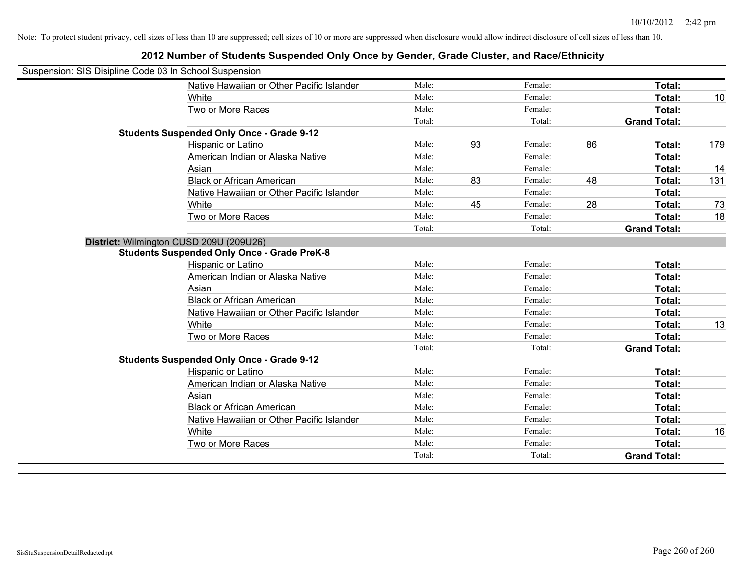Note: To protect student privacy, cell sizes of less than 10 are suppressed; cell sizes of 10 or more are suppressed when disclosure would allow indirect disclosure of cell sizes of less than 10.

## 2012 Number of Students Suspended Only Once by Gender, Grade Cluster, and Race/Ethnicity

Suspension: SIS Disipline Code 03 In School Suspension

| | | | | | | | |
|---|---|---|---|---|---|---|---|
| Native Hawaiian or Other Pacific Islander | Male: | | Female: | | **Total:** | |
| White | Male: | | Female: | | **Total:** | 10 |
| Two or More Races | Male: | | Female: | | **Total:** | |
| | Total: | | Total: | | **Grand Total:** | |
| **Students Suspended Only Once - Grade 9-12** | | | | | | |
| Hispanic or Latino | Male: | 93 | Female: | 86 | **Total:** | 179 |
| American Indian or Alaska Native | Male: | | Female: | | **Total:** | |
| Asian | Male: | | Female: | | **Total:** | 14 |
| Black or African American | Male: | 83 | Female: | 48 | **Total:** | 131 |
| Native Hawaiian or Other Pacific Islander | Male: | | Female: | | **Total:** | |
| White | Male: | 45 | Female: | 28 | **Total:** | 73 |
| Two or More Races | Male: | | Female: | | **Total:** | 18 |
| | Total: | | Total: | | **Grand Total:** | |

**District:** Wilmington CUSD 209U (209U26)

| | | | | | | |
|---|---|---|---|---|---|---|
| **Students Suspended Only Once - Grade PreK-8** | | | | | | |
| Hispanic or Latino | Male: | | Female: | | **Total:** | |
| American Indian or Alaska Native | Male: | | Female: | | **Total:** | |
| Asian | Male: | | Female: | | **Total:** | |
| Black or African American | Male: | | Female: | | **Total:** | |
| Native Hawaiian or Other Pacific Islander | Male: | | Female: | | **Total:** | |
| White | Male: | | Female: | | **Total:** | 13 |
| Two or More Races | Male: | | Female: | | **Total:** | |
| | Total: | | Total: | | **Grand Total:** | |
| **Students Suspended Only Once - Grade 9-12** | | | | | | |
| Hispanic or Latino | Male: | | Female: | | **Total:** | |
| American Indian or Alaska Native | Male: | | Female: | | **Total:** | |
| Asian | Male: | | Female: | | **Total:** | |
| Black or African American | Male: | | Female: | | **Total:** | |
| Native Hawaiian or Other Pacific Islander | Male: | | Female: | | **Total:** | |
| White | Male: | | Female: | | **Total:** | 16 |
| Two or More Races | Male: | | Female: | | **Total:** | |
| | Total: | | Total: | | **Grand Total:** | |